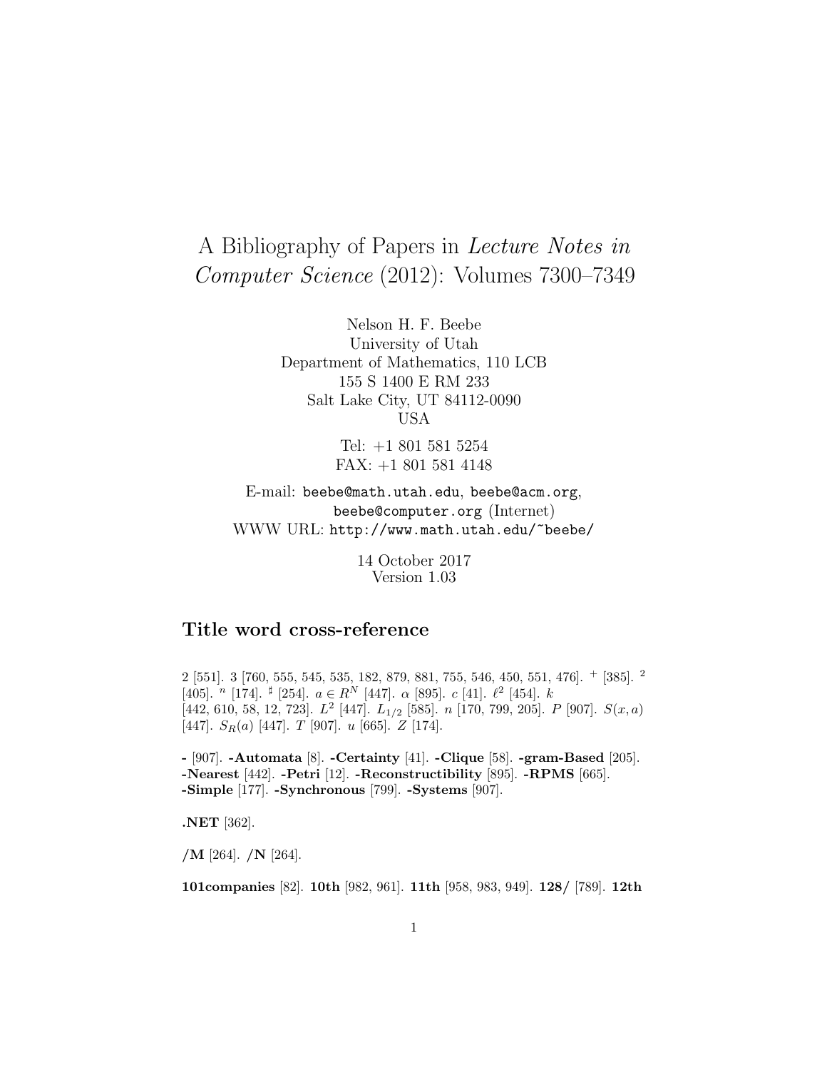# A Bibliography of Papers in *Lecture Notes in Computer Science* (2012): Volumes 7300–7349

Nelson H. F. Beebe
University of Utah
Department of Mathematics, 110 LCB
155 S 1400 E RM 233
Salt Lake City, UT 84112-0090
USA

Tel: +1 801 581 5254
FAX: +1 801 581 4148

E-mail: `beebe@math.utah.edu`, `beebe@acm.org`, `beebe@computer.org` (Internet)
WWW URL: `http://www.math.utah.edu/~beebe/`

14 October 2017
Version 1.03

## Title word cross-reference

2 [551]. 3 [760, 555, 545, 535, 182, 879, 881, 755, 546, 450, 551, 476]. $^+$ [385]. $^2$ [405]. $^n$ [174]. $^\sharp$ [254]. $a \in R^N$ [447]. $\alpha$ [895]. $c$ [41]. $\ell^2$ [454]. $k$ [442, 610, 58, 12, 723]. $L^2$ [447]. $L_{1/2}$ [585]. $n$ [170, 799, 205]. $P$ [907]. $S(x,a)$ [447]. $S_R(a)$ [447]. $T$ [907]. $u$ [665]. $Z$ [174].

**-** [907]. **-Automata** [8]. **-Certainty** [41]. **-Clique** [58]. **-gram-Based** [205]. **-Nearest** [442]. **-Petri** [12]. **-Reconstructibility** [895]. **-RPMS** [665]. **-Simple** [177]. **-Synchronous** [799]. **-Systems** [907].

**.NET** [362].

**/M** [264]. **/N** [264].

**101companies** [82]. **10th** [982, 961]. **11th** [958, 983, 949]. **128/** [789]. **12th**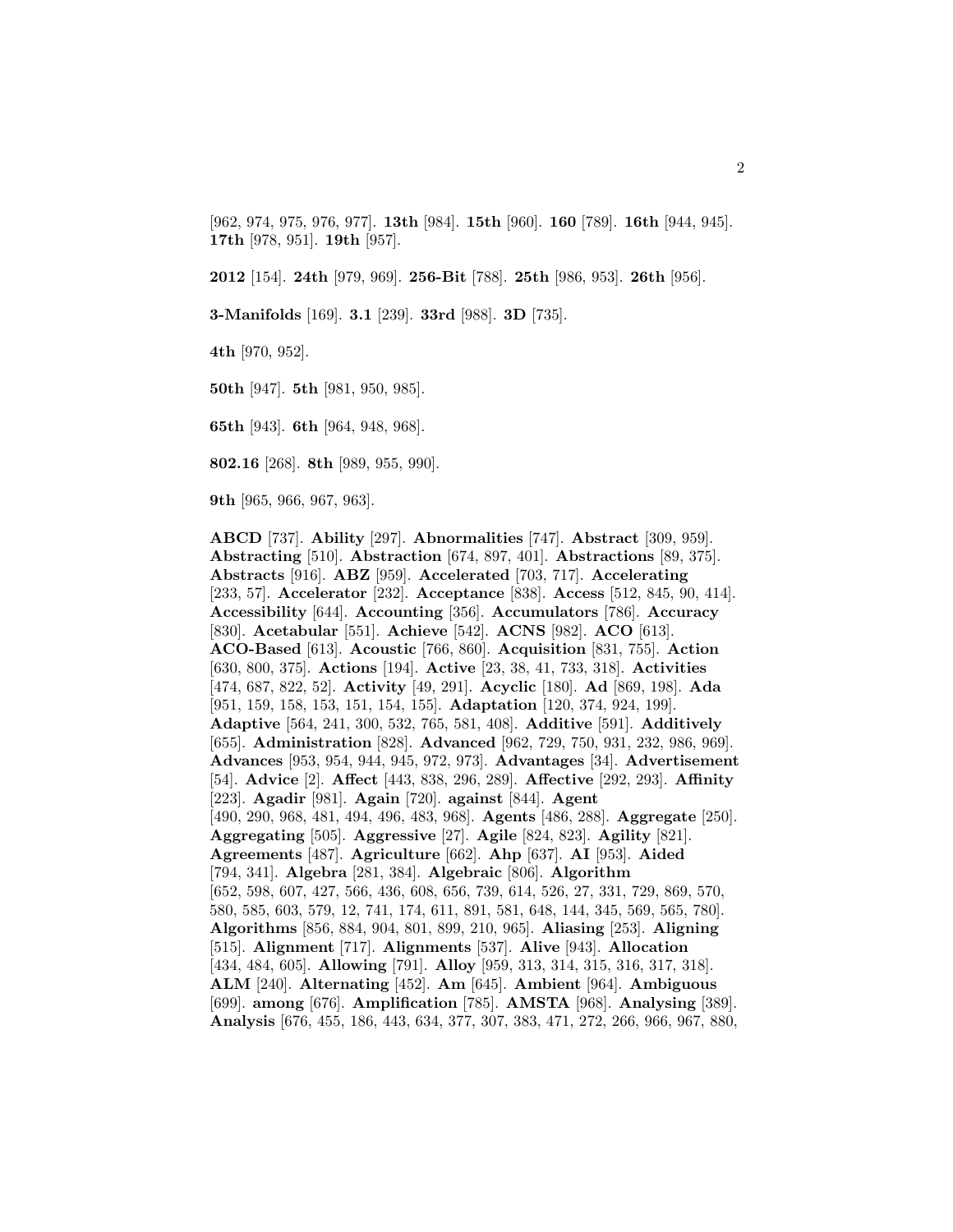[962, 974, 975, 976, 977]. **13th** [984]. **15th** [960]. **160** [789]. **16th** [944, 945]. **17th** [978, 951]. **19th** [957].

**2012** [154]. **24th** [979, 969]. **256-Bit** [788]. **25th** [986, 953]. **26th** [956].

**3-Manifolds** [169]. **3.1** [239]. **33rd** [988]. **3D** [735].

**4th** [970, 952].

**50th** [947]. **5th** [981, 950, 985].

**65th** [943]. **6th** [964, 948, 968].

**802.16** [268]. **8th** [989, 955, 990].

**9th** [965, 966, 967, 963].

**ABCD** [737]. **Ability** [297]. **Abnormalities** [747]. **Abstract** [309, 959]. **Abstracting** [510]. **Abstraction** [674, 897, 401]. **Abstractions** [89, 375]. **Abstracts** [916]. **ABZ** [959]. **Accelerated** [703, 717]. **Accelerating** [233, 57]. **Accelerator** [232]. **Acceptance** [838]. **Access** [512, 845, 90, 414]. **Accessibility** [644]. **Accounting** [356]. **Accumulators** [786]. **Accuracy** [830]. **Acetabular** [551]. **Achieve** [542]. **ACNS** [982]. **ACO** [613]. **ACO-Based** [613]. **Acoustic** [766, 860]. **Acquisition** [831, 755]. **Action** [630, 800, 375]. **Actions** [194]. **Active** [23, 38, 41, 733, 318]. **Activities** [474, 687, 822, 52]. **Activity** [49, 291]. **Acyclic** [180]. **Ad** [869, 198]. **Ada** [951, 159, 158, 153, 151, 154, 155]. **Adaptation** [120, 374, 924, 199]. **Adaptive** [564, 241, 300, 532, 765, 581, 408]. **Additive** [591]. **Additively** [655]. **Administration** [828]. **Advanced** [962, 729, 750, 931, 232, 986, 969]. **Advances** [953, 954, 944, 945, 972, 973]. **Advantages** [34]. **Advertisement** [54]. **Advice** [2]. **Affect** [443, 838, 296, 289]. **Affective** [292, 293]. **Affinity** [223]. **Agadir** [981]. **Again** [720]. **against** [844]. **Agent** [490, 290, 968, 481, 494, 496, 483, 968]. **Agents** [486, 288]. **Aggregate** [250]. **Aggregating** [505]. **Aggressive** [27]. **Agile** [824, 823]. **Agility** [821]. **Agreements** [487]. **Agriculture** [662]. **Ahp** [637]. **AI** [953]. **Aided** [794, 341]. **Algebra** [281, 384]. **Algebraic** [806]. **Algorithm** [652, 598, 607, 427, 566, 436, 608, 656, 739, 614, 526, 27, 331, 729, 869, 570, 580, 585, 603, 579, 12, 741, 174, 611, 891, 581, 648, 144, 345, 569, 565, 780]. **Algorithms** [856, 884, 904, 801, 899, 210, 965]. **Aliasing** [253]. **Aligning** [515]. **Alignment** [717]. **Alignments** [537]. **Alive** [943]. **Allocation** [434, 484, 605]. **Allowing** [791]. **Alloy** [959, 313, 314, 315, 316, 317, 318]. **ALM** [240]. **Alternating** [452]. **Am** [645]. **Ambient** [964]. **Ambiguous** [699]. **among** [676]. **Amplification** [785]. **AMSTA** [968]. **Analysing** [389]. **Analysis** [676, 455, 186, 443, 634, 377, 307, 383, 471, 272, 266, 966, 967, 880,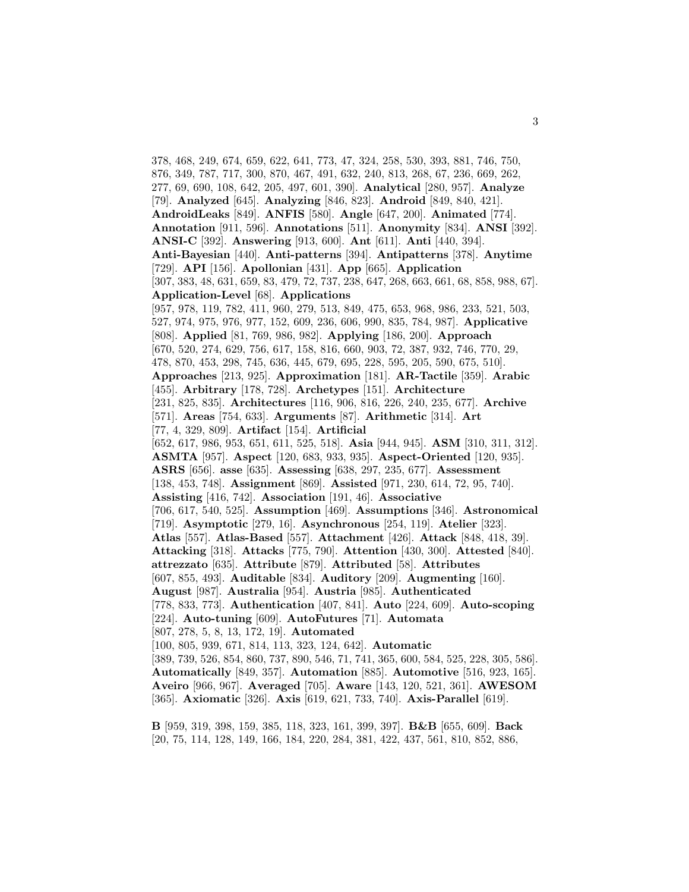378, 468, 249, 674, 659, 622, 641, 773, 47, 324, 258, 530, 393, 881, 746, 750, 876, 349, 787, 717, 300, 870, 467, 491, 632, 240, 813, 268, 67, 236, 669, 262, 277, 69, 690, 108, 642, 205, 497, 601, 390]. **Analytical** [280, 957]. **Analyze** [79]. **Analyzed** [645]. **Analyzing** [846, 823]. **Android** [849, 840, 421]. **AndroidLeaks** [849]. **ANFIS** [580]. **Angle** [647, 200]. **Animated** [774]. **Annotation** [911, 596]. **Annotations** [511]. **Anonymity** [834]. **ANSI** [392]. **ANSI-C** [392]. **Answering** [913, 600]. **Ant** [611]. **Anti** [440, 394]. **Anti-Bayesian** [440]. **Anti-patterns** [394]. **Antipatterns** [378]. **Anytime** [729]. **API** [156]. **Apollonian** [431]. **App** [665]. **Application** [307, 383, 48, 631, 659, 83, 479, 72, 737, 238, 647, 268, 663, 661, 68, 858, 988, 67]. **Application-Level** [68]. **Applications** [957, 978, 119, 782, 411, 960, 279, 513, 849, 475, 653, 968, 986, 233, 521, 503, 527, 974, 975, 976, 977, 152, 609, 236, 606, 990, 835, 784, 987]. **Applicative** [808]. **Applied** [81, 769, 986, 982]. **Applying** [186, 200]. **Approach** [670, 520, 274, 629, 756, 617, 158, 816, 660, 903, 72, 387, 932, 746, 770, 29, 478, 870, 453, 298, 745, 636, 445, 679, 695, 228, 595, 205, 590, 675, 510]. **Approaches** [213, 925]. **Approximation** [181]. **AR-Tactile** [359]. **Arabic** [455]. **Arbitrary** [178, 728]. **Archetypes** [151]. **Architecture** [231, 825, 835]. **Architectures** [116, 906, 816, 226, 240, 235, 677]. **Archive** [571]. **Areas** [754, 633]. **Arguments** [87]. **Arithmetic** [314]. **Art** [77, 4, 329, 809]. **Artifact** [154]. **Artificial** [652, 617, 986, 953, 651, 611, 525, 518]. **Asia** [944, 945]. **ASM** [310, 311, 312]. **ASMTA** [957]. **Aspect** [120, 683, 933, 935]. **Aspect-Oriented** [120, 935]. **ASRS** [656]. **asse** [635]. **Assessing** [638, 297, 235, 677]. **Assessment** [138, 453, 748]. **Assignment** [869]. **Assisted** [971, 230, 614, 72, 95, 740]. **Assisting** [416, 742]. **Association** [191, 46]. **Associative** [706, 617, 540, 525]. **Assumption** [469]. **Assumptions** [346]. **Astronomical** [719]. **Asymptotic** [279, 16]. **Asynchronous** [254, 119]. **Atelier** [323]. **Atlas** [557]. **Atlas-Based** [557]. **Attachment** [426]. **Attack** [848, 418, 39]. **Attacking** [318]. **Attacks** [775, 790]. **Attention** [430, 300]. **Attested** [840]. **attrezzato** [635]. **Attribute** [879]. **Attributed** [58]. **Attributes** [607, 855, 493]. **Auditable** [834]. **Auditory** [209]. **Augmenting** [160]. **August** [987]. **Australia** [954]. **Austria** [985]. **Authenticated** [778, 833, 773]. **Authentication** [407, 841]. **Auto** [224, 609]. **Auto-scoping** [224]. **Auto-tuning** [609]. **AutoFutures** [71]. **Automata** [807, 278, 5, 8, 13, 172, 19]. **Automated** [100, 805, 939, 671, 814, 113, 323, 124, 642]. **Automatic** [389, 739, 526, 854, 860, 737, 890, 546, 71, 741, 365, 600, 584, 525, 228, 305, 586]. **Automatically** [849, 357]. **Automation** [885]. **Automotive** [516, 923, 165]. **Aveiro** [966, 967]. **Averaged** [705]. **Aware** [143, 120, 521, 361]. **AWESOM** [365]. **Axiomatic** [326]. **Axis** [619, 621, 733, 740]. **Axis-Parallel** [619].

**B** [959, 319, 398, 159, 385, 118, 323, 161, 399, 397]. **B&B** [655, 609]. **Back** [20, 75, 114, 128, 149, 166, 184, 220, 284, 381, 422, 437, 561, 810, 852, 886,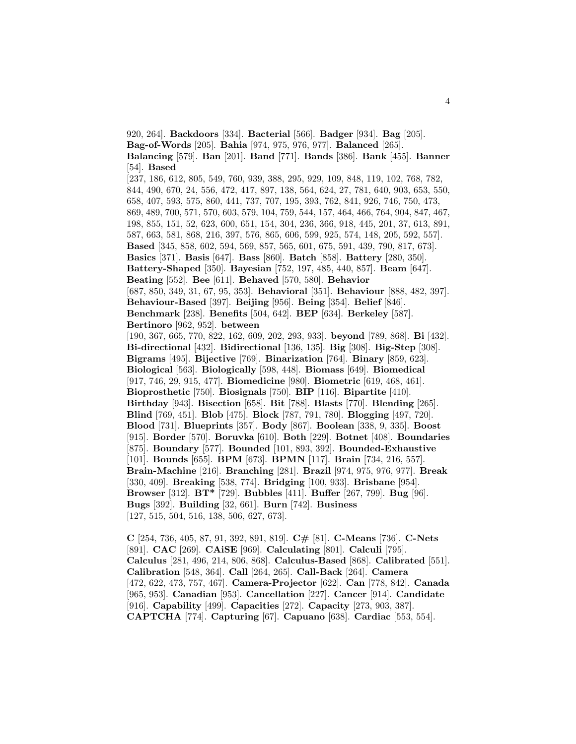920, 264]. **Backdoors** [334]. **Bacterial** [566]. **Badger** [934]. **Bag** [205]. **Bag-of-Words** [205]. **Bahia** [974, 975, 976, 977]. **Balanced** [265]. **Balancing** [579]. **Ban** [201]. **Band** [771]. **Bands** [386]. **Bank** [455]. **Banner** [54]. **Based** [237, 186, 612, 805, 549, 760, 939, 388, 295, 929, 109, 848, 119, 102, 768, 782, 844, 490, 670, 24, 556, 472, 417, 897, 138, 564, 624, 27, 781, 640, 903, 653, 550, 658, 407, 593, 575, 860, 441, 737, 707, 195, 393, 762, 841, 926, 746, 750, 473, 869, 489, 700, 571, 570, 603, 579, 104, 759, 544, 157, 464, 466, 764, 904, 847, 467, 198, 855, 151, 52, 623, 600, 651, 154, 304, 236, 366, 918, 445, 201, 37, 613, 891, 587, 663, 581, 868, 216, 397, 576, 865, 606, 599, 925, 574, 148, 205, 592, 557]. **Based** [345, 858, 602, 594, 569, 857, 565, 601, 675, 591, 439, 790, 817, 673]. **Basics** [371]. **Basis** [647]. **Bass** [860]. **Batch** [858]. **Battery** [280, 350]. **Battery-Shaped** [350]. **Bayesian** [752, 197, 485, 440, 857]. **Beam** [647]. **Beating** [552]. **Bee** [611]. **Behaved** [570, 580]. **Behavior** [687, 850, 349, 31, 67, 95, 353]. **Behavioral** [351]. **Behaviour** [888, 482, 397]. **Behaviour-Based** [397]. **Beijing** [956]. **Being** [354]. **Belief** [846]. **Benchmark** [238]. **Benefits** [504, 642]. **BEP** [634]. **Berkeley** [587]. **Bertinoro** [962, 952]. **between** [190, 367, 665, 770, 822, 162, 609, 202, 293, 933]. **beyond** [789, 868]. **Bi** [432]. **Bi-directional** [432]. **Bidirectional** [136, 135]. **Big** [308]. **Big-Step** [308]. **Bigrams** [495]. **Bijective** [769]. **Binarization** [764]. **Binary** [859, 623]. **Biological** [563]. **Biologically** [598, 448]. **Biomass** [649]. **Biomedical** [917, 746, 29, 915, 477]. **Biomedicine** [980]. **Biometric** [619, 468, 461]. **Bioprosthetic** [750]. **Biosignals** [750]. **BIP** [116]. **Bipartite** [410]. **Birthday** [943]. **Bisection** [658]. **Bit** [788]. **Blasts** [770]. **Blending** [265]. **Blind** [769, 451]. **Blob** [475]. **Block** [787, 791, 780]. **Blogging** [497, 720]. **Blood** [731]. **Blueprints** [357]. **Body** [867]. **Boolean** [338, 9, 335]. **Boost** [915]. **Border** [570]. **Boruvka** [610]. **Both** [229]. **Botnet** [408]. **Boundaries** [875]. **Boundary** [577]. **Bounded** [101, 893, 392]. **Bounded-Exhaustive** [101]. **Bounds** [655]. **BPM** [673]. **BPMN** [117]. **Brain** [734, 216, 557]. **Brain-Machine** [216]. **Branching** [281]. **Brazil** [974, 975, 976, 977]. **Break** [330, 409]. **Breaking** [538, 774]. **Bridging** [100, 933]. **Brisbane** [954]. **Browser** [312]. **BT*** [729]. **Bubbles** [411]. **Buffer** [267, 799]. **Bug** [96]. **Bugs** [392]. **Building** [32, 661]. **Burn** [742]. **Business** [127, 515, 504, 516, 138, 506, 627, 673].

**C** [254, 736, 405, 87, 91, 392, 891, 819]. **C#** [81]. **C-Means** [736]. **C-Nets** [891]. **CAC** [269]. **CAiSE** [969]. **Calculating** [801]. **Calculi** [795]. **Calculus** [281, 496, 214, 806, 868]. **Calculus-Based** [868]. **Calibrated** [551]. **Calibration** [548, 364]. **Call** [264, 265]. **Call-Back** [264]. **Camera** [472, 622, 473, 757, 467]. **Camera-Projector** [622]. **Can** [778, 842]. **Canada** [965, 953]. **Canadian** [953]. **Cancellation** [227]. **Cancer** [914]. **Candidate** [916]. **Capability** [499]. **Capacities** [272]. **Capacity** [273, 903, 387]. **CAPTCHA** [774]. **Capturing** [67]. **Capuano** [638]. **Cardiac** [553, 554].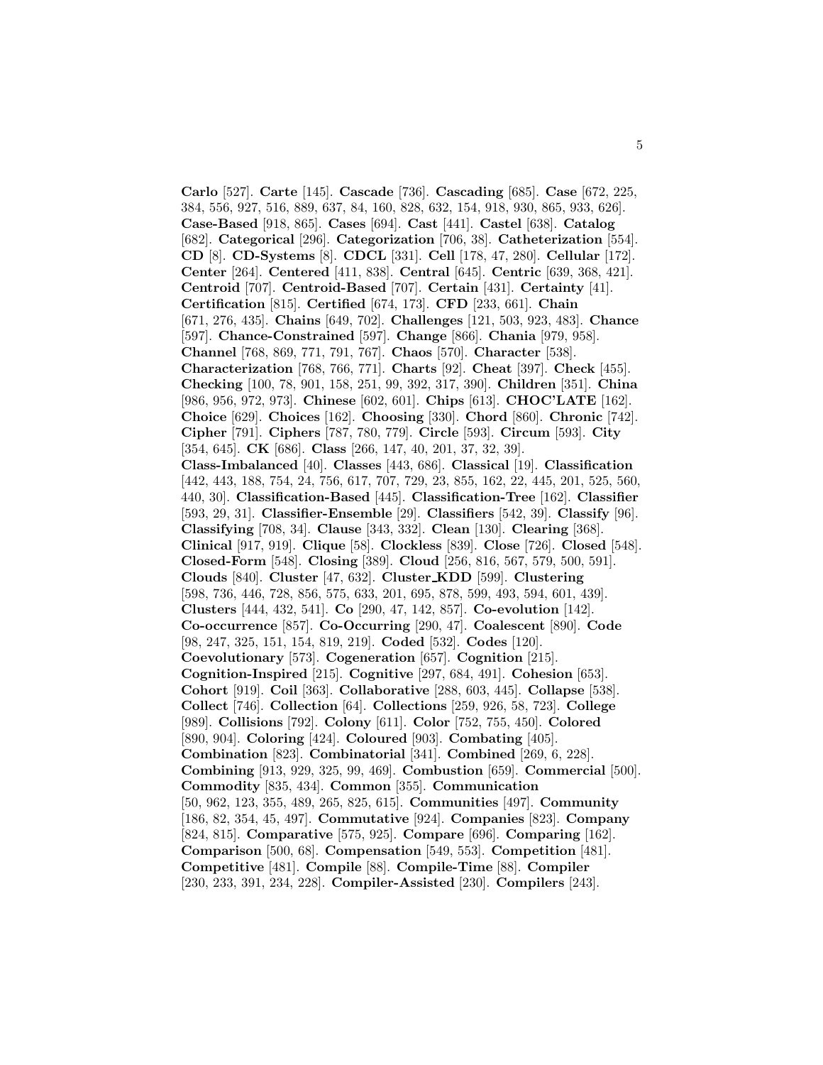**Carlo** [527]. **Carte** [145]. **Cascade** [736]. **Cascading** [685]. **Case** [672, 225, 384, 556, 927, 516, 889, 637, 84, 160, 828, 632, 154, 918, 930, 865, 933, 626]. **Case-Based** [918, 865]. **Cases** [694]. **Cast** [441]. **Castel** [638]. **Catalog** [682]. **Categorical** [296]. **Categorization** [706, 38]. **Catheterization** [554]. **CD** [8]. **CD-Systems** [8]. **CDCL** [331]. **Cell** [178, 47, 280]. **Cellular** [172]. **Center** [264]. **Centered** [411, 838]. **Central** [645]. **Centric** [639, 368, 421]. **Centroid** [707]. **Centroid-Based** [707]. **Certain** [431]. **Certainty** [41]. **Certification** [815]. **Certified** [674, 173]. **CFD** [233, 661]. **Chain** [671, 276, 435]. **Chains** [649, 702]. **Challenges** [121, 503, 923, 483]. **Chance** [597]. **Chance-Constrained** [597]. **Change** [866]. **Chania** [979, 958]. **Channel** [768, 869, 771, 791, 767]. **Chaos** [570]. **Character** [538]. **Characterization** [768, 766, 771]. **Charts** [92]. **Cheat** [397]. **Check** [455]. **Checking** [100, 78, 901, 158, 251, 99, 392, 317, 390]. **Children** [351]. **China** [986, 956, 972, 973]. **Chinese** [602, 601]. **Chips** [613]. **CHOC'LATE** [162]. **Choice** [629]. **Choices** [162]. **Choosing** [330]. **Chord** [860]. **Chronic** [742]. **Cipher** [791]. **Ciphers** [787, 780, 779]. **Circle** [593]. **Circum** [593]. **City** [354, 645]. **CK** [686]. **Class** [266, 147, 40, 201, 37, 32, 39]. **Class-Imbalanced** [40]. **Classes** [443, 686]. **Classical** [19]. **Classification** [442, 443, 188, 754, 24, 756, 617, 707, 729, 23, 855, 162, 22, 445, 201, 525, 560, 440, 30]. **Classification-Based** [445]. **Classification-Tree** [162]. **Classifier** [593, 29, 31]. **Classifier-Ensemble** [29]. **Classifiers** [542, 39]. **Classify** [96]. **Classifying** [708, 34]. **Clause** [343, 332]. **Clean** [130]. **Clearing** [368]. **Clinical** [917, 919]. **Clique** [58]. **Clockless** [839]. **Close** [726]. **Closed** [548]. **Closed-Form** [548]. **Closing** [389]. **Cloud** [256, 816, 567, 579, 500, 591]. **Clouds** [840]. **Cluster** [47, 632]. **Cluster KDD** [599]. **Clustering** [598, 736, 446, 728, 856, 575, 633, 201, 695, 878, 599, 493, 594, 601, 439]. **Clusters** [444, 432, 541]. **Co** [290, 47, 142, 857]. **Co-evolution** [142]. **Co-occurrence** [857]. **Co-Occurring** [290, 47]. **Coalescent** [890]. **Code** [98, 247, 325, 151, 154, 819, 219]. **Coded** [532]. **Codes** [120]. **Coevolutionary** [573]. **Cogeneration** [657]. **Cognition** [215]. **Cognition-Inspired** [215]. **Cognitive** [297, 684, 491]. **Cohesion** [653]. **Cohort** [919]. **Coil** [363]. **Collaborative** [288, 603, 445]. **Collapse** [538]. **Collect** [746]. **Collection** [64]. **Collections** [259, 926, 58, 723]. **College** [989]. **Collisions** [792]. **Colony** [611]. **Color** [752, 755, 450]. **Colored** [890, 904]. **Coloring** [424]. **Coloured** [903]. **Combating** [405]. **Combination** [823]. **Combinatorial** [341]. **Combined** [269, 6, 228]. **Combining** [913, 929, 325, 99, 469]. **Combustion** [659]. **Commercial** [500]. **Commodity** [835, 434]. **Common** [355]. **Communication** [50, 962, 123, 355, 489, 265, 825, 615]. **Communities** [497]. **Community** [186, 82, 354, 45, 497]. **Commutative** [924]. **Companies** [823]. **Company** [824, 815]. **Comparative** [575, 925]. **Compare** [696]. **Comparing** [162]. **Comparison** [500, 68]. **Compensation** [549, 553]. **Competition** [481]. **Competitive** [481]. **Compile** [88]. **Compile-Time** [88]. **Compiler** [230, 233, 391, 234, 228]. **Compiler-Assisted** [230]. **Compilers** [243].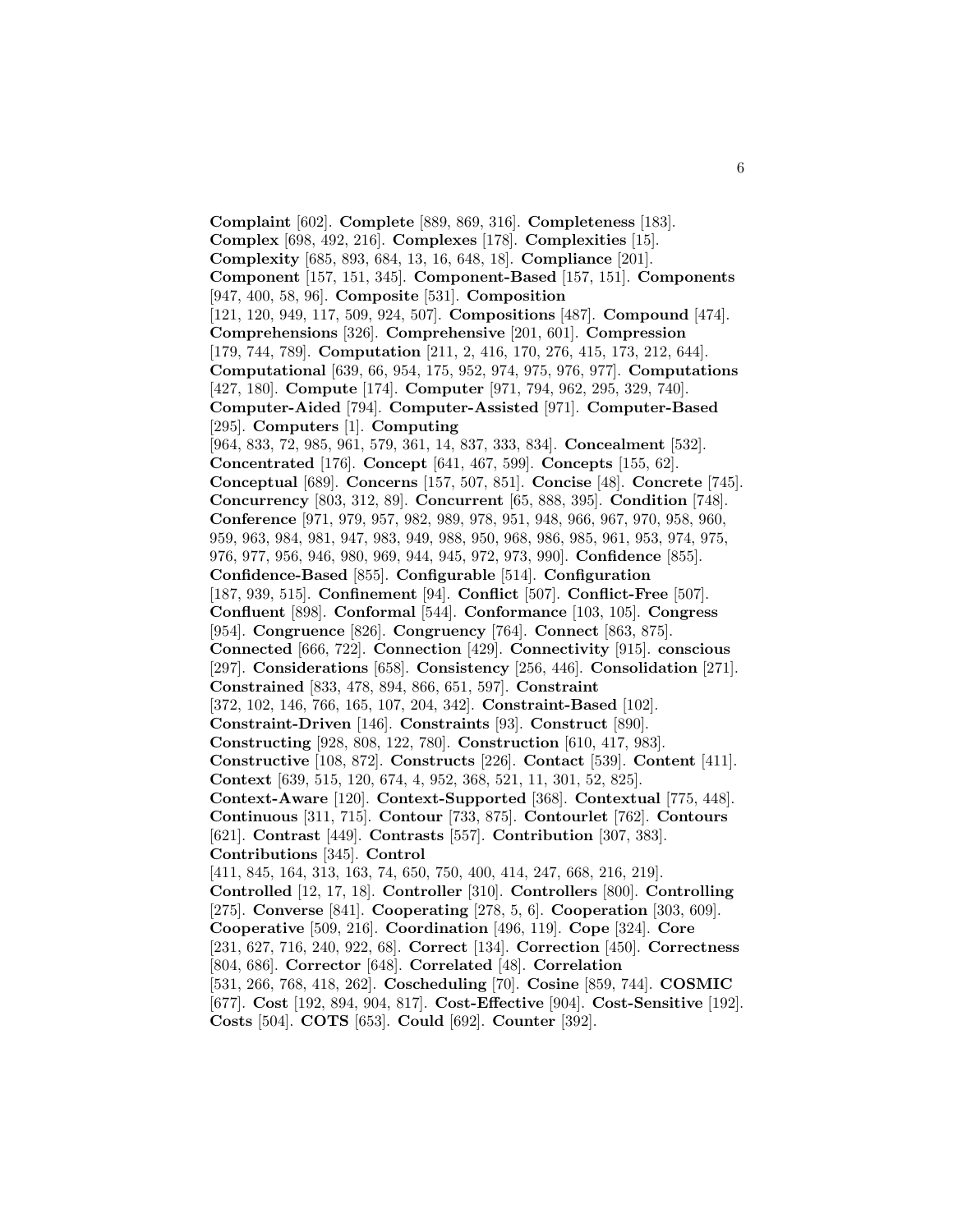**Complaint** [602]. **Complete** [889, 869, 316]. **Completeness** [183]. **Complex** [698, 492, 216]. **Complexes** [178]. **Complexities** [15]. **Complexity** [685, 893, 684, 13, 16, 648, 18]. **Compliance** [201]. **Component** [157, 151, 345]. **Component-Based** [157, 151]. **Components** [947, 400, 58, 96]. **Composite** [531]. **Composition** [121, 120, 949, 117, 509, 924, 507]. **Compositions** [487]. **Compound** [474]. **Comprehensions** [326]. **Comprehensive** [201, 601]. **Compression** [179, 744, 789]. **Computation** [211, 2, 416, 170, 276, 415, 173, 212, 644]. **Computational** [639, 66, 954, 175, 952, 974, 975, 976, 977]. **Computations** [427, 180]. **Compute** [174]. **Computer** [971, 794, 962, 295, 329, 740]. **Computer-Aided** [794]. **Computer-Assisted** [971]. **Computer-Based** [295]. **Computers** [1]. **Computing** [964, 833, 72, 985, 961, 579, 361, 14, 837, 333, 834]. **Concealment** [532]. **Concentrated** [176]. **Concept** [641, 467, 599]. **Concepts** [155, 62]. **Conceptual** [689]. **Concerns** [157, 507, 851]. **Concise** [48]. **Concrete** [745]. **Concurrency** [803, 312, 89]. **Concurrent** [65, 888, 395]. **Condition** [748]. **Conference** [971, 979, 957, 982, 989, 978, 951, 948, 966, 967, 970, 958, 960, 959, 963, 984, 981, 947, 983, 949, 988, 950, 968, 986, 985, 961, 953, 974, 975, 976, 977, 956, 946, 980, 969, 944, 945, 972, 973, 990]. **Confidence** [855]. **Confidence-Based** [855]. **Configurable** [514]. **Configuration** [187, 939, 515]. **Confinement** [94]. **Conflict** [507]. **Conflict-Free** [507]. **Confluent** [898]. **Conformal** [544]. **Conformance** [103, 105]. **Congress** [954]. **Congruence** [826]. **Congruency** [764]. **Connect** [863, 875]. **Connected** [666, 722]. **Connection** [429]. **Connectivity** [915]. **conscious** [297]. **Considerations** [658]. **Consistency** [256, 446]. **Consolidation** [271]. **Constrained** [833, 478, 894, 866, 651, 597]. **Constraint** [372, 102, 146, 766, 165, 107, 204, 342]. **Constraint-Based** [102]. **Constraint-Driven** [146]. **Constraints** [93]. **Construct** [890]. **Constructing** [928, 808, 122, 780]. **Construction** [610, 417, 983]. **Constructive** [108, 872]. **Constructs** [226]. **Contact** [539]. **Content** [411]. **Context** [639, 515, 120, 674, 4, 952, 368, 521, 11, 301, 52, 825]. **Context-Aware** [120]. **Context-Supported** [368]. **Contextual** [775, 448]. **Continuous** [311, 715]. **Contour** [733, 875]. **Contourlet** [762]. **Contours** [621]. **Contrast** [449]. **Contrasts** [557]. **Contribution** [307, 383]. **Contributions** [345]. **Control** [411, 845, 164, 313, 163, 74, 650, 750, 400, 414, 247, 668, 216, 219]. **Controlled** [12, 17, 18]. **Controller** [310]. **Controllers** [800]. **Controlling** [275]. **Converse** [841]. **Cooperating** [278, 5, 6]. **Cooperation** [303, 609]. **Cooperative** [509, 216]. **Coordination** [496, 119]. **Cope** [324]. **Core** [231, 627, 716, 240, 922, 68]. **Correct** [134]. **Correction** [450]. **Correctness** [804, 686]. **Corrector** [648]. **Correlated** [48]. **Correlation** [531, 266, 768, 418, 262]. **Coscheduling** [70]. **Cosine** [859, 744]. **COSMIC** [677]. **Cost** [192, 894, 904, 817]. **Cost-Effective** [904]. **Cost-Sensitive** [192]. **Costs** [504]. **COTS** [653]. **Could** [692]. **Counter** [392].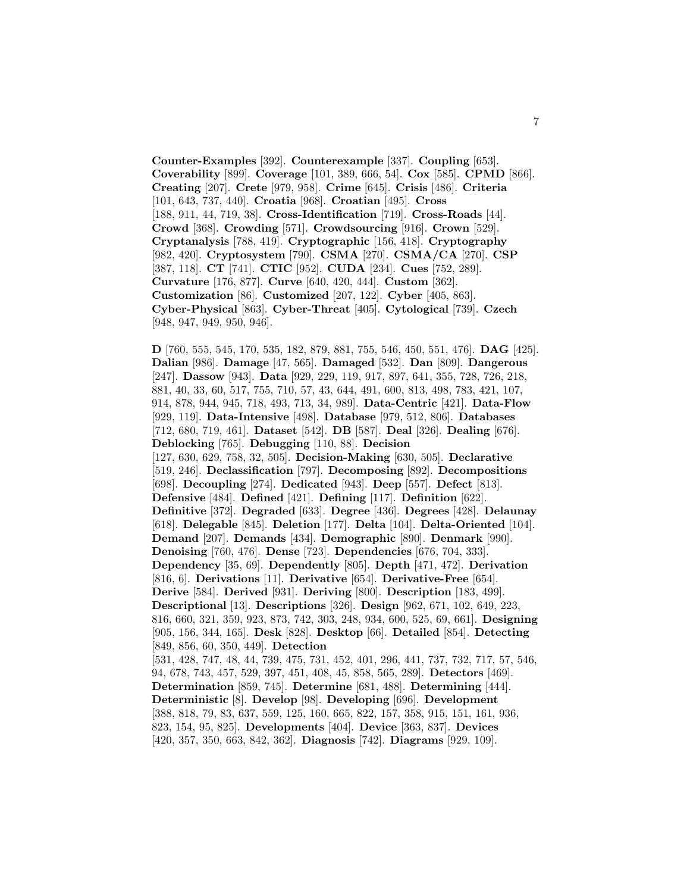**Counter-Examples** [392]. **Counterexample** [337]. **Coupling** [653]. **Coverability** [899]. **Coverage** [101, 389, 666, 54]. **Cox** [585]. **CPMD** [866]. **Creating** [207]. **Crete** [979, 958]. **Crime** [645]. **Crisis** [486]. **Criteria** [101, 643, 737, 440]. **Croatia** [968]. **Croatian** [495]. **Cross** [188, 911, 44, 719, 38]. **Cross-Identification** [719]. **Cross-Roads** [44]. **Crowd** [368]. **Crowding** [571]. **Crowdsourcing** [916]. **Crown** [529]. **Cryptanalysis** [788, 419]. **Cryptographic** [156, 418]. **Cryptography** [982, 420]. **Cryptosystem** [790]. **CSMA** [270]. **CSMA/CA** [270]. **CSP** [387, 118]. **CT** [741]. **CTIC** [952]. **CUDA** [234]. **Cues** [752, 289]. **Curvature** [176, 877]. **Curve** [640, 420, 444]. **Custom** [362]. **Customization** [86]. **Customized** [207, 122]. **Cyber** [405, 863]. **Cyber-Physical** [863]. **Cyber-Threat** [405]. **Cytological** [739]. **Czech** [948, 947, 949, 950, 946].

**D** [760, 555, 545, 170, 535, 182, 879, 881, 755, 546, 450, 551, 476]. **DAG** [425]. **Dalian** [986]. **Damage** [47, 565]. **Damaged** [532]. **Dan** [809]. **Dangerous** [247]. **Dassow** [943]. **Data** [929, 229, 119, 917, 897, 641, 355, 728, 726, 218, 881, 40, 33, 60, 517, 755, 710, 57, 43, 644, 491, 600, 813, 498, 783, 421, 107, 914, 878, 944, 945, 718, 493, 713, 34, 989]. **Data-Centric** [421]. **Data-Flow** [929, 119]. **Data-Intensive** [498]. **Database** [979, 512, 806]. **Databases** [712, 680, 719, 461]. **Dataset** [542]. **DB** [587]. **Deal** [326]. **Dealing** [676]. **Deblocking** [765]. **Debugging** [110, 88]. **Decision** [127, 630, 629, 758, 32, 505]. **Decision-Making** [630, 505]. **Declarative** [519, 246]. **Declassification** [797]. **Decomposing** [892]. **Decompositions** [698]. **Decoupling** [274]. **Dedicated** [943]. **Deep** [557]. **Defect** [813]. **Defensive** [484]. **Defined** [421]. **Defining** [117]. **Definition** [622]. **Definitive** [372]. **Degraded** [633]. **Degree** [436]. **Degrees** [428]. **Delaunay** [618]. **Delegable** [845]. **Deletion** [177]. **Delta** [104]. **Delta-Oriented** [104]. **Demand** [207]. **Demands** [434]. **Demographic** [890]. **Denmark** [990]. **Denoising** [760, 476]. **Dense** [723]. **Dependencies** [676, 704, 333]. **Dependency** [35, 69]. **Dependently** [805]. **Depth** [471, 472]. **Derivation** [816, 6]. **Derivations** [11]. **Derivative** [654]. **Derivative-Free** [654]. **Derive** [584]. **Derived** [931]. **Deriving** [800]. **Description** [183, 499]. **Descriptional** [13]. **Descriptions** [326]. **Design** [962, 671, 102, 649, 223, 816, 660, 321, 359, 923, 873, 742, 303, 248, 934, 600, 525, 69, 661]. **Designing** [905, 156, 344, 165]. **Desk** [828]. **Desktop** [66]. **Detailed** [854]. **Detecting** [849, 856, 60, 350, 449]. **Detection** [531, 428, 747, 48, 44, 739, 475, 731, 452, 401, 296, 441, 737, 732, 717, 57, 546, 94, 678, 743, 457, 529, 397, 451, 408, 45, 858, 565, 289]. **Detectors** [469]. **Determination** [859, 745]. **Determine** [681, 488]. **Determining** [444]. **Deterministic** [8]. **Develop** [98]. **Developing** [696]. **Development** [388, 818, 79, 83, 637, 559, 125, 160, 665, 822, 157, 358, 915, 151, 161, 936, 823, 154, 95, 825]. **Developments** [404]. **Device** [363, 837]. **Devices** [420, 357, 350, 663, 842, 362]. **Diagnosis** [742]. **Diagrams** [929, 109].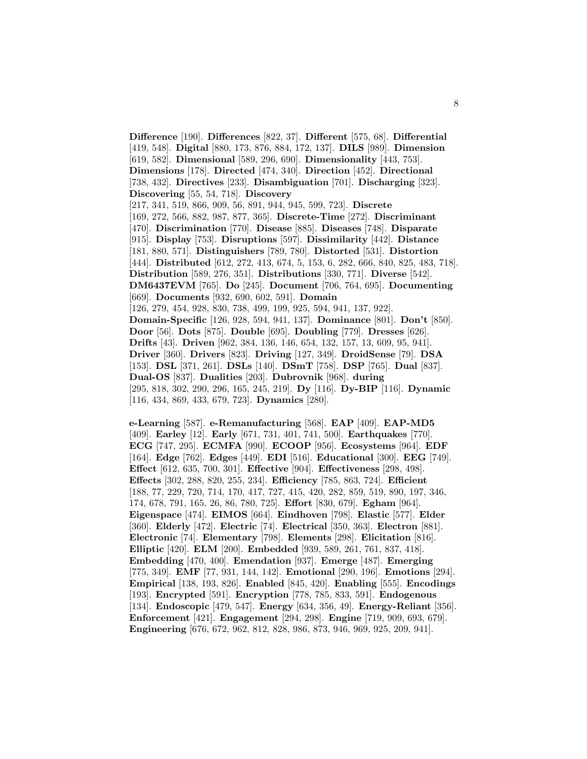**Difference** [190]. **Differences** [822, 37]. **Different** [575, 68]. **Differential** [419, 548]. **Digital** [880, 173, 876, 884, 172, 137]. **DILS** [989]. **Dimension** [619, 582]. **Dimensional** [589, 296, 690]. **Dimensionality** [443, 753]. **Dimensions** [178]. **Directed** [474, 340]. **Direction** [452]. **Directional** [738, 432]. **Directives** [233]. **Disambiguation** [701]. **Discharging** [323]. **Discovering** [55, 54, 718]. **Discovery** [217, 341, 519, 866, 909, 56, 891, 944, 945, 599, 723]. **Discrete** [169, 272, 566, 882, 987, 877, 365]. **Discrete-Time** [272]. **Discriminant** [470]. **Discrimination** [770]. **Disease** [885]. **Diseases** [748]. **Disparate** [915]. **Display** [753]. **Disruptions** [597]. **Dissimilarity** [442]. **Distance** [181, 880, 571]. **Distinguishers** [789, 780]. **Distorted** [531]. **Distortion** [444]. **Distributed** [612, 272, 413, 674, 5, 153, 6, 282, 666, 840, 825, 483, 718]. **Distribution** [589, 276, 351]. **Distributions** [330, 771]. **Diverse** [542]. **DM6437EVM** [765]. **Do** [245]. **Document** [706, 764, 695]. **Documenting** [669]. **Documents** [932, 690, 602, 591]. **Domain** [126, 279, 454, 928, 830, 738, 499, 199, 925, 594, 941, 137, 922]. **Domain-Specific** [126, 928, 594, 941, 137]. **Dominance** [801]. **Don't** [850]. **Door** [56]. **Dots** [875]. **Double** [695]. **Doubling** [779]. **Dresses** [626]. **Drifts** [43]. **Driven** [962, 384, 136, 146, 654, 132, 157, 13, 609, 95, 941]. **Driver** [360]. **Drivers** [823]. **Driving** [127, 349]. **DroidSense** [79]. **DSA** [153]. **DSL** [371, 261]. **DSLs** [140]. **DSmT** [758]. **DSP** [765]. **Dual** [837]. **Dual-OS** [837]. **Dualities** [203]. **Dubrovnik** [968]. **during** [295, 818, 302, 290, 296, 165, 245, 219]. **Dy** [116]. **Dy-BIP** [116]. **Dynamic** [116, 434, 869, 433, 679, 723]. **Dynamics** [280].

**e-Learning** [587]. **e-Remanufacturing** [568]. **EAP** [409]. **EAP-MD5** [409]. **Earley** [12]. **Early** [671, 731, 401, 741, 500]. **Earthquakes** [770]. **ECG** [747, 295]. **ECMFA** [990]. **ECOOP** [956]. **Ecosystems** [964]. **EDF** [164]. **Edge** [762]. **Edges** [449]. **EDI** [516]. **Educational** [300]. **EEG** [749]. **Effect** [612, 635, 700, 301]. **Effective** [904]. **Effectiveness** [298, 498]. **Effects** [302, 288, 820, 255, 234]. **Efficiency** [785, 863, 724]. **Efficient** [188, 77, 229, 720, 714, 170, 417, 727, 415, 420, 282, 859, 519, 890, 197, 346, 174, 678, 791, 165, 26, 86, 780, 725]. **Effort** [830, 679]. **Egham** [964]. **Eigenspace** [474]. **EIMOS** [664]. **Eindhoven** [798]. **Elastic** [577]. **Elder** [360]. **Elderly** [472]. **Electric** [74]. **Electrical** [350, 363]. **Electron** [881]. **Electronic** [74]. **Elementary** [798]. **Elements** [298]. **Elicitation** [816]. **Elliptic** [420]. **ELM** [200]. **Embedded** [939, 589, 261, 761, 837, 418]. **Embedding** [470, 400]. **Emendation** [937]. **Emerge** [487]. **Emerging** [775, 349]. **EMF** [77, 931, 144, 142]. **Emotional** [290, 196]. **Emotions** [294]. **Empirical** [138, 193, 826]. **Enabled** [845, 420]. **Enabling** [555]. **Encodings** [193]. **Encrypted** [591]. **Encryption** [778, 785, 833, 591]. **Endogenous** [134]. **Endoscopic** [479, 547]. **Energy** [634, 356, 49]. **Energy-Reliant** [356]. **Enforcement** [421]. **Engagement** [294, 298]. **Engine** [719, 909, 693, 679]. **Engineering** [676, 672, 962, 812, 828, 986, 873, 946, 969, 925, 209, 941].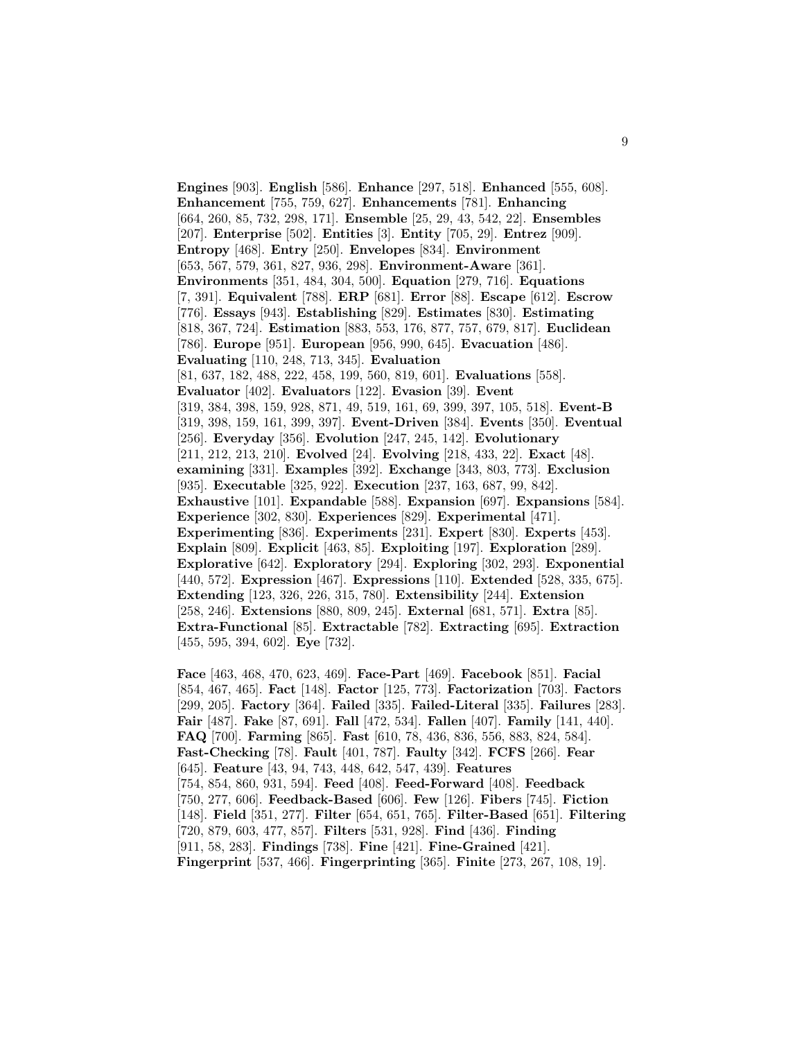**Engines** [903]. **English** [586]. **Enhance** [297, 518]. **Enhanced** [555, 608]. **Enhancement** [755, 759, 627]. **Enhancements** [781]. **Enhancing** [664, 260, 85, 732, 298, 171]. **Ensemble** [25, 29, 43, 542, 22]. **Ensembles** [207]. **Enterprise** [502]. **Entities** [3]. **Entity** [705, 29]. **Entrez** [909]. **Entropy** [468]. **Entry** [250]. **Envelopes** [834]. **Environment** [653, 567, 579, 361, 827, 936, 298]. **Environment-Aware** [361]. **Environments** [351, 484, 304, 500]. **Equation** [279, 716]. **Equations** [7, 391]. **Equivalent** [788]. **ERP** [681]. **Error** [88]. **Escape** [612]. **Escrow** [776]. **Essays** [943]. **Establishing** [829]. **Estimates** [830]. **Estimating** [818, 367, 724]. **Estimation** [883, 553, 176, 877, 757, 679, 817]. **Euclidean** [786]. **Europe** [951]. **European** [956, 990, 645]. **Evacuation** [486]. **Evaluating** [110, 248, 713, 345]. **Evaluation** [81, 637, 182, 488, 222, 458, 199, 560, 819, 601]. **Evaluations** [558]. **Evaluator** [402]. **Evaluators** [122]. **Evasion** [39]. **Event** [319, 384, 398, 159, 928, 871, 49, 519, 161, 69, 399, 397, 105, 518]. **Event-B** [319, 398, 159, 161, 399, 397]. **Event-Driven** [384]. **Events** [350]. **Eventual** [256]. **Everyday** [356]. **Evolution** [247, 245, 142]. **Evolutionary** [211, 212, 213, 210]. **Evolved** [24]. **Evolving** [218, 433, 22]. **Exact** [48]. **examining** [331]. **Examples** [392]. **Exchange** [343, 803, 773]. **Exclusion** [935]. **Executable** [325, 922]. **Execution** [237, 163, 687, 99, 842]. **Exhaustive** [101]. **Expandable** [588]. **Expansion** [697]. **Expansions** [584]. **Experience** [302, 830]. **Experiences** [829]. **Experimental** [471]. **Experimenting** [836]. **Experiments** [231]. **Expert** [830]. **Experts** [453]. **Explain** [809]. **Explicit** [463, 85]. **Exploiting** [197]. **Exploration** [289]. **Explorative** [642]. **Exploratory** [294]. **Exploring** [302, 293]. **Exponential** [440, 572]. **Expression** [467]. **Expressions** [110]. **Extended** [528, 335, 675]. **Extending** [123, 326, 226, 315, 780]. **Extensibility** [244]. **Extension** [258, 246]. **Extensions** [880, 809, 245]. **External** [681, 571]. **Extra** [85]. **Extra-Functional** [85]. **Extractable** [782]. **Extracting** [695]. **Extraction** [455, 595, 394, 602]. **Eye** [732].

**Face** [463, 468, 470, 623, 469]. **Face-Part** [469]. **Facebook** [851]. **Facial** [854, 467, 465]. **Fact** [148]. **Factor** [125, 773]. **Factorization** [703]. **Factors** [299, 205]. **Factory** [364]. **Failed** [335]. **Failed-Literal** [335]. **Failures** [283]. **Fair** [487]. **Fake** [87, 691]. **Fall** [472, 534]. **Fallen** [407]. **Family** [141, 440]. **FAQ** [700]. **Farming** [865]. **Fast** [610, 78, 436, 836, 556, 883, 824, 584]. **Fast-Checking** [78]. **Fault** [401, 787]. **Faulty** [342]. **FCFS** [266]. **Fear** [645]. **Feature** [43, 94, 743, 448, 642, 547, 439]. **Features** [754, 854, 860, 931, 594]. **Feed** [408]. **Feed-Forward** [408]. **Feedback** [750, 277, 606]. **Feedback-Based** [606]. **Few** [126]. **Fibers** [745]. **Fiction** [148]. **Field** [351, 277]. **Filter** [654, 651, 765]. **Filter-Based** [651]. **Filtering** [720, 879, 603, 477, 857]. **Filters** [531, 928]. **Find** [436]. **Finding** [911, 58, 283]. **Findings** [738]. **Fine** [421]. **Fine-Grained** [421]. **Fingerprint** [537, 466]. **Fingerprinting** [365]. **Finite** [273, 267, 108, 19].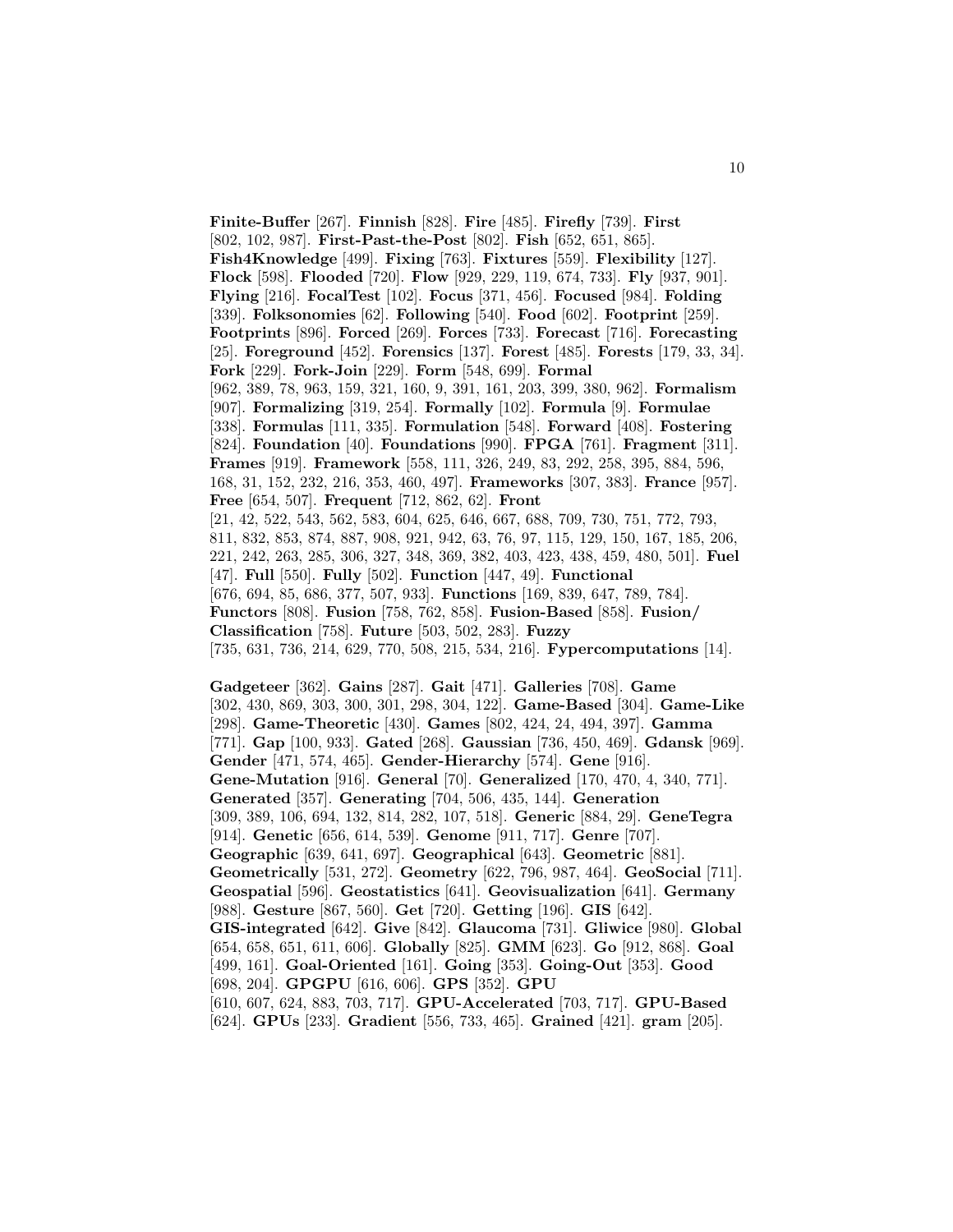**Finite-Buffer** [267]. **Finnish** [828]. **Fire** [485]. **Firefly** [739]. **First** [802, 102, 987]. **First-Past-the-Post** [802]. **Fish** [652, 651, 865]. **Fish4Knowledge** [499]. **Fixing** [763]. **Fixtures** [559]. **Flexibility** [127]. **Flock** [598]. **Flooded** [720]. **Flow** [929, 229, 119, 674, 733]. **Fly** [937, 901]. **Flying** [216]. **FocalTest** [102]. **Focus** [371, 456]. **Focused** [984]. **Folding** [339]. **Folksonomies** [62]. **Following** [540]. **Food** [602]. **Footprint** [259]. **Footprints** [896]. **Forced** [269]. **Forces** [733]. **Forecast** [716]. **Forecasting** [25]. **Foreground** [452]. **Forensics** [137]. **Forest** [485]. **Forests** [179, 33, 34]. **Fork** [229]. **Fork-Join** [229]. **Form** [548, 699]. **Formal** [962, 389, 78, 963, 159, 321, 160, 9, 391, 161, 203, 399, 380, 962]. **Formalism** [907]. **Formalizing** [319, 254]. **Formally** [102]. **Formula** [9]. **Formulae** [338]. **Formulas** [111, 335]. **Formulation** [548]. **Forward** [408]. **Fostering** [824]. **Foundation** [40]. **Foundations** [990]. **FPGA** [761]. **Fragment** [311]. **Frames** [919]. **Framework** [558, 111, 326, 249, 83, 292, 258, 395, 884, 596, 168, 31, 152, 232, 216, 353, 460, 497]. **Frameworks** [307, 383]. **France** [957]. **Free** [654, 507]. **Frequent** [712, 862, 62]. **Front** [21, 42, 522, 543, 562, 583, 604, 625, 646, 667, 688, 709, 730, 751, 772, 793, 811, 832, 853, 874, 887, 908, 921, 942, 63, 76, 97, 115, 129, 150, 167, 185, 206, 221, 242, 263, 285, 306, 327, 348, 369, 382, 403, 423, 438, 459, 480, 501]. **Fuel** [47]. **Full** [550]. **Fully** [502]. **Function** [447, 49]. **Functional** [676, 694, 85, 686, 377, 507, 933]. **Functions** [169, 839, 647, 789, 784]. **Functors** [808]. **Fusion** [758, 762, 858]. **Fusion-Based** [858]. **Fusion/ Classification** [758]. **Future** [503, 502, 283]. **Fuzzy** [735, 631, 736, 214, 629, 770, 508, 215, 534, 216]. **Fypercomputations** [14].

**Gadgeteer** [362]. **Gains** [287]. **Gait** [471]. **Galleries** [708]. **Game** [302, 430, 869, 303, 300, 301, 298, 304, 122]. **Game-Based** [304]. **Game-Like** [298]. **Game-Theoretic** [430]. **Games** [802, 424, 24, 494, 397]. **Gamma** [771]. **Gap** [100, 933]. **Gated** [268]. **Gaussian** [736, 450, 469]. **Gdansk** [969]. **Gender** [471, 574, 465]. **Gender-Hierarchy** [574]. **Gene** [916]. **Gene-Mutation** [916]. **General** [70]. **Generalized** [170, 470, 4, 340, 771]. **Generated** [357]. **Generating** [704, 506, 435, 144]. **Generation** [309, 389, 106, 694, 132, 814, 282, 107, 518]. **Generic** [884, 29]. **GeneTegra** [914]. **Genetic** [656, 614, 539]. **Genome** [911, 717]. **Genre** [707]. **Geographic** [639, 641, 697]. **Geographical** [643]. **Geometric** [881]. **Geometrically** [531, 272]. **Geometry** [622, 796, 987, 464]. **GeoSocial** [711]. **Geospatial** [596]. **Geostatistics** [641]. **Geovisualization** [641]. **Germany** [988]. **Gesture** [867, 560]. **Get** [720]. **Getting** [196]. **GIS** [642]. **GIS-integrated** [642]. **Give** [842]. **Glaucoma** [731]. **Gliwice** [980]. **Global** [654, 658, 651, 611, 606]. **Globally** [825]. **GMM** [623]. **Go** [912, 868]. **Goal** [499, 161]. **Goal-Oriented** [161]. **Going** [353]. **Going-Out** [353]. **Good** [698, 204]. **GPGPU** [616, 606]. **GPS** [352]. **GPU** [610, 607, 624, 883, 703, 717]. **GPU-Accelerated** [703, 717]. **GPU-Based** [624]. **GPUs** [233]. **Gradient** [556, 733, 465]. **Grained** [421]. **gram** [205].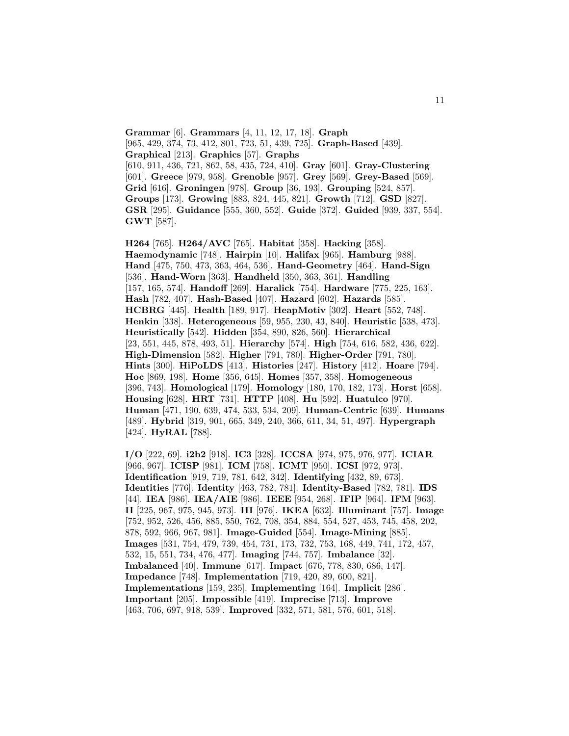**Grammar** [6]. **Grammars** [4, 11, 12, 17, 18]. **Graph** [965, 429, 374, 73, 412, 801, 723, 51, 439, 725]. **Graph-Based** [439]. **Graphical** [213]. **Graphics** [57]. **Graphs** [610, 911, 436, 721, 862, 58, 435, 724, 410]. **Gray** [601]. **Gray-Clustering** [601]. **Greece** [979, 958]. **Grenoble** [957]. **Grey** [569]. **Grey-Based** [569]. **Grid** [616]. **Groningen** [978]. **Group** [36, 193]. **Grouping** [524, 857]. **Groups** [173]. **Growing** [883, 824, 445, 821]. **Growth** [712]. **GSD** [827]. **GSR** [295]. **Guidance** [555, 360, 552]. **Guide** [372]. **Guided** [939, 337, 554]. **GWT** [587].

**H264** [765]. **H264/AVC** [765]. **Habitat** [358]. **Hacking** [358]. **Haemodynamic** [748]. **Hairpin** [10]. **Halifax** [965]. **Hamburg** [988]. **Hand** [475, 750, 473, 363, 464, 536]. **Hand-Geometry** [464]. **Hand-Sign** [536]. **Hand-Worn** [363]. **Handheld** [350, 363, 361]. **Handling** [157, 165, 574]. **Handoff** [269]. **Haralick** [754]. **Hardware** [775, 225, 163]. **Hash** [782, 407]. **Hash-Based** [407]. **Hazard** [602]. **Hazards** [585]. **HCBRG** [445]. **Health** [189, 917]. **HeapMotiv** [302]. **Heart** [552, 748]. **Henkin** [338]. **Heterogeneous** [59, 955, 230, 43, 840]. **Heuristic** [538, 473]. **Heuristically** [542]. **Hidden** [354, 890, 826, 560]. **Hierarchical** [23, 551, 445, 878, 493, 51]. **Hierarchy** [574]. **High** [754, 616, 582, 436, 622]. **High-Dimension** [582]. **Higher** [791, 780]. **Higher-Order** [791, 780]. **Hints** [300]. **HiPoLDS** [413]. **Histories** [247]. **History** [412]. **Hoare** [794]. **Hoc** [869, 198]. **Home** [356, 645]. **Homes** [357, 358]. **Homogeneous** [396, 743]. **Homological** [179]. **Homology** [180, 170, 182, 173]. **Horst** [658]. **Housing** [628]. **HRT** [731]. **HTTP** [408]. **Hu** [592]. **Huatulco** [970]. **Human** [471, 190, 639, 474, 533, 534, 209]. **Human-Centric** [639]. **Humans** [489]. **Hybrid** [319, 901, 665, 349, 240, 366, 611, 34, 51, 497]. **Hypergraph** [424]. **HyRAL** [788].

**I/O** [222, 69]. **i2b2** [918]. **IC3** [328]. **ICCSA** [974, 975, 976, 977]. **ICIAR** [966, 967]. **ICISP** [981]. **ICM** [758]. **ICMT** [950]. **ICSI** [972, 973]. **Identification** [919, 719, 781, 642, 342]. **Identifying** [432, 89, 673]. **Identities** [776]. **Identity** [463, 782, 781]. **Identity-Based** [782, 781]. **IDS** [44]. **IEA** [986]. **IEA/AIE** [986]. **IEEE** [954, 268]. **IFIP** [964]. **IFM** [963]. **II** [225, 967, 975, 945, 973]. **III** [976]. **IKEA** [632]. **Illuminant** [757]. **Image** [752, 952, 526, 456, 885, 550, 762, 708, 354, 884, 554, 527, 453, 745, 458, 202, 878, 592, 966, 967, 981]. **Image-Guided** [554]. **Image-Mining** [885]. **Images** [531, 754, 479, 739, 454, 731, 173, 732, 753, 168, 449, 741, 172, 457, 532, 15, 551, 734, 476, 477]. **Imaging** [744, 757]. **Imbalance** [32]. **Imbalanced** [40]. **Immune** [617]. **Impact** [676, 778, 830, 686, 147]. **Impedance** [748]. **Implementation** [719, 420, 89, 600, 821]. **Implementations** [159, 235]. **Implementing** [164]. **Implicit** [286]. **Important** [205]. **Impossible** [419]. **Imprecise** [713]. **Improve** [463, 706, 697, 918, 539]. **Improved** [332, 571, 581, 576, 601, 518].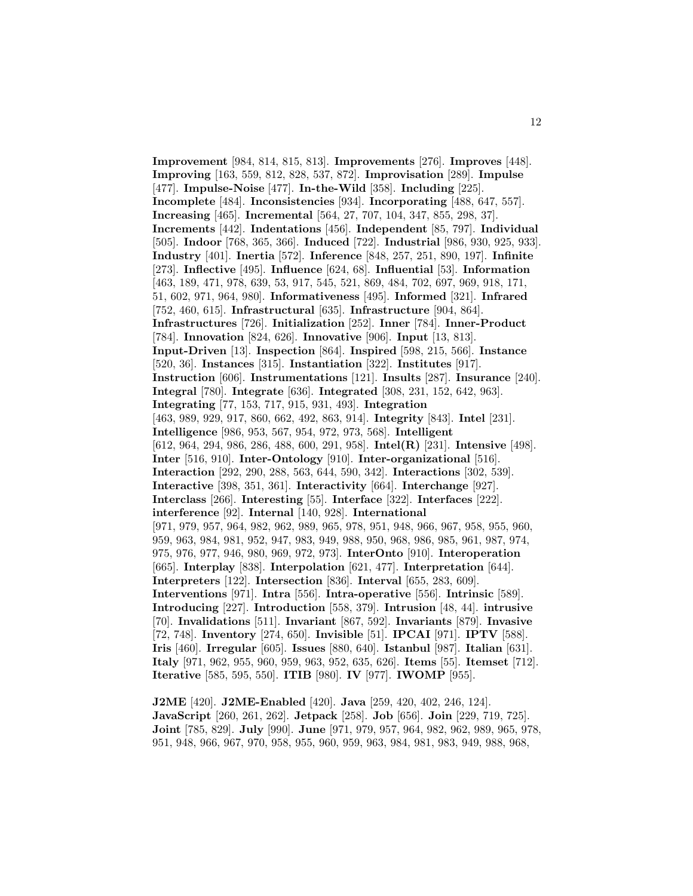**Improvement** [984, 814, 815, 813]. **Improvements** [276]. **Improves** [448]. **Improving** [163, 559, 812, 828, 537, 872]. **Improvisation** [289]. **Impulse** [477]. **Impulse-Noise** [477]. **In-the-Wild** [358]. **Including** [225]. **Incomplete** [484]. **Inconsistencies** [934]. **Incorporating** [488, 647, 557]. **Increasing** [465]. **Incremental** [564, 27, 707, 104, 347, 855, 298, 37]. **Increments** [442]. **Indentations** [456]. **Independent** [85, 797]. **Individual** [505]. **Indoor** [768, 365, 366]. **Induced** [722]. **Industrial** [986, 930, 925, 933]. **Industry** [401]. **Inertia** [572]. **Inference** [848, 257, 251, 890, 197]. **Infinite** [273]. **Inflective** [495]. **Influence** [624, 68]. **Influential** [53]. **Information** [463, 189, 471, 978, 639, 53, 917, 545, 521, 869, 484, 702, 697, 969, 918, 171, 51, 602, 971, 964, 980]. **Informativeness** [495]. **Informed** [321]. **Infrared** [752, 460, 615]. **Infrastructural** [635]. **Infrastructure** [904, 864]. **Infrastructures** [726]. **Initialization** [252]. **Inner** [784]. **Inner-Product** [784]. **Innovation** [824, 626]. **Innovative** [906]. **Input** [13, 813]. **Input-Driven** [13]. **Inspection** [864]. **Inspired** [598, 215, 566]. **Instance** [520, 36]. **Instances** [315]. **Instantiation** [322]. **Institutes** [917]. **Instruction** [606]. **Instrumentations** [121]. **Insults** [287]. **Insurance** [240]. **Integral** [780]. **Integrate** [636]. **Integrated** [308, 231, 152, 642, 963]. **Integrating** [77, 153, 717, 915, 931, 493]. **Integration** [463, 989, 929, 917, 860, 662, 492, 863, 914]. **Integrity** [843]. **Intel** [231]. **Intelligence** [986, 953, 567, 954, 972, 973, 568]. **Intelligent** [612, 964, 294, 986, 286, 488, 600, 291, 958]. **Intel(R)** [231]. **Intensive** [498]. **Inter** [516, 910]. **Inter-Ontology** [910]. **Inter-organizational** [516]. **Interaction** [292, 290, 288, 563, 644, 590, 342]. **Interactions** [302, 539]. **Interactive** [398, 351, 361]. **Interactivity** [664]. **Interchange** [927]. **Interclass** [266]. **Interesting** [55]. **Interface** [322]. **Interfaces** [222]. **interference** [92]. **Internal** [140, 928]. **International** [971, 979, 957, 964, 982, 962, 989, 965, 978, 951, 948, 966, 967, 958, 955, 960, 959, 963, 984, 981, 952, 947, 983, 949, 988, 950, 968, 986, 985, 961, 987, 974, 975, 976, 977, 946, 980, 969, 972, 973]. **InterOnto** [910]. **Interoperation** [665]. **Interplay** [838]. **Interpolation** [621, 477]. **Interpretation** [644]. **Interpreters** [122]. **Intersection** [836]. **Interval** [655, 283, 609]. **Interventions** [971]. **Intra** [556]. **Intra-operative** [556]. **Intrinsic** [589]. **Introducing** [227]. **Introduction** [558, 379]. **Intrusion** [48, 44]. **intrusive** [70]. **Invalidations** [511]. **Invariant** [867, 592]. **Invariants** [879]. **Invasive** [72, 748]. **Inventory** [274, 650]. **Invisible** [51]. **IPCAI** [971]. **IPTV** [588]. **Iris** [460]. **Irregular** [605]. **Issues** [880, 640]. **Istanbul** [987]. **Italian** [631]. **Italy** [971, 962, 955, 960, 959, 963, 952, 635, 626]. **Items** [55]. **Itemset** [712]. **Iterative** [585, 595, 550]. **ITIB** [980]. **IV** [977]. **IWOMP** [955].

**J2ME** [420]. **J2ME-Enabled** [420]. **Java** [259, 420, 402, 246, 124]. **JavaScript** [260, 261, 262]. **Jetpack** [258]. **Job** [656]. **Join** [229, 719, 725]. **Joint** [785, 829]. **July** [990]. **June** [971, 979, 957, 964, 982, 962, 989, 965, 978, 951, 948, 966, 967, 970, 958, 955, 960, 959, 963, 984, 981, 983, 949, 988, 968,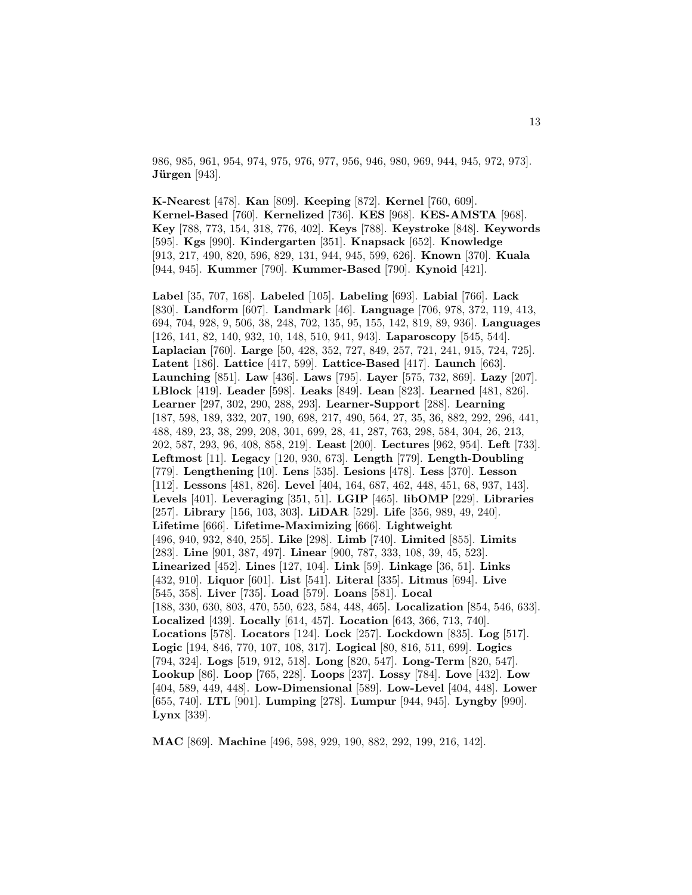986, 985, 961, 954, 974, 975, 976, 977, 956, 946, 980, 969, 944, 945, 972, 973]. **Jürgen** [943].

**K-Nearest** [478]. **Kan** [809]. **Keeping** [872]. **Kernel** [760, 609]. **Kernel-Based** [760]. **Kernelized** [736]. **KES** [968]. **KES-AMSTA** [968]. **Key** [788, 773, 154, 318, 776, 402]. **Keys** [788]. **Keystroke** [848]. **Keywords** [595]. **Kgs** [990]. **Kindergarten** [351]. **Knapsack** [652]. **Knowledge** [913, 217, 490, 820, 596, 829, 131, 944, 945, 599, 626]. **Known** [370]. **Kuala** [944, 945]. **Kummer** [790]. **Kummer-Based** [790]. **Kynoid** [421].

**Label** [35, 707, 168]. **Labeled** [105]. **Labeling** [693]. **Labial** [766]. **Lack** [830]. **Landform** [607]. **Landmark** [46]. **Language** [706, 978, 372, 119, 413, 694, 704, 928, 9, 506, 38, 248, 702, 135, 95, 155, 142, 819, 89, 936]. **Languages** [126, 141, 82, 140, 932, 10, 148, 510, 941, 943]. **Laparoscopy** [545, 544]. **Laplacian** [760]. **Large** [50, 428, 352, 727, 849, 257, 721, 241, 915, 724, 725]. **Latent** [186]. **Lattice** [417, 599]. **Lattice-Based** [417]. **Launch** [663]. **Launching** [851]. **Law** [436]. **Laws** [795]. **Layer** [575, 732, 869]. **Lazy** [207]. **LBlock** [419]. **Leader** [598]. **Leaks** [849]. **Lean** [823]. **Learned** [481, 826]. **Learner** [297, 302, 290, 288, 293]. **Learner-Support** [288]. **Learning** [187, 598, 189, 332, 207, 190, 698, 217, 490, 564, 27, 35, 36, 882, 292, 296, 441, 488, 489, 23, 38, 299, 208, 301, 699, 28, 41, 287, 763, 298, 584, 304, 26, 213, 202, 587, 293, 96, 408, 858, 219]. **Least** [200]. **Lectures** [962, 954]. **Left** [733]. **Leftmost** [11]. **Legacy** [120, 930, 673]. **Length** [779]. **Length-Doubling** [779]. **Lengthening** [10]. **Lens** [535]. **Lesions** [478]. **Less** [370]. **Lesson** [112]. **Lessons** [481, 826]. **Level** [404, 164, 687, 462, 448, 451, 68, 937, 143]. **Levels** [401]. **Leveraging** [351, 51]. **LGIP** [465]. **libOMP** [229]. **Libraries** [257]. **Library** [156, 103, 303]. **LiDAR** [529]. **Life** [356, 989, 49, 240]. **Lifetime** [666]. **Lifetime-Maximizing** [666]. **Lightweight** [496, 940, 932, 840, 255]. **Like** [298]. **Limb** [740]. **Limited** [855]. **Limits** [283]. **Line** [901, 387, 497]. **Linear** [900, 787, 333, 108, 39, 45, 523]. **Linearized** [452]. **Lines** [127, 104]. **Link** [59]. **Linkage** [36, 51]. **Links** [432, 910]. **Liquor** [601]. **List** [541]. **Literal** [335]. **Litmus** [694]. **Live** [545, 358]. **Liver** [735]. **Load** [579]. **Loans** [581]. **Local** [188, 330, 630, 803, 470, 550, 623, 584, 448, 465]. **Localization** [854, 546, 633]. **Localized** [439]. **Locally** [614, 457]. **Location** [643, 366, 713, 740]. **Locations** [578]. **Locators** [124]. **Lock** [257]. **Lockdown** [835]. **Log** [517]. **Logic** [194, 846, 770, 107, 108, 317]. **Logical** [80, 816, 511, 699]. **Logics** [794, 324]. **Logs** [519, 912, 518]. **Long** [820, 547]. **Long-Term** [820, 547]. **Lookup** [86]. **Loop** [765, 228]. **Loops** [237]. **Lossy** [784]. **Love** [432]. **Low** [404, 589, 449, 448]. **Low-Dimensional** [589]. **Low-Level** [404, 448]. **Lower** [655, 740]. **LTL** [901]. **Lumping** [278]. **Lumpur** [944, 945]. **Lyngby** [990]. **Lynx** [339].

**MAC** [869]. **Machine** [496, 598, 929, 190, 882, 292, 199, 216, 142].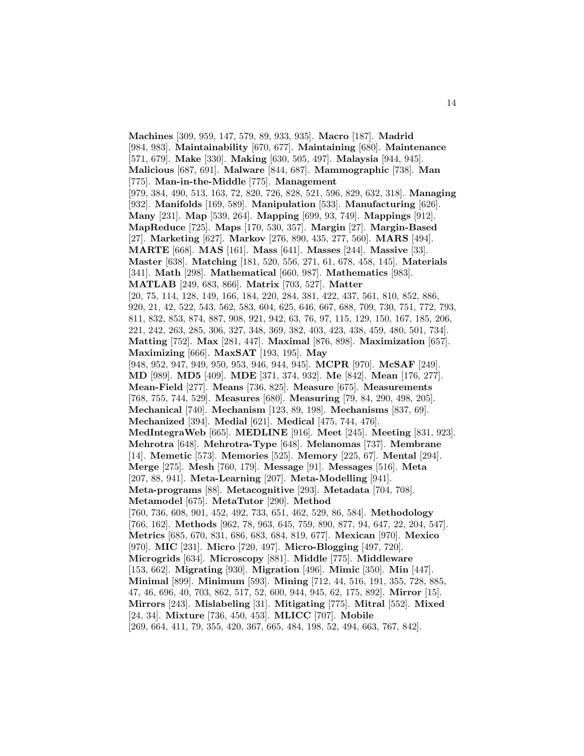**Machines** [309, 959, 147, 579, 89, 933, 935]. **Macro** [187]. **Madrid** [984, 983]. **Maintainability** [670, 677]. **Maintaining** [680]. **Maintenance** [571, 679]. **Make** [330]. **Making** [630, 505, 497]. **Malaysia** [944, 945]. **Malicious** [687, 691]. **Malware** [844, 687]. **Mammographic** [738]. **Man** [775]. **Man-in-the-Middle** [775]. **Management** [979, 384, 490, 513, 163, 72, 820, 726, 828, 521, 596, 829, 632, 318]. **Managing** [932]. **Manifolds** [169, 589]. **Manipulation** [533]. **Manufacturing** [626]. **Many** [231]. **Map** [539, 264]. **Mapping** [699, 93, 749]. **Mappings** [912]. **MapReduce** [725]. **Maps** [170, 530, 357]. **Margin** [27]. **Margin-Based** [27]. **Marketing** [627]. **Markov** [276, 890, 435, 277, 560]. **MARS** [494]. **MARTE** [668]. **MAS** [161]. **Mass** [641]. **Masses** [244]. **Massive** [33]. **Master** [638]. **Matching** [181, 520, 556, 271, 61, 678, 458, 145]. **Materials** [341]. **Math** [298]. **Mathematical** [660, 987]. **Mathematics** [983]. **MATLAB** [249, 683, 866]. **Matrix** [703, 527]. **Matter** [20, 75, 114, 128, 149, 166, 184, 220, 284, 381, 422, 437, 561, 810, 852, 886, 920, 21, 42, 522, 543, 562, 583, 604, 625, 646, 667, 688, 709, 730, 751, 772, 793, 811, 832, 853, 874, 887, 908, 921, 942, 63, 76, 97, 115, 129, 150, 167, 185, 206, 221, 242, 263, 285, 306, 327, 348, 369, 382, 403, 423, 438, 459, 480, 501, 734]. **Matting** [752]. **Max** [281, 447]. **Maximal** [876, 898]. **Maximization** [657]. **Maximizing** [666]. **MaxSAT** [193, 195]. **May** [948, 952, 947, 949, 950, 953, 946, 944, 945]. **MCPR** [970]. **McSAF** [249]. **MD** [989]. **MD5** [409]. **MDE** [371, 374, 932]. **Me** [842]. **Mean** [176, 277]. **Mean-Field** [277]. **Means** [736, 825]. **Measure** [675]. **Measurements** [768, 755, 744, 529]. **Measures** [680]. **Measuring** [79, 84, 290, 498, 205]. **Mechanical** [740]. **Mechanism** [123, 89, 198]. **Mechanisms** [837, 69]. **Mechanized** [394]. **Medial** [621]. **Medical** [475, 744, 476]. **MedIntegraWeb** [665]. **MEDLINE** [916]. **Meet** [245]. **Meeting** [831, 923]. **Mehrotra** [648]. **Mehrotra-Type** [648]. **Melanomas** [737]. **Membrane** [14]. **Memetic** [573]. **Memories** [525]. **Memory** [225, 67]. **Mental** [294]. **Merge** [275]. **Mesh** [760, 179]. **Message** [91]. **Messages** [516]. **Meta** [207, 88, 941]. **Meta-Learning** [207]. **Meta-Modelling** [941]. **Meta-programs** [88]. **Metacognitive** [293]. **Metadata** [704, 708]. **Metamodel** [675]. **MetaTutor** [290]. **Method** [760, 736, 608, 901, 452, 492, 733, 651, 462, 529, 86, 584]. **Methodology** [766, 162]. **Methods** [962, 78, 963, 645, 759, 890, 877, 94, 647, 22, 204, 547]. **Metrics** [685, 670, 831, 686, 683, 684, 819, 677]. **Mexican** [970]. **Mexico** [970]. **MIC** [231]. **Micro** [720, 497]. **Micro-Blogging** [497, 720]. **Microgrids** [634]. **Microscopy** [881]. **Middle** [775]. **Middleware** [153, 662]. **Migrating** [930]. **Migration** [496]. **Mimic** [350]. **Min** [447]. **Minimal** [899]. **Minimum** [593]. **Mining** [712, 44, 516, 191, 355, 728, 885, 47, 46, 696, 40, 703, 862, 517, 52, 600, 944, 945, 62, 175, 892]. **Mirror** [15]. **Mirrors** [243]. **Mislabeling** [31]. **Mitigating** [775]. **Mitral** [552]. **Mixed** [24, 34]. **Mixture** [736, 450, 453]. **MLICC** [707]. **Mobile** [269, 664, 411, 79, 355, 420, 367, 665, 484, 198, 52, 494, 663, 767, 842].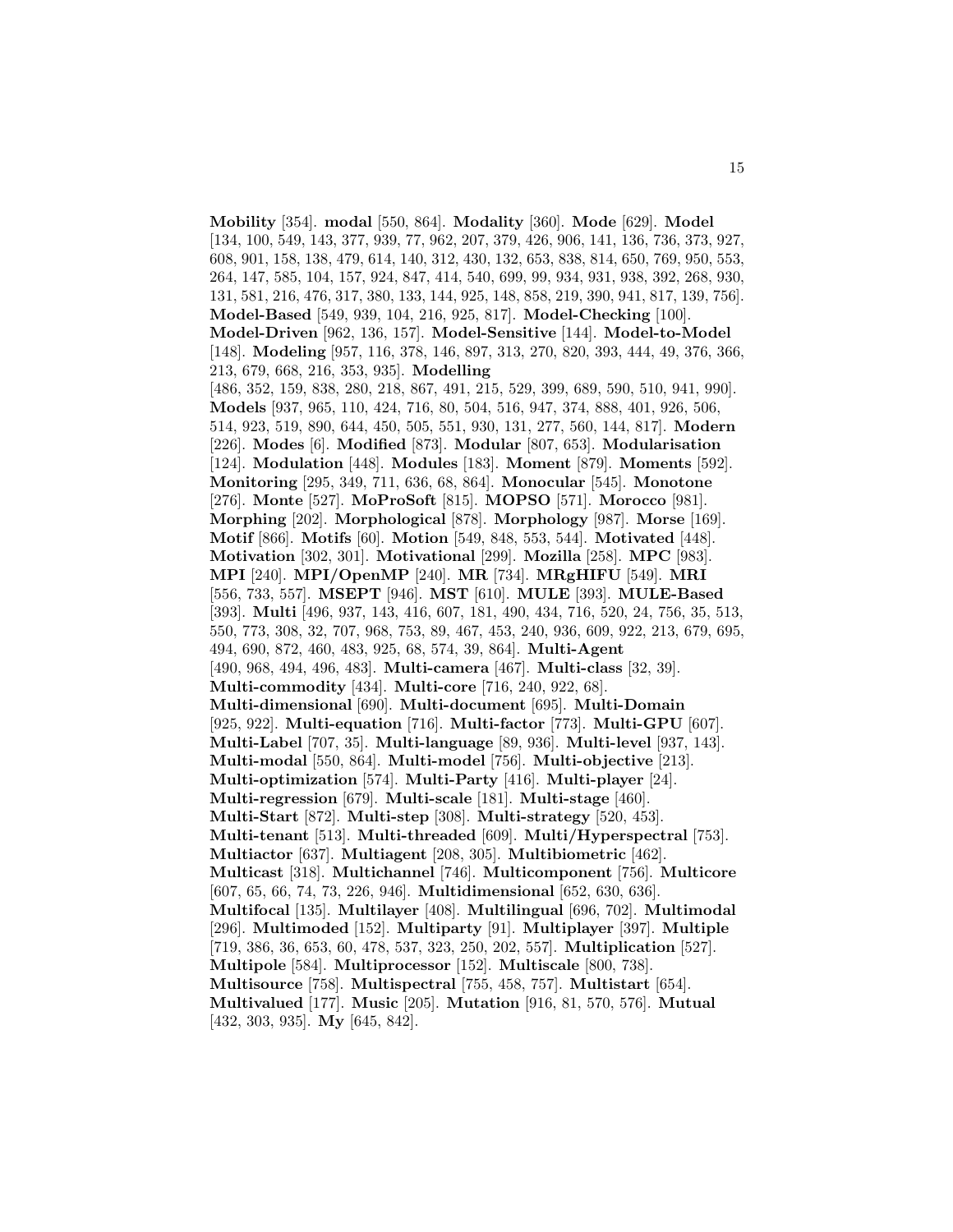**Mobility** [354]. **modal** [550, 864]. **Modality** [360]. **Mode** [629]. **Model** [134, 100, 549, 143, 377, 939, 77, 962, 207, 379, 426, 906, 141, 136, 736, 373, 927, 608, 901, 158, 138, 479, 614, 140, 312, 430, 132, 653, 838, 814, 650, 769, 950, 553, 264, 147, 585, 104, 157, 924, 847, 414, 540, 699, 99, 934, 931, 938, 392, 268, 930, 131, 581, 216, 476, 317, 380, 133, 144, 925, 148, 858, 219, 390, 941, 817, 139, 756]. **Model-Based** [549, 939, 104, 216, 925, 817]. **Model-Checking** [100]. **Model-Driven** [962, 136, 157]. **Model-Sensitive** [144]. **Model-to-Model** [148]. **Modeling** [957, 116, 378, 146, 897, 313, 270, 820, 393, 444, 49, 376, 366, 213, 679, 668, 216, 353, 935]. **Modelling** [486, 352, 159, 838, 280, 218, 867, 491, 215, 529, 399, 689, 590, 510, 941, 990]. **Models** [937, 965, 110, 424, 716, 80, 504, 516, 947, 374, 888, 401, 926, 506, 514, 923, 519, 890, 644, 450, 505, 551, 930, 131, 277, 560, 144, 817]. **Modern** [226]. **Modes** [6]. **Modified** [873]. **Modular** [807, 653]. **Modularisation** [124]. **Modulation** [448]. **Modules** [183]. **Moment** [879]. **Moments** [592]. **Monitoring** [295, 349, 711, 636, 68, 864]. **Monocular** [545]. **Monotone** [276]. **Monte** [527]. **MoProSoft** [815]. **MOPSO** [571]. **Morocco** [981]. **Morphing** [202]. **Morphological** [878]. **Morphology** [987]. **Morse** [169]. **Motif** [866]. **Motifs** [60]. **Motion** [549, 848, 553, 544]. **Motivated** [448]. **Motivation** [302, 301]. **Motivational** [299]. **Mozilla** [258]. **MPC** [983]. **MPI** [240]. **MPI/OpenMP** [240]. **MR** [734]. **MRgHIFU** [549]. **MRI** [556, 733, 557]. **MSEPT** [946]. **MST** [610]. **MULE** [393]. **MULE-Based** [393]. **Multi** [496, 937, 143, 416, 607, 181, 490, 434, 716, 520, 24, 756, 35, 513, 550, 773, 308, 32, 707, 968, 753, 89, 467, 453, 240, 936, 609, 922, 213, 679, 695, 494, 690, 872, 460, 483, 925, 68, 574, 39, 864]. **Multi-Agent** [490, 968, 494, 496, 483]. **Multi-camera** [467]. **Multi-class** [32, 39]. **Multi-commodity** [434]. **Multi-core** [716, 240, 922, 68]. **Multi-dimensional** [690]. **Multi-document** [695]. **Multi-Domain** [925, 922]. **Multi-equation** [716]. **Multi-factor** [773]. **Multi-GPU** [607]. **Multi-Label** [707, 35]. **Multi-language** [89, 936]. **Multi-level** [937, 143]. **Multi-modal** [550, 864]. **Multi-model** [756]. **Multi-objective** [213]. **Multi-optimization** [574]. **Multi-Party** [416]. **Multi-player** [24]. **Multi-regression** [679]. **Multi-scale** [181]. **Multi-stage** [460]. **Multi-Start** [872]. **Multi-step** [308]. **Multi-strategy** [520, 453]. **Multi-tenant** [513]. **Multi-threaded** [609]. **Multi/Hyperspectral** [753]. **Multiactor** [637]. **Multiagent** [208, 305]. **Multibiometric** [462]. **Multicast** [318]. **Multichannel** [746]. **Multicomponent** [756]. **Multicore** [607, 65, 66, 74, 73, 226, 946]. **Multidimensional** [652, 630, 636]. **Multifocal** [135]. **Multilayer** [408]. **Multilingual** [696, 702]. **Multimodal** [296]. **Multimoded** [152]. **Multiparty** [91]. **Multiplayer** [397]. **Multiple** [719, 386, 36, 653, 60, 478, 537, 323, 250, 202, 557]. **Multiplication** [527]. **Multipole** [584]. **Multiprocessor** [152]. **Multiscale** [800, 738]. **Multisource** [758]. **Multispectral** [755, 458, 757]. **Multistart** [654]. **Multivalued** [177]. **Music** [205]. **Mutation** [916, 81, 570, 576]. **Mutual** [432, 303, 935]. **My** [645, 842].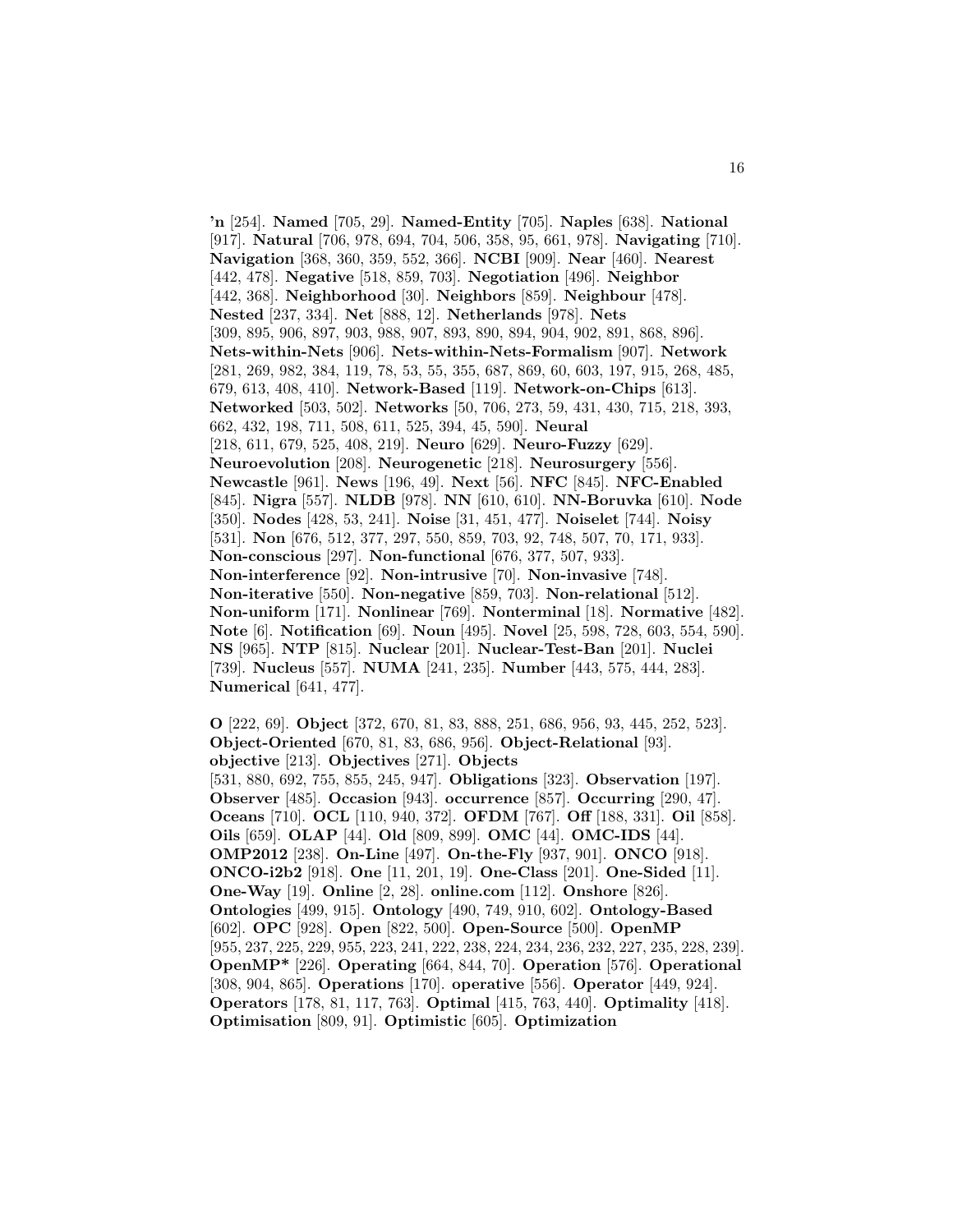**'n** [254]. **Named** [705, 29]. **Named-Entity** [705]. **Naples** [638]. **National** [917]. **Natural** [706, 978, 694, 704, 506, 358, 95, 661, 978]. **Navigating** [710]. **Navigation** [368, 360, 359, 552, 366]. **NCBI** [909]. **Near** [460]. **Nearest** [442, 478]. **Negative** [518, 859, 703]. **Negotiation** [496]. **Neighbor** [442, 368]. **Neighborhood** [30]. **Neighbors** [859]. **Neighbour** [478]. **Nested** [237, 334]. **Net** [888, 12]. **Netherlands** [978]. **Nets** [309, 895, 906, 897, 903, 988, 907, 893, 890, 894, 904, 902, 891, 868, 896]. **Nets-within-Nets** [906]. **Nets-within-Nets-Formalism** [907]. **Network** [281, 269, 982, 384, 119, 78, 53, 55, 355, 687, 869, 60, 603, 197, 915, 268, 485, 679, 613, 408, 410]. **Network-Based** [119]. **Network-on-Chips** [613]. **Networked** [503, 502]. **Networks** [50, 706, 273, 59, 431, 430, 715, 218, 393, 662, 432, 198, 711, 508, 611, 525, 394, 45, 590]. **Neural** [218, 611, 679, 525, 408, 219]. **Neuro** [629]. **Neuro-Fuzzy** [629]. **Neuroevolution** [208]. **Neurogenetic** [218]. **Neurosurgery** [556]. **Newcastle** [961]. **News** [196, 49]. **Next** [56]. **NFC** [845]. **NFC-Enabled** [845]. **Nigra** [557]. **NLDB** [978]. **NN** [610, 610]. **NN-Boruvka** [610]. **Node** [350]. **Nodes** [428, 53, 241]. **Noise** [31, 451, 477]. **Noiselet** [744]. **Noisy** [531]. **Non** [676, 512, 377, 297, 550, 859, 703, 92, 748, 507, 70, 171, 933]. **Non-conscious** [297]. **Non-functional** [676, 377, 507, 933]. **Non-interference** [92]. **Non-intrusive** [70]. **Non-invasive** [748]. **Non-iterative** [550]. **Non-negative** [859, 703]. **Non-relational** [512]. **Non-uniform** [171]. **Nonlinear** [769]. **Nonterminal** [18]. **Normative** [482]. **Note** [6]. **Notification** [69]. **Noun** [495]. **Novel** [25, 598, 728, 603, 554, 590]. **NS** [965]. **NTP** [815]. **Nuclear** [201]. **Nuclear-Test-Ban** [201]. **Nuclei** [739]. **Nucleus** [557]. **NUMA** [241, 235]. **Number** [443, 575, 444, 283]. **Numerical** [641, 477].

**O** [222, 69]. **Object** [372, 670, 81, 83, 888, 251, 686, 956, 93, 445, 252, 523]. **Object-Oriented** [670, 81, 83, 686, 956]. **Object-Relational** [93]. **objective** [213]. **Objectives** [271]. **Objects** [531, 880, 692, 755, 855, 245, 947]. **Obligations** [323]. **Observation** [197]. **Observer** [485]. **Occasion** [943]. **occurrence** [857]. **Occurring** [290, 47]. **Oceans** [710]. **OCL** [110, 940, 372]. **OFDM** [767]. **Off** [188, 331]. **Oil** [858]. **Oils** [659]. **OLAP** [44]. **Old** [809, 899]. **OMC** [44]. **OMC-IDS** [44]. **OMP2012** [238]. **On-Line** [497]. **On-the-Fly** [937, 901]. **ONCO** [918]. **ONCO-i2b2** [918]. **One** [11, 201, 19]. **One-Class** [201]. **One-Sided** [11]. **One-Way** [19]. **Online** [2, 28]. **online.com** [112]. **Onshore** [826]. **Ontologies** [499, 915]. **Ontology** [490, 749, 910, 602]. **Ontology-Based** [602]. **OPC** [928]. **Open** [822, 500]. **Open-Source** [500]. **OpenMP** [955, 237, 225, 229, 955, 223, 241, 222, 238, 224, 234, 236, 232, 227, 235, 228, 239]. **OpenMP*** [226]. **Operating** [664, 844, 70]. **Operation** [576]. **Operational** [308, 904, 865]. **Operations** [170]. **operative** [556]. **Operator** [449, 924]. **Operators** [178, 81, 117, 763]. **Optimal** [415, 763, 440]. **Optimality** [418]. **Optimisation** [809, 91]. **Optimistic** [605]. **Optimization**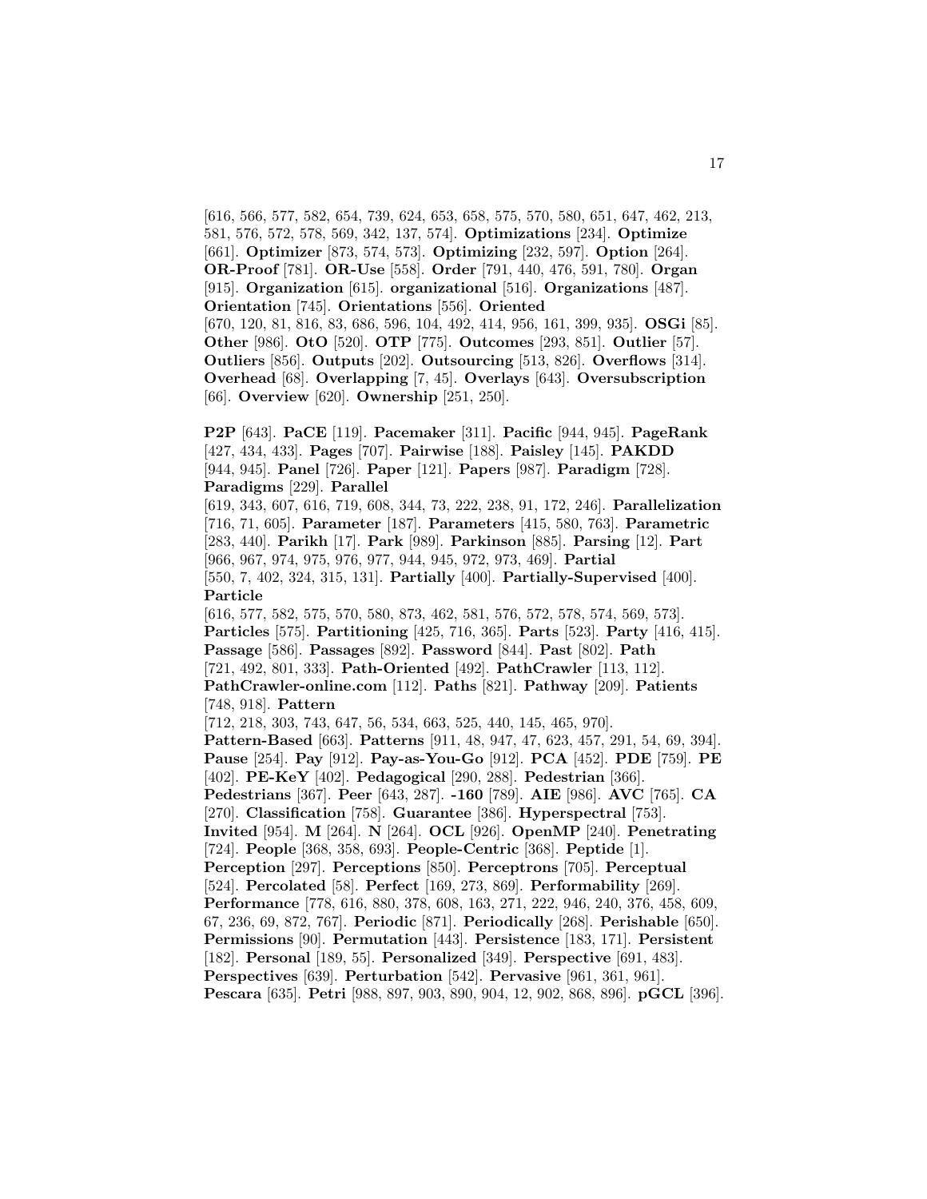[616, 566, 577, 582, 654, 739, 624, 653, 658, 575, 570, 580, 651, 647, 462, 213, 581, 576, 572, 578, 569, 342, 137, 574]. **Optimizations** [234]. **Optimize** [661]. **Optimizer** [873, 574, 573]. **Optimizing** [232, 597]. **Option** [264]. **OR-Proof** [781]. **OR-Use** [558]. **Order** [791, 440, 476, 591, 780]. **Organ** [915]. **Organization** [615]. **organizational** [516]. **Organizations** [487]. **Orientation** [745]. **Orientations** [556]. **Oriented** [670, 120, 81, 816, 83, 686, 596, 104, 492, 414, 956, 161, 399, 935]. **OSGi** [85]. **Other** [986]. **OtO** [520]. **OTP** [775]. **Outcomes** [293, 851]. **Outlier** [57]. **Outliers** [856]. **Outputs** [202]. **Outsourcing** [513, 826]. **Overflows** [314]. **Overhead** [68]. **Overlapping** [7, 45]. **Overlays** [643]. **Oversubscription** [66]. **Overview** [620]. **Ownership** [251, 250].

**P2P** [643]. **PaCE** [119]. **Pacemaker** [311]. **Pacific** [944, 945]. **PageRank** [427, 434, 433]. **Pages** [707]. **Pairwise** [188]. **Paisley** [145]. **PAKDD** [944, 945]. **Panel** [726]. **Paper** [121]. **Papers** [987]. **Paradigm** [728]. **Paradigms** [229]. **Parallel** [619, 343, 607, 616, 719, 608, 344, 73, 222, 238, 91, 172, 246]. **Parallelization** [716, 71, 605]. **Parameter** [187]. **Parameters** [415, 580, 763]. **Parametric** [283, 440]. **Parikh** [17]. **Park** [989]. **Parkinson** [885]. **Parsing** [12]. **Part** [966, 967, 974, 975, 976, 977, 944, 945, 972, 973, 469]. **Partial** [550, 7, 402, 324, 315, 131]. **Partially** [400]. **Partially-Supervised** [400]. **Particle** [616, 577, 582, 575, 570, 580, 873, 462, 581, 576, 572, 578, 574, 569, 573]. **Particles** [575]. **Partitioning** [425, 716, 365]. **Parts** [523]. **Party** [416, 415]. **Passage** [586]. **Passages** [892]. **Password** [844]. **Past** [802]. **Path** [721, 492, 801, 333]. **Path-Oriented** [492]. **PathCrawler** [113, 112]. **PathCrawler-online.com** [112]. **Paths** [821]. **Pathway** [209]. **Patients** [748, 918]. **Pattern** [712, 218, 303, 743, 647, 56, 534, 663, 525, 440, 145, 465, 970]. **Pattern-Based** [663]. **Patterns** [911, 48, 947, 47, 623, 457, 291, 54, 69, 394]. **Pause** [254]. **Pay** [912]. **Pay-as-You-Go** [912]. **PCA** [452]. **PDE** [759]. **PE** [402]. **PE-KeY** [402]. **Pedagogical** [290, 288]. **Pedestrian** [366]. **Pedestrians** [367]. **Peer** [643, 287]. **-160** [789]. **AIE** [986]. **AVC** [765]. **CA** [270]. **Classification** [758]. **Guarantee** [386]. **Hyperspectral** [753]. **Invited** [954]. **M** [264]. **N** [264]. **OCL** [926]. **OpenMP** [240]. **Penetrating** [724]. **People** [368, 358, 693]. **People-Centric** [368]. **Peptide** [1]. **Perception** [297]. **Perceptions** [850]. **Perceptrons** [705]. **Perceptual** [524]. **Percolated** [58]. **Perfect** [169, 273, 869]. **Performability** [269]. **Performance** [778, 616, 880, 378, 608, 163, 271, 222, 946, 240, 376, 458, 609, 67, 236, 69, 872, 767]. **Periodic** [871]. **Periodically** [268]. **Perishable** [650]. **Permissions** [90]. **Permutation** [443]. **Persistence** [183, 171]. **Persistent** [182]. **Personal** [189, 55]. **Personalized** [349]. **Perspective** [691, 483]. **Perspectives** [639]. **Perturbation** [542]. **Pervasive** [961, 361, 961]. **Pescara** [635]. **Petri** [988, 897, 903, 890, 904, 12, 902, 868, 896]. **pGCL** [396].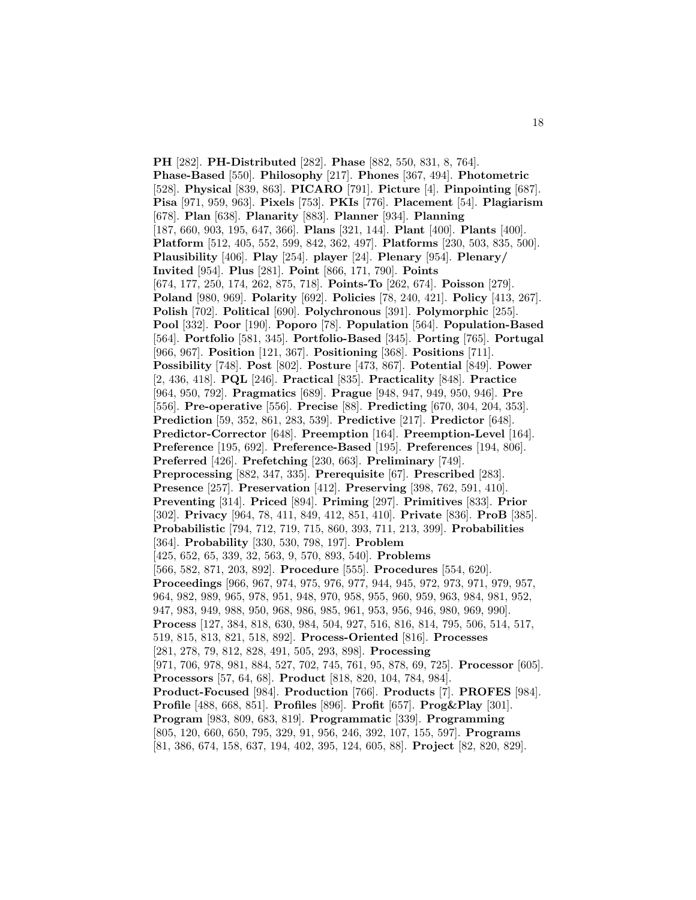**PH** [282]. **PH-Distributed** [282]. **Phase** [882, 550, 831, 8, 764]. **Phase-Based** [550]. **Philosophy** [217]. **Phones** [367, 494]. **Photometric** [528]. **Physical** [839, 863]. **PICARO** [791]. **Picture** [4]. **Pinpointing** [687]. **Pisa** [971, 959, 963]. **Pixels** [753]. **PKIs** [776]. **Placement** [54]. **Plagiarism** [678]. **Plan** [638]. **Planarity** [883]. **Planner** [934]. **Planning** [187, 660, 903, 195, 647, 366]. **Plans** [321, 144]. **Plant** [400]. **Plants** [400]. **Platform** [512, 405, 552, 599, 842, 362, 497]. **Platforms** [230, 503, 835, 500]. **Plausibility** [406]. **Play** [254]. **player** [24]. **Plenary** [954]. **Plenary/ Invited** [954]. **Plus** [281]. **Point** [866, 171, 790]. **Points** [674, 177, 250, 174, 262, 875, 718]. **Points-To** [262, 674]. **Poisson** [279]. **Poland** [980, 969]. **Polarity** [692]. **Policies** [78, 240, 421]. **Policy** [413, 267]. **Polish** [702]. **Political** [690]. **Polychronous** [391]. **Polymorphic** [255]. **Pool** [332]. **Poor** [190]. **Poporo** [78]. **Population** [564]. **Population-Based** [564]. **Portfolio** [581, 345]. **Portfolio-Based** [345]. **Porting** [765]. **Portugal** [966, 967]. **Position** [121, 367]. **Positioning** [368]. **Positions** [711]. **Possibility** [748]. **Post** [802]. **Posture** [473, 867]. **Potential** [849]. **Power** [2, 436, 418]. **PQL** [246]. **Practical** [835]. **Practicality** [848]. **Practice** [964, 950, 792]. **Pragmatics** [689]. **Prague** [948, 947, 949, 950, 946]. **Pre** [556]. **Pre-operative** [556]. **Precise** [88]. **Predicting** [670, 304, 204, 353]. **Prediction** [59, 352, 861, 283, 539]. **Predictive** [217]. **Predictor** [648]. **Predictor-Corrector** [648]. **Preemption** [164]. **Preemption-Level** [164]. **Preference** [195, 692]. **Preference-Based** [195]. **Preferences** [194, 806]. **Preferred** [426]. **Prefetching** [230, 663]. **Preliminary** [749]. **Preprocessing** [882, 347, 335]. **Prerequisite** [67]. **Prescribed** [283]. **Presence** [257]. **Preservation** [412]. **Preserving** [398, 762, 591, 410]. **Preventing** [314]. **Priced** [894]. **Priming** [297]. **Primitives** [833]. **Prior** [302]. **Privacy** [964, 78, 411, 849, 412, 851, 410]. **Private** [836]. **ProB** [385]. **Probabilistic** [794, 712, 719, 715, 860, 393, 711, 213, 399]. **Probabilities** [364]. **Probability** [330, 530, 798, 197]. **Problem** [425, 652, 65, 339, 32, 563, 9, 570, 893, 540]. **Problems** [566, 582, 871, 203, 892]. **Procedure** [555]. **Procedures** [554, 620]. **Proceedings** [966, 967, 974, 975, 976, 977, 944, 945, 972, 973, 971, 979, 957, 964, 982, 989, 965, 978, 951, 948, 970, 958, 955, 960, 959, 963, 984, 981, 952, 947, 983, 949, 988, 950, 968, 986, 985, 961, 953, 956, 946, 980, 969, 990]. **Process** [127, 384, 818, 630, 984, 504, 927, 516, 816, 814, 795, 506, 514, 517, 519, 815, 813, 821, 518, 892]. **Process-Oriented** [816]. **Processes** [281, 278, 79, 812, 828, 491, 505, 293, 898]. **Processing** [971, 706, 978, 981, 884, 527, 702, 745, 761, 95, 878, 69, 725]. **Processor** [605]. **Processors** [57, 64, 68]. **Product** [818, 820, 104, 784, 984]. **Product-Focused** [984]. **Production** [766]. **Products** [7]. **PROFES** [984]. **Profile** [488, 668, 851]. **Profiles** [896]. **Profit** [657]. **Prog&Play** [301]. **Program** [983, 809, 683, 819]. **Programmatic** [339]. **Programming** [805, 120, 660, 650, 795, 329, 91, 956, 246, 392, 107, 155, 597]. **Programs** [81, 386, 674, 158, 637, 194, 402, 395, 124, 605, 88]. **Project** [82, 820, 829].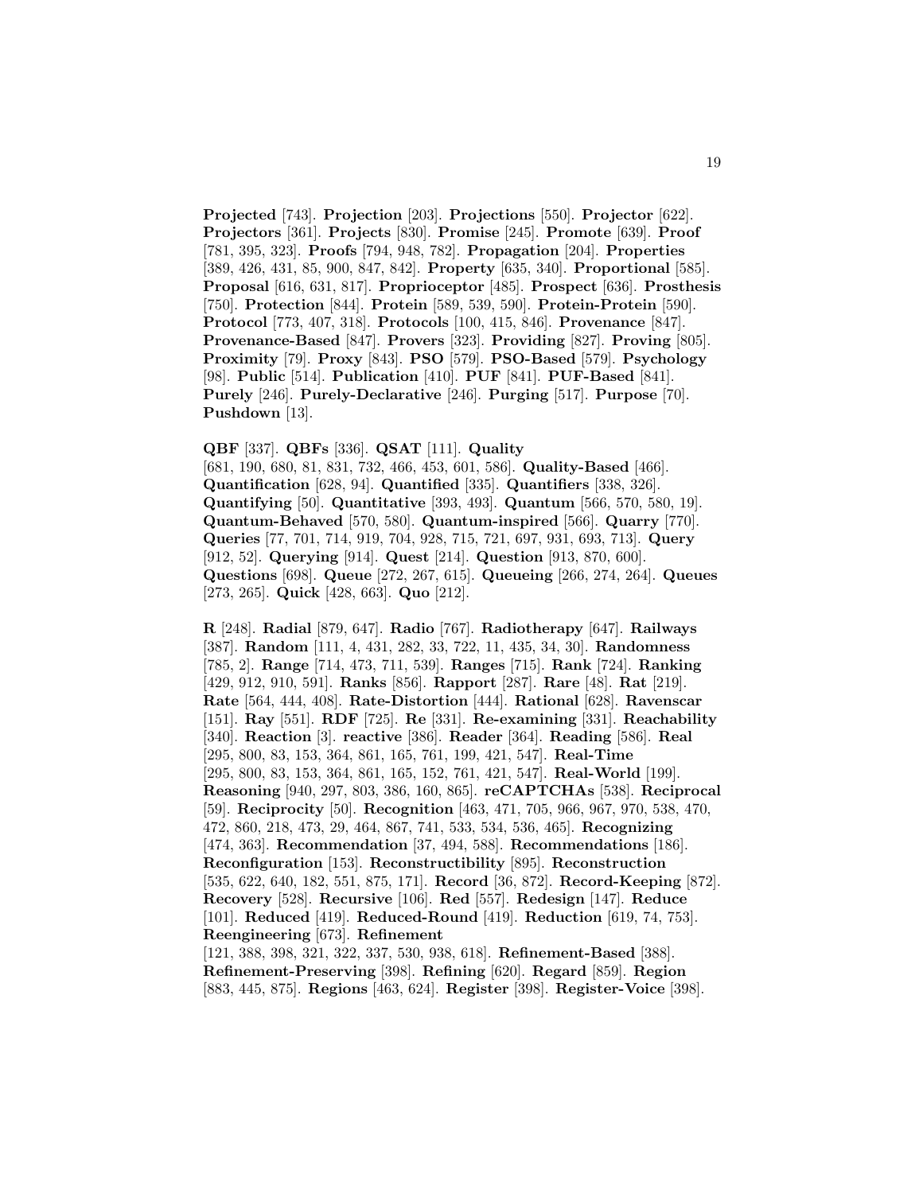**Projected** [743]. **Projection** [203]. **Projections** [550]. **Projector** [622]. **Projectors** [361]. **Projects** [830]. **Promise** [245]. **Promote** [639]. **Proof** [781, 395, 323]. **Proofs** [794, 948, 782]. **Propagation** [204]. **Properties** [389, 426, 431, 85, 900, 847, 842]. **Property** [635, 340]. **Proportional** [585]. **Proposal** [616, 631, 817]. **Proprioceptor** [485]. **Prospect** [636]. **Prosthesis** [750]. **Protection** [844]. **Protein** [589, 539, 590]. **Protein-Protein** [590]. **Protocol** [773, 407, 318]. **Protocols** [100, 415, 846]. **Provenance** [847]. **Provenance-Based** [847]. **Provers** [323]. **Providing** [827]. **Proving** [805]. **Proximity** [79]. **Proxy** [843]. **PSO** [579]. **PSO-Based** [579]. **Psychology** [98]. **Public** [514]. **Publication** [410]. **PUF** [841]. **PUF-Based** [841]. **Purely** [246]. **Purely-Declarative** [246]. **Purging** [517]. **Purpose** [70]. **Pushdown** [13].

**QBF** [337]. **QBFs** [336]. **QSAT** [111]. **Quality** [681, 190, 680, 81, 831, 732, 466, 453, 601, 586]. **Quality-Based** [466]. **Quantification** [628, 94]. **Quantified** [335]. **Quantifiers** [338, 326]. **Quantifying** [50]. **Quantitative** [393, 493]. **Quantum** [566, 570, 580, 19]. **Quantum-Behaved** [570, 580]. **Quantum-inspired** [566]. **Quarry** [770]. **Queries** [77, 701, 714, 919, 704, 928, 715, 721, 697, 931, 693, 713]. **Query** [912, 52]. **Querying** [914]. **Quest** [214]. **Question** [913, 870, 600]. **Questions** [698]. **Queue** [272, 267, 615]. **Queueing** [266, 274, 264]. **Queues** [273, 265]. **Quick** [428, 663]. **Quo** [212].

**R** [248]. **Radial** [879, 647]. **Radio** [767]. **Radiotherapy** [647]. **Railways** [387]. **Random** [111, 4, 431, 282, 33, 722, 11, 435, 34, 30]. **Randomness** [785, 2]. **Range** [714, 473, 711, 539]. **Ranges** [715]. **Rank** [724]. **Ranking** [429, 912, 910, 591]. **Ranks** [856]. **Rapport** [287]. **Rare** [48]. **Rat** [219]. **Rate** [564, 444, 408]. **Rate-Distortion** [444]. **Rational** [628]. **Ravenscar** [151]. **Ray** [551]. **RDF** [725]. **Re** [331]. **Re-examining** [331]. **Reachability** [340]. **Reaction** [3]. **reactive** [386]. **Reader** [364]. **Reading** [586]. **Real** [295, 800, 83, 153, 364, 861, 165, 761, 199, 421, 547]. **Real-Time** [295, 800, 83, 153, 364, 861, 165, 152, 761, 421, 547]. **Real-World** [199]. **Reasoning** [940, 297, 803, 386, 160, 865]. **reCAPTCHAs** [538]. **Reciprocal** [59]. **Reciprocity** [50]. **Recognition** [463, 471, 705, 966, 967, 970, 538, 470, 472, 860, 218, 473, 29, 464, 867, 741, 533, 534, 536, 465]. **Recognizing** [474, 363]. **Recommendation** [37, 494, 588]. **Recommendations** [186]. **Reconfiguration** [153]. **Reconstructibility** [895]. **Reconstruction** [535, 622, 640, 182, 551, 875, 171]. **Record** [36, 872]. **Record-Keeping** [872]. **Recovery** [528]. **Recursive** [106]. **Red** [557]. **Redesign** [147]. **Reduce** [101]. **Reduced** [419]. **Reduced-Round** [419]. **Reduction** [619, 74, 753]. **Reengineering** [673]. **Refinement** [121, 388, 398, 321, 322, 337, 530, 938, 618]. **Refinement-Based** [388]. **Refinement-Preserving** [398]. **Refining** [620]. **Regard** [859]. **Region** [883, 445, 875]. **Regions** [463, 624]. **Register** [398]. **Register-Voice** [398].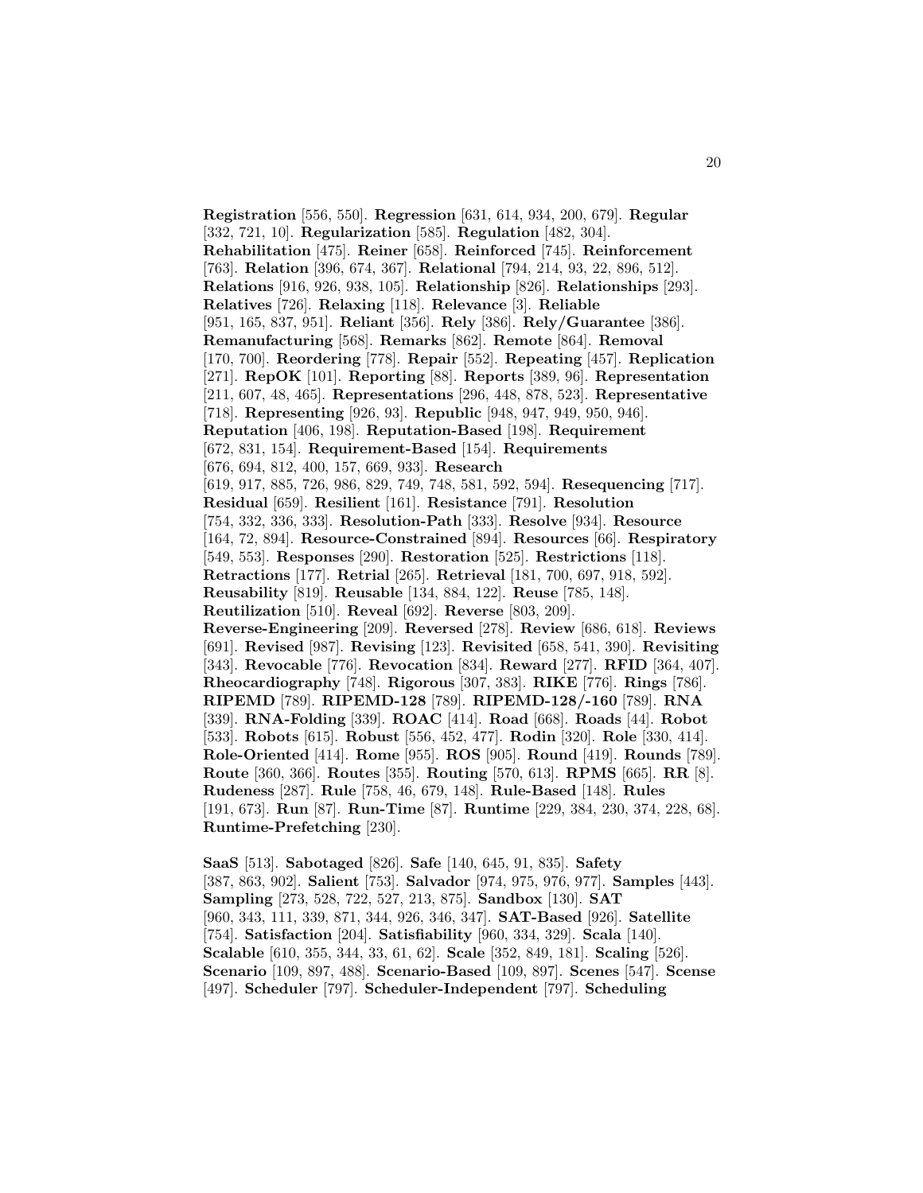**Registration** [556, 550]. **Regression** [631, 614, 934, 200, 679]. **Regular** [332, 721, 10]. **Regularization** [585]. **Regulation** [482, 304]. **Rehabilitation** [475]. **Reiner** [658]. **Reinforced** [745]. **Reinforcement** [763]. **Relation** [396, 674, 367]. **Relational** [794, 214, 93, 22, 896, 512]. **Relations** [916, 926, 938, 105]. **Relationship** [826]. **Relationships** [293]. **Relatives** [726]. **Relaxing** [118]. **Relevance** [3]. **Reliable** [951, 165, 837, 951]. **Reliant** [356]. **Rely** [386]. **Rely/Guarantee** [386]. **Remanufacturing** [568]. **Remarks** [862]. **Remote** [864]. **Removal** [170, 700]. **Reordering** [778]. **Repair** [552]. **Repeating** [457]. **Replication** [271]. **RepOK** [101]. **Reporting** [88]. **Reports** [389, 96]. **Representation** [211, 607, 48, 465]. **Representations** [296, 448, 878, 523]. **Representative** [718]. **Representing** [926, 93]. **Republic** [948, 947, 949, 950, 946]. **Reputation** [406, 198]. **Reputation-Based** [198]. **Requirement** [672, 831, 154]. **Requirement-Based** [154]. **Requirements** [676, 694, 812, 400, 157, 669, 933]. **Research** [619, 917, 885, 726, 986, 829, 749, 748, 581, 592, 594]. **Resequencing** [717]. **Residual** [659]. **Resilient** [161]. **Resistance** [791]. **Resolution** [754, 332, 336, 333]. **Resolution-Path** [333]. **Resolve** [934]. **Resource** [164, 72, 894]. **Resource-Constrained** [894]. **Resources** [66]. **Respiratory** [549, 553]. **Responses** [290]. **Restoration** [525]. **Restrictions** [118]. **Retractions** [177]. **Retrial** [265]. **Retrieval** [181, 700, 697, 918, 592]. **Reusability** [819]. **Reusable** [134, 884, 122]. **Reuse** [785, 148]. **Reutilization** [510]. **Reveal** [692]. **Reverse** [803, 209]. **Reverse-Engineering** [209]. **Reversed** [278]. **Review** [686, 618]. **Reviews** [691]. **Revised** [987]. **Revising** [123]. **Revisited** [658, 541, 390]. **Revisiting** [343]. **Revocable** [776]. **Revocation** [834]. **Reward** [277]. **RFID** [364, 407]. **Rheocardiography** [748]. **Rigorous** [307, 383]. **RIKE** [776]. **Rings** [786]. **RIPEMD** [789]. **RIPEMD-128** [789]. **RIPEMD-128/-160** [789]. **RNA** [339]. **RNA-Folding** [339]. **ROAC** [414]. **Road** [668]. **Roads** [44]. **Robot** [533]. **Robots** [615]. **Robust** [556, 452, 477]. **Rodin** [320]. **Role** [330, 414]. **Role-Oriented** [414]. **Rome** [955]. **ROS** [905]. **Round** [419]. **Rounds** [789]. **Route** [360, 366]. **Routes** [355]. **Routing** [570, 613]. **RPMS** [665]. **RR** [8]. **Rudeness** [287]. **Rule** [758, 46, 679, 148]. **Rule-Based** [148]. **Rules** [191, 673]. **Run** [87]. **Run-Time** [87]. **Runtime** [229, 384, 230, 374, 228, 68]. **Runtime-Prefetching** [230].

**SaaS** [513]. **Sabotaged** [826]. **Safe** [140, 645, 91, 835]. **Safety** [387, 863, 902]. **Salient** [753]. **Salvador** [974, 975, 976, 977]. **Samples** [443]. **Sampling** [273, 528, 722, 527, 213, 875]. **Sandbox** [130]. **SAT** [960, 343, 111, 339, 871, 344, 926, 346, 347]. **SAT-Based** [926]. **Satellite** [754]. **Satisfaction** [204]. **Satisfiability** [960, 334, 329]. **Scala** [140]. **Scalable** [610, 355, 344, 33, 61, 62]. **Scale** [352, 849, 181]. **Scaling** [526]. **Scenario** [109, 897, 488]. **Scenario-Based** [109, 897]. **Scenes** [547]. **Scense** [497]. **Scheduler** [797]. **Scheduler-Independent** [797]. **Scheduling**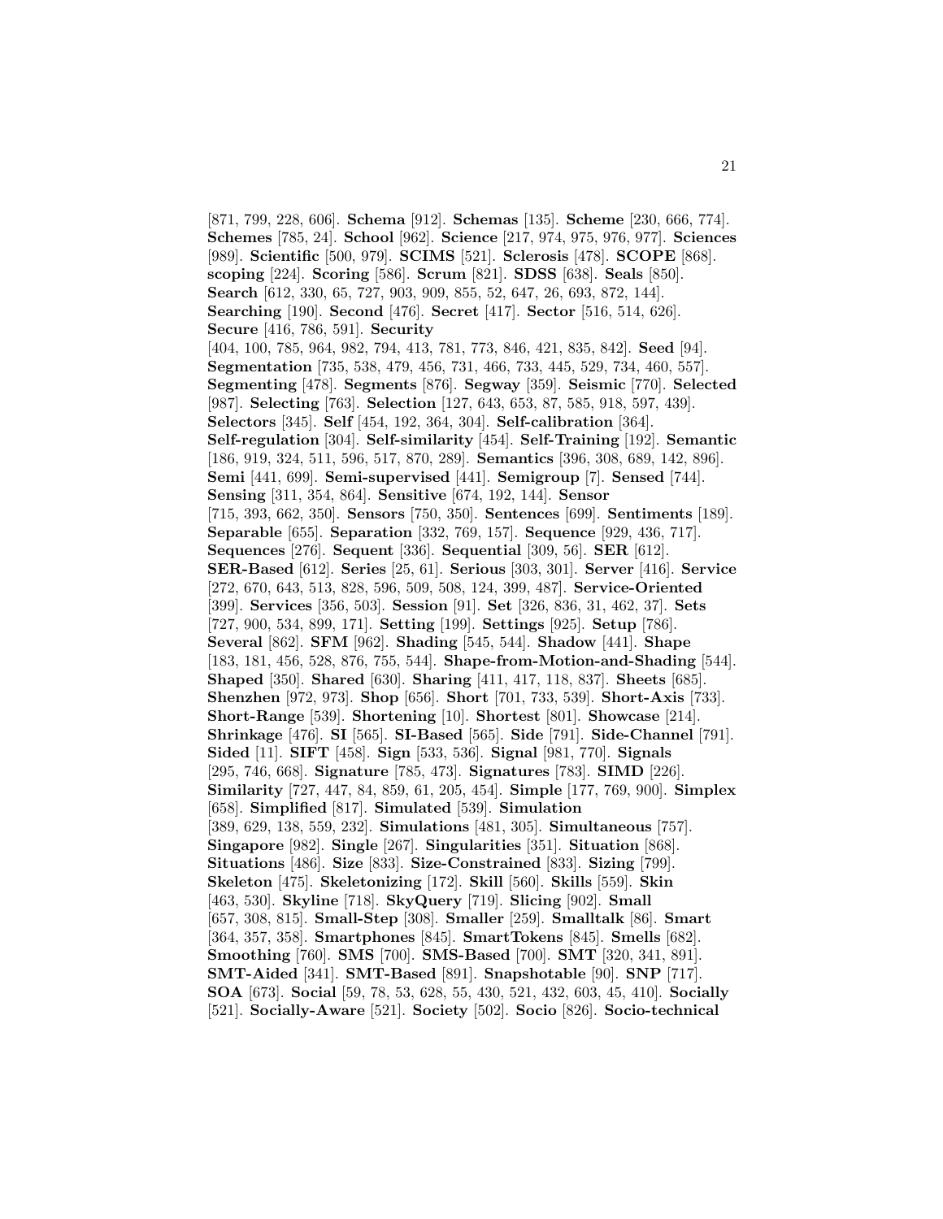[871, 799, 228, 606]. **Schema** [912]. **Schemas** [135]. **Scheme** [230, 666, 774]. **Schemes** [785, 24]. **School** [962]. **Science** [217, 974, 975, 976, 977]. **Sciences** [989]. **Scientific** [500, 979]. **SCIMS** [521]. **Sclerosis** [478]. **SCOPE** [868]. **scoping** [224]. **Scoring** [586]. **Scrum** [821]. **SDSS** [638]. **Seals** [850]. **Search** [612, 330, 65, 727, 903, 909, 855, 52, 647, 26, 693, 872, 144]. **Searching** [190]. **Second** [476]. **Secret** [417]. **Sector** [516, 514, 626]. **Secure** [416, 786, 591]. **Security** [404, 100, 785, 964, 982, 794, 413, 781, 773, 846, 421, 835, 842]. **Seed** [94]. **Segmentation** [735, 538, 479, 456, 731, 466, 733, 445, 529, 734, 460, 557]. **Segmenting** [478]. **Segments** [876]. **Segway** [359]. **Seismic** [770]. **Selected** [987]. **Selecting** [763]. **Selection** [127, 643, 653, 87, 585, 918, 597, 439]. **Selectors** [345]. **Self** [454, 192, 364, 304]. **Self-calibration** [364]. **Self-regulation** [304]. **Self-similarity** [454]. **Self-Training** [192]. **Semantic** [186, 919, 324, 511, 596, 517, 870, 289]. **Semantics** [396, 308, 689, 142, 896]. **Semi** [441, 699]. **Semi-supervised** [441]. **Semigroup** [7]. **Sensed** [744]. **Sensing** [311, 354, 864]. **Sensitive** [674, 192, 144]. **Sensor** [715, 393, 662, 350]. **Sensors** [750, 350]. **Sentences** [699]. **Sentiments** [189]. **Separable** [655]. **Separation** [332, 769, 157]. **Sequence** [929, 436, 717]. **Sequences** [276]. **Sequent** [336]. **Sequential** [309, 56]. **SER** [612]. **SER-Based** [612]. **Series** [25, 61]. **Serious** [303, 301]. **Server** [416]. **Service** [272, 670, 643, 513, 828, 596, 509, 508, 124, 399, 487]. **Service-Oriented** [399]. **Services** [356, 503]. **Session** [91]. **Set** [326, 836, 31, 462, 37]. **Sets** [727, 900, 534, 899, 171]. **Setting** [199]. **Settings** [925]. **Setup** [786]. **Several** [862]. **SFM** [962]. **Shading** [545, 544]. **Shadow** [441]. **Shape** [183, 181, 456, 528, 876, 755, 544]. **Shape-from-Motion-and-Shading** [544]. **Shaped** [350]. **Shared** [630]. **Sharing** [411, 417, 118, 837]. **Sheets** [685]. **Shenzhen** [972, 973]. **Shop** [656]. **Short** [701, 733, 539]. **Short-Axis** [733]. **Short-Range** [539]. **Shortening** [10]. **Shortest** [801]. **Showcase** [214]. **Shrinkage** [476]. **SI** [565]. **SI-Based** [565]. **Side** [791]. **Side-Channel** [791]. **Sided** [11]. **SIFT** [458]. **Sign** [533, 536]. **Signal** [981, 770]. **Signals** [295, 746, 668]. **Signature** [785, 473]. **Signatures** [783]. **SIMD** [226]. **Similarity** [727, 447, 84, 859, 61, 205, 454]. **Simple** [177, 769, 900]. **Simplex** [658]. **Simplified** [817]. **Simulated** [539]. **Simulation** [389, 629, 138, 559, 232]. **Simulations** [481, 305]. **Simultaneous** [757]. **Singapore** [982]. **Single** [267]. **Singularities** [351]. **Situation** [868]. **Situations** [486]. **Size** [833]. **Size-Constrained** [833]. **Sizing** [799]. **Skeleton** [475]. **Skeletonizing** [172]. **Skill** [560]. **Skills** [559]. **Skin** [463, 530]. **Skyline** [718]. **SkyQuery** [719]. **Slicing** [902]. **Small** [657, 308, 815]. **Small-Step** [308]. **Smaller** [259]. **Smalltalk** [86]. **Smart** [364, 357, 358]. **Smartphones** [845]. **SmartTokens** [845]. **Smells** [682]. **Smoothing** [760]. **SMS** [700]. **SMS-Based** [700]. **SMT** [320, 341, 891]. **SMT-Aided** [341]. **SMT-Based** [891]. **Snapshotable** [90]. **SNP** [717]. **SOA** [673]. **Social** [59, 78, 53, 628, 55, 430, 521, 432, 603, 45, 410]. **Socially** [521]. **Socially-Aware** [521]. **Society** [502]. **Socio** [826]. **Socio-technical**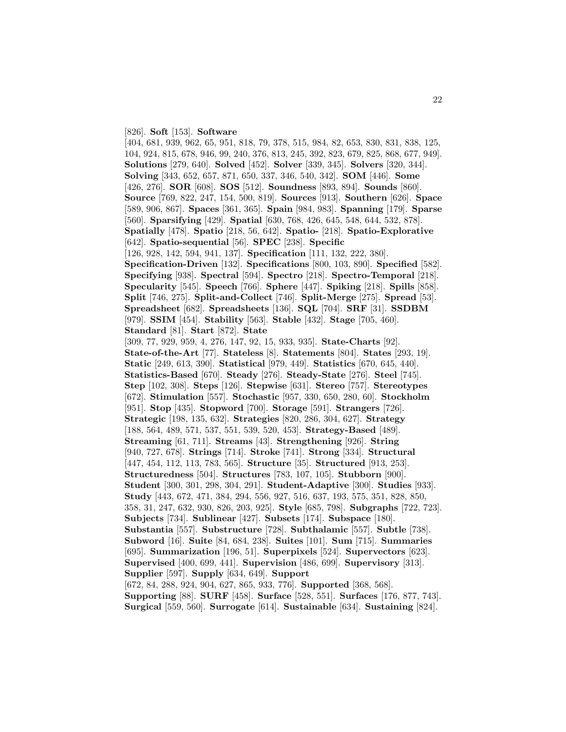[826]. **Soft** [153]. **Software** [404, 681, 939, 962, 65, 951, 818, 79, 378, 515, 984, 82, 653, 830, 831, 838, 125, 104, 924, 815, 678, 946, 99, 240, 376, 813, 245, 392, 823, 679, 825, 868, 677, 949]. **Solutions** [279, 640]. **Solved** [452]. **Solver** [339, 345]. **Solvers** [320, 344]. **Solving** [343, 652, 657, 871, 650, 337, 346, 540, 342]. **SOM** [446]. **Some** [426, 276]. **SOR** [608]. **SOS** [512]. **Soundness** [893, 894]. **Sounds** [860]. **Source** [769, 822, 247, 154, 500, 819]. **Sources** [913]. **Southern** [626]. **Space** [589, 906, 867]. **Spaces** [361, 365]. **Spain** [984, 983]. **Spanning** [179]. **Sparse** [560]. **Sparsifying** [429]. **Spatial** [630, 768, 426, 645, 548, 644, 532, 878]. **Spatially** [478]. **Spatio** [218, 56, 642]. **Spatio-** [218]. **Spatio-Explorative** [642]. **Spatio-sequential** [56]. **SPEC** [238]. **Specific** [126, 928, 142, 594, 941, 137]. **Specification** [111, 132, 222, 380]. **Specification-Driven** [132]. **Specifications** [800, 103, 890]. **Specified** [582]. **Specifying** [938]. **Spectral** [594]. **Spectro** [218]. **Spectro-Temporal** [218]. **Specularity** [545]. **Speech** [766]. **Sphere** [447]. **Spiking** [218]. **Spills** [858]. **Split** [746, 275]. **Split-and-Collect** [746]. **Split-Merge** [275]. **Spread** [53]. **Spreadsheet** [682]. **Spreadsheets** [136]. **SQL** [704]. **SRF** [31]. **SSDBM** [979]. **SSIM** [454]. **Stability** [563]. **Stable** [432]. **Stage** [705, 460]. **Standard** [81]. **Start** [872]. **State** [309, 77, 929, 959, 4, 276, 147, 92, 15, 933, 935]. **State-Charts** [92]. **State-of-the-Art** [77]. **Stateless** [8]. **Statements** [804]. **States** [293, 19]. **Static** [249, 613, 390]. **Statistical** [979, 449]. **Statistics** [670, 645, 440]. **Statistics-Based** [670]. **Steady** [276]. **Steady-State** [276]. **Steel** [745]. **Step** [102, 308]. **Steps** [126]. **Stepwise** [631]. **Stereo** [757]. **Stereotypes** [672]. **Stimulation** [557]. **Stochastic** [957, 330, 650, 280, 60]. **Stockholm** [951]. **Stop** [435]. **Stopword** [700]. **Storage** [591]. **Strangers** [726]. **Strategic** [198, 135, 632]. **Strategies** [820, 286, 304, 627]. **Strategy** [188, 564, 489, 571, 537, 551, 539, 520, 453]. **Strategy-Based** [489]. **Streaming** [61, 711]. **Streams** [43]. **Strengthening** [926]. **String** [940, 727, 678]. **Strings** [714]. **Stroke** [741]. **Strong** [334]. **Structural** [447, 454, 112, 113, 783, 565]. **Structure** [35]. **Structured** [913, 253]. **Structuredness** [504]. **Structures** [783, 107, 105]. **Stubborn** [900]. **Student** [300, 301, 298, 304, 291]. **Student-Adaptive** [300]. **Studies** [933]. **Study** [443, 672, 471, 384, 294, 556, 927, 516, 637, 193, 575, 351, 828, 850, 358, 31, 247, 632, 930, 826, 203, 925]. **Style** [685, 798]. **Subgraphs** [722, 723]. **Subjects** [734]. **Sublinear** [427]. **Subsets** [174]. **Subspace** [180]. **Substantia** [557]. **Substructure** [728]. **Subthalamic** [557]. **Subtle** [738]. **Subword** [16]. **Suite** [84, 684, 238]. **Suites** [101]. **Sum** [715]. **Summaries** [695]. **Summarization** [196, 51]. **Superpixels** [524]. **Supervectors** [623]. **Supervised** [400, 699, 441]. **Supervision** [486, 699]. **Supervisory** [313]. **Supplier** [597]. **Supply** [634, 649]. **Support** [672, 84, 288, 924, 904, 627, 865, 933, 776]. **Supported** [368, 568]. **Supporting** [88]. **SURF** [458]. **Surface** [528, 551]. **Surfaces** [176, 877, 743]. **Surgical** [559, 560]. **Surrogate** [614]. **Sustainable** [634]. **Sustaining** [824].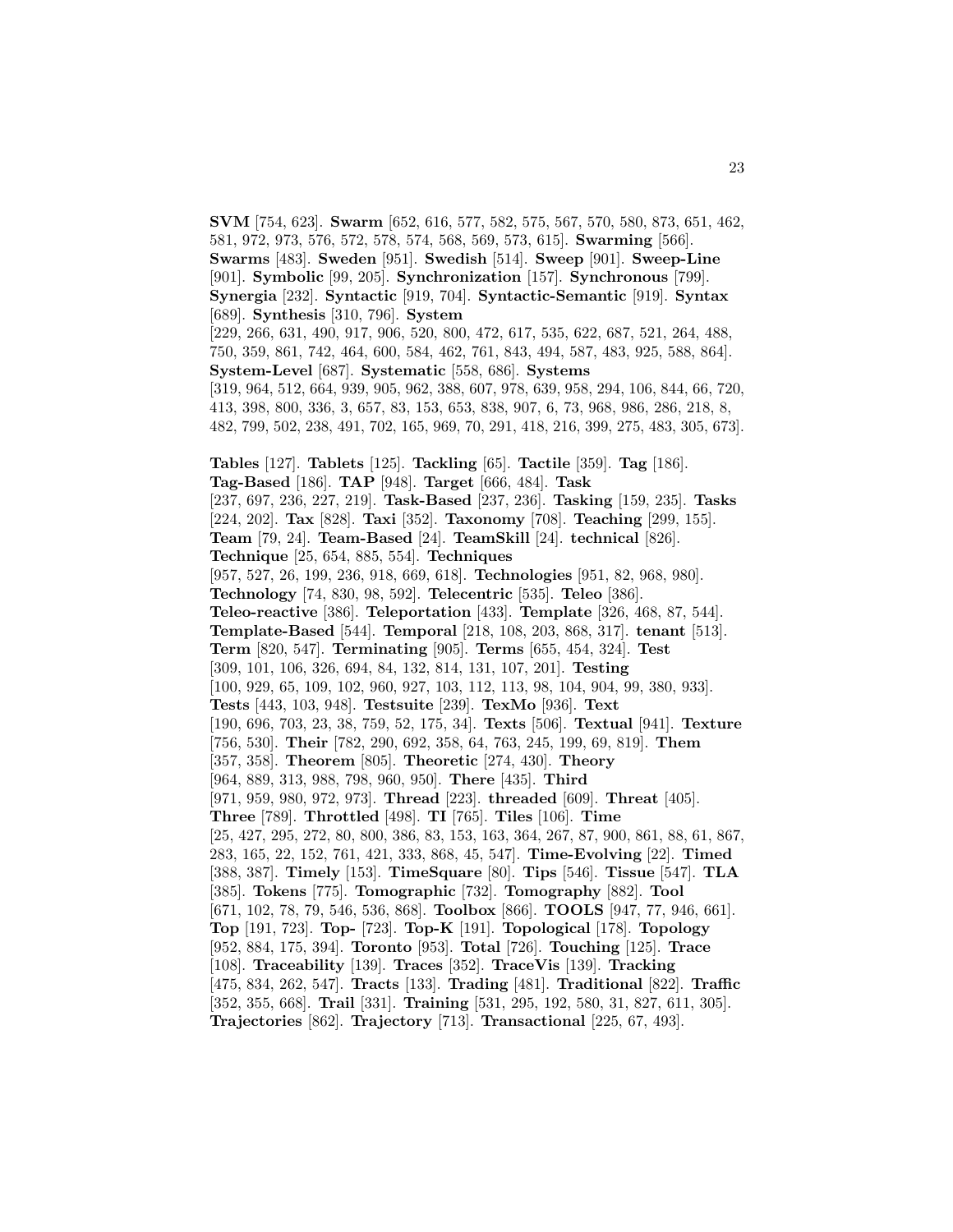**SVM** [754, 623]. **Swarm** [652, 616, 577, 582, 575, 567, 570, 580, 873, 651, 462, 581, 972, 973, 576, 572, 578, 574, 568, 569, 573, 615]. **Swarming** [566]. **Swarms** [483]. **Sweden** [951]. **Swedish** [514]. **Sweep** [901]. **Sweep-Line** [901]. **Symbolic** [99, 205]. **Synchronization** [157]. **Synchronous** [799]. **Synergia** [232]. **Syntactic** [919, 704]. **Syntactic-Semantic** [919]. **Syntax** [689]. **Synthesis** [310, 796]. **System** [229, 266, 631, 490, 917, 906, 520, 800, 472, 617, 535, 622, 687, 521, 264, 488, 750, 359, 861, 742, 464, 600, 584, 462, 761, 843, 494, 587, 483, 925, 588, 864]. **System-Level** [687]. **Systematic** [558, 686]. **Systems** [319, 964, 512, 664, 939, 905, 962, 388, 607, 978, 639, 958, 294, 106, 844, 66, 720, 413, 398, 800, 336, 3, 657, 83, 153, 653, 838, 907, 6, 73, 968, 986, 286, 218, 8, 482, 799, 502, 238, 491, 702, 165, 969, 70, 291, 418, 216, 399, 275, 483, 305, 673].

**Tables** [127]. **Tablets** [125]. **Tackling** [65]. **Tactile** [359]. **Tag** [186]. **Tag-Based** [186]. **TAP** [948]. **Target** [666, 484]. **Task** [237, 697, 236, 227, 219]. **Task-Based** [237, 236]. **Tasking** [159, 235]. **Tasks** [224, 202]. **Tax** [828]. **Taxi** [352]. **Taxonomy** [708]. **Teaching** [299, 155]. **Team** [79, 24]. **Team-Based** [24]. **TeamSkill** [24]. **technical** [826]. **Technique** [25, 654, 885, 554]. **Techniques** [957, 527, 26, 199, 236, 918, 669, 618]. **Technologies** [951, 82, 968, 980]. **Technology** [74, 830, 98, 592]. **Telecentric** [535]. **Teleo** [386]. **Teleo-reactive** [386]. **Teleportation** [433]. **Template** [326, 468, 87, 544]. **Template-Based** [544]. **Temporal** [218, 108, 203, 868, 317]. **tenant** [513]. **Term** [820, 547]. **Terminating** [905]. **Terms** [655, 454, 324]. **Test** [309, 101, 106, 326, 694, 84, 132, 814, 131, 107, 201]. **Testing** [100, 929, 65, 109, 102, 960, 927, 103, 112, 113, 98, 104, 904, 99, 380, 933]. **Tests** [443, 103, 948]. **Testsuite** [239]. **TexMo** [936]. **Text** [190, 696, 703, 23, 38, 759, 52, 175, 34]. **Texts** [506]. **Textual** [941]. **Texture** [756, 530]. **Their** [782, 290, 692, 358, 64, 763, 245, 199, 69, 819]. **Them** [357, 358]. **Theorem** [805]. **Theoretic** [274, 430]. **Theory** [964, 889, 313, 988, 798, 960, 950]. **There** [435]. **Third** [971, 959, 980, 972, 973]. **Thread** [223]. **threaded** [609]. **Threat** [405]. **Three** [789]. **Throttled** [498]. **TI** [765]. **Tiles** [106]. **Time** [25, 427, 295, 272, 80, 800, 386, 83, 153, 163, 364, 267, 87, 900, 861, 88, 61, 867, 283, 165, 22, 152, 761, 421, 333, 868, 45, 547]. **Time-Evolving** [22]. **Timed** [388, 387]. **Timely** [153]. **TimeSquare** [80]. **Tips** [546]. **Tissue** [547]. **TLA** [385]. **Tokens** [775]. **Tomographic** [732]. **Tomography** [882]. **Tool** [671, 102, 78, 79, 546, 536, 868]. **Toolbox** [866]. **TOOLS** [947, 77, 946, 661]. **Top** [191, 723]. **Top-** [723]. **Top-K** [191]. **Topological** [178]. **Topology** [952, 884, 175, 394]. **Toronto** [953]. **Total** [726]. **Touching** [125]. **Trace** [108]. **Traceability** [139]. **Traces** [352]. **TraceVis** [139]. **Tracking** [475, 834, 262, 547]. **Tracts** [133]. **Trading** [481]. **Traditional** [822]. **Traffic** [352, 355, 668]. **Trail** [331]. **Training** [531, 295, 192, 580, 31, 827, 611, 305]. **Trajectories** [862]. **Trajectory** [713]. **Transactional** [225, 67, 493].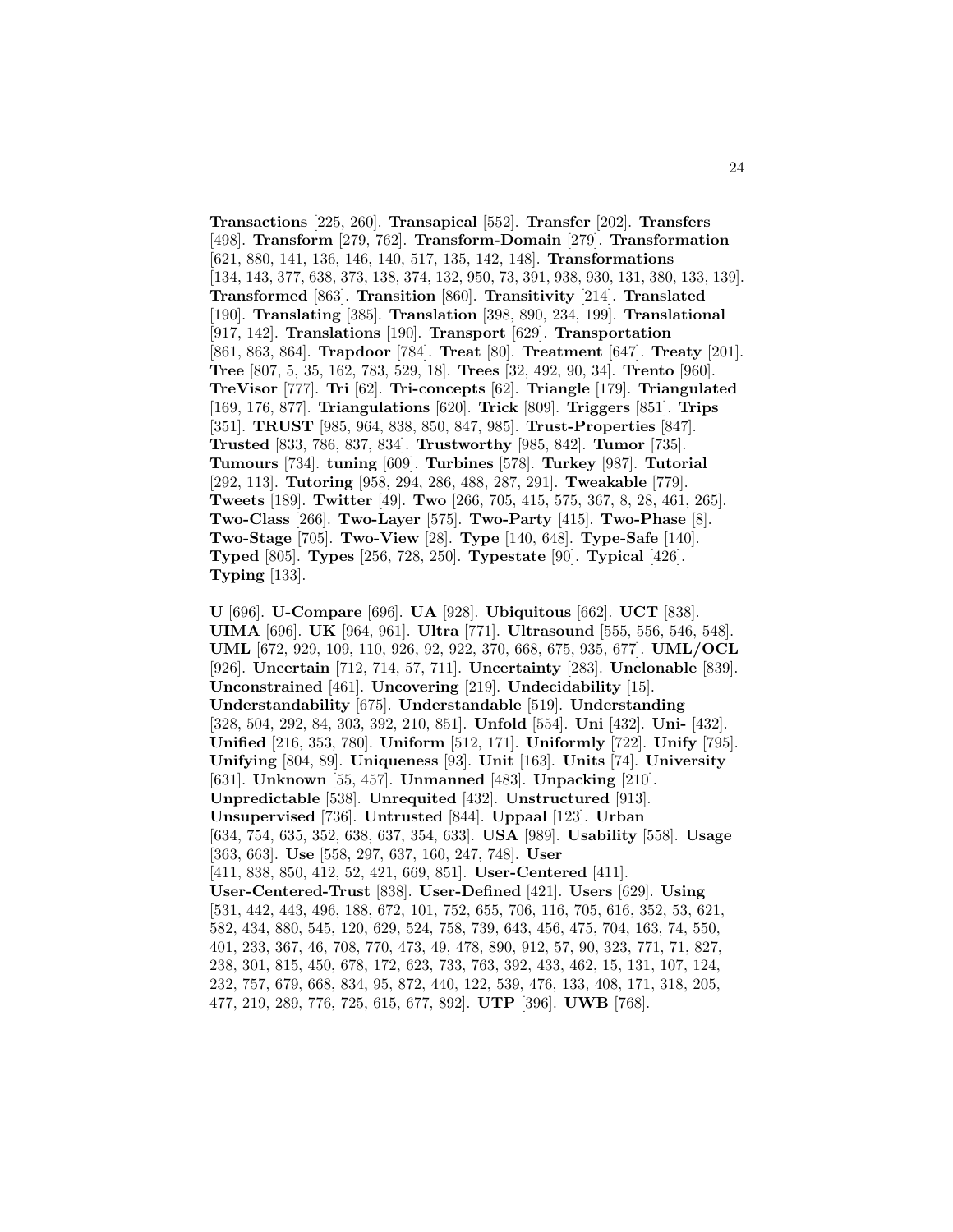**Transactions** [225, 260]. **Transapical** [552]. **Transfer** [202]. **Transfers** [498]. **Transform** [279, 762]. **Transform-Domain** [279]. **Transformation** [621, 880, 141, 136, 146, 140, 517, 135, 142, 148]. **Transformations** [134, 143, 377, 638, 373, 138, 374, 132, 950, 73, 391, 938, 930, 131, 380, 133, 139]. **Transformed** [863]. **Transition** [860]. **Transitivity** [214]. **Translated** [190]. **Translating** [385]. **Translation** [398, 890, 234, 199]. **Translational** [917, 142]. **Translations** [190]. **Transport** [629]. **Transportation** [861, 863, 864]. **Trapdoor** [784]. **Treat** [80]. **Treatment** [647]. **Treaty** [201]. **Tree** [807, 5, 35, 162, 783, 529, 18]. **Trees** [32, 492, 90, 34]. **Trento** [960]. **TreVisor** [777]. **Tri** [62]. **Tri-concepts** [62]. **Triangle** [179]. **Triangulated** [169, 176, 877]. **Triangulations** [620]. **Trick** [809]. **Triggers** [851]. **Trips** [351]. **TRUST** [985, 964, 838, 850, 847, 985]. **Trust-Properties** [847]. **Trusted** [833, 786, 837, 834]. **Trustworthy** [985, 842]. **Tumor** [735]. **Tumours** [734]. **tuning** [609]. **Turbines** [578]. **Turkey** [987]. **Tutorial** [292, 113]. **Tutoring** [958, 294, 286, 488, 287, 291]. **Tweakable** [779]. **Tweets** [189]. **Twitter** [49]. **Two** [266, 705, 415, 575, 367, 8, 28, 461, 265]. **Two-Class** [266]. **Two-Layer** [575]. **Two-Party** [415]. **Two-Phase** [8]. **Two-Stage** [705]. **Two-View** [28]. **Type** [140, 648]. **Type-Safe** [140]. **Typed** [805]. **Types** [256, 728, 250]. **Typestate** [90]. **Typical** [426]. **Typing** [133].

**U** [696]. **U-Compare** [696]. **UA** [928]. **Ubiquitous** [662]. **UCT** [838]. **UIMA** [696]. **UK** [964, 961]. **Ultra** [771]. **Ultrasound** [555, 556, 546, 548]. **UML** [672, 929, 109, 110, 926, 92, 922, 370, 668, 675, 935, 677]. **UML/OCL** [926]. **Uncertain** [712, 714, 57, 711]. **Uncertainty** [283]. **Unclonable** [839]. **Unconstrained** [461]. **Uncovering** [219]. **Undecidability** [15]. **Understandability** [675]. **Understandable** [519]. **Understanding** [328, 504, 292, 84, 303, 392, 210, 851]. **Unfold** [554]. **Uni** [432]. **Uni-** [432]. **Unified** [216, 353, 780]. **Uniform** [512, 171]. **Uniformly** [722]. **Unify** [795]. **Unifying** [804, 89]. **Uniqueness** [93]. **Unit** [163]. **Units** [74]. **University** [631]. **Unknown** [55, 457]. **Unmanned** [483]. **Unpacking** [210]. **Unpredictable** [538]. **Unrequited** [432]. **Unstructured** [913]. **Unsupervised** [736]. **Untrusted** [844]. **Uppaal** [123]. **Urban** [634, 754, 635, 352, 638, 637, 354, 633]. **USA** [989]. **Usability** [558]. **Usage** [363, 663]. **Use** [558, 297, 637, 160, 247, 748]. **User** [411, 838, 850, 412, 52, 421, 669, 851]. **User-Centered** [411]. **User-Centered-Trust** [838]. **User-Defined** [421]. **Users** [629]. **Using** [531, 442, 443, 496, 188, 672, 101, 752, 655, 706, 116, 705, 616, 352, 53, 621, 582, 434, 880, 545, 120, 629, 524, 758, 739, 643, 456, 475, 704, 163, 74, 550, 401, 233, 367, 46, 708, 770, 473, 49, 478, 890, 912, 57, 90, 323, 771, 71, 827, 238, 301, 815, 450, 678, 172, 623, 733, 763, 392, 433, 462, 15, 131, 107, 124, 232, 757, 679, 668, 834, 95, 872, 440, 122, 539, 476, 133, 408, 171, 318, 205, 477, 219, 289, 776, 725, 615, 677, 892]. **UTP** [396]. **UWB** [768].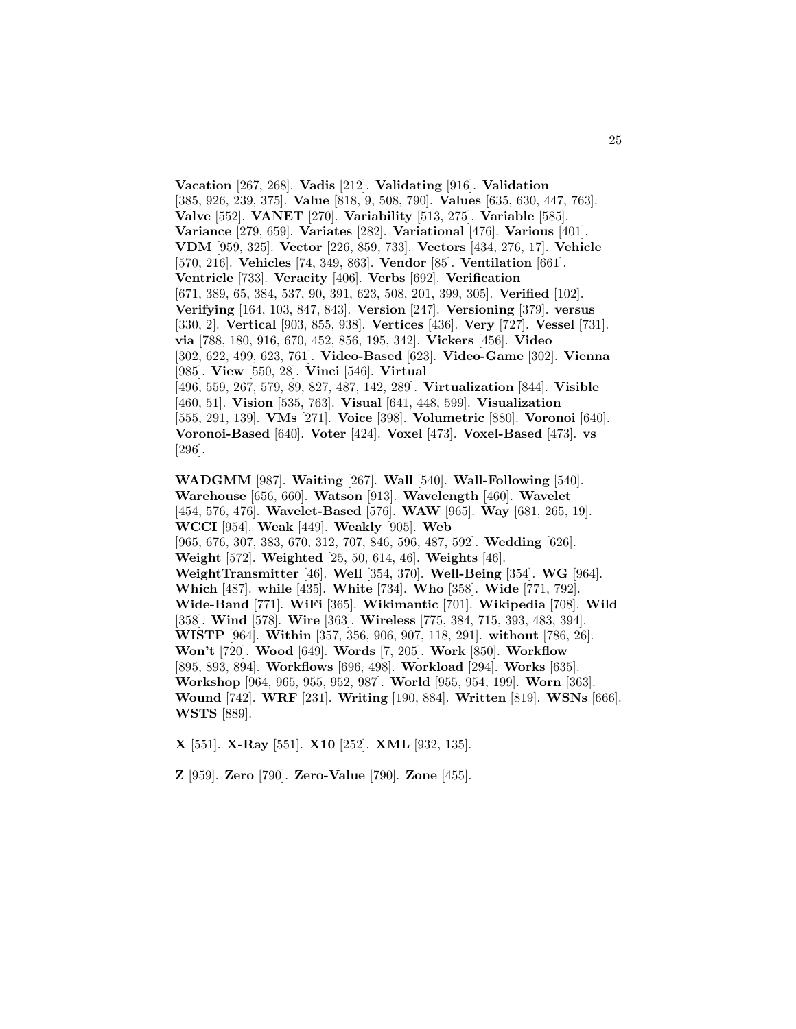**Vacation** [267, 268]. **Vadis** [212]. **Validating** [916]. **Validation** [385, 926, 239, 375]. **Value** [818, 9, 508, 790]. **Values** [635, 630, 447, 763]. **Valve** [552]. **VANET** [270]. **Variability** [513, 275]. **Variable** [585]. **Variance** [279, 659]. **Variates** [282]. **Variational** [476]. **Various** [401]. **VDM** [959, 325]. **Vector** [226, 859, 733]. **Vectors** [434, 276, 17]. **Vehicle** [570, 216]. **Vehicles** [74, 349, 863]. **Vendor** [85]. **Ventilation** [661]. **Ventricle** [733]. **Veracity** [406]. **Verbs** [692]. **Verification** [671, 389, 65, 384, 537, 90, 391, 623, 508, 201, 399, 305]. **Verified** [102]. **Verifying** [164, 103, 847, 843]. **Version** [247]. **Versioning** [379]. **versus** [330, 2]. **Vertical** [903, 855, 938]. **Vertices** [436]. **Very** [727]. **Vessel** [731]. **via** [788, 180, 916, 670, 452, 856, 195, 342]. **Vickers** [456]. **Video** [302, 622, 499, 623, 761]. **Video-Based** [623]. **Video-Game** [302]. **Vienna** [985]. **View** [550, 28]. **Vinci** [546]. **Virtual** [496, 559, 267, 579, 89, 827, 487, 142, 289]. **Virtualization** [844]. **Visible** [460, 51]. **Vision** [535, 763]. **Visual** [641, 448, 599]. **Visualization** [555, 291, 139]. **VMs** [271]. **Voice** [398]. **Volumetric** [880]. **Voronoi** [640]. **Voronoi-Based** [640]. **Voter** [424]. **Voxel** [473]. **Voxel-Based** [473]. **vs** [296].

**WADGMM** [987]. **Waiting** [267]. **Wall** [540]. **Wall-Following** [540]. **Warehouse** [656, 660]. **Watson** [913]. **Wavelength** [460]. **Wavelet** [454, 576, 476]. **Wavelet-Based** [576]. **WAW** [965]. **Way** [681, 265, 19]. **WCCI** [954]. **Weak** [449]. **Weakly** [905]. **Web** [965, 676, 307, 383, 670, 312, 707, 846, 596, 487, 592]. **Wedding** [626]. **Weight** [572]. **Weighted** [25, 50, 614, 46]. **Weights** [46]. **WeightTransmitter** [46]. **Well** [354, 370]. **Well-Being** [354]. **WG** [964]. **Which** [487]. **while** [435]. **White** [734]. **Who** [358]. **Wide** [771, 792]. **Wide-Band** [771]. **WiFi** [365]. **Wikimantic** [701]. **Wikipedia** [708]. **Wild** [358]. **Wind** [578]. **Wire** [363]. **Wireless** [775, 384, 715, 393, 483, 394]. **WISTP** [964]. **Within** [357, 356, 906, 907, 118, 291]. **without** [786, 26]. **Won't** [720]. **Wood** [649]. **Words** [7, 205]. **Work** [850]. **Workflow** [895, 893, 894]. **Workflows** [696, 498]. **Workload** [294]. **Works** [635]. **Workshop** [964, 965, 955, 952, 987]. **World** [955, 954, 199]. **Worn** [363]. **Wound** [742]. **WRF** [231]. **Writing** [190, 884]. **Written** [819]. **WSNs** [666]. **WSTS** [889].

**X** [551]. **X-Ray** [551]. **X10** [252]. **XML** [932, 135].

**Z** [959]. **Zero** [790]. **Zero-Value** [790]. **Zone** [455].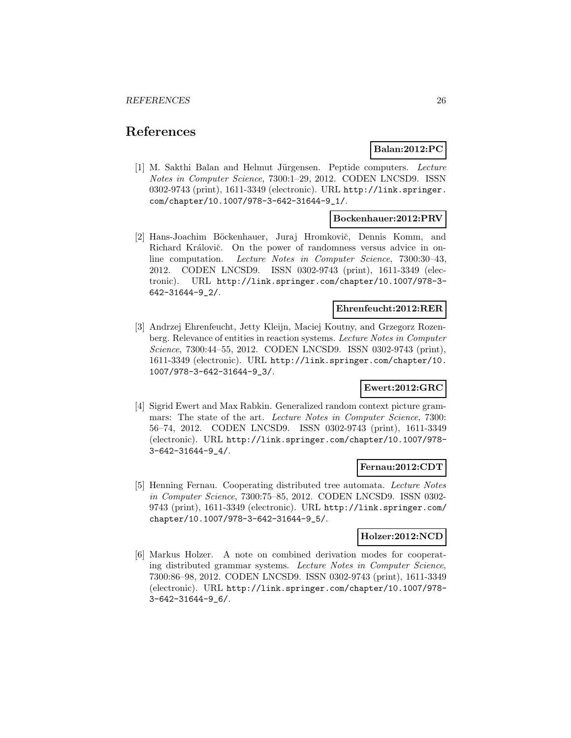## References

**Balan:2012:PC**

[1] M. Sakthi Balan and Helmut Jürgensen. Peptide computers. *Lecture Notes in Computer Science*, 7300:1–29, 2012. CODEN LNCSD9. ISSN 0302-9743 (print), 1611-3349 (electronic). URL `http://link.springer.com/chapter/10.1007/978-3-642-31644-9_1/`.

**Bockenhauer:2012:PRV**

[2] Hans-Joachim Böckenhauer, Juraj Hromkovič, Dennis Komm, and Richard Královič. On the power of randomness versus advice in online computation. *Lecture Notes in Computer Science*, 7300:30–43, 2012. CODEN LNCSD9. ISSN 0302-9743 (print), 1611-3349 (electronic). URL `http://link.springer.com/chapter/10.1007/978-3-642-31644-9_2/`.

**Ehrenfeucht:2012:RER**

[3] Andrzej Ehrenfeucht, Jetty Kleijn, Maciej Koutny, and Grzegorz Rozenberg. Relevance of entities in reaction systems. *Lecture Notes in Computer Science*, 7300:44–55, 2012. CODEN LNCSD9. ISSN 0302-9743 (print), 1611-3349 (electronic). URL `http://link.springer.com/chapter/10.1007/978-3-642-31644-9_3/`.

**Ewert:2012:GRC**

[4] Sigrid Ewert and Max Rabkin. Generalized random context picture grammars: The state of the art. *Lecture Notes in Computer Science*, 7300: 56–74, 2012. CODEN LNCSD9. ISSN 0302-9743 (print), 1611-3349 (electronic). URL `http://link.springer.com/chapter/10.1007/978-3-642-31644-9_4/`.

**Fernau:2012:CDT**

[5] Henning Fernau. Cooperating distributed tree automata. *Lecture Notes in Computer Science*, 7300:75–85, 2012. CODEN LNCSD9. ISSN 0302-9743 (print), 1611-3349 (electronic). URL `http://link.springer.com/chapter/10.1007/978-3-642-31644-9_5/`.

**Holzer:2012:NCD**

[6] Markus Holzer. A note on combined derivation modes for cooperating distributed grammar systems. *Lecture Notes in Computer Science*, 7300:86–98, 2012. CODEN LNCSD9. ISSN 0302-9743 (print), 1611-3349 (electronic). URL `http://link.springer.com/chapter/10.1007/978-3-642-31644-9_6/`.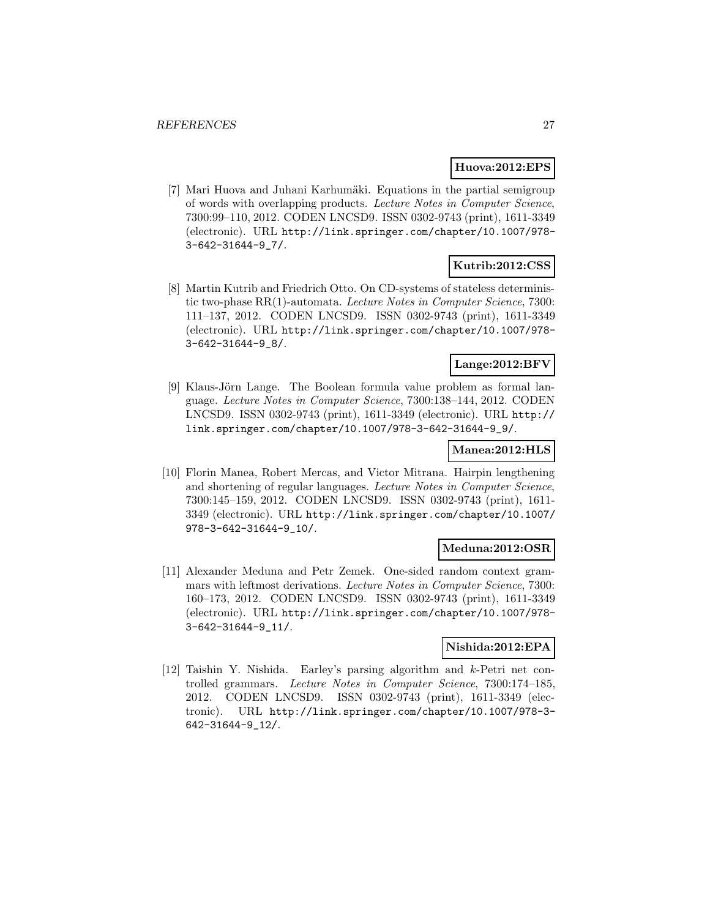**Huova:2012:EPS**

[7] Mari Huova and Juhani Karhumäki. Equations in the partial semigroup of words with overlapping products. *Lecture Notes in Computer Science*, 7300:99–110, 2012. CODEN LNCSD9. ISSN 0302-9743 (print), 1611-3349 (electronic). URL http://link.springer.com/chapter/10.1007/978-3-642-31644-9_7/.

**Kutrib:2012:CSS**

[8] Martin Kutrib and Friedrich Otto. On CD-systems of stateless deterministic two-phase RR(1)-automata. *Lecture Notes in Computer Science*, 7300: 111–137, 2012. CODEN LNCSD9. ISSN 0302-9743 (print), 1611-3349 (electronic). URL http://link.springer.com/chapter/10.1007/978-3-642-31644-9_8/.

**Lange:2012:BFV**

[9] Klaus-Jörn Lange. The Boolean formula value problem as formal language. *Lecture Notes in Computer Science*, 7300:138–144, 2012. CODEN LNCSD9. ISSN 0302-9743 (print), 1611-3349 (electronic). URL http://link.springer.com/chapter/10.1007/978-3-642-31644-9_9/.

**Manea:2012:HLS**

[10] Florin Manea, Robert Mercas, and Victor Mitrana. Hairpin lengthening and shortening of regular languages. *Lecture Notes in Computer Science*, 7300:145–159, 2012. CODEN LNCSD9. ISSN 0302-9743 (print), 1611-3349 (electronic). URL http://link.springer.com/chapter/10.1007/978-3-642-31644-9_10/.

**Meduna:2012:OSR**

[11] Alexander Meduna and Petr Zemek. One-sided random context grammars with leftmost derivations. *Lecture Notes in Computer Science*, 7300: 160–173, 2012. CODEN LNCSD9. ISSN 0302-9743 (print), 1611-3349 (electronic). URL http://link.springer.com/chapter/10.1007/978-3-642-31644-9_11/.

**Nishida:2012:EPA**

[12] Taishin Y. Nishida. Earley's parsing algorithm and $k$-Petri net controlled grammars. *Lecture Notes in Computer Science*, 7300:174–185, 2012. CODEN LNCSD9. ISSN 0302-9743 (print), 1611-3349 (electronic). URL http://link.springer.com/chapter/10.1007/978-3-642-31644-9_12/.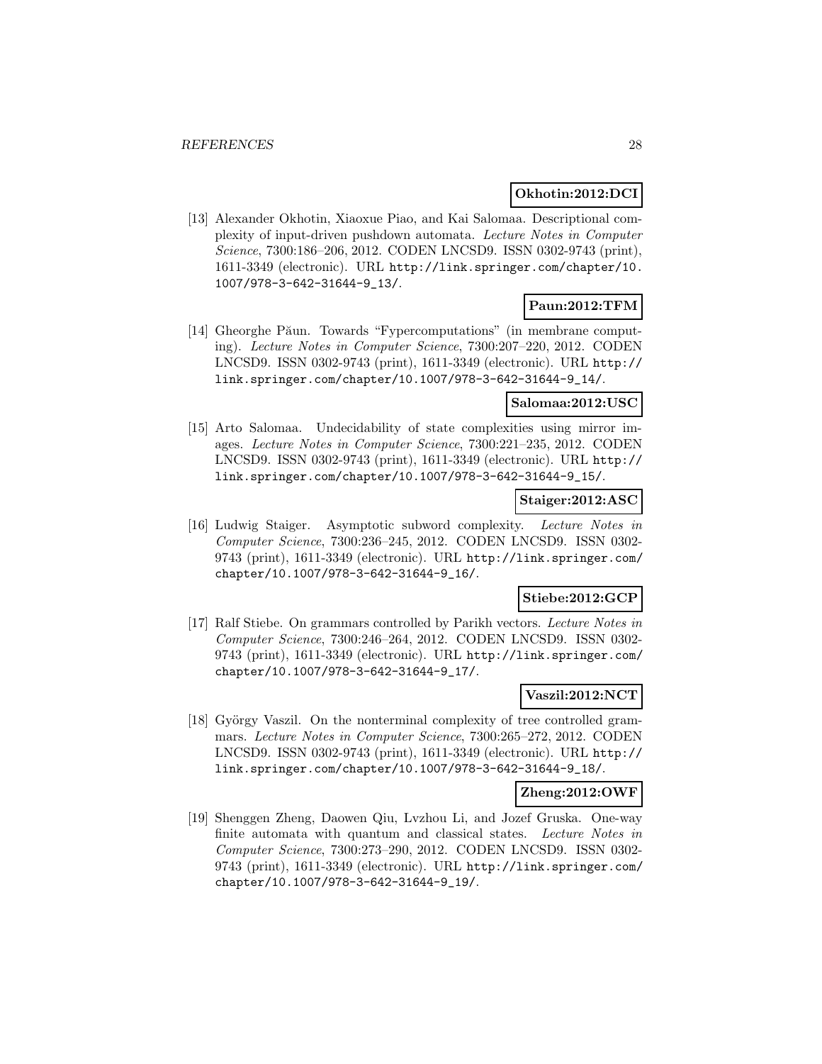**Okhotin:2012:DCI**

[13] Alexander Okhotin, Xiaoxue Piao, and Kai Salomaa. Descriptional complexity of input-driven pushdown automata. *Lecture Notes in Computer Science*, 7300:186–206, 2012. CODEN LNCSD9. ISSN 0302-9743 (print), 1611-3349 (electronic). URL http://link.springer.com/chapter/10.1007/978-3-642-31644-9_13/.

**Paun:2012:TFM**

[14] Gheorghe Păun. Towards "Fypercomputations" (in membrane computing). *Lecture Notes in Computer Science*, 7300:207–220, 2012. CODEN LNCSD9. ISSN 0302-9743 (print), 1611-3349 (electronic). URL http://link.springer.com/chapter/10.1007/978-3-642-31644-9_14/.

**Salomaa:2012:USC**

[15] Arto Salomaa. Undecidability of state complexities using mirror images. *Lecture Notes in Computer Science*, 7300:221–235, 2012. CODEN LNCSD9. ISSN 0302-9743 (print), 1611-3349 (electronic). URL http://link.springer.com/chapter/10.1007/978-3-642-31644-9_15/.

**Staiger:2012:ASC**

[16] Ludwig Staiger. Asymptotic subword complexity. *Lecture Notes in Computer Science*, 7300:236–245, 2012. CODEN LNCSD9. ISSN 0302-9743 (print), 1611-3349 (electronic). URL http://link.springer.com/chapter/10.1007/978-3-642-31644-9_16/.

**Stiebe:2012:GCP**

[17] Ralf Stiebe. On grammars controlled by Parikh vectors. *Lecture Notes in Computer Science*, 7300:246–264, 2012. CODEN LNCSD9. ISSN 0302-9743 (print), 1611-3349 (electronic). URL http://link.springer.com/chapter/10.1007/978-3-642-31644-9_17/.

**Vaszil:2012:NCT**

[18] György Vaszil. On the nonterminal complexity of tree controlled grammars. *Lecture Notes in Computer Science*, 7300:265–272, 2012. CODEN LNCSD9. ISSN 0302-9743 (print), 1611-3349 (electronic). URL http://link.springer.com/chapter/10.1007/978-3-642-31644-9_18/.

**Zheng:2012:OWF**

[19] Shenggen Zheng, Daowen Qiu, Lvzhou Li, and Jozef Gruska. One-way finite automata with quantum and classical states. *Lecture Notes in Computer Science*, 7300:273–290, 2012. CODEN LNCSD9. ISSN 0302-9743 (print), 1611-3349 (electronic). URL http://link.springer.com/chapter/10.1007/978-3-642-31644-9_19/.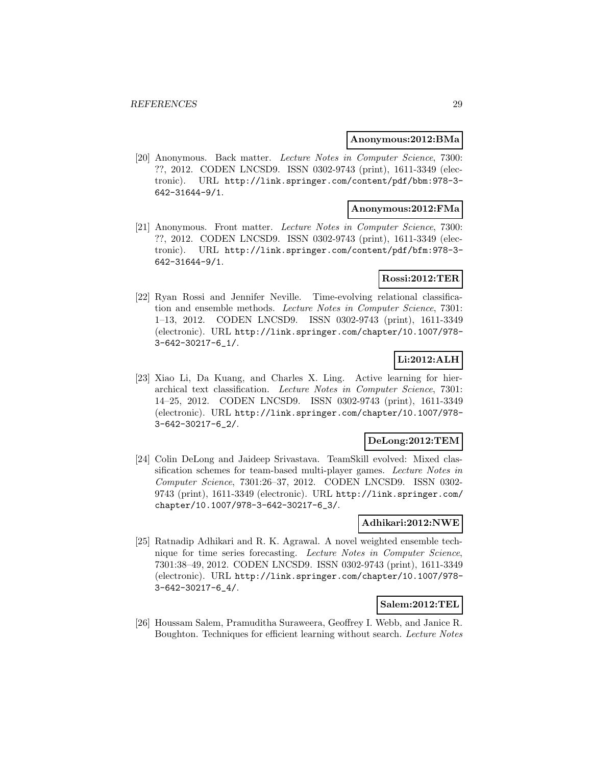**Anonymous:2012:BMa**

[20] Anonymous. Back matter. *Lecture Notes in Computer Science*, 7300: ??, 2012. CODEN LNCSD9. ISSN 0302-9743 (print), 1611-3349 (electronic). URL http://link.springer.com/content/pdf/bbm:978-3-642-31644-9/1.

**Anonymous:2012:FMa**

[21] Anonymous. Front matter. *Lecture Notes in Computer Science*, 7300: ??, 2012. CODEN LNCSD9. ISSN 0302-9743 (print), 1611-3349 (electronic). URL http://link.springer.com/content/pdf/bfm:978-3-642-31644-9/1.

**Rossi:2012:TER**

[22] Ryan Rossi and Jennifer Neville. Time-evolving relational classification and ensemble methods. *Lecture Notes in Computer Science*, 7301: 1–13, 2012. CODEN LNCSD9. ISSN 0302-9743 (print), 1611-3349 (electronic). URL http://link.springer.com/chapter/10.1007/978-3-642-30217-6_1/.

**Li:2012:ALH**

[23] Xiao Li, Da Kuang, and Charles X. Ling. Active learning for hierarchical text classification. *Lecture Notes in Computer Science*, 7301: 14–25, 2012. CODEN LNCSD9. ISSN 0302-9743 (print), 1611-3349 (electronic). URL http://link.springer.com/chapter/10.1007/978-3-642-30217-6_2/.

**DeLong:2012:TEM**

[24] Colin DeLong and Jaideep Srivastava. TeamSkill evolved: Mixed classification schemes for team-based multi-player games. *Lecture Notes in Computer Science*, 7301:26–37, 2012. CODEN LNCSD9. ISSN 0302-9743 (print), 1611-3349 (electronic). URL http://link.springer.com/chapter/10.1007/978-3-642-30217-6_3/.

**Adhikari:2012:NWE**

[25] Ratnadip Adhikari and R. K. Agrawal. A novel weighted ensemble technique for time series forecasting. *Lecture Notes in Computer Science*, 7301:38–49, 2012. CODEN LNCSD9. ISSN 0302-9743 (print), 1611-3349 (electronic). URL http://link.springer.com/chapter/10.1007/978-3-642-30217-6_4/.

**Salem:2012:TEL**

[26] Houssam Salem, Pramuditha Suraweera, Geoffrey I. Webb, and Janice R. Boughton. Techniques for efficient learning without search. *Lecture Notes*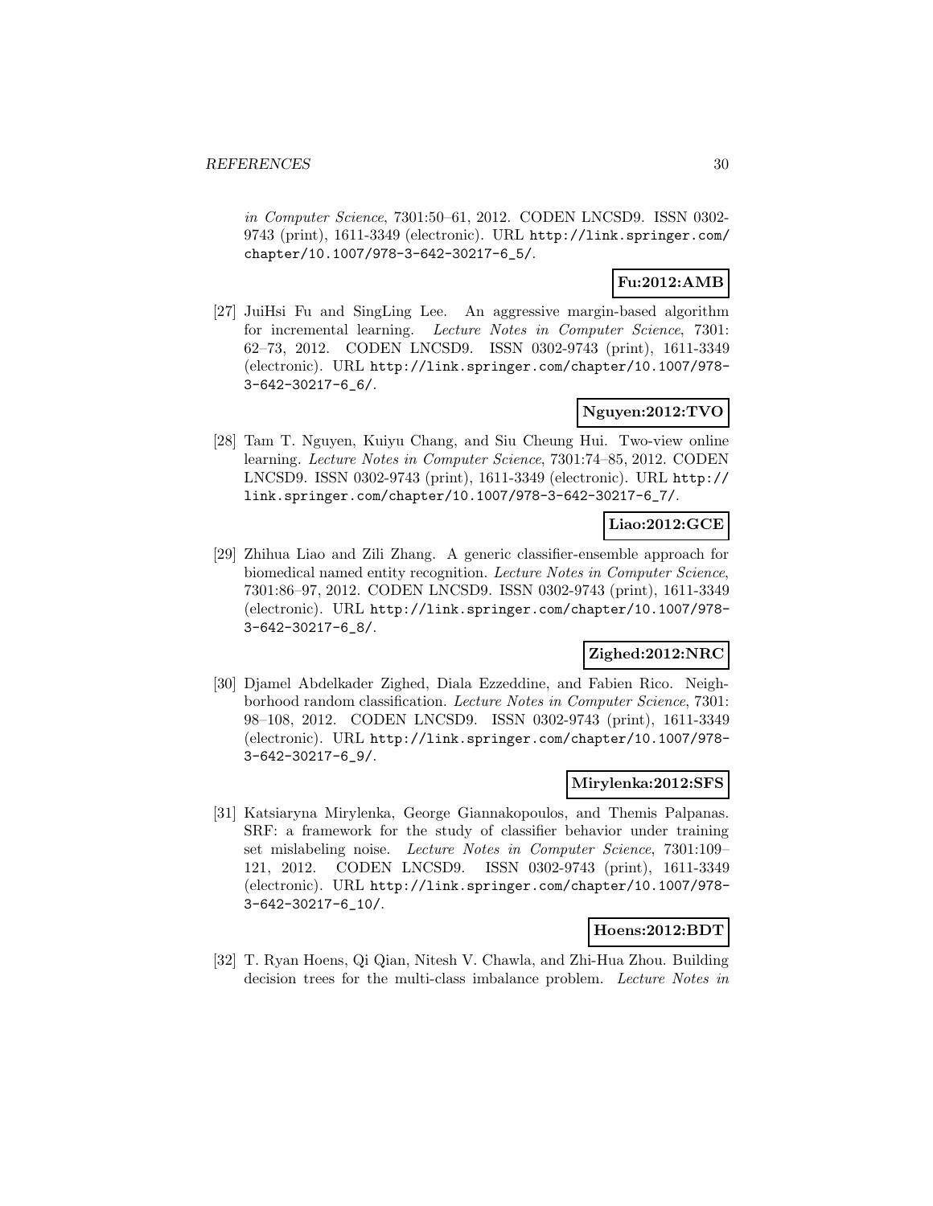*in Computer Science*, 7301:50–61, 2012. CODEN LNCSD9. ISSN 0302-9743 (print), 1611-3349 (electronic). URL `http://link.springer.com/chapter/10.1007/978-3-642-30217-6_5/`.

**Fu:2012:AMB**

[27] JuiHsi Fu and SingLing Lee. An aggressive margin-based algorithm for incremental learning. *Lecture Notes in Computer Science*, 7301: 62–73, 2012. CODEN LNCSD9. ISSN 0302-9743 (print), 1611-3349 (electronic). URL `http://link.springer.com/chapter/10.1007/978-3-642-30217-6_6/`.

**Nguyen:2012:TVO**

[28] Tam T. Nguyen, Kuiyu Chang, and Siu Cheung Hui. Two-view online learning. *Lecture Notes in Computer Science*, 7301:74–85, 2012. CODEN LNCSD9. ISSN 0302-9743 (print), 1611-3349 (electronic). URL `http://link.springer.com/chapter/10.1007/978-3-642-30217-6_7/`.

**Liao:2012:GCE**

[29] Zhihua Liao and Zili Zhang. A generic classifier-ensemble approach for biomedical named entity recognition. *Lecture Notes in Computer Science*, 7301:86–97, 2012. CODEN LNCSD9. ISSN 0302-9743 (print), 1611-3349 (electronic). URL `http://link.springer.com/chapter/10.1007/978-3-642-30217-6_8/`.

**Zighed:2012:NRC**

[30] Djamel Abdelkader Zighed, Diala Ezzeddine, and Fabien Rico. Neighborhood random classification. *Lecture Notes in Computer Science*, 7301: 98–108, 2012. CODEN LNCSD9. ISSN 0302-9743 (print), 1611-3349 (electronic). URL `http://link.springer.com/chapter/10.1007/978-3-642-30217-6_9/`.

**Mirylenka:2012:SFS**

[31] Katsiaryna Mirylenka, George Giannakopoulos, and Themis Palpanas. SRF: a framework for the study of classifier behavior under training set mislabeling noise. *Lecture Notes in Computer Science*, 7301:109–121, 2012. CODEN LNCSD9. ISSN 0302-9743 (print), 1611-3349 (electronic). URL `http://link.springer.com/chapter/10.1007/978-3-642-30217-6_10/`.

**Hoens:2012:BDT**

[32] T. Ryan Hoens, Qi Qian, Nitesh V. Chawla, and Zhi-Hua Zhou. Building decision trees for the multi-class imbalance problem. *Lecture Notes in*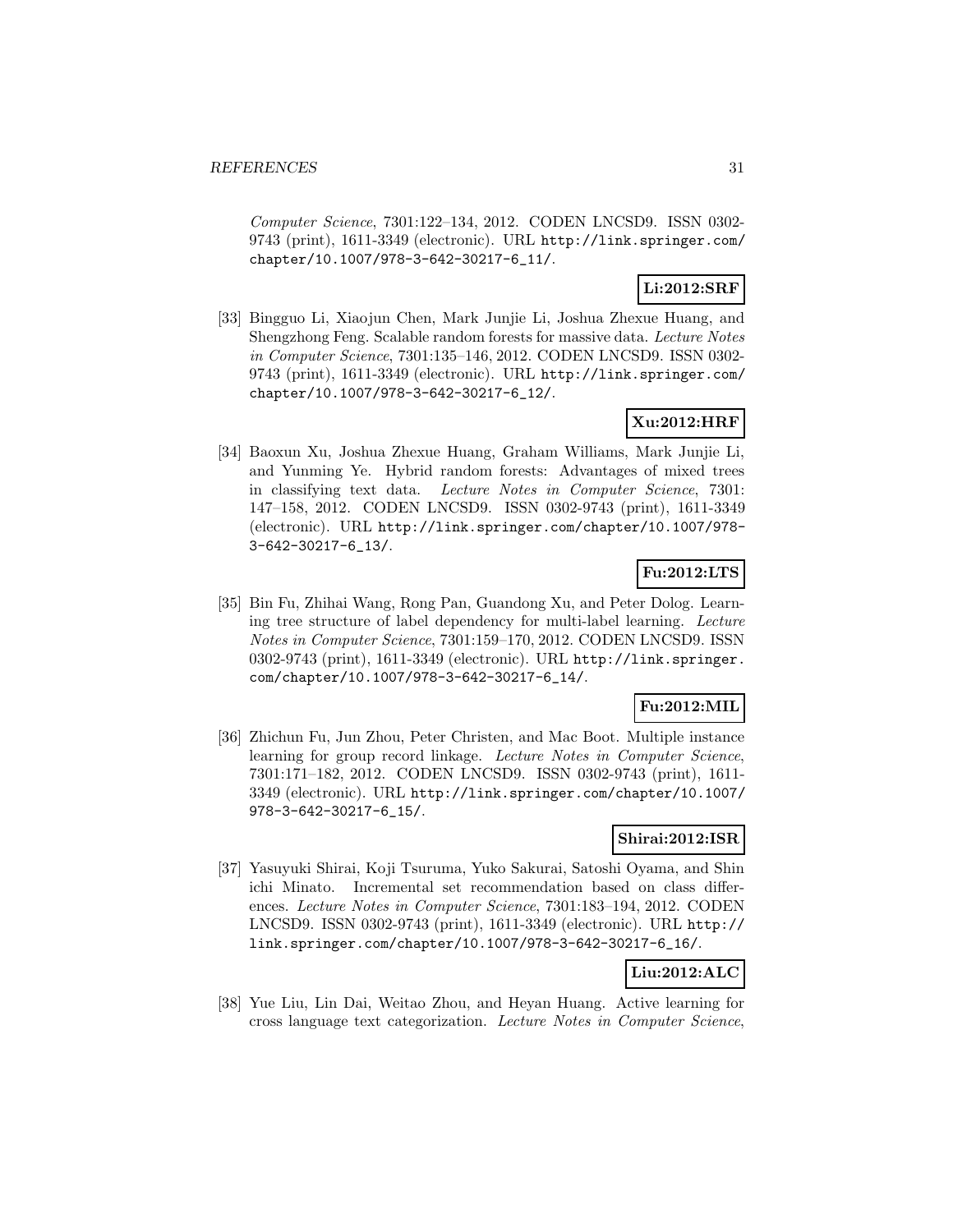*Computer Science*, 7301:122–134, 2012. CODEN LNCSD9. ISSN 0302-9743 (print), 1611-3349 (electronic). URL http://link.springer.com/chapter/10.1007/978-3-642-30217-6_11/.

**Li:2012:SRF**

[33] Bingguo Li, Xiaojun Chen, Mark Junjie Li, Joshua Zhexue Huang, and Shengzhong Feng. Scalable random forests for massive data. *Lecture Notes in Computer Science*, 7301:135–146, 2012. CODEN LNCSD9. ISSN 0302-9743 (print), 1611-3349 (electronic). URL http://link.springer.com/chapter/10.1007/978-3-642-30217-6_12/.

**Xu:2012:HRF**

[34] Baoxun Xu, Joshua Zhexue Huang, Graham Williams, Mark Junjie Li, and Yunming Ye. Hybrid random forests: Advantages of mixed trees in classifying text data. *Lecture Notes in Computer Science*, 7301: 147–158, 2012. CODEN LNCSD9. ISSN 0302-9743 (print), 1611-3349 (electronic). URL http://link.springer.com/chapter/10.1007/978-3-642-30217-6_13/.

**Fu:2012:LTS**

[35] Bin Fu, Zhihai Wang, Rong Pan, Guandong Xu, and Peter Dolog. Learning tree structure of label dependency for multi-label learning. *Lecture Notes in Computer Science*, 7301:159–170, 2012. CODEN LNCSD9. ISSN 0302-9743 (print), 1611-3349 (electronic). URL http://link.springer.com/chapter/10.1007/978-3-642-30217-6_14/.

**Fu:2012:MIL**

[36] Zhichun Fu, Jun Zhou, Peter Christen, and Mac Boot. Multiple instance learning for group record linkage. *Lecture Notes in Computer Science*, 7301:171–182, 2012. CODEN LNCSD9. ISSN 0302-9743 (print), 1611-3349 (electronic). URL http://link.springer.com/chapter/10.1007/978-3-642-30217-6_15/.

**Shirai:2012:ISR**

[37] Yasuyuki Shirai, Koji Tsuruma, Yuko Sakurai, Satoshi Oyama, and Shin ichi Minato. Incremental set recommendation based on class differences. *Lecture Notes in Computer Science*, 7301:183–194, 2012. CODEN LNCSD9. ISSN 0302-9743 (print), 1611-3349 (electronic). URL http://link.springer.com/chapter/10.1007/978-3-642-30217-6_16/.

**Liu:2012:ALC**

[38] Yue Liu, Lin Dai, Weitao Zhou, and Heyan Huang. Active learning for cross language text categorization. *Lecture Notes in Computer Science*,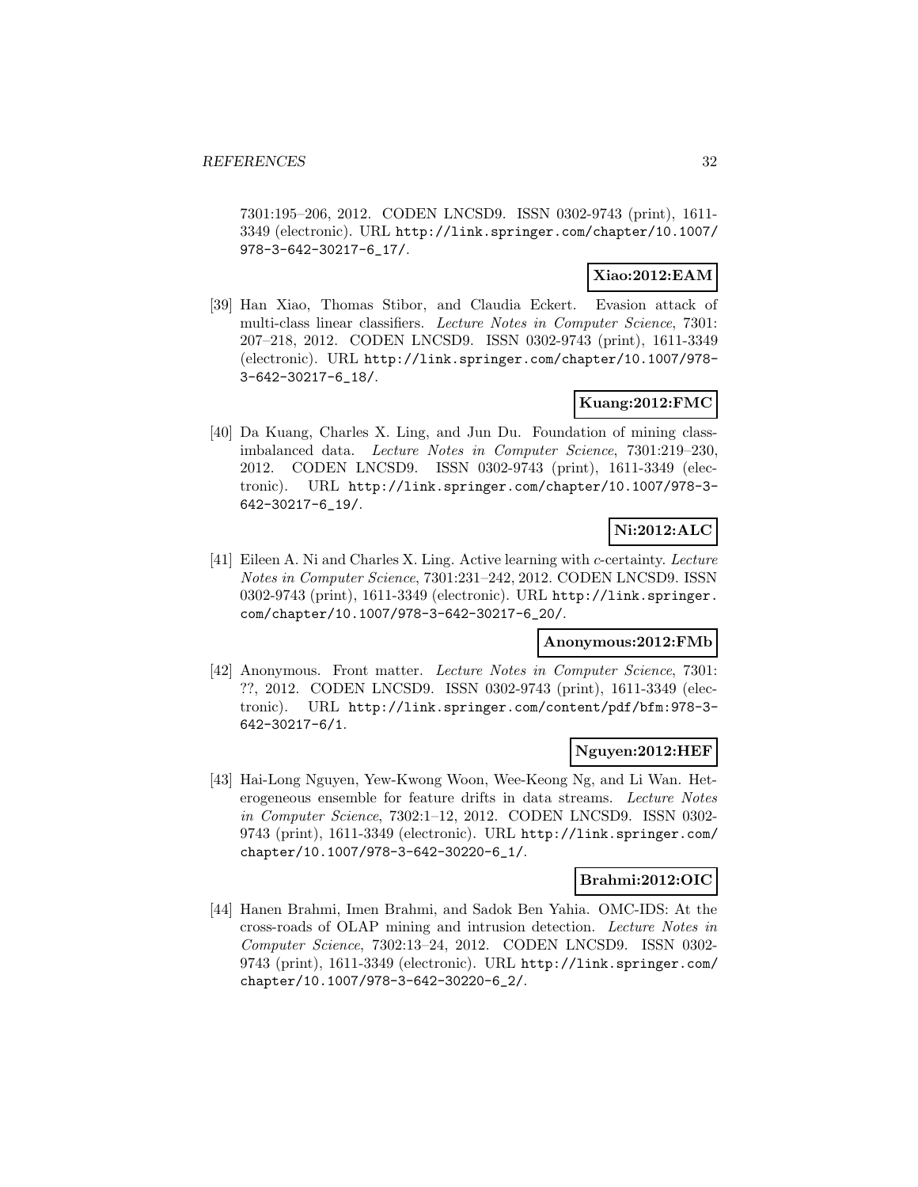7301:195–206, 2012. CODEN LNCSD9. ISSN 0302-9743 (print), 1611-3349 (electronic). URL http://link.springer.com/chapter/10.1007/978-3-642-30217-6_17/.

**Xiao:2012:EAM**

[39] Han Xiao, Thomas Stibor, and Claudia Eckert. Evasion attack of multi-class linear classifiers. *Lecture Notes in Computer Science*, 7301: 207–218, 2012. CODEN LNCSD9. ISSN 0302-9743 (print), 1611-3349 (electronic). URL http://link.springer.com/chapter/10.1007/978-3-642-30217-6_18/.

**Kuang:2012:FMC**

[40] Da Kuang, Charles X. Ling, and Jun Du. Foundation of mining class-imbalanced data. *Lecture Notes in Computer Science*, 7301:219–230, 2012. CODEN LNCSD9. ISSN 0302-9743 (print), 1611-3349 (electronic). URL http://link.springer.com/chapter/10.1007/978-3-642-30217-6_19/.

**Ni:2012:ALC**

[41] Eileen A. Ni and Charles X. Ling. Active learning with $c$-certainty. *Lecture Notes in Computer Science*, 7301:231–242, 2012. CODEN LNCSD9. ISSN 0302-9743 (print), 1611-3349 (electronic). URL http://link.springer.com/chapter/10.1007/978-3-642-30217-6_20/.

**Anonymous:2012:FMb**

[42] Anonymous. Front matter. *Lecture Notes in Computer Science*, 7301: ??, 2012. CODEN LNCSD9. ISSN 0302-9743 (print), 1611-3349 (electronic). URL http://link.springer.com/content/pdf/bfm:978-3-642-30217-6/1.

**Nguyen:2012:HEF**

[43] Hai-Long Nguyen, Yew-Kwong Woon, Wee-Keong Ng, and Li Wan. Heterogeneous ensemble for feature drifts in data streams. *Lecture Notes in Computer Science*, 7302:1–12, 2012. CODEN LNCSD9. ISSN 0302-9743 (print), 1611-3349 (electronic). URL http://link.springer.com/chapter/10.1007/978-3-642-30220-6_1/.

**Brahmi:2012:OIC**

[44] Hanen Brahmi, Imen Brahmi, and Sadok Ben Yahia. OMC-IDS: At the cross-roads of OLAP mining and intrusion detection. *Lecture Notes in Computer Science*, 7302:13–24, 2012. CODEN LNCSD9. ISSN 0302-9743 (print), 1611-3349 (electronic). URL http://link.springer.com/chapter/10.1007/978-3-642-30220-6_2/.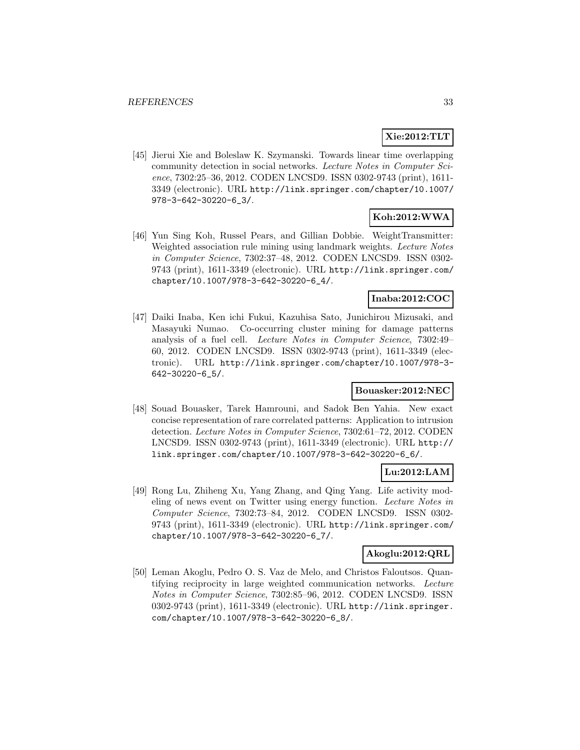**Xie:2012:TLT**

[45] Jierui Xie and Boleslaw K. Szymanski. Towards linear time overlapping community detection in social networks. *Lecture Notes in Computer Science*, 7302:25–36, 2012. CODEN LNCSD9. ISSN 0302-9743 (print), 1611-3349 (electronic). URL http://link.springer.com/chapter/10.1007/978-3-642-30220-6_3/.

**Koh:2012:WWA**

[46] Yun Sing Koh, Russel Pears, and Gillian Dobbie. WeightTransmitter: Weighted association rule mining using landmark weights. *Lecture Notes in Computer Science*, 7302:37–48, 2012. CODEN LNCSD9. ISSN 0302-9743 (print), 1611-3349 (electronic). URL http://link.springer.com/chapter/10.1007/978-3-642-30220-6_4/.

**Inaba:2012:COC**

[47] Daiki Inaba, Ken ichi Fukui, Kazuhisa Sato, Junichirou Mizusaki, and Masayuki Numao. Co-occurring cluster mining for damage patterns analysis of a fuel cell. *Lecture Notes in Computer Science*, 7302:49–60, 2012. CODEN LNCSD9. ISSN 0302-9743 (print), 1611-3349 (electronic). URL http://link.springer.com/chapter/10.1007/978-3-642-30220-6_5/.

**Bouasker:2012:NEC**

[48] Souad Bouasker, Tarek Hamrouni, and Sadok Ben Yahia. New exact concise representation of rare correlated patterns: Application to intrusion detection. *Lecture Notes in Computer Science*, 7302:61–72, 2012. CODEN LNCSD9. ISSN 0302-9743 (print), 1611-3349 (electronic). URL http://link.springer.com/chapter/10.1007/978-3-642-30220-6_6/.

**Lu:2012:LAM**

[49] Rong Lu, Zhiheng Xu, Yang Zhang, and Qing Yang. Life activity modeling of news event on Twitter using energy function. *Lecture Notes in Computer Science*, 7302:73–84, 2012. CODEN LNCSD9. ISSN 0302-9743 (print), 1611-3349 (electronic). URL http://link.springer.com/chapter/10.1007/978-3-642-30220-6_7/.

**Akoglu:2012:QRL**

[50] Leman Akoglu, Pedro O. S. Vaz de Melo, and Christos Faloutsos. Quantifying reciprocity in large weighted communication networks. *Lecture Notes in Computer Science*, 7302:85–96, 2012. CODEN LNCSD9. ISSN 0302-9743 (print), 1611-3349 (electronic). URL http://link.springer.com/chapter/10.1007/978-3-642-30220-6_8/.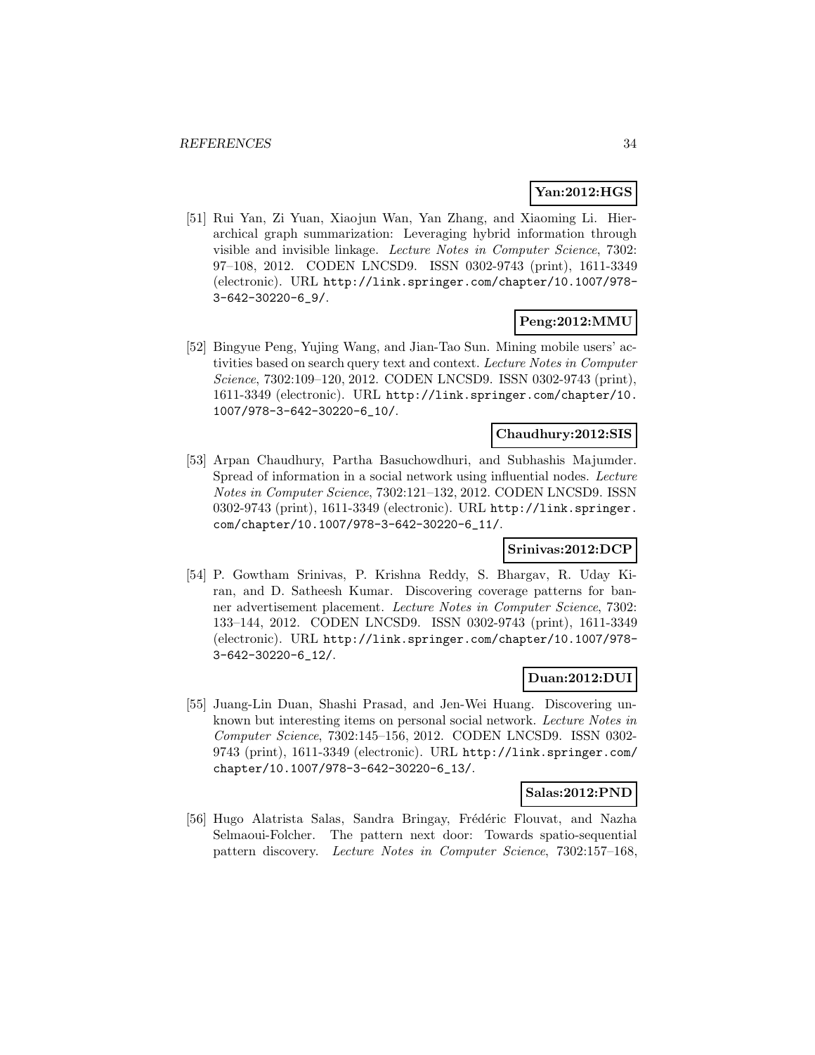**Yan:2012:HGS**

[51] Rui Yan, Zi Yuan, Xiaojun Wan, Yan Zhang, and Xiaoming Li. Hierarchical graph summarization: Leveraging hybrid information through visible and invisible linkage. *Lecture Notes in Computer Science*, 7302: 97–108, 2012. CODEN LNCSD9. ISSN 0302-9743 (print), 1611-3349 (electronic). URL `http://link.springer.com/chapter/10.1007/978-3-642-30220-6_9/`.

**Peng:2012:MMU**

[52] Bingyue Peng, Yujing Wang, and Jian-Tao Sun. Mining mobile users' activities based on search query text and context. *Lecture Notes in Computer Science*, 7302:109–120, 2012. CODEN LNCSD9. ISSN 0302-9743 (print), 1611-3349 (electronic). URL `http://link.springer.com/chapter/10.1007/978-3-642-30220-6_10/`.

**Chaudhury:2012:SIS**

[53] Arpan Chaudhury, Partha Basuchowdhuri, and Subhashis Majumder. Spread of information in a social network using influential nodes. *Lecture Notes in Computer Science*, 7302:121–132, 2012. CODEN LNCSD9. ISSN 0302-9743 (print), 1611-3349 (electronic). URL `http://link.springer.com/chapter/10.1007/978-3-642-30220-6_11/`.

**Srinivas:2012:DCP**

[54] P. Gowtham Srinivas, P. Krishna Reddy, S. Bhargav, R. Uday Kiran, and D. Satheesh Kumar. Discovering coverage patterns for banner advertisement placement. *Lecture Notes in Computer Science*, 7302: 133–144, 2012. CODEN LNCSD9. ISSN 0302-9743 (print), 1611-3349 (electronic). URL `http://link.springer.com/chapter/10.1007/978-3-642-30220-6_12/`.

**Duan:2012:DUI**

[55] Juang-Lin Duan, Shashi Prasad, and Jen-Wei Huang. Discovering unknown but interesting items on personal social network. *Lecture Notes in Computer Science*, 7302:145–156, 2012. CODEN LNCSD9. ISSN 0302-9743 (print), 1611-3349 (electronic). URL `http://link.springer.com/chapter/10.1007/978-3-642-30220-6_13/`.

**Salas:2012:PND**

[56] Hugo Alatrista Salas, Sandra Bringay, Frédéric Flouvat, and Nazha Selmaoui-Folcher. The pattern next door: Towards spatio-sequential pattern discovery. *Lecture Notes in Computer Science*, 7302:157–168,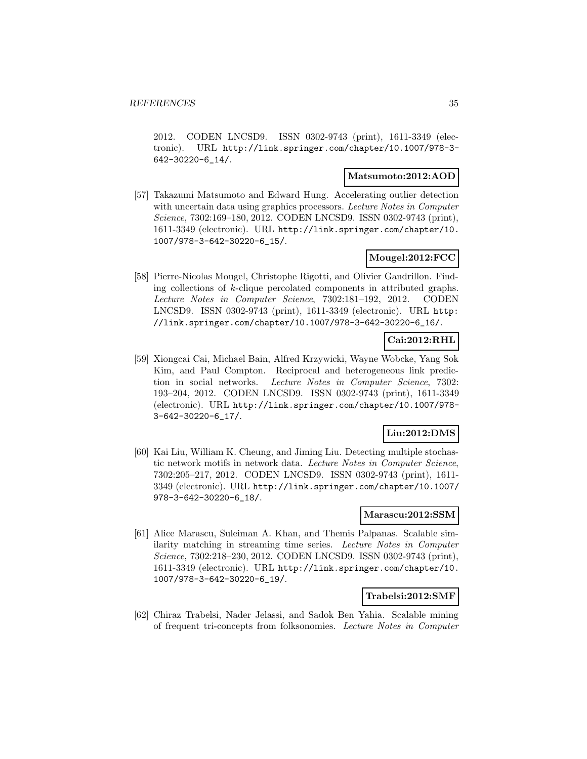2012. CODEN LNCSD9. ISSN 0302-9743 (print), 1611-3349 (electronic). URL http://link.springer.com/chapter/10.1007/978-3-642-30220-6_14/.

**Matsumoto:2012:AOD**

[57] Takazumi Matsumoto and Edward Hung. Accelerating outlier detection with uncertain data using graphics processors. *Lecture Notes in Computer Science*, 7302:169–180, 2012. CODEN LNCSD9. ISSN 0302-9743 (print), 1611-3349 (electronic). URL http://link.springer.com/chapter/10.1007/978-3-642-30220-6_15/.

**Mougel:2012:FCC**

[58] Pierre-Nicolas Mougel, Christophe Rigotti, and Olivier Gandrillon. Finding collections of $k$-clique percolated components in attributed graphs. *Lecture Notes in Computer Science*, 7302:181–192, 2012. CODEN LNCSD9. ISSN 0302-9743 (print), 1611-3349 (electronic). URL http://link.springer.com/chapter/10.1007/978-3-642-30220-6_16/.

**Cai:2012:RHL**

[59] Xiongcai Cai, Michael Bain, Alfred Krzywicki, Wayne Wobcke, Yang Sok Kim, and Paul Compton. Reciprocal and heterogeneous link prediction in social networks. *Lecture Notes in Computer Science*, 7302: 193–204, 2012. CODEN LNCSD9. ISSN 0302-9743 (print), 1611-3349 (electronic). URL http://link.springer.com/chapter/10.1007/978-3-642-30220-6_17/.

**Liu:2012:DMS**

[60] Kai Liu, William K. Cheung, and Jiming Liu. Detecting multiple stochastic network motifs in network data. *Lecture Notes in Computer Science*, 7302:205–217, 2012. CODEN LNCSD9. ISSN 0302-9743 (print), 1611-3349 (electronic). URL http://link.springer.com/chapter/10.1007/978-3-642-30220-6_18/.

**Marascu:2012:SSM**

[61] Alice Marascu, Suleiman A. Khan, and Themis Palpanas. Scalable similarity matching in streaming time series. *Lecture Notes in Computer Science*, 7302:218–230, 2012. CODEN LNCSD9. ISSN 0302-9743 (print), 1611-3349 (electronic). URL http://link.springer.com/chapter/10.1007/978-3-642-30220-6_19/.

**Trabelsi:2012:SMF**

[62] Chiraz Trabelsi, Nader Jelassi, and Sadok Ben Yahia. Scalable mining of frequent tri-concepts from folksonomies. *Lecture Notes in Computer*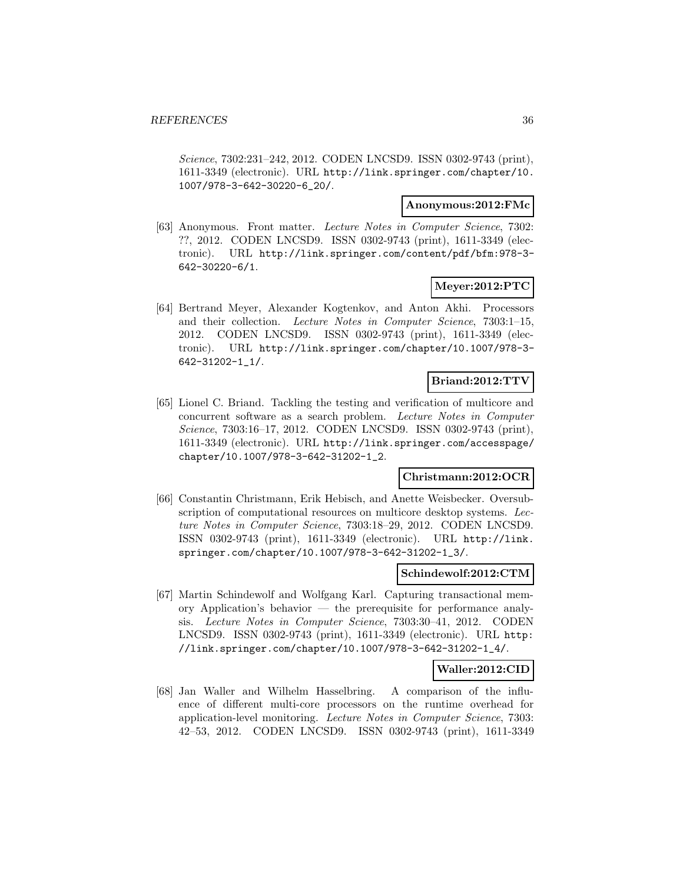*Science*, 7302:231–242, 2012. CODEN LNCSD9. ISSN 0302-9743 (print), 1611-3349 (electronic). URL http://link.springer.com/chapter/10.1007/978-3-642-30220-6_20/.

**Anonymous:2012:FMc**

[63] Anonymous. Front matter. *Lecture Notes in Computer Science*, 7302: ??, 2012. CODEN LNCSD9. ISSN 0302-9743 (print), 1611-3349 (electronic). URL http://link.springer.com/content/pdf/bfm:978-3-642-30220-6/1.

**Meyer:2012:PTC**

[64] Bertrand Meyer, Alexander Kogtenkov, and Anton Akhi. Processors and their collection. *Lecture Notes in Computer Science*, 7303:1–15, 2012. CODEN LNCSD9. ISSN 0302-9743 (print), 1611-3349 (electronic). URL http://link.springer.com/chapter/10.1007/978-3-642-31202-1_1/.

**Briand:2012:TTV**

[65] Lionel C. Briand. Tackling the testing and verification of multicore and concurrent software as a search problem. *Lecture Notes in Computer Science*, 7303:16–17, 2012. CODEN LNCSD9. ISSN 0302-9743 (print), 1611-3349 (electronic). URL http://link.springer.com/accesspage/chapter/10.1007/978-3-642-31202-1_2.

**Christmann:2012:OCR**

[66] Constantin Christmann, Erik Hebisch, and Anette Weisbecker. Oversubscription of computational resources on multicore desktop systems. *Lecture Notes in Computer Science*, 7303:18–29, 2012. CODEN LNCSD9. ISSN 0302-9743 (print), 1611-3349 (electronic). URL http://link.springer.com/chapter/10.1007/978-3-642-31202-1_3/.

**Schindewolf:2012:CTM**

[67] Martin Schindewolf and Wolfgang Karl. Capturing transactional memory Application's behavior — the prerequisite for performance analysis. *Lecture Notes in Computer Science*, 7303:30–41, 2012. CODEN LNCSD9. ISSN 0302-9743 (print), 1611-3349 (electronic). URL http://link.springer.com/chapter/10.1007/978-3-642-31202-1_4/.

**Waller:2012:CID**

[68] Jan Waller and Wilhelm Hasselbring. A comparison of the influence of different multi-core processors on the runtime overhead for application-level monitoring. *Lecture Notes in Computer Science*, 7303: 42–53, 2012. CODEN LNCSD9. ISSN 0302-9743 (print), 1611-3349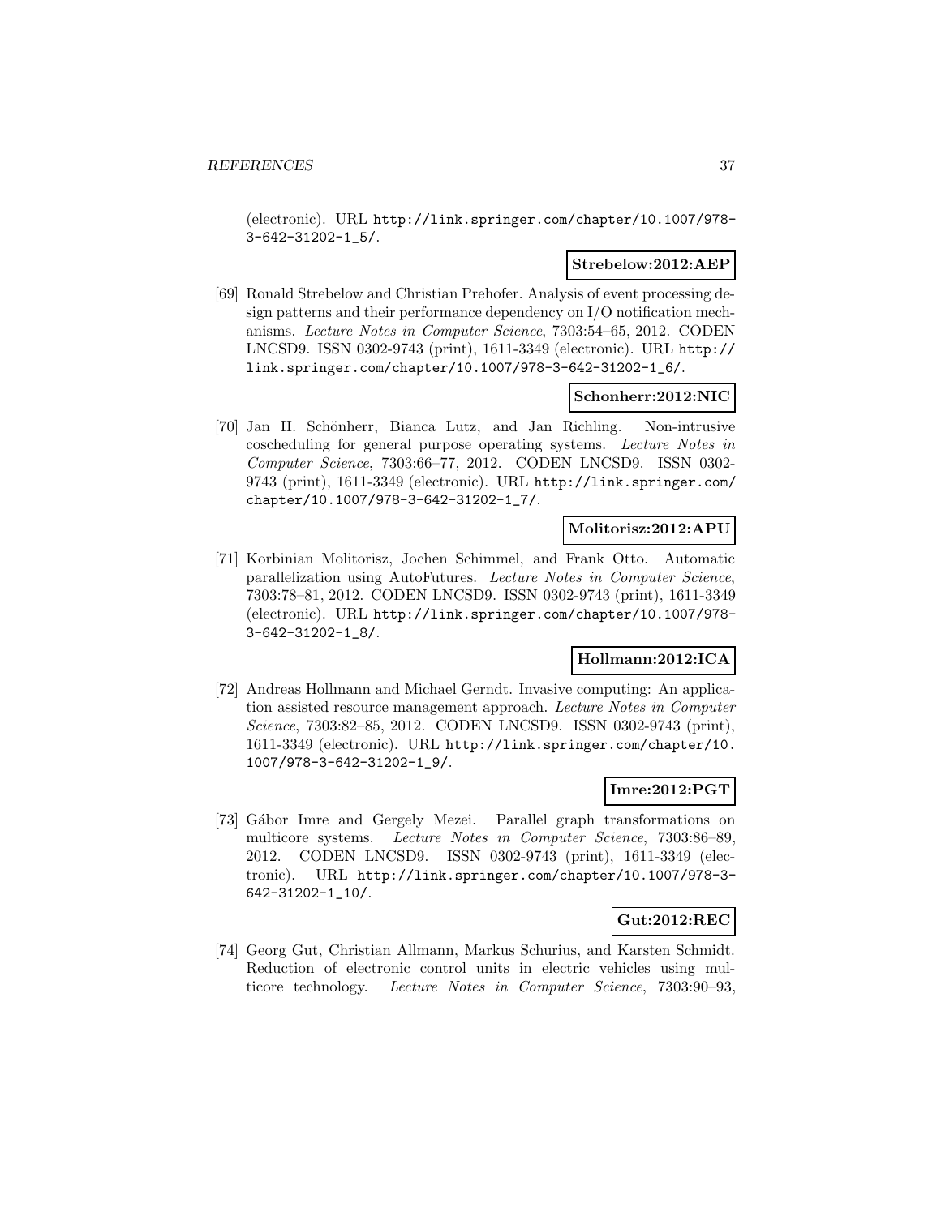(electronic). URL http://link.springer.com/chapter/10.1007/978-3-642-31202-1_5/.

**Strebelow:2012:AEP**

[69] Ronald Strebelow and Christian Prehofer. Analysis of event processing design patterns and their performance dependency on I/O notification mechanisms. *Lecture Notes in Computer Science*, 7303:54–65, 2012. CODEN LNCSD9. ISSN 0302-9743 (print), 1611-3349 (electronic). URL http://link.springer.com/chapter/10.1007/978-3-642-31202-1_6/.

**Schonherr:2012:NIC**

[70] Jan H. Schönherr, Bianca Lutz, and Jan Richling. Non-intrusive coscheduling for general purpose operating systems. *Lecture Notes in Computer Science*, 7303:66–77, 2012. CODEN LNCSD9. ISSN 0302-9743 (print), 1611-3349 (electronic). URL http://link.springer.com/chapter/10.1007/978-3-642-31202-1_7/.

**Molitorisz:2012:APU**

[71] Korbinian Molitorisz, Jochen Schimmel, and Frank Otto. Automatic parallelization using AutoFutures. *Lecture Notes in Computer Science*, 7303:78–81, 2012. CODEN LNCSD9. ISSN 0302-9743 (print), 1611-3349 (electronic). URL http://link.springer.com/chapter/10.1007/978-3-642-31202-1_8/.

**Hollmann:2012:ICA**

[72] Andreas Hollmann and Michael Gerndt. Invasive computing: An application assisted resource management approach. *Lecture Notes in Computer Science*, 7303:82–85, 2012. CODEN LNCSD9. ISSN 0302-9743 (print), 1611-3349 (electronic). URL http://link.springer.com/chapter/10.1007/978-3-642-31202-1_9/.

**Imre:2012:PGT**

[73] Gábor Imre and Gergely Mezei. Parallel graph transformations on multicore systems. *Lecture Notes in Computer Science*, 7303:86–89, 2012. CODEN LNCSD9. ISSN 0302-9743 (print), 1611-3349 (electronic). URL http://link.springer.com/chapter/10.1007/978-3-642-31202-1_10/.

**Gut:2012:REC**

[74] Georg Gut, Christian Allmann, Markus Schurius, and Karsten Schmidt. Reduction of electronic control units in electric vehicles using multicore technology. *Lecture Notes in Computer Science*, 7303:90–93,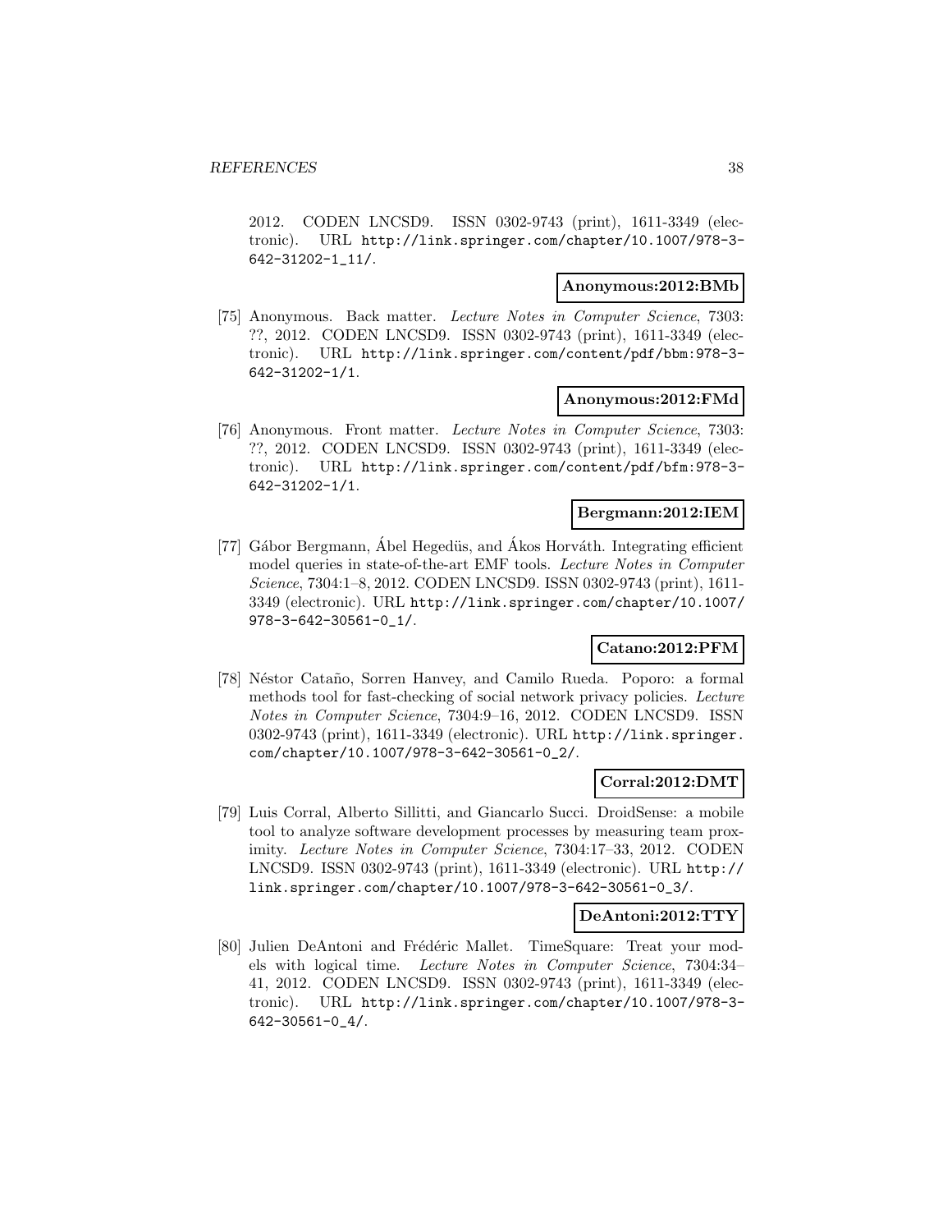2012. CODEN LNCSD9. ISSN 0302-9743 (print), 1611-3349 (electronic). URL http://link.springer.com/chapter/10.1007/978-3-642-31202-1_11/.

**Anonymous:2012:BMb**

[75] Anonymous. Back matter. *Lecture Notes in Computer Science*, 7303: ??, 2012. CODEN LNCSD9. ISSN 0302-9743 (print), 1611-3349 (electronic). URL http://link.springer.com/content/pdf/bbm:978-3-642-31202-1/1.

**Anonymous:2012:FMd**

[76] Anonymous. Front matter. *Lecture Notes in Computer Science*, 7303: ??, 2012. CODEN LNCSD9. ISSN 0302-9743 (print), 1611-3349 (electronic). URL http://link.springer.com/content/pdf/bfm:978-3-642-31202-1/1.

**Bergmann:2012:IEM**

[77] Gábor Bergmann, Ábel Hegedüs, and Ákos Horváth. Integrating efficient model queries in state-of-the-art EMF tools. *Lecture Notes in Computer Science*, 7304:1–8, 2012. CODEN LNCSD9. ISSN 0302-9743 (print), 1611-3349 (electronic). URL http://link.springer.com/chapter/10.1007/978-3-642-30561-0_1/.

**Catano:2012:PFM**

[78] Néstor Cataño, Sorren Hanvey, and Camilo Rueda. Poporo: a formal methods tool for fast-checking of social network privacy policies. *Lecture Notes in Computer Science*, 7304:9–16, 2012. CODEN LNCSD9. ISSN 0302-9743 (print), 1611-3349 (electronic). URL http://link.springer.com/chapter/10.1007/978-3-642-30561-0_2/.

**Corral:2012:DMT**

[79] Luis Corral, Alberto Sillitti, and Giancarlo Succi. DroidSense: a mobile tool to analyze software development processes by measuring team proximity. *Lecture Notes in Computer Science*, 7304:17–33, 2012. CODEN LNCSD9. ISSN 0302-9743 (print), 1611-3349 (electronic). URL http://link.springer.com/chapter/10.1007/978-3-642-30561-0_3/.

**DeAntoni:2012:TTY**

[80] Julien DeAntoni and Frédéric Mallet. TimeSquare: Treat your models with logical time. *Lecture Notes in Computer Science*, 7304:34–41, 2012. CODEN LNCSD9. ISSN 0302-9743 (print), 1611-3349 (electronic). URL http://link.springer.com/chapter/10.1007/978-3-642-30561-0_4/.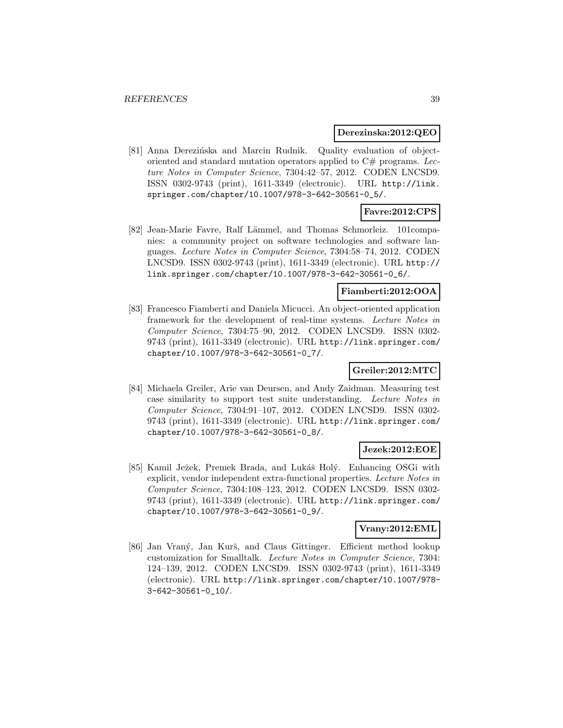**Derezinska:2012:QEO**

[81] Anna Derezińska and Marcin Rudnik. Quality evaluation of object-oriented and standard mutation operators applied to C# programs. *Lecture Notes in Computer Science*, 7304:42–57, 2012. CODEN LNCSD9. ISSN 0302-9743 (print), 1611-3349 (electronic). URL http://link.springer.com/chapter/10.1007/978-3-642-30561-0_5/.

**Favre:2012:CPS**

[82] Jean-Marie Favre, Ralf Lämmel, and Thomas Schmorleiz. 101companies: a community project on software technologies and software languages. *Lecture Notes in Computer Science*, 7304:58–74, 2012. CODEN LNCSD9. ISSN 0302-9743 (print), 1611-3349 (electronic). URL http://link.springer.com/chapter/10.1007/978-3-642-30561-0_6/.

**Fiamberti:2012:OOA**

[83] Francesco Fiamberti and Daniela Micucci. An object-oriented application framework for the development of real-time systems. *Lecture Notes in Computer Science*, 7304:75–90, 2012. CODEN LNCSD9. ISSN 0302-9743 (print), 1611-3349 (electronic). URL http://link.springer.com/chapter/10.1007/978-3-642-30561-0_7/.

**Greiler:2012:MTC**

[84] Michaela Greiler, Arie van Deursen, and Andy Zaidman. Measuring test case similarity to support test suite understanding. *Lecture Notes in Computer Science*, 7304:91–107, 2012. CODEN LNCSD9. ISSN 0302-9743 (print), 1611-3349 (electronic). URL http://link.springer.com/chapter/10.1007/978-3-642-30561-0_8/.

**Jezek:2012:EOE**

[85] Kamil Ježek, Premek Brada, and Lukáš Holý. Enhancing OSGi with explicit, vendor independent extra-functional properties. *Lecture Notes in Computer Science*, 7304:108–123, 2012. CODEN LNCSD9. ISSN 0302-9743 (print), 1611-3349 (electronic). URL http://link.springer.com/chapter/10.1007/978-3-642-30561-0_9/.

**Vrany:2012:EML**

[86] Jan Vraný, Jan Kurš, and Claus Gittinger. Efficient method lookup customization for Smalltalk. *Lecture Notes in Computer Science*, 7304:124–139, 2012. CODEN LNCSD9. ISSN 0302-9743 (print), 1611-3349 (electronic). URL http://link.springer.com/chapter/10.1007/978-3-642-30561-0_10/.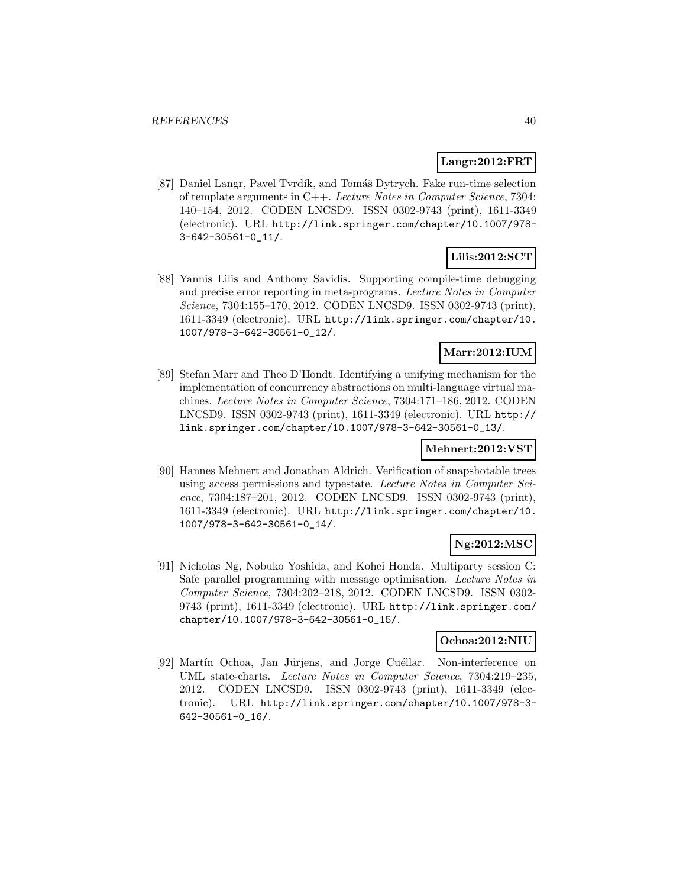**Langr:2012:FRT**

[87] Daniel Langr, Pavel Tvrdík, and Tomáš Dytrych. Fake run-time selection of template arguments in C++. *Lecture Notes in Computer Science*, 7304: 140–154, 2012. CODEN LNCSD9. ISSN 0302-9743 (print), 1611-3349 (electronic). URL http://link.springer.com/chapter/10.1007/978-3-642-30561-0_11/.

**Lilis:2012:SCT**

[88] Yannis Lilis and Anthony Savidis. Supporting compile-time debugging and precise error reporting in meta-programs. *Lecture Notes in Computer Science*, 7304:155–170, 2012. CODEN LNCSD9. ISSN 0302-9743 (print), 1611-3349 (electronic). URL http://link.springer.com/chapter/10.1007/978-3-642-30561-0_12/.

**Marr:2012:IUM**

[89] Stefan Marr and Theo D'Hondt. Identifying a unifying mechanism for the implementation of concurrency abstractions on multi-language virtual machines. *Lecture Notes in Computer Science*, 7304:171–186, 2012. CODEN LNCSD9. ISSN 0302-9743 (print), 1611-3349 (electronic). URL http://link.springer.com/chapter/10.1007/978-3-642-30561-0_13/.

**Mehnert:2012:VST**

[90] Hannes Mehnert and Jonathan Aldrich. Verification of snapshotable trees using access permissions and typestate. *Lecture Notes in Computer Science*, 7304:187–201, 2012. CODEN LNCSD9. ISSN 0302-9743 (print), 1611-3349 (electronic). URL http://link.springer.com/chapter/10.1007/978-3-642-30561-0_14/.

**Ng:2012:MSC**

[91] Nicholas Ng, Nobuko Yoshida, and Kohei Honda. Multiparty session C: Safe parallel programming with message optimisation. *Lecture Notes in Computer Science*, 7304:202–218, 2012. CODEN LNCSD9. ISSN 0302-9743 (print), 1611-3349 (electronic). URL http://link.springer.com/chapter/10.1007/978-3-642-30561-0_15/.

**Ochoa:2012:NIU**

[92] Martín Ochoa, Jan Jürjens, and Jorge Cuéllar. Non-interference on UML state-charts. *Lecture Notes in Computer Science*, 7304:219–235, 2012. CODEN LNCSD9. ISSN 0302-9743 (print), 1611-3349 (electronic). URL http://link.springer.com/chapter/10.1007/978-3-642-30561-0_16/.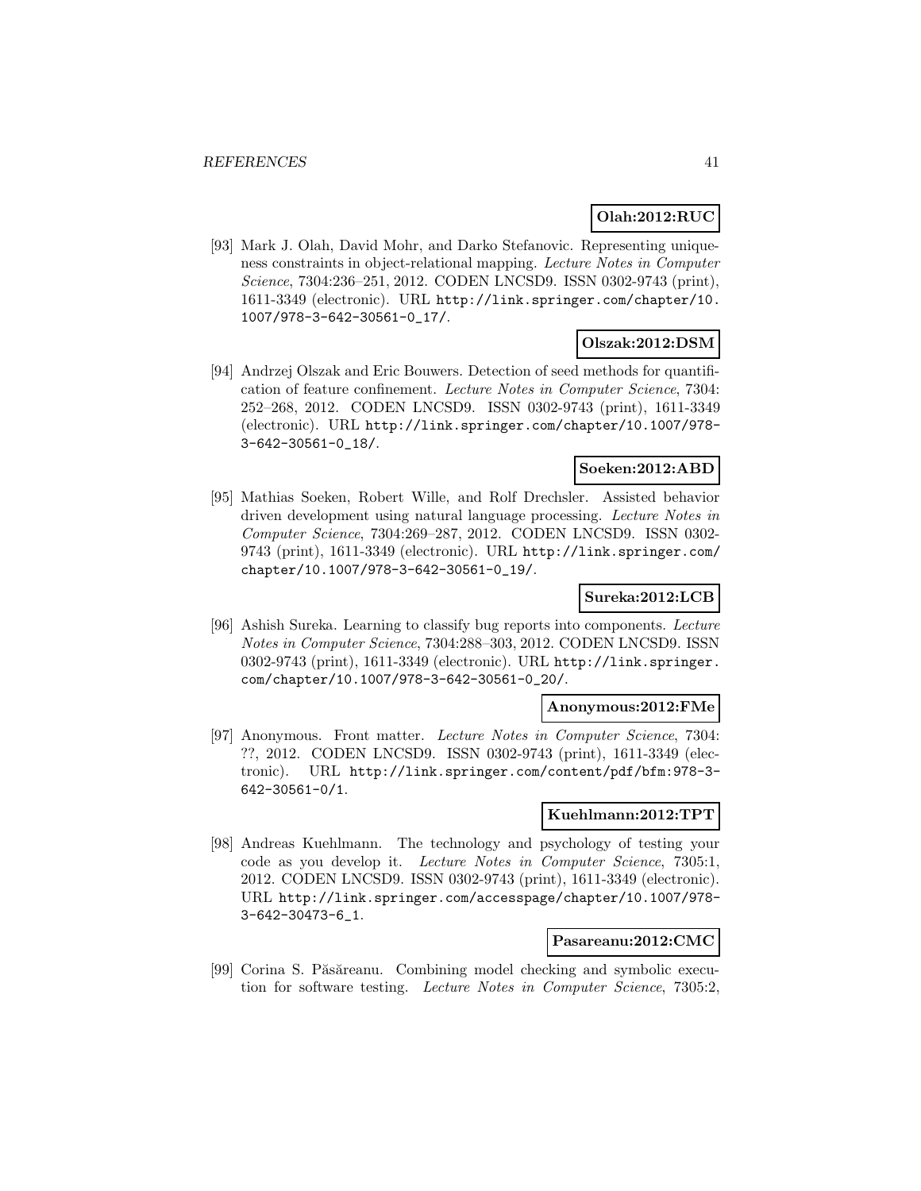**Olah:2012:RUC**

[93] Mark J. Olah, David Mohr, and Darko Stefanovic. Representing uniqueness constraints in object-relational mapping. *Lecture Notes in Computer Science*, 7304:236–251, 2012. CODEN LNCSD9. ISSN 0302-9743 (print), 1611-3349 (electronic). URL http://link.springer.com/chapter/10.1007/978-3-642-30561-0_17/.

**Olszak:2012:DSM**

[94] Andrzej Olszak and Eric Bouwers. Detection of seed methods for quantification of feature confinement. *Lecture Notes in Computer Science*, 7304: 252–268, 2012. CODEN LNCSD9. ISSN 0302-9743 (print), 1611-3349 (electronic). URL http://link.springer.com/chapter/10.1007/978-3-642-30561-0_18/.

**Soeken:2012:ABD**

[95] Mathias Soeken, Robert Wille, and Rolf Drechsler. Assisted behavior driven development using natural language processing. *Lecture Notes in Computer Science*, 7304:269–287, 2012. CODEN LNCSD9. ISSN 0302-9743 (print), 1611-3349 (electronic). URL http://link.springer.com/chapter/10.1007/978-3-642-30561-0_19/.

**Sureka:2012:LCB**

[96] Ashish Sureka. Learning to classify bug reports into components. *Lecture Notes in Computer Science*, 7304:288–303, 2012. CODEN LNCSD9. ISSN 0302-9743 (print), 1611-3349 (electronic). URL http://link.springer.com/chapter/10.1007/978-3-642-30561-0_20/.

**Anonymous:2012:FMe**

[97] Anonymous. Front matter. *Lecture Notes in Computer Science*, 7304: ??, 2012. CODEN LNCSD9. ISSN 0302-9743 (print), 1611-3349 (electronic). URL http://link.springer.com/content/pdf/bfm:978-3-642-30561-0/1.

**Kuehlmann:2012:TPT**

[98] Andreas Kuehlmann. The technology and psychology of testing your code as you develop it. *Lecture Notes in Computer Science*, 7305:1, 2012. CODEN LNCSD9. ISSN 0302-9743 (print), 1611-3349 (electronic). URL http://link.springer.com/accesspage/chapter/10.1007/978-3-642-30473-6_1.

**Pasareanu:2012:CMC**

[99] Corina S. Păsăreanu. Combining model checking and symbolic execution for software testing. *Lecture Notes in Computer Science*, 7305:2,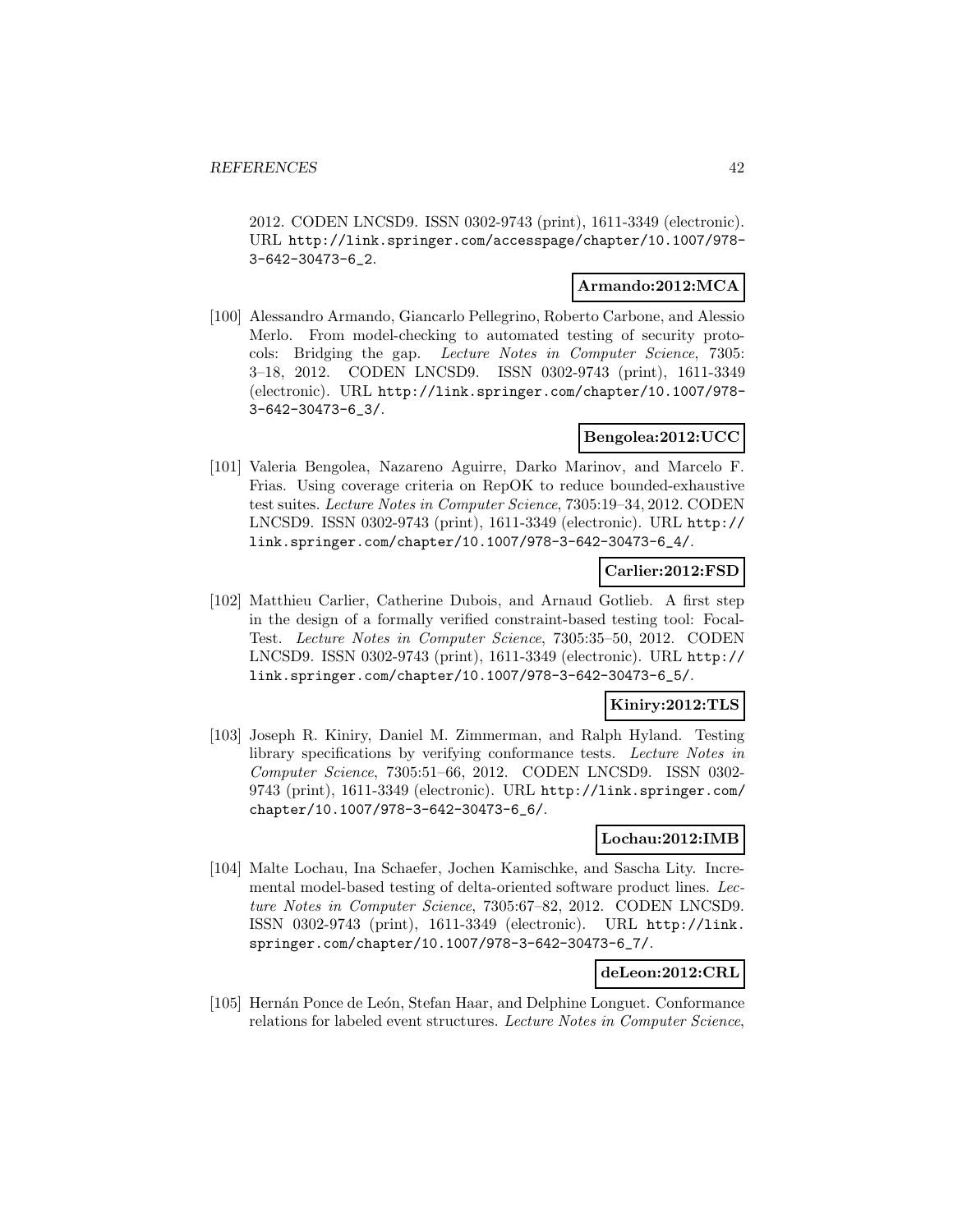2012. CODEN LNCSD9. ISSN 0302-9743 (print), 1611-3349 (electronic). URL http://link.springer.com/accesspage/chapter/10.1007/978-3-642-30473-6_2.

**Armando:2012:MCA**

[100] Alessandro Armando, Giancarlo Pellegrino, Roberto Carbone, and Alessio Merlo. From model-checking to automated testing of security protocols: Bridging the gap. *Lecture Notes in Computer Science*, 7305: 3–18, 2012. CODEN LNCSD9. ISSN 0302-9743 (print), 1611-3349 (electronic). URL http://link.springer.com/chapter/10.1007/978-3-642-30473-6_3/.

**Bengolea:2012:UCC**

[101] Valeria Bengolea, Nazareno Aguirre, Darko Marinov, and Marcelo F. Frias. Using coverage criteria on RepOK to reduce bounded-exhaustive test suites. *Lecture Notes in Computer Science*, 7305:19–34, 2012. CODEN LNCSD9. ISSN 0302-9743 (print), 1611-3349 (electronic). URL http://link.springer.com/chapter/10.1007/978-3-642-30473-6_4/.

**Carlier:2012:FSD**

[102] Matthieu Carlier, Catherine Dubois, and Arnaud Gotlieb. A first step in the design of a formally verified constraint-based testing tool: FocalTest. *Lecture Notes in Computer Science*, 7305:35–50, 2012. CODEN LNCSD9. ISSN 0302-9743 (print), 1611-3349 (electronic). URL http://link.springer.com/chapter/10.1007/978-3-642-30473-6_5/.

**Kiniry:2012:TLS**

[103] Joseph R. Kiniry, Daniel M. Zimmerman, and Ralph Hyland. Testing library specifications by verifying conformance tests. *Lecture Notes in Computer Science*, 7305:51–66, 2012. CODEN LNCSD9. ISSN 0302-9743 (print), 1611-3349 (electronic). URL http://link.springer.com/chapter/10.1007/978-3-642-30473-6_6/.

**Lochau:2012:IMB**

[104] Malte Lochau, Ina Schaefer, Jochen Kamischke, and Sascha Lity. Incremental model-based testing of delta-oriented software product lines. *Lecture Notes in Computer Science*, 7305:67–82, 2012. CODEN LNCSD9. ISSN 0302-9743 (print), 1611-3349 (electronic). URL http://link.springer.com/chapter/10.1007/978-3-642-30473-6_7/.

**deLeon:2012:CRL**

[105] Hernán Ponce de León, Stefan Haar, and Delphine Longuet. Conformance relations for labeled event structures. *Lecture Notes in Computer Science*,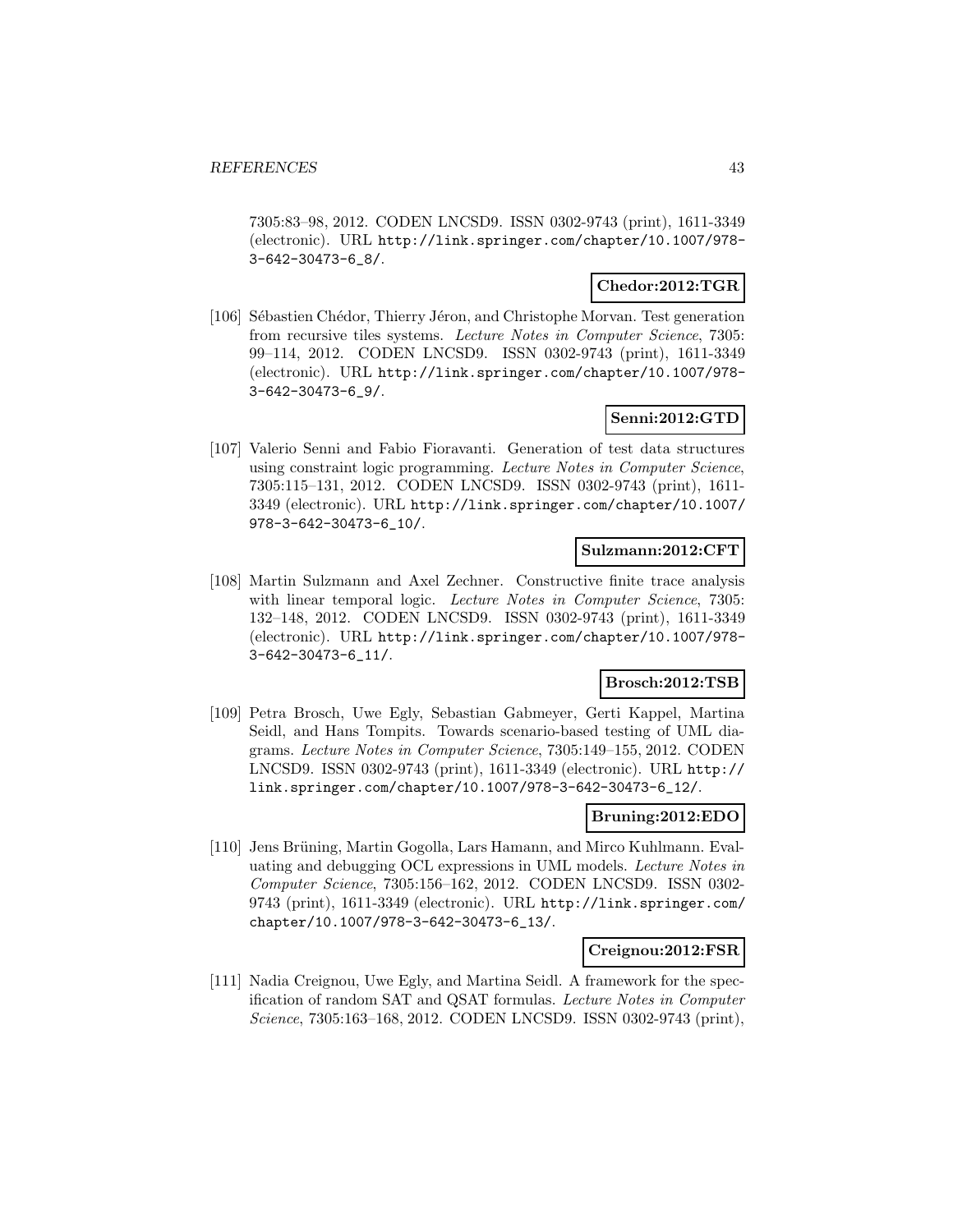7305:83–98, 2012. CODEN LNCSD9. ISSN 0302-9743 (print), 1611-3349 (electronic). URL http://link.springer.com/chapter/10.1007/978-3-642-30473-6_8/.

**Chedor:2012:TGR**

[106] Sébastien Chédor, Thierry Jéron, and Christophe Morvan. Test generation from recursive tiles systems. *Lecture Notes in Computer Science*, 7305: 99–114, 2012. CODEN LNCSD9. ISSN 0302-9743 (print), 1611-3349 (electronic). URL http://link.springer.com/chapter/10.1007/978-3-642-30473-6_9/.

**Senni:2012:GTD**

[107] Valerio Senni and Fabio Fioravanti. Generation of test data structures using constraint logic programming. *Lecture Notes in Computer Science*, 7305:115–131, 2012. CODEN LNCSD9. ISSN 0302-9743 (print), 1611-3349 (electronic). URL http://link.springer.com/chapter/10.1007/978-3-642-30473-6_10/.

**Sulzmann:2012:CFT**

[108] Martin Sulzmann and Axel Zechner. Constructive finite trace analysis with linear temporal logic. *Lecture Notes in Computer Science*, 7305: 132–148, 2012. CODEN LNCSD9. ISSN 0302-9743 (print), 1611-3349 (electronic). URL http://link.springer.com/chapter/10.1007/978-3-642-30473-6_11/.

**Brosch:2012:TSB**

[109] Petra Brosch, Uwe Egly, Sebastian Gabmeyer, Gerti Kappel, Martina Seidl, and Hans Tompits. Towards scenario-based testing of UML diagrams. *Lecture Notes in Computer Science*, 7305:149–155, 2012. CODEN LNCSD9. ISSN 0302-9743 (print), 1611-3349 (electronic). URL http://link.springer.com/chapter/10.1007/978-3-642-30473-6_12/.

**Bruning:2012:EDO**

[110] Jens Brüning, Martin Gogolla, Lars Hamann, and Mirco Kuhlmann. Evaluating and debugging OCL expressions in UML models. *Lecture Notes in Computer Science*, 7305:156–162, 2012. CODEN LNCSD9. ISSN 0302-9743 (print), 1611-3349 (electronic). URL http://link.springer.com/chapter/10.1007/978-3-642-30473-6_13/.

**Creignou:2012:FSR**

[111] Nadia Creignou, Uwe Egly, and Martina Seidl. A framework for the specification of random SAT and QSAT formulas. *Lecture Notes in Computer Science*, 7305:163–168, 2012. CODEN LNCSD9. ISSN 0302-9743 (print),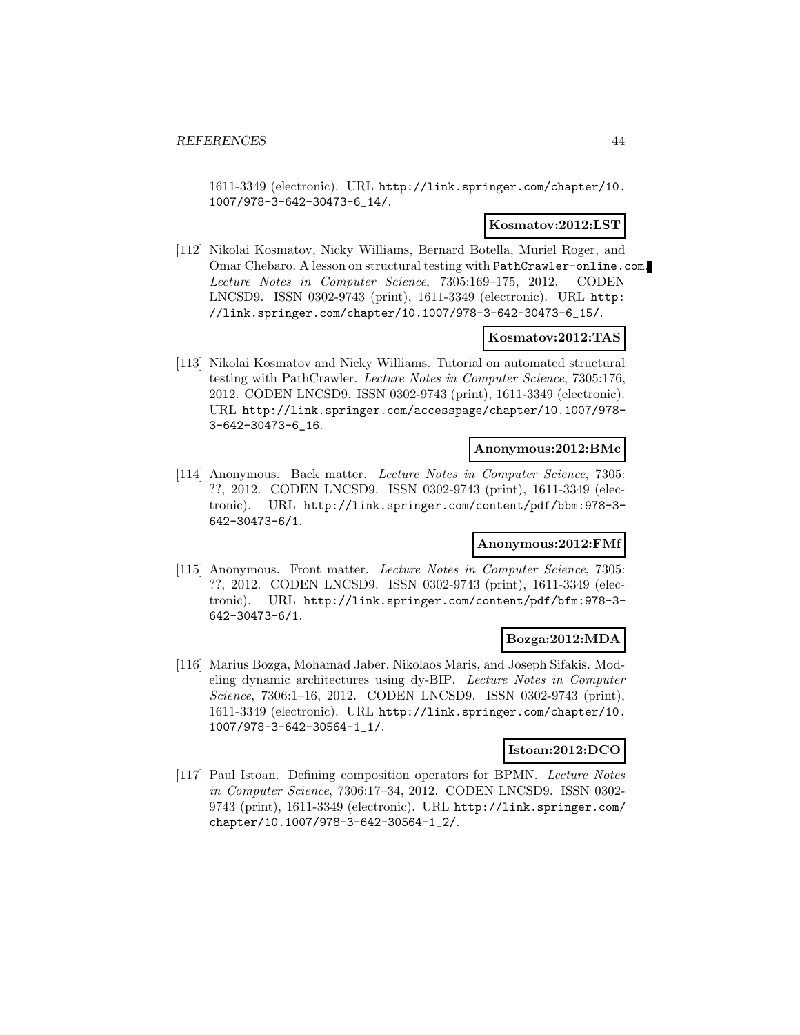1611-3349 (electronic). URL http://link.springer.com/chapter/10.1007/978-3-642-30473-6_14/.

**Kosmatov:2012:LST**

[112] Nikolai Kosmatov, Nicky Williams, Bernard Botella, Muriel Roger, and Omar Chebaro. A lesson on structural testing with PathCrawler-online.com. *Lecture Notes in Computer Science*, 7305:169–175, 2012. CODEN LNCSD9. ISSN 0302-9743 (print), 1611-3349 (electronic). URL http://link.springer.com/chapter/10.1007/978-3-642-30473-6_15/.

**Kosmatov:2012:TAS**

[113] Nikolai Kosmatov and Nicky Williams. Tutorial on automated structural testing with PathCrawler. *Lecture Notes in Computer Science*, 7305:176, 2012. CODEN LNCSD9. ISSN 0302-9743 (print), 1611-3349 (electronic). URL http://link.springer.com/accesspage/chapter/10.1007/978-3-642-30473-6_16.

**Anonymous:2012:BMc**

[114] Anonymous. Back matter. *Lecture Notes in Computer Science*, 7305: ??, 2012. CODEN LNCSD9. ISSN 0302-9743 (print), 1611-3349 (electronic). URL http://link.springer.com/content/pdf/bbm:978-3-642-30473-6/1.

**Anonymous:2012:FMf**

[115] Anonymous. Front matter. *Lecture Notes in Computer Science*, 7305: ??, 2012. CODEN LNCSD9. ISSN 0302-9743 (print), 1611-3349 (electronic). URL http://link.springer.com/content/pdf/bfm:978-3-642-30473-6/1.

**Bozga:2012:MDA**

[116] Marius Bozga, Mohamad Jaber, Nikolaos Maris, and Joseph Sifakis. Modeling dynamic architectures using dy-BIP. *Lecture Notes in Computer Science*, 7306:1–16, 2012. CODEN LNCSD9. ISSN 0302-9743 (print), 1611-3349 (electronic). URL http://link.springer.com/chapter/10.1007/978-3-642-30564-1_1/.

**Istoan:2012:DCO**

[117] Paul Istoan. Defining composition operators for BPMN. *Lecture Notes in Computer Science*, 7306:17–34, 2012. CODEN LNCSD9. ISSN 0302-9743 (print), 1611-3349 (electronic). URL http://link.springer.com/chapter/10.1007/978-3-642-30564-1_2/.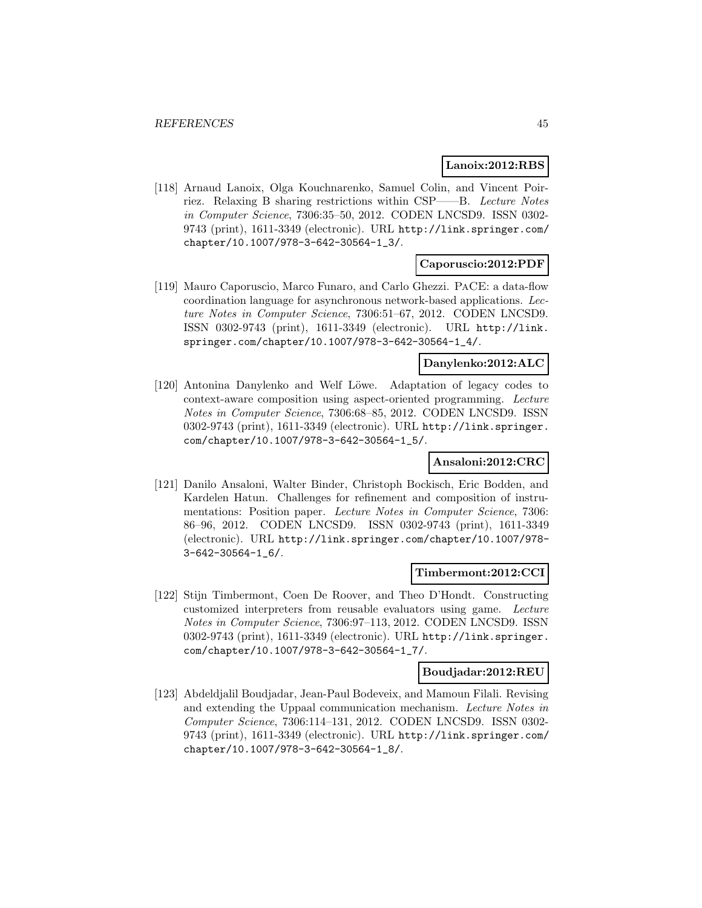**Lanoix:2012:RBS**

[118] Arnaud Lanoix, Olga Kouchnarenko, Samuel Colin, and Vincent Poirriez. Relaxing B sharing restrictions within CSP——B. *Lecture Notes in Computer Science*, 7306:35–50, 2012. CODEN LNCSD9. ISSN 0302-9743 (print), 1611-3349 (electronic). URL http://link.springer.com/chapter/10.1007/978-3-642-30564-1_3/.

**Caporuscio:2012:PDF**

[119] Mauro Caporuscio, Marco Funaro, and Carlo Ghezzi. PaCE: a data-flow coordination language for asynchronous network-based applications. *Lecture Notes in Computer Science*, 7306:51–67, 2012. CODEN LNCSD9. ISSN 0302-9743 (print), 1611-3349 (electronic). URL http://link.springer.com/chapter/10.1007/978-3-642-30564-1_4/.

**Danylenko:2012:ALC**

[120] Antonina Danylenko and Welf Löwe. Adaptation of legacy codes to context-aware composition using aspect-oriented programming. *Lecture Notes in Computer Science*, 7306:68–85, 2012. CODEN LNCSD9. ISSN 0302-9743 (print), 1611-3349 (electronic). URL http://link.springer.com/chapter/10.1007/978-3-642-30564-1_5/.

**Ansaloni:2012:CRC**

[121] Danilo Ansaloni, Walter Binder, Christoph Bockisch, Eric Bodden, and Kardelen Hatun. Challenges for refinement and composition of instrumentations: Position paper. *Lecture Notes in Computer Science*, 7306: 86–96, 2012. CODEN LNCSD9. ISSN 0302-9743 (print), 1611-3349 (electronic). URL http://link.springer.com/chapter/10.1007/978-3-642-30564-1_6/.

**Timbermont:2012:CCI**

[122] Stijn Timbermont, Coen De Roover, and Theo D'Hondt. Constructing customized interpreters from reusable evaluators using game. *Lecture Notes in Computer Science*, 7306:97–113, 2012. CODEN LNCSD9. ISSN 0302-9743 (print), 1611-3349 (electronic). URL http://link.springer.com/chapter/10.1007/978-3-642-30564-1_7/.

**Boudjadar:2012:REU**

[123] Abdeldjalil Boudjadar, Jean-Paul Bodeveix, and Mamoun Filali. Revising and extending the Uppaal communication mechanism. *Lecture Notes in Computer Science*, 7306:114–131, 2012. CODEN LNCSD9. ISSN 0302-9743 (print), 1611-3349 (electronic). URL http://link.springer.com/chapter/10.1007/978-3-642-30564-1_8/.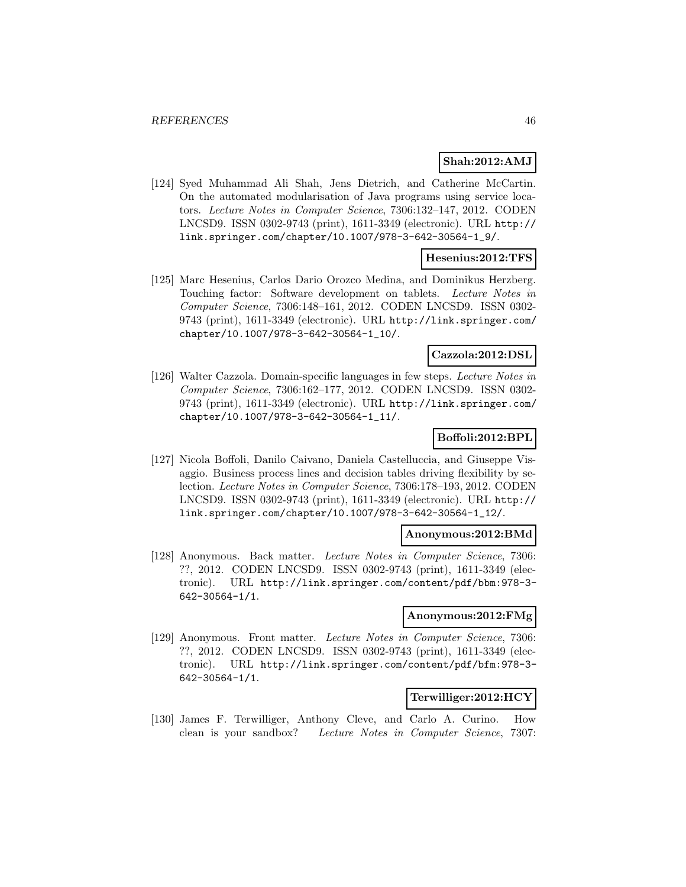**Shah:2012:AMJ**

[124] Syed Muhammad Ali Shah, Jens Dietrich, and Catherine McCartin. On the automated modularisation of Java programs using service locators. *Lecture Notes in Computer Science*, 7306:132–147, 2012. CODEN LNCSD9. ISSN 0302-9743 (print), 1611-3349 (electronic). URL http://link.springer.com/chapter/10.1007/978-3-642-30564-1_9/.

**Hesenius:2012:TFS**

[125] Marc Hesenius, Carlos Dario Orozco Medina, and Dominikus Herzberg. Touching factor: Software development on tablets. *Lecture Notes in Computer Science*, 7306:148–161, 2012. CODEN LNCSD9. ISSN 0302-9743 (print), 1611-3349 (electronic). URL http://link.springer.com/chapter/10.1007/978-3-642-30564-1_10/.

**Cazzola:2012:DSL**

[126] Walter Cazzola. Domain-specific languages in few steps. *Lecture Notes in Computer Science*, 7306:162–177, 2012. CODEN LNCSD9. ISSN 0302-9743 (print), 1611-3349 (electronic). URL http://link.springer.com/chapter/10.1007/978-3-642-30564-1_11/.

**Boffoli:2012:BPL**

[127] Nicola Boffoli, Danilo Caivano, Daniela Castelluccia, and Giuseppe Visaggio. Business process lines and decision tables driving flexibility by selection. *Lecture Notes in Computer Science*, 7306:178–193, 2012. CODEN LNCSD9. ISSN 0302-9743 (print), 1611-3349 (electronic). URL http://link.springer.com/chapter/10.1007/978-3-642-30564-1_12/.

**Anonymous:2012:BMd**

[128] Anonymous. Back matter. *Lecture Notes in Computer Science*, 7306: ??, 2012. CODEN LNCSD9. ISSN 0302-9743 (print), 1611-3349 (electronic). URL http://link.springer.com/content/pdf/bbm:978-3-642-30564-1/1.

**Anonymous:2012:FMg**

[129] Anonymous. Front matter. *Lecture Notes in Computer Science*, 7306: ??, 2012. CODEN LNCSD9. ISSN 0302-9743 (print), 1611-3349 (electronic). URL http://link.springer.com/content/pdf/bfm:978-3-642-30564-1/1.

**Terwilliger:2012:HCY**

[130] James F. Terwilliger, Anthony Cleve, and Carlo A. Curino. How clean is your sandbox? *Lecture Notes in Computer Science*, 7307: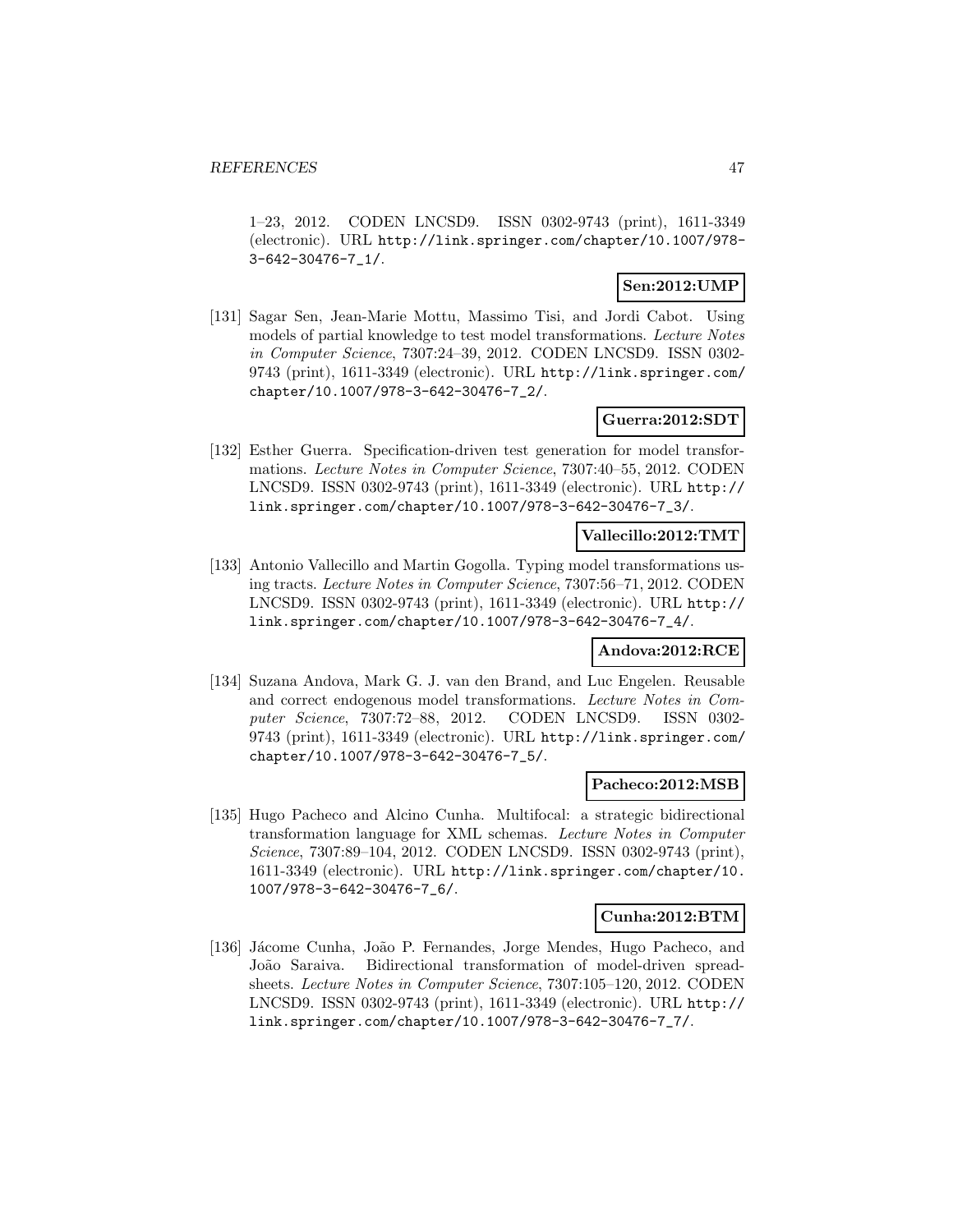1–23, 2012. CODEN LNCSD9. ISSN 0302-9743 (print), 1611-3349 (electronic). URL http://link.springer.com/chapter/10.1007/978-3-642-30476-7_1/.

**Sen:2012:UMP**

[131] Sagar Sen, Jean-Marie Mottu, Massimo Tisi, and Jordi Cabot. Using models of partial knowledge to test model transformations. *Lecture Notes in Computer Science*, 7307:24–39, 2012. CODEN LNCSD9. ISSN 0302-9743 (print), 1611-3349 (electronic). URL http://link.springer.com/chapter/10.1007/978-3-642-30476-7_2/.

**Guerra:2012:SDT**

[132] Esther Guerra. Specification-driven test generation for model transformations. *Lecture Notes in Computer Science*, 7307:40–55, 2012. CODEN LNCSD9. ISSN 0302-9743 (print), 1611-3349 (electronic). URL http://link.springer.com/chapter/10.1007/978-3-642-30476-7_3/.

**Vallecillo:2012:TMT**

[133] Antonio Vallecillo and Martin Gogolla. Typing model transformations using tracts. *Lecture Notes in Computer Science*, 7307:56–71, 2012. CODEN LNCSD9. ISSN 0302-9743 (print), 1611-3349 (electronic). URL http://link.springer.com/chapter/10.1007/978-3-642-30476-7_4/.

**Andova:2012:RCE**

[134] Suzana Andova, Mark G. J. van den Brand, and Luc Engelen. Reusable and correct endogenous model transformations. *Lecture Notes in Computer Science*, 7307:72–88, 2012. CODEN LNCSD9. ISSN 0302-9743 (print), 1611-3349 (electronic). URL http://link.springer.com/chapter/10.1007/978-3-642-30476-7_5/.

**Pacheco:2012:MSB**

[135] Hugo Pacheco and Alcino Cunha. Multifocal: a strategic bidirectional transformation language for XML schemas. *Lecture Notes in Computer Science*, 7307:89–104, 2012. CODEN LNCSD9. ISSN 0302-9743 (print), 1611-3349 (electronic). URL http://link.springer.com/chapter/10.1007/978-3-642-30476-7_6/.

**Cunha:2012:BTM**

[136] Jácome Cunha, João P. Fernandes, Jorge Mendes, Hugo Pacheco, and João Saraiva. Bidirectional transformation of model-driven spreadsheets. *Lecture Notes in Computer Science*, 7307:105–120, 2012. CODEN LNCSD9. ISSN 0302-9743 (print), 1611-3349 (electronic). URL http://link.springer.com/chapter/10.1007/978-3-642-30476-7_7/.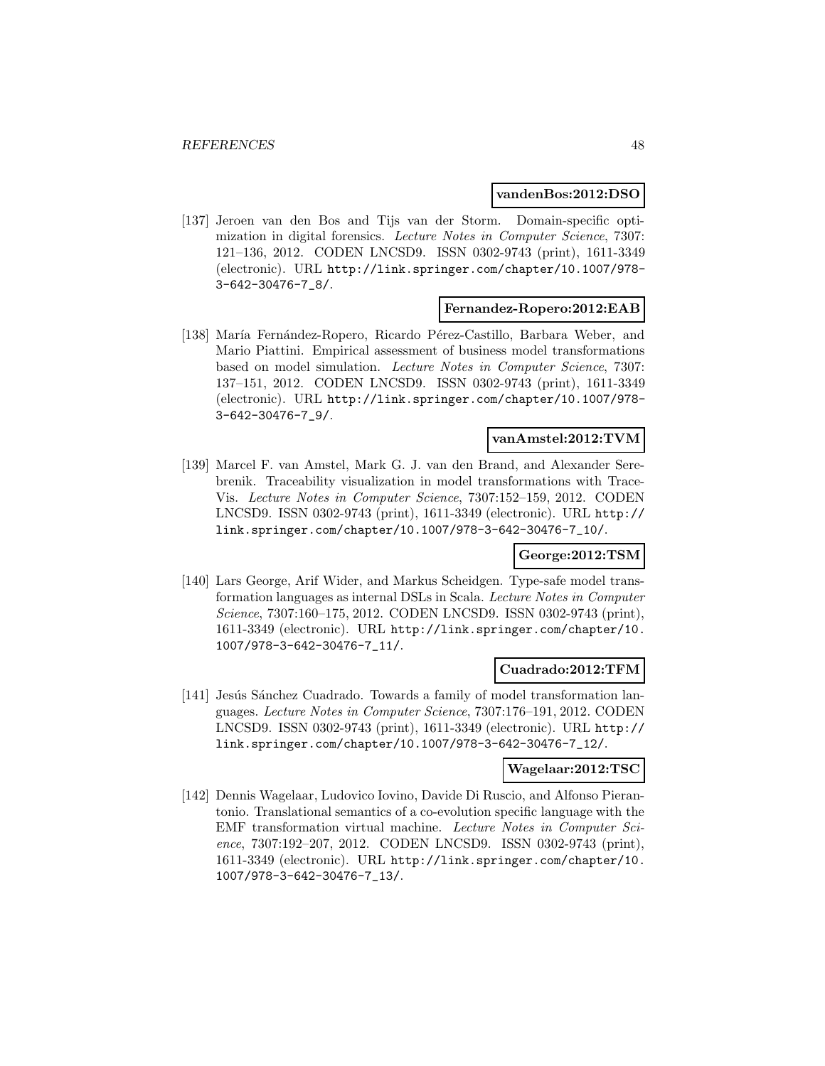**vandenBos:2012:DSO**

[137] Jeroen van den Bos and Tijs van der Storm. Domain-specific optimization in digital forensics. *Lecture Notes in Computer Science*, 7307: 121–136, 2012. CODEN LNCSD9. ISSN 0302-9743 (print), 1611-3349 (electronic). URL http://link.springer.com/chapter/10.1007/978-3-642-30476-7_8/.

**Fernandez-Ropero:2012:EAB**

[138] María Fernández-Ropero, Ricardo Pérez-Castillo, Barbara Weber, and Mario Piattini. Empirical assessment of business model transformations based on model simulation. *Lecture Notes in Computer Science*, 7307: 137–151, 2012. CODEN LNCSD9. ISSN 0302-9743 (print), 1611-3349 (electronic). URL http://link.springer.com/chapter/10.1007/978-3-642-30476-7_9/.

**vanAmstel:2012:TVM**

[139] Marcel F. van Amstel, Mark G. J. van den Brand, and Alexander Serebrenik. Traceability visualization in model transformations with TraceVis. *Lecture Notes in Computer Science*, 7307:152–159, 2012. CODEN LNCSD9. ISSN 0302-9743 (print), 1611-3349 (electronic). URL http://link.springer.com/chapter/10.1007/978-3-642-30476-7_10/.

**George:2012:TSM**

[140] Lars George, Arif Wider, and Markus Scheidgen. Type-safe model transformation languages as internal DSLs in Scala. *Lecture Notes in Computer Science*, 7307:160–175, 2012. CODEN LNCSD9. ISSN 0302-9743 (print), 1611-3349 (electronic). URL http://link.springer.com/chapter/10.1007/978-3-642-30476-7_11/.

**Cuadrado:2012:TFM**

[141] Jesús Sánchez Cuadrado. Towards a family of model transformation languages. *Lecture Notes in Computer Science*, 7307:176–191, 2012. CODEN LNCSD9. ISSN 0302-9743 (print), 1611-3349 (electronic). URL http://link.springer.com/chapter/10.1007/978-3-642-30476-7_12/.

**Wagelaar:2012:TSC**

[142] Dennis Wagelaar, Ludovico Iovino, Davide Di Ruscio, and Alfonso Pierantonio. Translational semantics of a co-evolution specific language with the EMF transformation virtual machine. *Lecture Notes in Computer Science*, 7307:192–207, 2012. CODEN LNCSD9. ISSN 0302-9743 (print), 1611-3349 (electronic). URL http://link.springer.com/chapter/10.1007/978-3-642-30476-7_13/.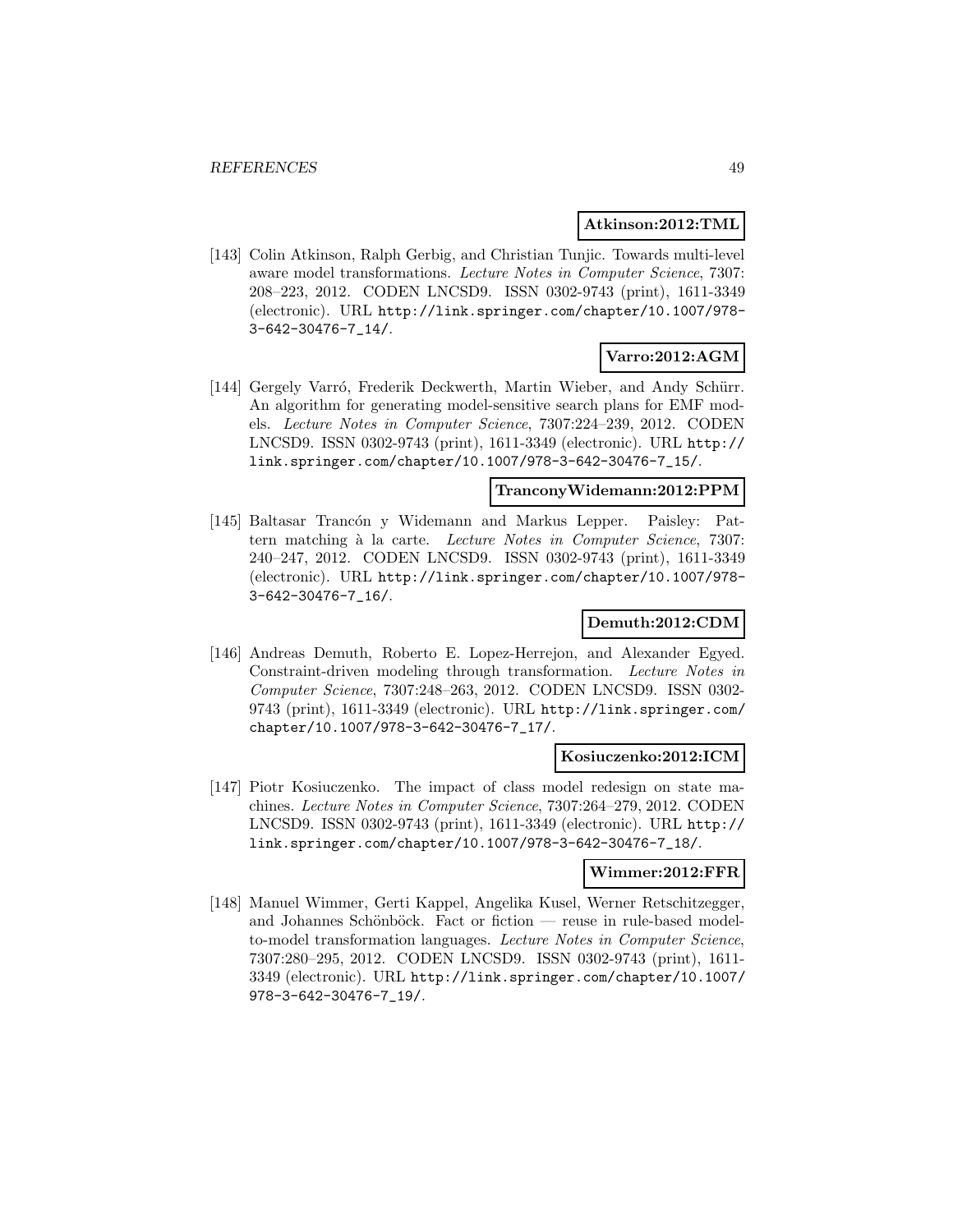**Atkinson:2012:TML**

[143] Colin Atkinson, Ralph Gerbig, and Christian Tunjic. Towards multi-level aware model transformations. *Lecture Notes in Computer Science*, 7307: 208–223, 2012. CODEN LNCSD9. ISSN 0302-9743 (print), 1611-3349 (electronic). URL http://link.springer.com/chapter/10.1007/978-3-642-30476-7_14/.

**Varro:2012:AGM**

[144] Gergely Varró, Frederik Deckwerth, Martin Wieber, and Andy Schürr. An algorithm for generating model-sensitive search plans for EMF models. *Lecture Notes in Computer Science*, 7307:224–239, 2012. CODEN LNCSD9. ISSN 0302-9743 (print), 1611-3349 (electronic). URL http://link.springer.com/chapter/10.1007/978-3-642-30476-7_15/.

**TranconyWidemann:2012:PPM**

[145] Baltasar Trancón y Widemann and Markus Lepper. Paisley: Pattern matching à la carte. *Lecture Notes in Computer Science*, 7307: 240–247, 2012. CODEN LNCSD9. ISSN 0302-9743 (print), 1611-3349 (electronic). URL http://link.springer.com/chapter/10.1007/978-3-642-30476-7_16/.

**Demuth:2012:CDM**

[146] Andreas Demuth, Roberto E. Lopez-Herrejon, and Alexander Egyed. Constraint-driven modeling through transformation. *Lecture Notes in Computer Science*, 7307:248–263, 2012. CODEN LNCSD9. ISSN 0302-9743 (print), 1611-3349 (electronic). URL http://link.springer.com/chapter/10.1007/978-3-642-30476-7_17/.

**Kosiuczenko:2012:ICM**

[147] Piotr Kosiuczenko. The impact of class model redesign on state machines. *Lecture Notes in Computer Science*, 7307:264–279, 2012. CODEN LNCSD9. ISSN 0302-9743 (print), 1611-3349 (electronic). URL http://link.springer.com/chapter/10.1007/978-3-642-30476-7_18/.

**Wimmer:2012:FFR**

[148] Manuel Wimmer, Gerti Kappel, Angelika Kusel, Werner Retschitzegger, and Johannes Schönböck. Fact or fiction — reuse in rule-based model-to-model transformation languages. *Lecture Notes in Computer Science*, 7307:280–295, 2012. CODEN LNCSD9. ISSN 0302-9743 (print), 1611-3349 (electronic). URL http://link.springer.com/chapter/10.1007/978-3-642-30476-7_19/.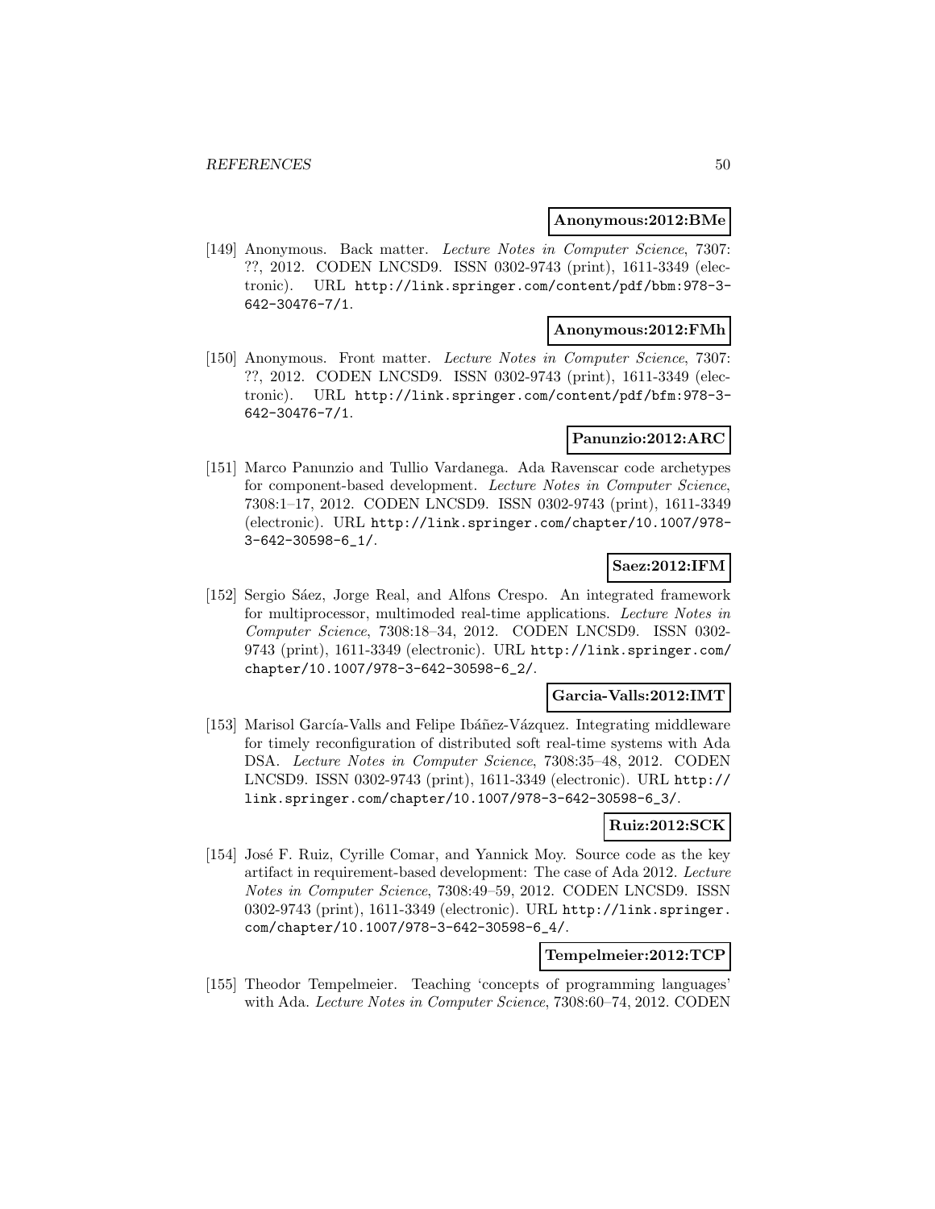**Anonymous:2012:BMe**

[149] Anonymous. Back matter. *Lecture Notes in Computer Science*, 7307: ??, 2012. CODEN LNCSD9. ISSN 0302-9743 (print), 1611-3349 (electronic). URL http://link.springer.com/content/pdf/bbm:978-3-642-30476-7/1.

**Anonymous:2012:FMh**

[150] Anonymous. Front matter. *Lecture Notes in Computer Science*, 7307: ??, 2012. CODEN LNCSD9. ISSN 0302-9743 (print), 1611-3349 (electronic). URL http://link.springer.com/content/pdf/bfm:978-3-642-30476-7/1.

**Panunzio:2012:ARC**

[151] Marco Panunzio and Tullio Vardanega. Ada Ravenscar code archetypes for component-based development. *Lecture Notes in Computer Science*, 7308:1–17, 2012. CODEN LNCSD9. ISSN 0302-9743 (print), 1611-3349 (electronic). URL http://link.springer.com/chapter/10.1007/978-3-642-30598-6_1/.

**Saez:2012:IFM**

[152] Sergio Sáez, Jorge Real, and Alfons Crespo. An integrated framework for multiprocessor, multimoded real-time applications. *Lecture Notes in Computer Science*, 7308:18–34, 2012. CODEN LNCSD9. ISSN 0302-9743 (print), 1611-3349 (electronic). URL http://link.springer.com/chapter/10.1007/978-3-642-30598-6_2/.

**Garcia-Valls:2012:IMT**

[153] Marisol García-Valls and Felipe Ibáñez-Vázquez. Integrating middleware for timely reconfiguration of distributed soft real-time systems with Ada DSA. *Lecture Notes in Computer Science*, 7308:35–48, 2012. CODEN LNCSD9. ISSN 0302-9743 (print), 1611-3349 (electronic). URL http://link.springer.com/chapter/10.1007/978-3-642-30598-6_3/.

**Ruiz:2012:SCK**

[154] José F. Ruiz, Cyrille Comar, and Yannick Moy. Source code as the key artifact in requirement-based development: The case of Ada 2012. *Lecture Notes in Computer Science*, 7308:49–59, 2012. CODEN LNCSD9. ISSN 0302-9743 (print), 1611-3349 (electronic). URL http://link.springer.com/chapter/10.1007/978-3-642-30598-6_4/.

**Tempelmeier:2012:TCP**

[155] Theodor Tempelmeier. Teaching 'concepts of programming languages' with Ada. *Lecture Notes in Computer Science*, 7308:60–74, 2012. CODEN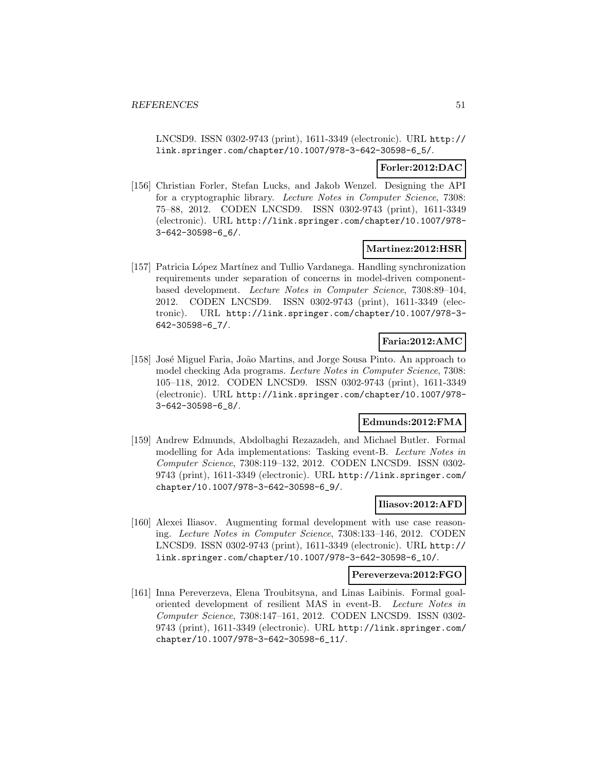LNCSD9. ISSN 0302-9743 (print), 1611-3349 (electronic). URL http://link.springer.com/chapter/10.1007/978-3-642-30598-6_5/.

**Forler:2012:DAC**

[156] Christian Forler, Stefan Lucks, and Jakob Wenzel. Designing the API for a cryptographic library. *Lecture Notes in Computer Science*, 7308: 75–88, 2012. CODEN LNCSD9. ISSN 0302-9743 (print), 1611-3349 (electronic). URL http://link.springer.com/chapter/10.1007/978-3-642-30598-6_6/.

**Martinez:2012:HSR**

[157] Patricia López Martínez and Tullio Vardanega. Handling synchronization requirements under separation of concerns in model-driven component-based development. *Lecture Notes in Computer Science*, 7308:89–104, 2012. CODEN LNCSD9. ISSN 0302-9743 (print), 1611-3349 (electronic). URL http://link.springer.com/chapter/10.1007/978-3-642-30598-6_7/.

**Faria:2012:AMC**

[158] José Miguel Faria, João Martins, and Jorge Sousa Pinto. An approach to model checking Ada programs. *Lecture Notes in Computer Science*, 7308: 105–118, 2012. CODEN LNCSD9. ISSN 0302-9743 (print), 1611-3349 (electronic). URL http://link.springer.com/chapter/10.1007/978-3-642-30598-6_8/.

**Edmunds:2012:FMA**

[159] Andrew Edmunds, Abdolbaghi Rezazadeh, and Michael Butler. Formal modelling for Ada implementations: Tasking event-B. *Lecture Notes in Computer Science*, 7308:119–132, 2012. CODEN LNCSD9. ISSN 0302-9743 (print), 1611-3349 (electronic). URL http://link.springer.com/chapter/10.1007/978-3-642-30598-6_9/.

**Iliasov:2012:AFD**

[160] Alexei Iliasov. Augmenting formal development with use case reasoning. *Lecture Notes in Computer Science*, 7308:133–146, 2012. CODEN LNCSD9. ISSN 0302-9743 (print), 1611-3349 (electronic). URL http://link.springer.com/chapter/10.1007/978-3-642-30598-6_10/.

**Pereverzeva:2012:FGO**

[161] Inna Pereverzeva, Elena Troubitsyna, and Linas Laibinis. Formal goal-oriented development of resilient MAS in event-B. *Lecture Notes in Computer Science*, 7308:147–161, 2012. CODEN LNCSD9. ISSN 0302-9743 (print), 1611-3349 (electronic). URL http://link.springer.com/chapter/10.1007/978-3-642-30598-6_11/.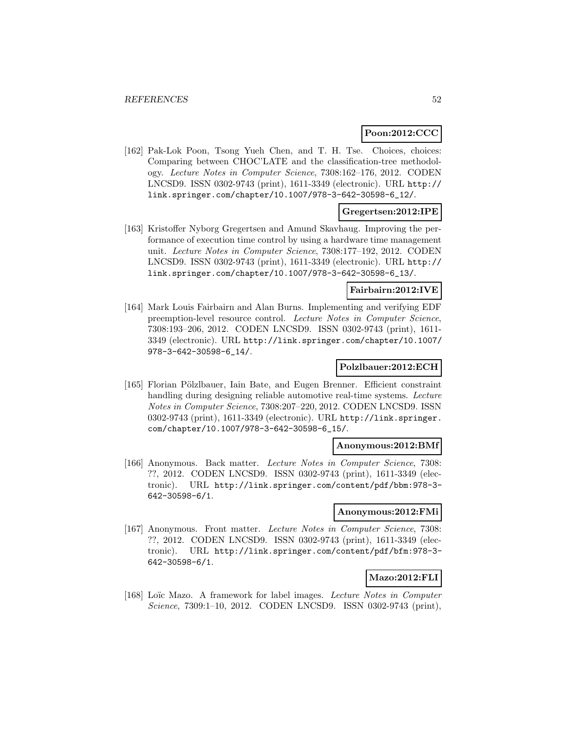**Poon:2012:CCC**

[162] Pak-Lok Poon, Tsong Yueh Chen, and T. H. Tse. Choices, choices: Comparing between CHOC'LATE and the classification-tree methodology. *Lecture Notes in Computer Science*, 7308:162–176, 2012. CODEN LNCSD9. ISSN 0302-9743 (print), 1611-3349 (electronic). URL http://link.springer.com/chapter/10.1007/978-3-642-30598-6_12/.

**Gregertsen:2012:IPE**

[163] Kristoffer Nyborg Gregertsen and Amund Skavhaug. Improving the performance of execution time control by using a hardware time management unit. *Lecture Notes in Computer Science*, 7308:177–192, 2012. CODEN LNCSD9. ISSN 0302-9743 (print), 1611-3349 (electronic). URL http://link.springer.com/chapter/10.1007/978-3-642-30598-6_13/.

**Fairbairn:2012:IVE**

[164] Mark Louis Fairbairn and Alan Burns. Implementing and verifying EDF preemption-level resource control. *Lecture Notes in Computer Science*, 7308:193–206, 2012. CODEN LNCSD9. ISSN 0302-9743 (print), 1611-3349 (electronic). URL http://link.springer.com/chapter/10.1007/978-3-642-30598-6_14/.

**Polzlbauer:2012:ECH**

[165] Florian Pölzlbauer, Iain Bate, and Eugen Brenner. Efficient constraint handling during designing reliable automotive real-time systems. *Lecture Notes in Computer Science*, 7308:207–220, 2012. CODEN LNCSD9. ISSN 0302-9743 (print), 1611-3349 (electronic). URL http://link.springer.com/chapter/10.1007/978-3-642-30598-6_15/.

**Anonymous:2012:BMf**

[166] Anonymous. Back matter. *Lecture Notes in Computer Science*, 7308: ??, 2012. CODEN LNCSD9. ISSN 0302-9743 (print), 1611-3349 (electronic). URL http://link.springer.com/content/pdf/bbm:978-3-642-30598-6/1.

**Anonymous:2012:FMi**

[167] Anonymous. Front matter. *Lecture Notes in Computer Science*, 7308: ??, 2012. CODEN LNCSD9. ISSN 0302-9743 (print), 1611-3349 (electronic). URL http://link.springer.com/content/pdf/bfm:978-3-642-30598-6/1.

**Mazo:2012:FLI**

[168] Loïc Mazo. A framework for label images. *Lecture Notes in Computer Science*, 7309:1–10, 2012. CODEN LNCSD9. ISSN 0302-9743 (print),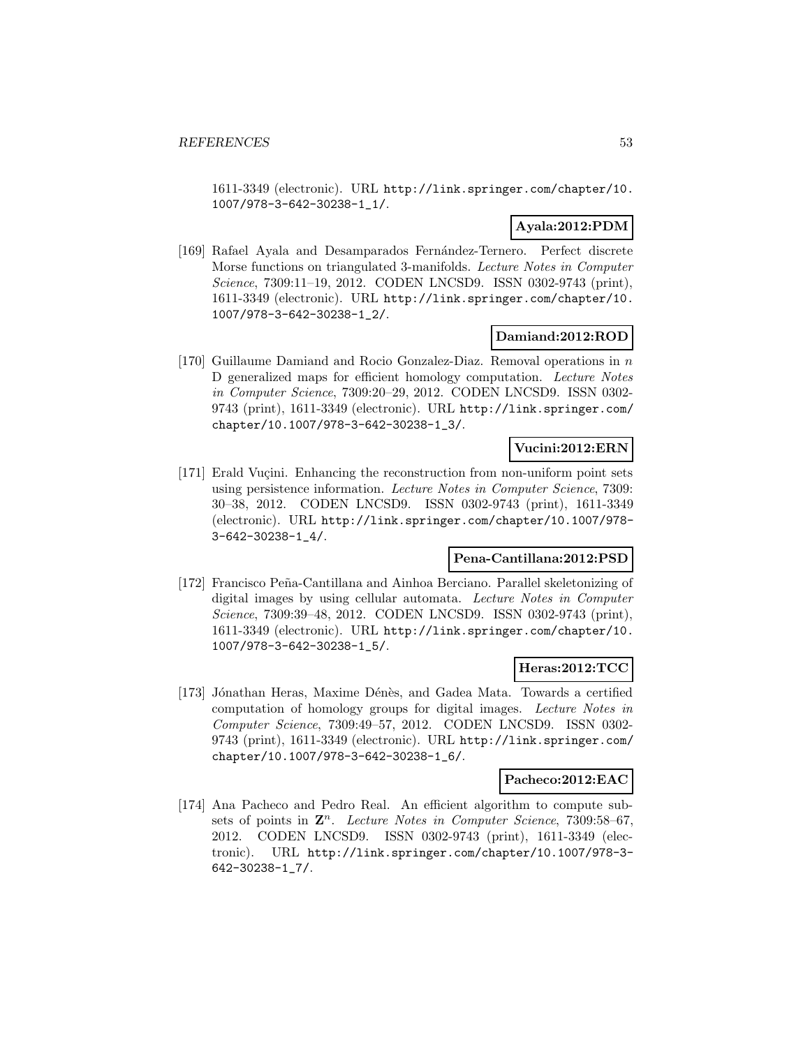1611-3349 (electronic). URL http://link.springer.com/chapter/10.1007/978-3-642-30238-1_1/.

**Ayala:2012:PDM**

[169] Rafael Ayala and Desamparados Fernández-Ternero. Perfect discrete Morse functions on triangulated 3-manifolds. *Lecture Notes in Computer Science*, 7309:11–19, 2012. CODEN LNCSD9. ISSN 0302-9743 (print), 1611-3349 (electronic). URL http://link.springer.com/chapter/10.1007/978-3-642-30238-1_2/.

**Damiand:2012:ROD**

[170] Guillaume Damiand and Rocio Gonzalez-Diaz. Removal operations in $n$ D generalized maps for efficient homology computation. *Lecture Notes in Computer Science*, 7309:20–29, 2012. CODEN LNCSD9. ISSN 0302-9743 (print), 1611-3349 (electronic). URL http://link.springer.com/chapter/10.1007/978-3-642-30238-1_3/.

**Vucini:2012:ERN**

[171] Erald Vuçini. Enhancing the reconstruction from non-uniform point sets using persistence information. *Lecture Notes in Computer Science*, 7309:30–38, 2012. CODEN LNCSD9. ISSN 0302-9743 (print), 1611-3349 (electronic). URL http://link.springer.com/chapter/10.1007/978-3-642-30238-1_4/.

**Pena-Cantillana:2012:PSD**

[172] Francisco Peña-Cantillana and Ainhoa Berciano. Parallel skeletonizing of digital images by using cellular automata. *Lecture Notes in Computer Science*, 7309:39–48, 2012. CODEN LNCSD9. ISSN 0302-9743 (print), 1611-3349 (electronic). URL http://link.springer.com/chapter/10.1007/978-3-642-30238-1_5/.

**Heras:2012:TCC**

[173] Jónathan Heras, Maxime Dénès, and Gadea Mata. Towards a certified computation of homology groups for digital images. *Lecture Notes in Computer Science*, 7309:49–57, 2012. CODEN LNCSD9. ISSN 0302-9743 (print), 1611-3349 (electronic). URL http://link.springer.com/chapter/10.1007/978-3-642-30238-1_6/.

**Pacheco:2012:EAC**

[174] Ana Pacheco and Pedro Real. An efficient algorithm to compute subsets of points in $\mathbf{Z}^n$. *Lecture Notes in Computer Science*, 7309:58–67, 2012. CODEN LNCSD9. ISSN 0302-9743 (print), 1611-3349 (electronic). URL http://link.springer.com/chapter/10.1007/978-3-642-30238-1_7/.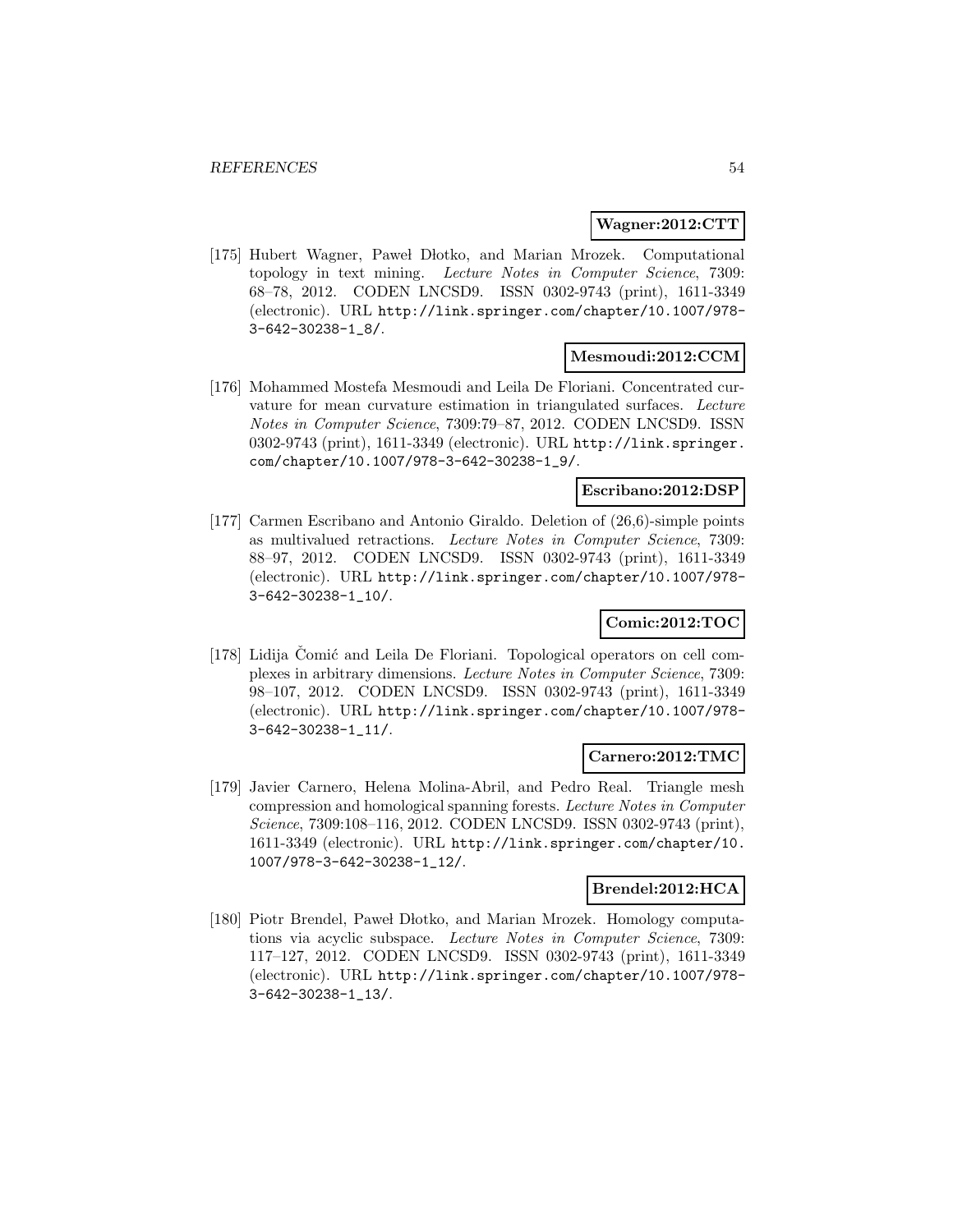**Wagner:2012:CTT**

[175] Hubert Wagner, Paweł Dłotko, and Marian Mrozek. Computational topology in text mining. *Lecture Notes in Computer Science*, 7309: 68–78, 2012. CODEN LNCSD9. ISSN 0302-9743 (print), 1611-3349 (electronic). URL http://link.springer.com/chapter/10.1007/978-3-642-30238-1_8/.

**Mesmoudi:2012:CCM**

[176] Mohammed Mostefa Mesmoudi and Leila De Floriani. Concentrated curvature for mean curvature estimation in triangulated surfaces. *Lecture Notes in Computer Science*, 7309:79–87, 2012. CODEN LNCSD9. ISSN 0302-9743 (print), 1611-3349 (electronic). URL http://link.springer.com/chapter/10.1007/978-3-642-30238-1_9/.

**Escribano:2012:DSP**

[177] Carmen Escribano and Antonio Giraldo. Deletion of (26,6)-simple points as multivalued retractions. *Lecture Notes in Computer Science*, 7309: 88–97, 2012. CODEN LNCSD9. ISSN 0302-9743 (print), 1611-3349 (electronic). URL http://link.springer.com/chapter/10.1007/978-3-642-30238-1_10/.

**Comic:2012:TOC**

[178] Lidija Čomić and Leila De Floriani. Topological operators on cell complexes in arbitrary dimensions. *Lecture Notes in Computer Science*, 7309: 98–107, 2012. CODEN LNCSD9. ISSN 0302-9743 (print), 1611-3349 (electronic). URL http://link.springer.com/chapter/10.1007/978-3-642-30238-1_11/.

**Carnero:2012:TMC**

[179] Javier Carnero, Helena Molina-Abril, and Pedro Real. Triangle mesh compression and homological spanning forests. *Lecture Notes in Computer Science*, 7309:108–116, 2012. CODEN LNCSD9. ISSN 0302-9743 (print), 1611-3349 (electronic). URL http://link.springer.com/chapter/10.1007/978-3-642-30238-1_12/.

**Brendel:2012:HCA**

[180] Piotr Brendel, Paweł Dłotko, and Marian Mrozek. Homology computations via acyclic subspace. *Lecture Notes in Computer Science*, 7309: 117–127, 2012. CODEN LNCSD9. ISSN 0302-9743 (print), 1611-3349 (electronic). URL http://link.springer.com/chapter/10.1007/978-3-642-30238-1_13/.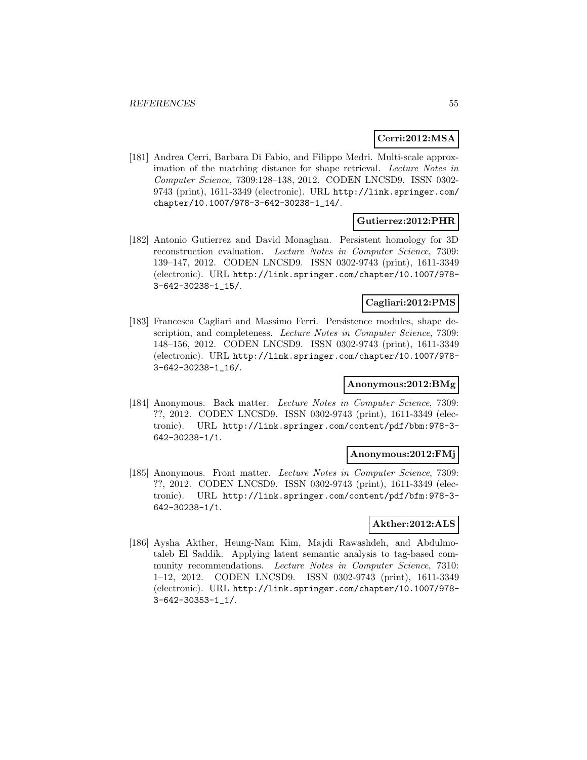**Cerri:2012:MSA**

[181] Andrea Cerri, Barbara Di Fabio, and Filippo Medri. Multi-scale approximation of the matching distance for shape retrieval. *Lecture Notes in Computer Science*, 7309:128–138, 2012. CODEN LNCSD9. ISSN 0302-9743 (print), 1611-3349 (electronic). URL http://link.springer.com/chapter/10.1007/978-3-642-30238-1_14/.

**Gutierrez:2012:PHR**

[182] Antonio Gutierrez and David Monaghan. Persistent homology for 3D reconstruction evaluation. *Lecture Notes in Computer Science*, 7309: 139–147, 2012. CODEN LNCSD9. ISSN 0302-9743 (print), 1611-3349 (electronic). URL http://link.springer.com/chapter/10.1007/978-3-642-30238-1_15/.

**Cagliari:2012:PMS**

[183] Francesca Cagliari and Massimo Ferri. Persistence modules, shape description, and completeness. *Lecture Notes in Computer Science*, 7309: 148–156, 2012. CODEN LNCSD9. ISSN 0302-9743 (print), 1611-3349 (electronic). URL http://link.springer.com/chapter/10.1007/978-3-642-30238-1_16/.

**Anonymous:2012:BMg**

[184] Anonymous. Back matter. *Lecture Notes in Computer Science*, 7309: ??, 2012. CODEN LNCSD9. ISSN 0302-9743 (print), 1611-3349 (electronic). URL http://link.springer.com/content/pdf/bbm:978-3-642-30238-1/1.

**Anonymous:2012:FMj**

[185] Anonymous. Front matter. *Lecture Notes in Computer Science*, 7309: ??, 2012. CODEN LNCSD9. ISSN 0302-9743 (print), 1611-3349 (electronic). URL http://link.springer.com/content/pdf/bfm:978-3-642-30238-1/1.

**Akther:2012:ALS**

[186] Aysha Akther, Heung-Nam Kim, Majdi Rawashdeh, and Abdulmotaleb El Saddik. Applying latent semantic analysis to tag-based community recommendations. *Lecture Notes in Computer Science*, 7310: 1–12, 2012. CODEN LNCSD9. ISSN 0302-9743 (print), 1611-3349 (electronic). URL http://link.springer.com/chapter/10.1007/978-3-642-30353-1_1/.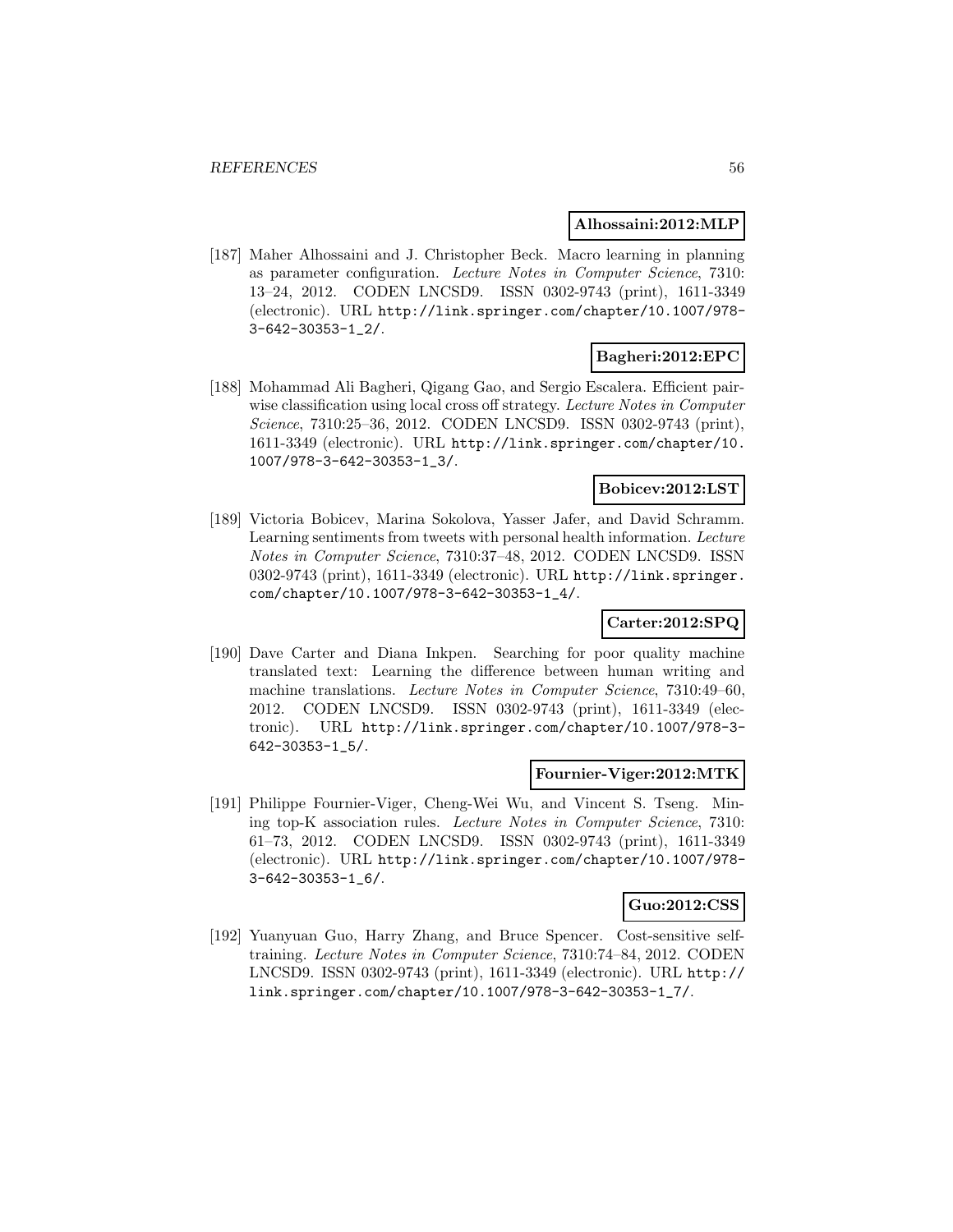**Alhossaini:2012:MLP**

[187] Maher Alhossaini and J. Christopher Beck. Macro learning in planning as parameter configuration. *Lecture Notes in Computer Science*, 7310: 13–24, 2012. CODEN LNCSD9. ISSN 0302-9743 (print), 1611-3349 (electronic). URL http://link.springer.com/chapter/10.1007/978-3-642-30353-1_2/.

**Bagheri:2012:EPC**

[188] Mohammad Ali Bagheri, Qigang Gao, and Sergio Escalera. Efficient pairwise classification using local cross off strategy. *Lecture Notes in Computer Science*, 7310:25–36, 2012. CODEN LNCSD9. ISSN 0302-9743 (print), 1611-3349 (electronic). URL http://link.springer.com/chapter/10.1007/978-3-642-30353-1_3/.

**Bobicev:2012:LST**

[189] Victoria Bobicev, Marina Sokolova, Yasser Jafer, and David Schramm. Learning sentiments from tweets with personal health information. *Lecture Notes in Computer Science*, 7310:37–48, 2012. CODEN LNCSD9. ISSN 0302-9743 (print), 1611-3349 (electronic). URL http://link.springer.com/chapter/10.1007/978-3-642-30353-1_4/.

**Carter:2012:SPQ**

[190] Dave Carter and Diana Inkpen. Searching for poor quality machine translated text: Learning the difference between human writing and machine translations. *Lecture Notes in Computer Science*, 7310:49–60, 2012. CODEN LNCSD9. ISSN 0302-9743 (print), 1611-3349 (electronic). URL http://link.springer.com/chapter/10.1007/978-3-642-30353-1_5/.

**Fournier-Viger:2012:MTK**

[191] Philippe Fournier-Viger, Cheng-Wei Wu, and Vincent S. Tseng. Mining top-K association rules. *Lecture Notes in Computer Science*, 7310: 61–73, 2012. CODEN LNCSD9. ISSN 0302-9743 (print), 1611-3349 (electronic). URL http://link.springer.com/chapter/10.1007/978-3-642-30353-1_6/.

**Guo:2012:CSS**

[192] Yuanyuan Guo, Harry Zhang, and Bruce Spencer. Cost-sensitive self-training. *Lecture Notes in Computer Science*, 7310:74–84, 2012. CODEN LNCSD9. ISSN 0302-9743 (print), 1611-3349 (electronic). URL http://link.springer.com/chapter/10.1007/978-3-642-30353-1_7/.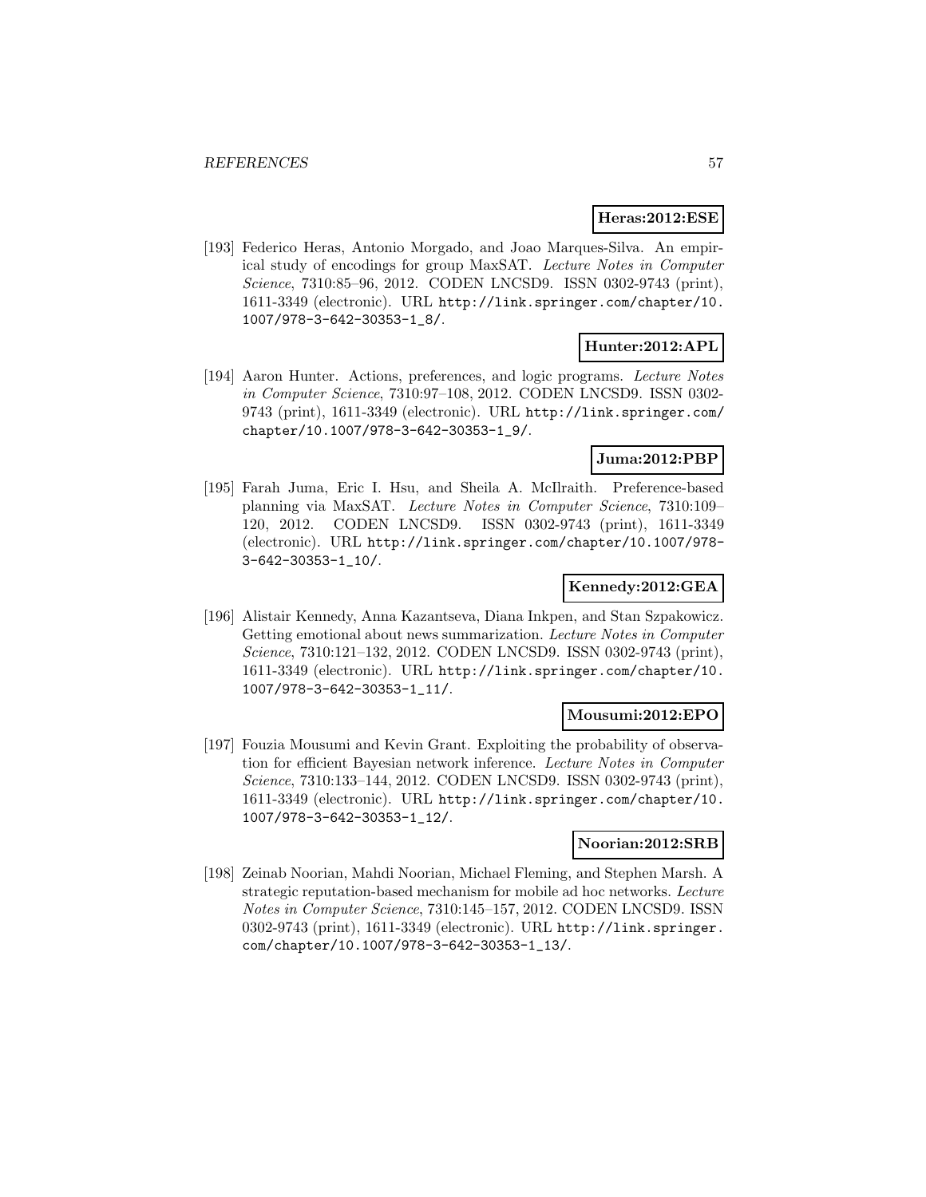**Heras:2012:ESE**

[193] Federico Heras, Antonio Morgado, and Joao Marques-Silva. An empirical study of encodings for group MaxSAT. *Lecture Notes in Computer Science*, 7310:85–96, 2012. CODEN LNCSD9. ISSN 0302-9743 (print), 1611-3349 (electronic). URL http://link.springer.com/chapter/10.1007/978-3-642-30353-1_8/.

**Hunter:2012:APL**

[194] Aaron Hunter. Actions, preferences, and logic programs. *Lecture Notes in Computer Science*, 7310:97–108, 2012. CODEN LNCSD9. ISSN 0302-9743 (print), 1611-3349 (electronic). URL http://link.springer.com/chapter/10.1007/978-3-642-30353-1_9/.

**Juma:2012:PBP**

[195] Farah Juma, Eric I. Hsu, and Sheila A. McIlraith. Preference-based planning via MaxSAT. *Lecture Notes in Computer Science*, 7310:109–120, 2012. CODEN LNCSD9. ISSN 0302-9743 (print), 1611-3349 (electronic). URL http://link.springer.com/chapter/10.1007/978-3-642-30353-1_10/.

**Kennedy:2012:GEA**

[196] Alistair Kennedy, Anna Kazantseva, Diana Inkpen, and Stan Szpakowicz. Getting emotional about news summarization. *Lecture Notes in Computer Science*, 7310:121–132, 2012. CODEN LNCSD9. ISSN 0302-9743 (print), 1611-3349 (electronic). URL http://link.springer.com/chapter/10.1007/978-3-642-30353-1_11/.

**Mousumi:2012:EPO**

[197] Fouzia Mousumi and Kevin Grant. Exploiting the probability of observation for efficient Bayesian network inference. *Lecture Notes in Computer Science*, 7310:133–144, 2012. CODEN LNCSD9. ISSN 0302-9743 (print), 1611-3349 (electronic). URL http://link.springer.com/chapter/10.1007/978-3-642-30353-1_12/.

**Noorian:2012:SRB**

[198] Zeinab Noorian, Mahdi Noorian, Michael Fleming, and Stephen Marsh. A strategic reputation-based mechanism for mobile ad hoc networks. *Lecture Notes in Computer Science*, 7310:145–157, 2012. CODEN LNCSD9. ISSN 0302-9743 (print), 1611-3349 (electronic). URL http://link.springer.com/chapter/10.1007/978-3-642-30353-1_13/.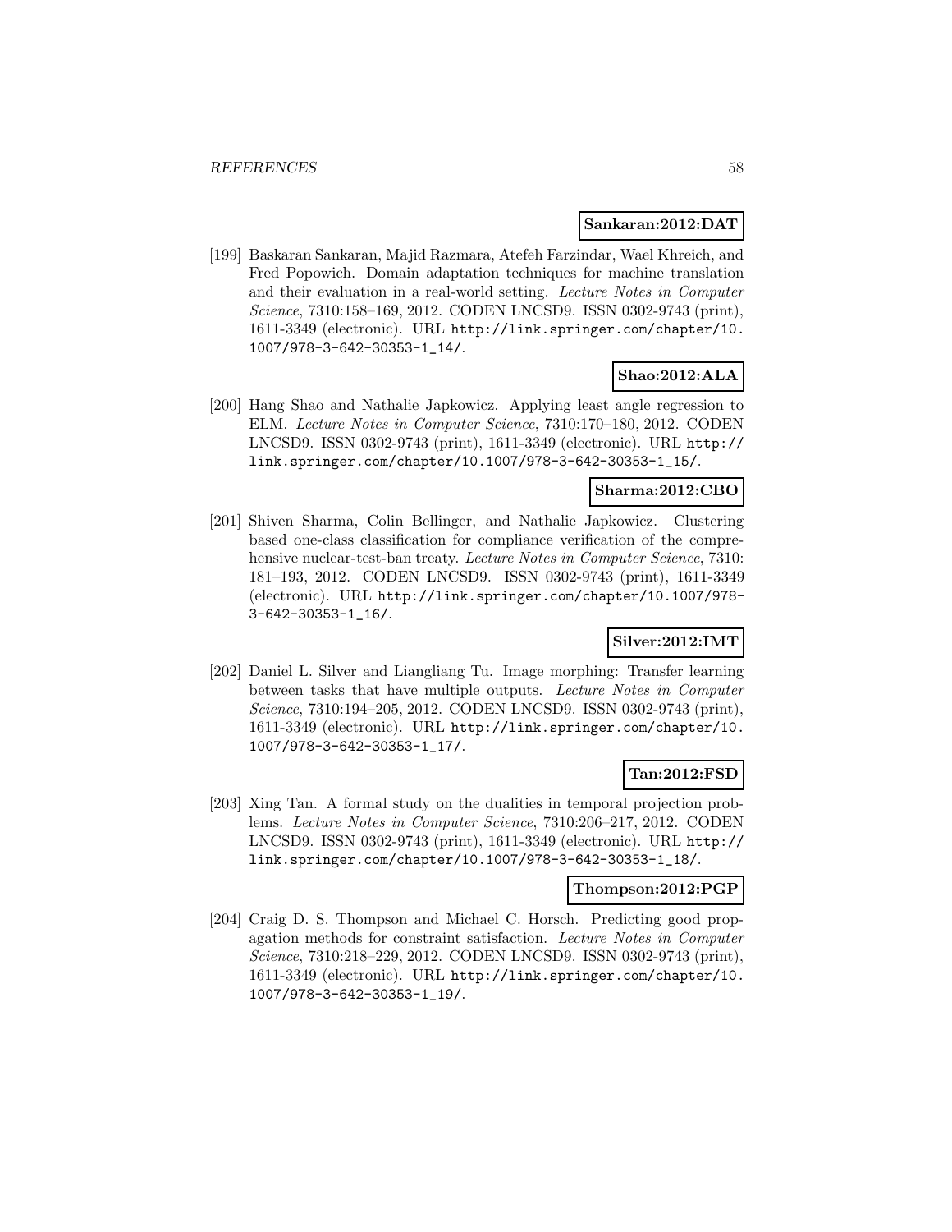**Sankaran:2012:DAT**

[199] Baskaran Sankaran, Majid Razmara, Atefeh Farzindar, Wael Khreich, and Fred Popowich. Domain adaptation techniques for machine translation and their evaluation in a real-world setting. *Lecture Notes in Computer Science*, 7310:158–169, 2012. CODEN LNCSD9. ISSN 0302-9743 (print), 1611-3349 (electronic). URL http://link.springer.com/chapter/10.1007/978-3-642-30353-1_14/.

**Shao:2012:ALA**

[200] Hang Shao and Nathalie Japkowicz. Applying least angle regression to ELM. *Lecture Notes in Computer Science*, 7310:170–180, 2012. CODEN LNCSD9. ISSN 0302-9743 (print), 1611-3349 (electronic). URL http://link.springer.com/chapter/10.1007/978-3-642-30353-1_15/.

**Sharma:2012:CBO**

[201] Shiven Sharma, Colin Bellinger, and Nathalie Japkowicz. Clustering based one-class classification for compliance verification of the comprehensive nuclear-test-ban treaty. *Lecture Notes in Computer Science*, 7310: 181–193, 2012. CODEN LNCSD9. ISSN 0302-9743 (print), 1611-3349 (electronic). URL http://link.springer.com/chapter/10.1007/978-3-642-30353-1_16/.

**Silver:2012:IMT**

[202] Daniel L. Silver and Liangliang Tu. Image morphing: Transfer learning between tasks that have multiple outputs. *Lecture Notes in Computer Science*, 7310:194–205, 2012. CODEN LNCSD9. ISSN 0302-9743 (print), 1611-3349 (electronic). URL http://link.springer.com/chapter/10.1007/978-3-642-30353-1_17/.

**Tan:2012:FSD**

[203] Xing Tan. A formal study on the dualities in temporal projection problems. *Lecture Notes in Computer Science*, 7310:206–217, 2012. CODEN LNCSD9. ISSN 0302-9743 (print), 1611-3349 (electronic). URL http://link.springer.com/chapter/10.1007/978-3-642-30353-1_18/.

**Thompson:2012:PGP**

[204] Craig D. S. Thompson and Michael C. Horsch. Predicting good propagation methods for constraint satisfaction. *Lecture Notes in Computer Science*, 7310:218–229, 2012. CODEN LNCSD9. ISSN 0302-9743 (print), 1611-3349 (electronic). URL http://link.springer.com/chapter/10.1007/978-3-642-30353-1_19/.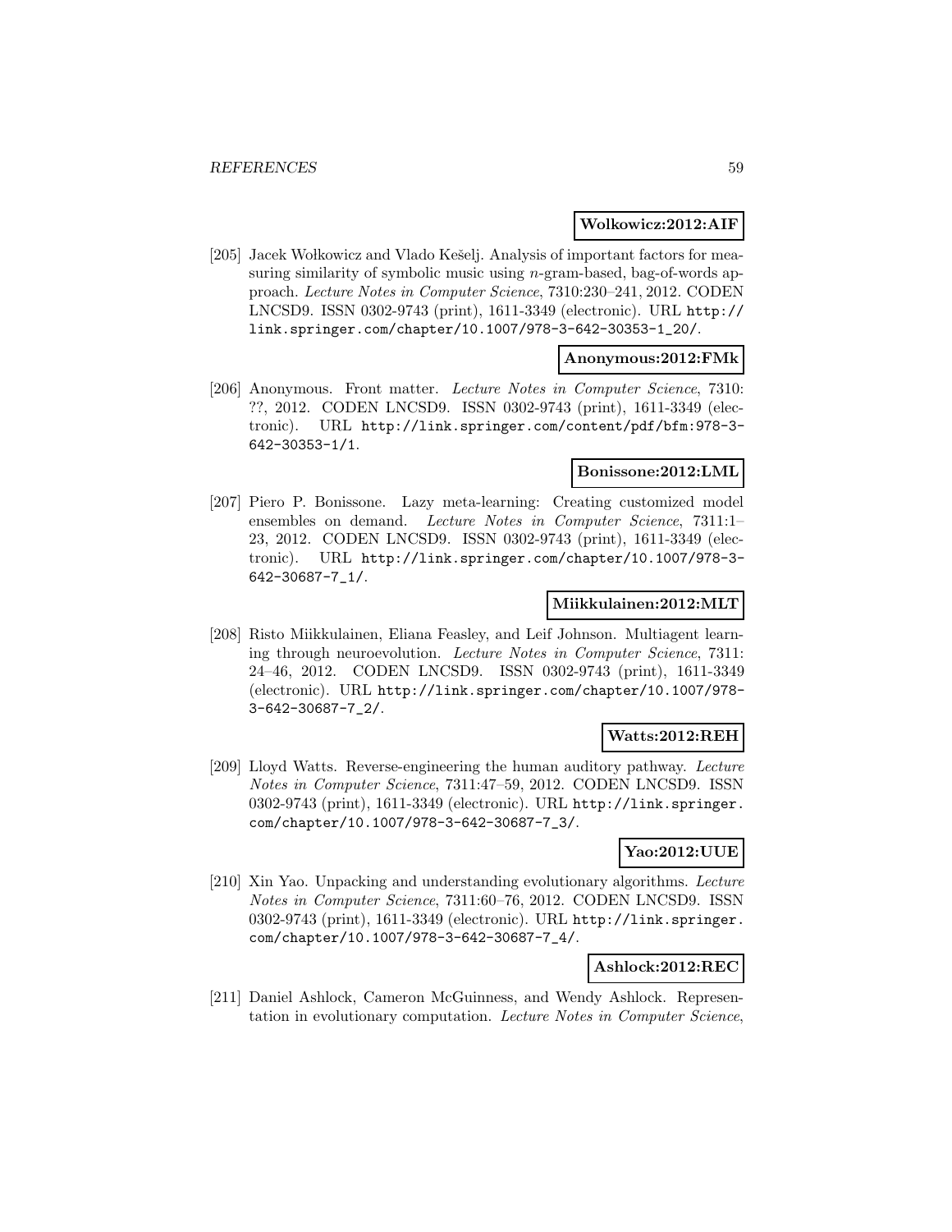**Wolkowicz:2012:AIF**

[205] Jacek Wołkowicz and Vlado Kešelj. Analysis of important factors for measuring similarity of symbolic music using $n$-gram-based, bag-of-words approach. *Lecture Notes in Computer Science*, 7310:230–241, 2012. CODEN LNCSD9. ISSN 0302-9743 (print), 1611-3349 (electronic). URL http://link.springer.com/chapter/10.1007/978-3-642-30353-1_20/.

**Anonymous:2012:FMk**

[206] Anonymous. Front matter. *Lecture Notes in Computer Science*, 7310: ??, 2012. CODEN LNCSD9. ISSN 0302-9743 (print), 1611-3349 (electronic). URL http://link.springer.com/content/pdf/bfm:978-3-642-30353-1/1.

**Bonissone:2012:LML**

[207] Piero P. Bonissone. Lazy meta-learning: Creating customized model ensembles on demand. *Lecture Notes in Computer Science*, 7311:1–23, 2012. CODEN LNCSD9. ISSN 0302-9743 (print), 1611-3349 (electronic). URL http://link.springer.com/chapter/10.1007/978-3-642-30687-7_1/.

**Miikkulainen:2012:MLT**

[208] Risto Miikkulainen, Eliana Feasley, and Leif Johnson. Multiagent learning through neuroevolution. *Lecture Notes in Computer Science*, 7311: 24–46, 2012. CODEN LNCSD9. ISSN 0302-9743 (print), 1611-3349 (electronic). URL http://link.springer.com/chapter/10.1007/978-3-642-30687-7_2/.

**Watts:2012:REH**

[209] Lloyd Watts. Reverse-engineering the human auditory pathway. *Lecture Notes in Computer Science*, 7311:47–59, 2012. CODEN LNCSD9. ISSN 0302-9743 (print), 1611-3349 (electronic). URL http://link.springer.com/chapter/10.1007/978-3-642-30687-7_3/.

**Yao:2012:UUE**

[210] Xin Yao. Unpacking and understanding evolutionary algorithms. *Lecture Notes in Computer Science*, 7311:60–76, 2012. CODEN LNCSD9. ISSN 0302-9743 (print), 1611-3349 (electronic). URL http://link.springer.com/chapter/10.1007/978-3-642-30687-7_4/.

**Ashlock:2012:REC**

[211] Daniel Ashlock, Cameron McGuinness, and Wendy Ashlock. Representation in evolutionary computation. *Lecture Notes in Computer Science*,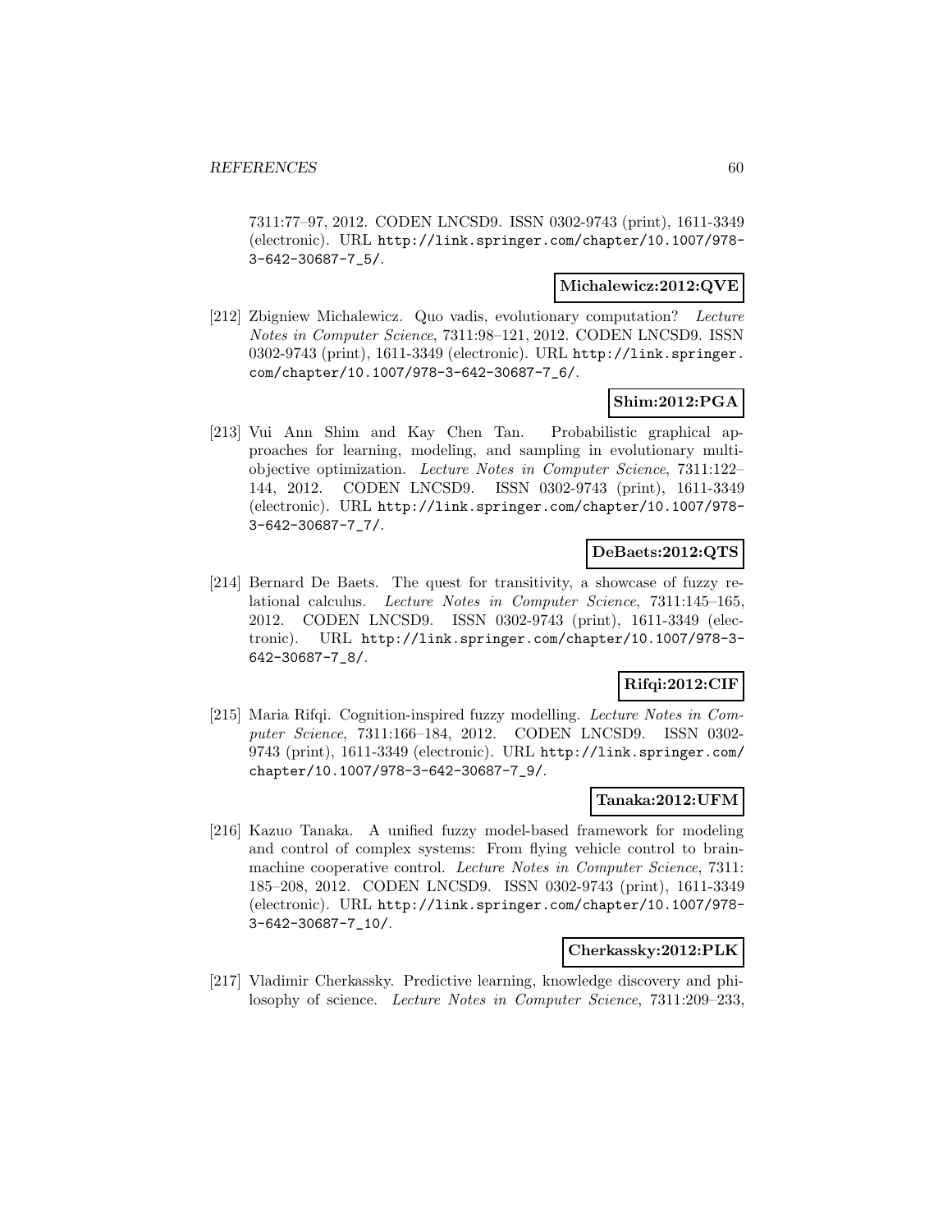7311:77–97, 2012. CODEN LNCSD9. ISSN 0302-9743 (print), 1611-3349 (electronic). URL http://link.springer.com/chapter/10.1007/978-3-642-30687-7_5/.

**Michalewicz:2012:QVE**

[212] Zbigniew Michalewicz. Quo vadis, evolutionary computation? *Lecture Notes in Computer Science*, 7311:98–121, 2012. CODEN LNCSD9. ISSN 0302-9743 (print), 1611-3349 (electronic). URL http://link.springer.com/chapter/10.1007/978-3-642-30687-7_6/.

**Shim:2012:PGA**

[213] Vui Ann Shim and Kay Chen Tan. Probabilistic graphical approaches for learning, modeling, and sampling in evolutionary multi-objective optimization. *Lecture Notes in Computer Science*, 7311:122–144, 2012. CODEN LNCSD9. ISSN 0302-9743 (print), 1611-3349 (electronic). URL http://link.springer.com/chapter/10.1007/978-3-642-30687-7_7/.

**DeBaets:2012:QTS**

[214] Bernard De Baets. The quest for transitivity, a showcase of fuzzy relational calculus. *Lecture Notes in Computer Science*, 7311:145–165, 2012. CODEN LNCSD9. ISSN 0302-9743 (print), 1611-3349 (electronic). URL http://link.springer.com/chapter/10.1007/978-3-642-30687-7_8/.

**Rifqi:2012:CIF**

[215] Maria Rifqi. Cognition-inspired fuzzy modelling. *Lecture Notes in Computer Science*, 7311:166–184, 2012. CODEN LNCSD9. ISSN 0302-9743 (print), 1611-3349 (electronic). URL http://link.springer.com/chapter/10.1007/978-3-642-30687-7_9/.

**Tanaka:2012:UFM**

[216] Kazuo Tanaka. A unified fuzzy model-based framework for modeling and control of complex systems: From flying vehicle control to brain-machine cooperative control. *Lecture Notes in Computer Science*, 7311:185–208, 2012. CODEN LNCSD9. ISSN 0302-9743 (print), 1611-3349 (electronic). URL http://link.springer.com/chapter/10.1007/978-3-642-30687-7_10/.

**Cherkassky:2012:PLK**

[217] Vladimir Cherkassky. Predictive learning, knowledge discovery and philosophy of science. *Lecture Notes in Computer Science*, 7311:209–233,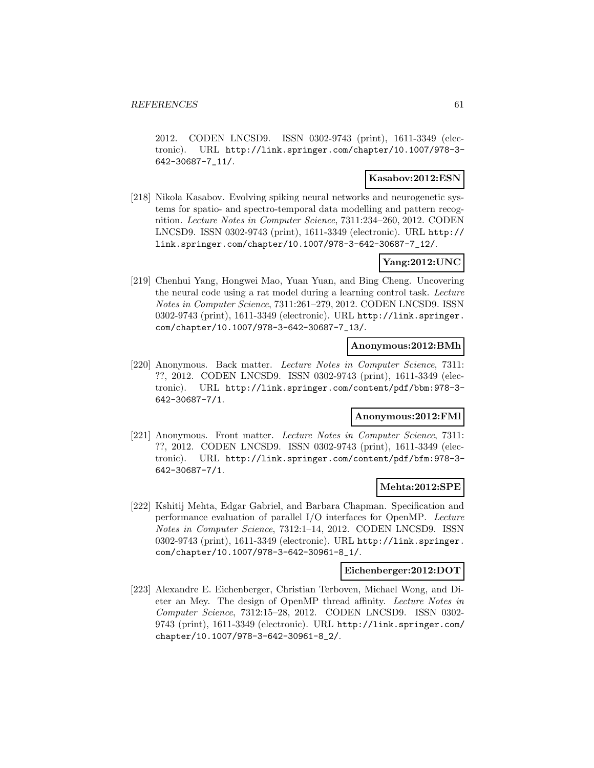2012. CODEN LNCSD9. ISSN 0302-9743 (print), 1611-3349 (electronic). URL http://link.springer.com/chapter/10.1007/978-3-642-30687-7_11/.

**Kasabov:2012:ESN**

[218] Nikola Kasabov. Evolving spiking neural networks and neurogenetic systems for spatio- and spectro-temporal data modelling and pattern recognition. *Lecture Notes in Computer Science*, 7311:234–260, 2012. CODEN LNCSD9. ISSN 0302-9743 (print), 1611-3349 (electronic). URL http://link.springer.com/chapter/10.1007/978-3-642-30687-7_12/.

**Yang:2012:UNC**

[219] Chenhui Yang, Hongwei Mao, Yuan Yuan, and Bing Cheng. Uncovering the neural code using a rat model during a learning control task. *Lecture Notes in Computer Science*, 7311:261–279, 2012. CODEN LNCSD9. ISSN 0302-9743 (print), 1611-3349 (electronic). URL http://link.springer.com/chapter/10.1007/978-3-642-30687-7_13/.

**Anonymous:2012:BMh**

[220] Anonymous. Back matter. *Lecture Notes in Computer Science*, 7311: ??, 2012. CODEN LNCSD9. ISSN 0302-9743 (print), 1611-3349 (electronic). URL http://link.springer.com/content/pdf/bbm:978-3-642-30687-7/1.

**Anonymous:2012:FMl**

[221] Anonymous. Front matter. *Lecture Notes in Computer Science*, 7311: ??, 2012. CODEN LNCSD9. ISSN 0302-9743 (print), 1611-3349 (electronic). URL http://link.springer.com/content/pdf/bfm:978-3-642-30687-7/1.

**Mehta:2012:SPE**

[222] Kshitij Mehta, Edgar Gabriel, and Barbara Chapman. Specification and performance evaluation of parallel I/O interfaces for OpenMP. *Lecture Notes in Computer Science*, 7312:1–14, 2012. CODEN LNCSD9. ISSN 0302-9743 (print), 1611-3349 (electronic). URL http://link.springer.com/chapter/10.1007/978-3-642-30961-8_1/.

**Eichenberger:2012:DOT**

[223] Alexandre E. Eichenberger, Christian Terboven, Michael Wong, and Dieter an Mey. The design of OpenMP thread affinity. *Lecture Notes in Computer Science*, 7312:15–28, 2012. CODEN LNCSD9. ISSN 0302-9743 (print), 1611-3349 (electronic). URL http://link.springer.com/chapter/10.1007/978-3-642-30961-8_2/.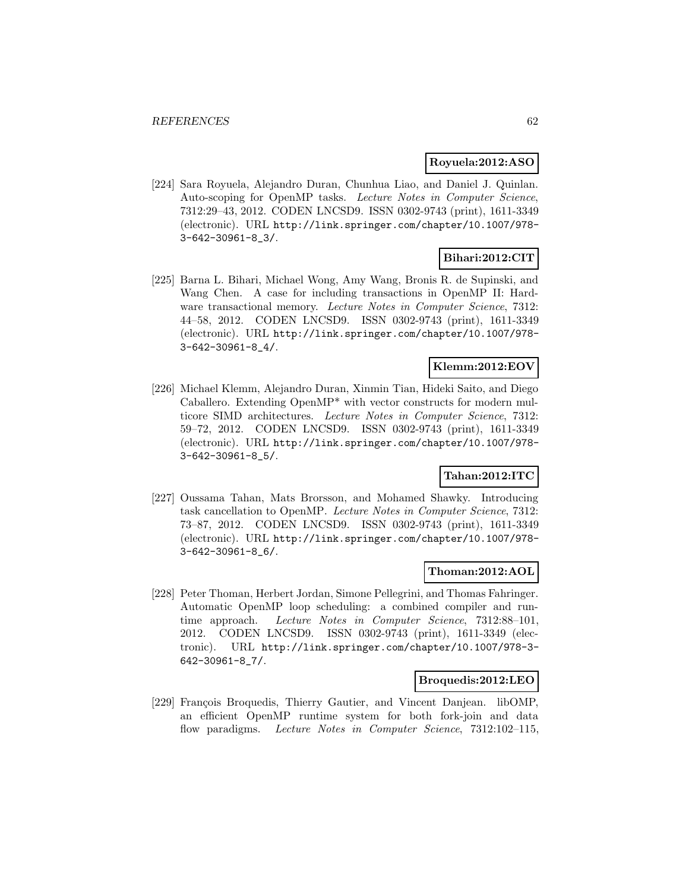**Royuela:2012:ASO**

[224] Sara Royuela, Alejandro Duran, Chunhua Liao, and Daniel J. Quinlan. Auto-scoping for OpenMP tasks. *Lecture Notes in Computer Science*, 7312:29–43, 2012. CODEN LNCSD9. ISSN 0302-9743 (print), 1611-3349 (electronic). URL http://link.springer.com/chapter/10.1007/978-3-642-30961-8_3/.

**Bihari:2012:CIT**

[225] Barna L. Bihari, Michael Wong, Amy Wang, Bronis R. de Supinski, and Wang Chen. A case for including transactions in OpenMP II: Hardware transactional memory. *Lecture Notes in Computer Science*, 7312: 44–58, 2012. CODEN LNCSD9. ISSN 0302-9743 (print), 1611-3349 (electronic). URL http://link.springer.com/chapter/10.1007/978-3-642-30961-8_4/.

**Klemm:2012:EOV**

[226] Michael Klemm, Alejandro Duran, Xinmin Tian, Hideki Saito, and Diego Caballero. Extending OpenMP* with vector constructs for modern multicore SIMD architectures. *Lecture Notes in Computer Science*, 7312: 59–72, 2012. CODEN LNCSD9. ISSN 0302-9743 (print), 1611-3349 (electronic). URL http://link.springer.com/chapter/10.1007/978-3-642-30961-8_5/.

**Tahan:2012:ITC**

[227] Oussama Tahan, Mats Brorsson, and Mohamed Shawky. Introducing task cancellation to OpenMP. *Lecture Notes in Computer Science*, 7312: 73–87, 2012. CODEN LNCSD9. ISSN 0302-9743 (print), 1611-3349 (electronic). URL http://link.springer.com/chapter/10.1007/978-3-642-30961-8_6/.

**Thoman:2012:AOL**

[228] Peter Thoman, Herbert Jordan, Simone Pellegrini, and Thomas Fahringer. Automatic OpenMP loop scheduling: a combined compiler and runtime approach. *Lecture Notes in Computer Science*, 7312:88–101, 2012. CODEN LNCSD9. ISSN 0302-9743 (print), 1611-3349 (electronic). URL http://link.springer.com/chapter/10.1007/978-3-642-30961-8_7/.

**Broquedis:2012:LEO**

[229] François Broquedis, Thierry Gautier, and Vincent Danjean. libOMP, an efficient OpenMP runtime system for both fork-join and data flow paradigms. *Lecture Notes in Computer Science*, 7312:102–115,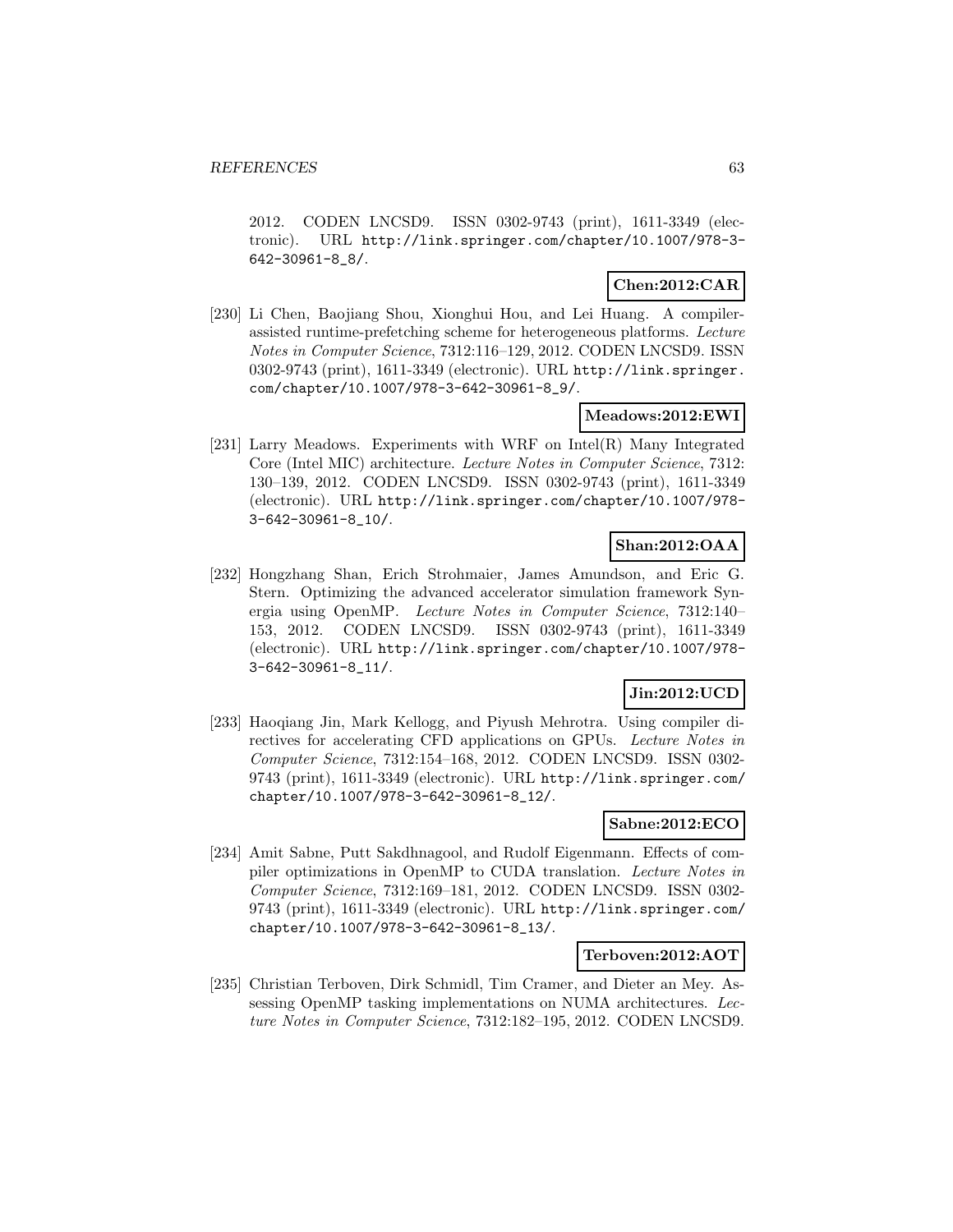2012. CODEN LNCSD9. ISSN 0302-9743 (print), 1611-3349 (electronic). URL http://link.springer.com/chapter/10.1007/978-3-642-30961-8_8/.

**Chen:2012:CAR**

[230] Li Chen, Baojiang Shou, Xionghui Hou, and Lei Huang. A compiler-assisted runtime-prefetching scheme for heterogeneous platforms. *Lecture Notes in Computer Science*, 7312:116–129, 2012. CODEN LNCSD9. ISSN 0302-9743 (print), 1611-3349 (electronic). URL http://link.springer.com/chapter/10.1007/978-3-642-30961-8_9/.

**Meadows:2012:EWI**

[231] Larry Meadows. Experiments with WRF on Intel(R) Many Integrated Core (Intel MIC) architecture. *Lecture Notes in Computer Science*, 7312: 130–139, 2012. CODEN LNCSD9. ISSN 0302-9743 (print), 1611-3349 (electronic). URL http://link.springer.com/chapter/10.1007/978-3-642-30961-8_10/.

**Shan:2012:OAA**

[232] Hongzhang Shan, Erich Strohmaier, James Amundson, and Eric G. Stern. Optimizing the advanced accelerator simulation framework Synergia using OpenMP. *Lecture Notes in Computer Science*, 7312:140–153, 2012. CODEN LNCSD9. ISSN 0302-9743 (print), 1611-3349 (electronic). URL http://link.springer.com/chapter/10.1007/978-3-642-30961-8_11/.

**Jin:2012:UCD**

[233] Haoqiang Jin, Mark Kellogg, and Piyush Mehrotra. Using compiler directives for accelerating CFD applications on GPUs. *Lecture Notes in Computer Science*, 7312:154–168, 2012. CODEN LNCSD9. ISSN 0302-9743 (print), 1611-3349 (electronic). URL http://link.springer.com/chapter/10.1007/978-3-642-30961-8_12/.

**Sabne:2012:ECO**

[234] Amit Sabne, Putt Sakdhnagool, and Rudolf Eigenmann. Effects of compiler optimizations in OpenMP to CUDA translation. *Lecture Notes in Computer Science*, 7312:169–181, 2012. CODEN LNCSD9. ISSN 0302-9743 (print), 1611-3349 (electronic). URL http://link.springer.com/chapter/10.1007/978-3-642-30961-8_13/.

**Terboven:2012:AOT**

[235] Christian Terboven, Dirk Schmidl, Tim Cramer, and Dieter an Mey. Assessing OpenMP tasking implementations on NUMA architectures. *Lecture Notes in Computer Science*, 7312:182–195, 2012. CODEN LNCSD9.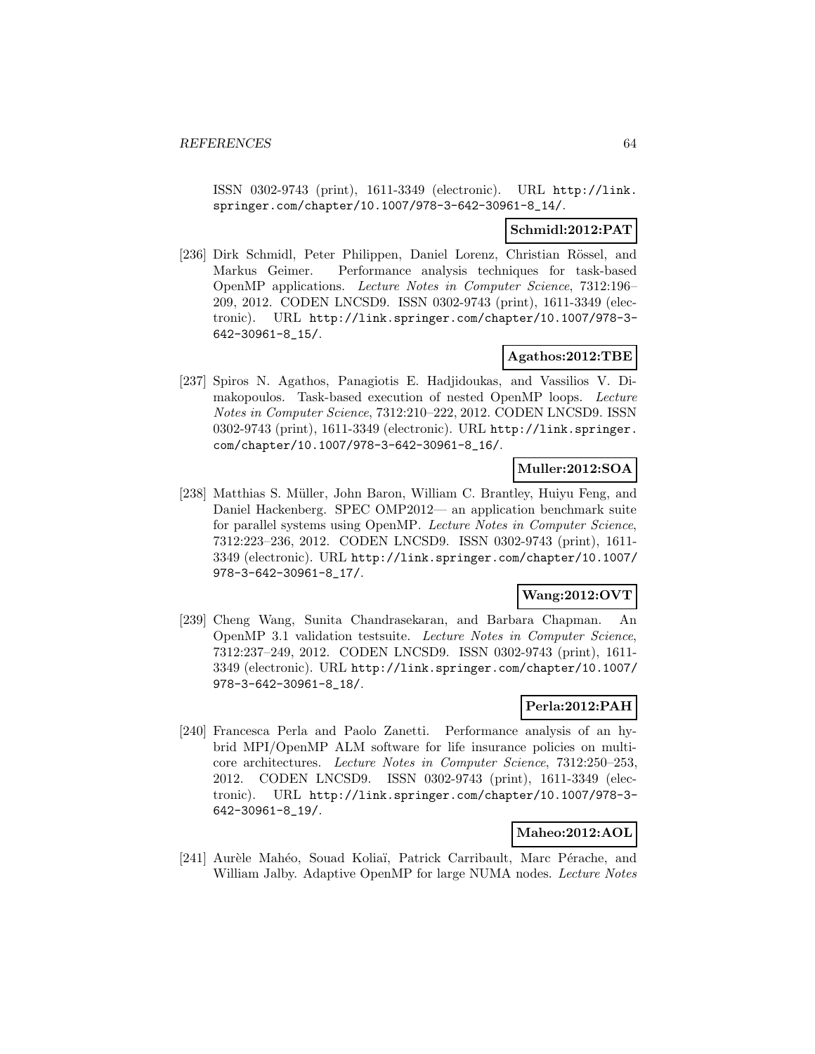ISSN 0302-9743 (print), 1611-3349 (electronic). URL http://link.springer.com/chapter/10.1007/978-3-642-30961-8_14/.

**Schmidl:2012:PAT**

[236] Dirk Schmidl, Peter Philippen, Daniel Lorenz, Christian Rössel, and Markus Geimer. Performance analysis techniques for task-based OpenMP applications. *Lecture Notes in Computer Science*, 7312:196–209, 2012. CODEN LNCSD9. ISSN 0302-9743 (print), 1611-3349 (electronic). URL http://link.springer.com/chapter/10.1007/978-3-642-30961-8_15/.

**Agathos:2012:TBE**

[237] Spiros N. Agathos, Panagiotis E. Hadjidoukas, and Vassilios V. Dimakopoulos. Task-based execution of nested OpenMP loops. *Lecture Notes in Computer Science*, 7312:210–222, 2012. CODEN LNCSD9. ISSN 0302-9743 (print), 1611-3349 (electronic). URL http://link.springer.com/chapter/10.1007/978-3-642-30961-8_16/.

**Muller:2012:SOA**

[238] Matthias S. Müller, John Baron, William C. Brantley, Huiyu Feng, and Daniel Hackenberg. SPEC OMP2012— an application benchmark suite for parallel systems using OpenMP. *Lecture Notes in Computer Science*, 7312:223–236, 2012. CODEN LNCSD9. ISSN 0302-9743 (print), 1611-3349 (electronic). URL http://link.springer.com/chapter/10.1007/978-3-642-30961-8_17/.

**Wang:2012:OVT**

[239] Cheng Wang, Sunita Chandrasekaran, and Barbara Chapman. An OpenMP 3.1 validation testsuite. *Lecture Notes in Computer Science*, 7312:237–249, 2012. CODEN LNCSD9. ISSN 0302-9743 (print), 1611-3349 (electronic). URL http://link.springer.com/chapter/10.1007/978-3-642-30961-8_18/.

**Perla:2012:PAH**

[240] Francesca Perla and Paolo Zanetti. Performance analysis of an hybrid MPI/OpenMP ALM software for life insurance policies on multicore architectures. *Lecture Notes in Computer Science*, 7312:250–253, 2012. CODEN LNCSD9. ISSN 0302-9743 (print), 1611-3349 (electronic). URL http://link.springer.com/chapter/10.1007/978-3-642-30961-8_19/.

**Maheo:2012:AOL**

[241] Aurèle Mahéo, Souad Koliaï, Patrick Carribault, Marc Pérache, and William Jalby. Adaptive OpenMP for large NUMA nodes. *Lecture Notes*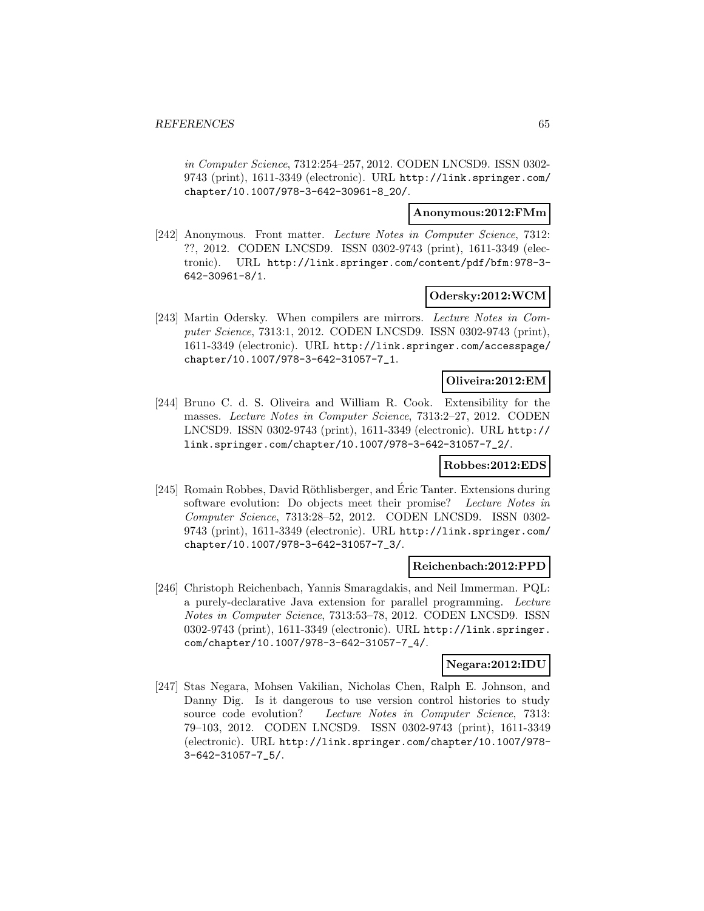in Computer Science, 7312:254–257, 2012. CODEN LNCSD9. ISSN 0302-9743 (print), 1611-3349 (electronic). URL http://link.springer.com/chapter/10.1007/978-3-642-30961-8_20/.

**Anonymous:2012:FMm**

[242] Anonymous. Front matter. *Lecture Notes in Computer Science*, 7312: ??, 2012. CODEN LNCSD9. ISSN 0302-9743 (print), 1611-3349 (electronic). URL http://link.springer.com/content/pdf/bfm:978-3-642-30961-8/1.

**Odersky:2012:WCM**

[243] Martin Odersky. When compilers are mirrors. *Lecture Notes in Computer Science*, 7313:1, 2012. CODEN LNCSD9. ISSN 0302-9743 (print), 1611-3349 (electronic). URL http://link.springer.com/accesspage/chapter/10.1007/978-3-642-31057-7_1.

**Oliveira:2012:EM**

[244] Bruno C. d. S. Oliveira and William R. Cook. Extensibility for the masses. *Lecture Notes in Computer Science*, 7313:2–27, 2012. CODEN LNCSD9. ISSN 0302-9743 (print), 1611-3349 (electronic). URL http://link.springer.com/chapter/10.1007/978-3-642-31057-7_2/.

**Robbes:2012:EDS**

[245] Romain Robbes, David Röthlisberger, and Éric Tanter. Extensions during software evolution: Do objects meet their promise? *Lecture Notes in Computer Science*, 7313:28–52, 2012. CODEN LNCSD9. ISSN 0302-9743 (print), 1611-3349 (electronic). URL http://link.springer.com/chapter/10.1007/978-3-642-31057-7_3/.

**Reichenbach:2012:PPD**

[246] Christoph Reichenbach, Yannis Smaragdakis, and Neil Immerman. PQL: a purely-declarative Java extension for parallel programming. *Lecture Notes in Computer Science*, 7313:53–78, 2012. CODEN LNCSD9. ISSN 0302-9743 (print), 1611-3349 (electronic). URL http://link.springer.com/chapter/10.1007/978-3-642-31057-7_4/.

**Negara:2012:IDU**

[247] Stas Negara, Mohsen Vakilian, Nicholas Chen, Ralph E. Johnson, and Danny Dig. Is it dangerous to use version control histories to study source code evolution? *Lecture Notes in Computer Science*, 7313: 79–103, 2012. CODEN LNCSD9. ISSN 0302-9743 (print), 1611-3349 (electronic). URL http://link.springer.com/chapter/10.1007/978-3-642-31057-7_5/.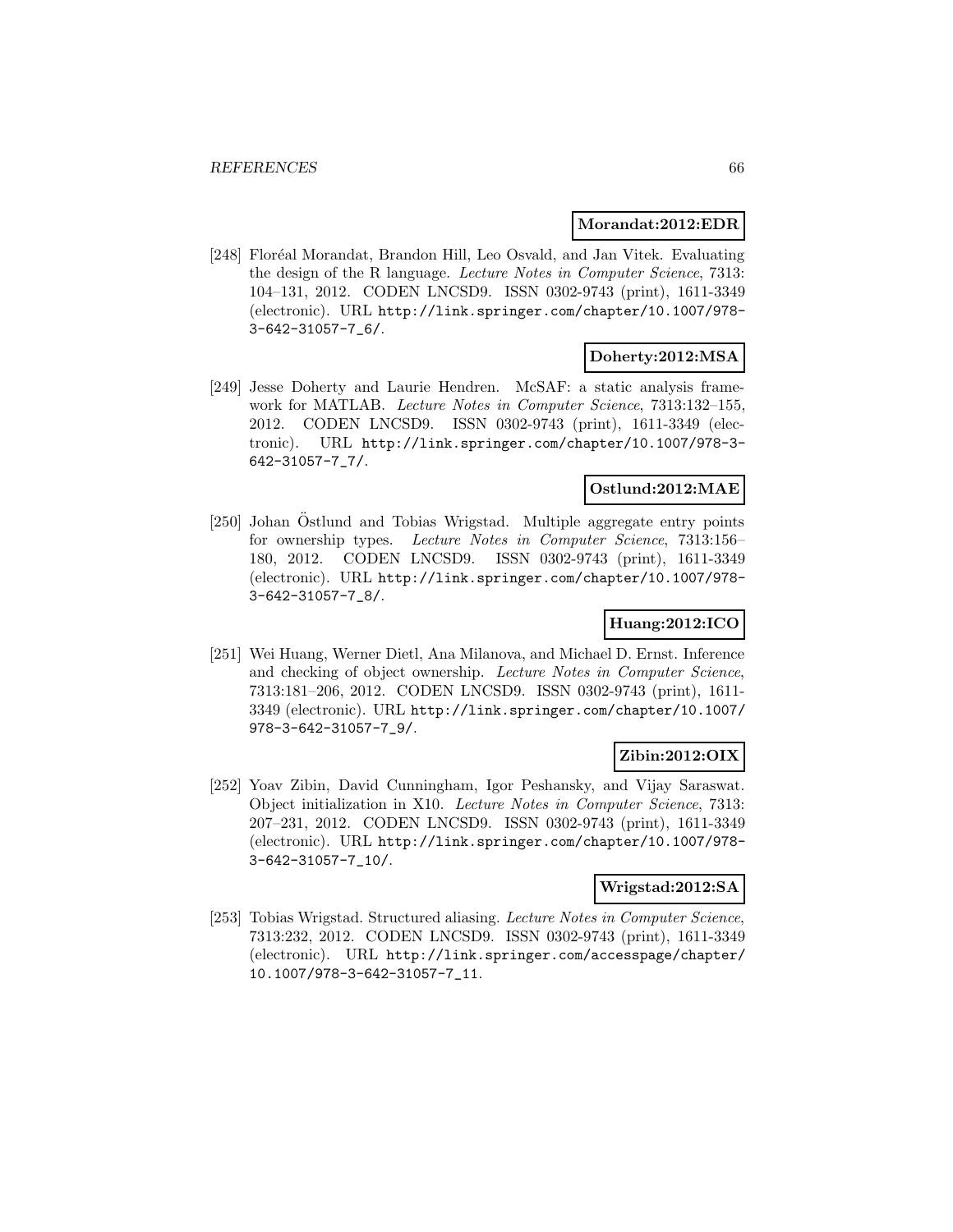**Morandat:2012:EDR**

[248] Floréal Morandat, Brandon Hill, Leo Osvald, and Jan Vitek. Evaluating the design of the R language. *Lecture Notes in Computer Science*, 7313: 104–131, 2012. CODEN LNCSD9. ISSN 0302-9743 (print), 1611-3349 (electronic). URL http://link.springer.com/chapter/10.1007/978-3-642-31057-7_6/.

**Doherty:2012:MSA**

[249] Jesse Doherty and Laurie Hendren. McSAF: a static analysis framework for MATLAB. *Lecture Notes in Computer Science*, 7313:132–155, 2012. CODEN LNCSD9. ISSN 0302-9743 (print), 1611-3349 (electronic). URL http://link.springer.com/chapter/10.1007/978-3-642-31057-7_7/.

**Ostlund:2012:MAE**

[250] Johan Östlund and Tobias Wrigstad. Multiple aggregate entry points for ownership types. *Lecture Notes in Computer Science*, 7313:156–180, 2012. CODEN LNCSD9. ISSN 0302-9743 (print), 1611-3349 (electronic). URL http://link.springer.com/chapter/10.1007/978-3-642-31057-7_8/.

**Huang:2012:ICO**

[251] Wei Huang, Werner Dietl, Ana Milanova, and Michael D. Ernst. Inference and checking of object ownership. *Lecture Notes in Computer Science*, 7313:181–206, 2012. CODEN LNCSD9. ISSN 0302-9743 (print), 1611-3349 (electronic). URL http://link.springer.com/chapter/10.1007/978-3-642-31057-7_9/.

**Zibin:2012:OIX**

[252] Yoav Zibin, David Cunningham, Igor Peshansky, and Vijay Saraswat. Object initialization in X10. *Lecture Notes in Computer Science*, 7313: 207–231, 2012. CODEN LNCSD9. ISSN 0302-9743 (print), 1611-3349 (electronic). URL http://link.springer.com/chapter/10.1007/978-3-642-31057-7_10/.

**Wrigstad:2012:SA**

[253] Tobias Wrigstad. Structured aliasing. *Lecture Notes in Computer Science*, 7313:232, 2012. CODEN LNCSD9. ISSN 0302-9743 (print), 1611-3349 (electronic). URL http://link.springer.com/accesspage/chapter/10.1007/978-3-642-31057-7_11.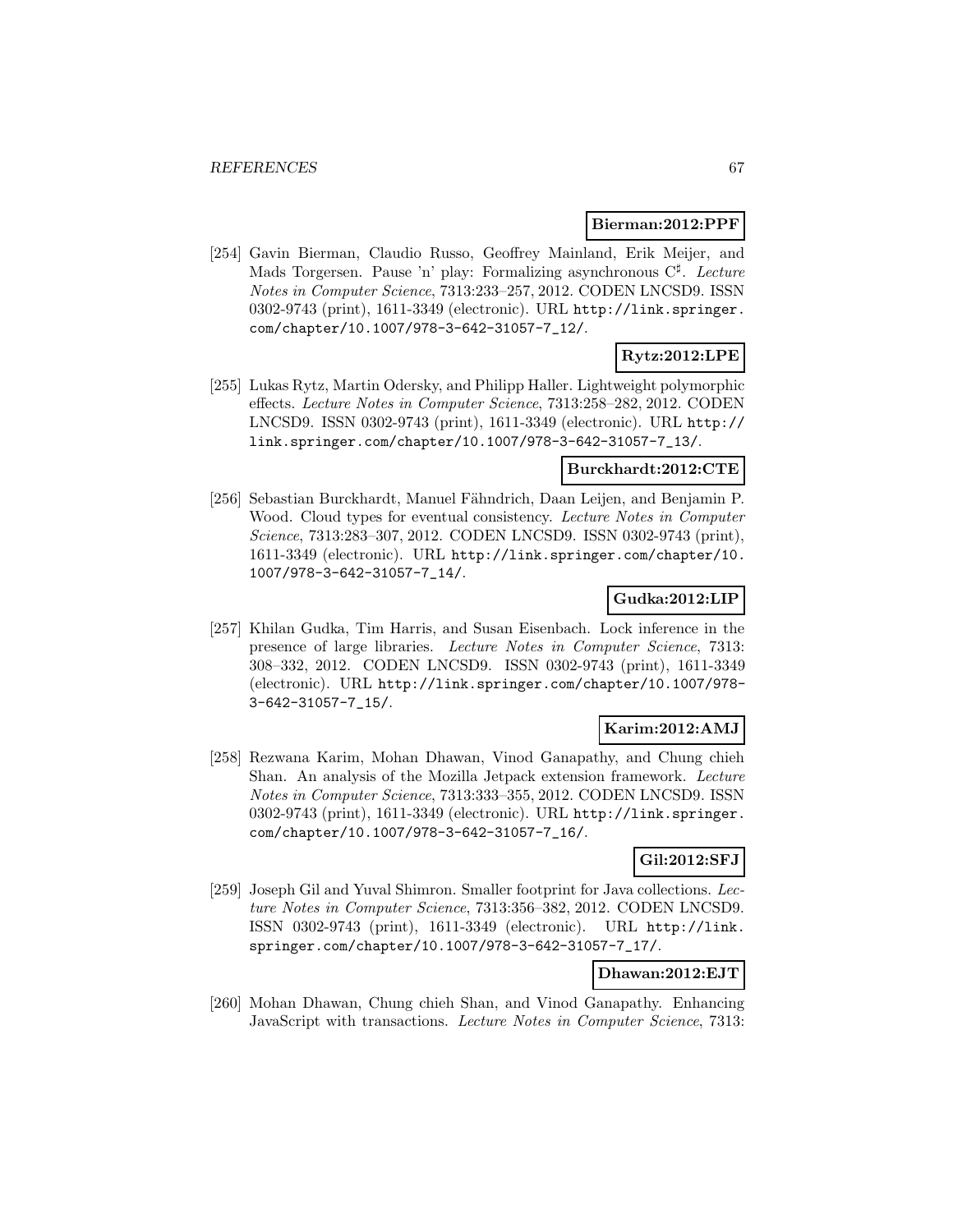**Bierman:2012:PPF**

[254] Gavin Bierman, Claudio Russo, Geoffrey Mainland, Erik Meijer, and Mads Torgersen. Pause 'n' play: Formalizing asynchronous C$^\sharp$. *Lecture Notes in Computer Science*, 7313:233–257, 2012. CODEN LNCSD9. ISSN 0302-9743 (print), 1611-3349 (electronic). URL http://link.springer.com/chapter/10.1007/978-3-642-31057-7_12/.

**Rytz:2012:LPE**

[255] Lukas Rytz, Martin Odersky, and Philipp Haller. Lightweight polymorphic effects. *Lecture Notes in Computer Science*, 7313:258–282, 2012. CODEN LNCSD9. ISSN 0302-9743 (print), 1611-3349 (electronic). URL http://link.springer.com/chapter/10.1007/978-3-642-31057-7_13/.

**Burckhardt:2012:CTE**

[256] Sebastian Burckhardt, Manuel Fähndrich, Daan Leijen, and Benjamin P. Wood. Cloud types for eventual consistency. *Lecture Notes in Computer Science*, 7313:283–307, 2012. CODEN LNCSD9. ISSN 0302-9743 (print), 1611-3349 (electronic). URL http://link.springer.com/chapter/10.1007/978-3-642-31057-7_14/.

**Gudka:2012:LIP**

[257] Khilan Gudka, Tim Harris, and Susan Eisenbach. Lock inference in the presence of large libraries. *Lecture Notes in Computer Science*, 7313: 308–332, 2012. CODEN LNCSD9. ISSN 0302-9743 (print), 1611-3349 (electronic). URL http://link.springer.com/chapter/10.1007/978-3-642-31057-7_15/.

**Karim:2012:AMJ**

[258] Rezwana Karim, Mohan Dhawan, Vinod Ganapathy, and Chung chieh Shan. An analysis of the Mozilla Jetpack extension framework. *Lecture Notes in Computer Science*, 7313:333–355, 2012. CODEN LNCSD9. ISSN 0302-9743 (print), 1611-3349 (electronic). URL http://link.springer.com/chapter/10.1007/978-3-642-31057-7_16/.

**Gil:2012:SFJ**

[259] Joseph Gil and Yuval Shimron. Smaller footprint for Java collections. *Lecture Notes in Computer Science*, 7313:356–382, 2012. CODEN LNCSD9. ISSN 0302-9743 (print), 1611-3349 (electronic). URL http://link.springer.com/chapter/10.1007/978-3-642-31057-7_17/.

**Dhawan:2012:EJT**

[260] Mohan Dhawan, Chung chieh Shan, and Vinod Ganapathy. Enhancing JavaScript with transactions. *Lecture Notes in Computer Science*, 7313: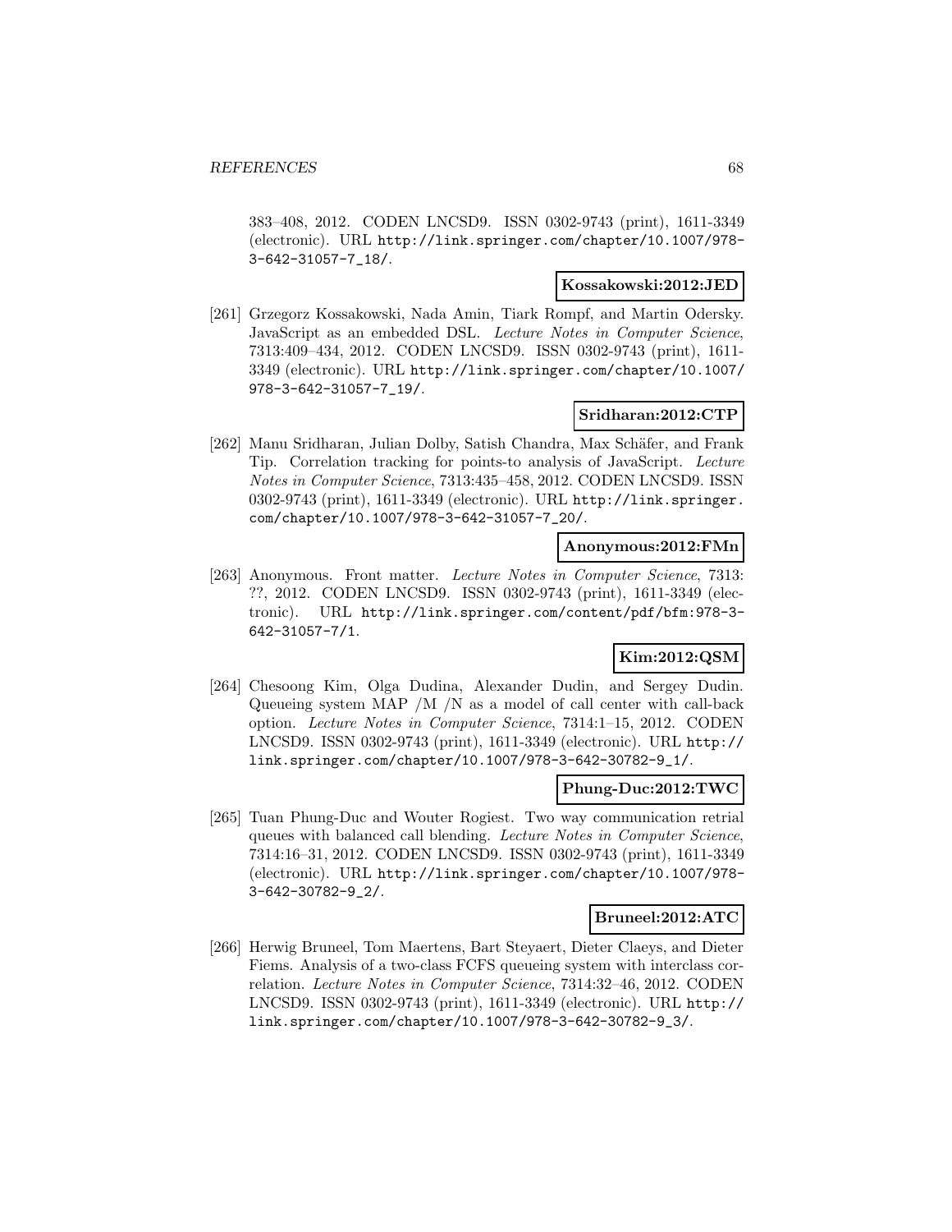383–408, 2012. CODEN LNCSD9. ISSN 0302-9743 (print), 1611-3349 (electronic). URL http://link.springer.com/chapter/10.1007/978-3-642-31057-7_18/.

**Kossakowski:2012:JED**

[261] Grzegorz Kossakowski, Nada Amin, Tiark Rompf, and Martin Odersky. JavaScript as an embedded DSL. *Lecture Notes in Computer Science*, 7313:409–434, 2012. CODEN LNCSD9. ISSN 0302-9743 (print), 1611-3349 (electronic). URL http://link.springer.com/chapter/10.1007/978-3-642-31057-7_19/.

**Sridharan:2012:CTP**

[262] Manu Sridharan, Julian Dolby, Satish Chandra, Max Schäfer, and Frank Tip. Correlation tracking for points-to analysis of JavaScript. *Lecture Notes in Computer Science*, 7313:435–458, 2012. CODEN LNCSD9. ISSN 0302-9743 (print), 1611-3349 (electronic). URL http://link.springer.com/chapter/10.1007/978-3-642-31057-7_20/.

**Anonymous:2012:FMn**

[263] Anonymous. Front matter. *Lecture Notes in Computer Science*, 7313: ??, 2012. CODEN LNCSD9. ISSN 0302-9743 (print), 1611-3349 (electronic). URL http://link.springer.com/content/pdf/bfm:978-3-642-31057-7/1.

**Kim:2012:QSM**

[264] Chesoong Kim, Olga Dudina, Alexander Dudin, and Sergey Dudin. Queueing system MAP /M /N as a model of call center with call-back option. *Lecture Notes in Computer Science*, 7314:1–15, 2012. CODEN LNCSD9. ISSN 0302-9743 (print), 1611-3349 (electronic). URL http://link.springer.com/chapter/10.1007/978-3-642-30782-9_1/.

**Phung-Duc:2012:TWC**

[265] Tuan Phung-Duc and Wouter Rogiest. Two way communication retrial queues with balanced call blending. *Lecture Notes in Computer Science*, 7314:16–31, 2012. CODEN LNCSD9. ISSN 0302-9743 (print), 1611-3349 (electronic). URL http://link.springer.com/chapter/10.1007/978-3-642-30782-9_2/.

**Bruneel:2012:ATC**

[266] Herwig Bruneel, Tom Maertens, Bart Steyaert, Dieter Claeys, and Dieter Fiems. Analysis of a two-class FCFS queueing system with interclass correlation. *Lecture Notes in Computer Science*, 7314:32–46, 2012. CODEN LNCSD9. ISSN 0302-9743 (print), 1611-3349 (electronic). URL http://link.springer.com/chapter/10.1007/978-3-642-30782-9_3/.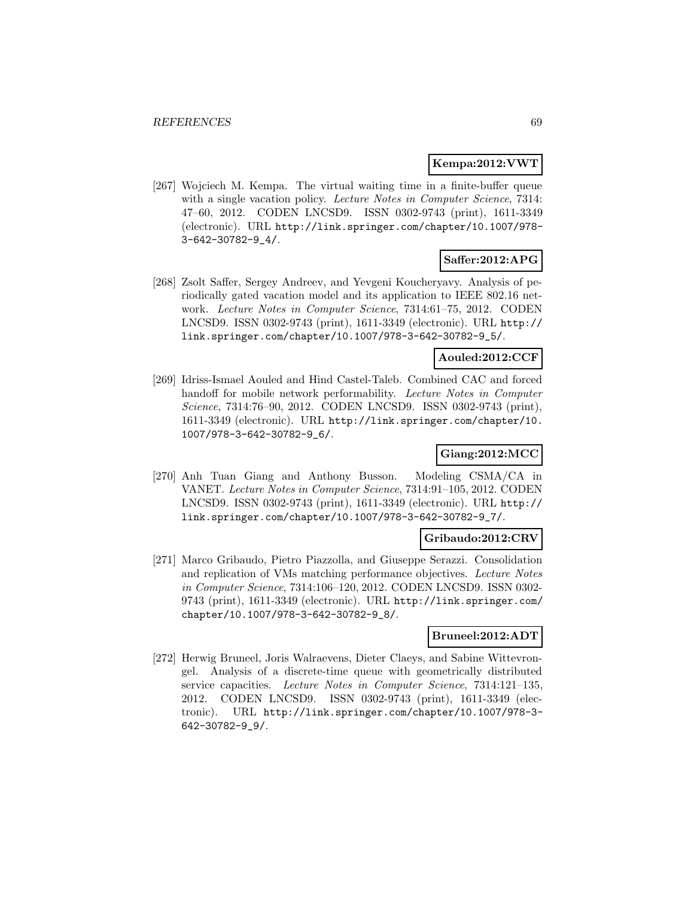**Kempa:2012:VWT**

[267] Wojciech M. Kempa. The virtual waiting time in a finite-buffer queue with a single vacation policy. *Lecture Notes in Computer Science*, 7314: 47–60, 2012. CODEN LNCSD9. ISSN 0302-9743 (print), 1611-3349 (electronic). URL http://link.springer.com/chapter/10.1007/978-3-642-30782-9_4/.

**Saffer:2012:APG**

[268] Zsolt Saffer, Sergey Andreev, and Yevgeni Koucheryavy. Analysis of periodically gated vacation model and its application to IEEE 802.16 network. *Lecture Notes in Computer Science*, 7314:61–75, 2012. CODEN LNCSD9. ISSN 0302-9743 (print), 1611-3349 (electronic). URL http://link.springer.com/chapter/10.1007/978-3-642-30782-9_5/.

**Aouled:2012:CCF**

[269] Idriss-Ismael Aouled and Hind Castel-Taleb. Combined CAC and forced handoff for mobile network performability. *Lecture Notes in Computer Science*, 7314:76–90, 2012. CODEN LNCSD9. ISSN 0302-9743 (print), 1611-3349 (electronic). URL http://link.springer.com/chapter/10.1007/978-3-642-30782-9_6/.

**Giang:2012:MCC**

[270] Anh Tuan Giang and Anthony Busson. Modeling CSMA/CA in VANET. *Lecture Notes in Computer Science*, 7314:91–105, 2012. CODEN LNCSD9. ISSN 0302-9743 (print), 1611-3349 (electronic). URL http://link.springer.com/chapter/10.1007/978-3-642-30782-9_7/.

**Gribaudo:2012:CRV**

[271] Marco Gribaudo, Pietro Piazzolla, and Giuseppe Serazzi. Consolidation and replication of VMs matching performance objectives. *Lecture Notes in Computer Science*, 7314:106–120, 2012. CODEN LNCSD9. ISSN 0302-9743 (print), 1611-3349 (electronic). URL http://link.springer.com/chapter/10.1007/978-3-642-30782-9_8/.

**Bruneel:2012:ADT**

[272] Herwig Bruneel, Joris Walraevens, Dieter Claeys, and Sabine Wittevrongel. Analysis of a discrete-time queue with geometrically distributed service capacities. *Lecture Notes in Computer Science*, 7314:121–135, 2012. CODEN LNCSD9. ISSN 0302-9743 (print), 1611-3349 (electronic). URL http://link.springer.com/chapter/10.1007/978-3-642-30782-9_9/.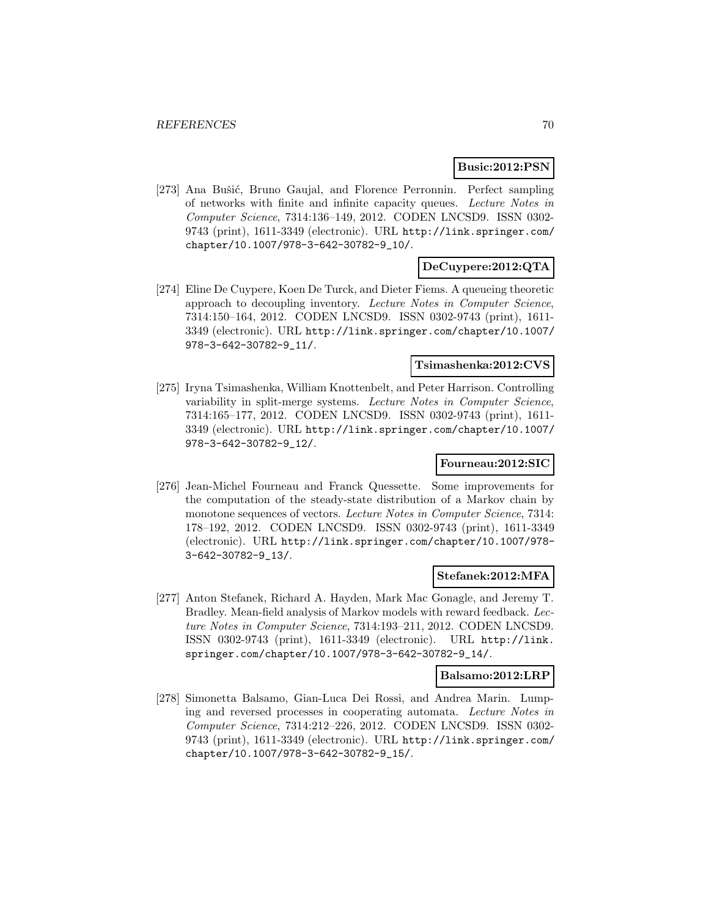**Busic:2012:PSN**

[273] Ana Bušić, Bruno Gaujal, and Florence Perronnin. Perfect sampling of networks with finite and infinite capacity queues. *Lecture Notes in Computer Science*, 7314:136–149, 2012. CODEN LNCSD9. ISSN 0302-9743 (print), 1611-3349 (electronic). URL http://link.springer.com/chapter/10.1007/978-3-642-30782-9_10/.

**DeCuypere:2012:QTA**

[274] Eline De Cuypere, Koen De Turck, and Dieter Fiems. A queueing theoretic approach to decoupling inventory. *Lecture Notes in Computer Science*, 7314:150–164, 2012. CODEN LNCSD9. ISSN 0302-9743 (print), 1611-3349 (electronic). URL http://link.springer.com/chapter/10.1007/978-3-642-30782-9_11/.

**Tsimashenka:2012:CVS**

[275] Iryna Tsimashenka, William Knottenbelt, and Peter Harrison. Controlling variability in split-merge systems. *Lecture Notes in Computer Science*, 7314:165–177, 2012. CODEN LNCSD9. ISSN 0302-9743 (print), 1611-3349 (electronic). URL http://link.springer.com/chapter/10.1007/978-3-642-30782-9_12/.

**Fourneau:2012:SIC**

[276] Jean-Michel Fourneau and Franck Quessette. Some improvements for the computation of the steady-state distribution of a Markov chain by monotone sequences of vectors. *Lecture Notes in Computer Science*, 7314: 178–192, 2012. CODEN LNCSD9. ISSN 0302-9743 (print), 1611-3349 (electronic). URL http://link.springer.com/chapter/10.1007/978-3-642-30782-9_13/.

**Stefanek:2012:MFA**

[277] Anton Stefanek, Richard A. Hayden, Mark Mac Gonagle, and Jeremy T. Bradley. Mean-field analysis of Markov models with reward feedback. *Lecture Notes in Computer Science*, 7314:193–211, 2012. CODEN LNCSD9. ISSN 0302-9743 (print), 1611-3349 (electronic). URL http://link.springer.com/chapter/10.1007/978-3-642-30782-9_14/.

**Balsamo:2012:LRP**

[278] Simonetta Balsamo, Gian-Luca Dei Rossi, and Andrea Marin. Lumping and reversed processes in cooperating automata. *Lecture Notes in Computer Science*, 7314:212–226, 2012. CODEN LNCSD9. ISSN 0302-9743 (print), 1611-3349 (electronic). URL http://link.springer.com/chapter/10.1007/978-3-642-30782-9_15/.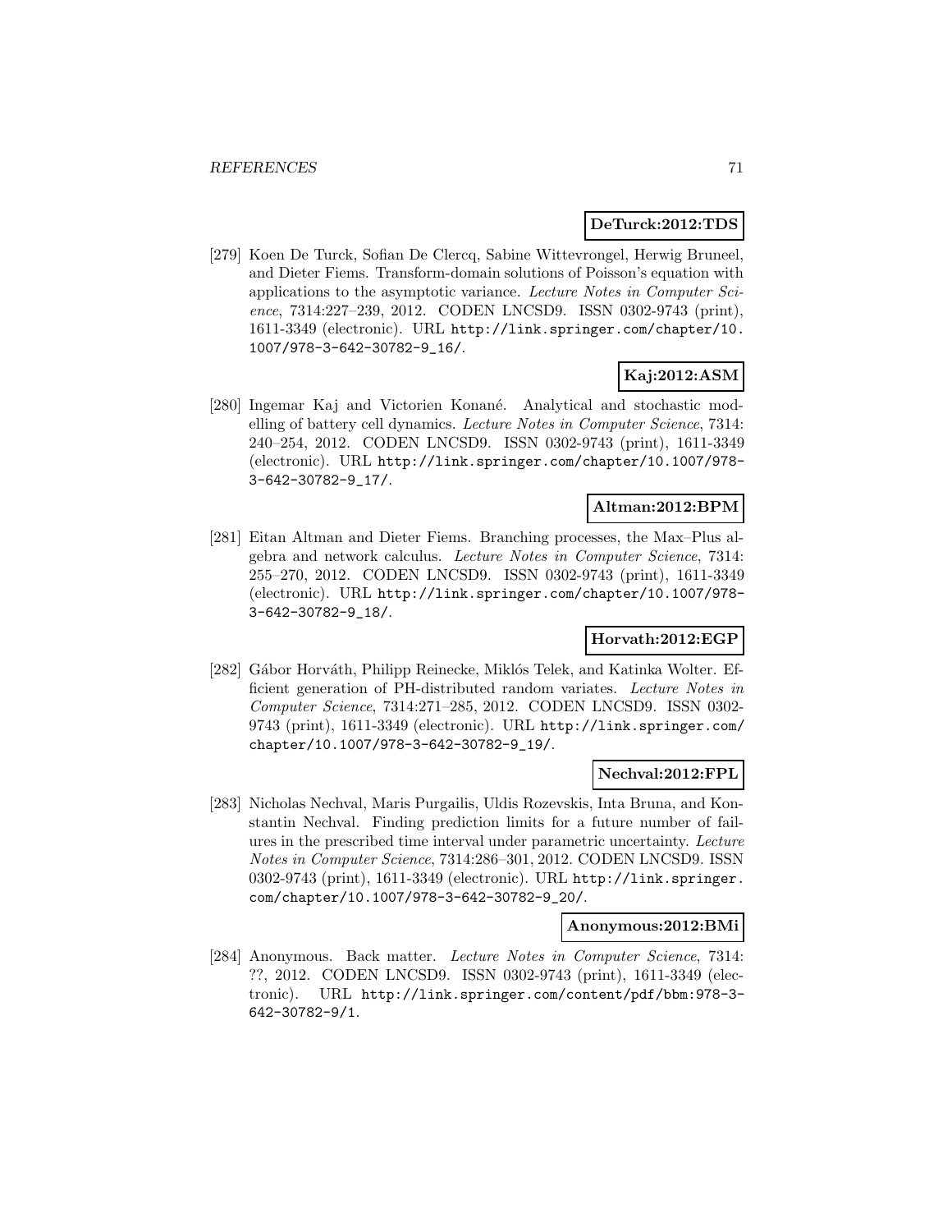**DeTurck:2012:TDS**

[279] Koen De Turck, Sofian De Clercq, Sabine Wittevrongel, Herwig Bruneel, and Dieter Fiems. Transform-domain solutions of Poisson's equation with applications to the asymptotic variance. *Lecture Notes in Computer Science*, 7314:227–239, 2012. CODEN LNCSD9. ISSN 0302-9743 (print), 1611-3349 (electronic). URL http://link.springer.com/chapter/10.1007/978-3-642-30782-9_16/.

**Kaj:2012:ASM**

[280] Ingemar Kaj and Victorien Konané. Analytical and stochastic modelling of battery cell dynamics. *Lecture Notes in Computer Science*, 7314: 240–254, 2012. CODEN LNCSD9. ISSN 0302-9743 (print), 1611-3349 (electronic). URL http://link.springer.com/chapter/10.1007/978-3-642-30782-9_17/.

**Altman:2012:BPM**

[281] Eitan Altman and Dieter Fiems. Branching processes, the Max–Plus algebra and network calculus. *Lecture Notes in Computer Science*, 7314: 255–270, 2012. CODEN LNCSD9. ISSN 0302-9743 (print), 1611-3349 (electronic). URL http://link.springer.com/chapter/10.1007/978-3-642-30782-9_18/.

**Horvath:2012:EGP**

[282] Gábor Horváth, Philipp Reinecke, Miklós Telek, and Katinka Wolter. Efficient generation of PH-distributed random variates. *Lecture Notes in Computer Science*, 7314:271–285, 2012. CODEN LNCSD9. ISSN 0302-9743 (print), 1611-3349 (electronic). URL http://link.springer.com/chapter/10.1007/978-3-642-30782-9_19/.

**Nechval:2012:FPL**

[283] Nicholas Nechval, Maris Purgailis, Uldis Rozevskis, Inta Bruna, and Konstantin Nechval. Finding prediction limits for a future number of failures in the prescribed time interval under parametric uncertainty. *Lecture Notes in Computer Science*, 7314:286–301, 2012. CODEN LNCSD9. ISSN 0302-9743 (print), 1611-3349 (electronic). URL http://link.springer.com/chapter/10.1007/978-3-642-30782-9_20/.

**Anonymous:2012:BMi**

[284] Anonymous. Back matter. *Lecture Notes in Computer Science*, 7314: ??, 2012. CODEN LNCSD9. ISSN 0302-9743 (print), 1611-3349 (electronic). URL http://link.springer.com/content/pdf/bbm:978-3-642-30782-9/1.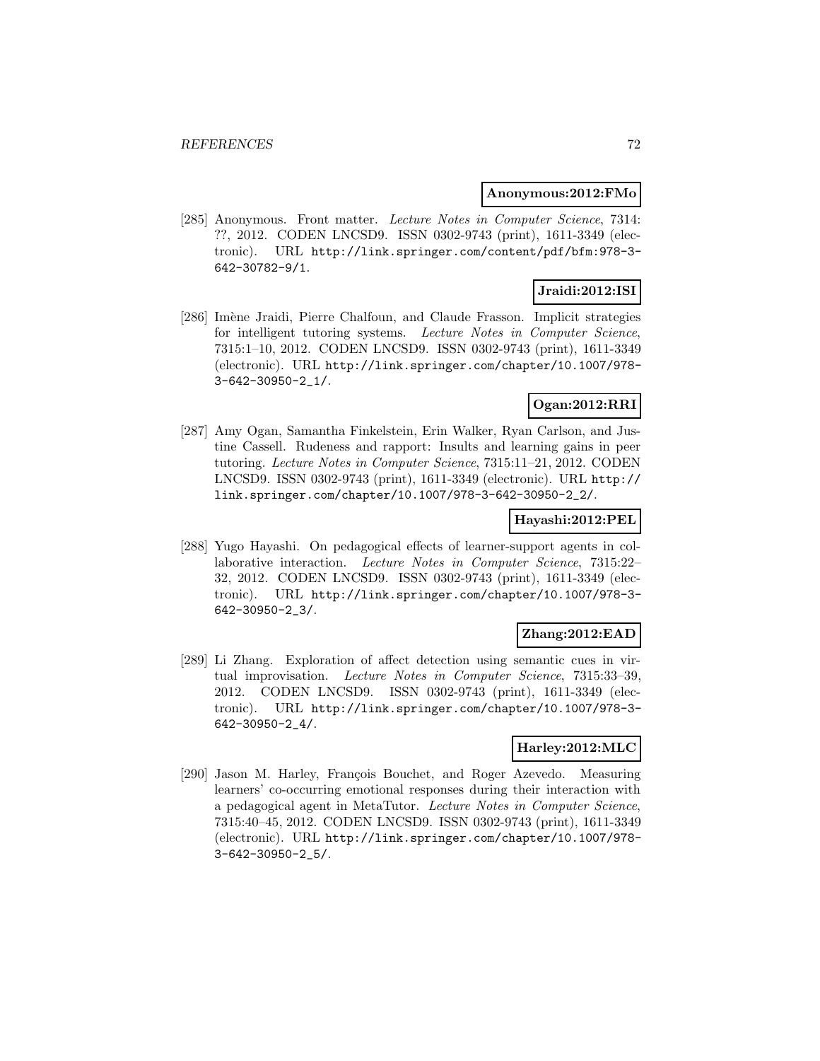**Anonymous:2012:FMo**

[285] Anonymous. Front matter. *Lecture Notes in Computer Science*, 7314: ??, 2012. CODEN LNCSD9. ISSN 0302-9743 (print), 1611-3349 (electronic). URL http://link.springer.com/content/pdf/bfm:978-3-642-30782-9/1.

**Jraidi:2012:ISI**

[286] Imène Jraidi, Pierre Chalfoun, and Claude Frasson. Implicit strategies for intelligent tutoring systems. *Lecture Notes in Computer Science*, 7315:1–10, 2012. CODEN LNCSD9. ISSN 0302-9743 (print), 1611-3349 (electronic). URL http://link.springer.com/chapter/10.1007/978-3-642-30950-2_1/.

**Ogan:2012:RRI**

[287] Amy Ogan, Samantha Finkelstein, Erin Walker, Ryan Carlson, and Justine Cassell. Rudeness and rapport: Insults and learning gains in peer tutoring. *Lecture Notes in Computer Science*, 7315:11–21, 2012. CODEN LNCSD9. ISSN 0302-9743 (print), 1611-3349 (electronic). URL http://link.springer.com/chapter/10.1007/978-3-642-30950-2_2/.

**Hayashi:2012:PEL**

[288] Yugo Hayashi. On pedagogical effects of learner-support agents in collaborative interaction. *Lecture Notes in Computer Science*, 7315:22–32, 2012. CODEN LNCSD9. ISSN 0302-9743 (print), 1611-3349 (electronic). URL http://link.springer.com/chapter/10.1007/978-3-642-30950-2_3/.

**Zhang:2012:EAD**

[289] Li Zhang. Exploration of affect detection using semantic cues in virtual improvisation. *Lecture Notes in Computer Science*, 7315:33–39, 2012. CODEN LNCSD9. ISSN 0302-9743 (print), 1611-3349 (electronic). URL http://link.springer.com/chapter/10.1007/978-3-642-30950-2_4/.

**Harley:2012:MLC**

[290] Jason M. Harley, François Bouchet, and Roger Azevedo. Measuring learners' co-occurring emotional responses during their interaction with a pedagogical agent in MetaTutor. *Lecture Notes in Computer Science*, 7315:40–45, 2012. CODEN LNCSD9. ISSN 0302-9743 (print), 1611-3349 (electronic). URL http://link.springer.com/chapter/10.1007/978-3-642-30950-2_5/.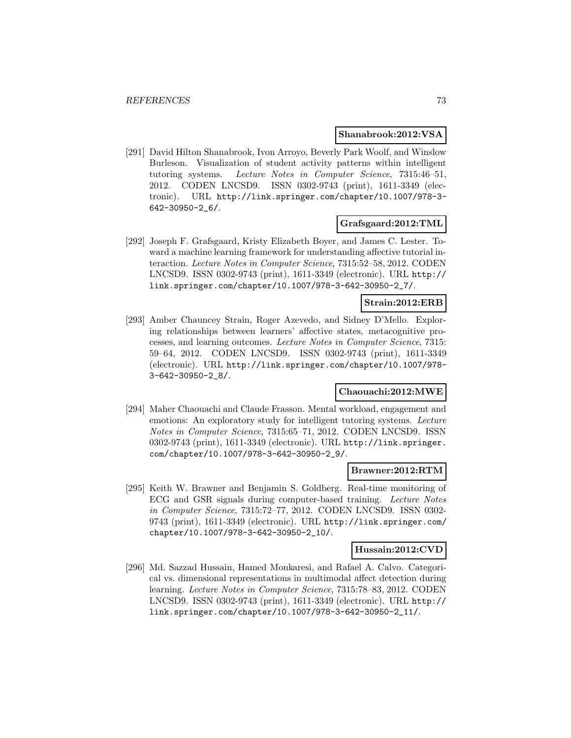**Shanabrook:2012:VSA**

[291] David Hilton Shanabrook, Ivon Arroyo, Beverly Park Woolf, and Winslow Burleson. Visualization of student activity patterns within intelligent tutoring systems. *Lecture Notes in Computer Science*, 7315:46–51, 2012. CODEN LNCSD9. ISSN 0302-9743 (print), 1611-3349 (electronic). URL http://link.springer.com/chapter/10.1007/978-3-642-30950-2_6/.

**Grafsgaard:2012:TML**

[292] Joseph F. Grafsgaard, Kristy Elizabeth Boyer, and James C. Lester. Toward a machine learning framework for understanding affective tutorial interaction. *Lecture Notes in Computer Science*, 7315:52–58, 2012. CODEN LNCSD9. ISSN 0302-9743 (print), 1611-3349 (electronic). URL http://link.springer.com/chapter/10.1007/978-3-642-30950-2_7/.

**Strain:2012:ERB**

[293] Amber Chauncey Strain, Roger Azevedo, and Sidney D'Mello. Exploring relationships between learners' affective states, metacognitive processes, and learning outcomes. *Lecture Notes in Computer Science*, 7315: 59–64, 2012. CODEN LNCSD9. ISSN 0302-9743 (print), 1611-3349 (electronic). URL http://link.springer.com/chapter/10.1007/978-3-642-30950-2_8/.

**Chaouachi:2012:MWE**

[294] Maher Chaouachi and Claude Frasson. Mental workload, engagement and emotions: An exploratory study for intelligent tutoring systems. *Lecture Notes in Computer Science*, 7315:65–71, 2012. CODEN LNCSD9. ISSN 0302-9743 (print), 1611-3349 (electronic). URL http://link.springer.com/chapter/10.1007/978-3-642-30950-2_9/.

**Brawner:2012:RTM**

[295] Keith W. Brawner and Benjamin S. Goldberg. Real-time monitoring of ECG and GSR signals during computer-based training. *Lecture Notes in Computer Science*, 7315:72–77, 2012. CODEN LNCSD9. ISSN 0302-9743 (print), 1611-3349 (electronic). URL http://link.springer.com/chapter/10.1007/978-3-642-30950-2_10/.

**Hussain:2012:CVD**

[296] Md. Sazzad Hussain, Hamed Monkaresi, and Rafael A. Calvo. Categorical vs. dimensional representations in multimodal affect detection during learning. *Lecture Notes in Computer Science*, 7315:78–83, 2012. CODEN LNCSD9. ISSN 0302-9743 (print), 1611-3349 (electronic). URL http://link.springer.com/chapter/10.1007/978-3-642-30950-2_11/.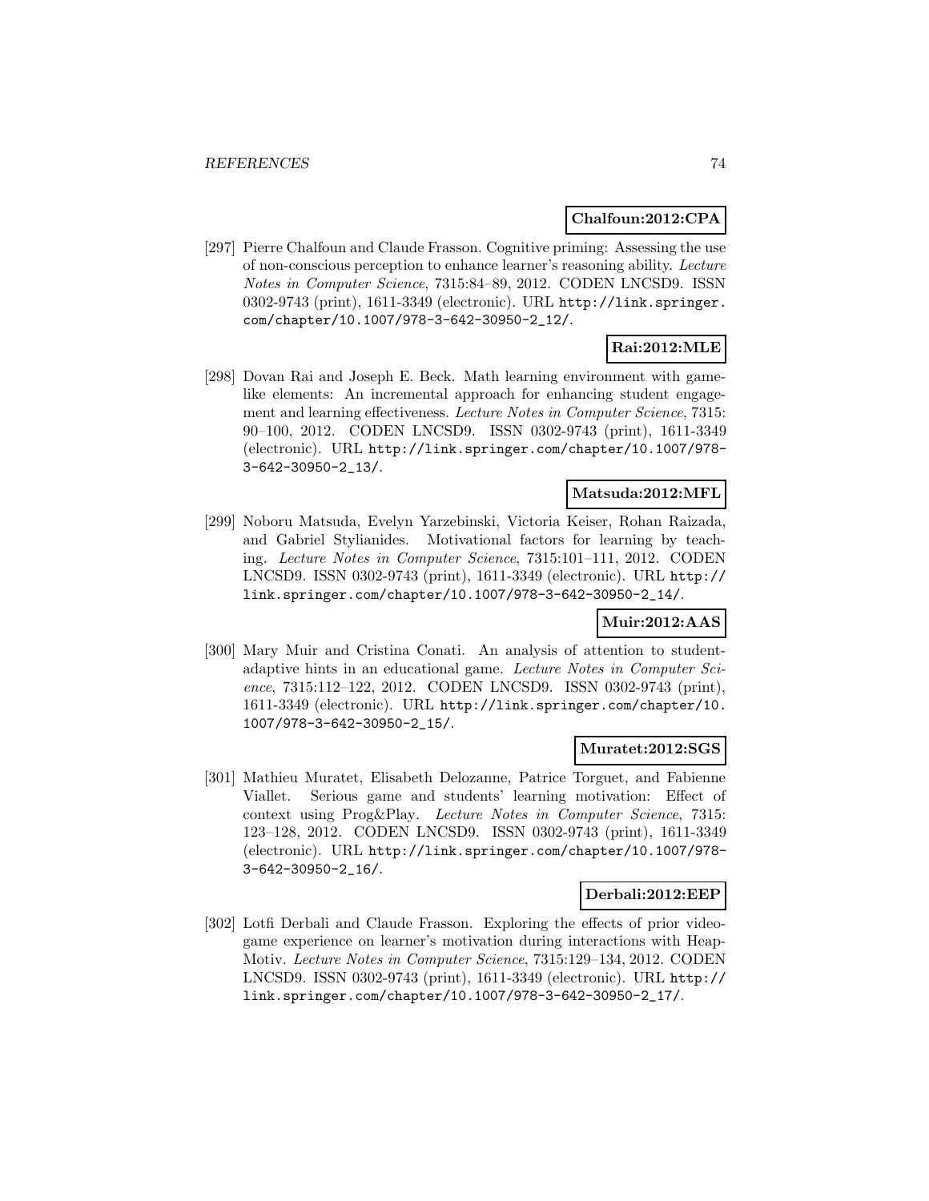**Chalfoun:2012:CPA**

[297] Pierre Chalfoun and Claude Frasson. Cognitive priming: Assessing the use of non-conscious perception to enhance learner's reasoning ability. *Lecture Notes in Computer Science*, 7315:84–89, 2012. CODEN LNCSD9. ISSN 0302-9743 (print), 1611-3349 (electronic). URL http://link.springer.com/chapter/10.1007/978-3-642-30950-2_12/.

**Rai:2012:MLE**

[298] Dovan Rai and Joseph E. Beck. Math learning environment with game-like elements: An incremental approach for enhancing student engagement and learning effectiveness. *Lecture Notes in Computer Science*, 7315: 90–100, 2012. CODEN LNCSD9. ISSN 0302-9743 (print), 1611-3349 (electronic). URL http://link.springer.com/chapter/10.1007/978-3-642-30950-2_13/.

**Matsuda:2012:MFL**

[299] Noboru Matsuda, Evelyn Yarzebinski, Victoria Keiser, Rohan Raizada, and Gabriel Stylianides. Motivational factors for learning by teaching. *Lecture Notes in Computer Science*, 7315:101–111, 2012. CODEN LNCSD9. ISSN 0302-9743 (print), 1611-3349 (electronic). URL http://link.springer.com/chapter/10.1007/978-3-642-30950-2_14/.

**Muir:2012:AAS**

[300] Mary Muir and Cristina Conati. An analysis of attention to student-adaptive hints in an educational game. *Lecture Notes in Computer Science*, 7315:112–122, 2012. CODEN LNCSD9. ISSN 0302-9743 (print), 1611-3349 (electronic). URL http://link.springer.com/chapter/10.1007/978-3-642-30950-2_15/.

**Muratet:2012:SGS**

[301] Mathieu Muratet, Elisabeth Delozanne, Patrice Torguet, and Fabienne Viallet. Serious game and students' learning motivation: Effect of context using Prog&Play. *Lecture Notes in Computer Science*, 7315: 123–128, 2012. CODEN LNCSD9. ISSN 0302-9743 (print), 1611-3349 (electronic). URL http://link.springer.com/chapter/10.1007/978-3-642-30950-2_16/.

**Derbali:2012:EEP**

[302] Lotfi Derbali and Claude Frasson. Exploring the effects of prior video-game experience on learner's motivation during interactions with Heap-Motiv. *Lecture Notes in Computer Science*, 7315:129–134, 2012. CODEN LNCSD9. ISSN 0302-9743 (print), 1611-3349 (electronic). URL http://link.springer.com/chapter/10.1007/978-3-642-30950-2_17/.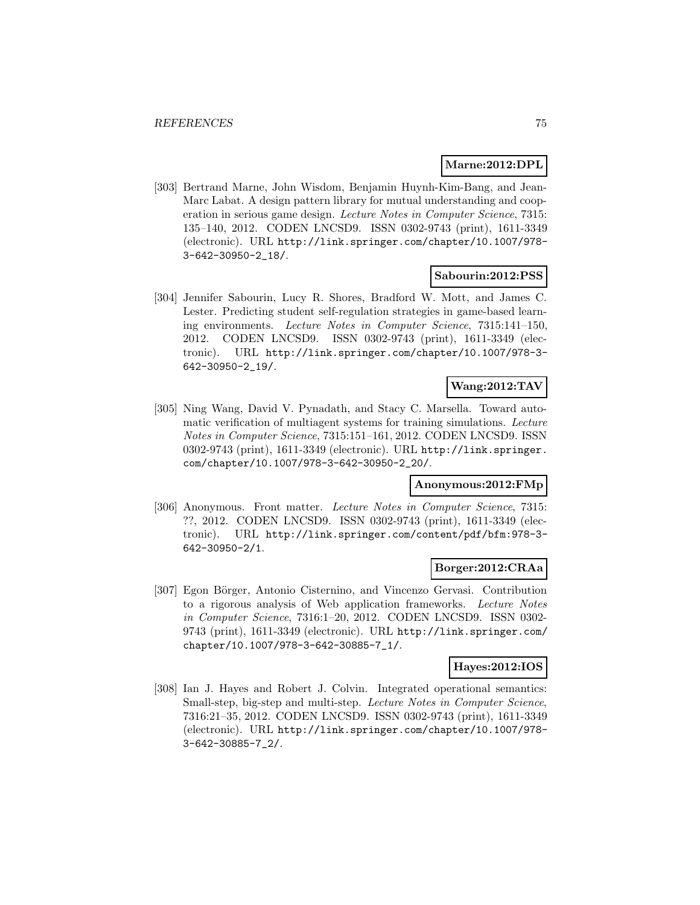**Marne:2012:DPL**

[303] Bertrand Marne, John Wisdom, Benjamin Huynh-Kim-Bang, and Jean-Marc Labat. A design pattern library for mutual understanding and cooperation in serious game design. *Lecture Notes in Computer Science*, 7315: 135–140, 2012. CODEN LNCSD9. ISSN 0302-9743 (print), 1611-3349 (electronic). URL http://link.springer.com/chapter/10.1007/978-3-642-30950-2_18/.

**Sabourin:2012:PSS**

[304] Jennifer Sabourin, Lucy R. Shores, Bradford W. Mott, and James C. Lester. Predicting student self-regulation strategies in game-based learning environments. *Lecture Notes in Computer Science*, 7315:141–150, 2012. CODEN LNCSD9. ISSN 0302-9743 (print), 1611-3349 (electronic). URL http://link.springer.com/chapter/10.1007/978-3-642-30950-2_19/.

**Wang:2012:TAV**

[305] Ning Wang, David V. Pynadath, and Stacy C. Marsella. Toward automatic verification of multiagent systems for training simulations. *Lecture Notes in Computer Science*, 7315:151–161, 2012. CODEN LNCSD9. ISSN 0302-9743 (print), 1611-3349 (electronic). URL http://link.springer.com/chapter/10.1007/978-3-642-30950-2_20/.

**Anonymous:2012:FMp**

[306] Anonymous. Front matter. *Lecture Notes in Computer Science*, 7315: ??, 2012. CODEN LNCSD9. ISSN 0302-9743 (print), 1611-3349 (electronic). URL http://link.springer.com/content/pdf/bfm:978-3-642-30950-2/1.

**Borger:2012:CRAa**

[307] Egon Börger, Antonio Cisternino, and Vincenzo Gervasi. Contribution to a rigorous analysis of Web application frameworks. *Lecture Notes in Computer Science*, 7316:1–20, 2012. CODEN LNCSD9. ISSN 0302-9743 (print), 1611-3349 (electronic). URL http://link.springer.com/chapter/10.1007/978-3-642-30885-7_1/.

**Hayes:2012:IOS**

[308] Ian J. Hayes and Robert J. Colvin. Integrated operational semantics: Small-step, big-step and multi-step. *Lecture Notes in Computer Science*, 7316:21–35, 2012. CODEN LNCSD9. ISSN 0302-9743 (print), 1611-3349 (electronic). URL http://link.springer.com/chapter/10.1007/978-3-642-30885-7_2/.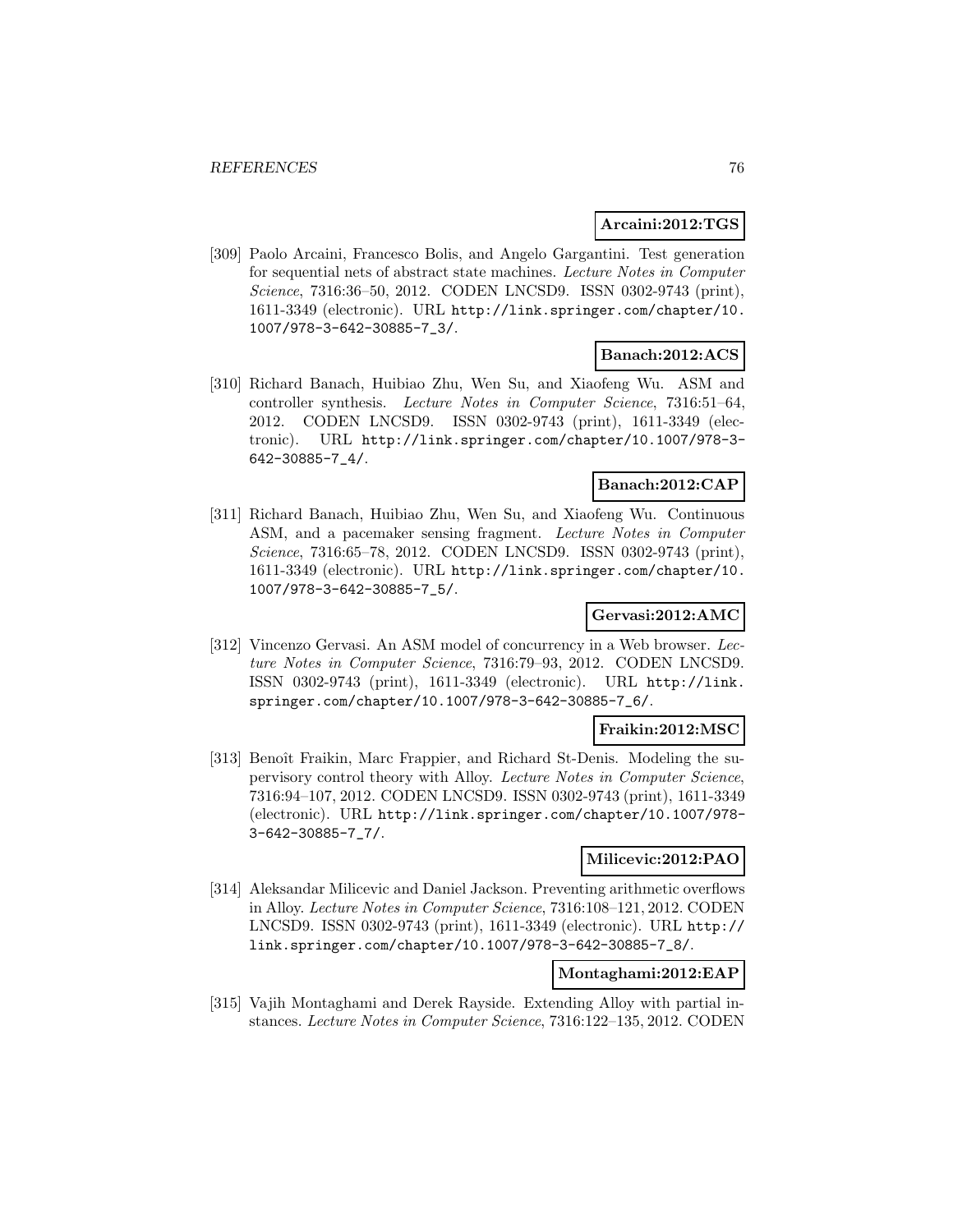**Arcaini:2012:TGS**

[309] Paolo Arcaini, Francesco Bolis, and Angelo Gargantini. Test generation for sequential nets of abstract state machines. *Lecture Notes in Computer Science*, 7316:36–50, 2012. CODEN LNCSD9. ISSN 0302-9743 (print), 1611-3349 (electronic). URL http://link.springer.com/chapter/10.1007/978-3-642-30885-7_3/.

**Banach:2012:ACS**

[310] Richard Banach, Huibiao Zhu, Wen Su, and Xiaofeng Wu. ASM and controller synthesis. *Lecture Notes in Computer Science*, 7316:51–64, 2012. CODEN LNCSD9. ISSN 0302-9743 (print), 1611-3349 (electronic). URL http://link.springer.com/chapter/10.1007/978-3-642-30885-7_4/.

**Banach:2012:CAP**

[311] Richard Banach, Huibiao Zhu, Wen Su, and Xiaofeng Wu. Continuous ASM, and a pacemaker sensing fragment. *Lecture Notes in Computer Science*, 7316:65–78, 2012. CODEN LNCSD9. ISSN 0302-9743 (print), 1611-3349 (electronic). URL http://link.springer.com/chapter/10.1007/978-3-642-30885-7_5/.

**Gervasi:2012:AMC**

[312] Vincenzo Gervasi. An ASM model of concurrency in a Web browser. *Lecture Notes in Computer Science*, 7316:79–93, 2012. CODEN LNCSD9. ISSN 0302-9743 (print), 1611-3349 (electronic). URL http://link.springer.com/chapter/10.1007/978-3-642-30885-7_6/.

**Fraikin:2012:MSC**

[313] Benoît Fraikin, Marc Frappier, and Richard St-Denis. Modeling the supervisory control theory with Alloy. *Lecture Notes in Computer Science*, 7316:94–107, 2012. CODEN LNCSD9. ISSN 0302-9743 (print), 1611-3349 (electronic). URL http://link.springer.com/chapter/10.1007/978-3-642-30885-7_7/.

**Milicevic:2012:PAO**

[314] Aleksandar Milicevic and Daniel Jackson. Preventing arithmetic overflows in Alloy. *Lecture Notes in Computer Science*, 7316:108–121, 2012. CODEN LNCSD9. ISSN 0302-9743 (print), 1611-3349 (electronic). URL http://link.springer.com/chapter/10.1007/978-3-642-30885-7_8/.

**Montaghami:2012:EAP**

[315] Vajih Montaghami and Derek Rayside. Extending Alloy with partial instances. *Lecture Notes in Computer Science*, 7316:122–135, 2012. CODEN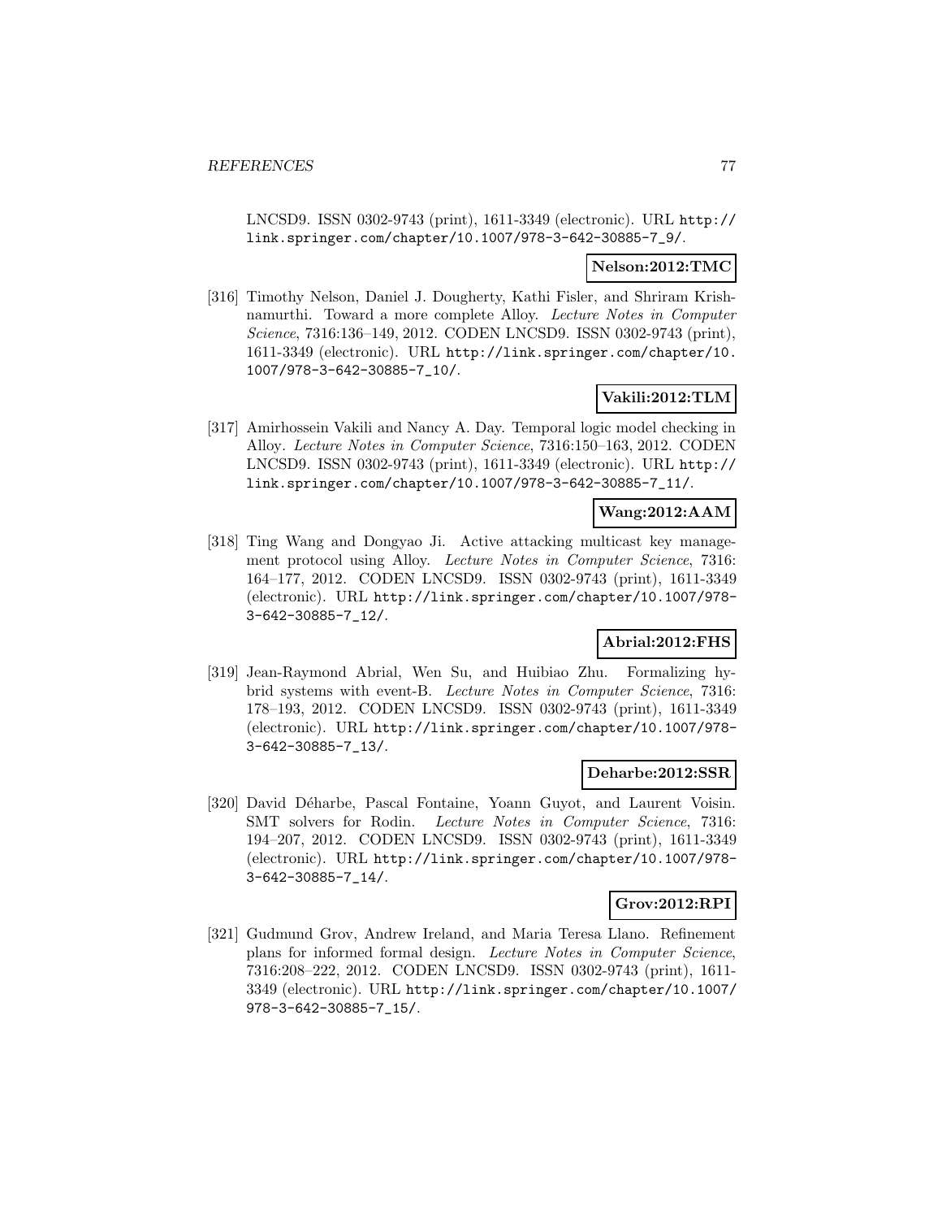LNCSD9. ISSN 0302-9743 (print), 1611-3349 (electronic). URL http://link.springer.com/chapter/10.1007/978-3-642-30885-7_9/.

**Nelson:2012:TMC**

[316] Timothy Nelson, Daniel J. Dougherty, Kathi Fisler, and Shriram Krishnamurthi. Toward a more complete Alloy. *Lecture Notes in Computer Science*, 7316:136–149, 2012. CODEN LNCSD9. ISSN 0302-9743 (print), 1611-3349 (electronic). URL http://link.springer.com/chapter/10.1007/978-3-642-30885-7_10/.

**Vakili:2012:TLM**

[317] Amirhossein Vakili and Nancy A. Day. Temporal logic model checking in Alloy. *Lecture Notes in Computer Science*, 7316:150–163, 2012. CODEN LNCSD9. ISSN 0302-9743 (print), 1611-3349 (electronic). URL http://link.springer.com/chapter/10.1007/978-3-642-30885-7_11/.

**Wang:2012:AAM**

[318] Ting Wang and Dongyao Ji. Active attacking multicast key management protocol using Alloy. *Lecture Notes in Computer Science*, 7316: 164–177, 2012. CODEN LNCSD9. ISSN 0302-9743 (print), 1611-3349 (electronic). URL http://link.springer.com/chapter/10.1007/978-3-642-30885-7_12/.

**Abrial:2012:FHS**

[319] Jean-Raymond Abrial, Wen Su, and Huibiao Zhu. Formalizing hybrid systems with event-B. *Lecture Notes in Computer Science*, 7316: 178–193, 2012. CODEN LNCSD9. ISSN 0302-9743 (print), 1611-3349 (electronic). URL http://link.springer.com/chapter/10.1007/978-3-642-30885-7_13/.

**Deharbe:2012:SSR**

[320] David Déharbe, Pascal Fontaine, Yoann Guyot, and Laurent Voisin. SMT solvers for Rodin. *Lecture Notes in Computer Science*, 7316: 194–207, 2012. CODEN LNCSD9. ISSN 0302-9743 (print), 1611-3349 (electronic). URL http://link.springer.com/chapter/10.1007/978-3-642-30885-7_14/.

**Grov:2012:RPI**

[321] Gudmund Grov, Andrew Ireland, and Maria Teresa Llano. Refinement plans for informed formal design. *Lecture Notes in Computer Science*, 7316:208–222, 2012. CODEN LNCSD9. ISSN 0302-9743 (print), 1611-3349 (electronic). URL http://link.springer.com/chapter/10.1007/978-3-642-30885-7_15/.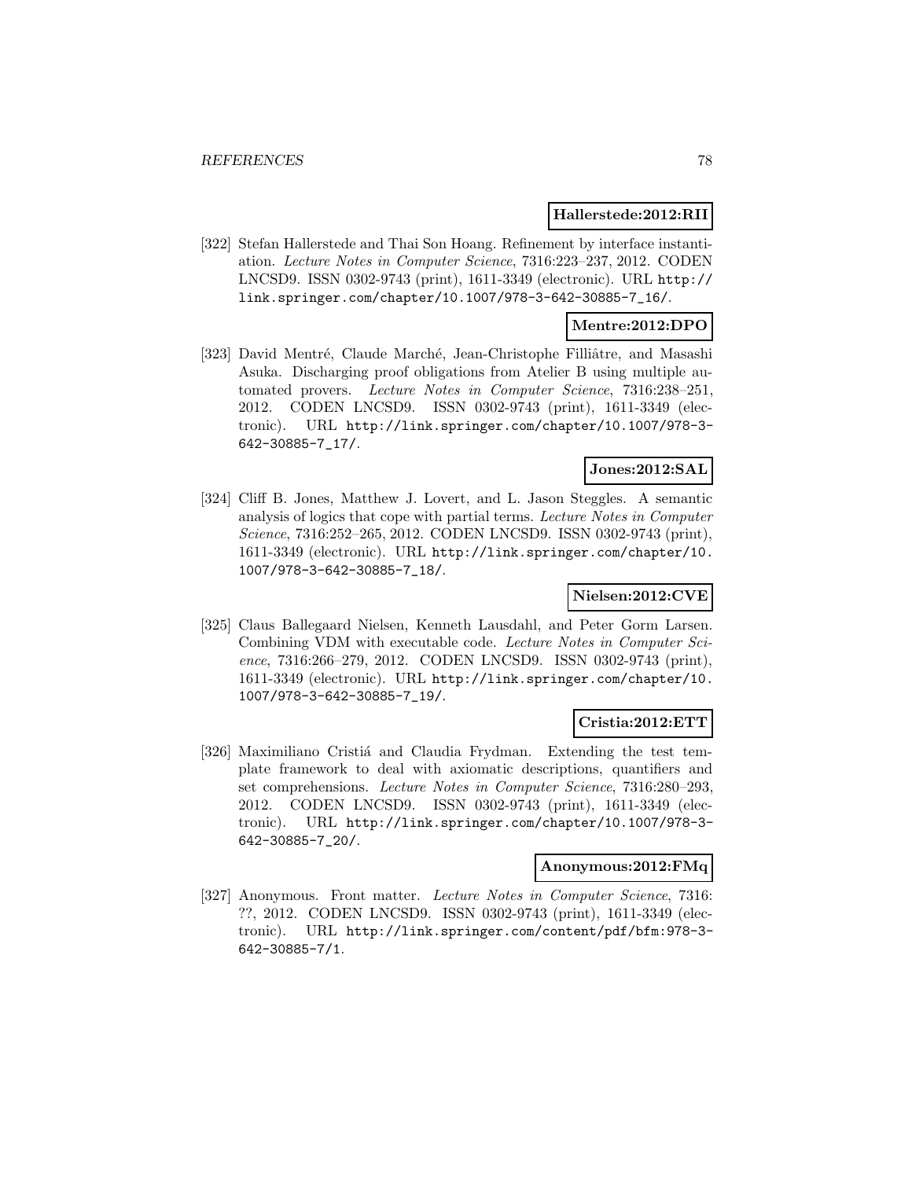**Hallerstede:2012:RII**

[322] Stefan Hallerstede and Thai Son Hoang. Refinement by interface instantiation. *Lecture Notes in Computer Science*, 7316:223–237, 2012. CODEN LNCSD9. ISSN 0302-9743 (print), 1611-3349 (electronic). URL http://link.springer.com/chapter/10.1007/978-3-642-30885-7_16/.

**Mentre:2012:DPO**

[323] David Mentré, Claude Marché, Jean-Christophe Filliâtre, and Masashi Asuka. Discharging proof obligations from Atelier B using multiple automated provers. *Lecture Notes in Computer Science*, 7316:238–251, 2012. CODEN LNCSD9. ISSN 0302-9743 (print), 1611-3349 (electronic). URL http://link.springer.com/chapter/10.1007/978-3-642-30885-7_17/.

**Jones:2012:SAL**

[324] Cliff B. Jones, Matthew J. Lovert, and L. Jason Steggles. A semantic analysis of logics that cope with partial terms. *Lecture Notes in Computer Science*, 7316:252–265, 2012. CODEN LNCSD9. ISSN 0302-9743 (print), 1611-3349 (electronic). URL http://link.springer.com/chapter/10.1007/978-3-642-30885-7_18/.

**Nielsen:2012:CVE**

[325] Claus Ballegaard Nielsen, Kenneth Lausdahl, and Peter Gorm Larsen. Combining VDM with executable code. *Lecture Notes in Computer Science*, 7316:266–279, 2012. CODEN LNCSD9. ISSN 0302-9743 (print), 1611-3349 (electronic). URL http://link.springer.com/chapter/10.1007/978-3-642-30885-7_19/.

**Cristia:2012:ETT**

[326] Maximiliano Cristiá and Claudia Frydman. Extending the test template framework to deal with axiomatic descriptions, quantifiers and set comprehensions. *Lecture Notes in Computer Science*, 7316:280–293, 2012. CODEN LNCSD9. ISSN 0302-9743 (print), 1611-3349 (electronic). URL http://link.springer.com/chapter/10.1007/978-3-642-30885-7_20/.

**Anonymous:2012:FMq**

[327] Anonymous. Front matter. *Lecture Notes in Computer Science*, 7316: ??, 2012. CODEN LNCSD9. ISSN 0302-9743 (print), 1611-3349 (electronic). URL http://link.springer.com/content/pdf/bfm:978-3-642-30885-7/1.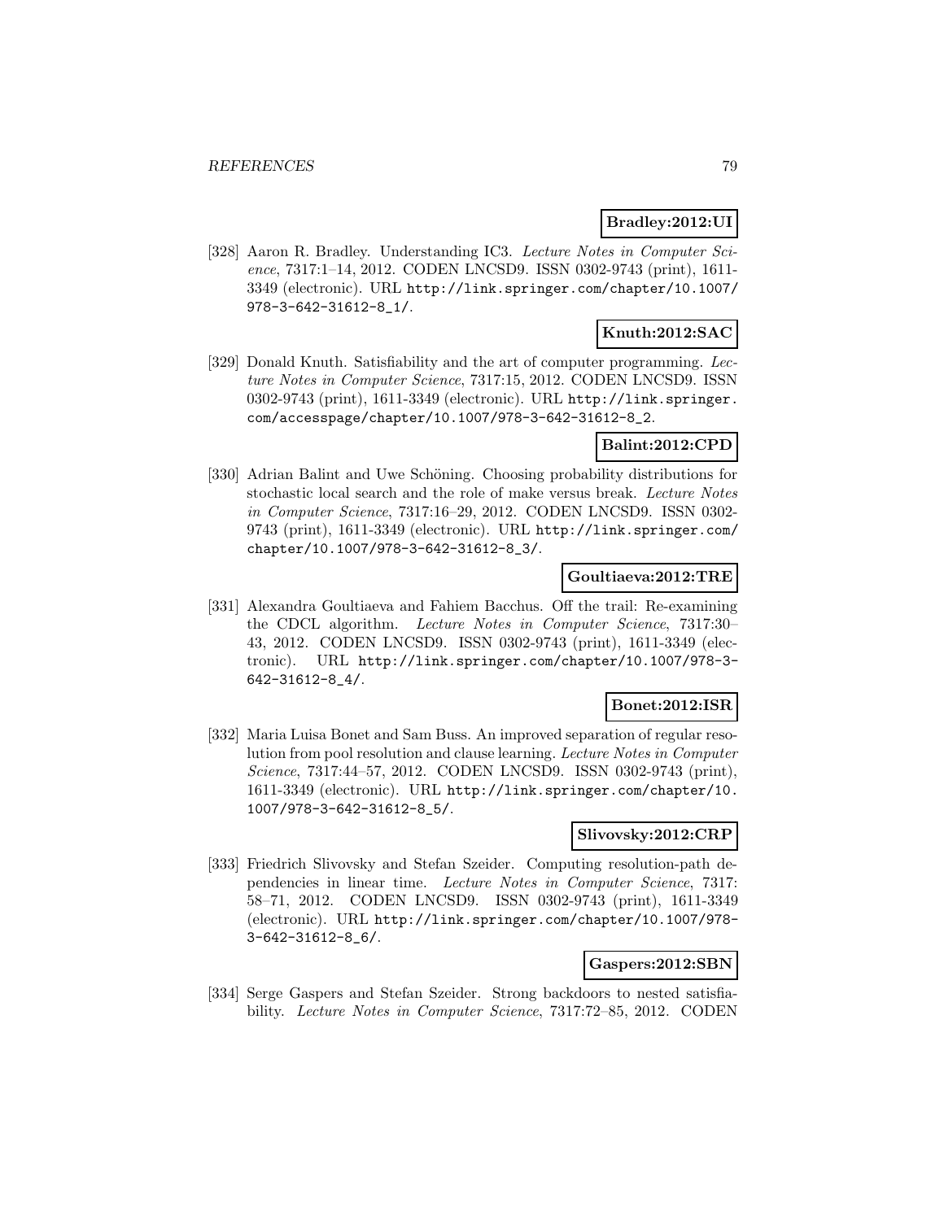**Bradley:2012:UI**

[328] Aaron R. Bradley. Understanding IC3. *Lecture Notes in Computer Science*, 7317:1–14, 2012. CODEN LNCSD9. ISSN 0302-9743 (print), 1611-3349 (electronic). URL http://link.springer.com/chapter/10.1007/978-3-642-31612-8_1/.

**Knuth:2012:SAC**

[329] Donald Knuth. Satisfiability and the art of computer programming. *Lecture Notes in Computer Science*, 7317:15, 2012. CODEN LNCSD9. ISSN 0302-9743 (print), 1611-3349 (electronic). URL http://link.springer.com/accesspage/chapter/10.1007/978-3-642-31612-8_2.

**Balint:2012:CPD**

[330] Adrian Balint and Uwe Schöning. Choosing probability distributions for stochastic local search and the role of make versus break. *Lecture Notes in Computer Science*, 7317:16–29, 2012. CODEN LNCSD9. ISSN 0302-9743 (print), 1611-3349 (electronic). URL http://link.springer.com/chapter/10.1007/978-3-642-31612-8_3/.

**Goultiaeva:2012:TRE**

[331] Alexandra Goultiaeva and Fahiem Bacchus. Off the trail: Re-examining the CDCL algorithm. *Lecture Notes in Computer Science*, 7317:30–43, 2012. CODEN LNCSD9. ISSN 0302-9743 (print), 1611-3349 (electronic). URL http://link.springer.com/chapter/10.1007/978-3-642-31612-8_4/.

**Bonet:2012:ISR**

[332] Maria Luisa Bonet and Sam Buss. An improved separation of regular resolution from pool resolution and clause learning. *Lecture Notes in Computer Science*, 7317:44–57, 2012. CODEN LNCSD9. ISSN 0302-9743 (print), 1611-3349 (electronic). URL http://link.springer.com/chapter/10.1007/978-3-642-31612-8_5/.

**Slivovsky:2012:CRP**

[333] Friedrich Slivovsky and Stefan Szeider. Computing resolution-path dependencies in linear time. *Lecture Notes in Computer Science*, 7317:58–71, 2012. CODEN LNCSD9. ISSN 0302-9743 (print), 1611-3349 (electronic). URL http://link.springer.com/chapter/10.1007/978-3-642-31612-8_6/.

**Gaspers:2012:SBN**

[334] Serge Gaspers and Stefan Szeider. Strong backdoors to nested satisfiability. *Lecture Notes in Computer Science*, 7317:72–85, 2012. CODEN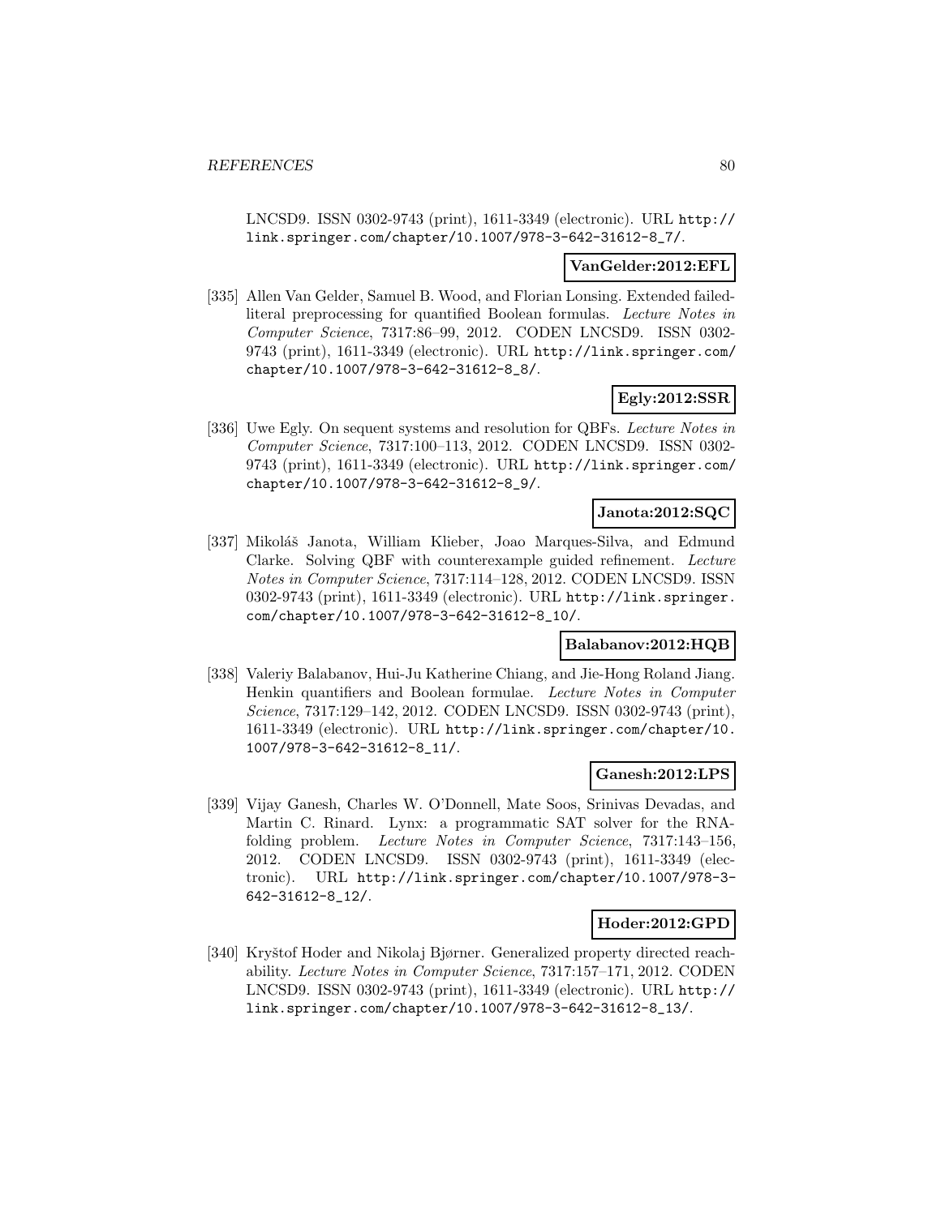LNCSD9. ISSN 0302-9743 (print), 1611-3349 (electronic). URL http://link.springer.com/chapter/10.1007/978-3-642-31612-8_7/.

**VanGelder:2012:EFL**

[335] Allen Van Gelder, Samuel B. Wood, and Florian Lonsing. Extended failed-literal preprocessing for quantified Boolean formulas. *Lecture Notes in Computer Science*, 7317:86–99, 2012. CODEN LNCSD9. ISSN 0302-9743 (print), 1611-3349 (electronic). URL http://link.springer.com/chapter/10.1007/978-3-642-31612-8_8/.

**Egly:2012:SSR**

[336] Uwe Egly. On sequent systems and resolution for QBFs. *Lecture Notes in Computer Science*, 7317:100–113, 2012. CODEN LNCSD9. ISSN 0302-9743 (print), 1611-3349 (electronic). URL http://link.springer.com/chapter/10.1007/978-3-642-31612-8_9/.

**Janota:2012:SQC**

[337] Mikoláš Janota, William Klieber, Joao Marques-Silva, and Edmund Clarke. Solving QBF with counterexample guided refinement. *Lecture Notes in Computer Science*, 7317:114–128, 2012. CODEN LNCSD9. ISSN 0302-9743 (print), 1611-3349 (electronic). URL http://link.springer.com/chapter/10.1007/978-3-642-31612-8_10/.

**Balabanov:2012:HQB**

[338] Valeriy Balabanov, Hui-Ju Katherine Chiang, and Jie-Hong Roland Jiang. Henkin quantifiers and Boolean formulae. *Lecture Notes in Computer Science*, 7317:129–142, 2012. CODEN LNCSD9. ISSN 0302-9743 (print), 1611-3349 (electronic). URL http://link.springer.com/chapter/10.1007/978-3-642-31612-8_11/.

**Ganesh:2012:LPS**

[339] Vijay Ganesh, Charles W. O'Donnell, Mate Soos, Srinivas Devadas, and Martin C. Rinard. Lynx: a programmatic SAT solver for the RNA-folding problem. *Lecture Notes in Computer Science*, 7317:143–156, 2012. CODEN LNCSD9. ISSN 0302-9743 (print), 1611-3349 (electronic). URL http://link.springer.com/chapter/10.1007/978-3-642-31612-8_12/.

**Hoder:2012:GPD**

[340] Kryštof Hoder and Nikolaj Bjørner. Generalized property directed reachability. *Lecture Notes in Computer Science*, 7317:157–171, 2012. CODEN LNCSD9. ISSN 0302-9743 (print), 1611-3349 (electronic). URL http://link.springer.com/chapter/10.1007/978-3-642-31612-8_13/.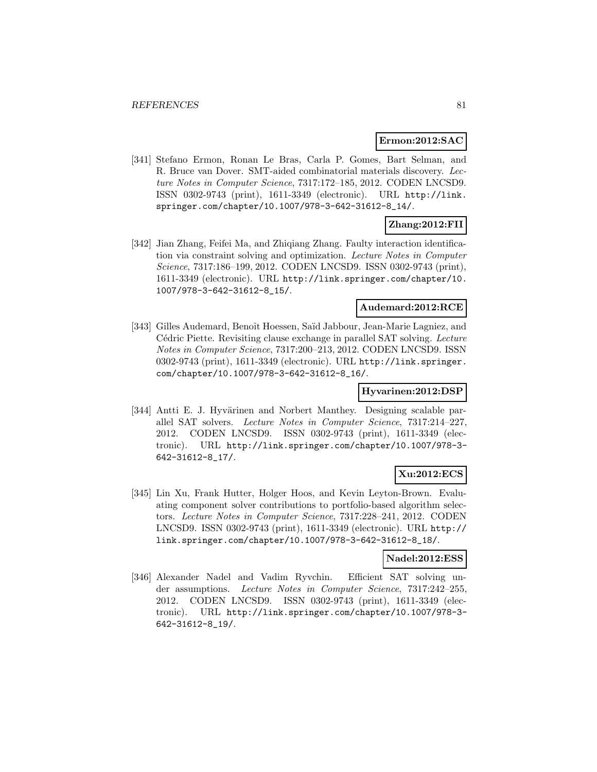**Ermon:2012:SAC**

[341] Stefano Ermon, Ronan Le Bras, Carla P. Gomes, Bart Selman, and R. Bruce van Dover. SMT-aided combinatorial materials discovery. *Lecture Notes in Computer Science*, 7317:172–185, 2012. CODEN LNCSD9. ISSN 0302-9743 (print), 1611-3349 (electronic). URL http://link.springer.com/chapter/10.1007/978-3-642-31612-8_14/.

**Zhang:2012:FII**

[342] Jian Zhang, Feifei Ma, and Zhiqiang Zhang. Faulty interaction identification via constraint solving and optimization. *Lecture Notes in Computer Science*, 7317:186–199, 2012. CODEN LNCSD9. ISSN 0302-9743 (print), 1611-3349 (electronic). URL http://link.springer.com/chapter/10.1007/978-3-642-31612-8_15/.

**Audemard:2012:RCE**

[343] Gilles Audemard, Benoît Hoessen, Saïd Jabbour, Jean-Marie Lagniez, and Cédric Piette. Revisiting clause exchange in parallel SAT solving. *Lecture Notes in Computer Science*, 7317:200–213, 2012. CODEN LNCSD9. ISSN 0302-9743 (print), 1611-3349 (electronic). URL http://link.springer.com/chapter/10.1007/978-3-642-31612-8_16/.

**Hyvarinen:2012:DSP**

[344] Antti E. J. Hyvärinen and Norbert Manthey. Designing scalable parallel SAT solvers. *Lecture Notes in Computer Science*, 7317:214–227, 2012. CODEN LNCSD9. ISSN 0302-9743 (print), 1611-3349 (electronic). URL http://link.springer.com/chapter/10.1007/978-3-642-31612-8_17/.

**Xu:2012:ECS**

[345] Lin Xu, Frank Hutter, Holger Hoos, and Kevin Leyton-Brown. Evaluating component solver contributions to portfolio-based algorithm selectors. *Lecture Notes in Computer Science*, 7317:228–241, 2012. CODEN LNCSD9. ISSN 0302-9743 (print), 1611-3349 (electronic). URL http://link.springer.com/chapter/10.1007/978-3-642-31612-8_18/.

**Nadel:2012:ESS**

[346] Alexander Nadel and Vadim Ryvchin. Efficient SAT solving under assumptions. *Lecture Notes in Computer Science*, 7317:242–255, 2012. CODEN LNCSD9. ISSN 0302-9743 (print), 1611-3349 (electronic). URL http://link.springer.com/chapter/10.1007/978-3-642-31612-8_19/.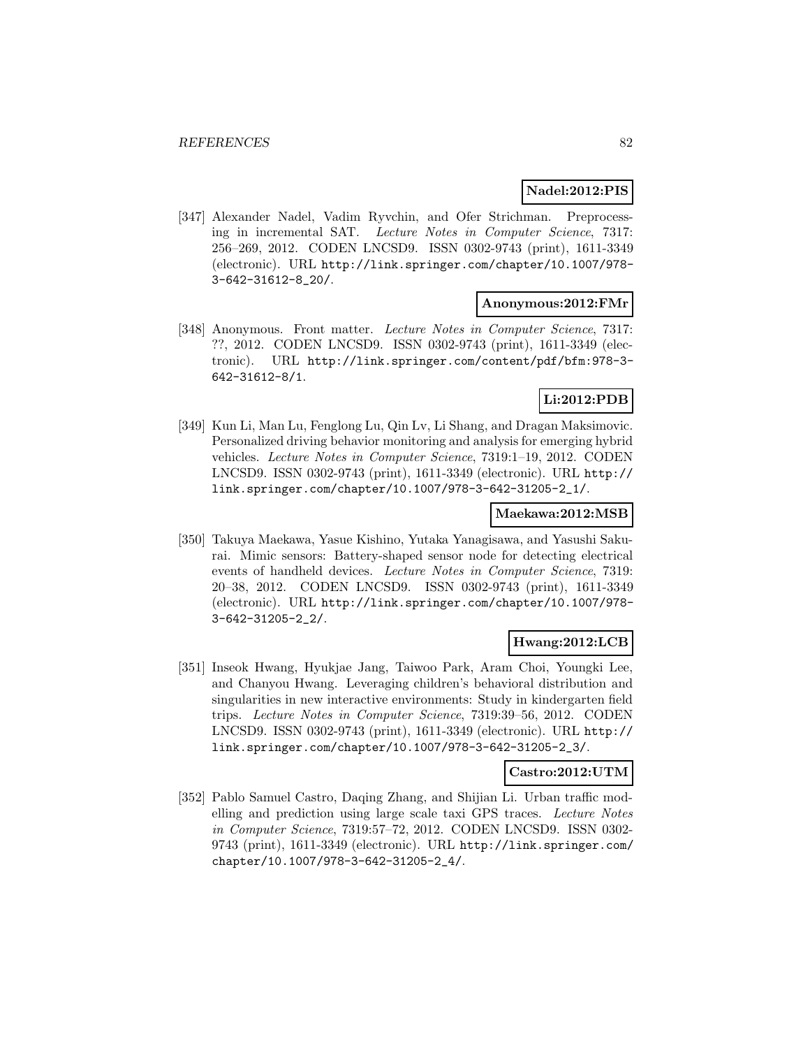**Nadel:2012:PIS**

[347] Alexander Nadel, Vadim Ryvchin, and Ofer Strichman. Preprocessing in incremental SAT. *Lecture Notes in Computer Science*, 7317: 256–269, 2012. CODEN LNCSD9. ISSN 0302-9743 (print), 1611-3349 (electronic). URL http://link.springer.com/chapter/10.1007/978-3-642-31612-8_20/.

**Anonymous:2012:FMr**

[348] Anonymous. Front matter. *Lecture Notes in Computer Science*, 7317: ??, 2012. CODEN LNCSD9. ISSN 0302-9743 (print), 1611-3349 (electronic). URL http://link.springer.com/content/pdf/bfm:978-3-642-31612-8/1.

**Li:2012:PDB**

[349] Kun Li, Man Lu, Fenglong Lu, Qin Lv, Li Shang, and Dragan Maksimovic. Personalized driving behavior monitoring and analysis for emerging hybrid vehicles. *Lecture Notes in Computer Science*, 7319:1–19, 2012. CODEN LNCSD9. ISSN 0302-9743 (print), 1611-3349 (electronic). URL http://link.springer.com/chapter/10.1007/978-3-642-31205-2_1/.

**Maekawa:2012:MSB**

[350] Takuya Maekawa, Yasue Kishino, Yutaka Yanagisawa, and Yasushi Sakurai. Mimic sensors: Battery-shaped sensor node for detecting electrical events of handheld devices. *Lecture Notes in Computer Science*, 7319: 20–38, 2012. CODEN LNCSD9. ISSN 0302-9743 (print), 1611-3349 (electronic). URL http://link.springer.com/chapter/10.1007/978-3-642-31205-2_2/.

**Hwang:2012:LCB**

[351] Inseok Hwang, Hyukjae Jang, Taiwoo Park, Aram Choi, Youngki Lee, and Chanyou Hwang. Leveraging children's behavioral distribution and singularities in new interactive environments: Study in kindergarten field trips. *Lecture Notes in Computer Science*, 7319:39–56, 2012. CODEN LNCSD9. ISSN 0302-9743 (print), 1611-3349 (electronic). URL http://link.springer.com/chapter/10.1007/978-3-642-31205-2_3/.

**Castro:2012:UTM**

[352] Pablo Samuel Castro, Daqing Zhang, and Shijian Li. Urban traffic modelling and prediction using large scale taxi GPS traces. *Lecture Notes in Computer Science*, 7319:57–72, 2012. CODEN LNCSD9. ISSN 0302-9743 (print), 1611-3349 (electronic). URL http://link.springer.com/chapter/10.1007/978-3-642-31205-2_4/.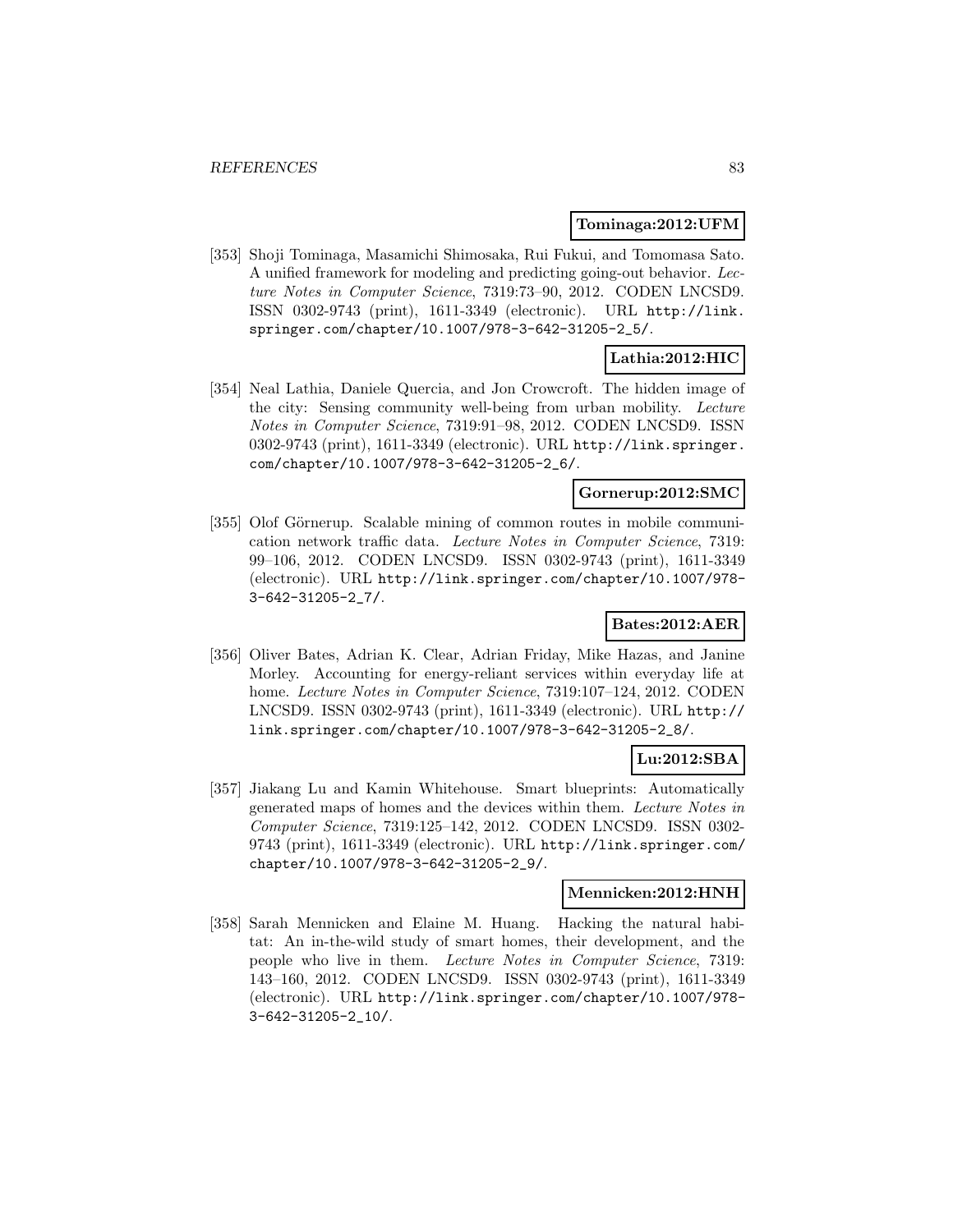**Tominaga:2012:UFM**

[353] Shoji Tominaga, Masamichi Shimosaka, Rui Fukui, and Tomomasa Sato. A unified framework for modeling and predicting going-out behavior. *Lecture Notes in Computer Science*, 7319:73–90, 2012. CODEN LNCSD9. ISSN 0302-9743 (print), 1611-3349 (electronic). URL http://link.springer.com/chapter/10.1007/978-3-642-31205-2_5/.

**Lathia:2012:HIC**

[354] Neal Lathia, Daniele Quercia, and Jon Crowcroft. The hidden image of the city: Sensing community well-being from urban mobility. *Lecture Notes in Computer Science*, 7319:91–98, 2012. CODEN LNCSD9. ISSN 0302-9743 (print), 1611-3349 (electronic). URL http://link.springer.com/chapter/10.1007/978-3-642-31205-2_6/.

**Gornerup:2012:SMC**

[355] Olof Görnerup. Scalable mining of common routes in mobile communication network traffic data. *Lecture Notes in Computer Science*, 7319:99–106, 2012. CODEN LNCSD9. ISSN 0302-9743 (print), 1611-3349 (electronic). URL http://link.springer.com/chapter/10.1007/978-3-642-31205-2_7/.

**Bates:2012:AER**

[356] Oliver Bates, Adrian K. Clear, Adrian Friday, Mike Hazas, and Janine Morley. Accounting for energy-reliant services within everyday life at home. *Lecture Notes in Computer Science*, 7319:107–124, 2012. CODEN LNCSD9. ISSN 0302-9743 (print), 1611-3349 (electronic). URL http://link.springer.com/chapter/10.1007/978-3-642-31205-2_8/.

**Lu:2012:SBA**

[357] Jiakang Lu and Kamin Whitehouse. Smart blueprints: Automatically generated maps of homes and the devices within them. *Lecture Notes in Computer Science*, 7319:125–142, 2012. CODEN LNCSD9. ISSN 0302-9743 (print), 1611-3349 (electronic). URL http://link.springer.com/chapter/10.1007/978-3-642-31205-2_9/.

**Mennicken:2012:HNH**

[358] Sarah Mennicken and Elaine M. Huang. Hacking the natural habitat: An in-the-wild study of smart homes, their development, and the people who live in them. *Lecture Notes in Computer Science*, 7319:143–160, 2012. CODEN LNCSD9. ISSN 0302-9743 (print), 1611-3349 (electronic). URL http://link.springer.com/chapter/10.1007/978-3-642-31205-2_10/.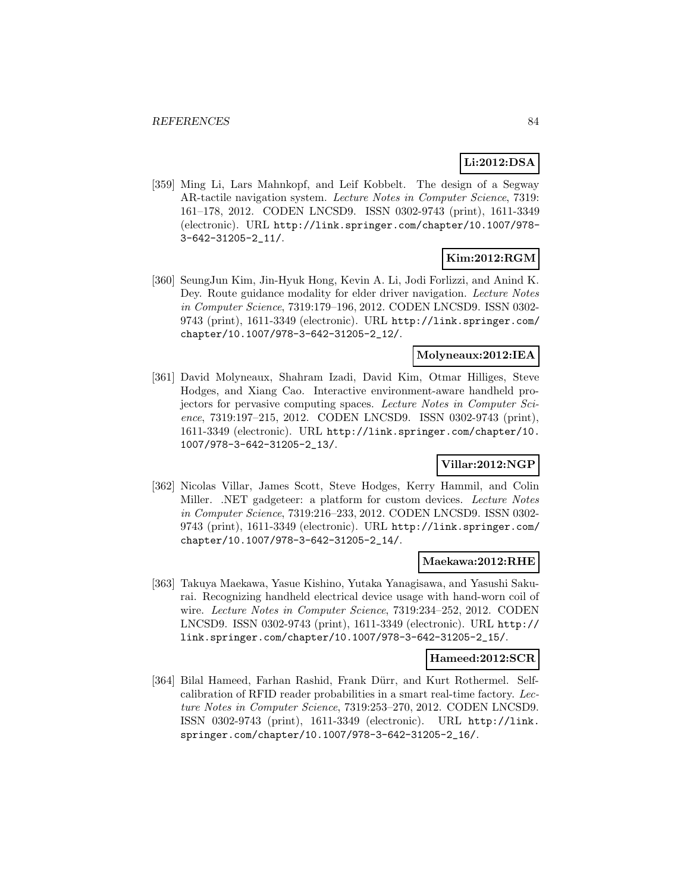**Li:2012:DSA**

[359] Ming Li, Lars Mahnkopf, and Leif Kobbelt. The design of a Segway AR-tactile navigation system. *Lecture Notes in Computer Science*, 7319: 161–178, 2012. CODEN LNCSD9. ISSN 0302-9743 (print), 1611-3349 (electronic). URL http://link.springer.com/chapter/10.1007/978-3-642-31205-2_11/.

**Kim:2012:RGM**

[360] SeungJun Kim, Jin-Hyuk Hong, Kevin A. Li, Jodi Forlizzi, and Anind K. Dey. Route guidance modality for elder driver navigation. *Lecture Notes in Computer Science*, 7319:179–196, 2012. CODEN LNCSD9. ISSN 0302-9743 (print), 1611-3349 (electronic). URL http://link.springer.com/chapter/10.1007/978-3-642-31205-2_12/.

**Molyneaux:2012:IEA**

[361] David Molyneaux, Shahram Izadi, David Kim, Otmar Hilliges, Steve Hodges, and Xiang Cao. Interactive environment-aware handheld projectors for pervasive computing spaces. *Lecture Notes in Computer Science*, 7319:197–215, 2012. CODEN LNCSD9. ISSN 0302-9743 (print), 1611-3349 (electronic). URL http://link.springer.com/chapter/10.1007/978-3-642-31205-2_13/.

**Villar:2012:NGP**

[362] Nicolas Villar, James Scott, Steve Hodges, Kerry Hammil, and Colin Miller. .NET gadgeteer: a platform for custom devices. *Lecture Notes in Computer Science*, 7319:216–233, 2012. CODEN LNCSD9. ISSN 0302-9743 (print), 1611-3349 (electronic). URL http://link.springer.com/chapter/10.1007/978-3-642-31205-2_14/.

**Maekawa:2012:RHE**

[363] Takuya Maekawa, Yasue Kishino, Yutaka Yanagisawa, and Yasushi Sakurai. Recognizing handheld electrical device usage with hand-worn coil of wire. *Lecture Notes in Computer Science*, 7319:234–252, 2012. CODEN LNCSD9. ISSN 0302-9743 (print), 1611-3349 (electronic). URL http://link.springer.com/chapter/10.1007/978-3-642-31205-2_15/.

**Hameed:2012:SCR**

[364] Bilal Hameed, Farhan Rashid, Frank Dürr, and Kurt Rothermel. Self-calibration of RFID reader probabilities in a smart real-time factory. *Lecture Notes in Computer Science*, 7319:253–270, 2012. CODEN LNCSD9. ISSN 0302-9743 (print), 1611-3349 (electronic). URL http://link.springer.com/chapter/10.1007/978-3-642-31205-2_16/.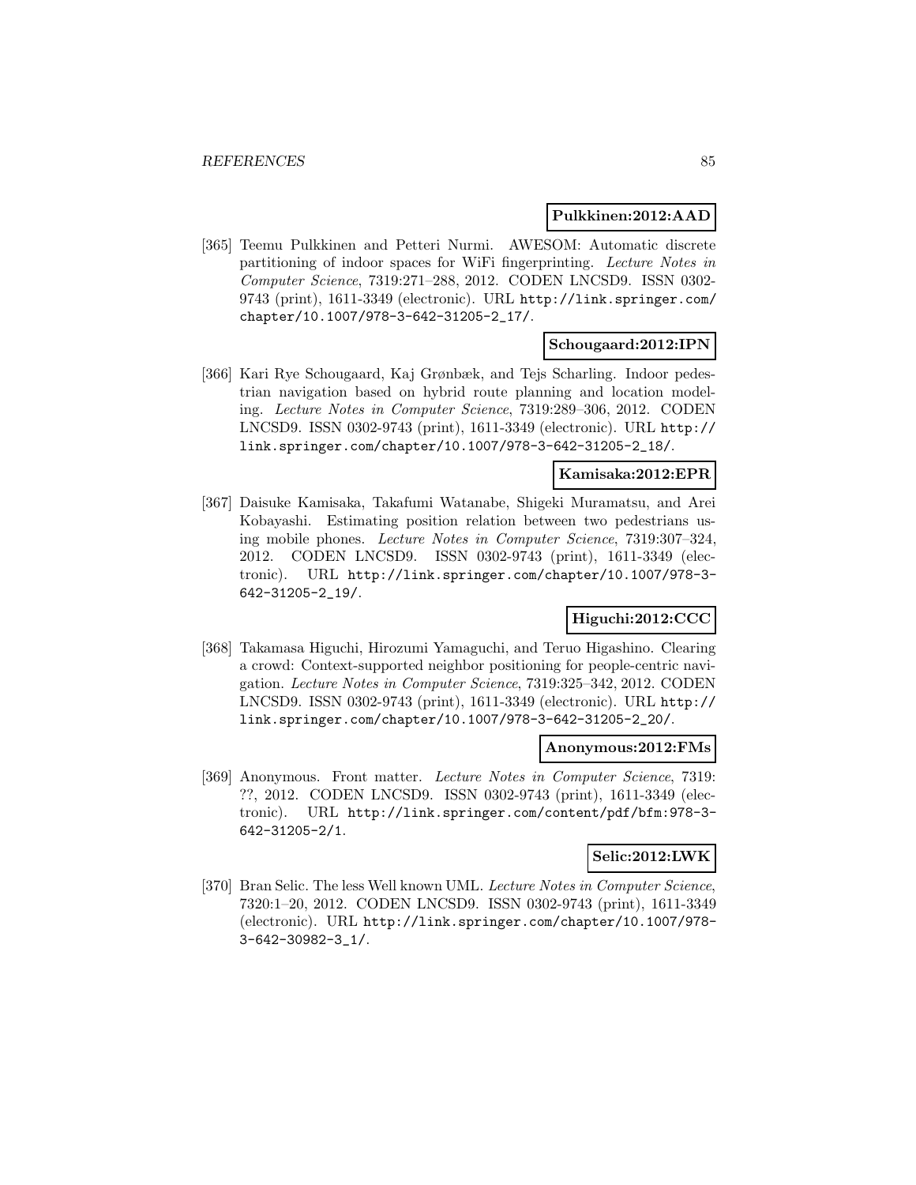**Pulkkinen:2012:AAD**

[365] Teemu Pulkkinen and Petteri Nurmi. AWESOM: Automatic discrete partitioning of indoor spaces for WiFi fingerprinting. *Lecture Notes in Computer Science*, 7319:271–288, 2012. CODEN LNCSD9. ISSN 0302-9743 (print), 1611-3349 (electronic). URL http://link.springer.com/chapter/10.1007/978-3-642-31205-2_17/.

**Schougaard:2012:IPN**

[366] Kari Rye Schougaard, Kaj Grønbæk, and Tejs Scharling. Indoor pedestrian navigation based on hybrid route planning and location modeling. *Lecture Notes in Computer Science*, 7319:289–306, 2012. CODEN LNCSD9. ISSN 0302-9743 (print), 1611-3349 (electronic). URL http://link.springer.com/chapter/10.1007/978-3-642-31205-2_18/.

**Kamisaka:2012:EPR**

[367] Daisuke Kamisaka, Takafumi Watanabe, Shigeki Muramatsu, and Arei Kobayashi. Estimating position relation between two pedestrians using mobile phones. *Lecture Notes in Computer Science*, 7319:307–324, 2012. CODEN LNCSD9. ISSN 0302-9743 (print), 1611-3349 (electronic). URL http://link.springer.com/chapter/10.1007/978-3-642-31205-2_19/.

**Higuchi:2012:CCC**

[368] Takamasa Higuchi, Hirozumi Yamaguchi, and Teruo Higashino. Clearing a crowd: Context-supported neighbor positioning for people-centric navigation. *Lecture Notes in Computer Science*, 7319:325–342, 2012. CODEN LNCSD9. ISSN 0302-9743 (print), 1611-3349 (electronic). URL http://link.springer.com/chapter/10.1007/978-3-642-31205-2_20/.

**Anonymous:2012:FMs**

[369] Anonymous. Front matter. *Lecture Notes in Computer Science*, 7319: ??, 2012. CODEN LNCSD9. ISSN 0302-9743 (print), 1611-3349 (electronic). URL http://link.springer.com/content/pdf/bfm:978-3-642-31205-2/1.

**Selic:2012:LWK**

[370] Bran Selic. The less Well known UML. *Lecture Notes in Computer Science*, 7320:1–20, 2012. CODEN LNCSD9. ISSN 0302-9743 (print), 1611-3349 (electronic). URL http://link.springer.com/chapter/10.1007/978-3-642-30982-3_1/.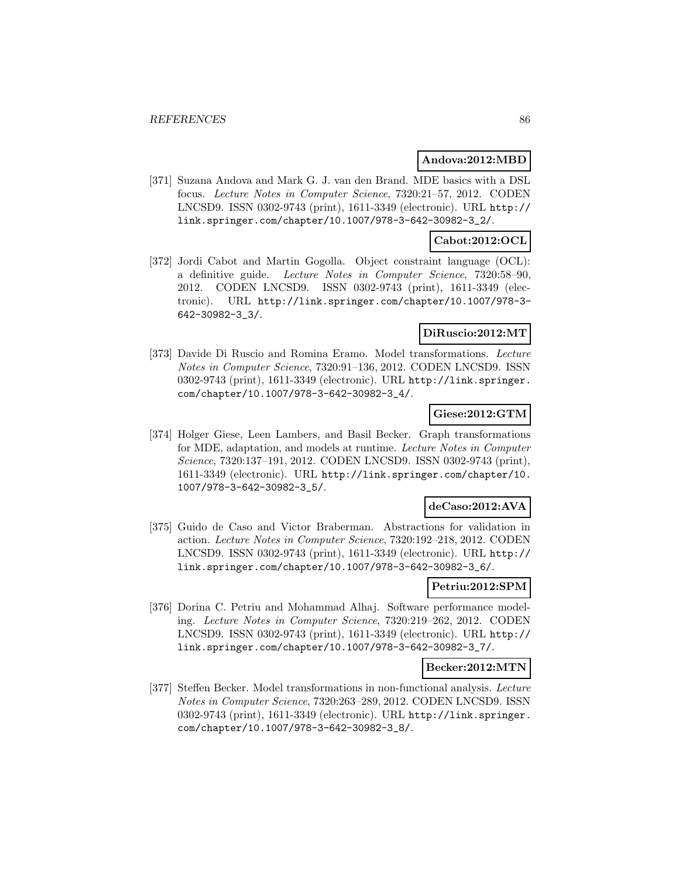**Andova:2012:MBD**

[371] Suzana Andova and Mark G. J. van den Brand. MDE basics with a DSL focus. *Lecture Notes in Computer Science*, 7320:21–57, 2012. CODEN LNCSD9. ISSN 0302-9743 (print), 1611-3349 (electronic). URL http://link.springer.com/chapter/10.1007/978-3-642-30982-3_2/.

**Cabot:2012:OCL**

[372] Jordi Cabot and Martin Gogolla. Object constraint language (OCL): a definitive guide. *Lecture Notes in Computer Science*, 7320:58–90, 2012. CODEN LNCSD9. ISSN 0302-9743 (print), 1611-3349 (electronic). URL http://link.springer.com/chapter/10.1007/978-3-642-30982-3_3/.

**DiRuscio:2012:MT**

[373] Davide Di Ruscio and Romina Eramo. Model transformations. *Lecture Notes in Computer Science*, 7320:91–136, 2012. CODEN LNCSD9. ISSN 0302-9743 (print), 1611-3349 (electronic). URL http://link.springer.com/chapter/10.1007/978-3-642-30982-3_4/.

**Giese:2012:GTM**

[374] Holger Giese, Leen Lambers, and Basil Becker. Graph transformations for MDE, adaptation, and models at runtime. *Lecture Notes in Computer Science*, 7320:137–191, 2012. CODEN LNCSD9. ISSN 0302-9743 (print), 1611-3349 (electronic). URL http://link.springer.com/chapter/10.1007/978-3-642-30982-3_5/.

**deCaso:2012:AVA**

[375] Guido de Caso and Victor Braberman. Abstractions for validation in action. *Lecture Notes in Computer Science*, 7320:192–218, 2012. CODEN LNCSD9. ISSN 0302-9743 (print), 1611-3349 (electronic). URL http://link.springer.com/chapter/10.1007/978-3-642-30982-3_6/.

**Petriu:2012:SPM**

[376] Dorina C. Petriu and Mohammad Alhaj. Software performance modeling. *Lecture Notes in Computer Science*, 7320:219–262, 2012. CODEN LNCSD9. ISSN 0302-9743 (print), 1611-3349 (electronic). URL http://link.springer.com/chapter/10.1007/978-3-642-30982-3_7/.

**Becker:2012:MTN**

[377] Steffen Becker. Model transformations in non-functional analysis. *Lecture Notes in Computer Science*, 7320:263–289, 2012. CODEN LNCSD9. ISSN 0302-9743 (print), 1611-3349 (electronic). URL http://link.springer.com/chapter/10.1007/978-3-642-30982-3_8/.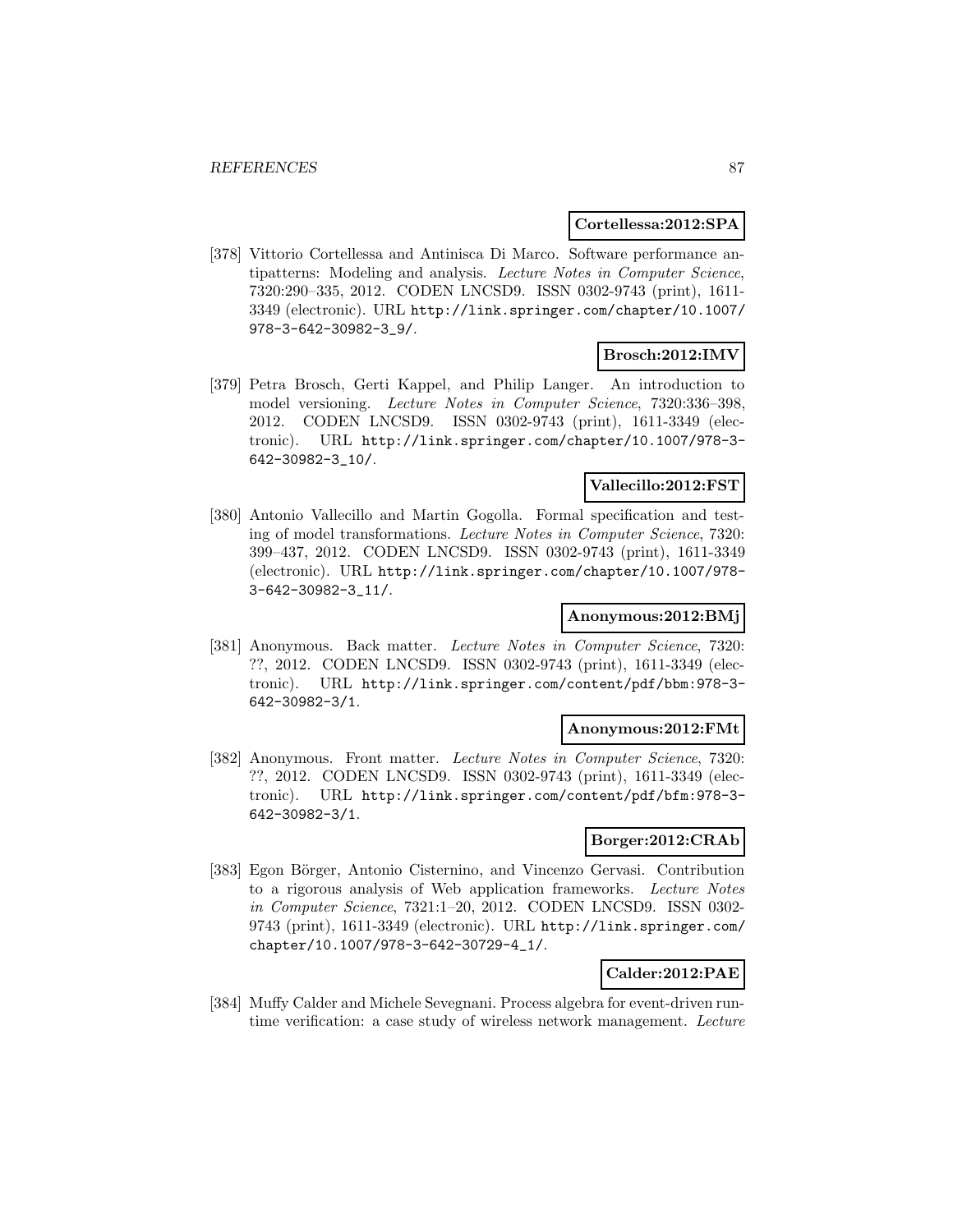**Cortellessa:2012:SPA**

[378] Vittorio Cortellessa and Antinisca Di Marco. Software performance antipatterns: Modeling and analysis. *Lecture Notes in Computer Science*, 7320:290–335, 2012. CODEN LNCSD9. ISSN 0302-9743 (print), 1611-3349 (electronic). URL http://link.springer.com/chapter/10.1007/978-3-642-30982-3_9/.

**Brosch:2012:IMV**

[379] Petra Brosch, Gerti Kappel, and Philip Langer. An introduction to model versioning. *Lecture Notes in Computer Science*, 7320:336–398, 2012. CODEN LNCSD9. ISSN 0302-9743 (print), 1611-3349 (electronic). URL http://link.springer.com/chapter/10.1007/978-3-642-30982-3_10/.

**Vallecillo:2012:FST**

[380] Antonio Vallecillo and Martin Gogolla. Formal specification and testing of model transformations. *Lecture Notes in Computer Science*, 7320: 399–437, 2012. CODEN LNCSD9. ISSN 0302-9743 (print), 1611-3349 (electronic). URL http://link.springer.com/chapter/10.1007/978-3-642-30982-3_11/.

**Anonymous:2012:BMj**

[381] Anonymous. Back matter. *Lecture Notes in Computer Science*, 7320: ??, 2012. CODEN LNCSD9. ISSN 0302-9743 (print), 1611-3349 (electronic). URL http://link.springer.com/content/pdf/bbm:978-3-642-30982-3/1.

**Anonymous:2012:FMt**

[382] Anonymous. Front matter. *Lecture Notes in Computer Science*, 7320: ??, 2012. CODEN LNCSD9. ISSN 0302-9743 (print), 1611-3349 (electronic). URL http://link.springer.com/content/pdf/bfm:978-3-642-30982-3/1.

**Borger:2012:CRAb**

[383] Egon Börger, Antonio Cisternino, and Vincenzo Gervasi. Contribution to a rigorous analysis of Web application frameworks. *Lecture Notes in Computer Science*, 7321:1–20, 2012. CODEN LNCSD9. ISSN 0302-9743 (print), 1611-3349 (electronic). URL http://link.springer.com/chapter/10.1007/978-3-642-30729-4_1/.

**Calder:2012:PAE**

[384] Muffy Calder and Michele Sevegnani. Process algebra for event-driven runtime verification: a case study of wireless network management. *Lecture*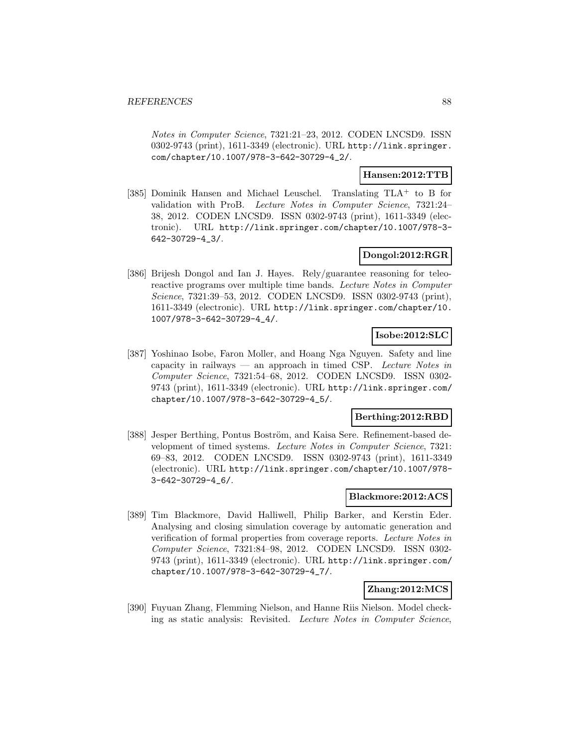Notes in Computer Science*, 7321:21–23, 2012. CODEN LNCSD9. ISSN 0302-9743 (print), 1611-3349 (electronic). URL http://link.springer.com/chapter/10.1007/978-3-642-30729-4_2/.

**Hansen:2012:TTB**

[385] Dominik Hansen and Michael Leuschel. Translating TLA$^+$ to B for validation with ProB. *Lecture Notes in Computer Science*, 7321:24–38, 2012. CODEN LNCSD9. ISSN 0302-9743 (print), 1611-3349 (electronic). URL http://link.springer.com/chapter/10.1007/978-3-642-30729-4_3/.

**Dongol:2012:RGR**

[386] Brijesh Dongol and Ian J. Hayes. Rely/guarantee reasoning for teleo-reactive programs over multiple time bands. *Lecture Notes in Computer Science*, 7321:39–53, 2012. CODEN LNCSD9. ISSN 0302-9743 (print), 1611-3349 (electronic). URL http://link.springer.com/chapter/10.1007/978-3-642-30729-4_4/.

**Isobe:2012:SLC**

[387] Yoshinao Isobe, Faron Moller, and Hoang Nga Nguyen. Safety and line capacity in railways — an approach in timed CSP. *Lecture Notes in Computer Science*, 7321:54–68, 2012. CODEN LNCSD9. ISSN 0302-9743 (print), 1611-3349 (electronic). URL http://link.springer.com/chapter/10.1007/978-3-642-30729-4_5/.

**Berthing:2012:RBD**

[388] Jesper Berthing, Pontus Boström, and Kaisa Sere. Refinement-based development of timed systems. *Lecture Notes in Computer Science*, 7321:69–83, 2012. CODEN LNCSD9. ISSN 0302-9743 (print), 1611-3349 (electronic). URL http://link.springer.com/chapter/10.1007/978-3-642-30729-4_6/.

**Blackmore:2012:ACS**

[389] Tim Blackmore, David Halliwell, Philip Barker, and Kerstin Eder. Analysing and closing simulation coverage by automatic generation and verification of formal properties from coverage reports. *Lecture Notes in Computer Science*, 7321:84–98, 2012. CODEN LNCSD9. ISSN 0302-9743 (print), 1611-3349 (electronic). URL http://link.springer.com/chapter/10.1007/978-3-642-30729-4_7/.

**Zhang:2012:MCS**

[390] Fuyuan Zhang, Flemming Nielson, and Hanne Riis Nielson. Model checking as static analysis: Revisited. *Lecture Notes in Computer Science*,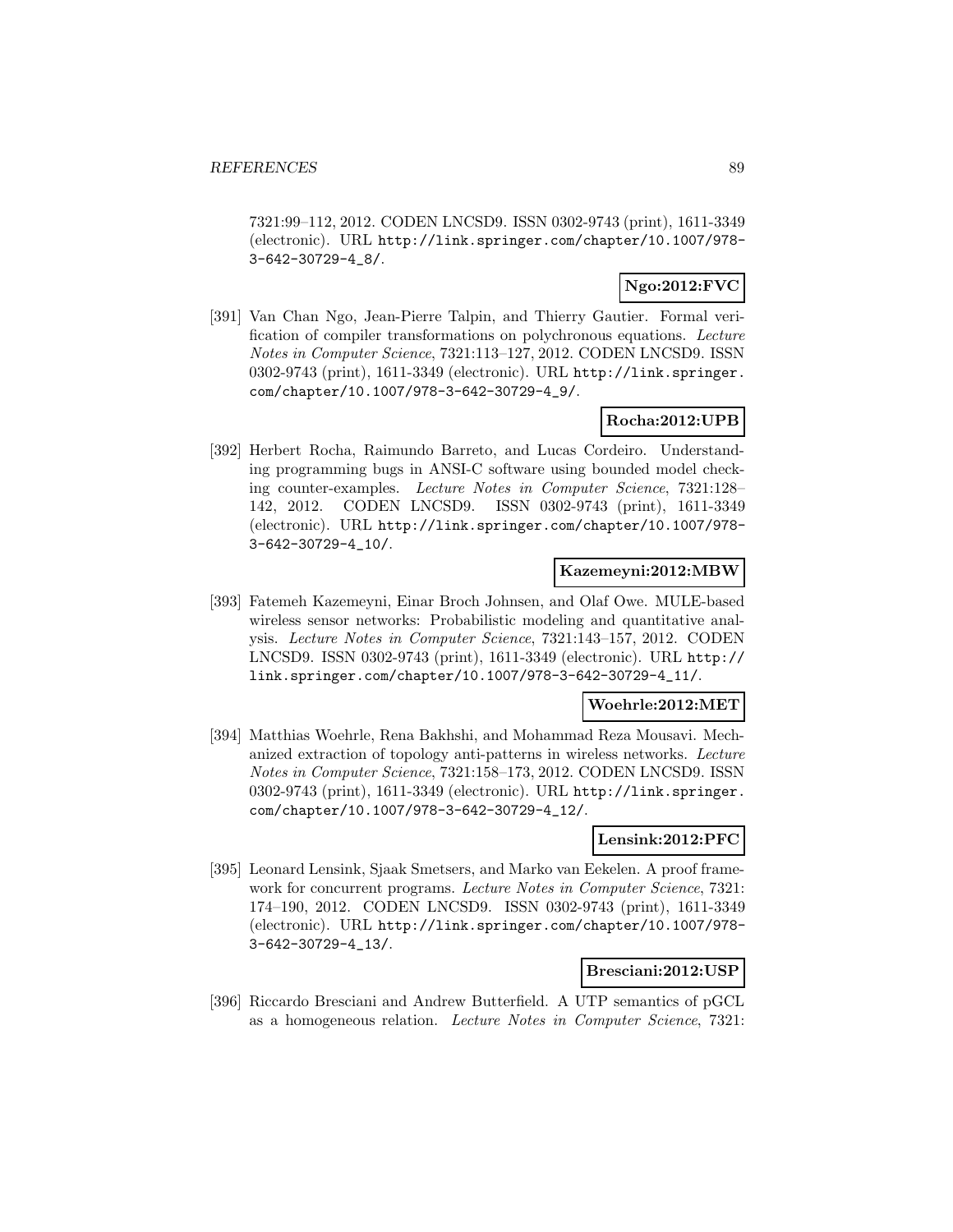7321:99–112, 2012. CODEN LNCSD9. ISSN 0302-9743 (print), 1611-3349 (electronic). URL http://link.springer.com/chapter/10.1007/978-3-642-30729-4_8/.

**Ngo:2012:FVC**

[391] Van Chan Ngo, Jean-Pierre Talpin, and Thierry Gautier. Formal verification of compiler transformations on polychronous equations. *Lecture Notes in Computer Science*, 7321:113–127, 2012. CODEN LNCSD9. ISSN 0302-9743 (print), 1611-3349 (electronic). URL http://link.springer.com/chapter/10.1007/978-3-642-30729-4_9/.

**Rocha:2012:UPB**

[392] Herbert Rocha, Raimundo Barreto, and Lucas Cordeiro. Understanding programming bugs in ANSI-C software using bounded model checking counter-examples. *Lecture Notes in Computer Science*, 7321:128–142, 2012. CODEN LNCSD9. ISSN 0302-9743 (print), 1611-3349 (electronic). URL http://link.springer.com/chapter/10.1007/978-3-642-30729-4_10/.

**Kazemeyni:2012:MBW**

[393] Fatemeh Kazemeyni, Einar Broch Johnsen, and Olaf Owe. MULE-based wireless sensor networks: Probabilistic modeling and quantitative analysis. *Lecture Notes in Computer Science*, 7321:143–157, 2012. CODEN LNCSD9. ISSN 0302-9743 (print), 1611-3349 (electronic). URL http://link.springer.com/chapter/10.1007/978-3-642-30729-4_11/.

**Woehrle:2012:MET**

[394] Matthias Woehrle, Rena Bakhshi, and Mohammad Reza Mousavi. Mechanized extraction of topology anti-patterns in wireless networks. *Lecture Notes in Computer Science*, 7321:158–173, 2012. CODEN LNCSD9. ISSN 0302-9743 (print), 1611-3349 (electronic). URL http://link.springer.com/chapter/10.1007/978-3-642-30729-4_12/.

**Lensink:2012:PFC**

[395] Leonard Lensink, Sjaak Smetsers, and Marko van Eekelen. A proof framework for concurrent programs. *Lecture Notes in Computer Science*, 7321:174–190, 2012. CODEN LNCSD9. ISSN 0302-9743 (print), 1611-3349 (electronic). URL http://link.springer.com/chapter/10.1007/978-3-642-30729-4_13/.

**Bresciani:2012:USP**

[396] Riccardo Bresciani and Andrew Butterfield. A UTP semantics of pGCL as a homogeneous relation. *Lecture Notes in Computer Science*, 7321: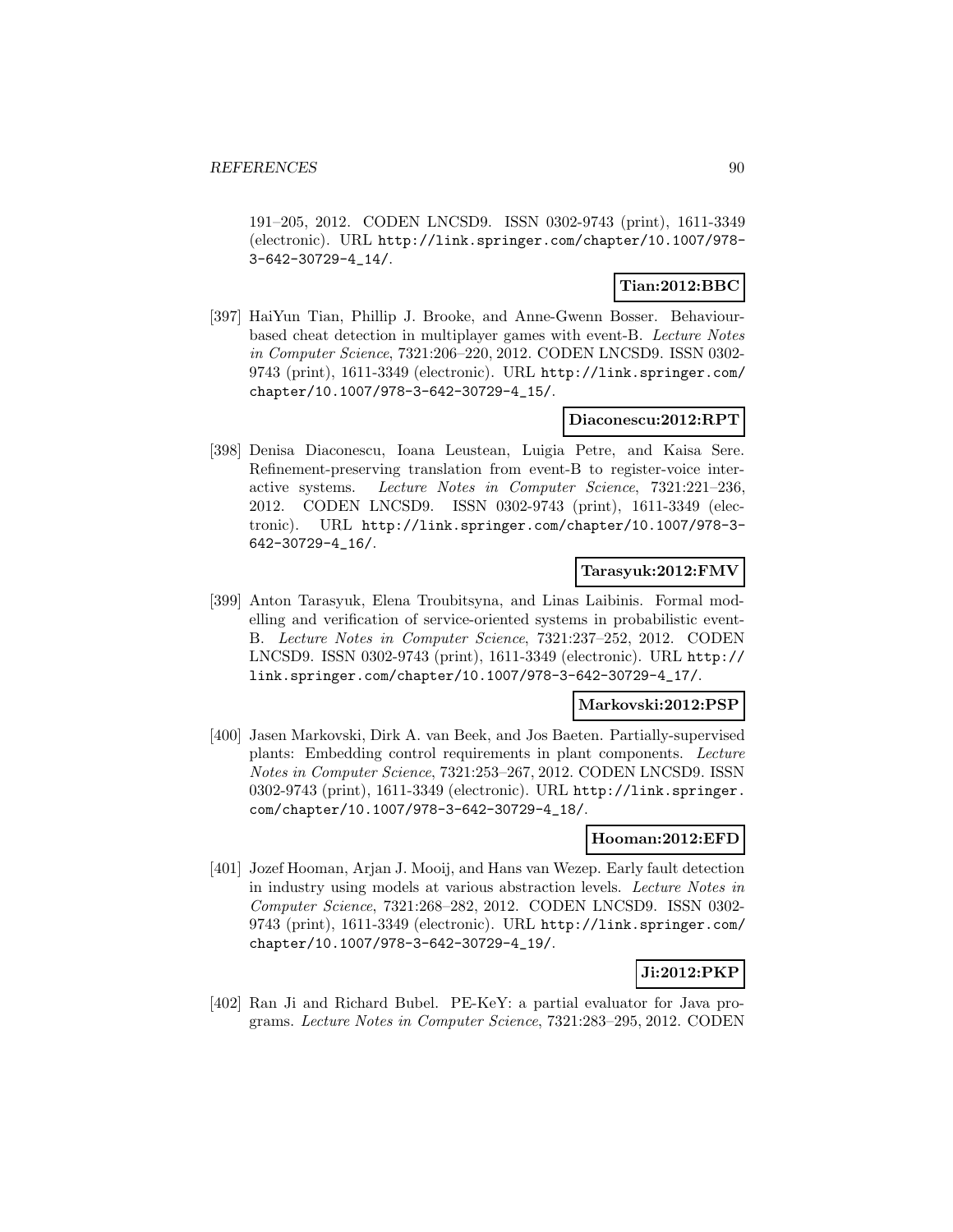191–205, 2012. CODEN LNCSD9. ISSN 0302-9743 (print), 1611-3349 (electronic). URL http://link.springer.com/chapter/10.1007/978-3-642-30729-4_14/.

**Tian:2012:BBC**

[397] HaiYun Tian, Phillip J. Brooke, and Anne-Gwenn Bosser. Behaviour-based cheat detection in multiplayer games with event-B. *Lecture Notes in Computer Science*, 7321:206–220, 2012. CODEN LNCSD9. ISSN 0302-9743 (print), 1611-3349 (electronic). URL http://link.springer.com/chapter/10.1007/978-3-642-30729-4_15/.

**Diaconescu:2012:RPT**

[398] Denisa Diaconescu, Ioana Leustean, Luigia Petre, and Kaisa Sere. Refinement-preserving translation from event-B to register-voice interactive systems. *Lecture Notes in Computer Science*, 7321:221–236, 2012. CODEN LNCSD9. ISSN 0302-9743 (print), 1611-3349 (electronic). URL http://link.springer.com/chapter/10.1007/978-3-642-30729-4_16/.

**Tarasyuk:2012:FMV**

[399] Anton Tarasyuk, Elena Troubitsyna, and Linas Laibinis. Formal modelling and verification of service-oriented systems in probabilistic event-B. *Lecture Notes in Computer Science*, 7321:237–252, 2012. CODEN LNCSD9. ISSN 0302-9743 (print), 1611-3349 (electronic). URL http://link.springer.com/chapter/10.1007/978-3-642-30729-4_17/.

**Markovski:2012:PSP**

[400] Jasen Markovski, Dirk A. van Beek, and Jos Baeten. Partially-supervised plants: Embedding control requirements in plant components. *Lecture Notes in Computer Science*, 7321:253–267, 2012. CODEN LNCSD9. ISSN 0302-9743 (print), 1611-3349 (electronic). URL http://link.springer.com/chapter/10.1007/978-3-642-30729-4_18/.

**Hooman:2012:EFD**

[401] Jozef Hooman, Arjan J. Mooij, and Hans van Wezep. Early fault detection in industry using models at various abstraction levels. *Lecture Notes in Computer Science*, 7321:268–282, 2012. CODEN LNCSD9. ISSN 0302-9743 (print), 1611-3349 (electronic). URL http://link.springer.com/chapter/10.1007/978-3-642-30729-4_19/.

**Ji:2012:PKP**

[402] Ran Ji and Richard Bubel. PE-KeY: a partial evaluator for Java programs. *Lecture Notes in Computer Science*, 7321:283–295, 2012. CODEN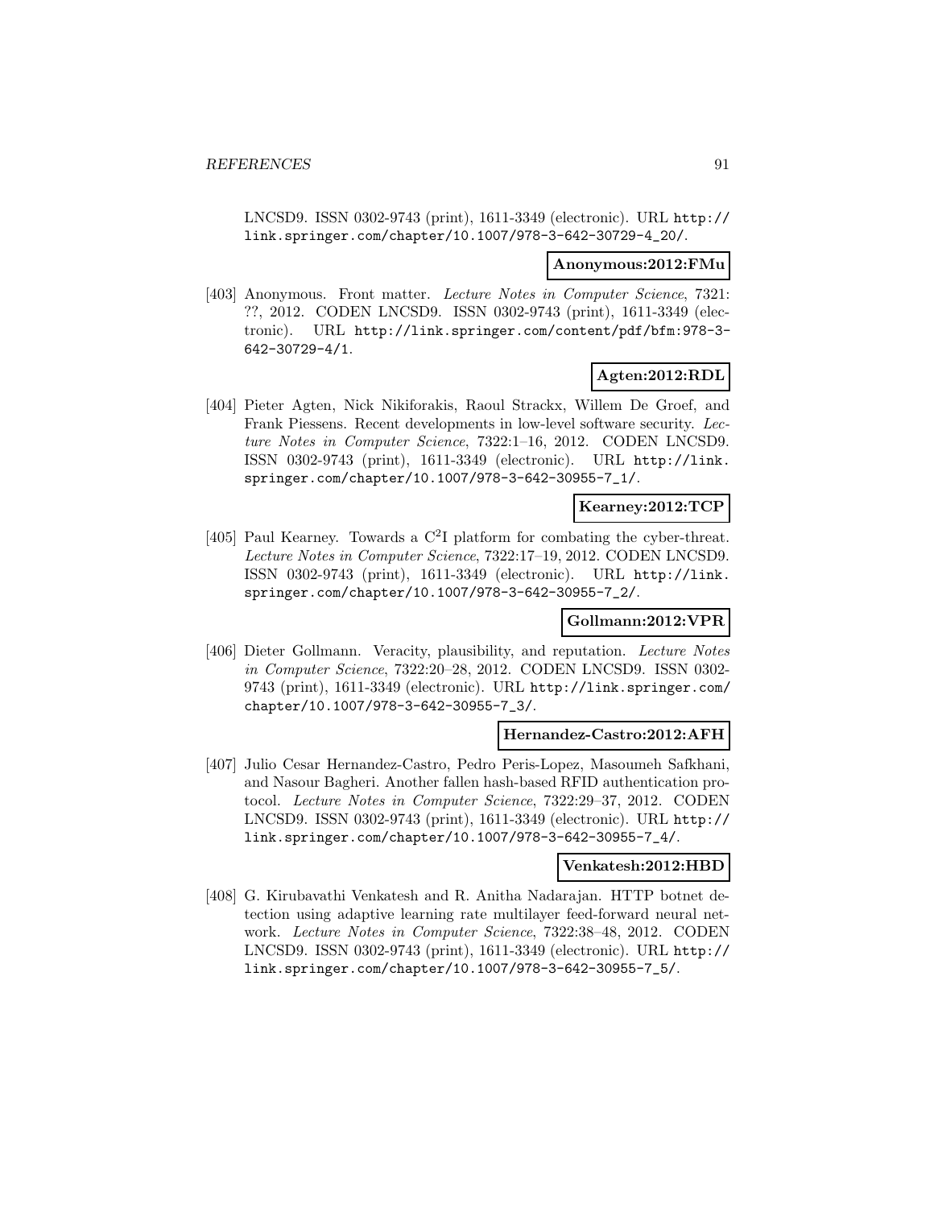LNCSD9. ISSN 0302-9743 (print), 1611-3349 (electronic). URL http://link.springer.com/chapter/10.1007/978-3-642-30729-4_20/.

**Anonymous:2012:FMu**

[403] Anonymous. Front matter. *Lecture Notes in Computer Science*, 7321: ??, 2012. CODEN LNCSD9. ISSN 0302-9743 (print), 1611-3349 (electronic). URL http://link.springer.com/content/pdf/bfm:978-3-642-30729-4/1.

**Agten:2012:RDL**

[404] Pieter Agten, Nick Nikiforakis, Raoul Strackx, Willem De Groef, and Frank Piessens. Recent developments in low-level software security. *Lecture Notes in Computer Science*, 7322:1–16, 2012. CODEN LNCSD9. ISSN 0302-9743 (print), 1611-3349 (electronic). URL http://link.springer.com/chapter/10.1007/978-3-642-30955-7_1/.

**Kearney:2012:TCP**

[405] Paul Kearney. Towards a $C^2I$ platform for combating the cyber-threat. *Lecture Notes in Computer Science*, 7322:17–19, 2012. CODEN LNCSD9. ISSN 0302-9743 (print), 1611-3349 (electronic). URL http://link.springer.com/chapter/10.1007/978-3-642-30955-7_2/.

**Gollmann:2012:VPR**

[406] Dieter Gollmann. Veracity, plausibility, and reputation. *Lecture Notes in Computer Science*, 7322:20–28, 2012. CODEN LNCSD9. ISSN 0302-9743 (print), 1611-3349 (electronic). URL http://link.springer.com/chapter/10.1007/978-3-642-30955-7_3/.

**Hernandez-Castro:2012:AFH**

[407] Julio Cesar Hernandez-Castro, Pedro Peris-Lopez, Masoumeh Safkhani, and Nasour Bagheri. Another fallen hash-based RFID authentication protocol. *Lecture Notes in Computer Science*, 7322:29–37, 2012. CODEN LNCSD9. ISSN 0302-9743 (print), 1611-3349 (electronic). URL http://link.springer.com/chapter/10.1007/978-3-642-30955-7_4/.

**Venkatesh:2012:HBD**

[408] G. Kirubavathi Venkatesh and R. Anitha Nadarajan. HTTP botnet detection using adaptive learning rate multilayer feed-forward neural network. *Lecture Notes in Computer Science*, 7322:38–48, 2012. CODEN LNCSD9. ISSN 0302-9743 (print), 1611-3349 (electronic). URL http://link.springer.com/chapter/10.1007/978-3-642-30955-7_5/.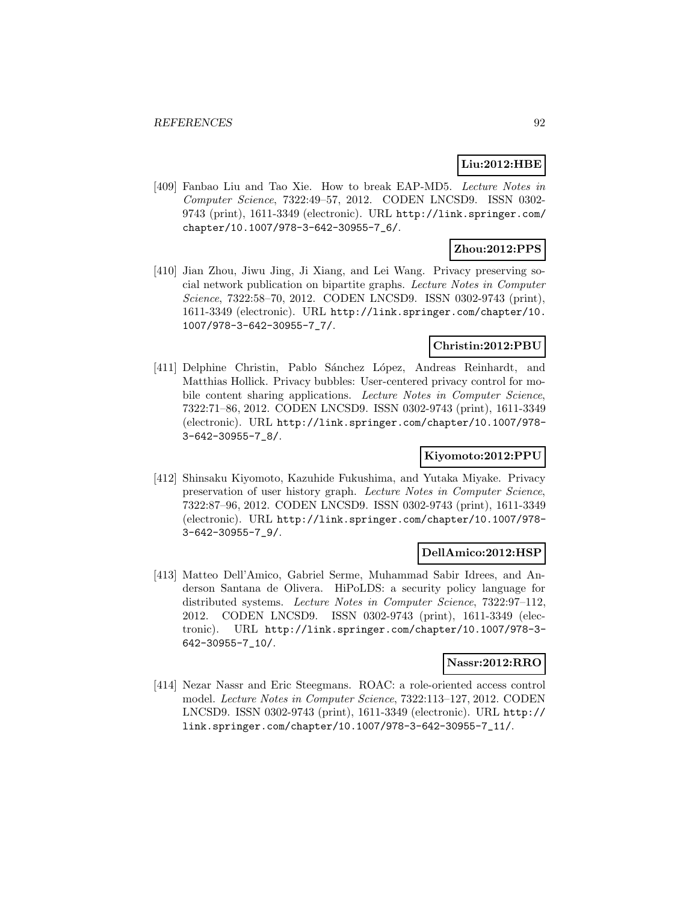**Liu:2012:HBE**

[409] Fanbao Liu and Tao Xie. How to break EAP-MD5. *Lecture Notes in Computer Science*, 7322:49–57, 2012. CODEN LNCSD9. ISSN 0302-9743 (print), 1611-3349 (electronic). URL http://link.springer.com/chapter/10.1007/978-3-642-30955-7_6/.

**Zhou:2012:PPS**

[410] Jian Zhou, Jiwu Jing, Ji Xiang, and Lei Wang. Privacy preserving social network publication on bipartite graphs. *Lecture Notes in Computer Science*, 7322:58–70, 2012. CODEN LNCSD9. ISSN 0302-9743 (print), 1611-3349 (electronic). URL http://link.springer.com/chapter/10.1007/978-3-642-30955-7_7/.

**Christin:2012:PBU**

[411] Delphine Christin, Pablo Sánchez López, Andreas Reinhardt, and Matthias Hollick. Privacy bubbles: User-centered privacy control for mobile content sharing applications. *Lecture Notes in Computer Science*, 7322:71–86, 2012. CODEN LNCSD9. ISSN 0302-9743 (print), 1611-3349 (electronic). URL http://link.springer.com/chapter/10.1007/978-3-642-30955-7_8/.

**Kiyomoto:2012:PPU**

[412] Shinsaku Kiyomoto, Kazuhide Fukushima, and Yutaka Miyake. Privacy preservation of user history graph. *Lecture Notes in Computer Science*, 7322:87–96, 2012. CODEN LNCSD9. ISSN 0302-9743 (print), 1611-3349 (electronic). URL http://link.springer.com/chapter/10.1007/978-3-642-30955-7_9/.

**DellAmico:2012:HSP**

[413] Matteo Dell'Amico, Gabriel Serme, Muhammad Sabir Idrees, and Anderson Santana de Olivera. HiPoLDS: a security policy language for distributed systems. *Lecture Notes in Computer Science*, 7322:97–112, 2012. CODEN LNCSD9. ISSN 0302-9743 (print), 1611-3349 (electronic). URL http://link.springer.com/chapter/10.1007/978-3-642-30955-7_10/.

**Nassr:2012:RRO**

[414] Nezar Nassr and Eric Steegmans. ROAC: a role-oriented access control model. *Lecture Notes in Computer Science*, 7322:113–127, 2012. CODEN LNCSD9. ISSN 0302-9743 (print), 1611-3349 (electronic). URL http://link.springer.com/chapter/10.1007/978-3-642-30955-7_11/.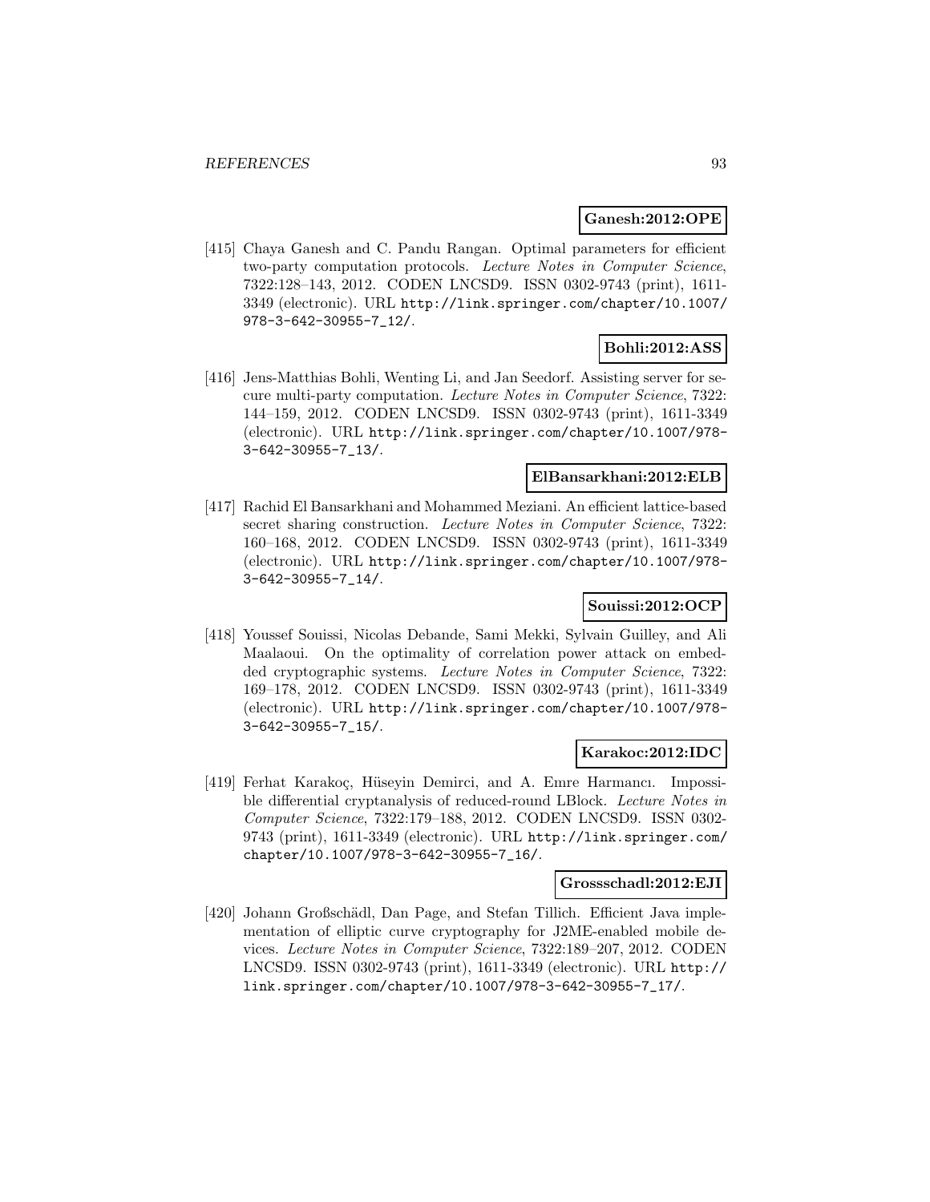**Ganesh:2012:OPE**

[415] Chaya Ganesh and C. Pandu Rangan. Optimal parameters for efficient two-party computation protocols. *Lecture Notes in Computer Science*, 7322:128–143, 2012. CODEN LNCSD9. ISSN 0302-9743 (print), 1611-3349 (electronic). URL http://link.springer.com/chapter/10.1007/978-3-642-30955-7_12/.

**Bohli:2012:ASS**

[416] Jens-Matthias Bohli, Wenting Li, and Jan Seedorf. Assisting server for secure multi-party computation. *Lecture Notes in Computer Science*, 7322: 144–159, 2012. CODEN LNCSD9. ISSN 0302-9743 (print), 1611-3349 (electronic). URL http://link.springer.com/chapter/10.1007/978-3-642-30955-7_13/.

**ElBansarkhani:2012:ELB**

[417] Rachid El Bansarkhani and Mohammed Meziani. An efficient lattice-based secret sharing construction. *Lecture Notes in Computer Science*, 7322: 160–168, 2012. CODEN LNCSD9. ISSN 0302-9743 (print), 1611-3349 (electronic). URL http://link.springer.com/chapter/10.1007/978-3-642-30955-7_14/.

**Souissi:2012:OCP**

[418] Youssef Souissi, Nicolas Debande, Sami Mekki, Sylvain Guilley, and Ali Maalaoui. On the optimality of correlation power attack on embedded cryptographic systems. *Lecture Notes in Computer Science*, 7322: 169–178, 2012. CODEN LNCSD9. ISSN 0302-9743 (print), 1611-3349 (electronic). URL http://link.springer.com/chapter/10.1007/978-3-642-30955-7_15/.

**Karakoc:2012:IDC**

[419] Ferhat Karakoç, Hüseyin Demirci, and A. Emre Harmancı. Impossible differential cryptanalysis of reduced-round LBlock. *Lecture Notes in Computer Science*, 7322:179–188, 2012. CODEN LNCSD9. ISSN 0302-9743 (print), 1611-3349 (electronic). URL http://link.springer.com/chapter/10.1007/978-3-642-30955-7_16/.

**Grossschadl:2012:EJI**

[420] Johann Großschädl, Dan Page, and Stefan Tillich. Efficient Java implementation of elliptic curve cryptography for J2ME-enabled mobile devices. *Lecture Notes in Computer Science*, 7322:189–207, 2012. CODEN LNCSD9. ISSN 0302-9743 (print), 1611-3349 (electronic). URL http://link.springer.com/chapter/10.1007/978-3-642-30955-7_17/.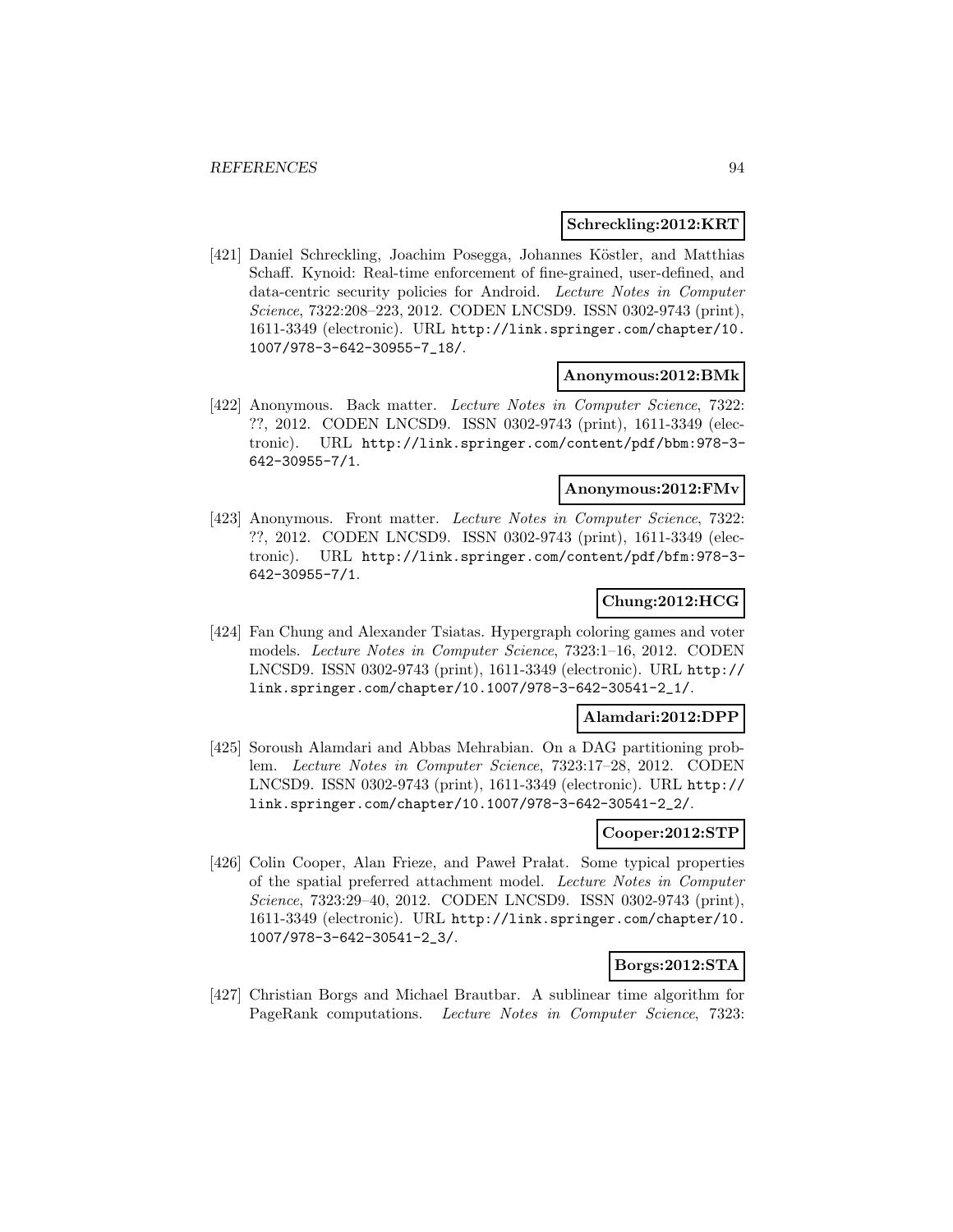**Schreckling:2012:KRT**

[421] Daniel Schreckling, Joachim Posegga, Johannes Köstler, and Matthias Schaff. Kynoid: Real-time enforcement of fine-grained, user-defined, and data-centric security policies for Android. *Lecture Notes in Computer Science*, 7322:208–223, 2012. CODEN LNCSD9. ISSN 0302-9743 (print), 1611-3349 (electronic). URL http://link.springer.com/chapter/10.1007/978-3-642-30955-7_18/.

**Anonymous:2012:BMk**

[422] Anonymous. Back matter. *Lecture Notes in Computer Science*, 7322: ??, 2012. CODEN LNCSD9. ISSN 0302-9743 (print), 1611-3349 (electronic). URL http://link.springer.com/content/pdf/bbm:978-3-642-30955-7/1.

**Anonymous:2012:FMv**

[423] Anonymous. Front matter. *Lecture Notes in Computer Science*, 7322: ??, 2012. CODEN LNCSD9. ISSN 0302-9743 (print), 1611-3349 (electronic). URL http://link.springer.com/content/pdf/bfm:978-3-642-30955-7/1.

**Chung:2012:HCG**

[424] Fan Chung and Alexander Tsiatas. Hypergraph coloring games and voter models. *Lecture Notes in Computer Science*, 7323:1–16, 2012. CODEN LNCSD9. ISSN 0302-9743 (print), 1611-3349 (electronic). URL http://link.springer.com/chapter/10.1007/978-3-642-30541-2_1/.

**Alamdari:2012:DPP**

[425] Soroush Alamdari and Abbas Mehrabian. On a DAG partitioning problem. *Lecture Notes in Computer Science*, 7323:17–28, 2012. CODEN LNCSD9. ISSN 0302-9743 (print), 1611-3349 (electronic). URL http://link.springer.com/chapter/10.1007/978-3-642-30541-2_2/.

**Cooper:2012:STP**

[426] Colin Cooper, Alan Frieze, and Paweł Prałat. Some typical properties of the spatial preferred attachment model. *Lecture Notes in Computer Science*, 7323:29–40, 2012. CODEN LNCSD9. ISSN 0302-9743 (print), 1611-3349 (electronic). URL http://link.springer.com/chapter/10.1007/978-3-642-30541-2_3/.

**Borgs:2012:STA**

[427] Christian Borgs and Michael Brautbar. A sublinear time algorithm for PageRank computations. *Lecture Notes in Computer Science*, 7323: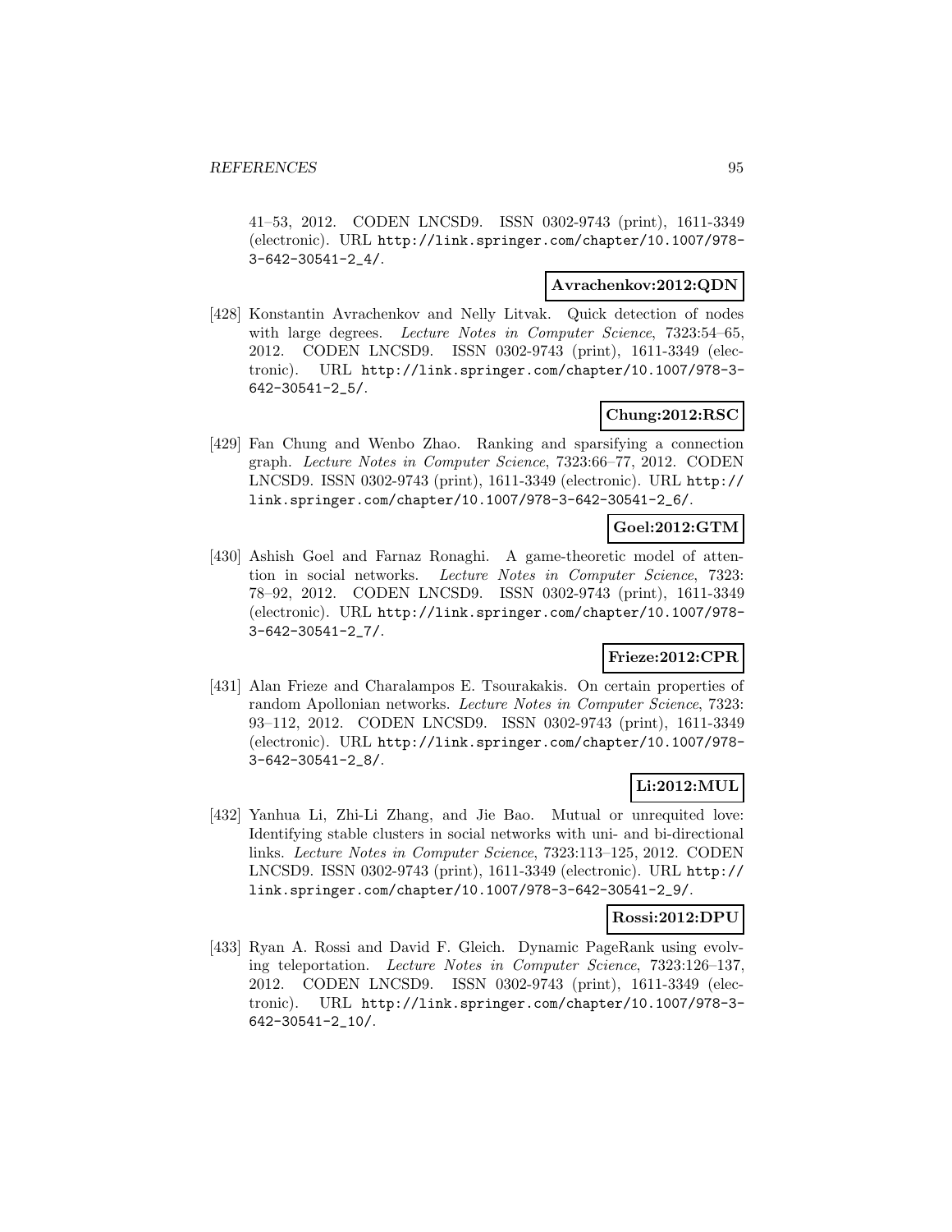41–53, 2012. CODEN LNCSD9. ISSN 0302-9743 (print), 1611-3349 (electronic). URL http://link.springer.com/chapter/10.1007/978-3-642-30541-2_4/.

**Avrachenkov:2012:QDN**

[428] Konstantin Avrachenkov and Nelly Litvak. Quick detection of nodes with large degrees. *Lecture Notes in Computer Science*, 7323:54–65, 2012. CODEN LNCSD9. ISSN 0302-9743 (print), 1611-3349 (electronic). URL http://link.springer.com/chapter/10.1007/978-3-642-30541-2_5/.

**Chung:2012:RSC**

[429] Fan Chung and Wenbo Zhao. Ranking and sparsifying a connection graph. *Lecture Notes in Computer Science*, 7323:66–77, 2012. CODEN LNCSD9. ISSN 0302-9743 (print), 1611-3349 (electronic). URL http://link.springer.com/chapter/10.1007/978-3-642-30541-2_6/.

**Goel:2012:GTM**

[430] Ashish Goel and Farnaz Ronaghi. A game-theoretic model of attention in social networks. *Lecture Notes in Computer Science*, 7323:78–92, 2012. CODEN LNCSD9. ISSN 0302-9743 (print), 1611-3349 (electronic). URL http://link.springer.com/chapter/10.1007/978-3-642-30541-2_7/.

**Frieze:2012:CPR**

[431] Alan Frieze and Charalampos E. Tsourakakis. On certain properties of random Apollonian networks. *Lecture Notes in Computer Science*, 7323:93–112, 2012. CODEN LNCSD9. ISSN 0302-9743 (print), 1611-3349 (electronic). URL http://link.springer.com/chapter/10.1007/978-3-642-30541-2_8/.

**Li:2012:MUL**

[432] Yanhua Li, Zhi-Li Zhang, and Jie Bao. Mutual or unrequited love: Identifying stable clusters in social networks with uni- and bi-directional links. *Lecture Notes in Computer Science*, 7323:113–125, 2012. CODEN LNCSD9. ISSN 0302-9743 (print), 1611-3349 (electronic). URL http://link.springer.com/chapter/10.1007/978-3-642-30541-2_9/.

**Rossi:2012:DPU**

[433] Ryan A. Rossi and David F. Gleich. Dynamic PageRank using evolving teleportation. *Lecture Notes in Computer Science*, 7323:126–137, 2012. CODEN LNCSD9. ISSN 0302-9743 (print), 1611-3349 (electronic). URL http://link.springer.com/chapter/10.1007/978-3-642-30541-2_10/.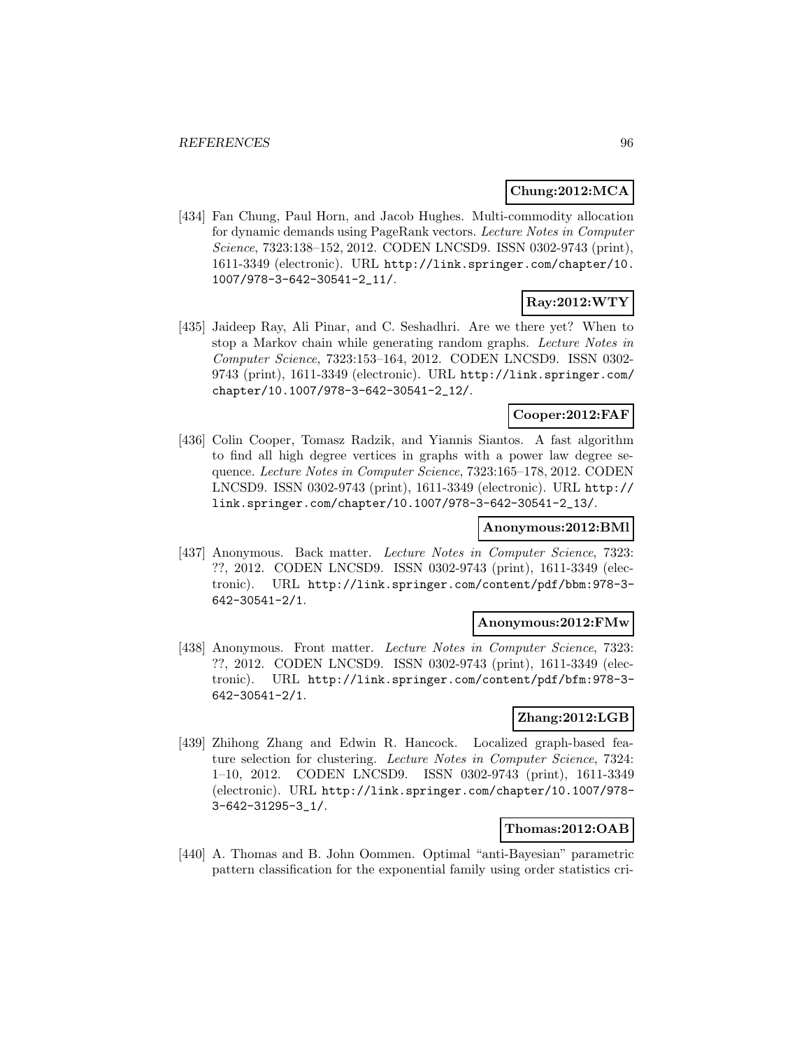**Chung:2012:MCA**

[434] Fan Chung, Paul Horn, and Jacob Hughes. Multi-commodity allocation for dynamic demands using PageRank vectors. *Lecture Notes in Computer Science*, 7323:138–152, 2012. CODEN LNCSD9. ISSN 0302-9743 (print), 1611-3349 (electronic). URL http://link.springer.com/chapter/10.1007/978-3-642-30541-2_11/.

**Ray:2012:WTY**

[435] Jaideep Ray, Ali Pinar, and C. Seshadhri. Are we there yet? When to stop a Markov chain while generating random graphs. *Lecture Notes in Computer Science*, 7323:153–164, 2012. CODEN LNCSD9. ISSN 0302-9743 (print), 1611-3349 (electronic). URL http://link.springer.com/chapter/10.1007/978-3-642-30541-2_12/.

**Cooper:2012:FAF**

[436] Colin Cooper, Tomasz Radzik, and Yiannis Siantos. A fast algorithm to find all high degree vertices in graphs with a power law degree sequence. *Lecture Notes in Computer Science*, 7323:165–178, 2012. CODEN LNCSD9. ISSN 0302-9743 (print), 1611-3349 (electronic). URL http://link.springer.com/chapter/10.1007/978-3-642-30541-2_13/.

**Anonymous:2012:BMl**

[437] Anonymous. Back matter. *Lecture Notes in Computer Science*, 7323: ??, 2012. CODEN LNCSD9. ISSN 0302-9743 (print), 1611-3349 (electronic). URL http://link.springer.com/content/pdf/bbm:978-3-642-30541-2/1.

**Anonymous:2012:FMw**

[438] Anonymous. Front matter. *Lecture Notes in Computer Science*, 7323: ??, 2012. CODEN LNCSD9. ISSN 0302-9743 (print), 1611-3349 (electronic). URL http://link.springer.com/content/pdf/bfm:978-3-642-30541-2/1.

**Zhang:2012:LGB**

[439] Zhihong Zhang and Edwin R. Hancock. Localized graph-based feature selection for clustering. *Lecture Notes in Computer Science*, 7324: 1–10, 2012. CODEN LNCSD9. ISSN 0302-9743 (print), 1611-3349 (electronic). URL http://link.springer.com/chapter/10.1007/978-3-642-31295-3_1/.

**Thomas:2012:OAB**

[440] A. Thomas and B. John Oommen. Optimal "anti-Bayesian" parametric pattern classification for the exponential family using order statistics cri-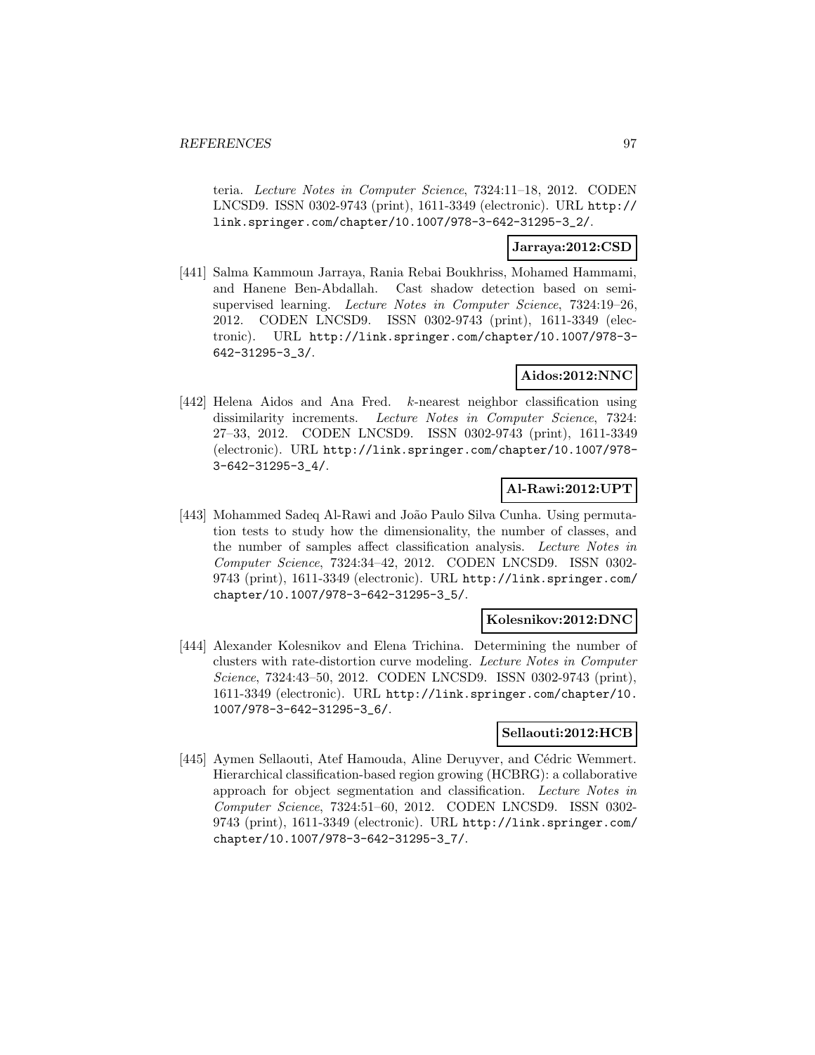teria. *Lecture Notes in Computer Science*, 7324:11–18, 2012. CODEN LNCSD9. ISSN 0302-9743 (print), 1611-3349 (electronic). URL http://link.springer.com/chapter/10.1007/978-3-642-31295-3_2/.

**Jarraya:2012:CSD**

[441] Salma Kammoun Jarraya, Rania Rebai Boukhriss, Mohamed Hammami, and Hanene Ben-Abdallah. Cast shadow detection based on semi-supervised learning. *Lecture Notes in Computer Science*, 7324:19–26, 2012. CODEN LNCSD9. ISSN 0302-9743 (print), 1611-3349 (electronic). URL http://link.springer.com/chapter/10.1007/978-3-642-31295-3_3/.

**Aidos:2012:NNC**

[442] Helena Aidos and Ana Fred. $k$-nearest neighbor classification using dissimilarity increments. *Lecture Notes in Computer Science*, 7324: 27–33, 2012. CODEN LNCSD9. ISSN 0302-9743 (print), 1611-3349 (electronic). URL http://link.springer.com/chapter/10.1007/978-3-642-31295-3_4/.

**Al-Rawi:2012:UPT**

[443] Mohammed Sadeq Al-Rawi and João Paulo Silva Cunha. Using permutation tests to study how the dimensionality, the number of classes, and the number of samples affect classification analysis. *Lecture Notes in Computer Science*, 7324:34–42, 2012. CODEN LNCSD9. ISSN 0302-9743 (print), 1611-3349 (electronic). URL http://link.springer.com/chapter/10.1007/978-3-642-31295-3_5/.

**Kolesnikov:2012:DNC**

[444] Alexander Kolesnikov and Elena Trichina. Determining the number of clusters with rate-distortion curve modeling. *Lecture Notes in Computer Science*, 7324:43–50, 2012. CODEN LNCSD9. ISSN 0302-9743 (print), 1611-3349 (electronic). URL http://link.springer.com/chapter/10.1007/978-3-642-31295-3_6/.

**Sellaouti:2012:HCB**

[445] Aymen Sellaouti, Atef Hamouda, Aline Deruyver, and Cédric Wemmert. Hierarchical classification-based region growing (HCBRG): a collaborative approach for object segmentation and classification. *Lecture Notes in Computer Science*, 7324:51–60, 2012. CODEN LNCSD9. ISSN 0302-9743 (print), 1611-3349 (electronic). URL http://link.springer.com/chapter/10.1007/978-3-642-31295-3_7/.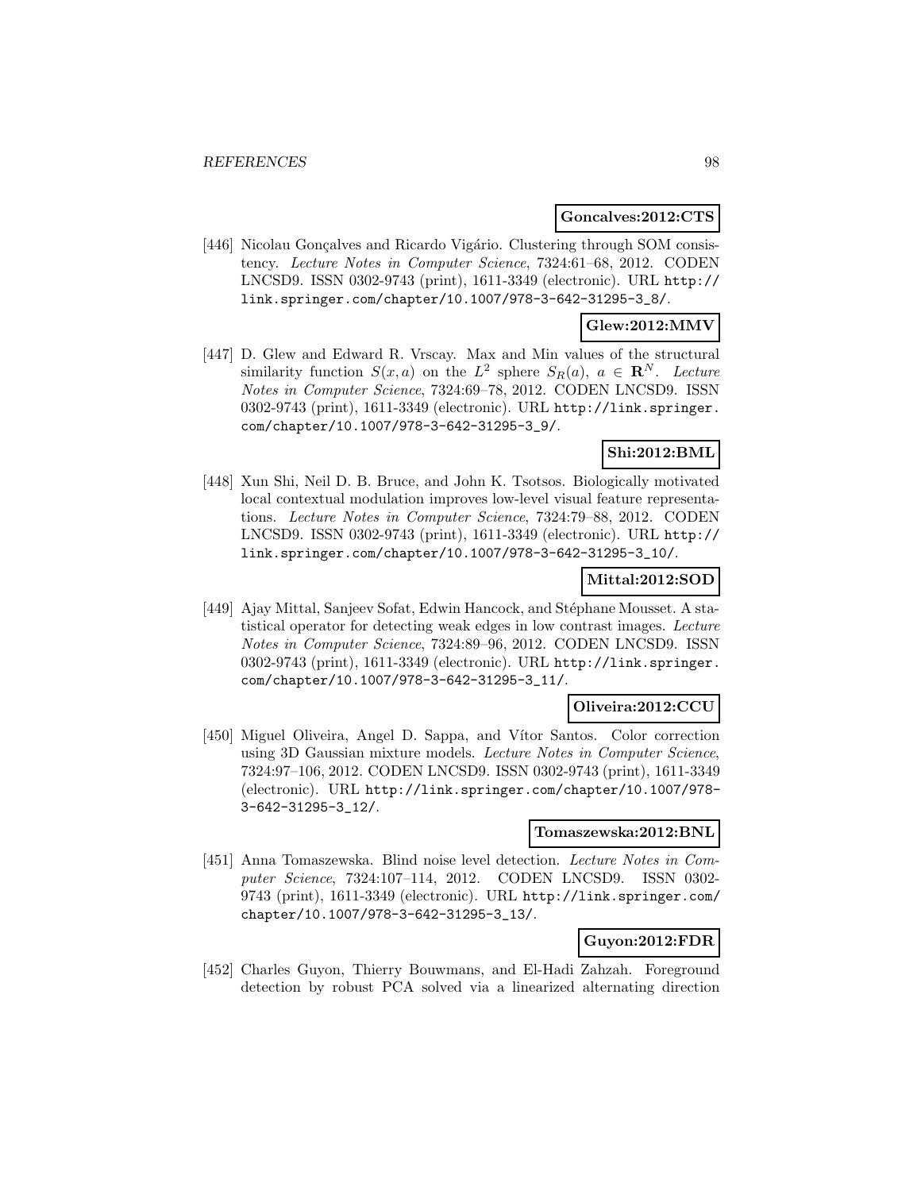**Goncalves:2012:CTS**

[446] Nicolau Gonçalves and Ricardo Vigário. Clustering through SOM consistency. *Lecture Notes in Computer Science*, 7324:61–68, 2012. CODEN LNCSD9. ISSN 0302-9743 (print), 1611-3349 (electronic). URL http://link.springer.com/chapter/10.1007/978-3-642-31295-3_8/.

**Glew:2012:MMV**

[447] D. Glew and Edward R. Vrscay. Max and Min values of the structural similarity function $S(x, a)$ on the $L^2$ sphere $S_R(a)$, $a \in \mathbf{R}^N$. *Lecture Notes in Computer Science*, 7324:69–78, 2012. CODEN LNCSD9. ISSN 0302-9743 (print), 1611-3349 (electronic). URL http://link.springer.com/chapter/10.1007/978-3-642-31295-3_9/.

**Shi:2012:BML**

[448] Xun Shi, Neil D. B. Bruce, and John K. Tsotsos. Biologically motivated local contextual modulation improves low-level visual feature representations. *Lecture Notes in Computer Science*, 7324:79–88, 2012. CODEN LNCSD9. ISSN 0302-9743 (print), 1611-3349 (electronic). URL http://link.springer.com/chapter/10.1007/978-3-642-31295-3_10/.

**Mittal:2012:SOD**

[449] Ajay Mittal, Sanjeev Sofat, Edwin Hancock, and Stéphane Mousset. A statistical operator for detecting weak edges in low contrast images. *Lecture Notes in Computer Science*, 7324:89–96, 2012. CODEN LNCSD9. ISSN 0302-9743 (print), 1611-3349 (electronic). URL http://link.springer.com/chapter/10.1007/978-3-642-31295-3_11/.

**Oliveira:2012:CCU**

[450] Miguel Oliveira, Angel D. Sappa, and Vítor Santos. Color correction using 3D Gaussian mixture models. *Lecture Notes in Computer Science*, 7324:97–106, 2012. CODEN LNCSD9. ISSN 0302-9743 (print), 1611-3349 (electronic). URL http://link.springer.com/chapter/10.1007/978-3-642-31295-3_12/.

**Tomaszewska:2012:BNL**

[451] Anna Tomaszewska. Blind noise level detection. *Lecture Notes in Computer Science*, 7324:107–114, 2012. CODEN LNCSD9. ISSN 0302-9743 (print), 1611-3349 (electronic). URL http://link.springer.com/chapter/10.1007/978-3-642-31295-3_13/.

**Guyon:2012:FDR**

[452] Charles Guyon, Thierry Bouwmans, and El-Hadi Zahzah. Foreground detection by robust PCA solved via a linearized alternating direction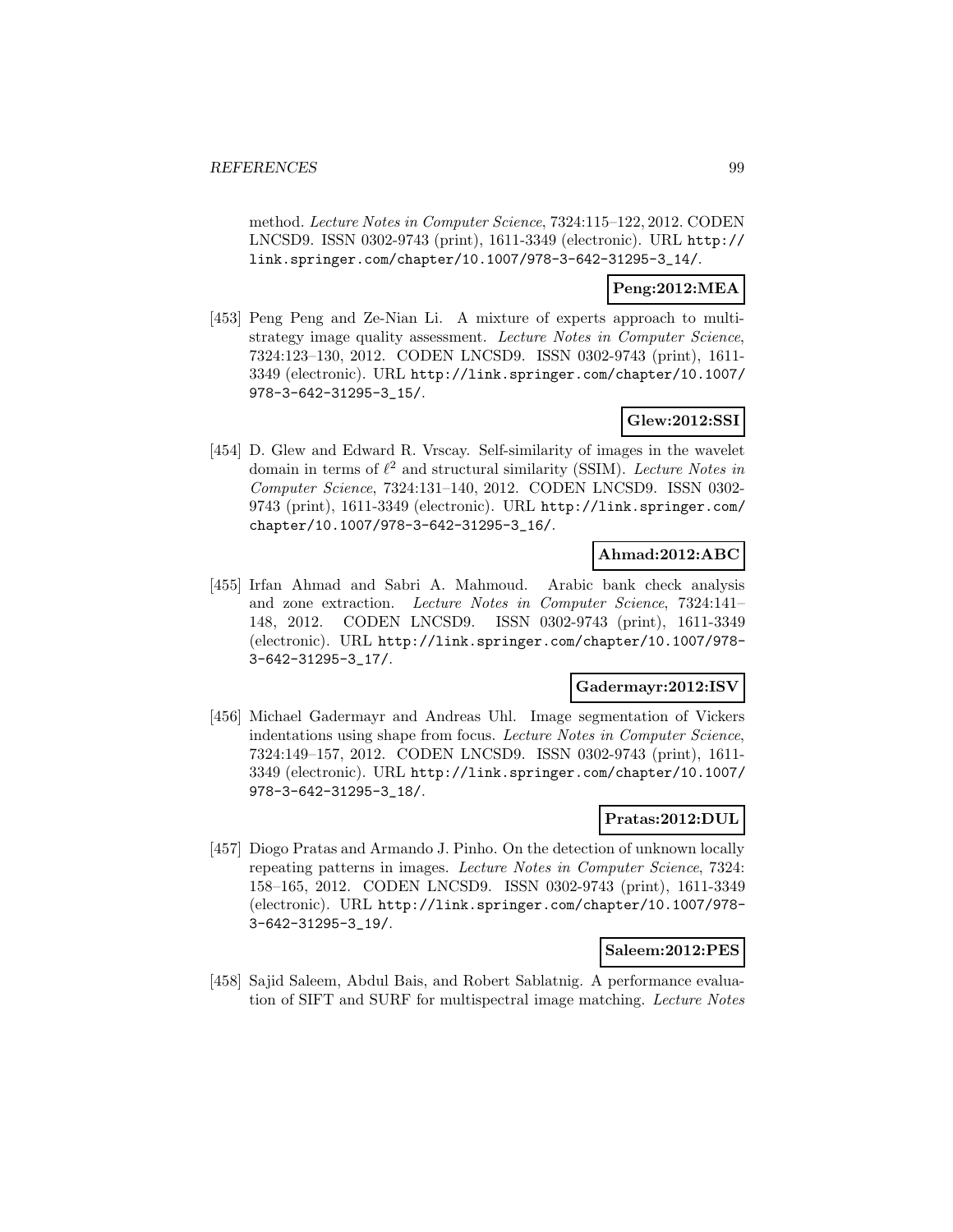method. *Lecture Notes in Computer Science*, 7324:115–122, 2012. CODEN LNCSD9. ISSN 0302-9743 (print), 1611-3349 (electronic). URL http://link.springer.com/chapter/10.1007/978-3-642-31295-3_14/.

**Peng:2012:MEA**

[453] Peng Peng and Ze-Nian Li. A mixture of experts approach to multi-strategy image quality assessment. *Lecture Notes in Computer Science*, 7324:123–130, 2012. CODEN LNCSD9. ISSN 0302-9743 (print), 1611-3349 (electronic). URL http://link.springer.com/chapter/10.1007/978-3-642-31295-3_15/.

**Glew:2012:SSI**

[454] D. Glew and Edward R. Vrscay. Self-similarity of images in the wavelet domain in terms of $\ell^2$ and structural similarity (SSIM). *Lecture Notes in Computer Science*, 7324:131–140, 2012. CODEN LNCSD9. ISSN 0302-9743 (print), 1611-3349 (electronic). URL http://link.springer.com/chapter/10.1007/978-3-642-31295-3_16/.

**Ahmad:2012:ABC**

[455] Irfan Ahmad and Sabri A. Mahmoud. Arabic bank check analysis and zone extraction. *Lecture Notes in Computer Science*, 7324:141–148, 2012. CODEN LNCSD9. ISSN 0302-9743 (print), 1611-3349 (electronic). URL http://link.springer.com/chapter/10.1007/978-3-642-31295-3_17/.

**Gadermayr:2012:ISV**

[456] Michael Gadermayr and Andreas Uhl. Image segmentation of Vickers indentations using shape from focus. *Lecture Notes in Computer Science*, 7324:149–157, 2012. CODEN LNCSD9. ISSN 0302-9743 (print), 1611-3349 (electronic). URL http://link.springer.com/chapter/10.1007/978-3-642-31295-3_18/.

**Pratas:2012:DUL**

[457] Diogo Pratas and Armando J. Pinho. On the detection of unknown locally repeating patterns in images. *Lecture Notes in Computer Science*, 7324:158–165, 2012. CODEN LNCSD9. ISSN 0302-9743 (print), 1611-3349 (electronic). URL http://link.springer.com/chapter/10.1007/978-3-642-31295-3_19/.

**Saleem:2012:PES**

[458] Sajid Saleem, Abdul Bais, and Robert Sablatnig. A performance evaluation of SIFT and SURF for multispectral image matching. *Lecture Notes*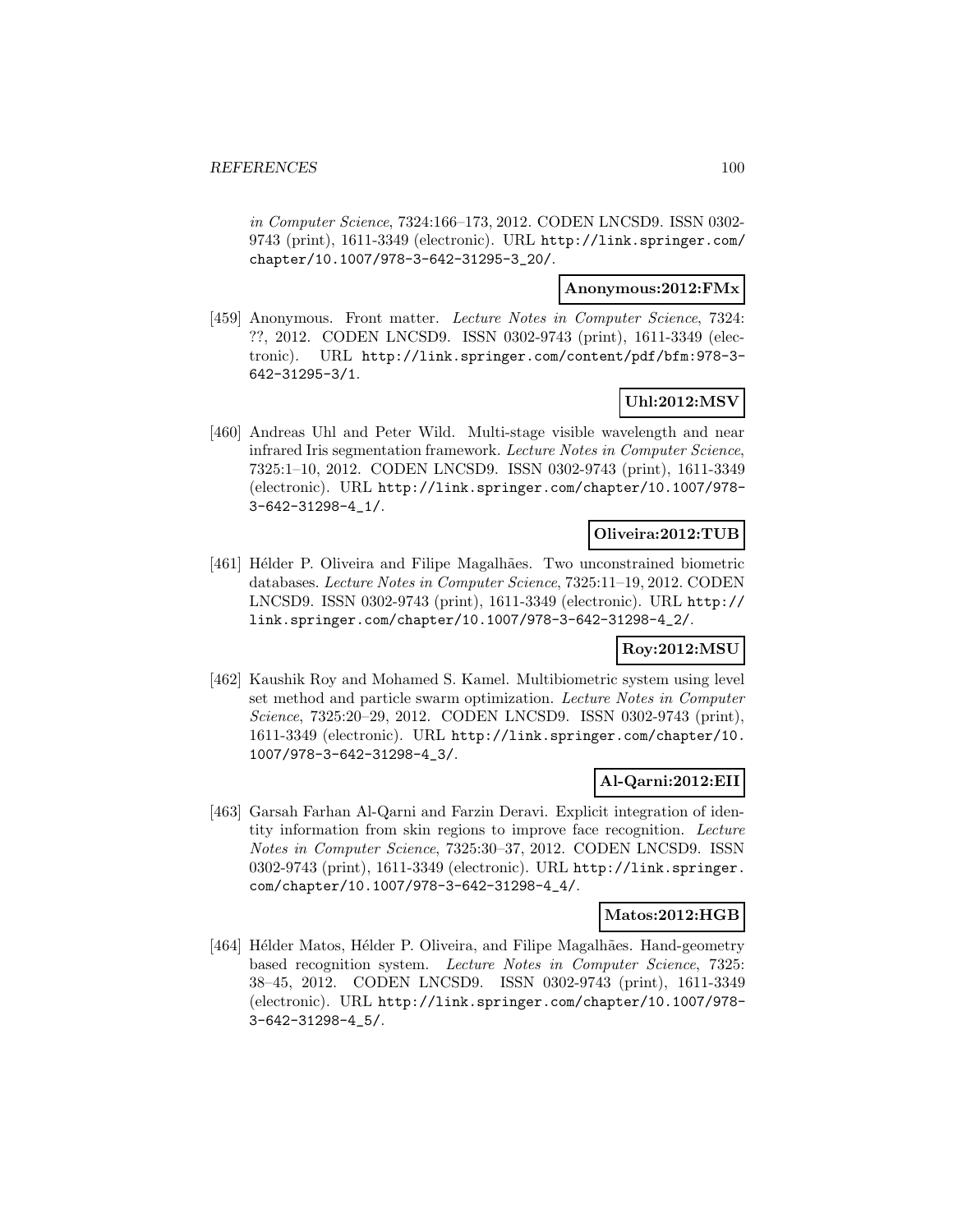*in Computer Science*, 7324:166–173, 2012. CODEN LNCSD9. ISSN 0302-9743 (print), 1611-3349 (electronic). URL http://link.springer.com/chapter/10.1007/978-3-642-31295-3_20/.

**Anonymous:2012:FMx**

[459] Anonymous. Front matter. *Lecture Notes in Computer Science*, 7324: ??, 2012. CODEN LNCSD9. ISSN 0302-9743 (print), 1611-3349 (electronic). URL http://link.springer.com/content/pdf/bfm:978-3-642-31295-3/1.

**Uhl:2012:MSV**

[460] Andreas Uhl and Peter Wild. Multi-stage visible wavelength and near infrared Iris segmentation framework. *Lecture Notes in Computer Science*, 7325:1–10, 2012. CODEN LNCSD9. ISSN 0302-9743 (print), 1611-3349 (electronic). URL http://link.springer.com/chapter/10.1007/978-3-642-31298-4_1/.

**Oliveira:2012:TUB**

[461] Hélder P. Oliveira and Filipe Magalhães. Two unconstrained biometric databases. *Lecture Notes in Computer Science*, 7325:11–19, 2012. CODEN LNCSD9. ISSN 0302-9743 (print), 1611-3349 (electronic). URL http://link.springer.com/chapter/10.1007/978-3-642-31298-4_2/.

**Roy:2012:MSU**

[462] Kaushik Roy and Mohamed S. Kamel. Multibiometric system using level set method and particle swarm optimization. *Lecture Notes in Computer Science*, 7325:20–29, 2012. CODEN LNCSD9. ISSN 0302-9743 (print), 1611-3349 (electronic). URL http://link.springer.com/chapter/10.1007/978-3-642-31298-4_3/.

**Al-Qarni:2012:EII**

[463] Garsah Farhan Al-Qarni and Farzin Deravi. Explicit integration of identity information from skin regions to improve face recognition. *Lecture Notes in Computer Science*, 7325:30–37, 2012. CODEN LNCSD9. ISSN 0302-9743 (print), 1611-3349 (electronic). URL http://link.springer.com/chapter/10.1007/978-3-642-31298-4_4/.

**Matos:2012:HGB**

[464] Hélder Matos, Hélder P. Oliveira, and Filipe Magalhães. Hand-geometry based recognition system. *Lecture Notes in Computer Science*, 7325: 38–45, 2012. CODEN LNCSD9. ISSN 0302-9743 (print), 1611-3349 (electronic). URL http://link.springer.com/chapter/10.1007/978-3-642-31298-4_5/.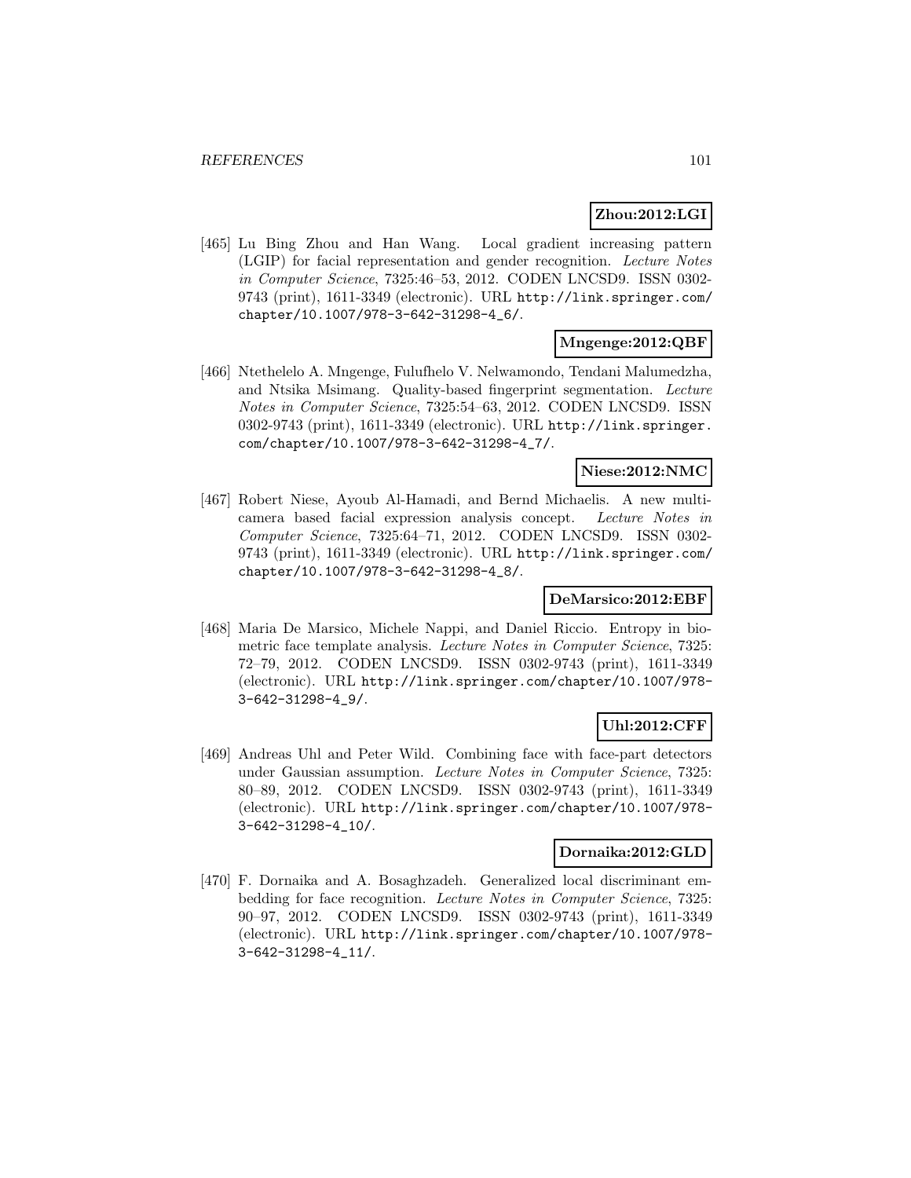**Zhou:2012:LGI**

[465] Lu Bing Zhou and Han Wang. Local gradient increasing pattern (LGIP) for facial representation and gender recognition. *Lecture Notes in Computer Science*, 7325:46–53, 2012. CODEN LNCSD9. ISSN 0302-9743 (print), 1611-3349 (electronic). URL http://link.springer.com/chapter/10.1007/978-3-642-31298-4_6/.

**Mngenge:2012:QBF**

[466] Ntethelelo A. Mngenge, Fulufhelo V. Nelwamondo, Tendani Malumedzha, and Ntsika Msimang. Quality-based fingerprint segmentation. *Lecture Notes in Computer Science*, 7325:54–63, 2012. CODEN LNCSD9. ISSN 0302-9743 (print), 1611-3349 (electronic). URL http://link.springer.com/chapter/10.1007/978-3-642-31298-4_7/.

**Niese:2012:NMC**

[467] Robert Niese, Ayoub Al-Hamadi, and Bernd Michaelis. A new multi-camera based facial expression analysis concept. *Lecture Notes in Computer Science*, 7325:64–71, 2012. CODEN LNCSD9. ISSN 0302-9743 (print), 1611-3349 (electronic). URL http://link.springer.com/chapter/10.1007/978-3-642-31298-4_8/.

**DeMarsico:2012:EBF**

[468] Maria De Marsico, Michele Nappi, and Daniel Riccio. Entropy in biometric face template analysis. *Lecture Notes in Computer Science*, 7325:72–79, 2012. CODEN LNCSD9. ISSN 0302-9743 (print), 1611-3349 (electronic). URL http://link.springer.com/chapter/10.1007/978-3-642-31298-4_9/.

**Uhl:2012:CFF**

[469] Andreas Uhl and Peter Wild. Combining face with face-part detectors under Gaussian assumption. *Lecture Notes in Computer Science*, 7325:80–89, 2012. CODEN LNCSD9. ISSN 0302-9743 (print), 1611-3349 (electronic). URL http://link.springer.com/chapter/10.1007/978-3-642-31298-4_10/.

**Dornaika:2012:GLD**

[470] F. Dornaika and A. Bosaghzadeh. Generalized local discriminant embedding for face recognition. *Lecture Notes in Computer Science*, 7325:90–97, 2012. CODEN LNCSD9. ISSN 0302-9743 (print), 1611-3349 (electronic). URL http://link.springer.com/chapter/10.1007/978-3-642-31298-4_11/.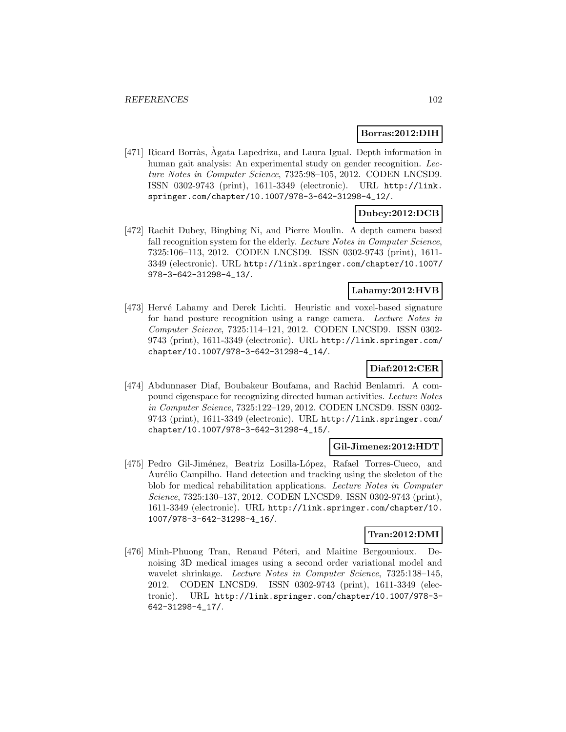**Borras:2012:DIH**

[471] Ricard Borràs, Àgata Lapedriza, and Laura Igual. Depth information in human gait analysis: An experimental study on gender recognition. *Lecture Notes in Computer Science*, 7325:98–105, 2012. CODEN LNCSD9. ISSN 0302-9743 (print), 1611-3349 (electronic). URL http://link.springer.com/chapter/10.1007/978-3-642-31298-4_12/.

**Dubey:2012:DCB**

[472] Rachit Dubey, Bingbing Ni, and Pierre Moulin. A depth camera based fall recognition system for the elderly. *Lecture Notes in Computer Science*, 7325:106–113, 2012. CODEN LNCSD9. ISSN 0302-9743 (print), 1611-3349 (electronic). URL http://link.springer.com/chapter/10.1007/978-3-642-31298-4_13/.

**Lahamy:2012:HVB**

[473] Hervé Lahamy and Derek Lichti. Heuristic and voxel-based signature for hand posture recognition using a range camera. *Lecture Notes in Computer Science*, 7325:114–121, 2012. CODEN LNCSD9. ISSN 0302-9743 (print), 1611-3349 (electronic). URL http://link.springer.com/chapter/10.1007/978-3-642-31298-4_14/.

**Diaf:2012:CER**

[474] Abdunnaser Diaf, Boubakeur Boufama, and Rachid Benlamri. A compound eigenspace for recognizing directed human activities. *Lecture Notes in Computer Science*, 7325:122–129, 2012. CODEN LNCSD9. ISSN 0302-9743 (print), 1611-3349 (electronic). URL http://link.springer.com/chapter/10.1007/978-3-642-31298-4_15/.

**Gil-Jimenez:2012:HDT**

[475] Pedro Gil-Jiménez, Beatriz Losilla-López, Rafael Torres-Cueco, and Aurélio Campilho. Hand detection and tracking using the skeleton of the blob for medical rehabilitation applications. *Lecture Notes in Computer Science*, 7325:130–137, 2012. CODEN LNCSD9. ISSN 0302-9743 (print), 1611-3349 (electronic). URL http://link.springer.com/chapter/10.1007/978-3-642-31298-4_16/.

**Tran:2012:DMI**

[476] Minh-Phuong Tran, Renaud Péteri, and Maitine Bergounioux. Denoising 3D medical images using a second order variational model and wavelet shrinkage. *Lecture Notes in Computer Science*, 7325:138–145, 2012. CODEN LNCSD9. ISSN 0302-9743 (print), 1611-3349 (electronic). URL http://link.springer.com/chapter/10.1007/978-3-642-31298-4_17/.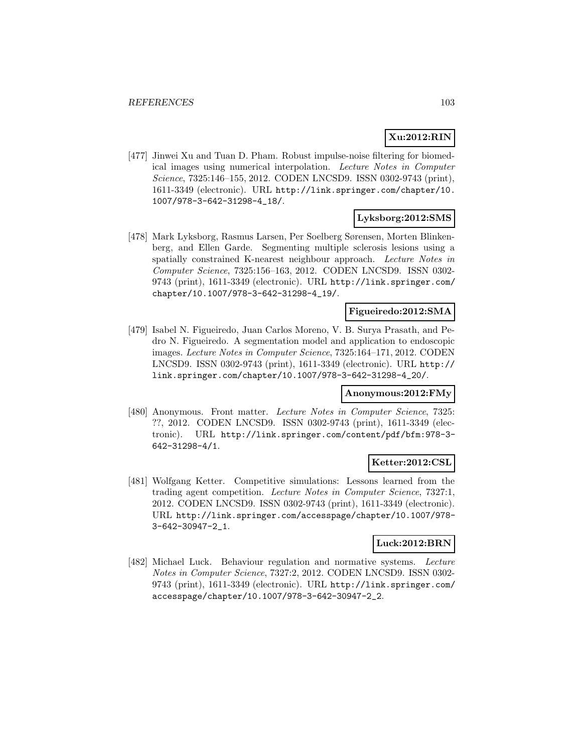**Xu:2012:RIN**

[477] Jinwei Xu and Tuan D. Pham. Robust impulse-noise filtering for biomedical images using numerical interpolation. *Lecture Notes in Computer Science*, 7325:146–155, 2012. CODEN LNCSD9. ISSN 0302-9743 (print), 1611-3349 (electronic). URL http://link.springer.com/chapter/10.1007/978-3-642-31298-4_18/.

**Lyksborg:2012:SMS**

[478] Mark Lyksborg, Rasmus Larsen, Per Soelberg Sørensen, Morten Blinkenberg, and Ellen Garde. Segmenting multiple sclerosis lesions using a spatially constrained K-nearest neighbour approach. *Lecture Notes in Computer Science*, 7325:156–163, 2012. CODEN LNCSD9. ISSN 0302-9743 (print), 1611-3349 (electronic). URL http://link.springer.com/chapter/10.1007/978-3-642-31298-4_19/.

**Figueiredo:2012:SMA**

[479] Isabel N. Figueiredo, Juan Carlos Moreno, V. B. Surya Prasath, and Pedro N. Figueiredo. A segmentation model and application to endoscopic images. *Lecture Notes in Computer Science*, 7325:164–171, 2012. CODEN LNCSD9. ISSN 0302-9743 (print), 1611-3349 (electronic). URL http://link.springer.com/chapter/10.1007/978-3-642-31298-4_20/.

**Anonymous:2012:FMy**

[480] Anonymous. Front matter. *Lecture Notes in Computer Science*, 7325: ??, 2012. CODEN LNCSD9. ISSN 0302-9743 (print), 1611-3349 (electronic). URL http://link.springer.com/content/pdf/bfm:978-3-642-31298-4/1.

**Ketter:2012:CSL**

[481] Wolfgang Ketter. Competitive simulations: Lessons learned from the trading agent competition. *Lecture Notes in Computer Science*, 7327:1, 2012. CODEN LNCSD9. ISSN 0302-9743 (print), 1611-3349 (electronic). URL http://link.springer.com/accesspage/chapter/10.1007/978-3-642-30947-2_1.

**Luck:2012:BRN**

[482] Michael Luck. Behaviour regulation and normative systems. *Lecture Notes in Computer Science*, 7327:2, 2012. CODEN LNCSD9. ISSN 0302-9743 (print), 1611-3349 (electronic). URL http://link.springer.com/accesspage/chapter/10.1007/978-3-642-30947-2_2.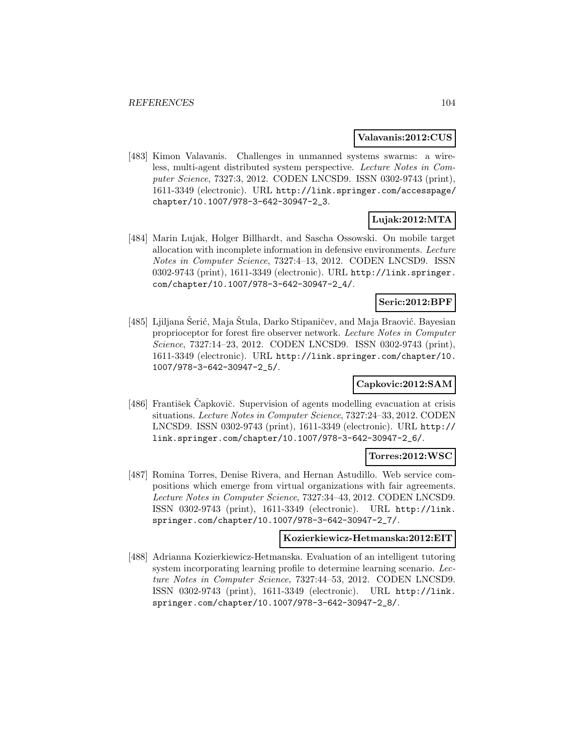**Valavanis:2012:CUS**

[483] Kimon Valavanis. Challenges in unmanned systems swarms: a wireless, multi-agent distributed system perspective. *Lecture Notes in Computer Science*, 7327:3, 2012. CODEN LNCSD9. ISSN 0302-9743 (print), 1611-3349 (electronic). URL http://link.springer.com/accesspage/chapter/10.1007/978-3-642-30947-2_3.

**Lujak:2012:MTA**

[484] Marin Lujak, Holger Billhardt, and Sascha Ossowski. On mobile target allocation with incomplete information in defensive environments. *Lecture Notes in Computer Science*, 7327:4–13, 2012. CODEN LNCSD9. ISSN 0302-9743 (print), 1611-3349 (electronic). URL http://link.springer.com/chapter/10.1007/978-3-642-30947-2_4/.

**Seric:2012:BPF**

[485] Ljiljana Šerić, Maja Štula, Darko Stipaničev, and Maja Braović. Bayesian proprioceptor for forest fire observer network. *Lecture Notes in Computer Science*, 7327:14–23, 2012. CODEN LNCSD9. ISSN 0302-9743 (print), 1611-3349 (electronic). URL http://link.springer.com/chapter/10.1007/978-3-642-30947-2_5/.

**Capkovic:2012:SAM**

[486] František Čapkovič. Supervision of agents modelling evacuation at crisis situations. *Lecture Notes in Computer Science*, 7327:24–33, 2012. CODEN LNCSD9. ISSN 0302-9743 (print), 1611-3349 (electronic). URL http://link.springer.com/chapter/10.1007/978-3-642-30947-2_6/.

**Torres:2012:WSC**

[487] Romina Torres, Denise Rivera, and Hernan Astudillo. Web service compositions which emerge from virtual organizations with fair agreements. *Lecture Notes in Computer Science*, 7327:34–43, 2012. CODEN LNCSD9. ISSN 0302-9743 (print), 1611-3349 (electronic). URL http://link.springer.com/chapter/10.1007/978-3-642-30947-2_7/.

**Kozierkiewicz-Hetmanska:2012:EIT**

[488] Adrianna Kozierkiewicz-Hetmanska. Evaluation of an intelligent tutoring system incorporating learning profile to determine learning scenario. *Lecture Notes in Computer Science*, 7327:44–53, 2012. CODEN LNCSD9. ISSN 0302-9743 (print), 1611-3349 (electronic). URL http://link.springer.com/chapter/10.1007/978-3-642-30947-2_8/.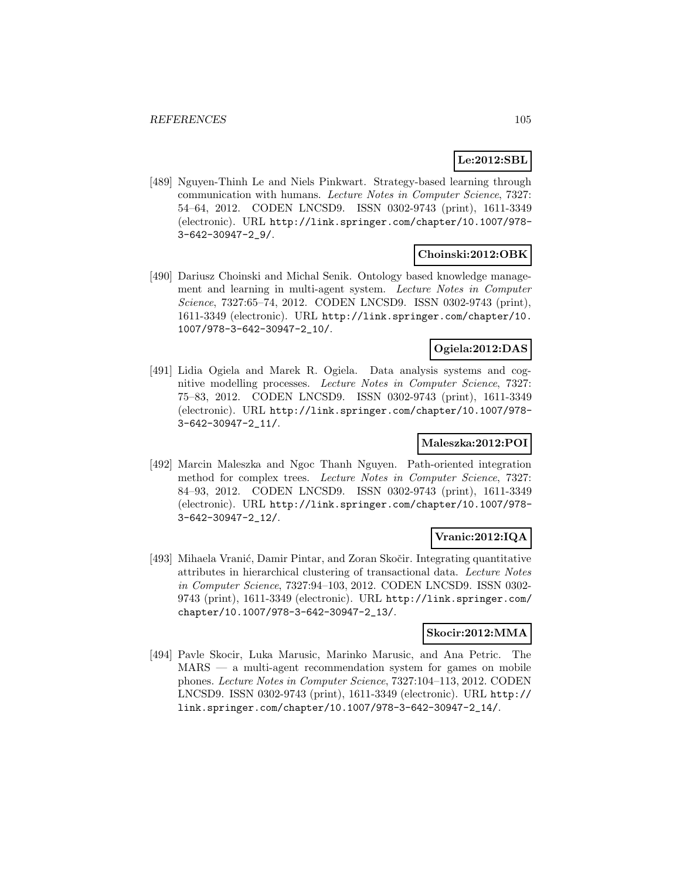**Le:2012:SBL**

[489] Nguyen-Thinh Le and Niels Pinkwart. Strategy-based learning through communication with humans. *Lecture Notes in Computer Science*, 7327: 54–64, 2012. CODEN LNCSD9. ISSN 0302-9743 (print), 1611-3349 (electronic). URL http://link.springer.com/chapter/10.1007/978-3-642-30947-2_9/.

**Choinski:2012:OBK**

[490] Dariusz Choinski and Michal Senik. Ontology based knowledge management and learning in multi-agent system. *Lecture Notes in Computer Science*, 7327:65–74, 2012. CODEN LNCSD9. ISSN 0302-9743 (print), 1611-3349 (electronic). URL http://link.springer.com/chapter/10.1007/978-3-642-30947-2_10/.

**Ogiela:2012:DAS**

[491] Lidia Ogiela and Marek R. Ogiela. Data analysis systems and cognitive modelling processes. *Lecture Notes in Computer Science*, 7327: 75–83, 2012. CODEN LNCSD9. ISSN 0302-9743 (print), 1611-3349 (electronic). URL http://link.springer.com/chapter/10.1007/978-3-642-30947-2_11/.

**Maleszka:2012:POI**

[492] Marcin Maleszka and Ngoc Thanh Nguyen. Path-oriented integration method for complex trees. *Lecture Notes in Computer Science*, 7327: 84–93, 2012. CODEN LNCSD9. ISSN 0302-9743 (print), 1611-3349 (electronic). URL http://link.springer.com/chapter/10.1007/978-3-642-30947-2_12/.

**Vranic:2012:IQA**

[493] Mihaela Vranić, Damir Pintar, and Zoran Skočir. Integrating quantitative attributes in hierarchical clustering of transactional data. *Lecture Notes in Computer Science*, 7327:94–103, 2012. CODEN LNCSD9. ISSN 0302-9743 (print), 1611-3349 (electronic). URL http://link.springer.com/chapter/10.1007/978-3-642-30947-2_13/.

**Skocir:2012:MMA**

[494] Pavle Skocir, Luka Marusic, Marinko Marusic, and Ana Petric. The MARS — a multi-agent recommendation system for games on mobile phones. *Lecture Notes in Computer Science*, 7327:104–113, 2012. CODEN LNCSD9. ISSN 0302-9743 (print), 1611-3349 (electronic). URL http://link.springer.com/chapter/10.1007/978-3-642-30947-2_14/.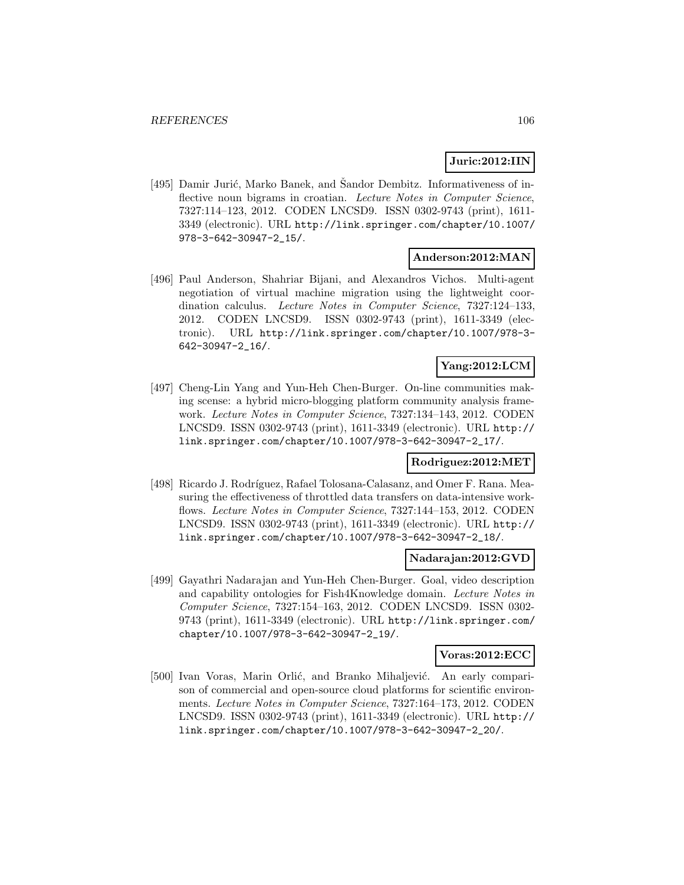**Juric:2012:IIN**

[495] Damir Jurić, Marko Banek, and Šandor Dembitz. Informativeness of inflective noun bigrams in croatian. *Lecture Notes in Computer Science*, 7327:114–123, 2012. CODEN LNCSD9. ISSN 0302-9743 (print), 1611-3349 (electronic). URL http://link.springer.com/chapter/10.1007/978-3-642-30947-2_15/.

**Anderson:2012:MAN**

[496] Paul Anderson, Shahriar Bijani, and Alexandros Vichos. Multi-agent negotiation of virtual machine migration using the lightweight coordination calculus. *Lecture Notes in Computer Science*, 7327:124–133, 2012. CODEN LNCSD9. ISSN 0302-9743 (print), 1611-3349 (electronic). URL http://link.springer.com/chapter/10.1007/978-3-642-30947-2_16/.

**Yang:2012:LCM**

[497] Cheng-Lin Yang and Yun-Heh Chen-Burger. On-line communities making scense: a hybrid micro-blogging platform community analysis framework. *Lecture Notes in Computer Science*, 7327:134–143, 2012. CODEN LNCSD9. ISSN 0302-9743 (print), 1611-3349 (electronic). URL http://link.springer.com/chapter/10.1007/978-3-642-30947-2_17/.

**Rodriguez:2012:MET**

[498] Ricardo J. Rodríguez, Rafael Tolosana-Calasanz, and Omer F. Rana. Measuring the effectiveness of throttled data transfers on data-intensive workflows. *Lecture Notes in Computer Science*, 7327:144–153, 2012. CODEN LNCSD9. ISSN 0302-9743 (print), 1611-3349 (electronic). URL http://link.springer.com/chapter/10.1007/978-3-642-30947-2_18/.

**Nadarajan:2012:GVD**

[499] Gayathri Nadarajan and Yun-Heh Chen-Burger. Goal, video description and capability ontologies for Fish4Knowledge domain. *Lecture Notes in Computer Science*, 7327:154–163, 2012. CODEN LNCSD9. ISSN 0302-9743 (print), 1611-3349 (electronic). URL http://link.springer.com/chapter/10.1007/978-3-642-30947-2_19/.

**Voras:2012:ECC**

[500] Ivan Voras, Marin Orlić, and Branko Mihaljević. An early comparison of commercial and open-source cloud platforms for scientific environments. *Lecture Notes in Computer Science*, 7327:164–173, 2012. CODEN LNCSD9. ISSN 0302-9743 (print), 1611-3349 (electronic). URL http://link.springer.com/chapter/10.1007/978-3-642-30947-2_20/.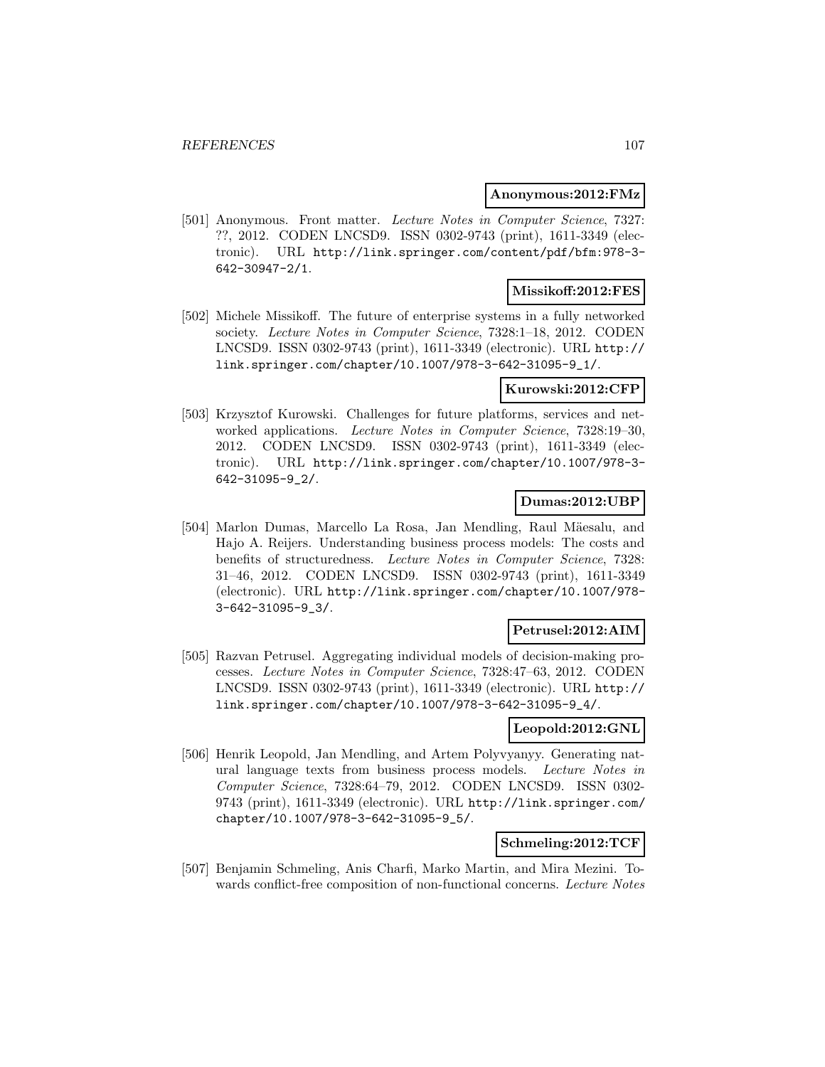**Anonymous:2012:FMz**

[501] Anonymous. Front matter. *Lecture Notes in Computer Science*, 7327: ??, 2012. CODEN LNCSD9. ISSN 0302-9743 (print), 1611-3349 (electronic). URL http://link.springer.com/content/pdf/bfm:978-3-642-30947-2/1.

**Missikoff:2012:FES**

[502] Michele Missikoff. The future of enterprise systems in a fully networked society. *Lecture Notes in Computer Science*, 7328:1–18, 2012. CODEN LNCSD9. ISSN 0302-9743 (print), 1611-3349 (electronic). URL http://link.springer.com/chapter/10.1007/978-3-642-31095-9_1/.

**Kurowski:2012:CFP**

[503] Krzysztof Kurowski. Challenges for future platforms, services and networked applications. *Lecture Notes in Computer Science*, 7328:19–30, 2012. CODEN LNCSD9. ISSN 0302-9743 (print), 1611-3349 (electronic). URL http://link.springer.com/chapter/10.1007/978-3-642-31095-9_2/.

**Dumas:2012:UBP**

[504] Marlon Dumas, Marcello La Rosa, Jan Mendling, Raul Mäesalu, and Hajo A. Reijers. Understanding business process models: The costs and benefits of structuredness. *Lecture Notes in Computer Science*, 7328: 31–46, 2012. CODEN LNCSD9. ISSN 0302-9743 (print), 1611-3349 (electronic). URL http://link.springer.com/chapter/10.1007/978-3-642-31095-9_3/.

**Petrusel:2012:AIM**

[505] Razvan Petrusel. Aggregating individual models of decision-making processes. *Lecture Notes in Computer Science*, 7328:47–63, 2012. CODEN LNCSD9. ISSN 0302-9743 (print), 1611-3349 (electronic). URL http://link.springer.com/chapter/10.1007/978-3-642-31095-9_4/.

**Leopold:2012:GNL**

[506] Henrik Leopold, Jan Mendling, and Artem Polyvyanyy. Generating natural language texts from business process models. *Lecture Notes in Computer Science*, 7328:64–79, 2012. CODEN LNCSD9. ISSN 0302-9743 (print), 1611-3349 (electronic). URL http://link.springer.com/chapter/10.1007/978-3-642-31095-9_5/.

**Schmeling:2012:TCF**

[507] Benjamin Schmeling, Anis Charfi, Marko Martin, and Mira Mezini. Towards conflict-free composition of non-functional concerns. *Lecture Notes*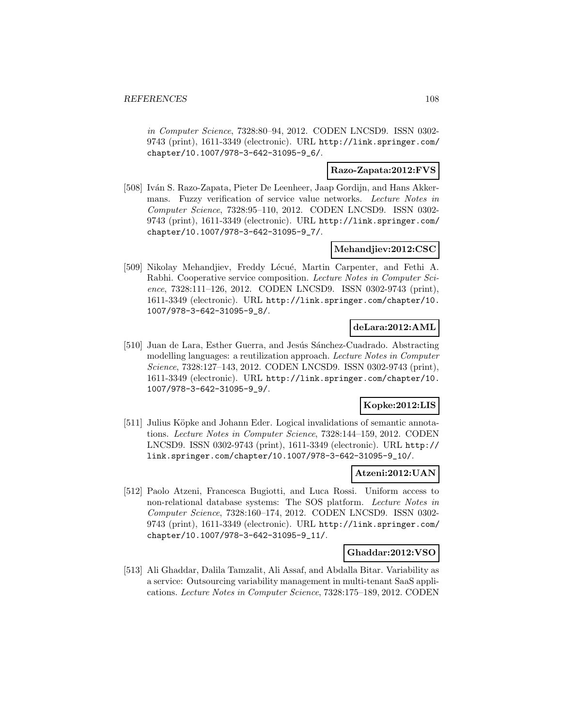*in Computer Science*, 7328:80–94, 2012. CODEN LNCSD9. ISSN 0302-9743 (print), 1611-3349 (electronic). URL http://link.springer.com/chapter/10.1007/978-3-642-31095-9_6/.

**Razo-Zapata:2012:FVS**

[508] Iván S. Razo-Zapata, Pieter De Leenheer, Jaap Gordijn, and Hans Akkermans. Fuzzy verification of service value networks. *Lecture Notes in Computer Science*, 7328:95–110, 2012. CODEN LNCSD9. ISSN 0302-9743 (print), 1611-3349 (electronic). URL http://link.springer.com/chapter/10.1007/978-3-642-31095-9_7/.

**Mehandjiev:2012:CSC**

[509] Nikolay Mehandjiev, Freddy Lécué, Martin Carpenter, and Fethi A. Rabhi. Cooperative service composition. *Lecture Notes in Computer Science*, 7328:111–126, 2012. CODEN LNCSD9. ISSN 0302-9743 (print), 1611-3349 (electronic). URL http://link.springer.com/chapter/10.1007/978-3-642-31095-9_8/.

**deLara:2012:AML**

[510] Juan de Lara, Esther Guerra, and Jesús Sánchez-Cuadrado. Abstracting modelling languages: a reutilization approach. *Lecture Notes in Computer Science*, 7328:127–143, 2012. CODEN LNCSD9. ISSN 0302-9743 (print), 1611-3349 (electronic). URL http://link.springer.com/chapter/10.1007/978-3-642-31095-9_9/.

**Kopke:2012:LIS**

[511] Julius Köpke and Johann Eder. Logical invalidations of semantic annotations. *Lecture Notes in Computer Science*, 7328:144–159, 2012. CODEN LNCSD9. ISSN 0302-9743 (print), 1611-3349 (electronic). URL http://link.springer.com/chapter/10.1007/978-3-642-31095-9_10/.

**Atzeni:2012:UAN**

[512] Paolo Atzeni, Francesca Bugiotti, and Luca Rossi. Uniform access to non-relational database systems: The SOS platform. *Lecture Notes in Computer Science*, 7328:160–174, 2012. CODEN LNCSD9. ISSN 0302-9743 (print), 1611-3349 (electronic). URL http://link.springer.com/chapter/10.1007/978-3-642-31095-9_11/.

**Ghaddar:2012:VSO**

[513] Ali Ghaddar, Dalila Tamzalit, Ali Assaf, and Abdalla Bitar. Variability as a service: Outsourcing variability management in multi-tenant SaaS applications. *Lecture Notes in Computer Science*, 7328:175–189, 2012. CODEN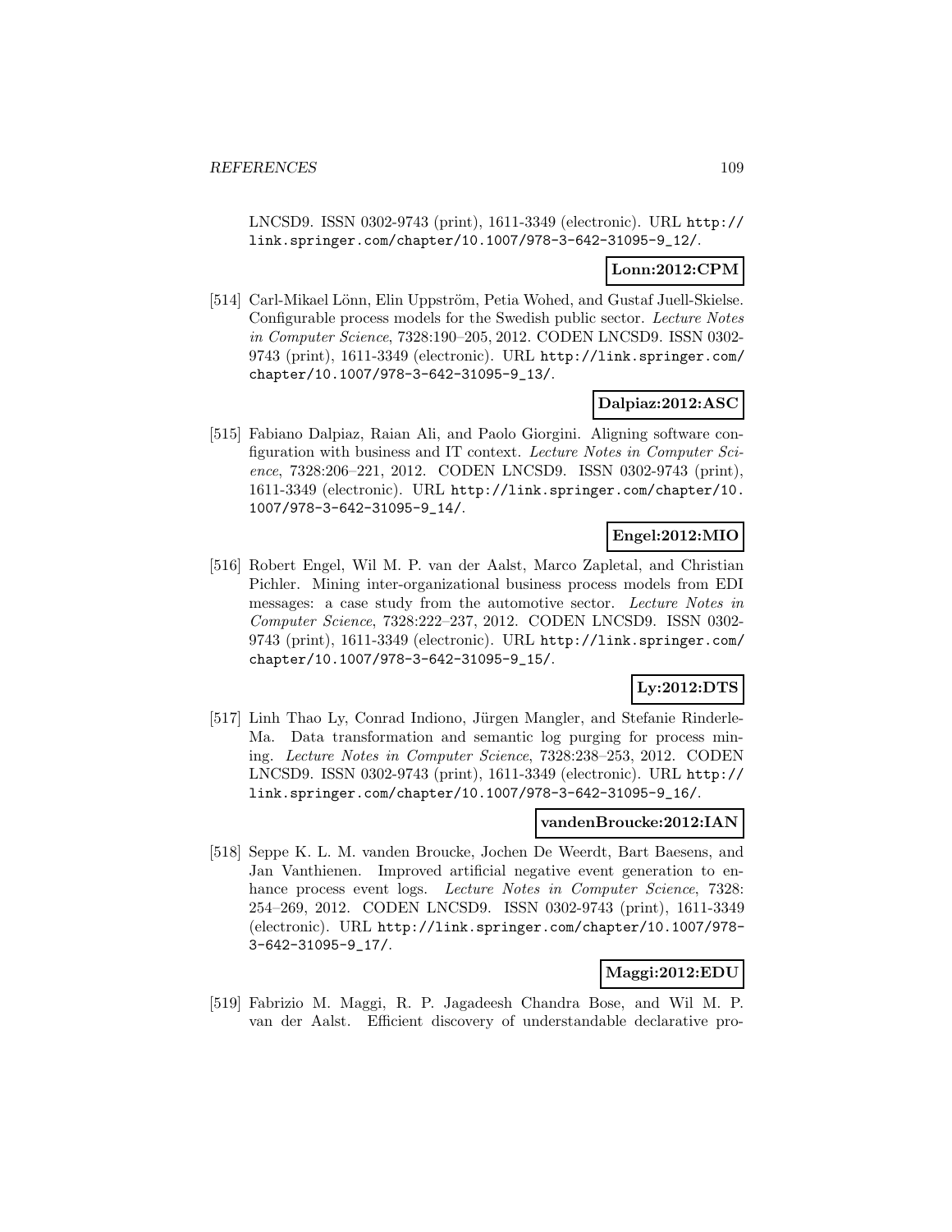LNCSD9. ISSN 0302-9743 (print), 1611-3349 (electronic). URL http://link.springer.com/chapter/10.1007/978-3-642-31095-9_12/.

**Lonn:2012:CPM**

[514] Carl-Mikael Lönn, Elin Uppström, Petia Wohed, and Gustaf Juell-Skielse. Configurable process models for the Swedish public sector. *Lecture Notes in Computer Science*, 7328:190–205, 2012. CODEN LNCSD9. ISSN 0302-9743 (print), 1611-3349 (electronic). URL http://link.springer.com/chapter/10.1007/978-3-642-31095-9_13/.

**Dalpiaz:2012:ASC**

[515] Fabiano Dalpiaz, Raian Ali, and Paolo Giorgini. Aligning software configuration with business and IT context. *Lecture Notes in Computer Science*, 7328:206–221, 2012. CODEN LNCSD9. ISSN 0302-9743 (print), 1611-3349 (electronic). URL http://link.springer.com/chapter/10.1007/978-3-642-31095-9_14/.

**Engel:2012:MIO**

[516] Robert Engel, Wil M. P. van der Aalst, Marco Zapletal, and Christian Pichler. Mining inter-organizational business process models from EDI messages: a case study from the automotive sector. *Lecture Notes in Computer Science*, 7328:222–237, 2012. CODEN LNCSD9. ISSN 0302-9743 (print), 1611-3349 (electronic). URL http://link.springer.com/chapter/10.1007/978-3-642-31095-9_15/.

**Ly:2012:DTS**

[517] Linh Thao Ly, Conrad Indiono, Jürgen Mangler, and Stefanie Rinderle-Ma. Data transformation and semantic log purging for process mining. *Lecture Notes in Computer Science*, 7328:238–253, 2012. CODEN LNCSD9. ISSN 0302-9743 (print), 1611-3349 (electronic). URL http://link.springer.com/chapter/10.1007/978-3-642-31095-9_16/.

**vandenBroucke:2012:IAN**

[518] Seppe K. L. M. vanden Broucke, Jochen De Weerdt, Bart Baesens, and Jan Vanthienen. Improved artificial negative event generation to enhance process event logs. *Lecture Notes in Computer Science*, 7328:254–269, 2012. CODEN LNCSD9. ISSN 0302-9743 (print), 1611-3349 (electronic). URL http://link.springer.com/chapter/10.1007/978-3-642-31095-9_17/.

**Maggi:2012:EDU**

[519] Fabrizio M. Maggi, R. P. Jagadeesh Chandra Bose, and Wil M. P. van der Aalst. Efficient discovery of understandable declarative pro-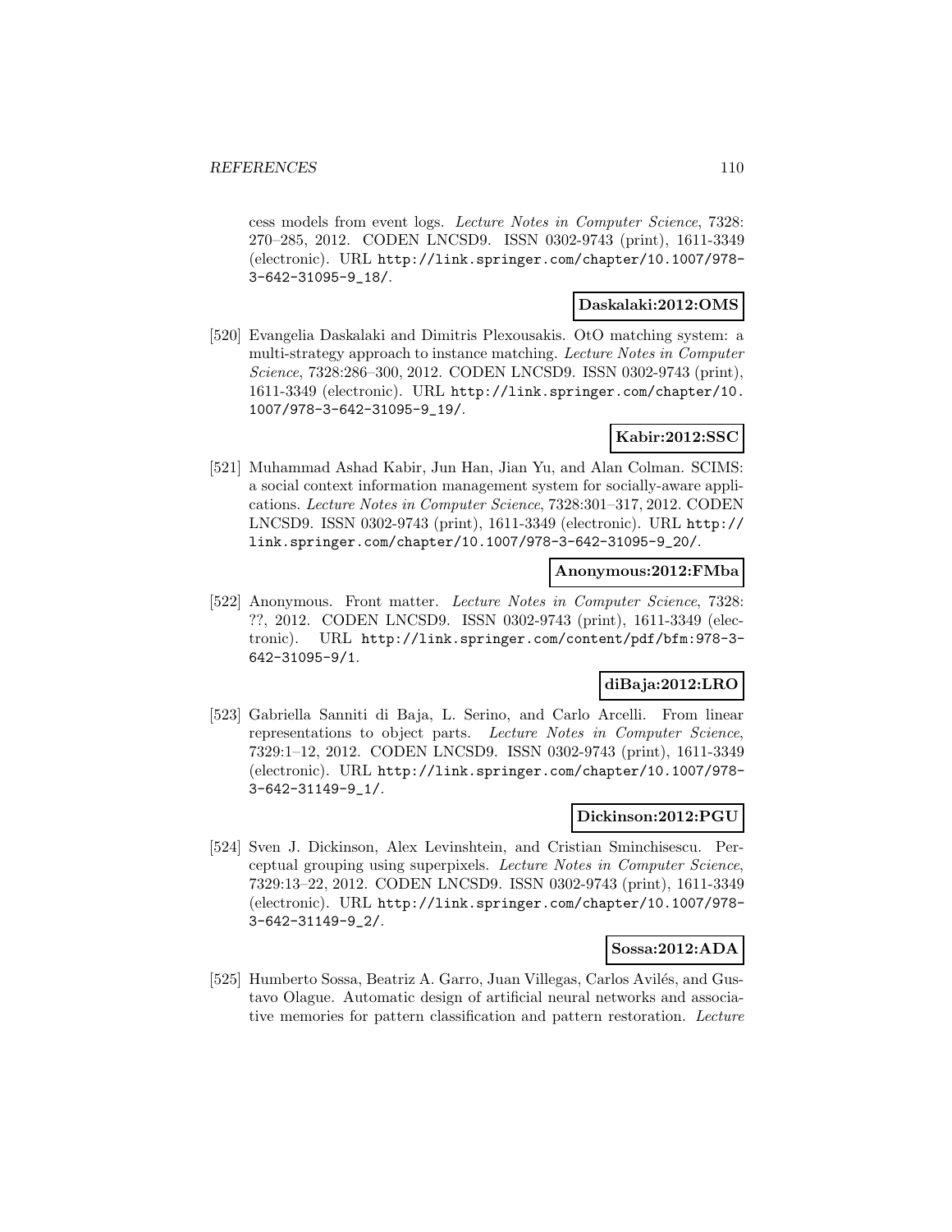cess models from event logs. *Lecture Notes in Computer Science*, 7328: 270–285, 2012. CODEN LNCSD9. ISSN 0302-9743 (print), 1611-3349 (electronic). URL http://link.springer.com/chapter/10.1007/978-3-642-31095-9_18/.

**Daskalaki:2012:OMS**

[520] Evangelia Daskalaki and Dimitris Plexousakis. OtO matching system: a multi-strategy approach to instance matching. *Lecture Notes in Computer Science*, 7328:286–300, 2012. CODEN LNCSD9. ISSN 0302-9743 (print), 1611-3349 (electronic). URL http://link.springer.com/chapter/10.1007/978-3-642-31095-9_19/.

**Kabir:2012:SSC**

[521] Muhammad Ashad Kabir, Jun Han, Jian Yu, and Alan Colman. SCIMS: a social context information management system for socially-aware applications. *Lecture Notes in Computer Science*, 7328:301–317, 2012. CODEN LNCSD9. ISSN 0302-9743 (print), 1611-3349 (electronic). URL http://link.springer.com/chapter/10.1007/978-3-642-31095-9_20/.

**Anonymous:2012:FMba**

[522] Anonymous. Front matter. *Lecture Notes in Computer Science*, 7328: ??, 2012. CODEN LNCSD9. ISSN 0302-9743 (print), 1611-3349 (electronic). URL http://link.springer.com/content/pdf/bfm:978-3-642-31095-9/1.

**diBaja:2012:LRO**

[523] Gabriella Sanniti di Baja, L. Serino, and Carlo Arcelli. From linear representations to object parts. *Lecture Notes in Computer Science*, 7329:1–12, 2012. CODEN LNCSD9. ISSN 0302-9743 (print), 1611-3349 (electronic). URL http://link.springer.com/chapter/10.1007/978-3-642-31149-9_1/.

**Dickinson:2012:PGU**

[524] Sven J. Dickinson, Alex Levinshtein, and Cristian Sminchisescu. Perceptual grouping using superpixels. *Lecture Notes in Computer Science*, 7329:13–22, 2012. CODEN LNCSD9. ISSN 0302-9743 (print), 1611-3349 (electronic). URL http://link.springer.com/chapter/10.1007/978-3-642-31149-9_2/.

**Sossa:2012:ADA**

[525] Humberto Sossa, Beatriz A. Garro, Juan Villegas, Carlos Avilés, and Gustavo Olague. Automatic design of artificial neural networks and associative memories for pattern classification and pattern restoration. *Lecture*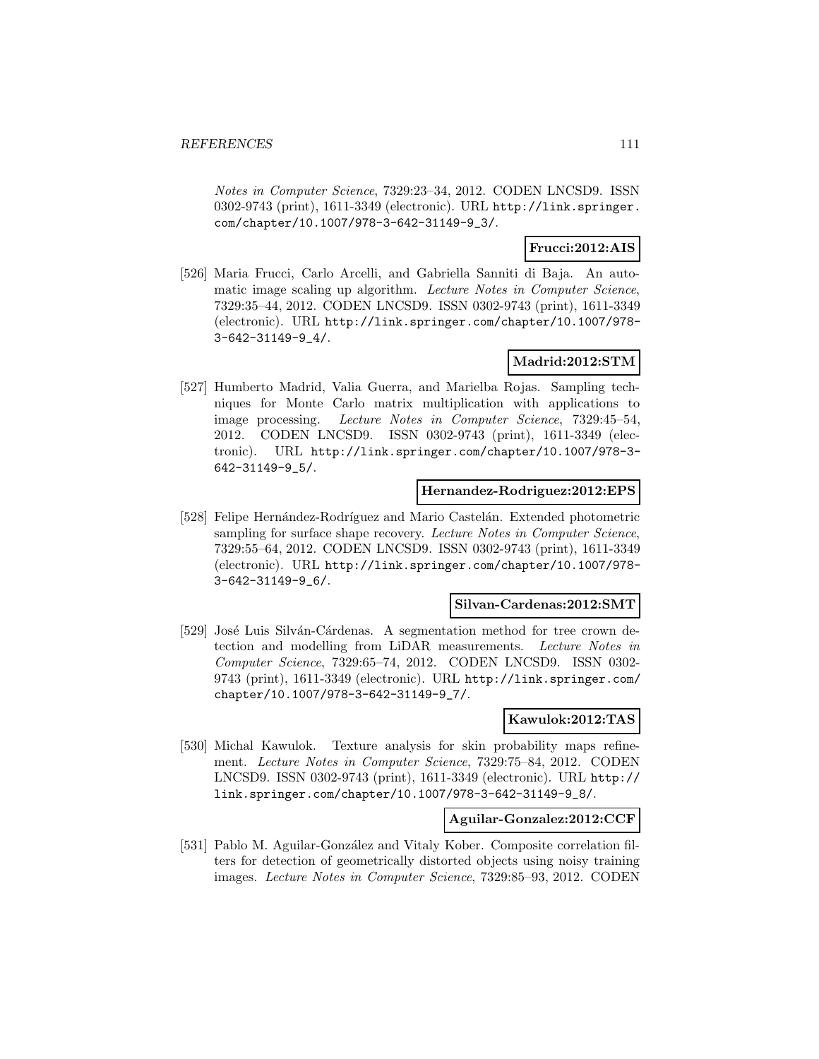*Notes in Computer Science*, 7329:23–34, 2012. CODEN LNCSD9. ISSN 0302-9743 (print), 1611-3349 (electronic). URL http://link.springer.com/chapter/10.1007/978-3-642-31149-9_3/.

**Frucci:2012:AIS**

[526] Maria Frucci, Carlo Arcelli, and Gabriella Sanniti di Baja. An automatic image scaling up algorithm. *Lecture Notes in Computer Science*, 7329:35–44, 2012. CODEN LNCSD9. ISSN 0302-9743 (print), 1611-3349 (electronic). URL http://link.springer.com/chapter/10.1007/978-3-642-31149-9_4/.

**Madrid:2012:STM**

[527] Humberto Madrid, Valia Guerra, and Marielba Rojas. Sampling techniques for Monte Carlo matrix multiplication with applications to image processing. *Lecture Notes in Computer Science*, 7329:45–54, 2012. CODEN LNCSD9. ISSN 0302-9743 (print), 1611-3349 (electronic). URL http://link.springer.com/chapter/10.1007/978-3-642-31149-9_5/.

**Hernandez-Rodriguez:2012:EPS**

[528] Felipe Hernández-Rodríguez and Mario Castelán. Extended photometric sampling for surface shape recovery. *Lecture Notes in Computer Science*, 7329:55–64, 2012. CODEN LNCSD9. ISSN 0302-9743 (print), 1611-3349 (electronic). URL http://link.springer.com/chapter/10.1007/978-3-642-31149-9_6/.

**Silvan-Cardenas:2012:SMT**

[529] José Luis Silván-Cárdenas. A segmentation method for tree crown detection and modelling from LiDAR measurements. *Lecture Notes in Computer Science*, 7329:65–74, 2012. CODEN LNCSD9. ISSN 0302-9743 (print), 1611-3349 (electronic). URL http://link.springer.com/chapter/10.1007/978-3-642-31149-9_7/.

**Kawulok:2012:TAS**

[530] Michal Kawulok. Texture analysis for skin probability maps refinement. *Lecture Notes in Computer Science*, 7329:75–84, 2012. CODEN LNCSD9. ISSN 0302-9743 (print), 1611-3349 (electronic). URL http://link.springer.com/chapter/10.1007/978-3-642-31149-9_8/.

**Aguilar-Gonzalez:2012:CCF**

[531] Pablo M. Aguilar-González and Vitaly Kober. Composite correlation filters for detection of geometrically distorted objects using noisy training images. *Lecture Notes in Computer Science*, 7329:85–93, 2012. CODEN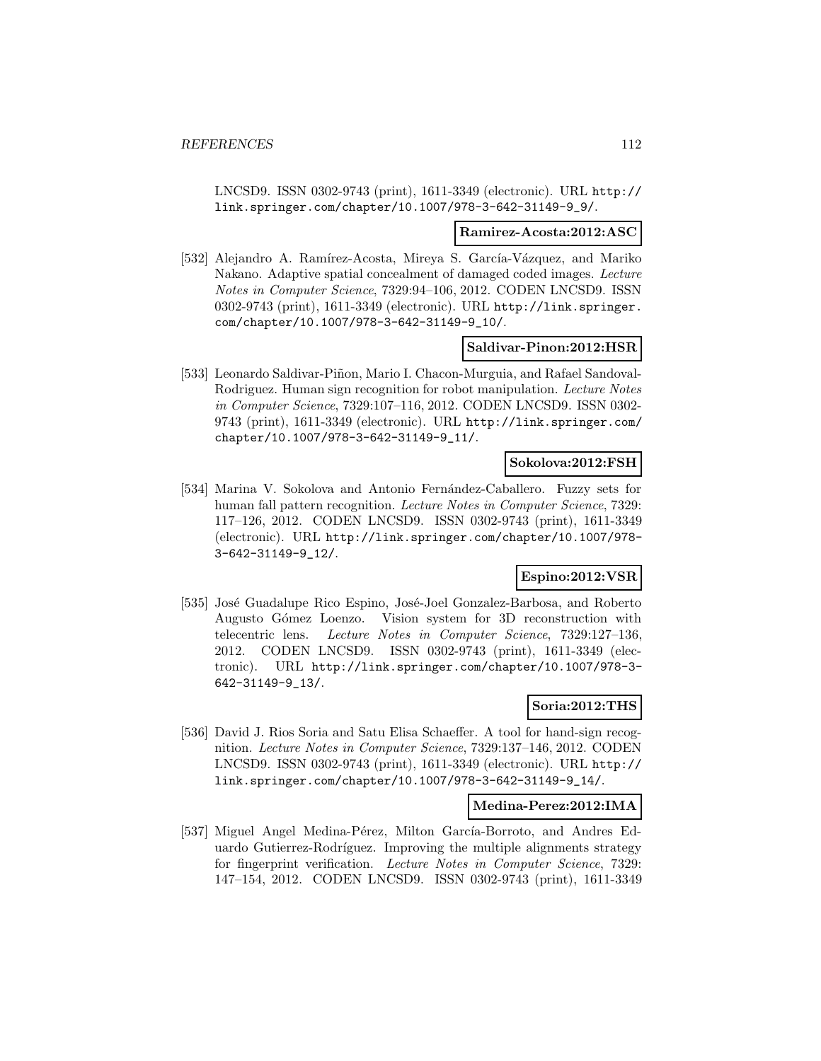LNCSD9. ISSN 0302-9743 (print), 1611-3349 (electronic). URL http://link.springer.com/chapter/10.1007/978-3-642-31149-9_9/.

**Ramirez-Acosta:2012:ASC**

[532] Alejandro A. Ramírez-Acosta, Mireya S. García-Vázquez, and Mariko Nakano. Adaptive spatial concealment of damaged coded images. *Lecture Notes in Computer Science*, 7329:94–106, 2012. CODEN LNCSD9. ISSN 0302-9743 (print), 1611-3349 (electronic). URL http://link.springer.com/chapter/10.1007/978-3-642-31149-9_10/.

**Saldivar-Pinon:2012:HSR**

[533] Leonardo Saldivar-Piñon, Mario I. Chacon-Murguia, and Rafael Sandoval-Rodriguez. Human sign recognition for robot manipulation. *Lecture Notes in Computer Science*, 7329:107–116, 2012. CODEN LNCSD9. ISSN 0302-9743 (print), 1611-3349 (electronic). URL http://link.springer.com/chapter/10.1007/978-3-642-31149-9_11/.

**Sokolova:2012:FSH**

[534] Marina V. Sokolova and Antonio Fernández-Caballero. Fuzzy sets for human fall pattern recognition. *Lecture Notes in Computer Science*, 7329: 117–126, 2012. CODEN LNCSD9. ISSN 0302-9743 (print), 1611-3349 (electronic). URL http://link.springer.com/chapter/10.1007/978-3-642-31149-9_12/.

**Espino:2012:VSR**

[535] José Guadalupe Rico Espino, José-Joel Gonzalez-Barbosa, and Roberto Augusto Gómez Loenzo. Vision system for 3D reconstruction with telecentric lens. *Lecture Notes in Computer Science*, 7329:127–136, 2012. CODEN LNCSD9. ISSN 0302-9743 (print), 1611-3349 (electronic). URL http://link.springer.com/chapter/10.1007/978-3-642-31149-9_13/.

**Soria:2012:THS**

[536] David J. Rios Soria and Satu Elisa Schaeffer. A tool for hand-sign recognition. *Lecture Notes in Computer Science*, 7329:137–146, 2012. CODEN LNCSD9. ISSN 0302-9743 (print), 1611-3349 (electronic). URL http://link.springer.com/chapter/10.1007/978-3-642-31149-9_14/.

**Medina-Perez:2012:IMA**

[537] Miguel Angel Medina-Pérez, Milton García-Borroto, and Andres Eduardo Gutierrez-Rodríguez. Improving the multiple alignments strategy for fingerprint verification. *Lecture Notes in Computer Science*, 7329: 147–154, 2012. CODEN LNCSD9. ISSN 0302-9743 (print), 1611-3349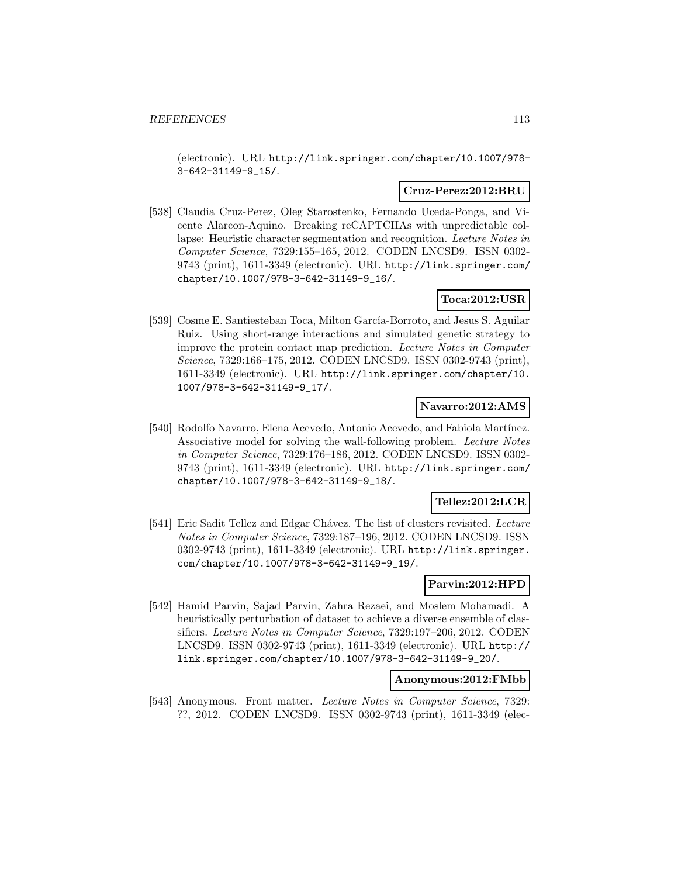(electronic). URL http://link.springer.com/chapter/10.1007/978-3-642-31149-9_15/.

**Cruz-Perez:2012:BRU**

[538] Claudia Cruz-Perez, Oleg Starostenko, Fernando Uceda-Ponga, and Vicente Alarcon-Aquino. Breaking reCAPTCHAs with unpredictable collapse: Heuristic character segmentation and recognition. *Lecture Notes in Computer Science*, 7329:155–165, 2012. CODEN LNCSD9. ISSN 0302-9743 (print), 1611-3349 (electronic). URL http://link.springer.com/chapter/10.1007/978-3-642-31149-9_16/.

**Toca:2012:USR**

[539] Cosme E. Santiesteban Toca, Milton García-Borroto, and Jesus S. Aguilar Ruiz. Using short-range interactions and simulated genetic strategy to improve the protein contact map prediction. *Lecture Notes in Computer Science*, 7329:166–175, 2012. CODEN LNCSD9. ISSN 0302-9743 (print), 1611-3349 (electronic). URL http://link.springer.com/chapter/10.1007/978-3-642-31149-9_17/.

**Navarro:2012:AMS**

[540] Rodolfo Navarro, Elena Acevedo, Antonio Acevedo, and Fabiola Martínez. Associative model for solving the wall-following problem. *Lecture Notes in Computer Science*, 7329:176–186, 2012. CODEN LNCSD9. ISSN 0302-9743 (print), 1611-3349 (electronic). URL http://link.springer.com/chapter/10.1007/978-3-642-31149-9_18/.

**Tellez:2012:LCR**

[541] Eric Sadit Tellez and Edgar Chávez. The list of clusters revisited. *Lecture Notes in Computer Science*, 7329:187–196, 2012. CODEN LNCSD9. ISSN 0302-9743 (print), 1611-3349 (electronic). URL http://link.springer.com/chapter/10.1007/978-3-642-31149-9_19/.

**Parvin:2012:HPD**

[542] Hamid Parvin, Sajad Parvin, Zahra Rezaei, and Moslem Mohamadi. A heuristically perturbation of dataset to achieve a diverse ensemble of classifiers. *Lecture Notes in Computer Science*, 7329:197–206, 2012. CODEN LNCSD9. ISSN 0302-9743 (print), 1611-3349 (electronic). URL http://link.springer.com/chapter/10.1007/978-3-642-31149-9_20/.

**Anonymous:2012:FMbb**

[543] Anonymous. Front matter. *Lecture Notes in Computer Science*, 7329: ??, 2012. CODEN LNCSD9. ISSN 0302-9743 (print), 1611-3349 (elec-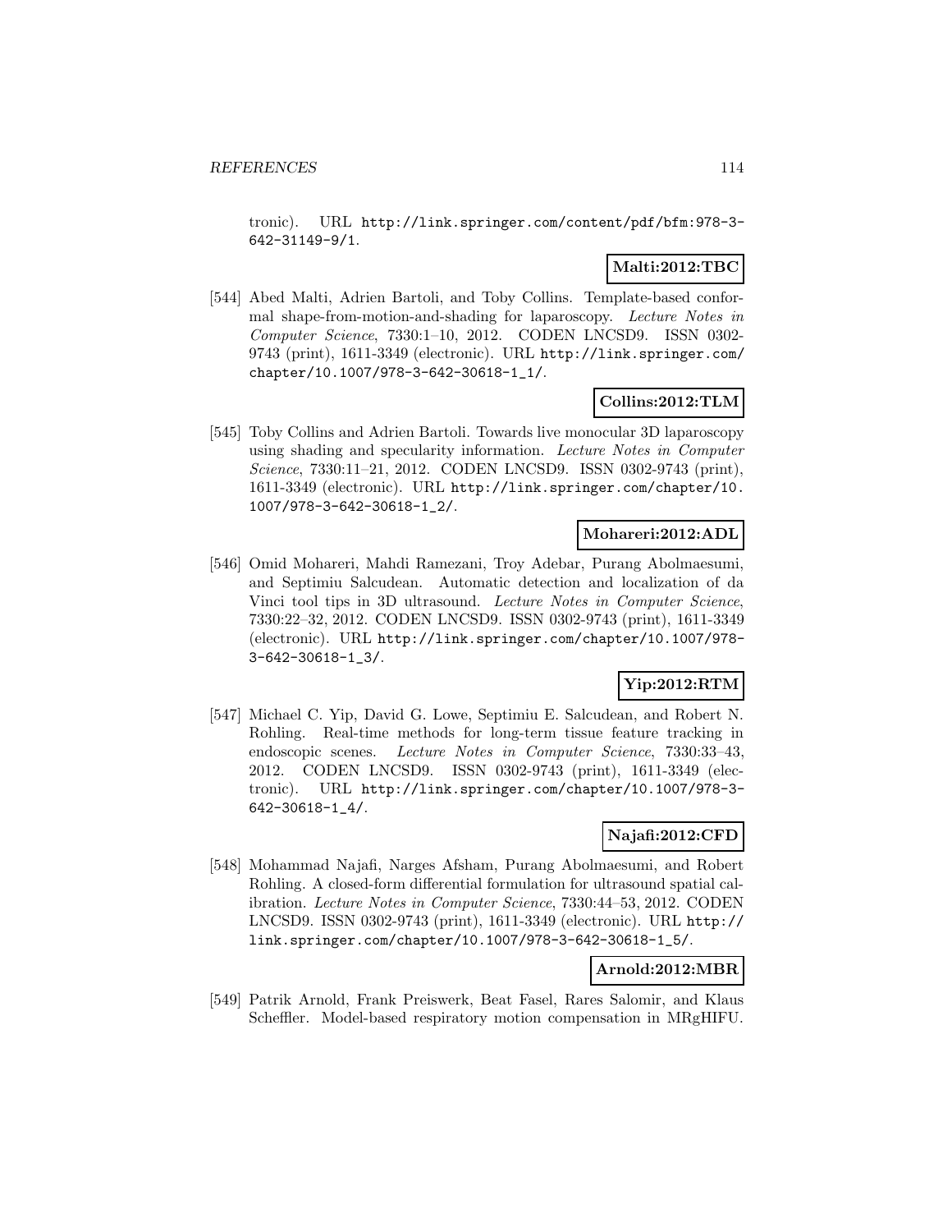tronic). URL http://link.springer.com/content/pdf/bfm:978-3-642-31149-9/1.

**Malti:2012:TBC**

[544] Abed Malti, Adrien Bartoli, and Toby Collins. Template-based conformal shape-from-motion-and-shading for laparoscopy. *Lecture Notes in Computer Science*, 7330:1–10, 2012. CODEN LNCSD9. ISSN 0302-9743 (print), 1611-3349 (electronic). URL http://link.springer.com/chapter/10.1007/978-3-642-30618-1_1/.

**Collins:2012:TLM**

[545] Toby Collins and Adrien Bartoli. Towards live monocular 3D laparoscopy using shading and specularity information. *Lecture Notes in Computer Science*, 7330:11–21, 2012. CODEN LNCSD9. ISSN 0302-9743 (print), 1611-3349 (electronic). URL http://link.springer.com/chapter/10.1007/978-3-642-30618-1_2/.

**Mohareri:2012:ADL**

[546] Omid Mohareri, Mahdi Ramezani, Troy Adebar, Purang Abolmaesumi, and Septimiu Salcudean. Automatic detection and localization of da Vinci tool tips in 3D ultrasound. *Lecture Notes in Computer Science*, 7330:22–32, 2012. CODEN LNCSD9. ISSN 0302-9743 (print), 1611-3349 (electronic). URL http://link.springer.com/chapter/10.1007/978-3-642-30618-1_3/.

**Yip:2012:RTM**

[547] Michael C. Yip, David G. Lowe, Septimiu E. Salcudean, and Robert N. Rohling. Real-time methods for long-term tissue feature tracking in endoscopic scenes. *Lecture Notes in Computer Science*, 7330:33–43, 2012. CODEN LNCSD9. ISSN 0302-9743 (print), 1611-3349 (electronic). URL http://link.springer.com/chapter/10.1007/978-3-642-30618-1_4/.

**Najafi:2012:CFD**

[548] Mohammad Najafi, Narges Afsham, Purang Abolmaesumi, and Robert Rohling. A closed-form differential formulation for ultrasound spatial calibration. *Lecture Notes in Computer Science*, 7330:44–53, 2012. CODEN LNCSD9. ISSN 0302-9743 (print), 1611-3349 (electronic). URL http://link.springer.com/chapter/10.1007/978-3-642-30618-1_5/.

**Arnold:2012:MBR**

[549] Patrik Arnold, Frank Preiswerk, Beat Fasel, Rares Salomir, and Klaus Scheffler. Model-based respiratory motion compensation in MRgHIFU.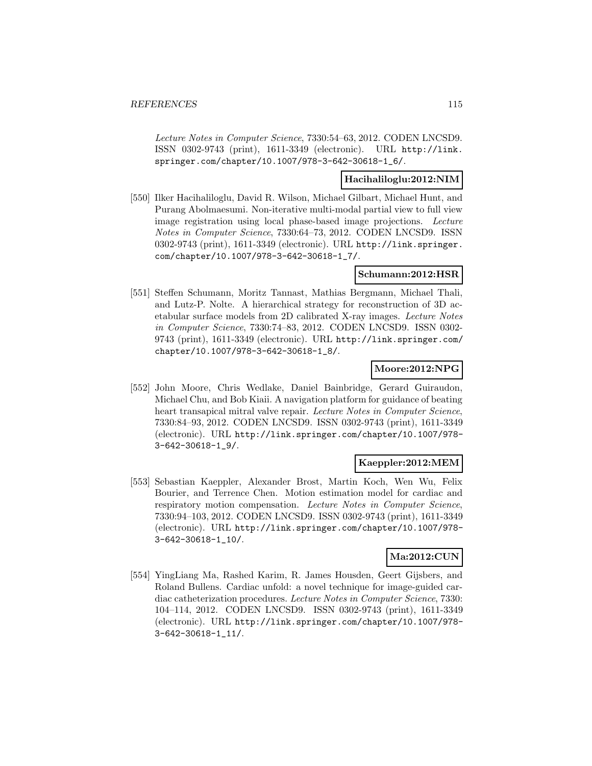*Lecture Notes in Computer Science*, 7330:54–63, 2012. CODEN LNCSD9. ISSN 0302-9743 (print), 1611-3349 (electronic). URL http://link.springer.com/chapter/10.1007/978-3-642-30618-1_6/.

**Hacihaliloglu:2012:NIM**

[550] Ilker Hacihaliloglu, David R. Wilson, Michael Gilbart, Michael Hunt, and Purang Abolmaesumi. Non-iterative multi-modal partial view to full view image registration using local phase-based image projections. *Lecture Notes in Computer Science*, 7330:64–73, 2012. CODEN LNCSD9. ISSN 0302-9743 (print), 1611-3349 (electronic). URL http://link.springer.com/chapter/10.1007/978-3-642-30618-1_7/.

**Schumann:2012:HSR**

[551] Steffen Schumann, Moritz Tannast, Mathias Bergmann, Michael Thali, and Lutz-P. Nolte. A hierarchical strategy for reconstruction of 3D acetabular surface models from 2D calibrated X-ray images. *Lecture Notes in Computer Science*, 7330:74–83, 2012. CODEN LNCSD9. ISSN 0302-9743 (print), 1611-3349 (electronic). URL http://link.springer.com/chapter/10.1007/978-3-642-30618-1_8/.

**Moore:2012:NPG**

[552] John Moore, Chris Wedlake, Daniel Bainbridge, Gerard Guiraudon, Michael Chu, and Bob Kiaii. A navigation platform for guidance of beating heart transapical mitral valve repair. *Lecture Notes in Computer Science*, 7330:84–93, 2012. CODEN LNCSD9. ISSN 0302-9743 (print), 1611-3349 (electronic). URL http://link.springer.com/chapter/10.1007/978-3-642-30618-1_9/.

**Kaeppler:2012:MEM**

[553] Sebastian Kaeppler, Alexander Brost, Martin Koch, Wen Wu, Felix Bourier, and Terrence Chen. Motion estimation model for cardiac and respiratory motion compensation. *Lecture Notes in Computer Science*, 7330:94–103, 2012. CODEN LNCSD9. ISSN 0302-9743 (print), 1611-3349 (electronic). URL http://link.springer.com/chapter/10.1007/978-3-642-30618-1_10/.

**Ma:2012:CUN**

[554] YingLiang Ma, Rashed Karim, R. James Housden, Geert Gijsbers, and Roland Bullens. Cardiac unfold: a novel technique for image-guided cardiac catheterization procedures. *Lecture Notes in Computer Science*, 7330: 104–114, 2012. CODEN LNCSD9. ISSN 0302-9743 (print), 1611-3349 (electronic). URL http://link.springer.com/chapter/10.1007/978-3-642-30618-1_11/.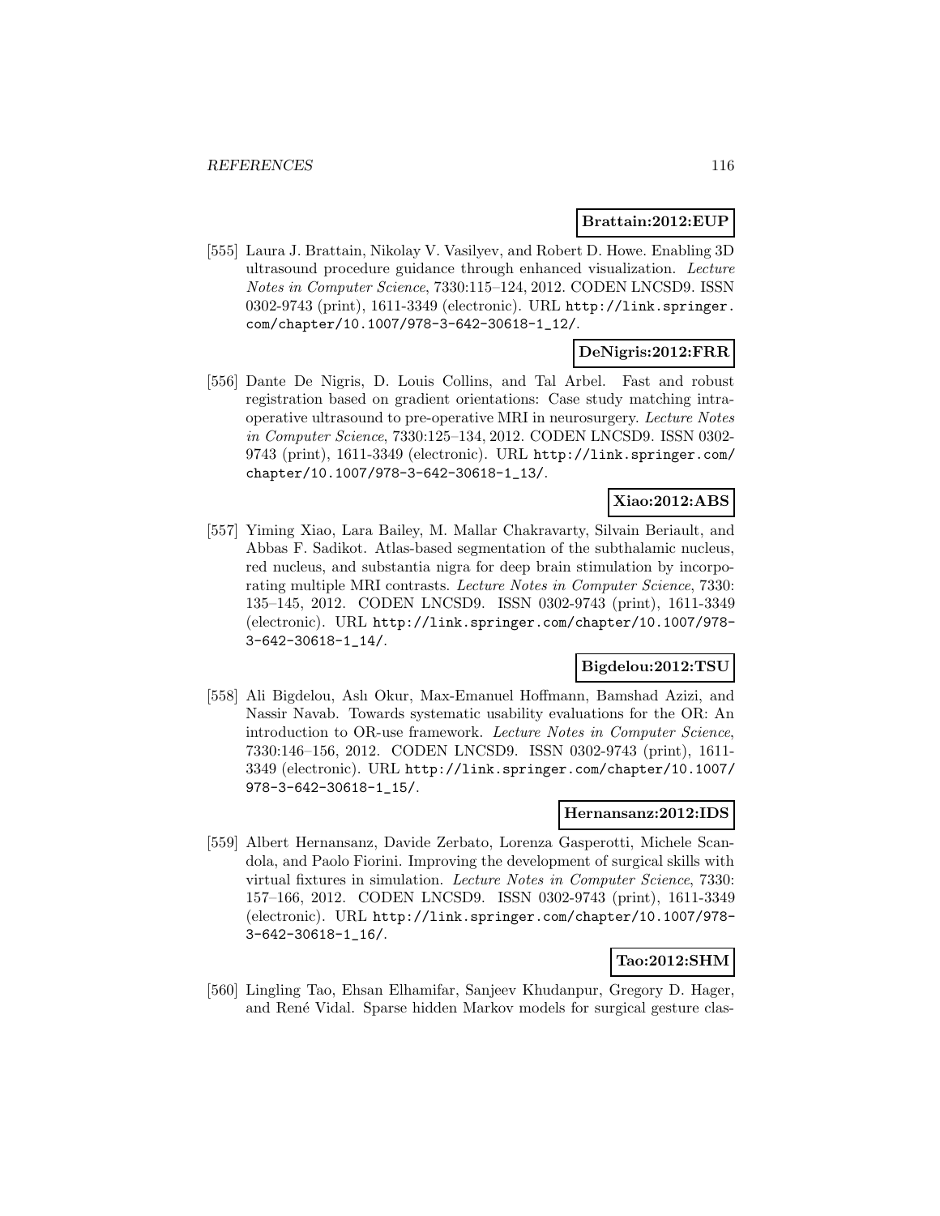**Brattain:2012:EUP**

[555] Laura J. Brattain, Nikolay V. Vasilyev, and Robert D. Howe. Enabling 3D ultrasound procedure guidance through enhanced visualization. *Lecture Notes in Computer Science*, 7330:115–124, 2012. CODEN LNCSD9. ISSN 0302-9743 (print), 1611-3349 (electronic). URL http://link.springer.com/chapter/10.1007/978-3-642-30618-1_12/.

**DeNigris:2012:FRR**

[556] Dante De Nigris, D. Louis Collins, and Tal Arbel. Fast and robust registration based on gradient orientations: Case study matching intra-operative ultrasound to pre-operative MRI in neurosurgery. *Lecture Notes in Computer Science*, 7330:125–134, 2012. CODEN LNCSD9. ISSN 0302-9743 (print), 1611-3349 (electronic). URL http://link.springer.com/chapter/10.1007/978-3-642-30618-1_13/.

**Xiao:2012:ABS**

[557] Yiming Xiao, Lara Bailey, M. Mallar Chakravarty, Silvain Beriault, and Abbas F. Sadikot. Atlas-based segmentation of the subthalamic nucleus, red nucleus, and substantia nigra for deep brain stimulation by incorporating multiple MRI contrasts. *Lecture Notes in Computer Science*, 7330: 135–145, 2012. CODEN LNCSD9. ISSN 0302-9743 (print), 1611-3349 (electronic). URL http://link.springer.com/chapter/10.1007/978-3-642-30618-1_14/.

**Bigdelou:2012:TSU**

[558] Ali Bigdelou, Aslı Okur, Max-Emanuel Hoffmann, Bamshad Azizi, and Nassir Navab. Towards systematic usability evaluations for the OR: An introduction to OR-use framework. *Lecture Notes in Computer Science*, 7330:146–156, 2012. CODEN LNCSD9. ISSN 0302-9743 (print), 1611-3349 (electronic). URL http://link.springer.com/chapter/10.1007/978-3-642-30618-1_15/.

**Hernansanz:2012:IDS**

[559] Albert Hernansanz, Davide Zerbato, Lorenza Gasperotti, Michele Scandola, and Paolo Fiorini. Improving the development of surgical skills with virtual fixtures in simulation. *Lecture Notes in Computer Science*, 7330: 157–166, 2012. CODEN LNCSD9. ISSN 0302-9743 (print), 1611-3349 (electronic). URL http://link.springer.com/chapter/10.1007/978-3-642-30618-1_16/.

**Tao:2012:SHM**

[560] Lingling Tao, Ehsan Elhamifar, Sanjeev Khudanpur, Gregory D. Hager, and René Vidal. Sparse hidden Markov models for surgical gesture clas-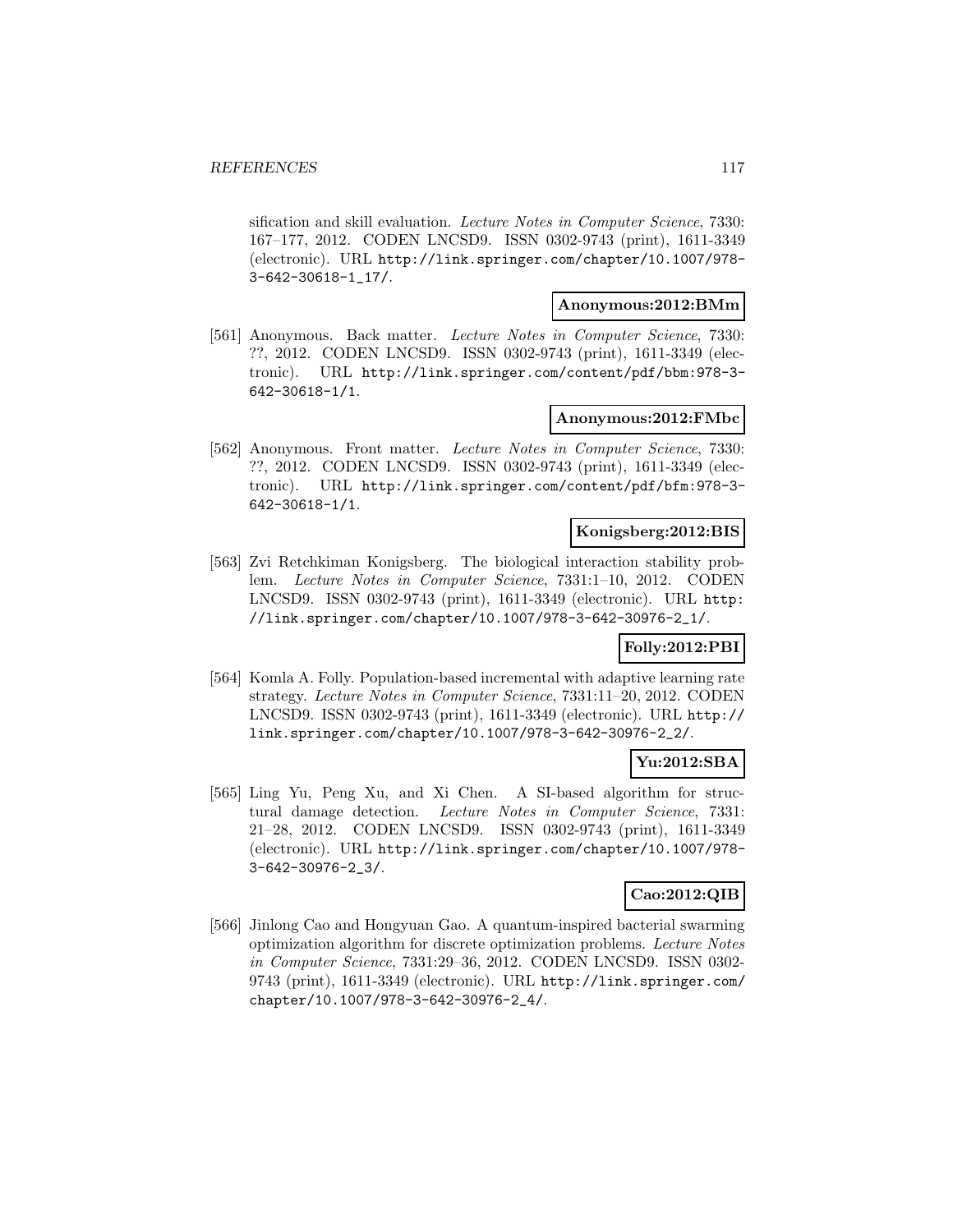sification and skill evaluation. *Lecture Notes in Computer Science*, 7330: 167–177, 2012. CODEN LNCSD9. ISSN 0302-9743 (print), 1611-3349 (electronic). URL http://link.springer.com/chapter/10.1007/978-3-642-30618-1_17/.

**Anonymous:2012:BMm**

[561] Anonymous. Back matter. *Lecture Notes in Computer Science*, 7330: ??, 2012. CODEN LNCSD9. ISSN 0302-9743 (print), 1611-3349 (electronic). URL http://link.springer.com/content/pdf/bbm:978-3-642-30618-1/1.

**Anonymous:2012:FMbc**

[562] Anonymous. Front matter. *Lecture Notes in Computer Science*, 7330: ??, 2012. CODEN LNCSD9. ISSN 0302-9743 (print), 1611-3349 (electronic). URL http://link.springer.com/content/pdf/bfm:978-3-642-30618-1/1.

**Konigsberg:2012:BIS**

[563] Zvi Retchkiman Konigsberg. The biological interaction stability problem. *Lecture Notes in Computer Science*, 7331:1–10, 2012. CODEN LNCSD9. ISSN 0302-9743 (print), 1611-3349 (electronic). URL http://link.springer.com/chapter/10.1007/978-3-642-30976-2_1/.

**Folly:2012:PBI**

[564] Komla A. Folly. Population-based incremental with adaptive learning rate strategy. *Lecture Notes in Computer Science*, 7331:11–20, 2012. CODEN LNCSD9. ISSN 0302-9743 (print), 1611-3349 (electronic). URL http://link.springer.com/chapter/10.1007/978-3-642-30976-2_2/.

**Yu:2012:SBA**

[565] Ling Yu, Peng Xu, and Xi Chen. A SI-based algorithm for structural damage detection. *Lecture Notes in Computer Science*, 7331: 21–28, 2012. CODEN LNCSD9. ISSN 0302-9743 (print), 1611-3349 (electronic). URL http://link.springer.com/chapter/10.1007/978-3-642-30976-2_3/.

**Cao:2012:QIB**

[566] Jinlong Cao and Hongyuan Gao. A quantum-inspired bacterial swarming optimization algorithm for discrete optimization problems. *Lecture Notes in Computer Science*, 7331:29–36, 2012. CODEN LNCSD9. ISSN 0302-9743 (print), 1611-3349 (electronic). URL http://link.springer.com/chapter/10.1007/978-3-642-30976-2_4/.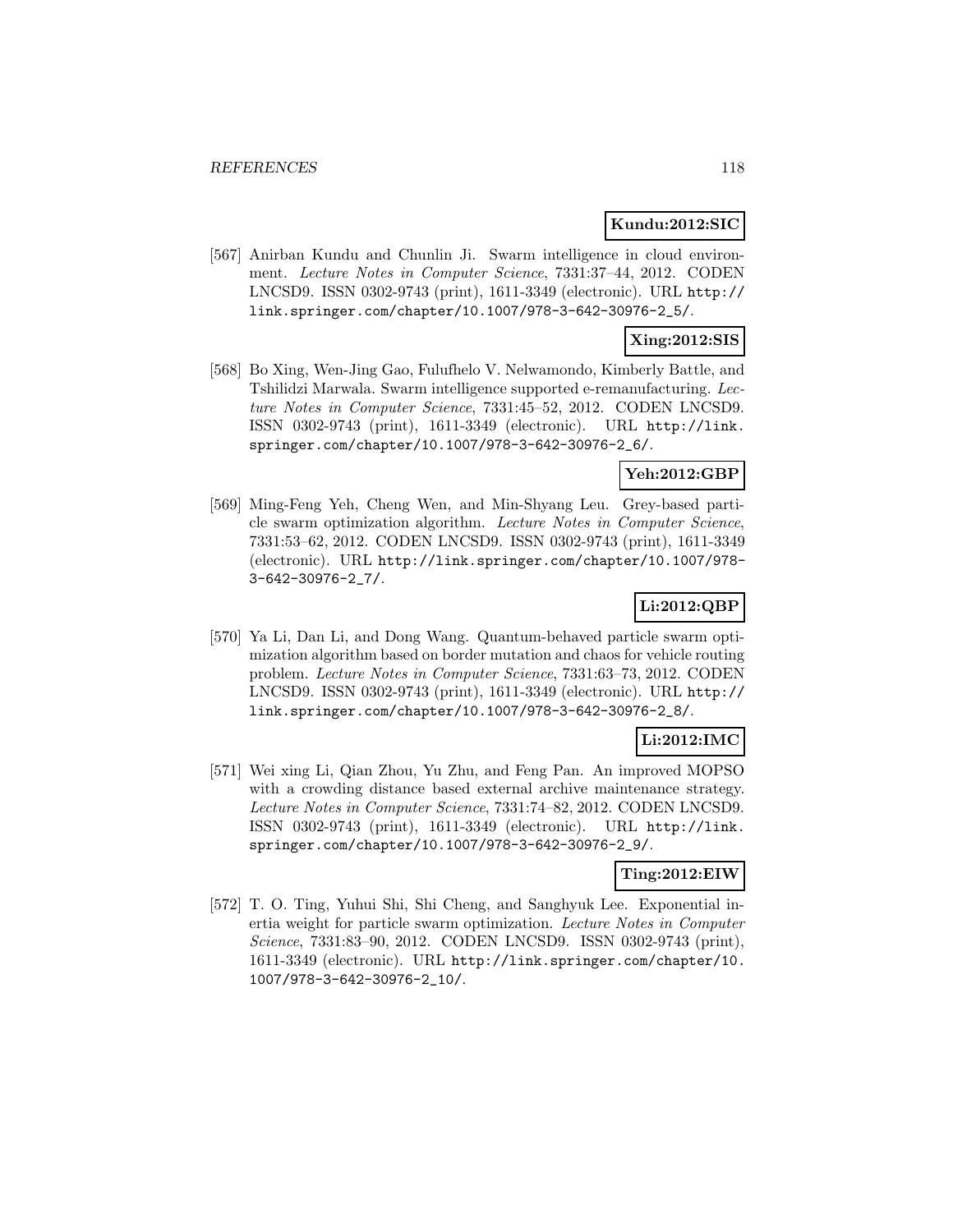**Kundu:2012:SIC**

[567] Anirban Kundu and Chunlin Ji. Swarm intelligence in cloud environment. *Lecture Notes in Computer Science*, 7331:37–44, 2012. CODEN LNCSD9. ISSN 0302-9743 (print), 1611-3349 (electronic). URL http://link.springer.com/chapter/10.1007/978-3-642-30976-2_5/.

**Xing:2012:SIS**

[568] Bo Xing, Wen-Jing Gao, Fulufhelo V. Nelwamondo, Kimberly Battle, and Tshilidzi Marwala. Swarm intelligence supported e-remanufacturing. *Lecture Notes in Computer Science*, 7331:45–52, 2012. CODEN LNCSD9. ISSN 0302-9743 (print), 1611-3349 (electronic). URL http://link.springer.com/chapter/10.1007/978-3-642-30976-2_6/.

**Yeh:2012:GBP**

[569] Ming-Feng Yeh, Cheng Wen, and Min-Shyang Leu. Grey-based particle swarm optimization algorithm. *Lecture Notes in Computer Science*, 7331:53–62, 2012. CODEN LNCSD9. ISSN 0302-9743 (print), 1611-3349 (electronic). URL http://link.springer.com/chapter/10.1007/978-3-642-30976-2_7/.

**Li:2012:QBP**

[570] Ya Li, Dan Li, and Dong Wang. Quantum-behaved particle swarm optimization algorithm based on border mutation and chaos for vehicle routing problem. *Lecture Notes in Computer Science*, 7331:63–73, 2012. CODEN LNCSD9. ISSN 0302-9743 (print), 1611-3349 (electronic). URL http://link.springer.com/chapter/10.1007/978-3-642-30976-2_8/.

**Li:2012:IMC**

[571] Wei xing Li, Qian Zhou, Yu Zhu, and Feng Pan. An improved MOPSO with a crowding distance based external archive maintenance strategy. *Lecture Notes in Computer Science*, 7331:74–82, 2012. CODEN LNCSD9. ISSN 0302-9743 (print), 1611-3349 (electronic). URL http://link.springer.com/chapter/10.1007/978-3-642-30976-2_9/.

**Ting:2012:EIW**

[572] T. O. Ting, Yuhui Shi, Shi Cheng, and Sanghyuk Lee. Exponential inertia weight for particle swarm optimization. *Lecture Notes in Computer Science*, 7331:83–90, 2012. CODEN LNCSD9. ISSN 0302-9743 (print), 1611-3349 (electronic). URL http://link.springer.com/chapter/10.1007/978-3-642-30976-2_10/.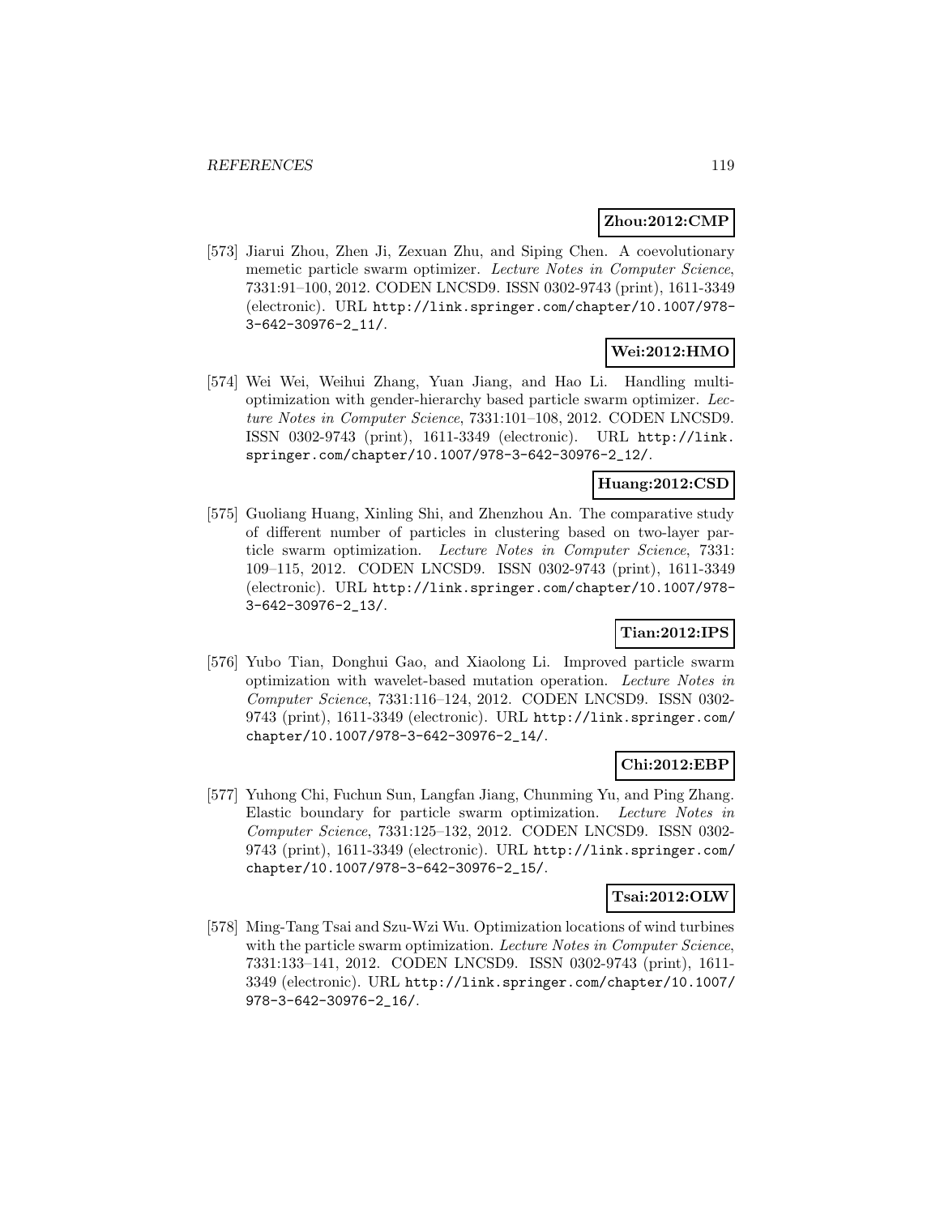**Zhou:2012:CMP**

[573] Jiarui Zhou, Zhen Ji, Zexuan Zhu, and Siping Chen. A coevolutionary memetic particle swarm optimizer. *Lecture Notes in Computer Science*, 7331:91–100, 2012. CODEN LNCSD9. ISSN 0302-9743 (print), 1611-3349 (electronic). URL http://link.springer.com/chapter/10.1007/978-3-642-30976-2_11/.

**Wei:2012:HMO**

[574] Wei Wei, Weihui Zhang, Yuan Jiang, and Hao Li. Handling multi-optimization with gender-hierarchy based particle swarm optimizer. *Lecture Notes in Computer Science*, 7331:101–108, 2012. CODEN LNCSD9. ISSN 0302-9743 (print), 1611-3349 (electronic). URL http://link.springer.com/chapter/10.1007/978-3-642-30976-2_12/.

**Huang:2012:CSD**

[575] Guoliang Huang, Xinling Shi, and Zhenzhou An. The comparative study of different number of particles in clustering based on two-layer particle swarm optimization. *Lecture Notes in Computer Science*, 7331:109–115, 2012. CODEN LNCSD9. ISSN 0302-9743 (print), 1611-3349 (electronic). URL http://link.springer.com/chapter/10.1007/978-3-642-30976-2_13/.

**Tian:2012:IPS**

[576] Yubo Tian, Donghui Gao, and Xiaolong Li. Improved particle swarm optimization with wavelet-based mutation operation. *Lecture Notes in Computer Science*, 7331:116–124, 2012. CODEN LNCSD9. ISSN 0302-9743 (print), 1611-3349 (electronic). URL http://link.springer.com/chapter/10.1007/978-3-642-30976-2_14/.

**Chi:2012:EBP**

[577] Yuhong Chi, Fuchun Sun, Langfan Jiang, Chunming Yu, and Ping Zhang. Elastic boundary for particle swarm optimization. *Lecture Notes in Computer Science*, 7331:125–132, 2012. CODEN LNCSD9. ISSN 0302-9743 (print), 1611-3349 (electronic). URL http://link.springer.com/chapter/10.1007/978-3-642-30976-2_15/.

**Tsai:2012:OLW**

[578] Ming-Tang Tsai and Szu-Wzi Wu. Optimization locations of wind turbines with the particle swarm optimization. *Lecture Notes in Computer Science*, 7331:133–141, 2012. CODEN LNCSD9. ISSN 0302-9743 (print), 1611-3349 (electronic). URL http://link.springer.com/chapter/10.1007/978-3-642-30976-2_16/.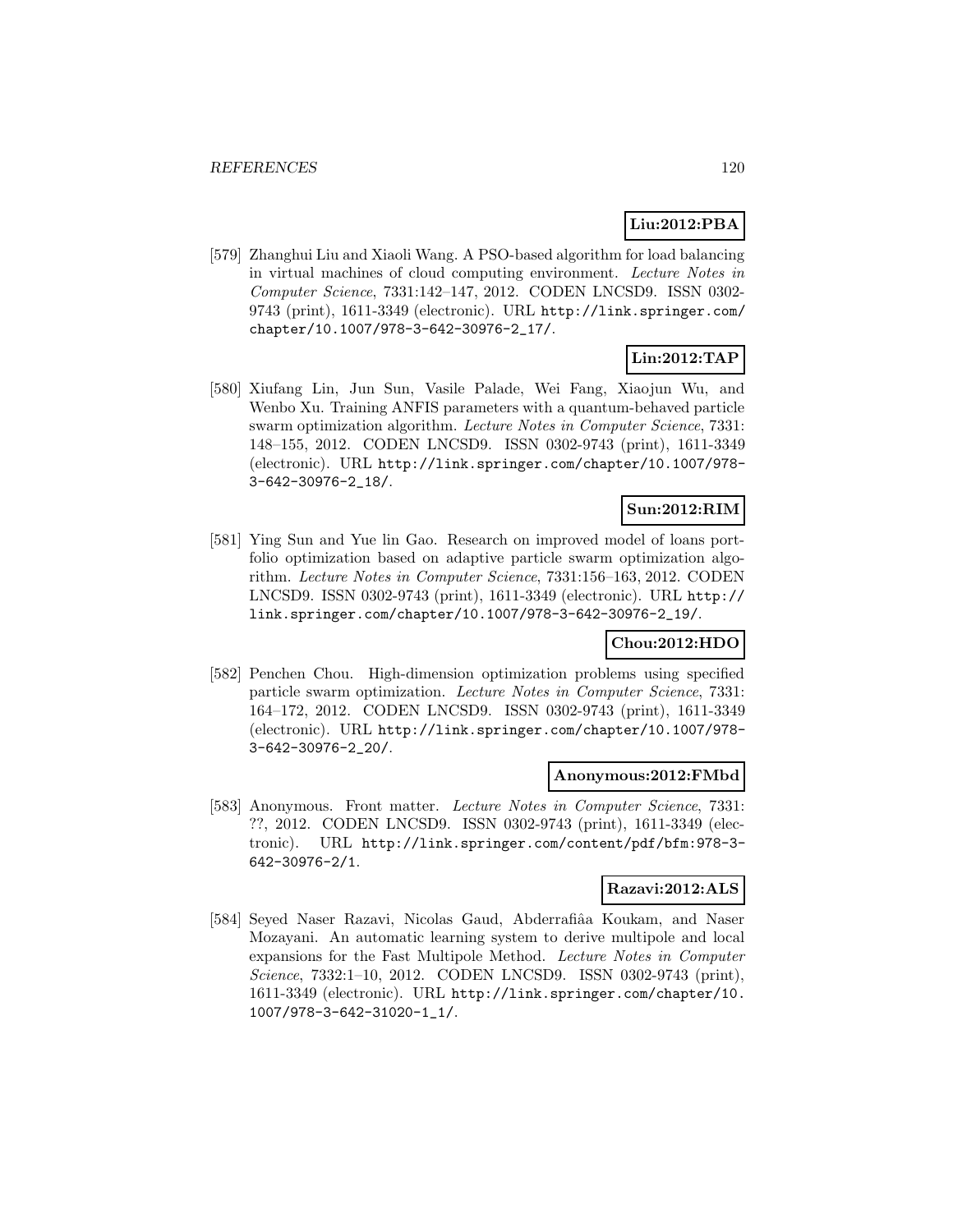**Liu:2012:PBA**

[579] Zhanghui Liu and Xiaoli Wang. A PSO-based algorithm for load balancing in virtual machines of cloud computing environment. *Lecture Notes in Computer Science*, 7331:142–147, 2012. CODEN LNCSD9. ISSN 0302-9743 (print), 1611-3349 (electronic). URL http://link.springer.com/chapter/10.1007/978-3-642-30976-2_17/.

**Lin:2012:TAP**

[580] Xiufang Lin, Jun Sun, Vasile Palade, Wei Fang, Xiaojun Wu, and Wenbo Xu. Training ANFIS parameters with a quantum-behaved particle swarm optimization algorithm. *Lecture Notes in Computer Science*, 7331: 148–155, 2012. CODEN LNCSD9. ISSN 0302-9743 (print), 1611-3349 (electronic). URL http://link.springer.com/chapter/10.1007/978-3-642-30976-2_18/.

**Sun:2012:RIM**

[581] Ying Sun and Yue lin Gao. Research on improved model of loans portfolio optimization based on adaptive particle swarm optimization algorithm. *Lecture Notes in Computer Science*, 7331:156–163, 2012. CODEN LNCSD9. ISSN 0302-9743 (print), 1611-3349 (electronic). URL http://link.springer.com/chapter/10.1007/978-3-642-30976-2_19/.

**Chou:2012:HDO**

[582] Penchen Chou. High-dimension optimization problems using specified particle swarm optimization. *Lecture Notes in Computer Science*, 7331: 164–172, 2012. CODEN LNCSD9. ISSN 0302-9743 (print), 1611-3349 (electronic). URL http://link.springer.com/chapter/10.1007/978-3-642-30976-2_20/.

**Anonymous:2012:FMbd**

[583] Anonymous. Front matter. *Lecture Notes in Computer Science*, 7331: ??, 2012. CODEN LNCSD9. ISSN 0302-9743 (print), 1611-3349 (electronic). URL http://link.springer.com/content/pdf/bfm:978-3-642-30976-2/1.

**Razavi:2012:ALS**

[584] Seyed Naser Razavi, Nicolas Gaud, Abderrafiâa Koukam, and Naser Mozayani. An automatic learning system to derive multipole and local expansions for the Fast Multipole Method. *Lecture Notes in Computer Science*, 7332:1–10, 2012. CODEN LNCSD9. ISSN 0302-9743 (print), 1611-3349 (electronic). URL http://link.springer.com/chapter/10.1007/978-3-642-31020-1_1/.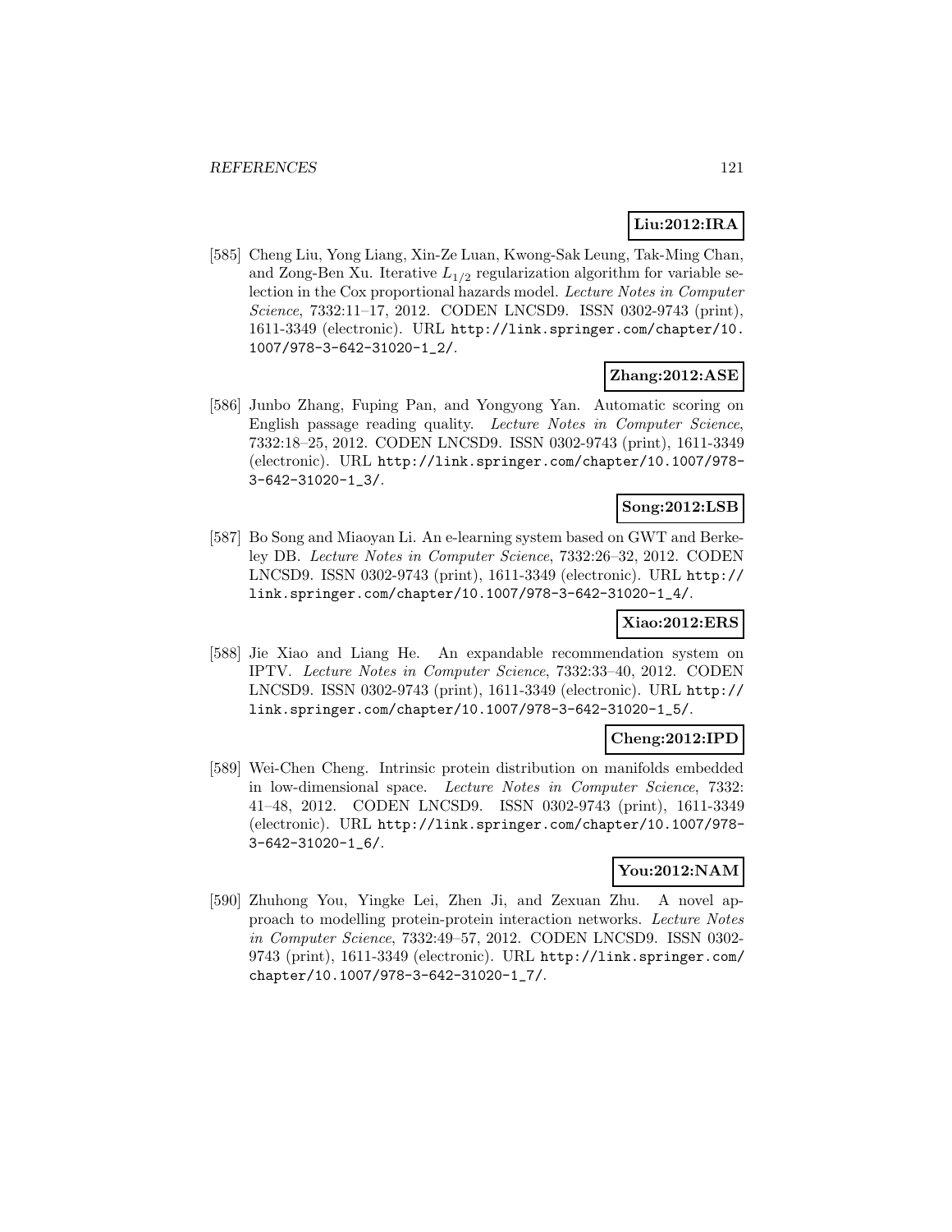**Liu:2012:IRA**

[585] Cheng Liu, Yong Liang, Xin-Ze Luan, Kwong-Sak Leung, Tak-Ming Chan, and Zong-Ben Xu. Iterative $L_{1/2}$ regularization algorithm for variable selection in the Cox proportional hazards model. *Lecture Notes in Computer Science*, 7332:11–17, 2012. CODEN LNCSD9. ISSN 0302-9743 (print), 1611-3349 (electronic). URL http://link.springer.com/chapter/10.1007/978-3-642-31020-1_2/.

**Zhang:2012:ASE**

[586] Junbo Zhang, Fuping Pan, and Yongyong Yan. Automatic scoring on English passage reading quality. *Lecture Notes in Computer Science*, 7332:18–25, 2012. CODEN LNCSD9. ISSN 0302-9743 (print), 1611-3349 (electronic). URL http://link.springer.com/chapter/10.1007/978-3-642-31020-1_3/.

**Song:2012:LSB**

[587] Bo Song and Miaoyan Li. An e-learning system based on GWT and Berkeley DB. *Lecture Notes in Computer Science*, 7332:26–32, 2012. CODEN LNCSD9. ISSN 0302-9743 (print), 1611-3349 (electronic). URL http://link.springer.com/chapter/10.1007/978-3-642-31020-1_4/.

**Xiao:2012:ERS**

[588] Jie Xiao and Liang He. An expandable recommendation system on IPTV. *Lecture Notes in Computer Science*, 7332:33–40, 2012. CODEN LNCSD9. ISSN 0302-9743 (print), 1611-3349 (electronic). URL http://link.springer.com/chapter/10.1007/978-3-642-31020-1_5/.

**Cheng:2012:IPD**

[589] Wei-Chen Cheng. Intrinsic protein distribution on manifolds embedded in low-dimensional space. *Lecture Notes in Computer Science*, 7332: 41–48, 2012. CODEN LNCSD9. ISSN 0302-9743 (print), 1611-3349 (electronic). URL http://link.springer.com/chapter/10.1007/978-3-642-31020-1_6/.

**You:2012:NAM**

[590] Zhuhong You, Yingke Lei, Zhen Ji, and Zexuan Zhu. A novel approach to modelling protein-protein interaction networks. *Lecture Notes in Computer Science*, 7332:49–57, 2012. CODEN LNCSD9. ISSN 0302-9743 (print), 1611-3349 (electronic). URL http://link.springer.com/chapter/10.1007/978-3-642-31020-1_7/.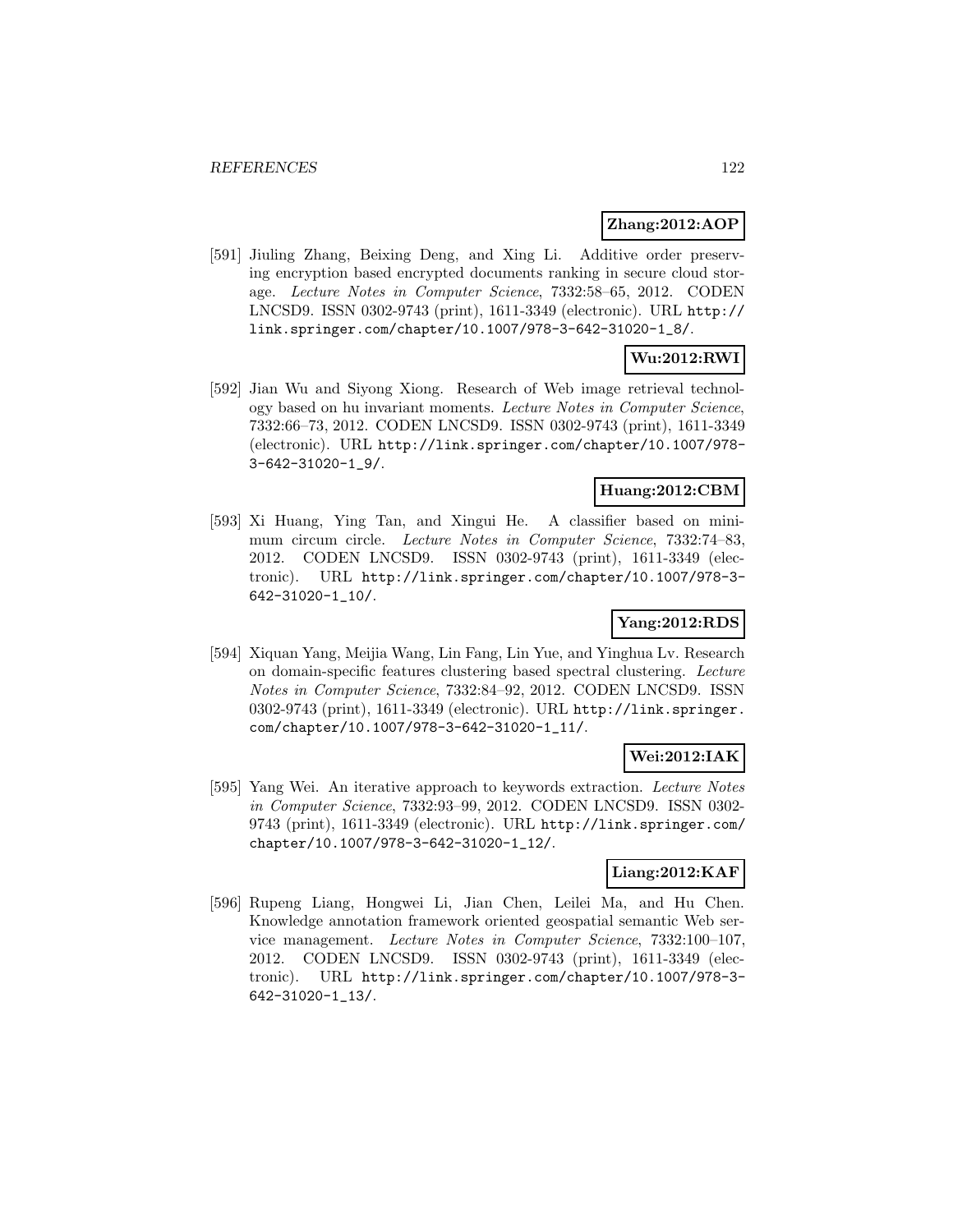**Zhang:2012:AOP**

[591] Jiuling Zhang, Beixing Deng, and Xing Li. Additive order preserving encryption based encrypted documents ranking in secure cloud storage. *Lecture Notes in Computer Science*, 7332:58–65, 2012. CODEN LNCSD9. ISSN 0302-9743 (print), 1611-3349 (electronic). URL http://link.springer.com/chapter/10.1007/978-3-642-31020-1_8/.

**Wu:2012:RWI**

[592] Jian Wu and Siyong Xiong. Research of Web image retrieval technology based on hu invariant moments. *Lecture Notes in Computer Science*, 7332:66–73, 2012. CODEN LNCSD9. ISSN 0302-9743 (print), 1611-3349 (electronic). URL http://link.springer.com/chapter/10.1007/978-3-642-31020-1_9/.

**Huang:2012:CBM**

[593] Xi Huang, Ying Tan, and Xingui He. A classifier based on minimum circum circle. *Lecture Notes in Computer Science*, 7332:74–83, 2012. CODEN LNCSD9. ISSN 0302-9743 (print), 1611-3349 (electronic). URL http://link.springer.com/chapter/10.1007/978-3-642-31020-1_10/.

**Yang:2012:RDS**

[594] Xiquan Yang, Meijia Wang, Lin Fang, Lin Yue, and Yinghua Lv. Research on domain-specific features clustering based spectral clustering. *Lecture Notes in Computer Science*, 7332:84–92, 2012. CODEN LNCSD9. ISSN 0302-9743 (print), 1611-3349 (electronic). URL http://link.springer.com/chapter/10.1007/978-3-642-31020-1_11/.

**Wei:2012:IAK**

[595] Yang Wei. An iterative approach to keywords extraction. *Lecture Notes in Computer Science*, 7332:93–99, 2012. CODEN LNCSD9. ISSN 0302-9743 (print), 1611-3349 (electronic). URL http://link.springer.com/chapter/10.1007/978-3-642-31020-1_12/.

**Liang:2012:KAF**

[596] Rupeng Liang, Hongwei Li, Jian Chen, Leilei Ma, and Hu Chen. Knowledge annotation framework oriented geospatial semantic Web service management. *Lecture Notes in Computer Science*, 7332:100–107, 2012. CODEN LNCSD9. ISSN 0302-9743 (print), 1611-3349 (electronic). URL http://link.springer.com/chapter/10.1007/978-3-642-31020-1_13/.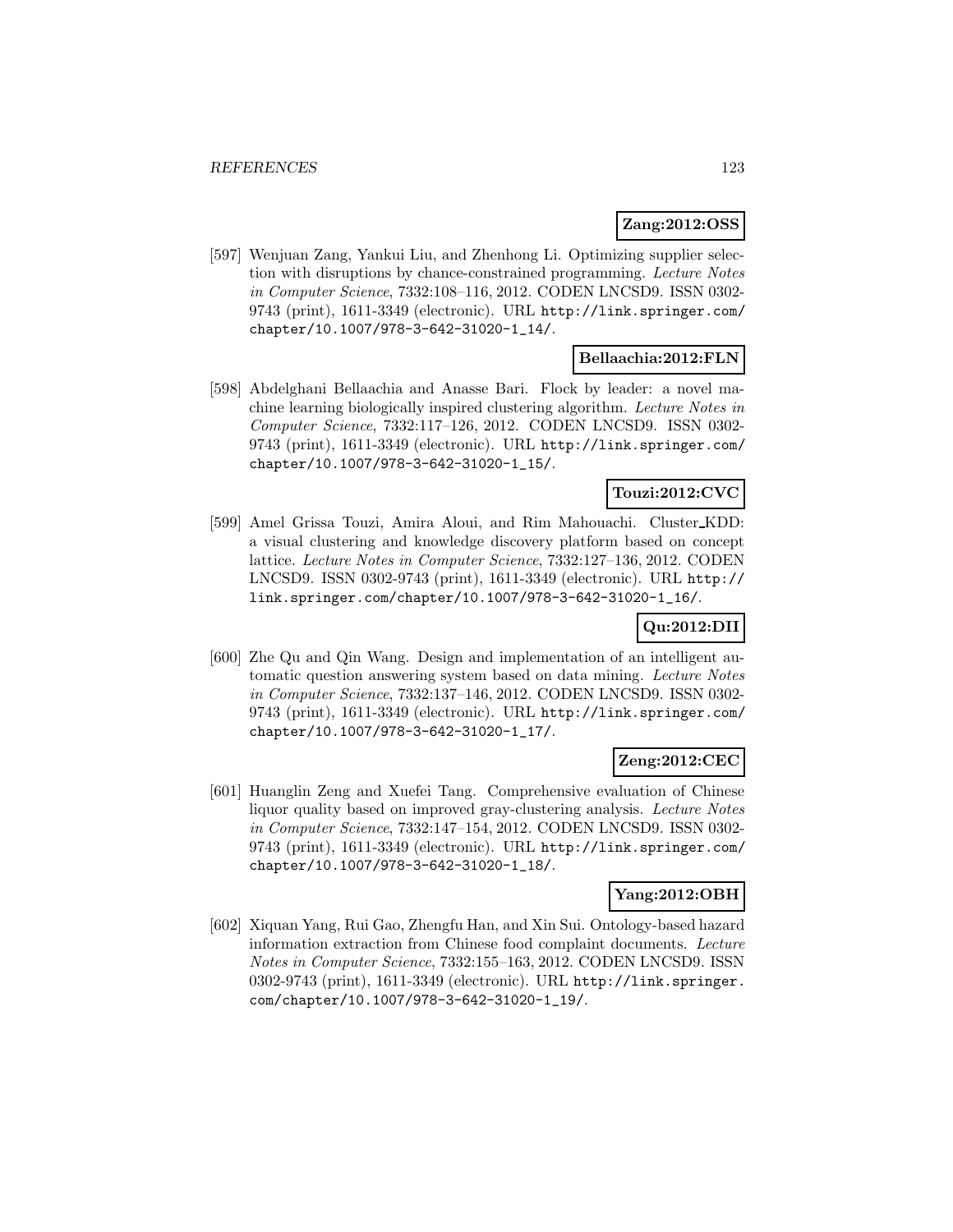**Zang:2012:OSS**

[597] Wenjuan Zang, Yankui Liu, and Zhenhong Li. Optimizing supplier selection with disruptions by chance-constrained programming. *Lecture Notes in Computer Science*, 7332:108–116, 2012. CODEN LNCSD9. ISSN 0302-9743 (print), 1611-3349 (electronic). URL `http://link.springer.com/chapter/10.1007/978-3-642-31020-1_14/`.

**Bellaachia:2012:FLN**

[598] Abdelghani Bellaachia and Anasse Bari. Flock by leader: a novel machine learning biologically inspired clustering algorithm. *Lecture Notes in Computer Science*, 7332:117–126, 2012. CODEN LNCSD9. ISSN 0302-9743 (print), 1611-3349 (electronic). URL `http://link.springer.com/chapter/10.1007/978-3-642-31020-1_15/`.

**Touzi:2012:CVC**

[599] Amel Grissa Touzi, Amira Aloui, and Rim Mahouachi. Cluster_KDD: a visual clustering and knowledge discovery platform based on concept lattice. *Lecture Notes in Computer Science*, 7332:127–136, 2012. CODEN LNCSD9. ISSN 0302-9743 (print), 1611-3349 (electronic). URL `http://link.springer.com/chapter/10.1007/978-3-642-31020-1_16/`.

**Qu:2012:DII**

[600] Zhe Qu and Qin Wang. Design and implementation of an intelligent automatic question answering system based on data mining. *Lecture Notes in Computer Science*, 7332:137–146, 2012. CODEN LNCSD9. ISSN 0302-9743 (print), 1611-3349 (electronic). URL `http://link.springer.com/chapter/10.1007/978-3-642-31020-1_17/`.

**Zeng:2012:CEC**

[601] Huanglin Zeng and Xuefei Tang. Comprehensive evaluation of Chinese liquor quality based on improved gray-clustering analysis. *Lecture Notes in Computer Science*, 7332:147–154, 2012. CODEN LNCSD9. ISSN 0302-9743 (print), 1611-3349 (electronic). URL `http://link.springer.com/chapter/10.1007/978-3-642-31020-1_18/`.

**Yang:2012:OBH**

[602] Xiquan Yang, Rui Gao, Zhengfu Han, and Xin Sui. Ontology-based hazard information extraction from Chinese food complaint documents. *Lecture Notes in Computer Science*, 7332:155–163, 2012. CODEN LNCSD9. ISSN 0302-9743 (print), 1611-3349 (electronic). URL `http://link.springer.com/chapter/10.1007/978-3-642-31020-1_19/`.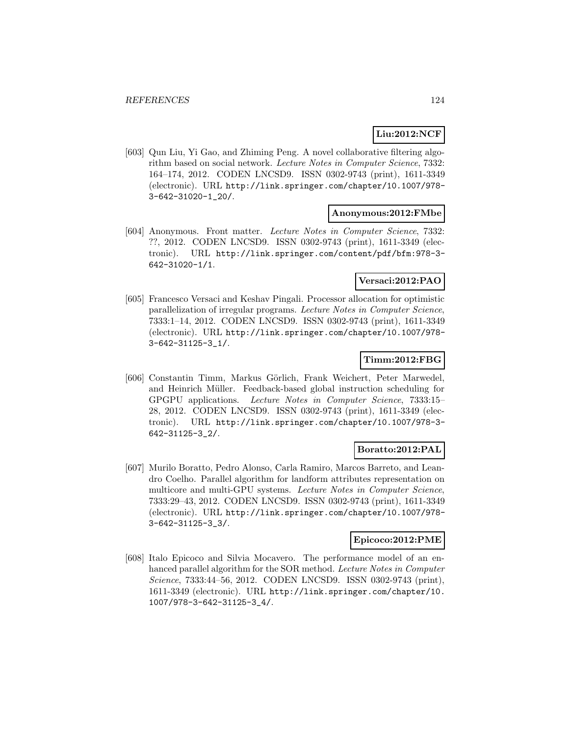**Liu:2012:NCF**

[603] Qun Liu, Yi Gao, and Zhiming Peng. A novel collaborative filtering algorithm based on social network. *Lecture Notes in Computer Science*, 7332: 164–174, 2012. CODEN LNCSD9. ISSN 0302-9743 (print), 1611-3349 (electronic). URL http://link.springer.com/chapter/10.1007/978-3-642-31020-1_20/.

**Anonymous:2012:FMbe**

[604] Anonymous. Front matter. *Lecture Notes in Computer Science*, 7332: ??, 2012. CODEN LNCSD9. ISSN 0302-9743 (print), 1611-3349 (electronic). URL http://link.springer.com/content/pdf/bfm:978-3-642-31020-1/1.

**Versaci:2012:PAO**

[605] Francesco Versaci and Keshav Pingali. Processor allocation for optimistic parallelization of irregular programs. *Lecture Notes in Computer Science*, 7333:1–14, 2012. CODEN LNCSD9. ISSN 0302-9743 (print), 1611-3349 (electronic). URL http://link.springer.com/chapter/10.1007/978-3-642-31125-3_1/.

**Timm:2012:FBG**

[606] Constantin Timm, Markus Görlich, Frank Weichert, Peter Marwedel, and Heinrich Müller. Feedback-based global instruction scheduling for GPGPU applications. *Lecture Notes in Computer Science*, 7333:15–28, 2012. CODEN LNCSD9. ISSN 0302-9743 (print), 1611-3349 (electronic). URL http://link.springer.com/chapter/10.1007/978-3-642-31125-3_2/.

**Boratto:2012:PAL**

[607] Murilo Boratto, Pedro Alonso, Carla Ramiro, Marcos Barreto, and Leandro Coelho. Parallel algorithm for landform attributes representation on multicore and multi-GPU systems. *Lecture Notes in Computer Science*, 7333:29–43, 2012. CODEN LNCSD9. ISSN 0302-9743 (print), 1611-3349 (electronic). URL http://link.springer.com/chapter/10.1007/978-3-642-31125-3_3/.

**Epicoco:2012:PME**

[608] Italo Epicoco and Silvia Mocavero. The performance model of an enhanced parallel algorithm for the SOR method. *Lecture Notes in Computer Science*, 7333:44–56, 2012. CODEN LNCSD9. ISSN 0302-9743 (print), 1611-3349 (electronic). URL http://link.springer.com/chapter/10.1007/978-3-642-31125-3_4/.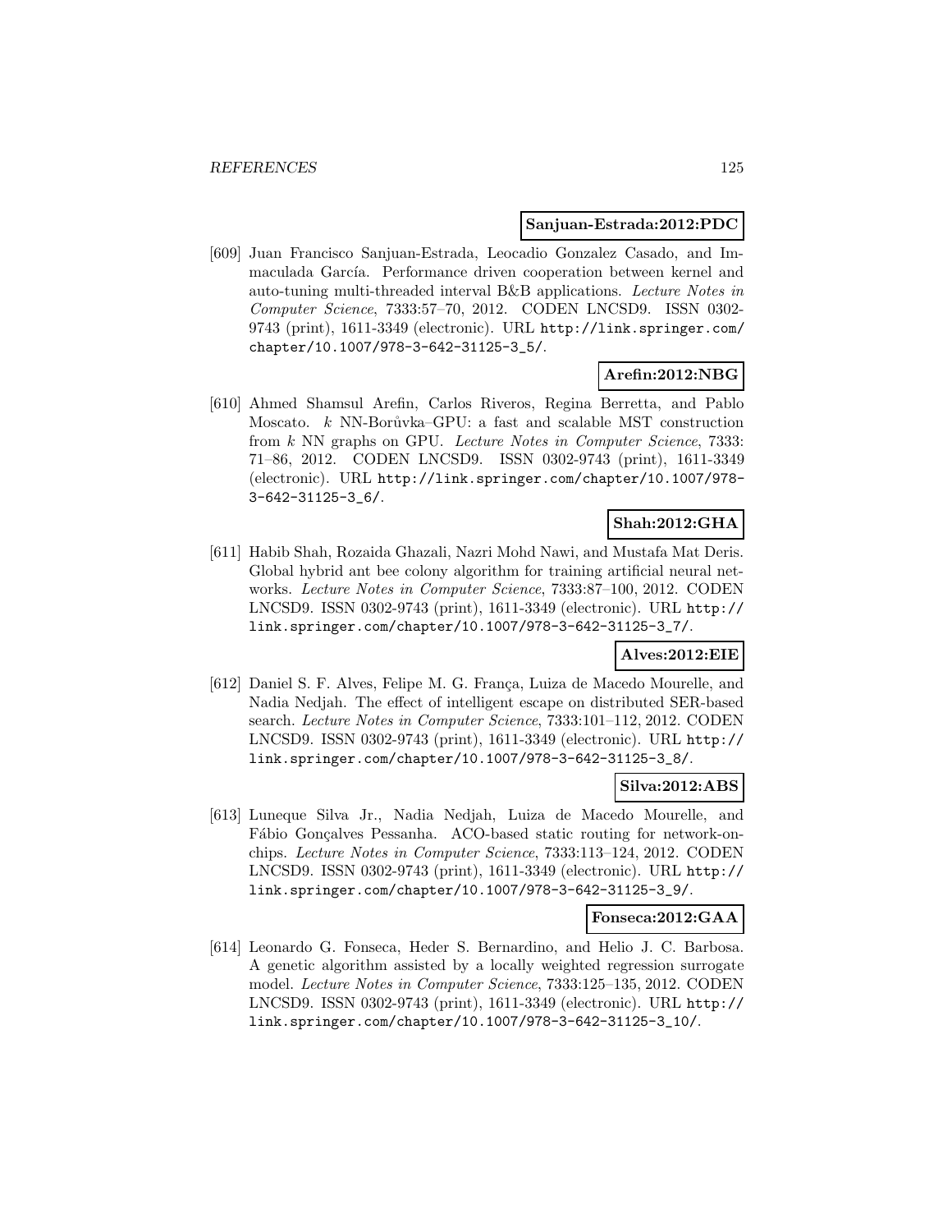**Sanjuan-Estrada:2012:PDC**

[609] Juan Francisco Sanjuan-Estrada, Leocadio Gonzalez Casado, and Immaculada García. Performance driven cooperation between kernel and auto-tuning multi-threaded interval B&B applications. *Lecture Notes in Computer Science*, 7333:57–70, 2012. CODEN LNCSD9. ISSN 0302-9743 (print), 1611-3349 (electronic). URL http://link.springer.com/chapter/10.1007/978-3-642-31125-3_5/.

**Arefin:2012:NBG**

[610] Ahmed Shamsul Arefin, Carlos Riveros, Regina Berretta, and Pablo Moscato. $k$ NN-Borůvka–GPU: a fast and scalable MST construction from $k$ NN graphs on GPU. *Lecture Notes in Computer Science*, 7333: 71–86, 2012. CODEN LNCSD9. ISSN 0302-9743 (print), 1611-3349 (electronic). URL http://link.springer.com/chapter/10.1007/978-3-642-31125-3_6/.

**Shah:2012:GHA**

[611] Habib Shah, Rozaida Ghazali, Nazri Mohd Nawi, and Mustafa Mat Deris. Global hybrid ant bee colony algorithm for training artificial neural networks. *Lecture Notes in Computer Science*, 7333:87–100, 2012. CODEN LNCSD9. ISSN 0302-9743 (print), 1611-3349 (electronic). URL http://link.springer.com/chapter/10.1007/978-3-642-31125-3_7/.

**Alves:2012:EIE**

[612] Daniel S. F. Alves, Felipe M. G. França, Luiza de Macedo Mourelle, and Nadia Nedjah. The effect of intelligent escape on distributed SER-based search. *Lecture Notes in Computer Science*, 7333:101–112, 2012. CODEN LNCSD9. ISSN 0302-9743 (print), 1611-3349 (electronic). URL http://link.springer.com/chapter/10.1007/978-3-642-31125-3_8/.

**Silva:2012:ABS**

[613] Luneque Silva Jr., Nadia Nedjah, Luiza de Macedo Mourelle, and Fábio Gonçalves Pessanha. ACO-based static routing for network-on-chips. *Lecture Notes in Computer Science*, 7333:113–124, 2012. CODEN LNCSD9. ISSN 0302-9743 (print), 1611-3349 (electronic). URL http://link.springer.com/chapter/10.1007/978-3-642-31125-3_9/.

**Fonseca:2012:GAA**

[614] Leonardo G. Fonseca, Heder S. Bernardino, and Helio J. C. Barbosa. A genetic algorithm assisted by a locally weighted regression surrogate model. *Lecture Notes in Computer Science*, 7333:125–135, 2012. CODEN LNCSD9. ISSN 0302-9743 (print), 1611-3349 (electronic). URL http://link.springer.com/chapter/10.1007/978-3-642-31125-3_10/.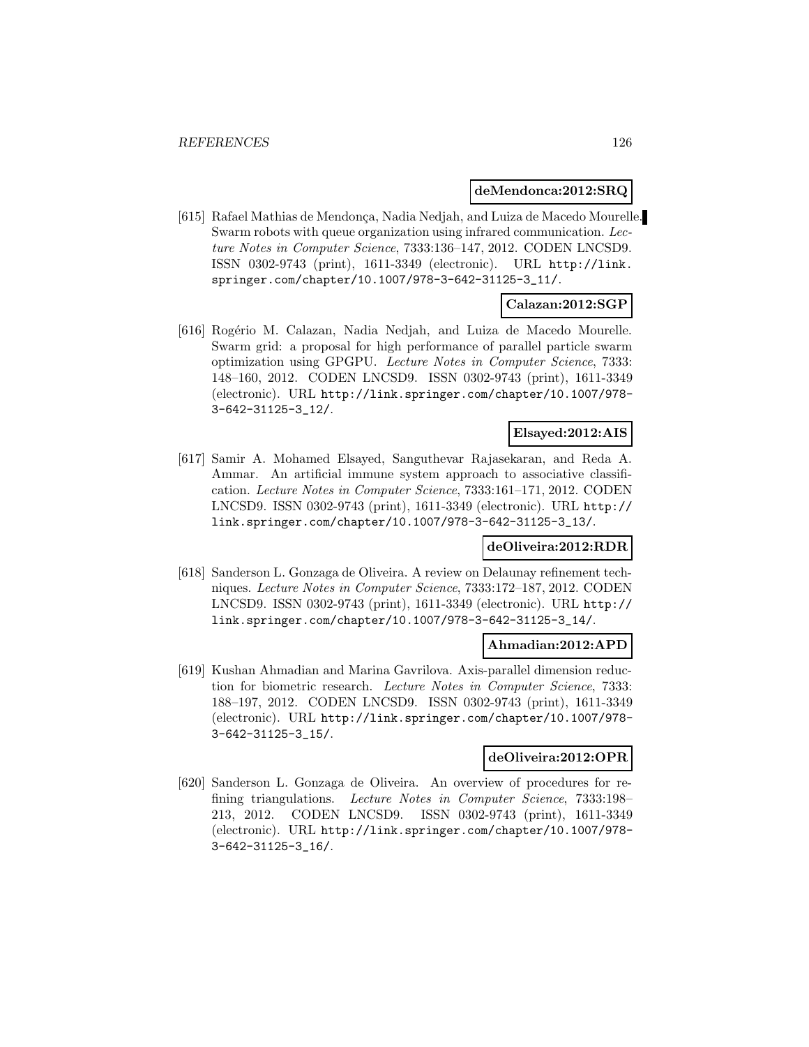**deMendonca:2012:SRQ**

[615] Rafael Mathias de Mendonça, Nadia Nedjah, and Luiza de Macedo Mourelle. Swarm robots with queue organization using infrared communication. *Lecture Notes in Computer Science*, 7333:136–147, 2012. CODEN LNCSD9. ISSN 0302-9743 (print), 1611-3349 (electronic). URL http://link.springer.com/chapter/10.1007/978-3-642-31125-3_11/.

**Calazan:2012:SGP**

[616] Rogério M. Calazan, Nadia Nedjah, and Luiza de Macedo Mourelle. Swarm grid: a proposal for high performance of parallel particle swarm optimization using GPGPU. *Lecture Notes in Computer Science*, 7333: 148–160, 2012. CODEN LNCSD9. ISSN 0302-9743 (print), 1611-3349 (electronic). URL http://link.springer.com/chapter/10.1007/978-3-642-31125-3_12/.

**Elsayed:2012:AIS**

[617] Samir A. Mohamed Elsayed, Sanguthevar Rajasekaran, and Reda A. Ammar. An artificial immune system approach to associative classification. *Lecture Notes in Computer Science*, 7333:161–171, 2012. CODEN LNCSD9. ISSN 0302-9743 (print), 1611-3349 (electronic). URL http://link.springer.com/chapter/10.1007/978-3-642-31125-3_13/.

**deOliveira:2012:RDR**

[618] Sanderson L. Gonzaga de Oliveira. A review on Delaunay refinement techniques. *Lecture Notes in Computer Science*, 7333:172–187, 2012. CODEN LNCSD9. ISSN 0302-9743 (print), 1611-3349 (electronic). URL http://link.springer.com/chapter/10.1007/978-3-642-31125-3_14/.

**Ahmadian:2012:APD**

[619] Kushan Ahmadian and Marina Gavrilova. Axis-parallel dimension reduction for biometric research. *Lecture Notes in Computer Science*, 7333: 188–197, 2012. CODEN LNCSD9. ISSN 0302-9743 (print), 1611-3349 (electronic). URL http://link.springer.com/chapter/10.1007/978-3-642-31125-3_15/.

**deOliveira:2012:OPR**

[620] Sanderson L. Gonzaga de Oliveira. An overview of procedures for refining triangulations. *Lecture Notes in Computer Science*, 7333:198–213, 2012. CODEN LNCSD9. ISSN 0302-9743 (print), 1611-3349 (electronic). URL http://link.springer.com/chapter/10.1007/978-3-642-31125-3_16/.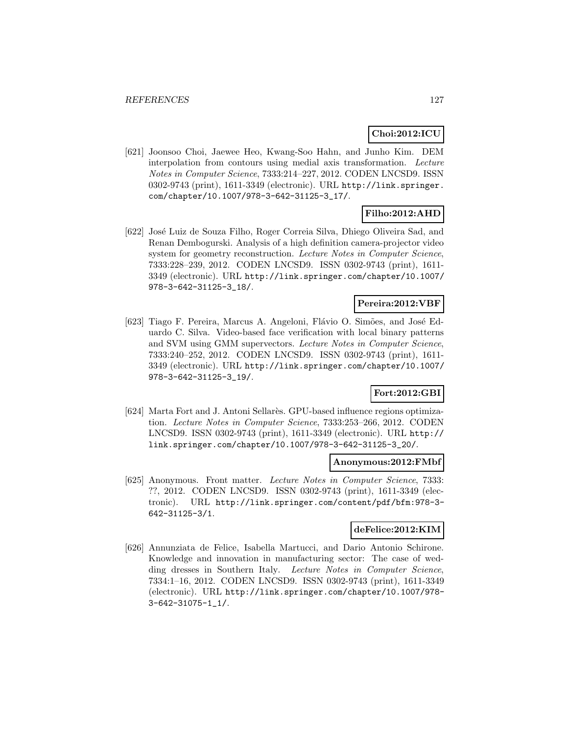**Choi:2012:ICU**

[621] Joonsoo Choi, Jaewee Heo, Kwang-Soo Hahn, and Junho Kim. DEM interpolation from contours using medial axis transformation. *Lecture Notes in Computer Science*, 7333:214–227, 2012. CODEN LNCSD9. ISSN 0302-9743 (print), 1611-3349 (electronic). URL http://link.springer.com/chapter/10.1007/978-3-642-31125-3_17/.

**Filho:2012:AHD**

[622] José Luiz de Souza Filho, Roger Correia Silva, Dhiego Oliveira Sad, and Renan Dembogurski. Analysis of a high definition camera-projector video system for geometry reconstruction. *Lecture Notes in Computer Science*, 7333:228–239, 2012. CODEN LNCSD9. ISSN 0302-9743 (print), 1611-3349 (electronic). URL http://link.springer.com/chapter/10.1007/978-3-642-31125-3_18/.

**Pereira:2012:VBF**

[623] Tiago F. Pereira, Marcus A. Angeloni, Flávio O. Simões, and José Eduardo C. Silva. Video-based face verification with local binary patterns and SVM using GMM supervectors. *Lecture Notes in Computer Science*, 7333:240–252, 2012. CODEN LNCSD9. ISSN 0302-9743 (print), 1611-3349 (electronic). URL http://link.springer.com/chapter/10.1007/978-3-642-31125-3_19/.

**Fort:2012:GBI**

[624] Marta Fort and J. Antoni Sellarès. GPU-based influence regions optimization. *Lecture Notes in Computer Science*, 7333:253–266, 2012. CODEN LNCSD9. ISSN 0302-9743 (print), 1611-3349 (electronic). URL http://link.springer.com/chapter/10.1007/978-3-642-31125-3_20/.

**Anonymous:2012:FMbf**

[625] Anonymous. Front matter. *Lecture Notes in Computer Science*, 7333: ??, 2012. CODEN LNCSD9. ISSN 0302-9743 (print), 1611-3349 (electronic). URL http://link.springer.com/content/pdf/bfm:978-3-642-31125-3/1.

**deFelice:2012:KIM**

[626] Annunziata de Felice, Isabella Martucci, and Dario Antonio Schirone. Knowledge and innovation in manufacturing sector: The case of wedding dresses in Southern Italy. *Lecture Notes in Computer Science*, 7334:1–16, 2012. CODEN LNCSD9. ISSN 0302-9743 (print), 1611-3349 (electronic). URL http://link.springer.com/chapter/10.1007/978-3-642-31075-1_1/.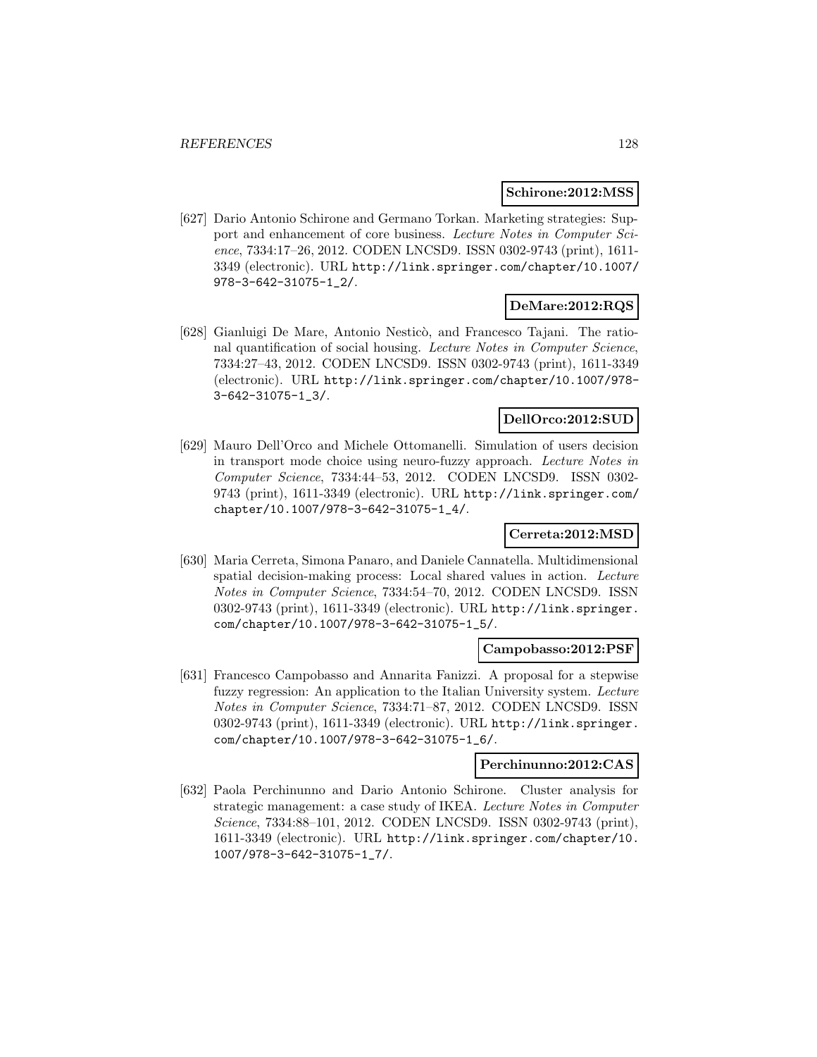**Schirone:2012:MSS**

[627] Dario Antonio Schirone and Germano Torkan. Marketing strategies: Support and enhancement of core business. *Lecture Notes in Computer Science*, 7334:17–26, 2012. CODEN LNCSD9. ISSN 0302-9743 (print), 1611-3349 (electronic). URL http://link.springer.com/chapter/10.1007/978-3-642-31075-1_2/.

**DeMare:2012:RQS**

[628] Gianluigi De Mare, Antonio Nesticò, and Francesco Tajani. The rational quantification of social housing. *Lecture Notes in Computer Science*, 7334:27–43, 2012. CODEN LNCSD9. ISSN 0302-9743 (print), 1611-3349 (electronic). URL http://link.springer.com/chapter/10.1007/978-3-642-31075-1_3/.

**DellOrco:2012:SUD**

[629] Mauro Dell'Orco and Michele Ottomanelli. Simulation of users decision in transport mode choice using neuro-fuzzy approach. *Lecture Notes in Computer Science*, 7334:44–53, 2012. CODEN LNCSD9. ISSN 0302-9743 (print), 1611-3349 (electronic). URL http://link.springer.com/chapter/10.1007/978-3-642-31075-1_4/.

**Cerreta:2012:MSD**

[630] Maria Cerreta, Simona Panaro, and Daniele Cannatella. Multidimensional spatial decision-making process: Local shared values in action. *Lecture Notes in Computer Science*, 7334:54–70, 2012. CODEN LNCSD9. ISSN 0302-9743 (print), 1611-3349 (electronic). URL http://link.springer.com/chapter/10.1007/978-3-642-31075-1_5/.

**Campobasso:2012:PSF**

[631] Francesco Campobasso and Annarita Fanizzi. A proposal for a stepwise fuzzy regression: An application to the Italian University system. *Lecture Notes in Computer Science*, 7334:71–87, 2012. CODEN LNCSD9. ISSN 0302-9743 (print), 1611-3349 (electronic). URL http://link.springer.com/chapter/10.1007/978-3-642-31075-1_6/.

**Perchinunno:2012:CAS**

[632] Paola Perchinunno and Dario Antonio Schirone. Cluster analysis for strategic management: a case study of IKEA. *Lecture Notes in Computer Science*, 7334:88–101, 2012. CODEN LNCSD9. ISSN 0302-9743 (print), 1611-3349 (electronic). URL http://link.springer.com/chapter/10.1007/978-3-642-31075-1_7/.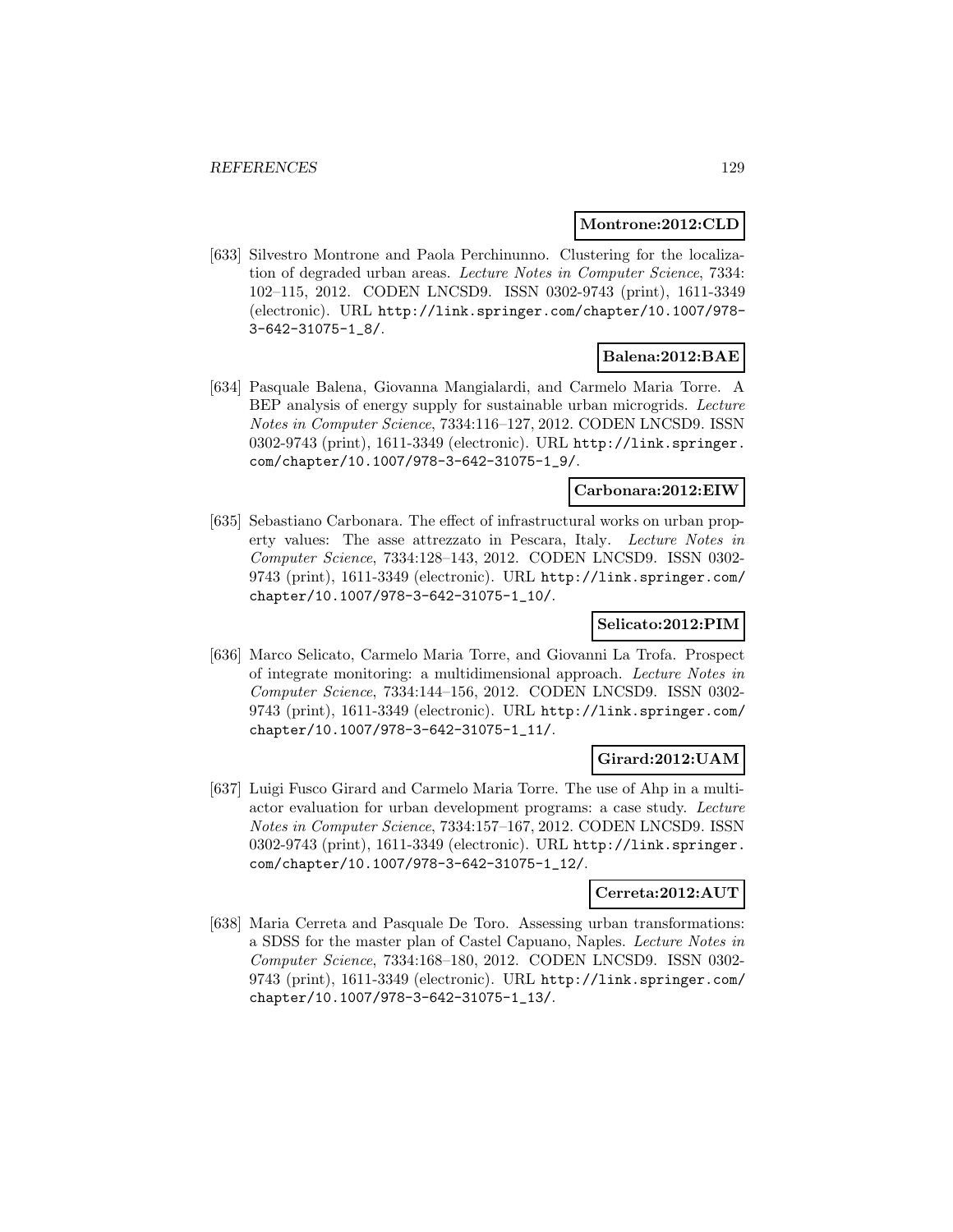**Montrone:2012:CLD**

[633] Silvestro Montrone and Paola Perchinunno. Clustering for the localization of degraded urban areas. *Lecture Notes in Computer Science*, 7334: 102–115, 2012. CODEN LNCSD9. ISSN 0302-9743 (print), 1611-3349 (electronic). URL http://link.springer.com/chapter/10.1007/978-3-642-31075-1_8/.

**Balena:2012:BAE**

[634] Pasquale Balena, Giovanna Mangialardi, and Carmelo Maria Torre. A BEP analysis of energy supply for sustainable urban microgrids. *Lecture Notes in Computer Science*, 7334:116–127, 2012. CODEN LNCSD9. ISSN 0302-9743 (print), 1611-3349 (electronic). URL http://link.springer.com/chapter/10.1007/978-3-642-31075-1_9/.

**Carbonara:2012:EIW**

[635] Sebastiano Carbonara. The effect of infrastructural works on urban property values: The asse attrezzato in Pescara, Italy. *Lecture Notes in Computer Science*, 7334:128–143, 2012. CODEN LNCSD9. ISSN 0302-9743 (print), 1611-3349 (electronic). URL http://link.springer.com/chapter/10.1007/978-3-642-31075-1_10/.

**Selicato:2012:PIM**

[636] Marco Selicato, Carmelo Maria Torre, and Giovanni La Trofa. Prospect of integrate monitoring: a multidimensional approach. *Lecture Notes in Computer Science*, 7334:144–156, 2012. CODEN LNCSD9. ISSN 0302-9743 (print), 1611-3349 (electronic). URL http://link.springer.com/chapter/10.1007/978-3-642-31075-1_11/.

**Girard:2012:UAM**

[637] Luigi Fusco Girard and Carmelo Maria Torre. The use of Ahp in a multi-actor evaluation for urban development programs: a case study. *Lecture Notes in Computer Science*, 7334:157–167, 2012. CODEN LNCSD9. ISSN 0302-9743 (print), 1611-3349 (electronic). URL http://link.springer.com/chapter/10.1007/978-3-642-31075-1_12/.

**Cerreta:2012:AUT**

[638] Maria Cerreta and Pasquale De Toro. Assessing urban transformations: a SDSS for the master plan of Castel Capuano, Naples. *Lecture Notes in Computer Science*, 7334:168–180, 2012. CODEN LNCSD9. ISSN 0302-9743 (print), 1611-3349 (electronic). URL http://link.springer.com/chapter/10.1007/978-3-642-31075-1_13/.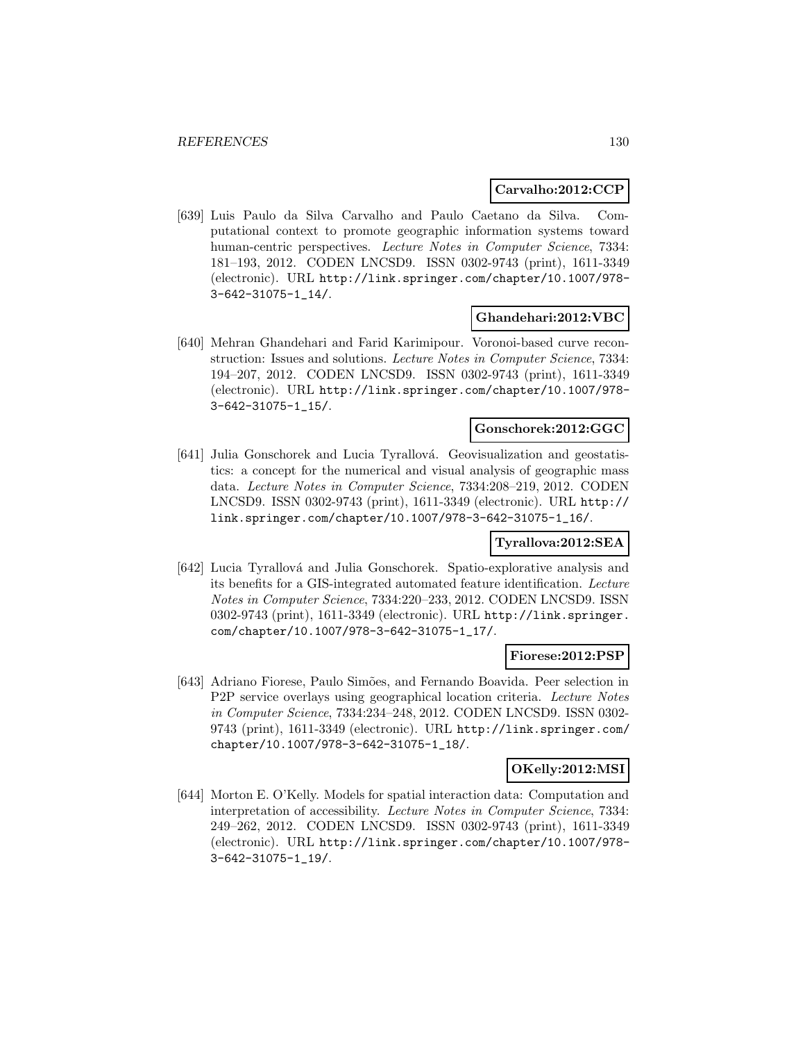**Carvalho:2012:CCP**

[639] Luis Paulo da Silva Carvalho and Paulo Caetano da Silva. Computational context to promote geographic information systems toward human-centric perspectives. *Lecture Notes in Computer Science*, 7334: 181–193, 2012. CODEN LNCSD9. ISSN 0302-9743 (print), 1611-3349 (electronic). URL http://link.springer.com/chapter/10.1007/978-3-642-31075-1_14/.

**Ghandehari:2012:VBC**

[640] Mehran Ghandehari and Farid Karimipour. Voronoi-based curve reconstruction: Issues and solutions. *Lecture Notes in Computer Science*, 7334: 194–207, 2012. CODEN LNCSD9. ISSN 0302-9743 (print), 1611-3349 (electronic). URL http://link.springer.com/chapter/10.1007/978-3-642-31075-1_15/.

**Gonschorek:2012:GGC**

[641] Julia Gonschorek and Lucia Tyrallová. Geovisualization and geostatistics: a concept for the numerical and visual analysis of geographic mass data. *Lecture Notes in Computer Science*, 7334:208–219, 2012. CODEN LNCSD9. ISSN 0302-9743 (print), 1611-3349 (electronic). URL http://link.springer.com/chapter/10.1007/978-3-642-31075-1_16/.

**Tyrallova:2012:SEA**

[642] Lucia Tyrallová and Julia Gonschorek. Spatio-explorative analysis and its benefits for a GIS-integrated automated feature identification. *Lecture Notes in Computer Science*, 7334:220–233, 2012. CODEN LNCSD9. ISSN 0302-9743 (print), 1611-3349 (electronic). URL http://link.springer.com/chapter/10.1007/978-3-642-31075-1_17/.

**Fiorese:2012:PSP**

[643] Adriano Fiorese, Paulo Simões, and Fernando Boavida. Peer selection in P2P service overlays using geographical location criteria. *Lecture Notes in Computer Science*, 7334:234–248, 2012. CODEN LNCSD9. ISSN 0302-9743 (print), 1611-3349 (electronic). URL http://link.springer.com/chapter/10.1007/978-3-642-31075-1_18/.

**OKelly:2012:MSI**

[644] Morton E. O'Kelly. Models for spatial interaction data: Computation and interpretation of accessibility. *Lecture Notes in Computer Science*, 7334: 249–262, 2012. CODEN LNCSD9. ISSN 0302-9743 (print), 1611-3349 (electronic). URL http://link.springer.com/chapter/10.1007/978-3-642-31075-1_19/.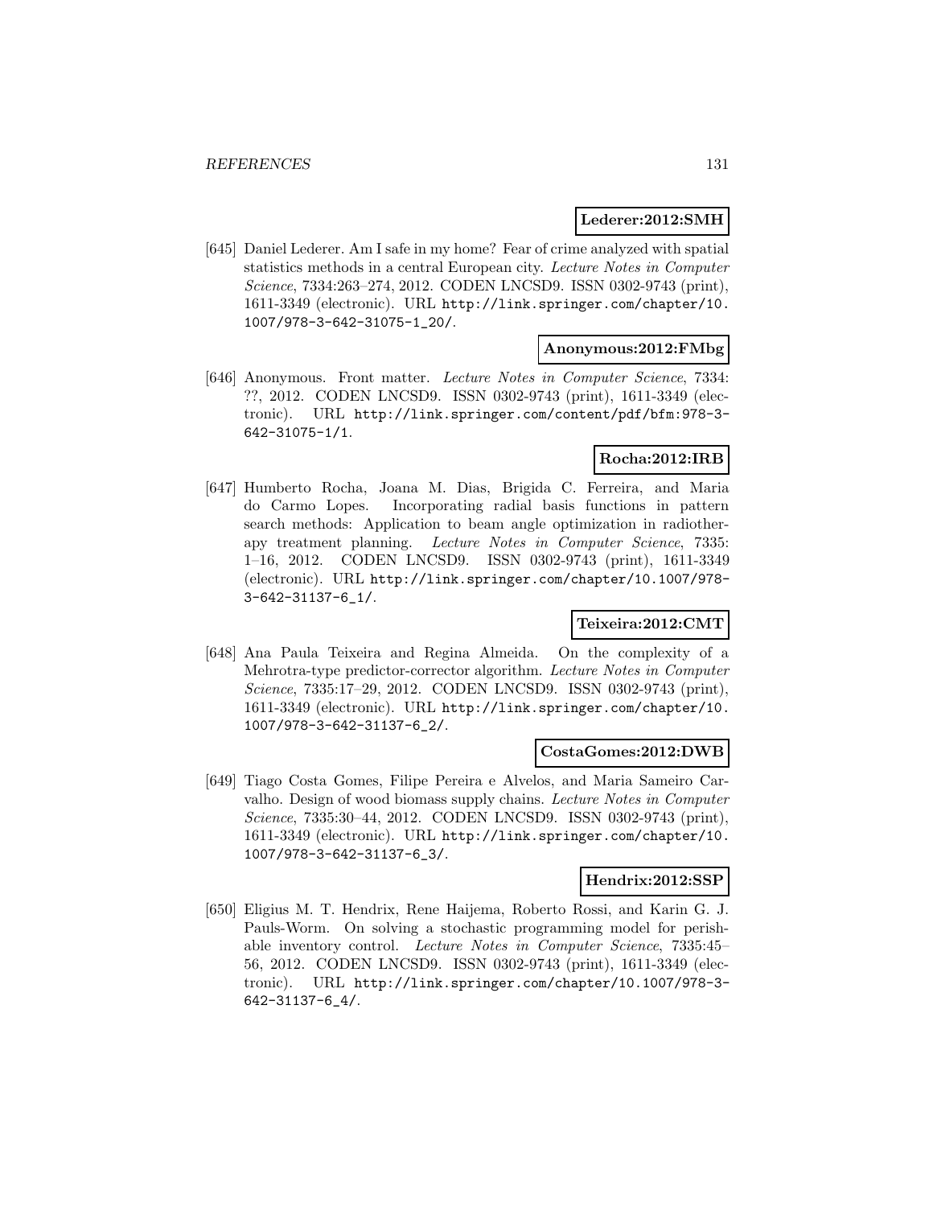**Lederer:2012:SMH**

[645] Daniel Lederer. Am I safe in my home? Fear of crime analyzed with spatial statistics methods in a central European city. *Lecture Notes in Computer Science*, 7334:263–274, 2012. CODEN LNCSD9. ISSN 0302-9743 (print), 1611-3349 (electronic). URL http://link.springer.com/chapter/10.1007/978-3-642-31075-1_20/.

**Anonymous:2012:FMbg**

[646] Anonymous. Front matter. *Lecture Notes in Computer Science*, 7334: ??, 2012. CODEN LNCSD9. ISSN 0302-9743 (print), 1611-3349 (electronic). URL http://link.springer.com/content/pdf/bfm:978-3-642-31075-1/1.

**Rocha:2012:IRB**

[647] Humberto Rocha, Joana M. Dias, Brigida C. Ferreira, and Maria do Carmo Lopes. Incorporating radial basis functions in pattern search methods: Application to beam angle optimization in radiotherapy treatment planning. *Lecture Notes in Computer Science*, 7335: 1–16, 2012. CODEN LNCSD9. ISSN 0302-9743 (print), 1611-3349 (electronic). URL http://link.springer.com/chapter/10.1007/978-3-642-31137-6_1/.

**Teixeira:2012:CMT**

[648] Ana Paula Teixeira and Regina Almeida. On the complexity of a Mehrotra-type predictor-corrector algorithm. *Lecture Notes in Computer Science*, 7335:17–29, 2012. CODEN LNCSD9. ISSN 0302-9743 (print), 1611-3349 (electronic). URL http://link.springer.com/chapter/10.1007/978-3-642-31137-6_2/.

**CostaGomes:2012:DWB**

[649] Tiago Costa Gomes, Filipe Pereira e Alvelos, and Maria Sameiro Carvalho. Design of wood biomass supply chains. *Lecture Notes in Computer Science*, 7335:30–44, 2012. CODEN LNCSD9. ISSN 0302-9743 (print), 1611-3349 (electronic). URL http://link.springer.com/chapter/10.1007/978-3-642-31137-6_3/.

**Hendrix:2012:SSP**

[650] Eligius M. T. Hendrix, Rene Haijema, Roberto Rossi, and Karin G. J. Pauls-Worm. On solving a stochastic programming model for perishable inventory control. *Lecture Notes in Computer Science*, 7335:45–56, 2012. CODEN LNCSD9. ISSN 0302-9743 (print), 1611-3349 (electronic). URL http://link.springer.com/chapter/10.1007/978-3-642-31137-6_4/.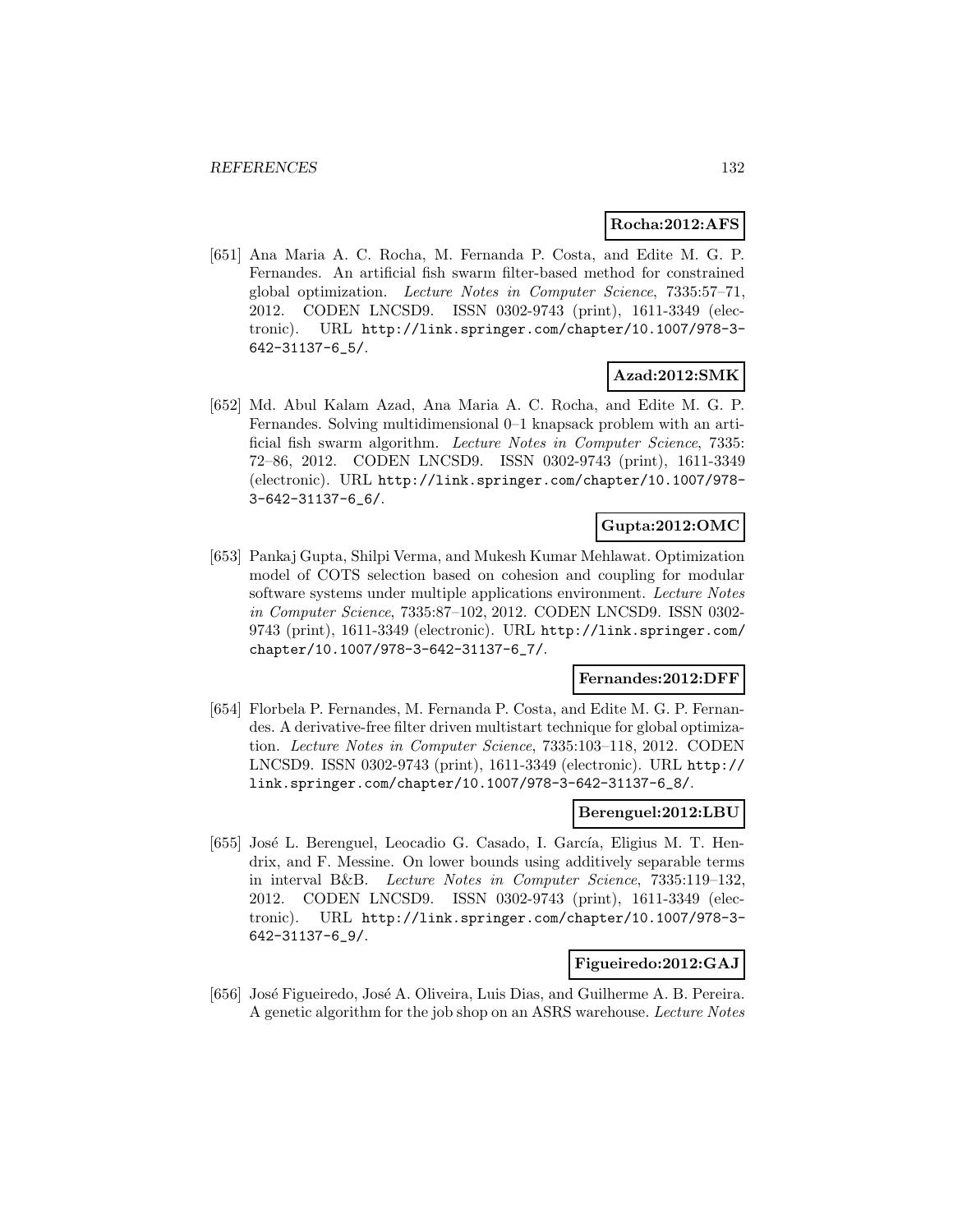**Rocha:2012:AFS**

[651] Ana Maria A. C. Rocha, M. Fernanda P. Costa, and Edite M. G. P. Fernandes. An artificial fish swarm filter-based method for constrained global optimization. *Lecture Notes in Computer Science*, 7335:57–71, 2012. CODEN LNCSD9. ISSN 0302-9743 (print), 1611-3349 (electronic). URL http://link.springer.com/chapter/10.1007/978-3-642-31137-6_5/.

**Azad:2012:SMK**

[652] Md. Abul Kalam Azad, Ana Maria A. C. Rocha, and Edite M. G. P. Fernandes. Solving multidimensional 0–1 knapsack problem with an artificial fish swarm algorithm. *Lecture Notes in Computer Science*, 7335: 72–86, 2012. CODEN LNCSD9. ISSN 0302-9743 (print), 1611-3349 (electronic). URL http://link.springer.com/chapter/10.1007/978-3-642-31137-6_6/.

**Gupta:2012:OMC**

[653] Pankaj Gupta, Shilpi Verma, and Mukesh Kumar Mehlawat. Optimization model of COTS selection based on cohesion and coupling for modular software systems under multiple applications environment. *Lecture Notes in Computer Science*, 7335:87–102, 2012. CODEN LNCSD9. ISSN 0302-9743 (print), 1611-3349 (electronic). URL http://link.springer.com/chapter/10.1007/978-3-642-31137-6_7/.

**Fernandes:2012:DFF**

[654] Florbela P. Fernandes, M. Fernanda P. Costa, and Edite M. G. P. Fernandes. A derivative-free filter driven multistart technique for global optimization. *Lecture Notes in Computer Science*, 7335:103–118, 2012. CODEN LNCSD9. ISSN 0302-9743 (print), 1611-3349 (electronic). URL http://link.springer.com/chapter/10.1007/978-3-642-31137-6_8/.

**Berenguel:2012:LBU**

[655] José L. Berenguel, Leocadio G. Casado, I. García, Eligius M. T. Hendrix, and F. Messine. On lower bounds using additively separable terms in interval B&B. *Lecture Notes in Computer Science*, 7335:119–132, 2012. CODEN LNCSD9. ISSN 0302-9743 (print), 1611-3349 (electronic). URL http://link.springer.com/chapter/10.1007/978-3-642-31137-6_9/.

**Figueiredo:2012:GAJ**

[656] José Figueiredo, José A. Oliveira, Luis Dias, and Guilherme A. B. Pereira. A genetic algorithm for the job shop on an ASRS warehouse. *Lecture Notes*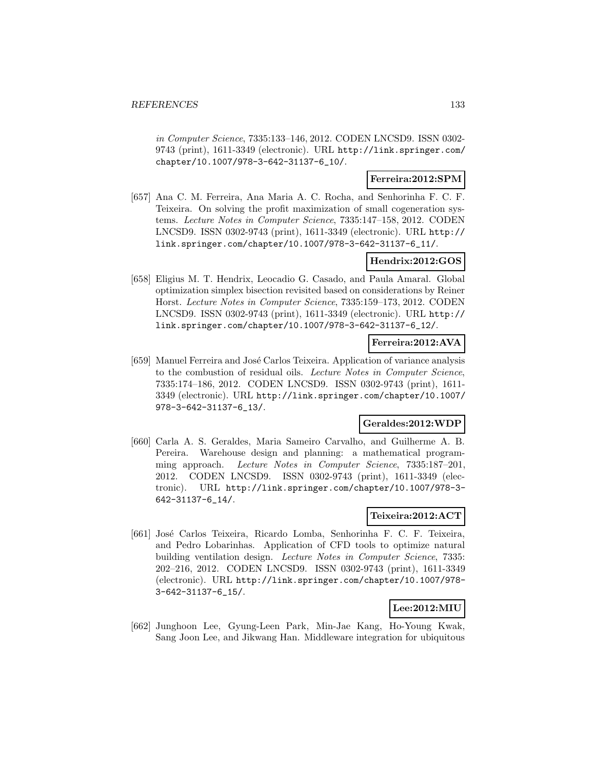*in Computer Science*, 7335:133–146, 2012. CODEN LNCSD9. ISSN 0302-9743 (print), 1611-3349 (electronic). URL http://link.springer.com/chapter/10.1007/978-3-642-31137-6_10/.

**Ferreira:2012:SPM**

[657] Ana C. M. Ferreira, Ana Maria A. C. Rocha, and Senhorinha F. C. F. Teixeira. On solving the profit maximization of small cogeneration systems. *Lecture Notes in Computer Science*, 7335:147–158, 2012. CODEN LNCSD9. ISSN 0302-9743 (print), 1611-3349 (electronic). URL http://link.springer.com/chapter/10.1007/978-3-642-31137-6_11/.

**Hendrix:2012:GOS**

[658] Eligius M. T. Hendrix, Leocadio G. Casado, and Paula Amaral. Global optimization simplex bisection revisited based on considerations by Reiner Horst. *Lecture Notes in Computer Science*, 7335:159–173, 2012. CODEN LNCSD9. ISSN 0302-9743 (print), 1611-3349 (electronic). URL http://link.springer.com/chapter/10.1007/978-3-642-31137-6_12/.

**Ferreira:2012:AVA**

[659] Manuel Ferreira and José Carlos Teixeira. Application of variance analysis to the combustion of residual oils. *Lecture Notes in Computer Science*, 7335:174–186, 2012. CODEN LNCSD9. ISSN 0302-9743 (print), 1611-3349 (electronic). URL http://link.springer.com/chapter/10.1007/978-3-642-31137-6_13/.

**Geraldes:2012:WDP**

[660] Carla A. S. Geraldes, Maria Sameiro Carvalho, and Guilherme A. B. Pereira. Warehouse design and planning: a mathematical programming approach. *Lecture Notes in Computer Science*, 7335:187–201, 2012. CODEN LNCSD9. ISSN 0302-9743 (print), 1611-3349 (electronic). URL http://link.springer.com/chapter/10.1007/978-3-642-31137-6_14/.

**Teixeira:2012:ACT**

[661] José Carlos Teixeira, Ricardo Lomba, Senhorinha F. C. F. Teixeira, and Pedro Lobarinhas. Application of CFD tools to optimize natural building ventilation design. *Lecture Notes in Computer Science*, 7335:202–216, 2012. CODEN LNCSD9. ISSN 0302-9743 (print), 1611-3349 (electronic). URL http://link.springer.com/chapter/10.1007/978-3-642-31137-6_15/.

**Lee:2012:MIU**

[662] Junghoon Lee, Gyung-Leen Park, Min-Jae Kang, Ho-Young Kwak, Sang Joon Lee, and Jikwang Han. Middleware integration for ubiquitous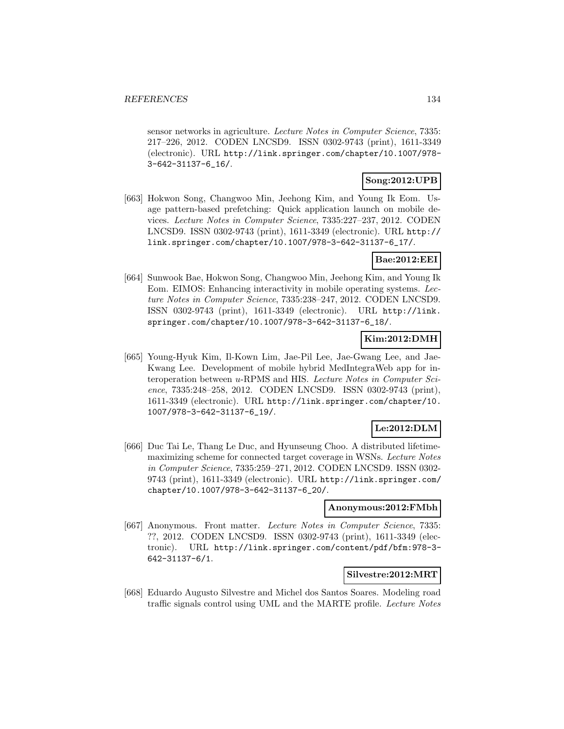sensor networks in agriculture. *Lecture Notes in Computer Science*, 7335: 217–226, 2012. CODEN LNCSD9. ISSN 0302-9743 (print), 1611-3349 (electronic). URL http://link.springer.com/chapter/10.1007/978-3-642-31137-6_16/.

**Song:2012:UPB**

[663] Hokwon Song, Changwoo Min, Jeehong Kim, and Young Ik Eom. Usage pattern-based prefetching: Quick application launch on mobile devices. *Lecture Notes in Computer Science*, 7335:227–237, 2012. CODEN LNCSD9. ISSN 0302-9743 (print), 1611-3349 (electronic). URL http://link.springer.com/chapter/10.1007/978-3-642-31137-6_17/.

**Bae:2012:EEI**

[664] Sunwook Bae, Hokwon Song, Changwoo Min, Jeehong Kim, and Young Ik Eom. EIMOS: Enhancing interactivity in mobile operating systems. *Lecture Notes in Computer Science*, 7335:238–247, 2012. CODEN LNCSD9. ISSN 0302-9743 (print), 1611-3349 (electronic). URL http://link.springer.com/chapter/10.1007/978-3-642-31137-6_18/.

**Kim:2012:DMH**

[665] Young-Hyuk Kim, Il-Kown Lim, Jae-Pil Lee, Jae-Gwang Lee, and Jae-Kwang Lee. Development of mobile hybrid MedIntegraWeb app for interoperation between *u*-RPMS and HIS. *Lecture Notes in Computer Science*, 7335:248–258, 2012. CODEN LNCSD9. ISSN 0302-9743 (print), 1611-3349 (electronic). URL http://link.springer.com/chapter/10.1007/978-3-642-31137-6_19/.

**Le:2012:DLM**

[666] Duc Tai Le, Thang Le Duc, and Hyunseung Choo. A distributed lifetime-maximizing scheme for connected target coverage in WSNs. *Lecture Notes in Computer Science*, 7335:259–271, 2012. CODEN LNCSD9. ISSN 0302-9743 (print), 1611-3349 (electronic). URL http://link.springer.com/chapter/10.1007/978-3-642-31137-6_20/.

**Anonymous:2012:FMbh**

[667] Anonymous. Front matter. *Lecture Notes in Computer Science*, 7335: ??, 2012. CODEN LNCSD9. ISSN 0302-9743 (print), 1611-3349 (electronic). URL http://link.springer.com/content/pdf/bfm:978-3-642-31137-6/1.

**Silvestre:2012:MRT**

[668] Eduardo Augusto Silvestre and Michel dos Santos Soares. Modeling road traffic signals control using UML and the MARTE profile. *Lecture Notes*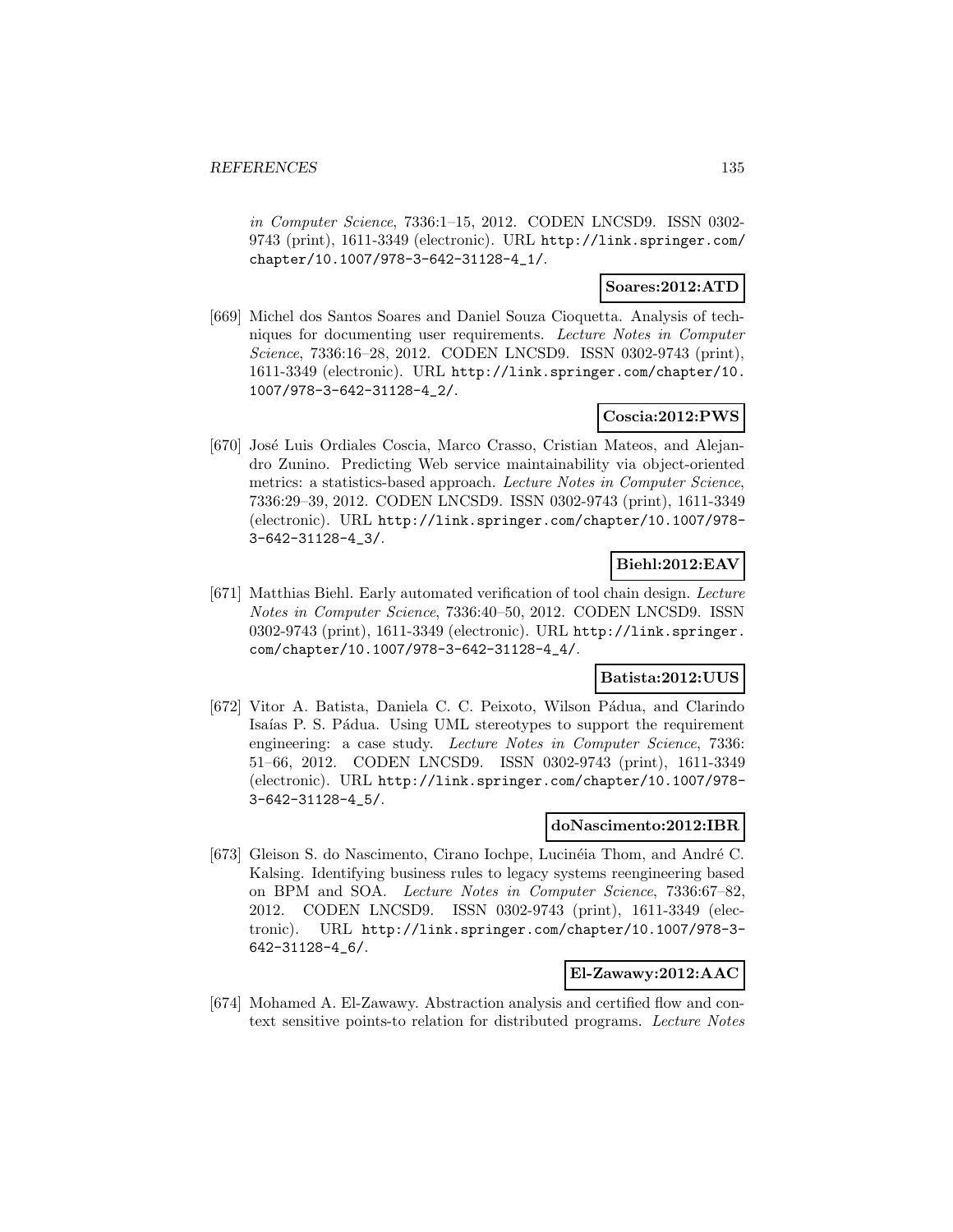*in Computer Science*, 7336:1–15, 2012. CODEN LNCSD9. ISSN 0302-9743 (print), 1611-3349 (electronic). URL http://link.springer.com/chapter/10.1007/978-3-642-31128-4_1/.

**Soares:2012:ATD**

[669] Michel dos Santos Soares and Daniel Souza Cioquetta. Analysis of techniques for documenting user requirements. *Lecture Notes in Computer Science*, 7336:16–28, 2012. CODEN LNCSD9. ISSN 0302-9743 (print), 1611-3349 (electronic). URL http://link.springer.com/chapter/10.1007/978-3-642-31128-4_2/.

**Coscia:2012:PWS**

[670] José Luis Ordiales Coscia, Marco Crasso, Cristian Mateos, and Alejandro Zunino. Predicting Web service maintainability via object-oriented metrics: a statistics-based approach. *Lecture Notes in Computer Science*, 7336:29–39, 2012. CODEN LNCSD9. ISSN 0302-9743 (print), 1611-3349 (electronic). URL http://link.springer.com/chapter/10.1007/978-3-642-31128-4_3/.

**Biehl:2012:EAV**

[671] Matthias Biehl. Early automated verification of tool chain design. *Lecture Notes in Computer Science*, 7336:40–50, 2012. CODEN LNCSD9. ISSN 0302-9743 (print), 1611-3349 (electronic). URL http://link.springer.com/chapter/10.1007/978-3-642-31128-4_4/.

**Batista:2012:UUS**

[672] Vitor A. Batista, Daniela C. C. Peixoto, Wilson Pádua, and Clarindo Isaías P. S. Pádua. Using UML stereotypes to support the requirement engineering: a case study. *Lecture Notes in Computer Science*, 7336: 51–66, 2012. CODEN LNCSD9. ISSN 0302-9743 (print), 1611-3349 (electronic). URL http://link.springer.com/chapter/10.1007/978-3-642-31128-4_5/.

**doNascimento:2012:IBR**

[673] Gleison S. do Nascimento, Cirano Iochpe, Lucinéia Thom, and André C. Kalsing. Identifying business rules to legacy systems reengineering based on BPM and SOA. *Lecture Notes in Computer Science*, 7336:67–82, 2012. CODEN LNCSD9. ISSN 0302-9743 (print), 1611-3349 (electronic). URL http://link.springer.com/chapter/10.1007/978-3-642-31128-4_6/.

**El-Zawawy:2012:AAC**

[674] Mohamed A. El-Zawawy. Abstraction analysis and certified flow and context sensitive points-to relation for distributed programs. *Lecture Notes*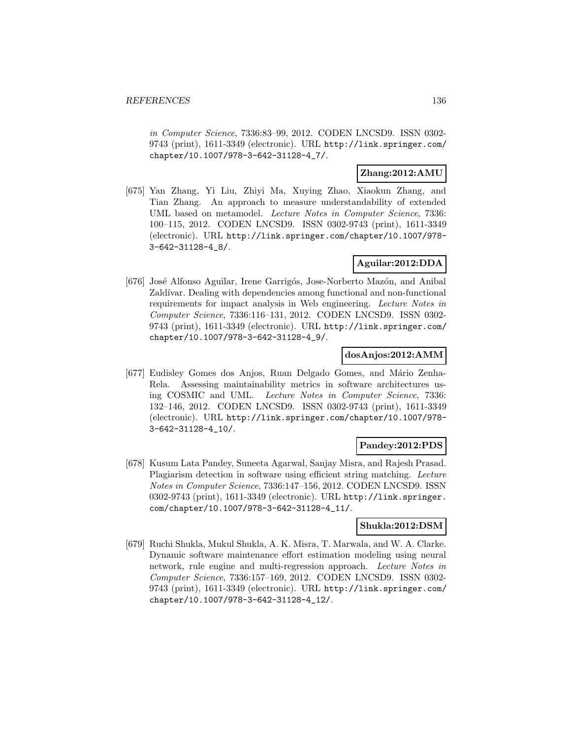*in Computer Science*, 7336:83–99, 2012. CODEN LNCSD9. ISSN 0302-9743 (print), 1611-3349 (electronic). URL http://link.springer.com/chapter/10.1007/978-3-642-31128-4_7/.

**Zhang:2012:AMU**

[675] Yan Zhang, Yi Liu, Zhiyi Ma, Xuying Zhao, Xiaokun Zhang, and Tian Zhang. An approach to measure understandability of extended UML based on metamodel. *Lecture Notes in Computer Science*, 7336: 100–115, 2012. CODEN LNCSD9. ISSN 0302-9743 (print), 1611-3349 (electronic). URL http://link.springer.com/chapter/10.1007/978-3-642-31128-4_8/.

**Aguilar:2012:DDA**

[676] José Alfonso Aguilar, Irene Garrigós, Jose-Norberto Mazón, and Anibal Zaldívar. Dealing with dependencies among functional and non-functional requirements for impact analysis in Web engineering. *Lecture Notes in Computer Science*, 7336:116–131, 2012. CODEN LNCSD9. ISSN 0302-9743 (print), 1611-3349 (electronic). URL http://link.springer.com/chapter/10.1007/978-3-642-31128-4_9/.

**dosAnjos:2012:AMM**

[677] Eudisley Gomes dos Anjos, Ruan Delgado Gomes, and Mário Zenha-Rela. Assessing maintainability metrics in software architectures using COSMIC and UML. *Lecture Notes in Computer Science*, 7336: 132–146, 2012. CODEN LNCSD9. ISSN 0302-9743 (print), 1611-3349 (electronic). URL http://link.springer.com/chapter/10.1007/978-3-642-31128-4_10/.

**Pandey:2012:PDS**

[678] Kusum Lata Pandey, Suneeta Agarwal, Sanjay Misra, and Rajesh Prasad. Plagiarism detection in software using efficient string matching. *Lecture Notes in Computer Science*, 7336:147–156, 2012. CODEN LNCSD9. ISSN 0302-9743 (print), 1611-3349 (electronic). URL http://link.springer.com/chapter/10.1007/978-3-642-31128-4_11/.

**Shukla:2012:DSM**

[679] Ruchi Shukla, Mukul Shukla, A. K. Misra, T. Marwala, and W. A. Clarke. Dynamic software maintenance effort estimation modeling using neural network, rule engine and multi-regression approach. *Lecture Notes in Computer Science*, 7336:157–169, 2012. CODEN LNCSD9. ISSN 0302-9743 (print), 1611-3349 (electronic). URL http://link.springer.com/chapter/10.1007/978-3-642-31128-4_12/.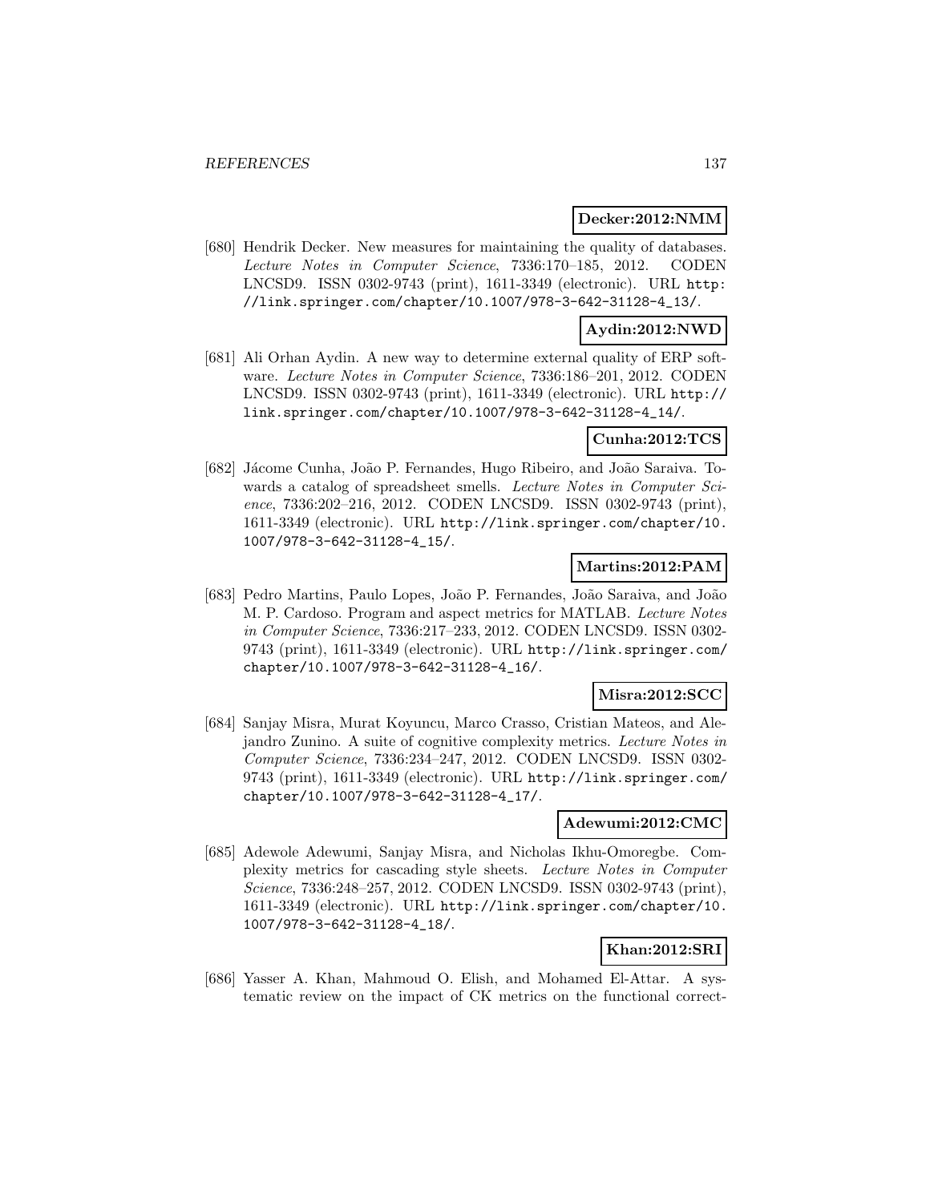**Decker:2012:NMM**

[680] Hendrik Decker. New measures for maintaining the quality of databases. *Lecture Notes in Computer Science*, 7336:170–185, 2012. CODEN LNCSD9. ISSN 0302-9743 (print), 1611-3349 (electronic). URL http://link.springer.com/chapter/10.1007/978-3-642-31128-4_13/.

**Aydin:2012:NWD**

[681] Ali Orhan Aydin. A new way to determine external quality of ERP software. *Lecture Notes in Computer Science*, 7336:186–201, 2012. CODEN LNCSD9. ISSN 0302-9743 (print), 1611-3349 (electronic). URL http://link.springer.com/chapter/10.1007/978-3-642-31128-4_14/.

**Cunha:2012:TCS**

[682] Jácome Cunha, João P. Fernandes, Hugo Ribeiro, and João Saraiva. Towards a catalog of spreadsheet smells. *Lecture Notes in Computer Science*, 7336:202–216, 2012. CODEN LNCSD9. ISSN 0302-9743 (print), 1611-3349 (electronic). URL http://link.springer.com/chapter/10.1007/978-3-642-31128-4_15/.

**Martins:2012:PAM**

[683] Pedro Martins, Paulo Lopes, João P. Fernandes, João Saraiva, and João M. P. Cardoso. Program and aspect metrics for MATLAB. *Lecture Notes in Computer Science*, 7336:217–233, 2012. CODEN LNCSD9. ISSN 0302-9743 (print), 1611-3349 (electronic). URL http://link.springer.com/chapter/10.1007/978-3-642-31128-4_16/.

**Misra:2012:SCC**

[684] Sanjay Misra, Murat Koyuncu, Marco Crasso, Cristian Mateos, and Alejandro Zunino. A suite of cognitive complexity metrics. *Lecture Notes in Computer Science*, 7336:234–247, 2012. CODEN LNCSD9. ISSN 0302-9743 (print), 1611-3349 (electronic). URL http://link.springer.com/chapter/10.1007/978-3-642-31128-4_17/.

**Adewumi:2012:CMC**

[685] Adewole Adewumi, Sanjay Misra, and Nicholas Ikhu-Omoregbe. Complexity metrics for cascading style sheets. *Lecture Notes in Computer Science*, 7336:248–257, 2012. CODEN LNCSD9. ISSN 0302-9743 (print), 1611-3349 (electronic). URL http://link.springer.com/chapter/10.1007/978-3-642-31128-4_18/.

**Khan:2012:SRI**

[686] Yasser A. Khan, Mahmoud O. Elish, and Mohamed El-Attar. A systematic review on the impact of CK metrics on the functional correct-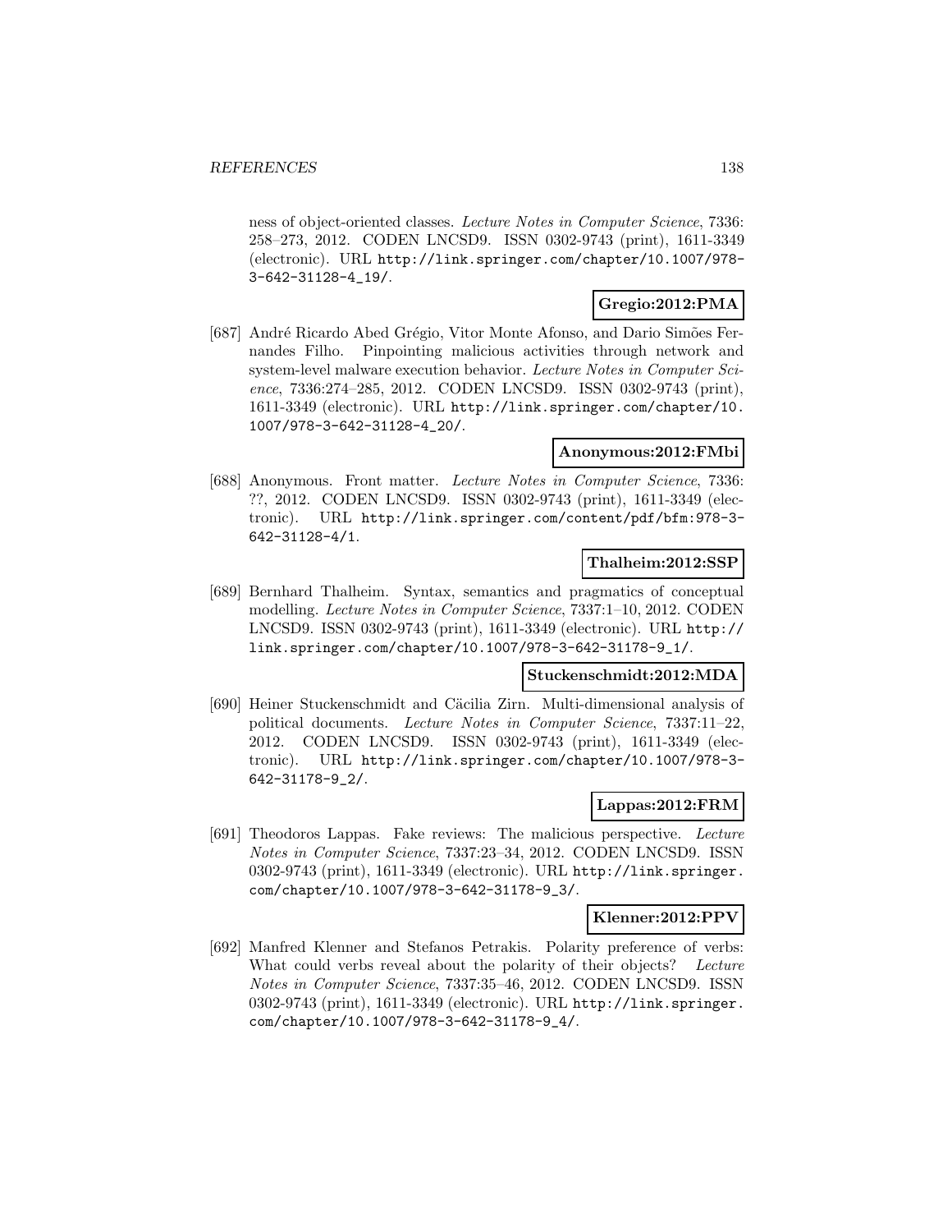ness of object-oriented classes. *Lecture Notes in Computer Science*, 7336: 258–273, 2012. CODEN LNCSD9. ISSN 0302-9743 (print), 1611-3349 (electronic). URL http://link.springer.com/chapter/10.1007/978-3-642-31128-4_19/.

**Gregio:2012:PMA**

[687] André Ricardo Abed Grégio, Vitor Monte Afonso, and Dario Simões Fernandes Filho. Pinpointing malicious activities through network and system-level malware execution behavior. *Lecture Notes in Computer Science*, 7336:274–285, 2012. CODEN LNCSD9. ISSN 0302-9743 (print), 1611-3349 (electronic). URL http://link.springer.com/chapter/10.1007/978-3-642-31128-4_20/.

**Anonymous:2012:FMbi**

[688] Anonymous. Front matter. *Lecture Notes in Computer Science*, 7336: ??, 2012. CODEN LNCSD9. ISSN 0302-9743 (print), 1611-3349 (electronic). URL http://link.springer.com/content/pdf/bfm:978-3-642-31128-4/1.

**Thalheim:2012:SSP**

[689] Bernhard Thalheim. Syntax, semantics and pragmatics of conceptual modelling. *Lecture Notes in Computer Science*, 7337:1–10, 2012. CODEN LNCSD9. ISSN 0302-9743 (print), 1611-3349 (electronic). URL http://link.springer.com/chapter/10.1007/978-3-642-31178-9_1/.

**Stuckenschmidt:2012:MDA**

[690] Heiner Stuckenschmidt and Cäcilia Zirn. Multi-dimensional analysis of political documents. *Lecture Notes in Computer Science*, 7337:11–22, 2012. CODEN LNCSD9. ISSN 0302-9743 (print), 1611-3349 (electronic). URL http://link.springer.com/chapter/10.1007/978-3-642-31178-9_2/.

**Lappas:2012:FRM**

[691] Theodoros Lappas. Fake reviews: The malicious perspective. *Lecture Notes in Computer Science*, 7337:23–34, 2012. CODEN LNCSD9. ISSN 0302-9743 (print), 1611-3349 (electronic). URL http://link.springer.com/chapter/10.1007/978-3-642-31178-9_3/.

**Klenner:2012:PPV**

[692] Manfred Klenner and Stefanos Petrakis. Polarity preference of verbs: What could verbs reveal about the polarity of their objects? *Lecture Notes in Computer Science*, 7337:35–46, 2012. CODEN LNCSD9. ISSN 0302-9743 (print), 1611-3349 (electronic). URL http://link.springer.com/chapter/10.1007/978-3-642-31178-9_4/.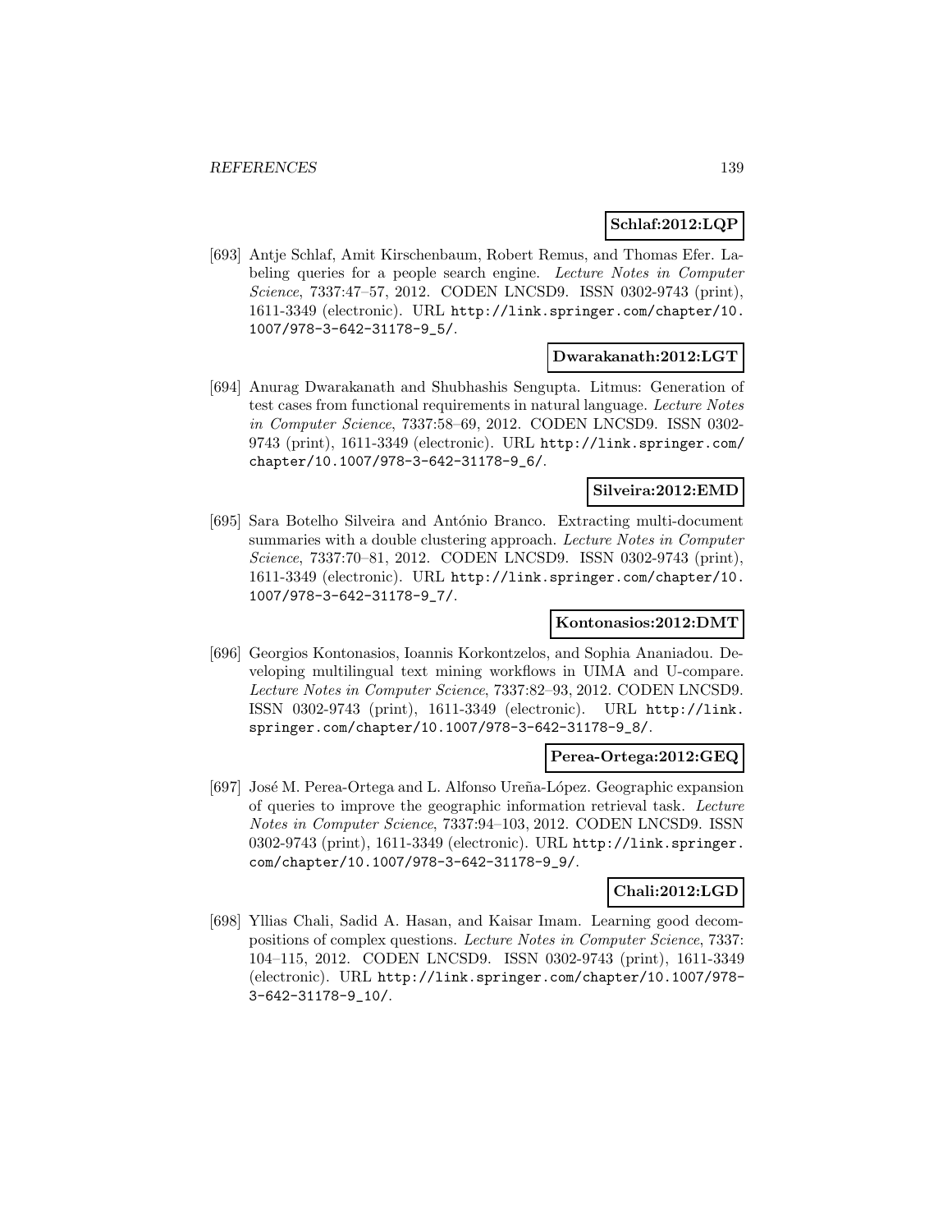**Schlaf:2012:LQP**

[693] Antje Schlaf, Amit Kirschenbaum, Robert Remus, and Thomas Efer. Labeling queries for a people search engine. *Lecture Notes in Computer Science*, 7337:47–57, 2012. CODEN LNCSD9. ISSN 0302-9743 (print), 1611-3349 (electronic). URL http://link.springer.com/chapter/10.1007/978-3-642-31178-9_5/.

**Dwarakanath:2012:LGT**

[694] Anurag Dwarakanath and Shubhashis Sengupta. Litmus: Generation of test cases from functional requirements in natural language. *Lecture Notes in Computer Science*, 7337:58–69, 2012. CODEN LNCSD9. ISSN 0302-9743 (print), 1611-3349 (electronic). URL http://link.springer.com/chapter/10.1007/978-3-642-31178-9_6/.

**Silveira:2012:EMD**

[695] Sara Botelho Silveira and António Branco. Extracting multi-document summaries with a double clustering approach. *Lecture Notes in Computer Science*, 7337:70–81, 2012. CODEN LNCSD9. ISSN 0302-9743 (print), 1611-3349 (electronic). URL http://link.springer.com/chapter/10.1007/978-3-642-31178-9_7/.

**Kontonasios:2012:DMT**

[696] Georgios Kontonasios, Ioannis Korkontzelos, and Sophia Ananiadou. Developing multilingual text mining workflows in UIMA and U-compare. *Lecture Notes in Computer Science*, 7337:82–93, 2012. CODEN LNCSD9. ISSN 0302-9743 (print), 1611-3349 (electronic). URL http://link.springer.com/chapter/10.1007/978-3-642-31178-9_8/.

**Perea-Ortega:2012:GEQ**

[697] José M. Perea-Ortega and L. Alfonso Ureña-López. Geographic expansion of queries to improve the geographic information retrieval task. *Lecture Notes in Computer Science*, 7337:94–103, 2012. CODEN LNCSD9. ISSN 0302-9743 (print), 1611-3349 (electronic). URL http://link.springer.com/chapter/10.1007/978-3-642-31178-9_9/.

**Chali:2012:LGD**

[698] Yllias Chali, Sadid A. Hasan, and Kaisar Imam. Learning good decompositions of complex questions. *Lecture Notes in Computer Science*, 7337:104–115, 2012. CODEN LNCSD9. ISSN 0302-9743 (print), 1611-3349 (electronic). URL http://link.springer.com/chapter/10.1007/978-3-642-31178-9_10/.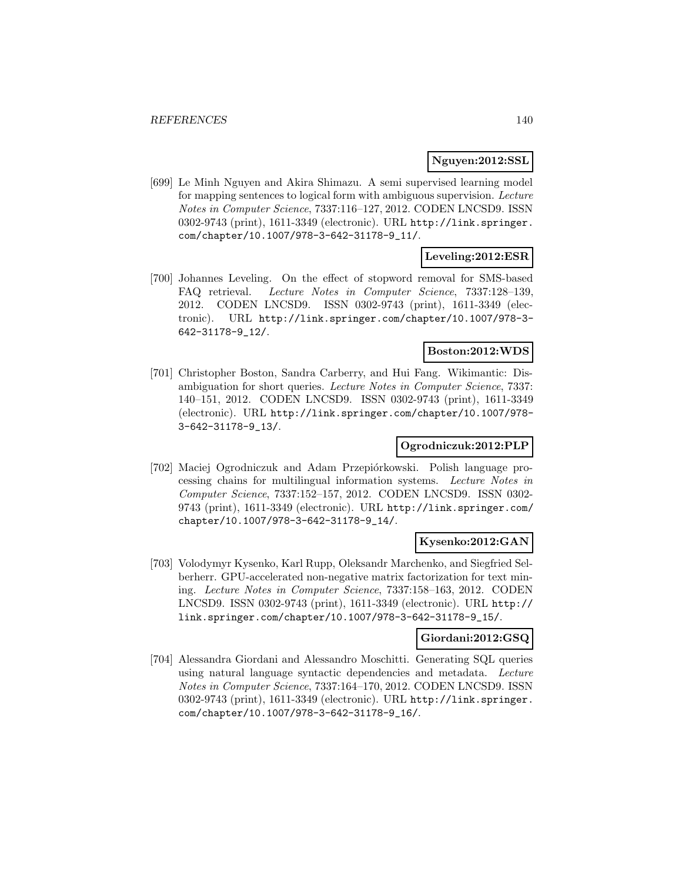**Nguyen:2012:SSL**

[699] Le Minh Nguyen and Akira Shimazu. A semi supervised learning model for mapping sentences to logical form with ambiguous supervision. *Lecture Notes in Computer Science*, 7337:116–127, 2012. CODEN LNCSD9. ISSN 0302-9743 (print), 1611-3349 (electronic). URL http://link.springer.com/chapter/10.1007/978-3-642-31178-9_11/.

**Leveling:2012:ESR**

[700] Johannes Leveling. On the effect of stopword removal for SMS-based FAQ retrieval. *Lecture Notes in Computer Science*, 7337:128–139, 2012. CODEN LNCSD9. ISSN 0302-9743 (print), 1611-3349 (electronic). URL http://link.springer.com/chapter/10.1007/978-3-642-31178-9_12/.

**Boston:2012:WDS**

[701] Christopher Boston, Sandra Carberry, and Hui Fang. Wikimantic: Disambiguation for short queries. *Lecture Notes in Computer Science*, 7337:140–151, 2012. CODEN LNCSD9. ISSN 0302-9743 (print), 1611-3349 (electronic). URL http://link.springer.com/chapter/10.1007/978-3-642-31178-9_13/.

**Ogrodniczuk:2012:PLP**

[702] Maciej Ogrodniczuk and Adam Przepiórkowski. Polish language processing chains for multilingual information systems. *Lecture Notes in Computer Science*, 7337:152–157, 2012. CODEN LNCSD9. ISSN 0302-9743 (print), 1611-3349 (electronic). URL http://link.springer.com/chapter/10.1007/978-3-642-31178-9_14/.

**Kysenko:2012:GAN**

[703] Volodymyr Kysenko, Karl Rupp, Oleksandr Marchenko, and Siegfried Selberherr. GPU-accelerated non-negative matrix factorization for text mining. *Lecture Notes in Computer Science*, 7337:158–163, 2012. CODEN LNCSD9. ISSN 0302-9743 (print), 1611-3349 (electronic). URL http://link.springer.com/chapter/10.1007/978-3-642-31178-9_15/.

**Giordani:2012:GSQ**

[704] Alessandra Giordani and Alessandro Moschitti. Generating SQL queries using natural language syntactic dependencies and metadata. *Lecture Notes in Computer Science*, 7337:164–170, 2012. CODEN LNCSD9. ISSN 0302-9743 (print), 1611-3349 (electronic). URL http://link.springer.com/chapter/10.1007/978-3-642-31178-9_16/.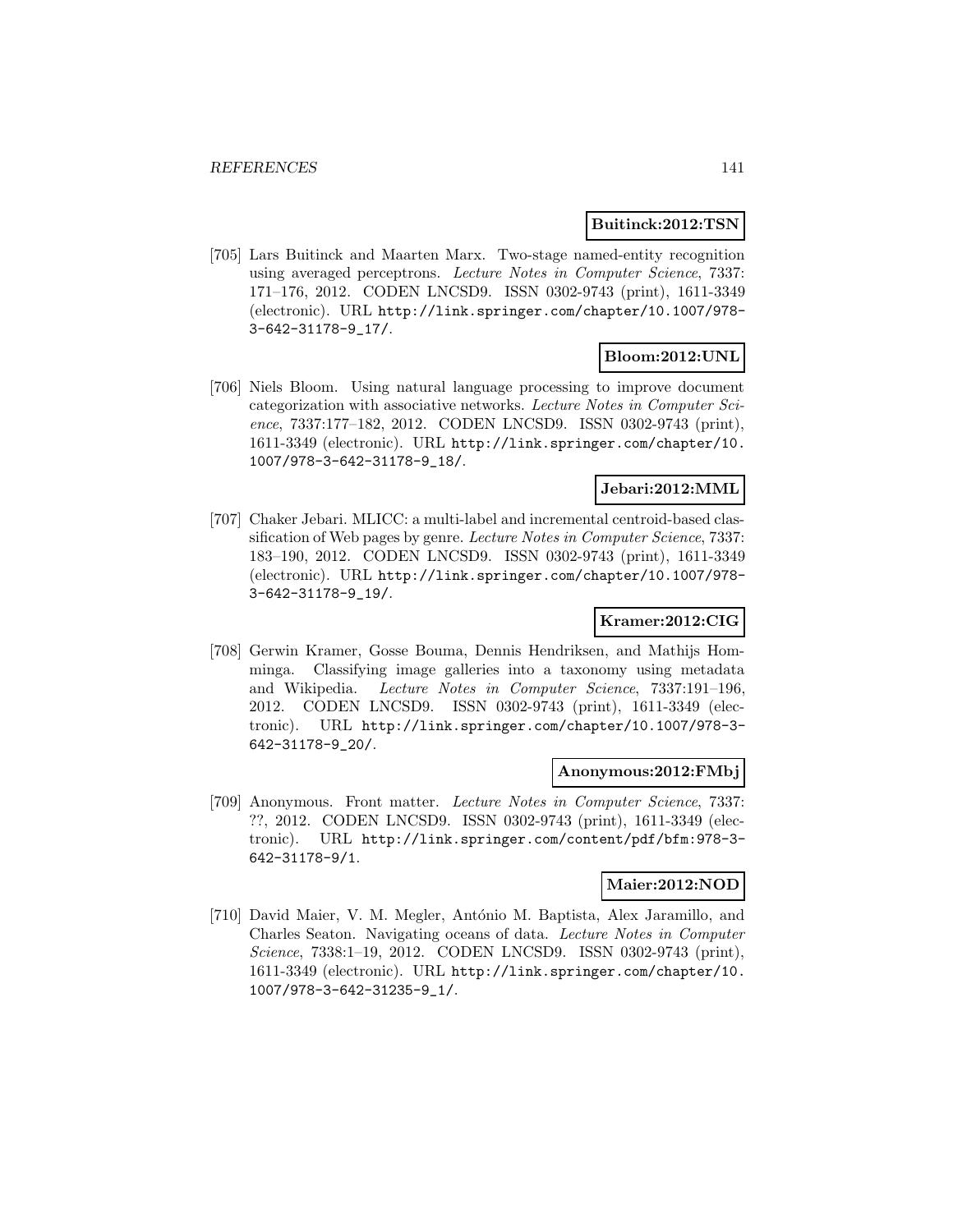**Buitinck:2012:TSN**

[705] Lars Buitinck and Maarten Marx. Two-stage named-entity recognition using averaged perceptrons. *Lecture Notes in Computer Science*, 7337: 171–176, 2012. CODEN LNCSD9. ISSN 0302-9743 (print), 1611-3349 (electronic). URL http://link.springer.com/chapter/10.1007/978-3-642-31178-9_17/.

**Bloom:2012:UNL**

[706] Niels Bloom. Using natural language processing to improve document categorization with associative networks. *Lecture Notes in Computer Science*, 7337:177–182, 2012. CODEN LNCSD9. ISSN 0302-9743 (print), 1611-3349 (electronic). URL http://link.springer.com/chapter/10.1007/978-3-642-31178-9_18/.

**Jebari:2012:MML**

[707] Chaker Jebari. MLICC: a multi-label and incremental centroid-based classification of Web pages by genre. *Lecture Notes in Computer Science*, 7337: 183–190, 2012. CODEN LNCSD9. ISSN 0302-9743 (print), 1611-3349 (electronic). URL http://link.springer.com/chapter/10.1007/978-3-642-31178-9_19/.

**Kramer:2012:CIG**

[708] Gerwin Kramer, Gosse Bouma, Dennis Hendriksen, and Mathijs Homminga. Classifying image galleries into a taxonomy using metadata and Wikipedia. *Lecture Notes in Computer Science*, 7337:191–196, 2012. CODEN LNCSD9. ISSN 0302-9743 (print), 1611-3349 (electronic). URL http://link.springer.com/chapter/10.1007/978-3-642-31178-9_20/.

**Anonymous:2012:FMbj**

[709] Anonymous. Front matter. *Lecture Notes in Computer Science*, 7337: ??, 2012. CODEN LNCSD9. ISSN 0302-9743 (print), 1611-3349 (electronic). URL http://link.springer.com/content/pdf/bfm:978-3-642-31178-9/1.

**Maier:2012:NOD**

[710] David Maier, V. M. Megler, António M. Baptista, Alex Jaramillo, and Charles Seaton. Navigating oceans of data. *Lecture Notes in Computer Science*, 7338:1–19, 2012. CODEN LNCSD9. ISSN 0302-9743 (print), 1611-3349 (electronic). URL http://link.springer.com/chapter/10.1007/978-3-642-31235-9_1/.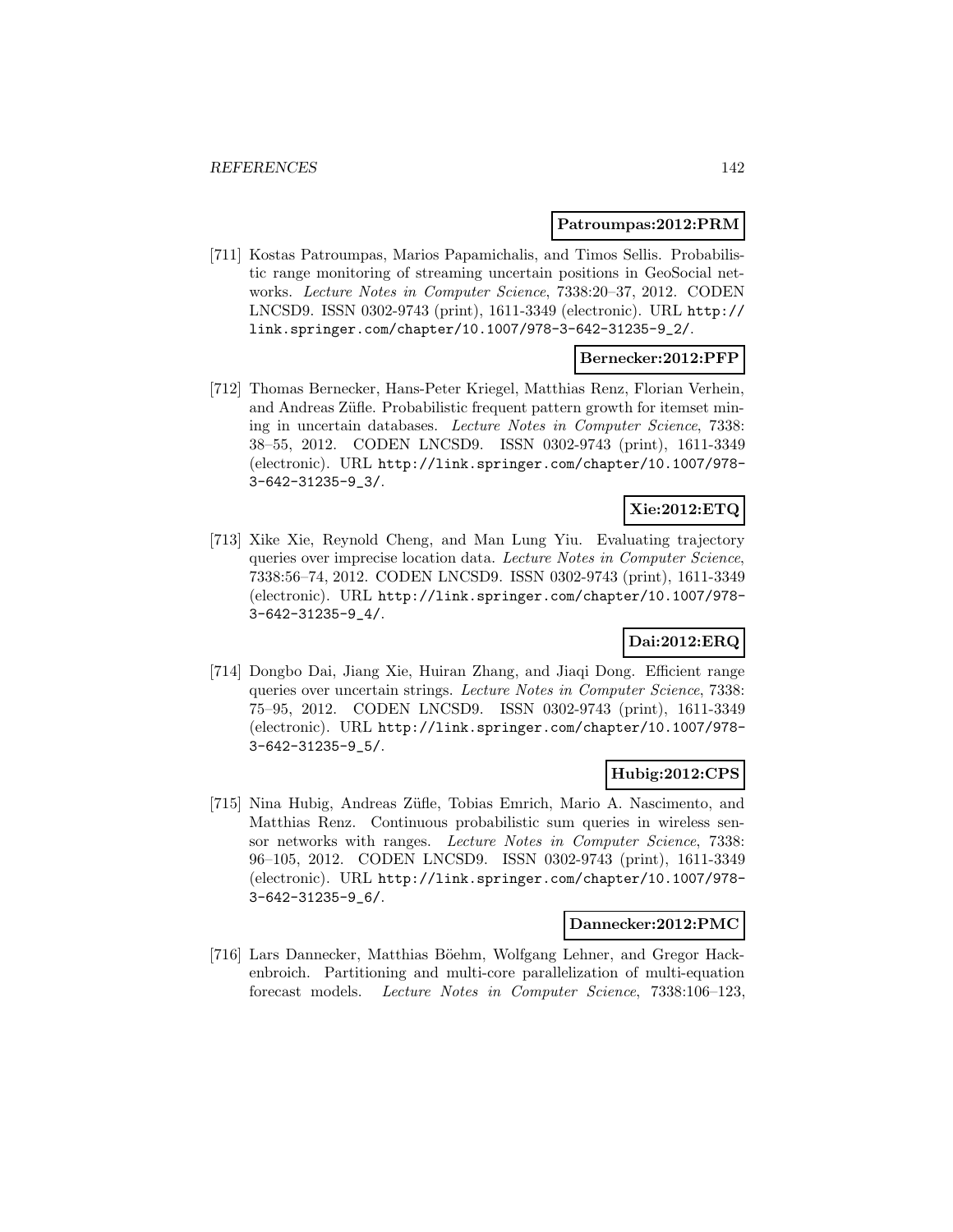**Patroumpas:2012:PRM**

[711] Kostas Patroumpas, Marios Papamichalis, and Timos Sellis. Probabilistic range monitoring of streaming uncertain positions in GeoSocial networks. *Lecture Notes in Computer Science*, 7338:20–37, 2012. CODEN LNCSD9. ISSN 0302-9743 (print), 1611-3349 (electronic). URL http://link.springer.com/chapter/10.1007/978-3-642-31235-9_2/.

**Bernecker:2012:PFP**

[712] Thomas Bernecker, Hans-Peter Kriegel, Matthias Renz, Florian Verhein, and Andreas Züfle. Probabilistic frequent pattern growth for itemset mining in uncertain databases. *Lecture Notes in Computer Science*, 7338: 38–55, 2012. CODEN LNCSD9. ISSN 0302-9743 (print), 1611-3349 (electronic). URL http://link.springer.com/chapter/10.1007/978-3-642-31235-9_3/.

**Xie:2012:ETQ**

[713] Xike Xie, Reynold Cheng, and Man Lung Yiu. Evaluating trajectory queries over imprecise location data. *Lecture Notes in Computer Science*, 7338:56–74, 2012. CODEN LNCSD9. ISSN 0302-9743 (print), 1611-3349 (electronic). URL http://link.springer.com/chapter/10.1007/978-3-642-31235-9_4/.

**Dai:2012:ERQ**

[714] Dongbo Dai, Jiang Xie, Huiran Zhang, and Jiaqi Dong. Efficient range queries over uncertain strings. *Lecture Notes in Computer Science*, 7338: 75–95, 2012. CODEN LNCSD9. ISSN 0302-9743 (print), 1611-3349 (electronic). URL http://link.springer.com/chapter/10.1007/978-3-642-31235-9_5/.

**Hubig:2012:CPS**

[715] Nina Hubig, Andreas Züfle, Tobias Emrich, Mario A. Nascimento, and Matthias Renz. Continuous probabilistic sum queries in wireless sensor networks with ranges. *Lecture Notes in Computer Science*, 7338: 96–105, 2012. CODEN LNCSD9. ISSN 0302-9743 (print), 1611-3349 (electronic). URL http://link.springer.com/chapter/10.1007/978-3-642-31235-9_6/.

**Dannecker:2012:PMC**

[716] Lars Dannecker, Matthias Böehm, Wolfgang Lehner, and Gregor Hackenbroich. Partitioning and multi-core parallelization of multi-equation forecast models. *Lecture Notes in Computer Science*, 7338:106–123,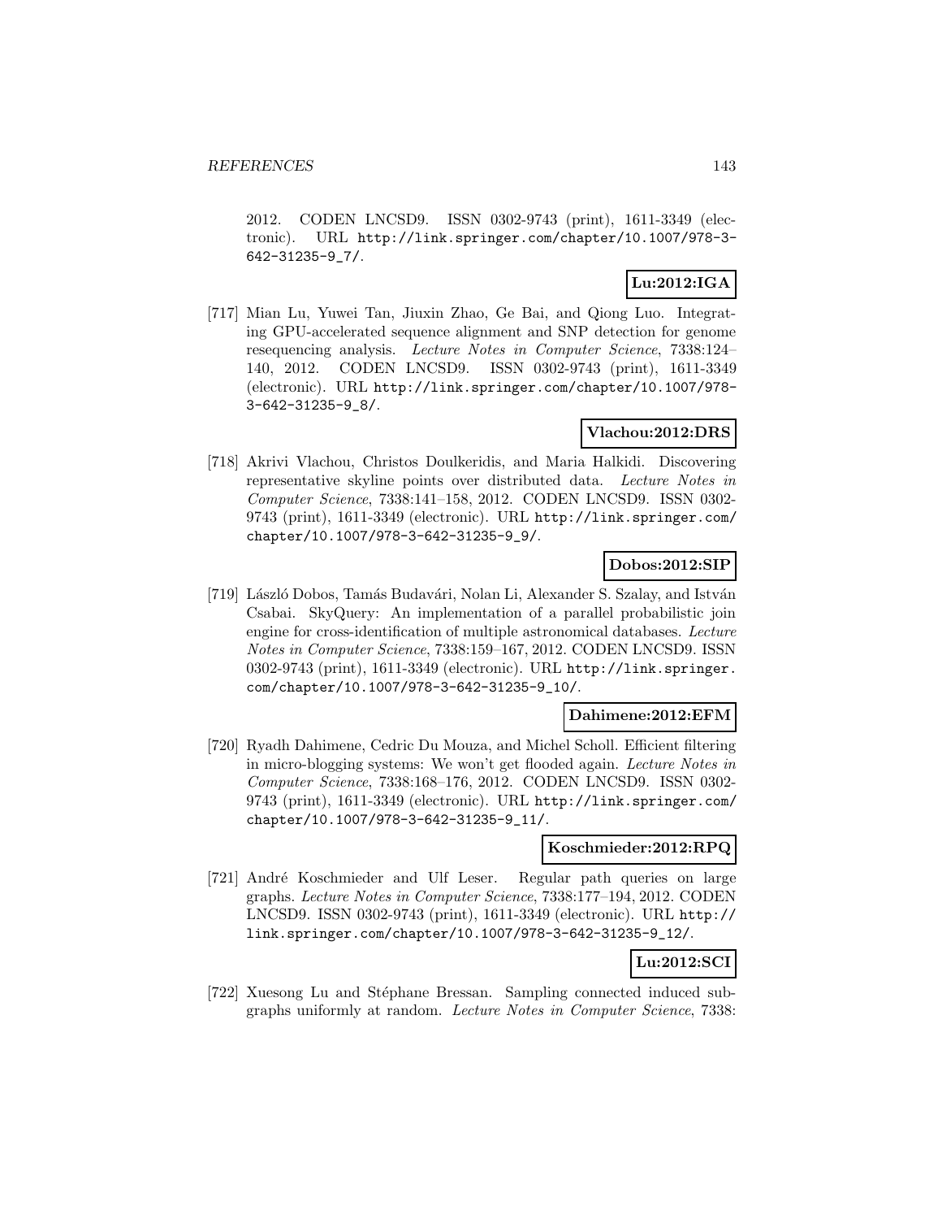2012. CODEN LNCSD9. ISSN 0302-9743 (print), 1611-3349 (electronic). URL http://link.springer.com/chapter/10.1007/978-3-642-31235-9_7/.

**Lu:2012:IGA**

[717] Mian Lu, Yuwei Tan, Jiuxin Zhao, Ge Bai, and Qiong Luo. Integrating GPU-accelerated sequence alignment and SNP detection for genome resequencing analysis. *Lecture Notes in Computer Science*, 7338:124–140, 2012. CODEN LNCSD9. ISSN 0302-9743 (print), 1611-3349 (electronic). URL http://link.springer.com/chapter/10.1007/978-3-642-31235-9_8/.

**Vlachou:2012:DRS**

[718] Akrivi Vlachou, Christos Doulkeridis, and Maria Halkidi. Discovering representative skyline points over distributed data. *Lecture Notes in Computer Science*, 7338:141–158, 2012. CODEN LNCSD9. ISSN 0302-9743 (print), 1611-3349 (electronic). URL http://link.springer.com/chapter/10.1007/978-3-642-31235-9_9/.

**Dobos:2012:SIP**

[719] László Dobos, Tamás Budavári, Nolan Li, Alexander S. Szalay, and István Csabai. SkyQuery: An implementation of a parallel probabilistic join engine for cross-identification of multiple astronomical databases. *Lecture Notes in Computer Science*, 7338:159–167, 2012. CODEN LNCSD9. ISSN 0302-9743 (print), 1611-3349 (electronic). URL http://link.springer.com/chapter/10.1007/978-3-642-31235-9_10/.

**Dahimene:2012:EFM**

[720] Ryadh Dahimene, Cedric Du Mouza, and Michel Scholl. Efficient filtering in micro-blogging systems: We won't get flooded again. *Lecture Notes in Computer Science*, 7338:168–176, 2012. CODEN LNCSD9. ISSN 0302-9743 (print), 1611-3349 (electronic). URL http://link.springer.com/chapter/10.1007/978-3-642-31235-9_11/.

**Koschmieder:2012:RPQ**

[721] André Koschmieder and Ulf Leser. Regular path queries on large graphs. *Lecture Notes in Computer Science*, 7338:177–194, 2012. CODEN LNCSD9. ISSN 0302-9743 (print), 1611-3349 (electronic). URL http://link.springer.com/chapter/10.1007/978-3-642-31235-9_12/.

**Lu:2012:SCI**

[722] Xuesong Lu and Stéphane Bressan. Sampling connected induced subgraphs uniformly at random. *Lecture Notes in Computer Science*, 7338: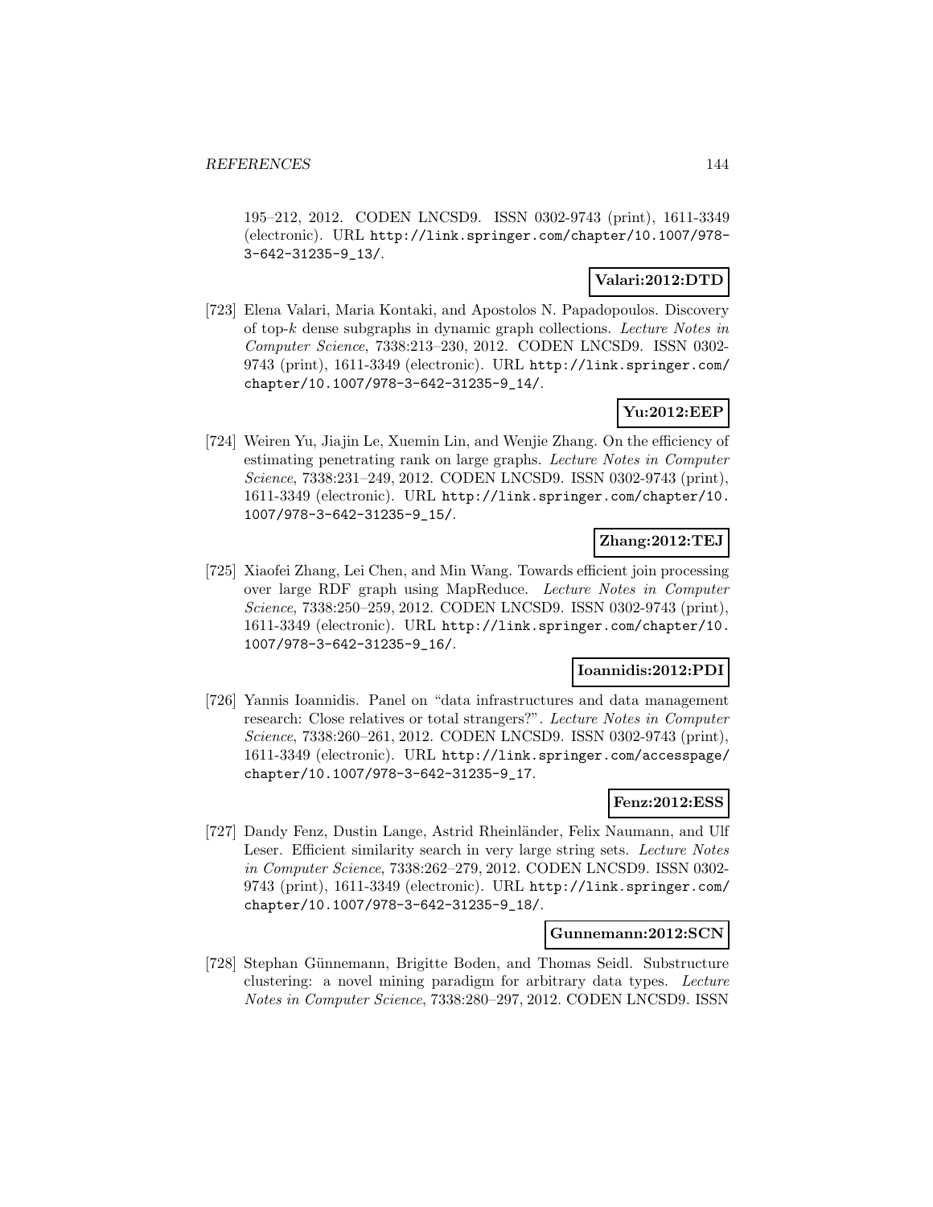195–212, 2012. CODEN LNCSD9. ISSN 0302-9743 (print), 1611-3349 (electronic). URL http://link.springer.com/chapter/10.1007/978-3-642-31235-9_13/.

**Valari:2012:DTD**

[723] Elena Valari, Maria Kontaki, and Apostolos N. Papadopoulos. Discovery of top-$k$ dense subgraphs in dynamic graph collections. *Lecture Notes in Computer Science*, 7338:213–230, 2012. CODEN LNCSD9. ISSN 0302-9743 (print), 1611-3349 (electronic). URL http://link.springer.com/chapter/10.1007/978-3-642-31235-9_14/.

**Yu:2012:EEP**

[724] Weiren Yu, Jiajin Le, Xuemin Lin, and Wenjie Zhang. On the efficiency of estimating penetrating rank on large graphs. *Lecture Notes in Computer Science*, 7338:231–249, 2012. CODEN LNCSD9. ISSN 0302-9743 (print), 1611-3349 (electronic). URL http://link.springer.com/chapter/10.1007/978-3-642-31235-9_15/.

**Zhang:2012:TEJ**

[725] Xiaofei Zhang, Lei Chen, and Min Wang. Towards efficient join processing over large RDF graph using MapReduce. *Lecture Notes in Computer Science*, 7338:250–259, 2012. CODEN LNCSD9. ISSN 0302-9743 (print), 1611-3349 (electronic). URL http://link.springer.com/chapter/10.1007/978-3-642-31235-9_16/.

**Ioannidis:2012:PDI**

[726] Yannis Ioannidis. Panel on "data infrastructures and data management research: Close relatives or total strangers?". *Lecture Notes in Computer Science*, 7338:260–261, 2012. CODEN LNCSD9. ISSN 0302-9743 (print), 1611-3349 (electronic). URL http://link.springer.com/accesspage/chapter/10.1007/978-3-642-31235-9_17.

**Fenz:2012:ESS**

[727] Dandy Fenz, Dustin Lange, Astrid Rheinländer, Felix Naumann, and Ulf Leser. Efficient similarity search in very large string sets. *Lecture Notes in Computer Science*, 7338:262–279, 2012. CODEN LNCSD9. ISSN 0302-9743 (print), 1611-3349 (electronic). URL http://link.springer.com/chapter/10.1007/978-3-642-31235-9_18/.

**Gunnemann:2012:SCN**

[728] Stephan Günnemann, Brigitte Boden, and Thomas Seidl. Substructure clustering: a novel mining paradigm for arbitrary data types. *Lecture Notes in Computer Science*, 7338:280–297, 2012. CODEN LNCSD9. ISSN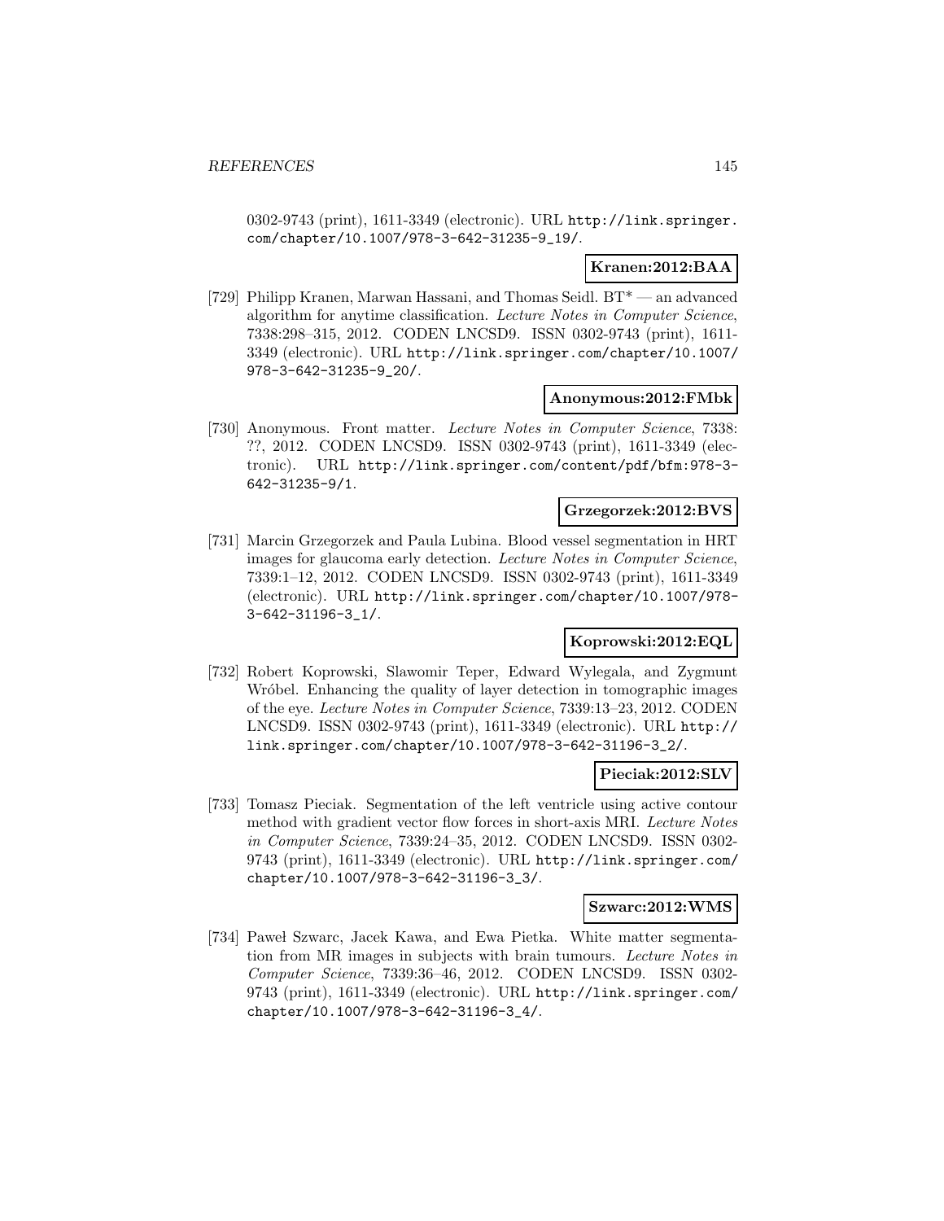0302-9743 (print), 1611-3349 (electronic). URL http://link.springer.com/chapter/10.1007/978-3-642-31235-9_19/.

**Kranen:2012:BAA**

[729] Philipp Kranen, Marwan Hassani, and Thomas Seidl. BT* — an advanced algorithm for anytime classification. *Lecture Notes in Computer Science*, 7338:298–315, 2012. CODEN LNCSD9. ISSN 0302-9743 (print), 1611-3349 (electronic). URL http://link.springer.com/chapter/10.1007/978-3-642-31235-9_20/.

**Anonymous:2012:FMbk**

[730] Anonymous. Front matter. *Lecture Notes in Computer Science*, 7338: ??, 2012. CODEN LNCSD9. ISSN 0302-9743 (print), 1611-3349 (electronic). URL http://link.springer.com/content/pdf/bfm:978-3-642-31235-9/1.

**Grzegorzek:2012:BVS**

[731] Marcin Grzegorzek and Paula Lubina. Blood vessel segmentation in HRT images for glaucoma early detection. *Lecture Notes in Computer Science*, 7339:1–12, 2012. CODEN LNCSD9. ISSN 0302-9743 (print), 1611-3349 (electronic). URL http://link.springer.com/chapter/10.1007/978-3-642-31196-3_1/.

**Koprowski:2012:EQL**

[732] Robert Koprowski, Slawomir Teper, Edward Wylegala, and Zygmunt Wróbel. Enhancing the quality of layer detection in tomographic images of the eye. *Lecture Notes in Computer Science*, 7339:13–23, 2012. CODEN LNCSD9. ISSN 0302-9743 (print), 1611-3349 (electronic). URL http://link.springer.com/chapter/10.1007/978-3-642-31196-3_2/.

**Pieciak:2012:SLV**

[733] Tomasz Pieciak. Segmentation of the left ventricle using active contour method with gradient vector flow forces in short-axis MRI. *Lecture Notes in Computer Science*, 7339:24–35, 2012. CODEN LNCSD9. ISSN 0302-9743 (print), 1611-3349 (electronic). URL http://link.springer.com/chapter/10.1007/978-3-642-31196-3_3/.

**Szwarc:2012:WMS**

[734] Paweł Szwarc, Jacek Kawa, and Ewa Pietka. White matter segmentation from MR images in subjects with brain tumours. *Lecture Notes in Computer Science*, 7339:36–46, 2012. CODEN LNCSD9. ISSN 0302-9743 (print), 1611-3349 (electronic). URL http://link.springer.com/chapter/10.1007/978-3-642-31196-3_4/.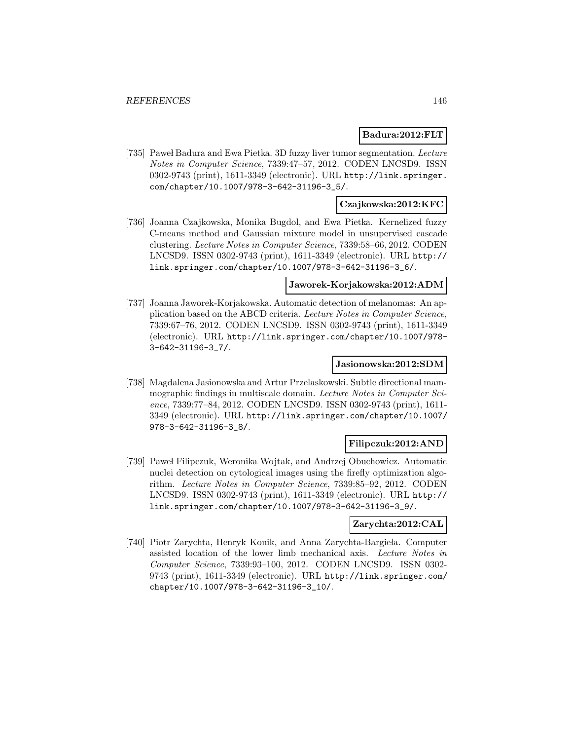**Badura:2012:FLT**

[735] Paweł Badura and Ewa Pietka. 3D fuzzy liver tumor segmentation. *Lecture Notes in Computer Science*, 7339:47–57, 2012. CODEN LNCSD9. ISSN 0302-9743 (print), 1611-3349 (electronic). URL http://link.springer.com/chapter/10.1007/978-3-642-31196-3_5/.

**Czajkowska:2012:KFC**

[736] Joanna Czajkowska, Monika Bugdol, and Ewa Pietka. Kernelized fuzzy C-means method and Gaussian mixture model in unsupervised cascade clustering. *Lecture Notes in Computer Science*, 7339:58–66, 2012. CODEN LNCSD9. ISSN 0302-9743 (print), 1611-3349 (electronic). URL http://link.springer.com/chapter/10.1007/978-3-642-31196-3_6/.

**Jaworek-Korjakowska:2012:ADM**

[737] Joanna Jaworek-Korjakowska. Automatic detection of melanomas: An application based on the ABCD criteria. *Lecture Notes in Computer Science*, 7339:67–76, 2012. CODEN LNCSD9. ISSN 0302-9743 (print), 1611-3349 (electronic). URL http://link.springer.com/chapter/10.1007/978-3-642-31196-3_7/.

**Jasionowska:2012:SDM**

[738] Magdalena Jasionowska and Artur Przelaskowski. Subtle directional mammographic findings in multiscale domain. *Lecture Notes in Computer Science*, 7339:77–84, 2012. CODEN LNCSD9. ISSN 0302-9743 (print), 1611-3349 (electronic). URL http://link.springer.com/chapter/10.1007/978-3-642-31196-3_8/.

**Filipczuk:2012:AND**

[739] Paweł Filipczuk, Weronika Wojtak, and Andrzej Obuchowicz. Automatic nuclei detection on cytological images using the firefly optimization algorithm. *Lecture Notes in Computer Science*, 7339:85–92, 2012. CODEN LNCSD9. ISSN 0302-9743 (print), 1611-3349 (electronic). URL http://link.springer.com/chapter/10.1007/978-3-642-31196-3_9/.

**Zarychta:2012:CAL**

[740] Piotr Zarychta, Henryk Konik, and Anna Zarychta-Bargieła. Computer assisted location of the lower limb mechanical axis. *Lecture Notes in Computer Science*, 7339:93–100, 2012. CODEN LNCSD9. ISSN 0302-9743 (print), 1611-3349 (electronic). URL http://link.springer.com/chapter/10.1007/978-3-642-31196-3_10/.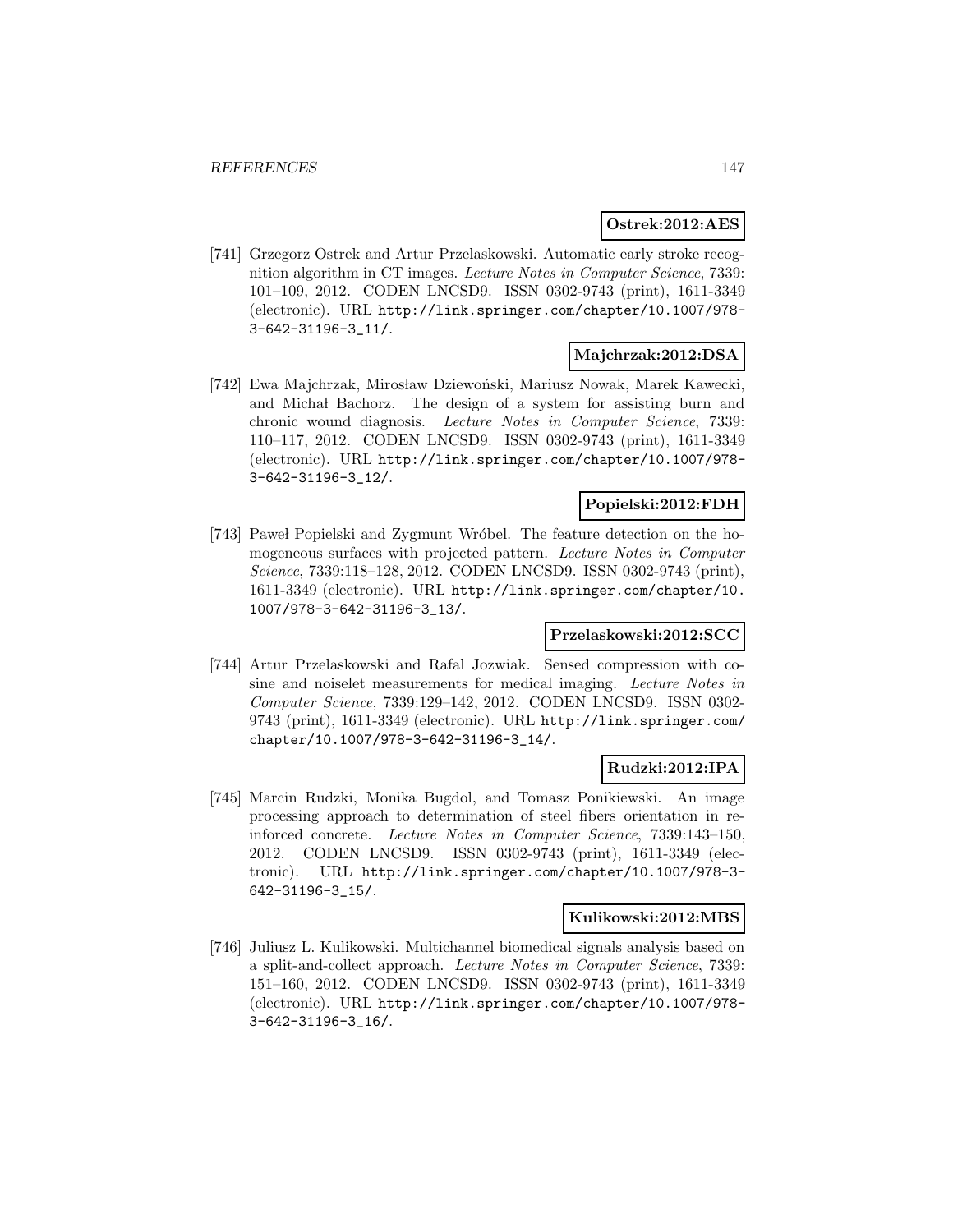**Ostrek:2012:AES**

[741] Grzegorz Ostrek and Artur Przelaskowski. Automatic early stroke recognition algorithm in CT images. *Lecture Notes in Computer Science*, 7339: 101–109, 2012. CODEN LNCSD9. ISSN 0302-9743 (print), 1611-3349 (electronic). URL http://link.springer.com/chapter/10.1007/978-3-642-31196-3_11/.

**Majchrzak:2012:DSA**

[742] Ewa Majchrzak, Mirosław Dziewoński, Mariusz Nowak, Marek Kawecki, and Michał Bachorz. The design of a system for assisting burn and chronic wound diagnosis. *Lecture Notes in Computer Science*, 7339: 110–117, 2012. CODEN LNCSD9. ISSN 0302-9743 (print), 1611-3349 (electronic). URL http://link.springer.com/chapter/10.1007/978-3-642-31196-3_12/.

**Popielski:2012:FDH**

[743] Paweł Popielski and Zygmunt Wróbel. The feature detection on the homogeneous surfaces with projected pattern. *Lecture Notes in Computer Science*, 7339:118–128, 2012. CODEN LNCSD9. ISSN 0302-9743 (print), 1611-3349 (electronic). URL http://link.springer.com/chapter/10.1007/978-3-642-31196-3_13/.

**Przelaskowski:2012:SCC**

[744] Artur Przelaskowski and Rafal Jozwiak. Sensed compression with cosine and noiselet measurements for medical imaging. *Lecture Notes in Computer Science*, 7339:129–142, 2012. CODEN LNCSD9. ISSN 0302-9743 (print), 1611-3349 (electronic). URL http://link.springer.com/chapter/10.1007/978-3-642-31196-3_14/.

**Rudzki:2012:IPA**

[745] Marcin Rudzki, Monika Bugdol, and Tomasz Ponikiewski. An image processing approach to determination of steel fibers orientation in reinforced concrete. *Lecture Notes in Computer Science*, 7339:143–150, 2012. CODEN LNCSD9. ISSN 0302-9743 (print), 1611-3349 (electronic). URL http://link.springer.com/chapter/10.1007/978-3-642-31196-3_15/.

**Kulikowski:2012:MBS**

[746] Juliusz L. Kulikowski. Multichannel biomedical signals analysis based on a split-and-collect approach. *Lecture Notes in Computer Science*, 7339: 151–160, 2012. CODEN LNCSD9. ISSN 0302-9743 (print), 1611-3349 (electronic). URL http://link.springer.com/chapter/10.1007/978-3-642-31196-3_16/.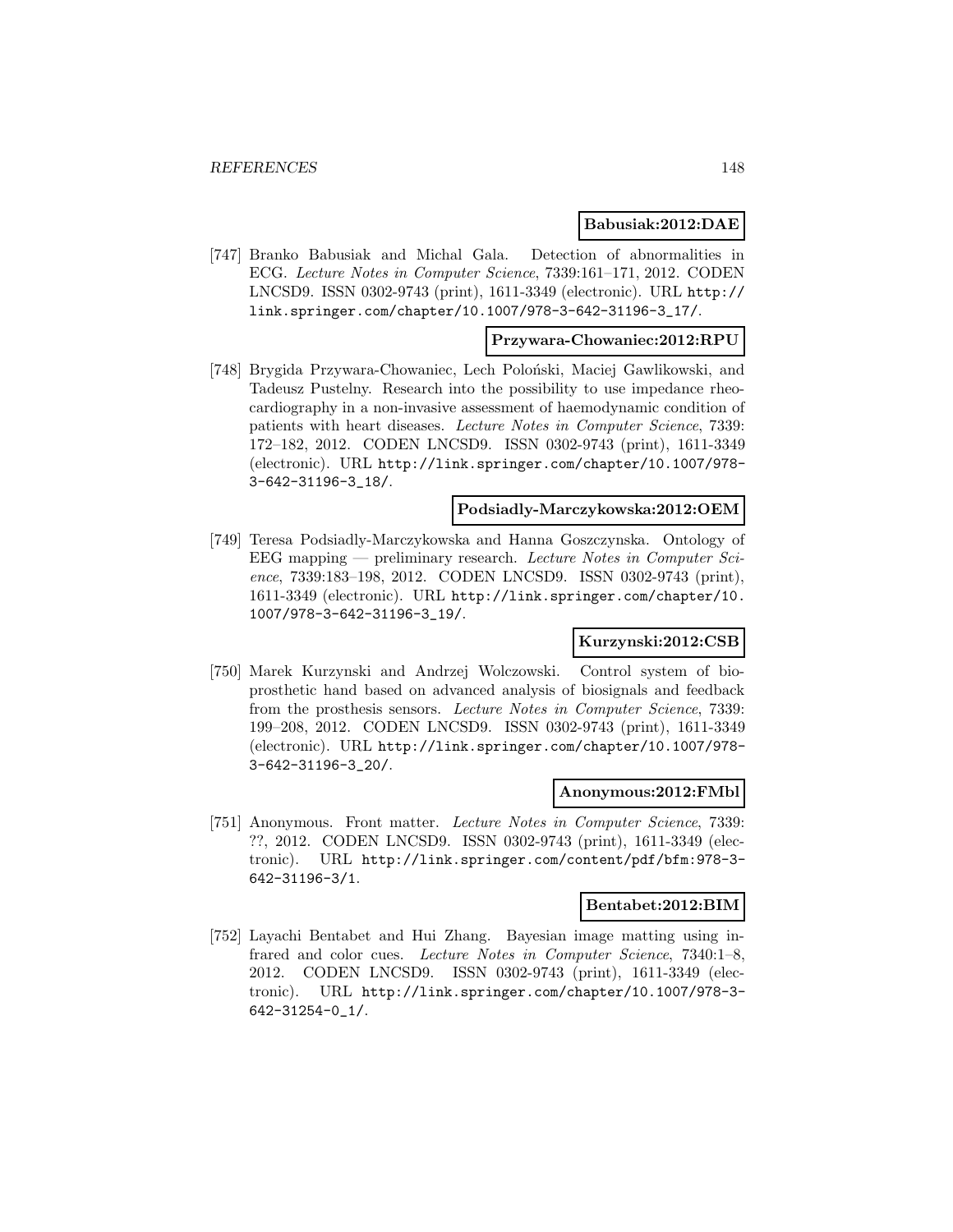**Babusiak:2012:DAE**

[747] Branko Babusiak and Michal Gala. Detection of abnormalities in ECG. *Lecture Notes in Computer Science*, 7339:161–171, 2012. CODEN LNCSD9. ISSN 0302-9743 (print), 1611-3349 (electronic). URL http://link.springer.com/chapter/10.1007/978-3-642-31196-3_17/.

**Przywara-Chowaniec:2012:RPU**

[748] Brygida Przywara-Chowaniec, Lech Poloński, Maciej Gawlikowski, and Tadeusz Pustelny. Research into the possibility to use impedance rheocardiography in a non-invasive assessment of haemodynamic condition of patients with heart diseases. *Lecture Notes in Computer Science*, 7339: 172–182, 2012. CODEN LNCSD9. ISSN 0302-9743 (print), 1611-3349 (electronic). URL http://link.springer.com/chapter/10.1007/978-3-642-31196-3_18/.

**Podsiadly-Marczykowska:2012:OEM**

[749] Teresa Podsiadly-Marczykowska and Hanna Goszczynska. Ontology of EEG mapping — preliminary research. *Lecture Notes in Computer Science*, 7339:183–198, 2012. CODEN LNCSD9. ISSN 0302-9743 (print), 1611-3349 (electronic). URL http://link.springer.com/chapter/10.1007/978-3-642-31196-3_19/.

**Kurzynski:2012:CSB**

[750] Marek Kurzynski and Andrzej Wolczowski. Control system of bioprosthetic hand based on advanced analysis of biosignals and feedback from the prosthesis sensors. *Lecture Notes in Computer Science*, 7339: 199–208, 2012. CODEN LNCSD9. ISSN 0302-9743 (print), 1611-3349 (electronic). URL http://link.springer.com/chapter/10.1007/978-3-642-31196-3_20/.

**Anonymous:2012:FMbl**

[751] Anonymous. Front matter. *Lecture Notes in Computer Science*, 7339: ??, 2012. CODEN LNCSD9. ISSN 0302-9743 (print), 1611-3349 (electronic). URL http://link.springer.com/content/pdf/bfm:978-3-642-31196-3/1.

**Bentabet:2012:BIM**

[752] Layachi Bentabet and Hui Zhang. Bayesian image matting using infrared and color cues. *Lecture Notes in Computer Science*, 7340:1–8, 2012. CODEN LNCSD9. ISSN 0302-9743 (print), 1611-3349 (electronic). URL http://link.springer.com/chapter/10.1007/978-3-642-31254-0_1/.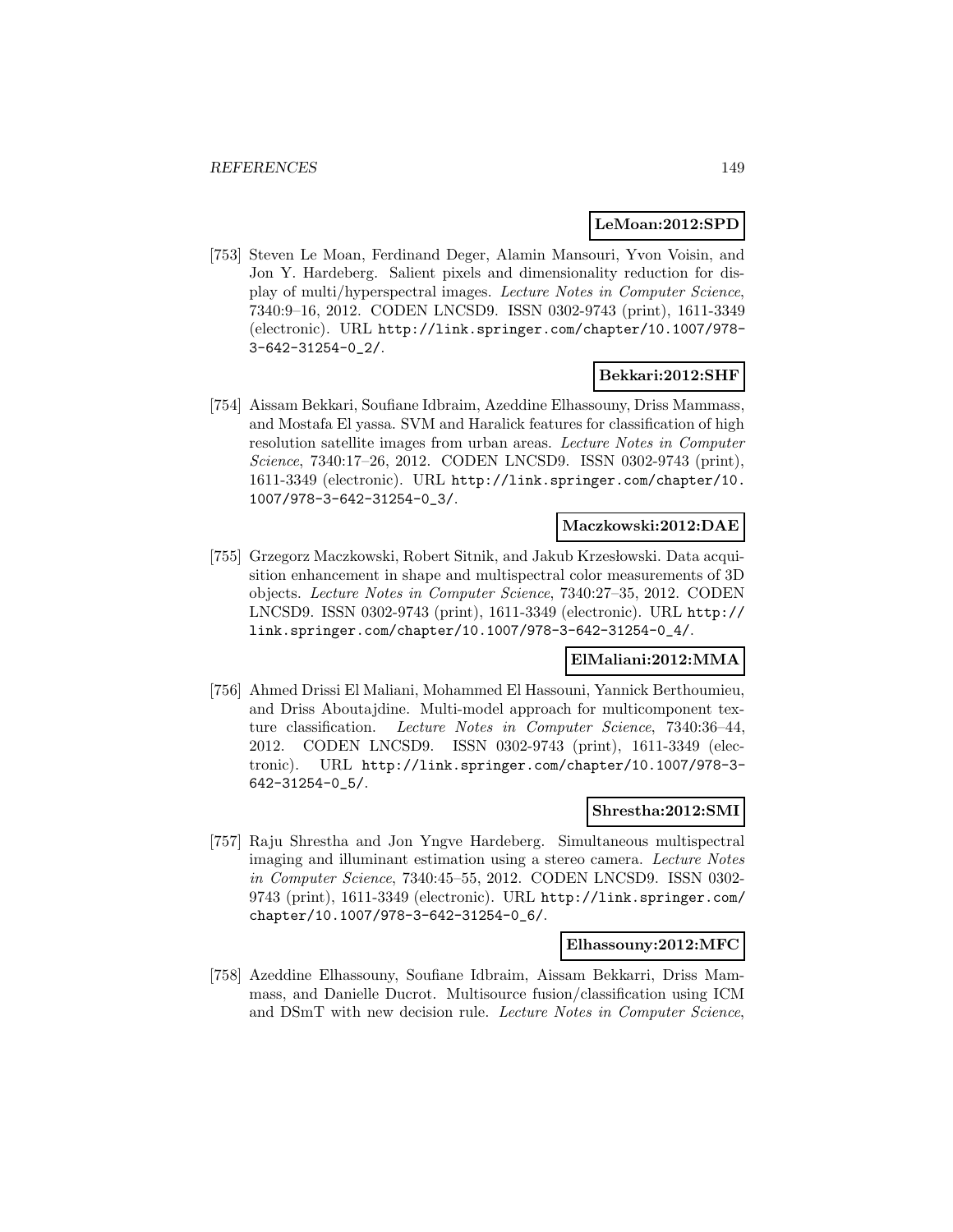**LeMoan:2012:SPD**

[753] Steven Le Moan, Ferdinand Deger, Alamin Mansouri, Yvon Voisin, and Jon Y. Hardeberg. Salient pixels and dimensionality reduction for display of multi/hyperspectral images. *Lecture Notes in Computer Science*, 7340:9–16, 2012. CODEN LNCSD9. ISSN 0302-9743 (print), 1611-3349 (electronic). URL http://link.springer.com/chapter/10.1007/978-3-642-31254-0_2/.

**Bekkari:2012:SHF**

[754] Aissam Bekkari, Soufiane Idbraim, Azeddine Elhassouny, Driss Mammass, and Mostafa El yassa. SVM and Haralick features for classification of high resolution satellite images from urban areas. *Lecture Notes in Computer Science*, 7340:17–26, 2012. CODEN LNCSD9. ISSN 0302-9743 (print), 1611-3349 (electronic). URL http://link.springer.com/chapter/10.1007/978-3-642-31254-0_3/.

**Maczkowski:2012:DAE**

[755] Grzegorz Maczkowski, Robert Sitnik, and Jakub Krzesłowski. Data acquisition enhancement in shape and multispectral color measurements of 3D objects. *Lecture Notes in Computer Science*, 7340:27–35, 2012. CODEN LNCSD9. ISSN 0302-9743 (print), 1611-3349 (electronic). URL http://link.springer.com/chapter/10.1007/978-3-642-31254-0_4/.

**ElMaliani:2012:MMA**

[756] Ahmed Drissi El Maliani, Mohammed El Hassouni, Yannick Berthoumieu, and Driss Aboutajdine. Multi-model approach for multicomponent texture classification. *Lecture Notes in Computer Science*, 7340:36–44, 2012. CODEN LNCSD9. ISSN 0302-9743 (print), 1611-3349 (electronic). URL http://link.springer.com/chapter/10.1007/978-3-642-31254-0_5/.

**Shrestha:2012:SMI**

[757] Raju Shrestha and Jon Yngve Hardeberg. Simultaneous multispectral imaging and illuminant estimation using a stereo camera. *Lecture Notes in Computer Science*, 7340:45–55, 2012. CODEN LNCSD9. ISSN 0302-9743 (print), 1611-3349 (electronic). URL http://link.springer.com/chapter/10.1007/978-3-642-31254-0_6/.

**Elhassouny:2012:MFC**

[758] Azeddine Elhassouny, Soufiane Idbraim, Aissam Bekkarri, Driss Mammass, and Danielle Ducrot. Multisource fusion/classification using ICM and DSmT with new decision rule. *Lecture Notes in Computer Science*,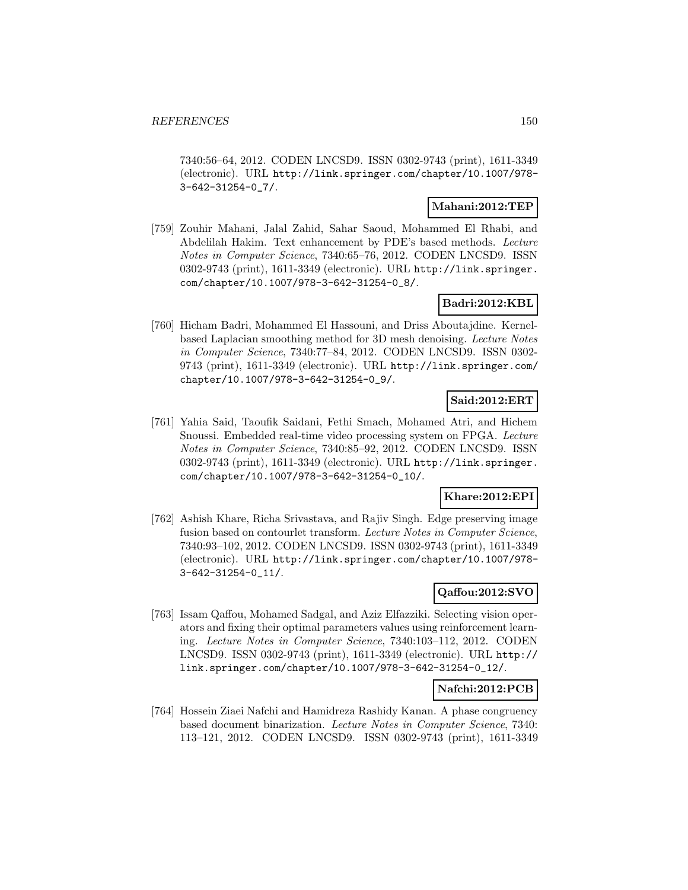7340:56–64, 2012. CODEN LNCSD9. ISSN 0302-9743 (print), 1611-3349 (electronic). URL http://link.springer.com/chapter/10.1007/978-3-642-31254-0_7/.

**Mahani:2012:TEP**

[759] Zouhir Mahani, Jalal Zahid, Sahar Saoud, Mohammed El Rhabi, and Abdelilah Hakim. Text enhancement by PDE's based methods. *Lecture Notes in Computer Science*, 7340:65–76, 2012. CODEN LNCSD9. ISSN 0302-9743 (print), 1611-3349 (electronic). URL http://link.springer.com/chapter/10.1007/978-3-642-31254-0_8/.

**Badri:2012:KBL**

[760] Hicham Badri, Mohammed El Hassouni, and Driss Aboutajdine. Kernel-based Laplacian smoothing method for 3D mesh denoising. *Lecture Notes in Computer Science*, 7340:77–84, 2012. CODEN LNCSD9. ISSN 0302-9743 (print), 1611-3349 (electronic). URL http://link.springer.com/chapter/10.1007/978-3-642-31254-0_9/.

**Said:2012:ERT**

[761] Yahia Said, Taoufik Saidani, Fethi Smach, Mohamed Atri, and Hichem Snoussi. Embedded real-time video processing system on FPGA. *Lecture Notes in Computer Science*, 7340:85–92, 2012. CODEN LNCSD9. ISSN 0302-9743 (print), 1611-3349 (electronic). URL http://link.springer.com/chapter/10.1007/978-3-642-31254-0_10/.

**Khare:2012:EPI**

[762] Ashish Khare, Richa Srivastava, and Rajiv Singh. Edge preserving image fusion based on contourlet transform. *Lecture Notes in Computer Science*, 7340:93–102, 2012. CODEN LNCSD9. ISSN 0302-9743 (print), 1611-3349 (electronic). URL http://link.springer.com/chapter/10.1007/978-3-642-31254-0_11/.

**Qaffou:2012:SVO**

[763] Issam Qaffou, Mohamed Sadgal, and Aziz Elfazziki. Selecting vision operators and fixing their optimal parameters values using reinforcement learning. *Lecture Notes in Computer Science*, 7340:103–112, 2012. CODEN LNCSD9. ISSN 0302-9743 (print), 1611-3349 (electronic). URL http://link.springer.com/chapter/10.1007/978-3-642-31254-0_12/.

**Nafchi:2012:PCB**

[764] Hossein Ziaei Nafchi and Hamidreza Rashidy Kanan. A phase congruency based document binarization. *Lecture Notes in Computer Science*, 7340: 113–121, 2012. CODEN LNCSD9. ISSN 0302-9743 (print), 1611-3349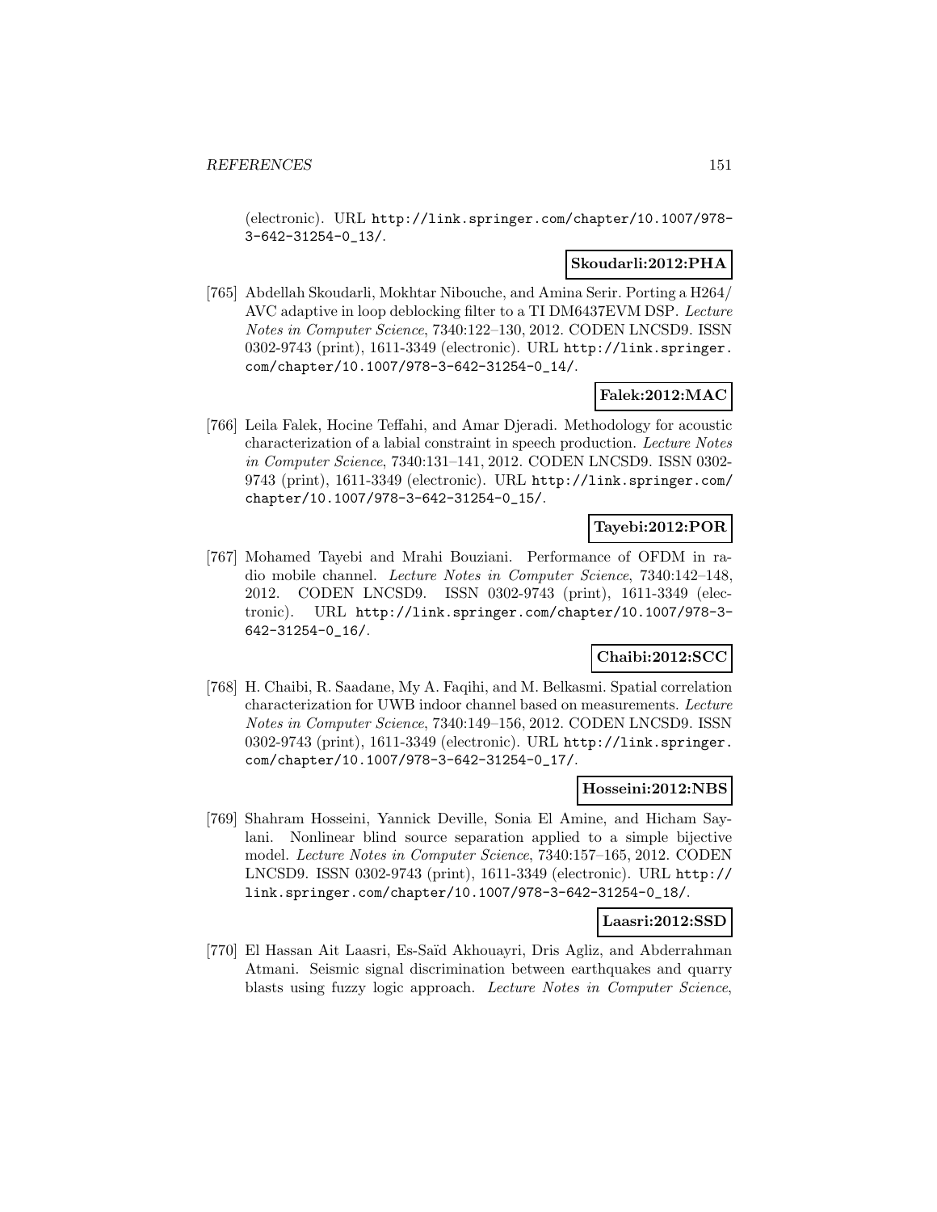(electronic). URL http://link.springer.com/chapter/10.1007/978-3-642-31254-0_13/.

**Skoudarli:2012:PHA**

[765] Abdellah Skoudarli, Mokhtar Nibouche, and Amina Serir. Porting a H264/ AVC adaptive in loop deblocking filter to a TI DM6437EVM DSP. *Lecture Notes in Computer Science*, 7340:122–130, 2012. CODEN LNCSD9. ISSN 0302-9743 (print), 1611-3349 (electronic). URL http://link.springer.com/chapter/10.1007/978-3-642-31254-0_14/.

**Falek:2012:MAC**

[766] Leila Falek, Hocine Teffahi, and Amar Djeradi. Methodology for acoustic characterization of a labial constraint in speech production. *Lecture Notes in Computer Science*, 7340:131–141, 2012. CODEN LNCSD9. ISSN 0302-9743 (print), 1611-3349 (electronic). URL http://link.springer.com/chapter/10.1007/978-3-642-31254-0_15/.

**Tayebi:2012:POR**

[767] Mohamed Tayebi and Mrahi Bouziani. Performance of OFDM in radio mobile channel. *Lecture Notes in Computer Science*, 7340:142–148, 2012. CODEN LNCSD9. ISSN 0302-9743 (print), 1611-3349 (electronic). URL http://link.springer.com/chapter/10.1007/978-3-642-31254-0_16/.

**Chaibi:2012:SCC**

[768] H. Chaibi, R. Saadane, My A. Faqihi, and M. Belkasmi. Spatial correlation characterization for UWB indoor channel based on measurements. *Lecture Notes in Computer Science*, 7340:149–156, 2012. CODEN LNCSD9. ISSN 0302-9743 (print), 1611-3349 (electronic). URL http://link.springer.com/chapter/10.1007/978-3-642-31254-0_17/.

**Hosseini:2012:NBS**

[769] Shahram Hosseini, Yannick Deville, Sonia El Amine, and Hicham Saylani. Nonlinear blind source separation applied to a simple bijective model. *Lecture Notes in Computer Science*, 7340:157–165, 2012. CODEN LNCSD9. ISSN 0302-9743 (print), 1611-3349 (electronic). URL http://link.springer.com/chapter/10.1007/978-3-642-31254-0_18/.

**Laasri:2012:SSD**

[770] El Hassan Ait Laasri, Es-Saïd Akhouayri, Dris Agliz, and Abderrahman Atmani. Seismic signal discrimination between earthquakes and quarry blasts using fuzzy logic approach. *Lecture Notes in Computer Science*,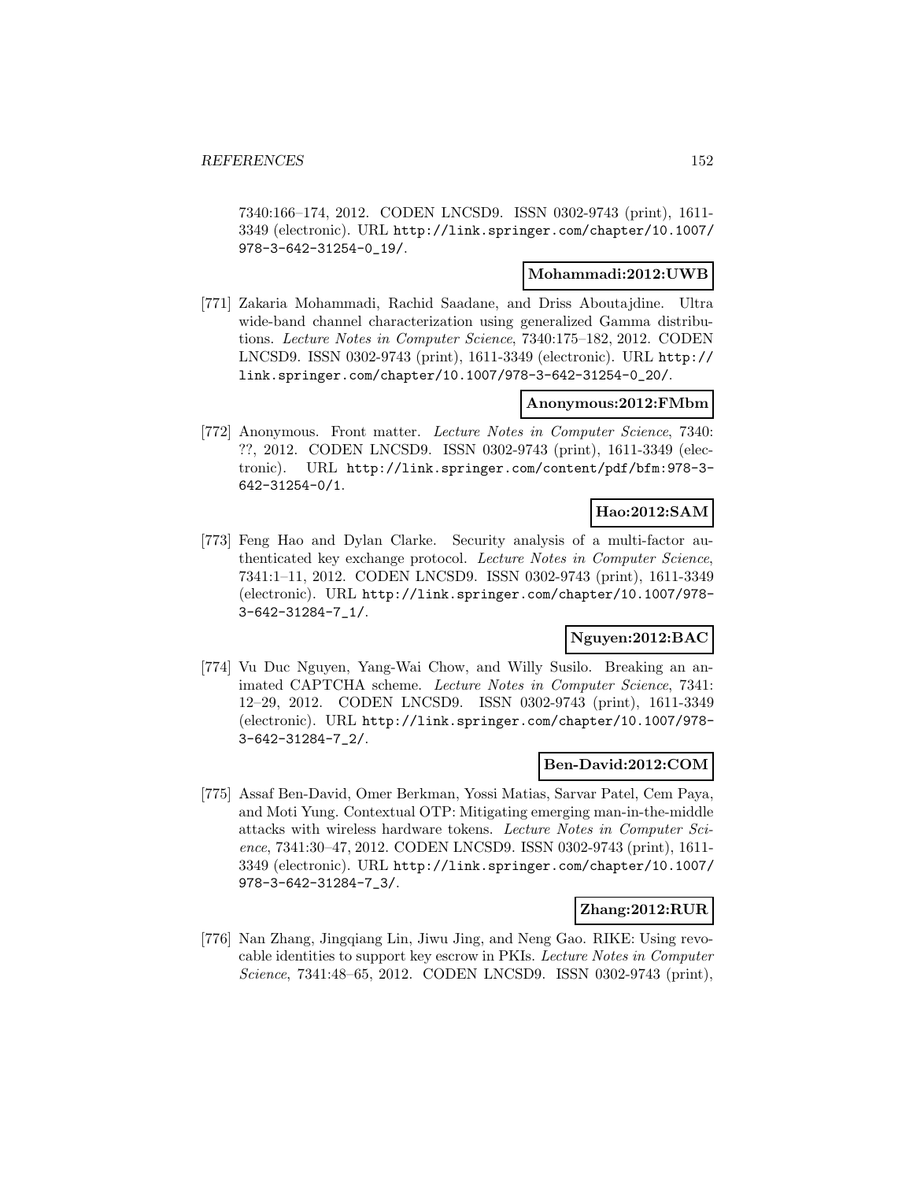7340:166–174, 2012. CODEN LNCSD9. ISSN 0302-9743 (print), 1611-3349 (electronic). URL http://link.springer.com/chapter/10.1007/978-3-642-31254-0_19/.

**Mohammadi:2012:UWB**

[771] Zakaria Mohammadi, Rachid Saadane, and Driss Aboutajdine. Ultra wide-band channel characterization using generalized Gamma distributions. *Lecture Notes in Computer Science*, 7340:175–182, 2012. CODEN LNCSD9. ISSN 0302-9743 (print), 1611-3349 (electronic). URL http://link.springer.com/chapter/10.1007/978-3-642-31254-0_20/.

**Anonymous:2012:FMbm**

[772] Anonymous. Front matter. *Lecture Notes in Computer Science*, 7340: ??, 2012. CODEN LNCSD9. ISSN 0302-9743 (print), 1611-3349 (electronic). URL http://link.springer.com/content/pdf/bfm:978-3-642-31254-0/1.

**Hao:2012:SAM**

[773] Feng Hao and Dylan Clarke. Security analysis of a multi-factor authenticated key exchange protocol. *Lecture Notes in Computer Science*, 7341:1–11, 2012. CODEN LNCSD9. ISSN 0302-9743 (print), 1611-3349 (electronic). URL http://link.springer.com/chapter/10.1007/978-3-642-31284-7_1/.

**Nguyen:2012:BAC**

[774] Vu Duc Nguyen, Yang-Wai Chow, and Willy Susilo. Breaking an animated CAPTCHA scheme. *Lecture Notes in Computer Science*, 7341: 12–29, 2012. CODEN LNCSD9. ISSN 0302-9743 (print), 1611-3349 (electronic). URL http://link.springer.com/chapter/10.1007/978-3-642-31284-7_2/.

**Ben-David:2012:COM**

[775] Assaf Ben-David, Omer Berkman, Yossi Matias, Sarvar Patel, Cem Paya, and Moti Yung. Contextual OTP: Mitigating emerging man-in-the-middle attacks with wireless hardware tokens. *Lecture Notes in Computer Science*, 7341:30–47, 2012. CODEN LNCSD9. ISSN 0302-9743 (print), 1611-3349 (electronic). URL http://link.springer.com/chapter/10.1007/978-3-642-31284-7_3/.

**Zhang:2012:RUR**

[776] Nan Zhang, Jingqiang Lin, Jiwu Jing, and Neng Gao. RIKE: Using revocable identities to support key escrow in PKIs. *Lecture Notes in Computer Science*, 7341:48–65, 2012. CODEN LNCSD9. ISSN 0302-9743 (print),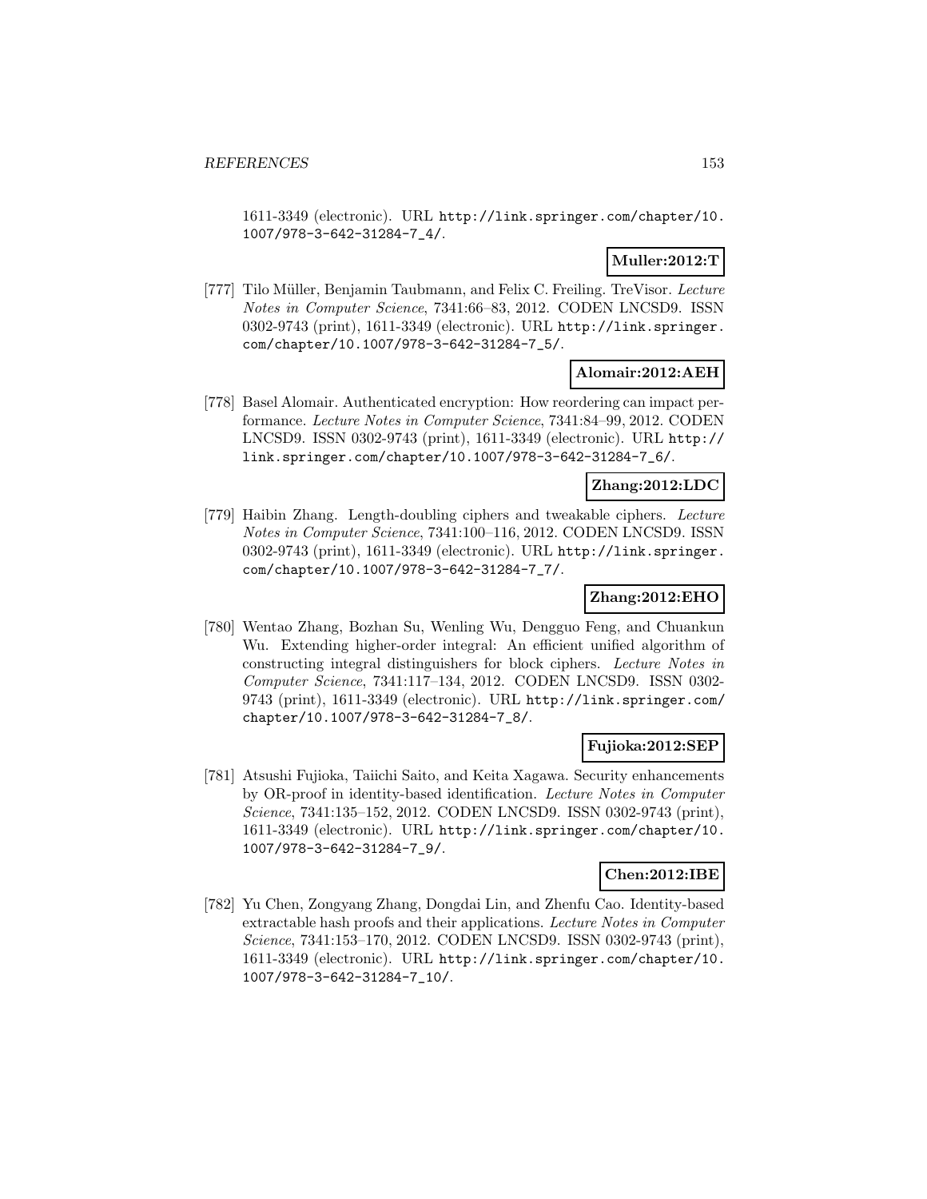1611-3349 (electronic). URL http://link.springer.com/chapter/10.1007/978-3-642-31284-7_4/.

**Muller:2012:T**

[777] Tilo Müller, Benjamin Taubmann, and Felix C. Freiling. TreVisor. *Lecture Notes in Computer Science*, 7341:66–83, 2012. CODEN LNCSD9. ISSN 0302-9743 (print), 1611-3349 (electronic). URL http://link.springer.com/chapter/10.1007/978-3-642-31284-7_5/.

**Alomair:2012:AEH**

[778] Basel Alomair. Authenticated encryption: How reordering can impact performance. *Lecture Notes in Computer Science*, 7341:84–99, 2012. CODEN LNCSD9. ISSN 0302-9743 (print), 1611-3349 (electronic). URL http://link.springer.com/chapter/10.1007/978-3-642-31284-7_6/.

**Zhang:2012:LDC**

[779] Haibin Zhang. Length-doubling ciphers and tweakable ciphers. *Lecture Notes in Computer Science*, 7341:100–116, 2012. CODEN LNCSD9. ISSN 0302-9743 (print), 1611-3349 (electronic). URL http://link.springer.com/chapter/10.1007/978-3-642-31284-7_7/.

**Zhang:2012:EHO**

[780] Wentao Zhang, Bozhan Su, Wenling Wu, Dengguo Feng, and Chuankun Wu. Extending higher-order integral: An efficient unified algorithm of constructing integral distinguishers for block ciphers. *Lecture Notes in Computer Science*, 7341:117–134, 2012. CODEN LNCSD9. ISSN 0302-9743 (print), 1611-3349 (electronic). URL http://link.springer.com/chapter/10.1007/978-3-642-31284-7_8/.

**Fujioka:2012:SEP**

[781] Atsushi Fujioka, Taiichi Saito, and Keita Xagawa. Security enhancements by OR-proof in identity-based identification. *Lecture Notes in Computer Science*, 7341:135–152, 2012. CODEN LNCSD9. ISSN 0302-9743 (print), 1611-3349 (electronic). URL http://link.springer.com/chapter/10.1007/978-3-642-31284-7_9/.

**Chen:2012:IBE**

[782] Yu Chen, Zongyang Zhang, Dongdai Lin, and Zhenfu Cao. Identity-based extractable hash proofs and their applications. *Lecture Notes in Computer Science*, 7341:153–170, 2012. CODEN LNCSD9. ISSN 0302-9743 (print), 1611-3349 (electronic). URL http://link.springer.com/chapter/10.1007/978-3-642-31284-7_10/.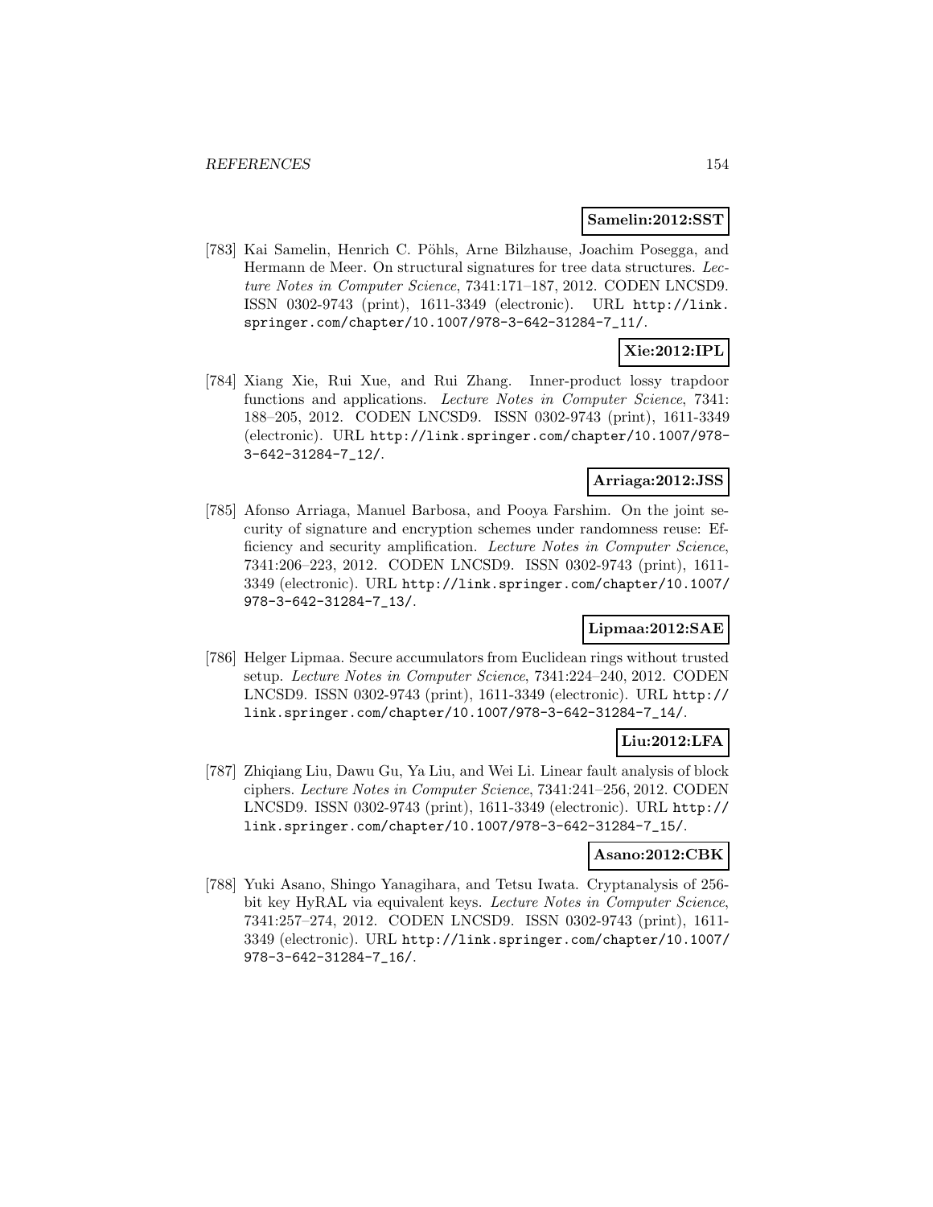**Samelin:2012:SST**

[783] Kai Samelin, Henrich C. Pöhls, Arne Bilzhause, Joachim Posegga, and Hermann de Meer. On structural signatures for tree data structures. *Lecture Notes in Computer Science*, 7341:171–187, 2012. CODEN LNCSD9. ISSN 0302-9743 (print), 1611-3349 (electronic). URL http://link.springer.com/chapter/10.1007/978-3-642-31284-7_11/.

**Xie:2012:IPL**

[784] Xiang Xie, Rui Xue, and Rui Zhang. Inner-product lossy trapdoor functions and applications. *Lecture Notes in Computer Science*, 7341: 188–205, 2012. CODEN LNCSD9. ISSN 0302-9743 (print), 1611-3349 (electronic). URL http://link.springer.com/chapter/10.1007/978-3-642-31284-7_12/.

**Arriaga:2012:JSS**

[785] Afonso Arriaga, Manuel Barbosa, and Pooya Farshim. On the joint security of signature and encryption schemes under randomness reuse: Efficiency and security amplification. *Lecture Notes in Computer Science*, 7341:206–223, 2012. CODEN LNCSD9. ISSN 0302-9743 (print), 1611-3349 (electronic). URL http://link.springer.com/chapter/10.1007/978-3-642-31284-7_13/.

**Lipmaa:2012:SAE**

[786] Helger Lipmaa. Secure accumulators from Euclidean rings without trusted setup. *Lecture Notes in Computer Science*, 7341:224–240, 2012. CODEN LNCSD9. ISSN 0302-9743 (print), 1611-3349 (electronic). URL http://link.springer.com/chapter/10.1007/978-3-642-31284-7_14/.

**Liu:2012:LFA**

[787] Zhiqiang Liu, Dawu Gu, Ya Liu, and Wei Li. Linear fault analysis of block ciphers. *Lecture Notes in Computer Science*, 7341:241–256, 2012. CODEN LNCSD9. ISSN 0302-9743 (print), 1611-3349 (electronic). URL http://link.springer.com/chapter/10.1007/978-3-642-31284-7_15/.

**Asano:2012:CBK**

[788] Yuki Asano, Shingo Yanagihara, and Tetsu Iwata. Cryptanalysis of 256-bit key HyRAL via equivalent keys. *Lecture Notes in Computer Science*, 7341:257–274, 2012. CODEN LNCSD9. ISSN 0302-9743 (print), 1611-3349 (electronic). URL http://link.springer.com/chapter/10.1007/978-3-642-31284-7_16/.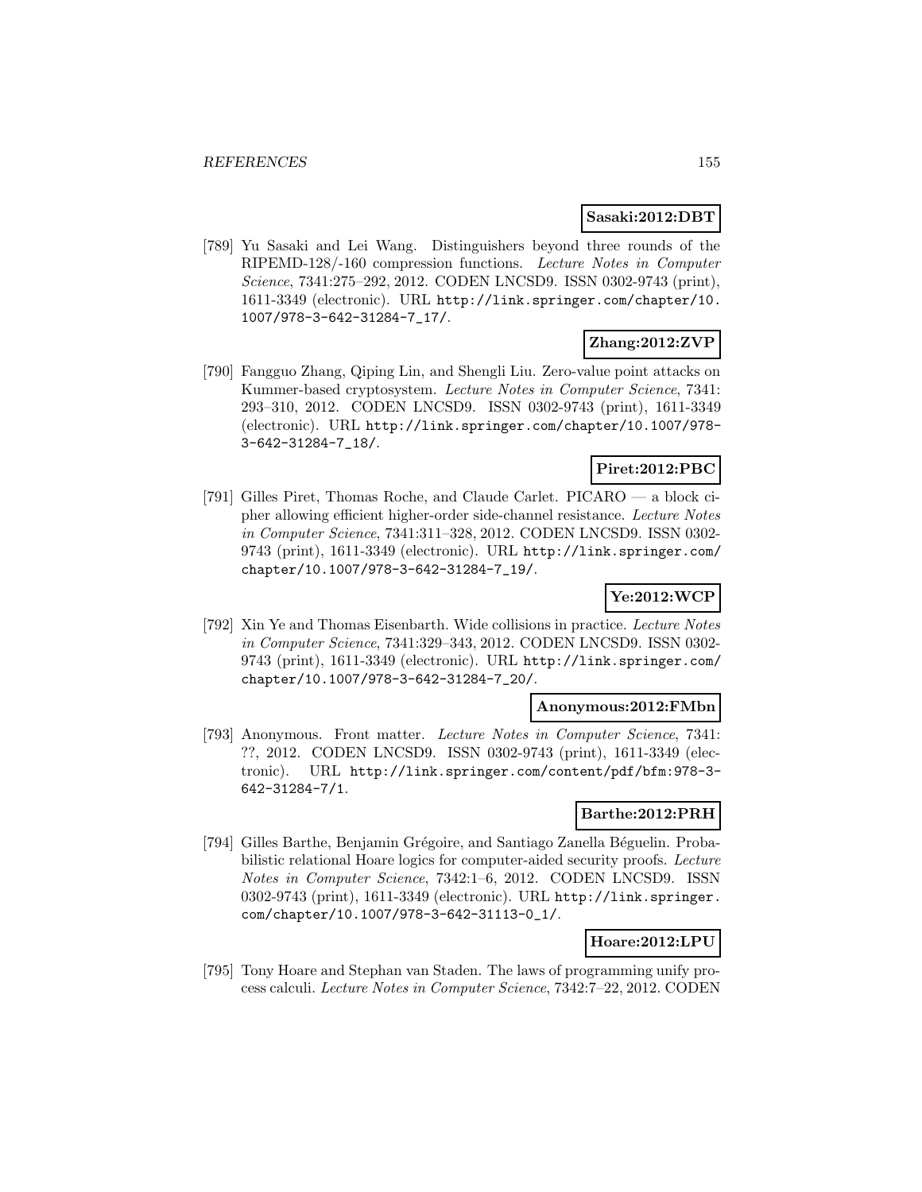**Sasaki:2012:DBT**

[789] Yu Sasaki and Lei Wang. Distinguishers beyond three rounds of the RIPEMD-128/-160 compression functions. *Lecture Notes in Computer Science*, 7341:275–292, 2012. CODEN LNCSD9. ISSN 0302-9743 (print), 1611-3349 (electronic). URL http://link.springer.com/chapter/10.1007/978-3-642-31284-7_17/.

**Zhang:2012:ZVP**

[790] Fangguo Zhang, Qiping Lin, and Shengli Liu. Zero-value point attacks on Kummer-based cryptosystem. *Lecture Notes in Computer Science*, 7341: 293–310, 2012. CODEN LNCSD9. ISSN 0302-9743 (print), 1611-3349 (electronic). URL http://link.springer.com/chapter/10.1007/978-3-642-31284-7_18/.

**Piret:2012:PBC**

[791] Gilles Piret, Thomas Roche, and Claude Carlet. PICARO — a block cipher allowing efficient higher-order side-channel resistance. *Lecture Notes in Computer Science*, 7341:311–328, 2012. CODEN LNCSD9. ISSN 0302-9743 (print), 1611-3349 (electronic). URL http://link.springer.com/chapter/10.1007/978-3-642-31284-7_19/.

**Ye:2012:WCP**

[792] Xin Ye and Thomas Eisenbarth. Wide collisions in practice. *Lecture Notes in Computer Science*, 7341:329–343, 2012. CODEN LNCSD9. ISSN 0302-9743 (print), 1611-3349 (electronic). URL http://link.springer.com/chapter/10.1007/978-3-642-31284-7_20/.

**Anonymous:2012:FMbn**

[793] Anonymous. Front matter. *Lecture Notes in Computer Science*, 7341: ??, 2012. CODEN LNCSD9. ISSN 0302-9743 (print), 1611-3349 (electronic). URL http://link.springer.com/content/pdf/bfm:978-3-642-31284-7/1.

**Barthe:2012:PRH**

[794] Gilles Barthe, Benjamin Grégoire, and Santiago Zanella Béguelin. Probabilistic relational Hoare logics for computer-aided security proofs. *Lecture Notes in Computer Science*, 7342:1–6, 2012. CODEN LNCSD9. ISSN 0302-9743 (print), 1611-3349 (electronic). URL http://link.springer.com/chapter/10.1007/978-3-642-31113-0_1/.

**Hoare:2012:LPU**

[795] Tony Hoare and Stephan van Staden. The laws of programming unify process calculi. *Lecture Notes in Computer Science*, 7342:7–22, 2012. CODEN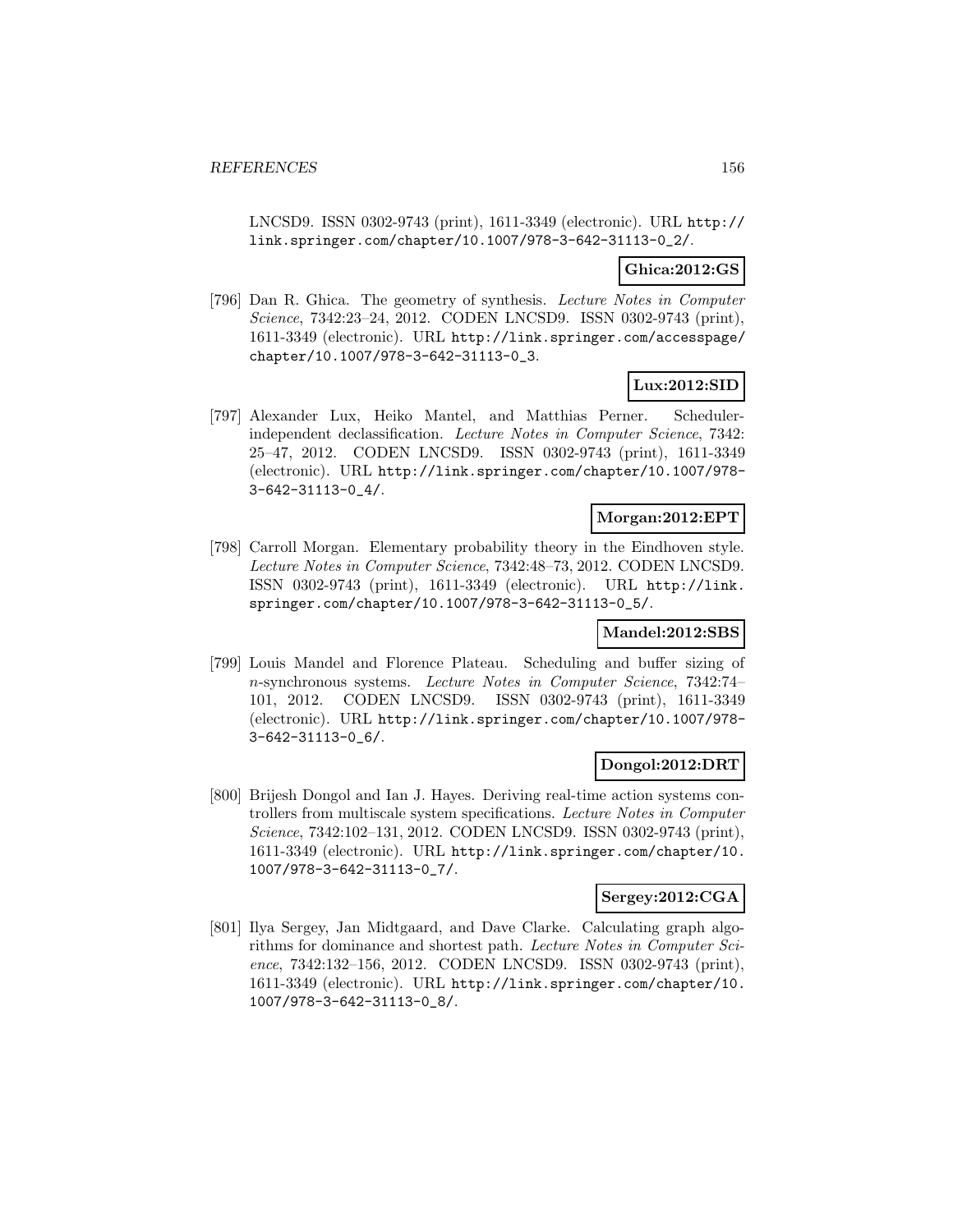LNCSD9. ISSN 0302-9743 (print), 1611-3349 (electronic). URL http://link.springer.com/chapter/10.1007/978-3-642-31113-0_2/.

**Ghica:2012:GS**

[796] Dan R. Ghica. The geometry of synthesis. *Lecture Notes in Computer Science*, 7342:23–24, 2012. CODEN LNCSD9. ISSN 0302-9743 (print), 1611-3349 (electronic). URL http://link.springer.com/accesspage/chapter/10.1007/978-3-642-31113-0_3.

**Lux:2012:SID**

[797] Alexander Lux, Heiko Mantel, and Matthias Perner. Scheduler-independent declassification. *Lecture Notes in Computer Science*, 7342: 25–47, 2012. CODEN LNCSD9. ISSN 0302-9743 (print), 1611-3349 (electronic). URL http://link.springer.com/chapter/10.1007/978-3-642-31113-0_4/.

**Morgan:2012:EPT**

[798] Carroll Morgan. Elementary probability theory in the Eindhoven style. *Lecture Notes in Computer Science*, 7342:48–73, 2012. CODEN LNCSD9. ISSN 0302-9743 (print), 1611-3349 (electronic). URL http://link.springer.com/chapter/10.1007/978-3-642-31113-0_5/.

**Mandel:2012:SBS**

[799] Louis Mandel and Florence Plateau. Scheduling and buffer sizing of $n$-synchronous systems. *Lecture Notes in Computer Science*, 7342:74–101, 2012. CODEN LNCSD9. ISSN 0302-9743 (print), 1611-3349 (electronic). URL http://link.springer.com/chapter/10.1007/978-3-642-31113-0_6/.

**Dongol:2012:DRT**

[800] Brijesh Dongol and Ian J. Hayes. Deriving real-time action systems controllers from multiscale system specifications. *Lecture Notes in Computer Science*, 7342:102–131, 2012. CODEN LNCSD9. ISSN 0302-9743 (print), 1611-3349 (electronic). URL http://link.springer.com/chapter/10.1007/978-3-642-31113-0_7/.

**Sergey:2012:CGA**

[801] Ilya Sergey, Jan Midtgaard, and Dave Clarke. Calculating graph algorithms for dominance and shortest path. *Lecture Notes in Computer Science*, 7342:132–156, 2012. CODEN LNCSD9. ISSN 0302-9743 (print), 1611-3349 (electronic). URL http://link.springer.com/chapter/10.1007/978-3-642-31113-0_8/.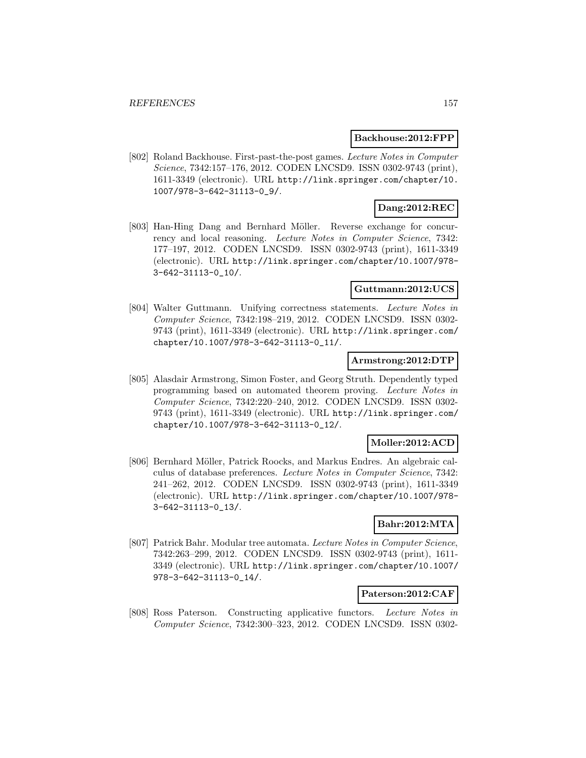**Backhouse:2012:FPP**

[802] Roland Backhouse. First-past-the-post games. *Lecture Notes in Computer Science*, 7342:157–176, 2012. CODEN LNCSD9. ISSN 0302-9743 (print), 1611-3349 (electronic). URL http://link.springer.com/chapter/10.1007/978-3-642-31113-0_9/.

**Dang:2012:REC**

[803] Han-Hing Dang and Bernhard Möller. Reverse exchange for concurrency and local reasoning. *Lecture Notes in Computer Science*, 7342: 177–197, 2012. CODEN LNCSD9. ISSN 0302-9743 (print), 1611-3349 (electronic). URL http://link.springer.com/chapter/10.1007/978-3-642-31113-0_10/.

**Guttmann:2012:UCS**

[804] Walter Guttmann. Unifying correctness statements. *Lecture Notes in Computer Science*, 7342:198–219, 2012. CODEN LNCSD9. ISSN 0302-9743 (print), 1611-3349 (electronic). URL http://link.springer.com/chapter/10.1007/978-3-642-31113-0_11/.

**Armstrong:2012:DTP**

[805] Alasdair Armstrong, Simon Foster, and Georg Struth. Dependently typed programming based on automated theorem proving. *Lecture Notes in Computer Science*, 7342:220–240, 2012. CODEN LNCSD9. ISSN 0302-9743 (print), 1611-3349 (electronic). URL http://link.springer.com/chapter/10.1007/978-3-642-31113-0_12/.

**Moller:2012:ACD**

[806] Bernhard Möller, Patrick Roocks, and Markus Endres. An algebraic calculus of database preferences. *Lecture Notes in Computer Science*, 7342: 241–262, 2012. CODEN LNCSD9. ISSN 0302-9743 (print), 1611-3349 (electronic). URL http://link.springer.com/chapter/10.1007/978-3-642-31113-0_13/.

**Bahr:2012:MTA**

[807] Patrick Bahr. Modular tree automata. *Lecture Notes in Computer Science*, 7342:263–299, 2012. CODEN LNCSD9. ISSN 0302-9743 (print), 1611-3349 (electronic). URL http://link.springer.com/chapter/10.1007/978-3-642-31113-0_14/.

**Paterson:2012:CAF**

[808] Ross Paterson. Constructing applicative functors. *Lecture Notes in Computer Science*, 7342:300–323, 2012. CODEN LNCSD9. ISSN 0302-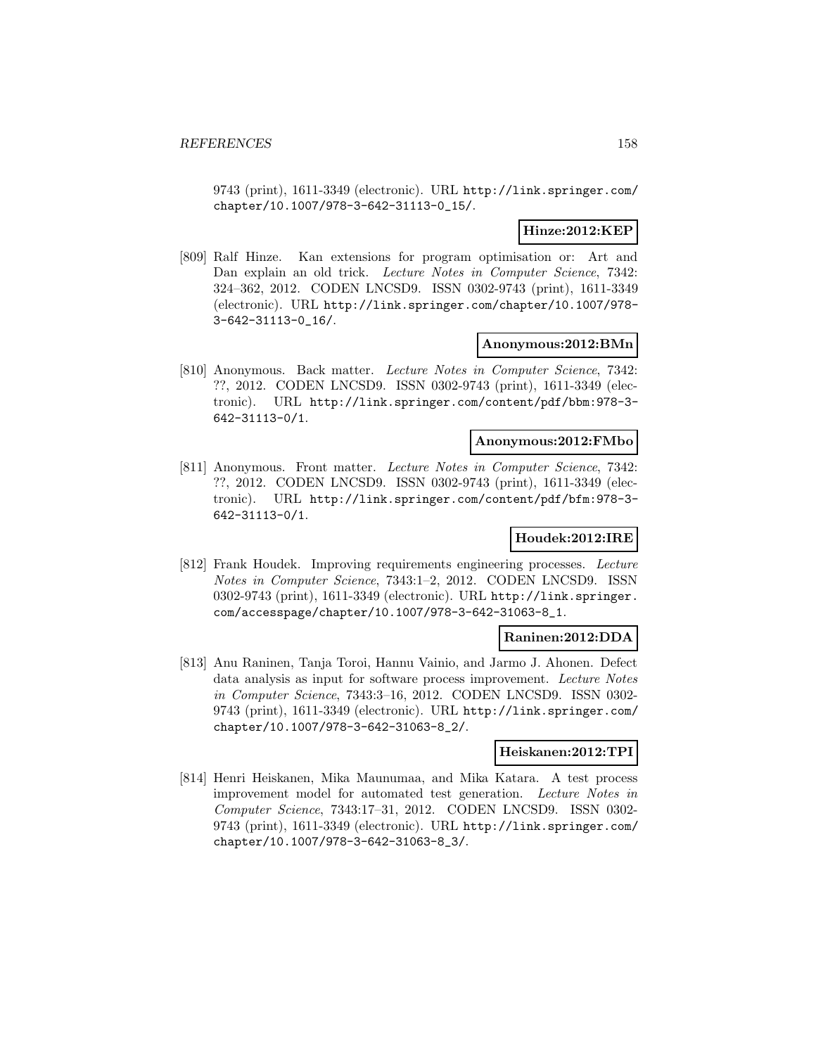9743 (print), 1611-3349 (electronic). URL http://link.springer.com/chapter/10.1007/978-3-642-31113-0_15/.

**Hinze:2012:KEP**

[809] Ralf Hinze. Kan extensions for program optimisation or: Art and Dan explain an old trick. *Lecture Notes in Computer Science*, 7342: 324–362, 2012. CODEN LNCSD9. ISSN 0302-9743 (print), 1611-3349 (electronic). URL http://link.springer.com/chapter/10.1007/978-3-642-31113-0_16/.

**Anonymous:2012:BMn**

[810] Anonymous. Back matter. *Lecture Notes in Computer Science*, 7342: ??, 2012. CODEN LNCSD9. ISSN 0302-9743 (print), 1611-3349 (electronic). URL http://link.springer.com/content/pdf/bbm:978-3-642-31113-0/1.

**Anonymous:2012:FMbo**

[811] Anonymous. Front matter. *Lecture Notes in Computer Science*, 7342: ??, 2012. CODEN LNCSD9. ISSN 0302-9743 (print), 1611-3349 (electronic). URL http://link.springer.com/content/pdf/bfm:978-3-642-31113-0/1.

**Houdek:2012:IRE**

[812] Frank Houdek. Improving requirements engineering processes. *Lecture Notes in Computer Science*, 7343:1–2, 2012. CODEN LNCSD9. ISSN 0302-9743 (print), 1611-3349 (electronic). URL http://link.springer.com/accesspage/chapter/10.1007/978-3-642-31063-8_1.

**Raninen:2012:DDA**

[813] Anu Raninen, Tanja Toroi, Hannu Vainio, and Jarmo J. Ahonen. Defect data analysis as input for software process improvement. *Lecture Notes in Computer Science*, 7343:3–16, 2012. CODEN LNCSD9. ISSN 0302-9743 (print), 1611-3349 (electronic). URL http://link.springer.com/chapter/10.1007/978-3-642-31063-8_2/.

**Heiskanen:2012:TPI**

[814] Henri Heiskanen, Mika Maunumaa, and Mika Katara. A test process improvement model for automated test generation. *Lecture Notes in Computer Science*, 7343:17–31, 2012. CODEN LNCSD9. ISSN 0302-9743 (print), 1611-3349 (electronic). URL http://link.springer.com/chapter/10.1007/978-3-642-31063-8_3/.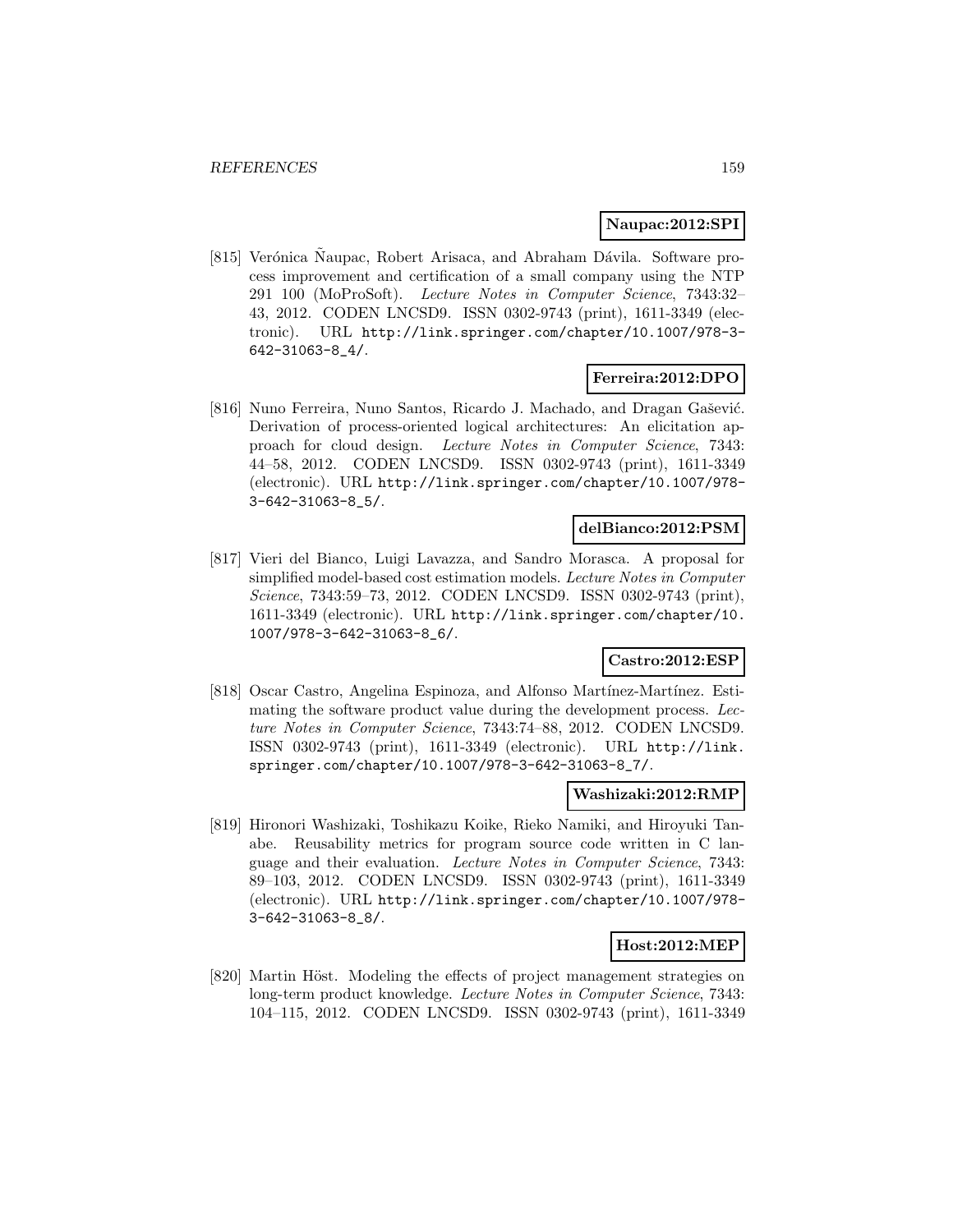**Naupac:2012:SPI**

[815] Verónica Ñaupac, Robert Arisaca, and Abraham Dávila. Software process improvement and certification of a small company using the NTP 291 100 (MoProSoft). *Lecture Notes in Computer Science*, 7343:32–43, 2012. CODEN LNCSD9. ISSN 0302-9743 (print), 1611-3349 (electronic). URL http://link.springer.com/chapter/10.1007/978-3-642-31063-8_4/.

**Ferreira:2012:DPO**

[816] Nuno Ferreira, Nuno Santos, Ricardo J. Machado, and Dragan Gašević. Derivation of process-oriented logical architectures: An elicitation approach for cloud design. *Lecture Notes in Computer Science*, 7343: 44–58, 2012. CODEN LNCSD9. ISSN 0302-9743 (print), 1611-3349 (electronic). URL http://link.springer.com/chapter/10.1007/978-3-642-31063-8_5/.

**delBianco:2012:PSM**

[817] Vieri del Bianco, Luigi Lavazza, and Sandro Morasca. A proposal for simplified model-based cost estimation models. *Lecture Notes in Computer Science*, 7343:59–73, 2012. CODEN LNCSD9. ISSN 0302-9743 (print), 1611-3349 (electronic). URL http://link.springer.com/chapter/10.1007/978-3-642-31063-8_6/.

**Castro:2012:ESP**

[818] Oscar Castro, Angelina Espinoza, and Alfonso Martínez-Martínez. Estimating the software product value during the development process. *Lecture Notes in Computer Science*, 7343:74–88, 2012. CODEN LNCSD9. ISSN 0302-9743 (print), 1611-3349 (electronic). URL http://link.springer.com/chapter/10.1007/978-3-642-31063-8_7/.

**Washizaki:2012:RMP**

[819] Hironori Washizaki, Toshikazu Koike, Rieko Namiki, and Hiroyuki Tanabe. Reusability metrics for program source code written in C language and their evaluation. *Lecture Notes in Computer Science*, 7343: 89–103, 2012. CODEN LNCSD9. ISSN 0302-9743 (print), 1611-3349 (electronic). URL http://link.springer.com/chapter/10.1007/978-3-642-31063-8_8/.

**Host:2012:MEP**

[820] Martin Höst. Modeling the effects of project management strategies on long-term product knowledge. *Lecture Notes in Computer Science*, 7343: 104–115, 2012. CODEN LNCSD9. ISSN 0302-9743 (print), 1611-3349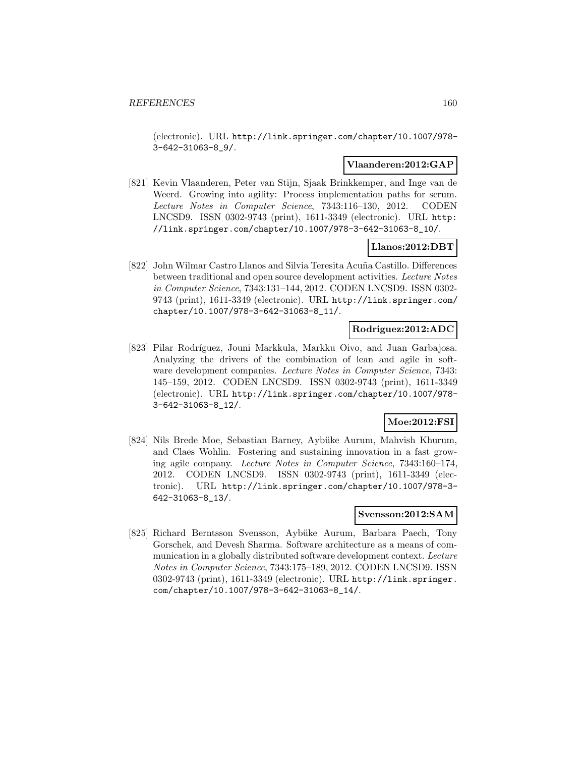(electronic). URL http://link.springer.com/chapter/10.1007/978-3-642-31063-8_9/.

**Vlaanderen:2012:GAP**

[821] Kevin Vlaanderen, Peter van Stijn, Sjaak Brinkkemper, and Inge van de Weerd. Growing into agility: Process implementation paths for scrum. *Lecture Notes in Computer Science*, 7343:116–130, 2012. CODEN LNCSD9. ISSN 0302-9743 (print), 1611-3349 (electronic). URL http://link.springer.com/chapter/10.1007/978-3-642-31063-8_10/.

**Llanos:2012:DBT**

[822] John Wilmar Castro Llanos and Silvia Teresita Acuña Castillo. Differences between traditional and open source development activities. *Lecture Notes in Computer Science*, 7343:131–144, 2012. CODEN LNCSD9. ISSN 0302-9743 (print), 1611-3349 (electronic). URL http://link.springer.com/chapter/10.1007/978-3-642-31063-8_11/.

**Rodriguez:2012:ADC**

[823] Pilar Rodríguez, Jouni Markkula, Markku Oivo, and Juan Garbajosa. Analyzing the drivers of the combination of lean and agile in software development companies. *Lecture Notes in Computer Science*, 7343: 145–159, 2012. CODEN LNCSD9. ISSN 0302-9743 (print), 1611-3349 (electronic). URL http://link.springer.com/chapter/10.1007/978-3-642-31063-8_12/.

**Moe:2012:FSI**

[824] Nils Brede Moe, Sebastian Barney, Aybüke Aurum, Mahvish Khurum, and Claes Wohlin. Fostering and sustaining innovation in a fast growing agile company. *Lecture Notes in Computer Science*, 7343:160–174, 2012. CODEN LNCSD9. ISSN 0302-9743 (print), 1611-3349 (electronic). URL http://link.springer.com/chapter/10.1007/978-3-642-31063-8_13/.

**Svensson:2012:SAM**

[825] Richard Berntsson Svensson, Aybüke Aurum, Barbara Paech, Tony Gorschek, and Devesh Sharma. Software architecture as a means of communication in a globally distributed software development context. *Lecture Notes in Computer Science*, 7343:175–189, 2012. CODEN LNCSD9. ISSN 0302-9743 (print), 1611-3349 (electronic). URL http://link.springer.com/chapter/10.1007/978-3-642-31063-8_14/.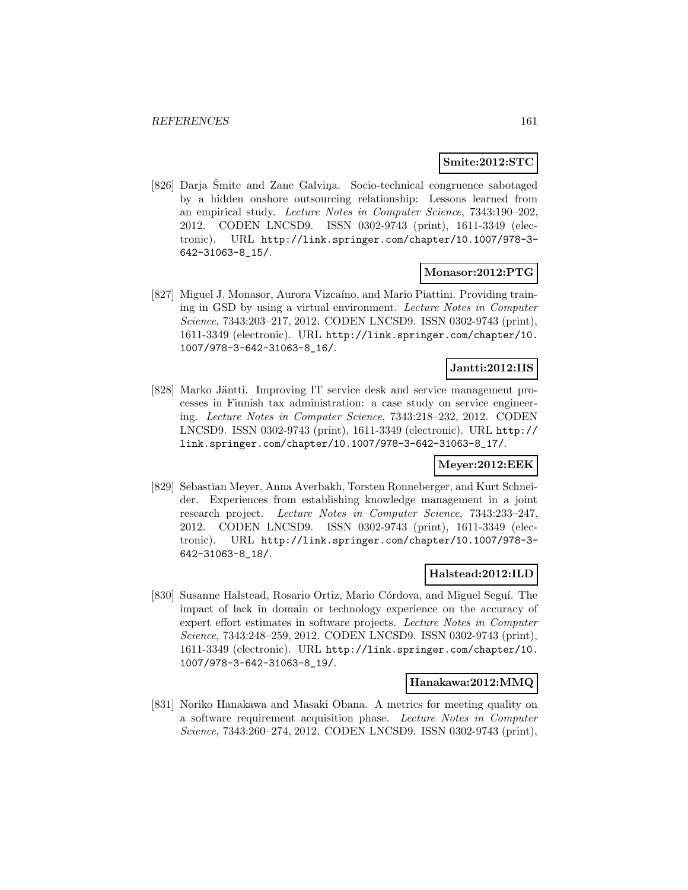**Smite:2012:STC**

[826] Darja Šmite and Zane Galviņa. Socio-technical congruence sabotaged by a hidden onshore outsourcing relationship: Lessons learned from an empirical study. *Lecture Notes in Computer Science*, 7343:190–202, 2012. CODEN LNCSD9. ISSN 0302-9743 (print), 1611-3349 (electronic). URL http://link.springer.com/chapter/10.1007/978-3-642-31063-8_15/.

**Monasor:2012:PTG**

[827] Miguel J. Monasor, Aurora Vizcaíno, and Mario Piattini. Providing training in GSD by using a virtual environment. *Lecture Notes in Computer Science*, 7343:203–217, 2012. CODEN LNCSD9. ISSN 0302-9743 (print), 1611-3349 (electronic). URL http://link.springer.com/chapter/10.1007/978-3-642-31063-8_16/.

**Jantti:2012:IIS**

[828] Marko Jäntti. Improving IT service desk and service management processes in Finnish tax administration: a case study on service engineering. *Lecture Notes in Computer Science*, 7343:218–232, 2012. CODEN LNCSD9. ISSN 0302-9743 (print), 1611-3349 (electronic). URL http://link.springer.com/chapter/10.1007/978-3-642-31063-8_17/.

**Meyer:2012:EEK**

[829] Sebastian Meyer, Anna Averbakh, Torsten Ronneberger, and Kurt Schneider. Experiences from establishing knowledge management in a joint research project. *Lecture Notes in Computer Science*, 7343:233–247, 2012. CODEN LNCSD9. ISSN 0302-9743 (print), 1611-3349 (electronic). URL http://link.springer.com/chapter/10.1007/978-3-642-31063-8_18/.

**Halstead:2012:ILD**

[830] Susanne Halstead, Rosario Ortiz, Mario Córdova, and Miguel Seguí. The impact of lack in domain or technology experience on the accuracy of expert effort estimates in software projects. *Lecture Notes in Computer Science*, 7343:248–259, 2012. CODEN LNCSD9. ISSN 0302-9743 (print), 1611-3349 (electronic). URL http://link.springer.com/chapter/10.1007/978-3-642-31063-8_19/.

**Hanakawa:2012:MMQ**

[831] Noriko Hanakawa and Masaki Obana. A metrics for meeting quality on a software requirement acquisition phase. *Lecture Notes in Computer Science*, 7343:260–274, 2012. CODEN LNCSD9. ISSN 0302-9743 (print),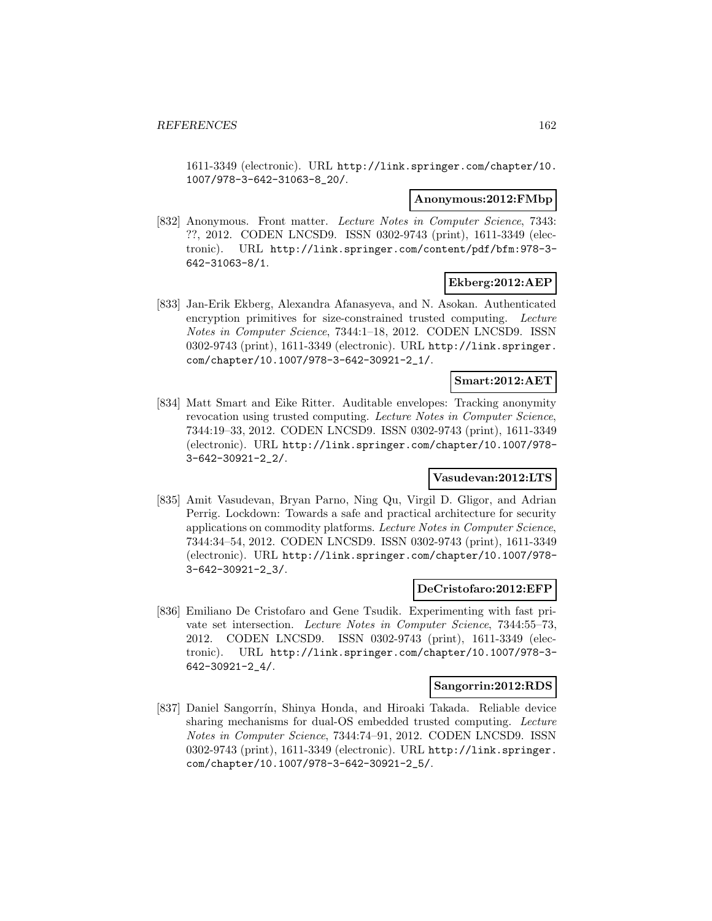1611-3349 (electronic). URL http://link.springer.com/chapter/10.1007/978-3-642-31063-8_20/.

**Anonymous:2012:FMbp**

[832] Anonymous. Front matter. *Lecture Notes in Computer Science*, 7343: ??, 2012. CODEN LNCSD9. ISSN 0302-9743 (print), 1611-3349 (electronic). URL http://link.springer.com/content/pdf/bfm:978-3-642-31063-8/1.

**Ekberg:2012:AEP**

[833] Jan-Erik Ekberg, Alexandra Afanasyeva, and N. Asokan. Authenticated encryption primitives for size-constrained trusted computing. *Lecture Notes in Computer Science*, 7344:1–18, 2012. CODEN LNCSD9. ISSN 0302-9743 (print), 1611-3349 (electronic). URL http://link.springer.com/chapter/10.1007/978-3-642-30921-2_1/.

**Smart:2012:AET**

[834] Matt Smart and Eike Ritter. Auditable envelopes: Tracking anonymity revocation using trusted computing. *Lecture Notes in Computer Science*, 7344:19–33, 2012. CODEN LNCSD9. ISSN 0302-9743 (print), 1611-3349 (electronic). URL http://link.springer.com/chapter/10.1007/978-3-642-30921-2_2/.

**Vasudevan:2012:LTS**

[835] Amit Vasudevan, Bryan Parno, Ning Qu, Virgil D. Gligor, and Adrian Perrig. Lockdown: Towards a safe and practical architecture for security applications on commodity platforms. *Lecture Notes in Computer Science*, 7344:34–54, 2012. CODEN LNCSD9. ISSN 0302-9743 (print), 1611-3349 (electronic). URL http://link.springer.com/chapter/10.1007/978-3-642-30921-2_3/.

**DeCristofaro:2012:EFP**

[836] Emiliano De Cristofaro and Gene Tsudik. Experimenting with fast private set intersection. *Lecture Notes in Computer Science*, 7344:55–73, 2012. CODEN LNCSD9. ISSN 0302-9743 (print), 1611-3349 (electronic). URL http://link.springer.com/chapter/10.1007/978-3-642-30921-2_4/.

**Sangorrin:2012:RDS**

[837] Daniel Sangorrín, Shinya Honda, and Hiroaki Takada. Reliable device sharing mechanisms for dual-OS embedded trusted computing. *Lecture Notes in Computer Science*, 7344:74–91, 2012. CODEN LNCSD9. ISSN 0302-9743 (print), 1611-3349 (electronic). URL http://link.springer.com/chapter/10.1007/978-3-642-30921-2_5/.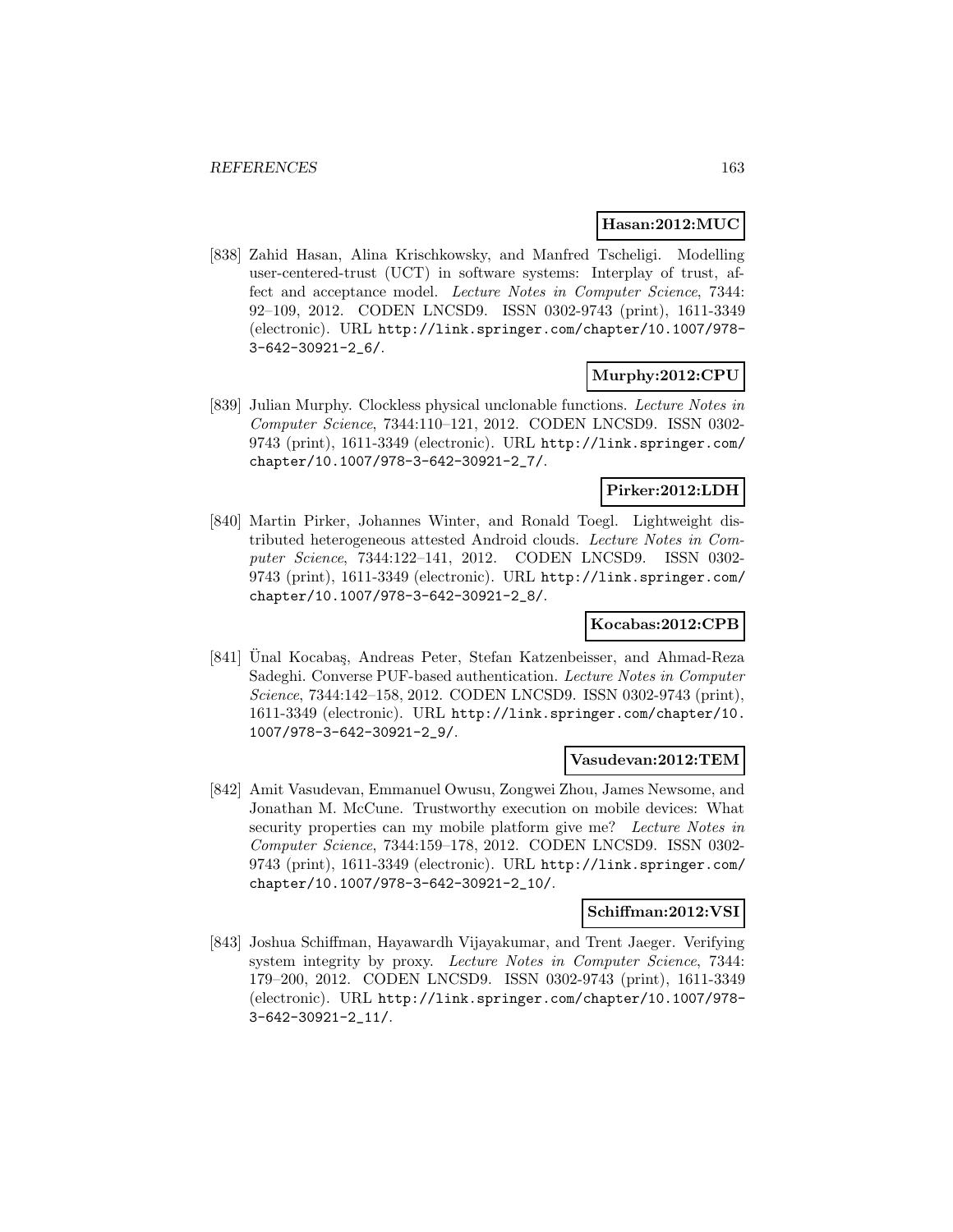**Hasan:2012:MUC**

[838] Zahid Hasan, Alina Krischkowsky, and Manfred Tscheligi. Modelling user-centered-trust (UCT) in software systems: Interplay of trust, affect and acceptance model. *Lecture Notes in Computer Science*, 7344: 92–109, 2012. CODEN LNCSD9. ISSN 0302-9743 (print), 1611-3349 (electronic). URL http://link.springer.com/chapter/10.1007/978-3-642-30921-2_6/.

**Murphy:2012:CPU**

[839] Julian Murphy. Clockless physical unclonable functions. *Lecture Notes in Computer Science*, 7344:110–121, 2012. CODEN LNCSD9. ISSN 0302-9743 (print), 1611-3349 (electronic). URL http://link.springer.com/chapter/10.1007/978-3-642-30921-2_7/.

**Pirker:2012:LDH**

[840] Martin Pirker, Johannes Winter, and Ronald Toegl. Lightweight distributed heterogeneous attested Android clouds. *Lecture Notes in Computer Science*, 7344:122–141, 2012. CODEN LNCSD9. ISSN 0302-9743 (print), 1611-3349 (electronic). URL http://link.springer.com/chapter/10.1007/978-3-642-30921-2_8/.

**Kocabas:2012:CPB**

[841] Ünal Kocabaş, Andreas Peter, Stefan Katzenbeisser, and Ahmad-Reza Sadeghi. Converse PUF-based authentication. *Lecture Notes in Computer Science*, 7344:142–158, 2012. CODEN LNCSD9. ISSN 0302-9743 (print), 1611-3349 (electronic). URL http://link.springer.com/chapter/10.1007/978-3-642-30921-2_9/.

**Vasudevan:2012:TEM**

[842] Amit Vasudevan, Emmanuel Owusu, Zongwei Zhou, James Newsome, and Jonathan M. McCune. Trustworthy execution on mobile devices: What security properties can my mobile platform give me? *Lecture Notes in Computer Science*, 7344:159–178, 2012. CODEN LNCSD9. ISSN 0302-9743 (print), 1611-3349 (electronic). URL http://link.springer.com/chapter/10.1007/978-3-642-30921-2_10/.

**Schiffman:2012:VSI**

[843] Joshua Schiffman, Hayawardh Vijayakumar, and Trent Jaeger. Verifying system integrity by proxy. *Lecture Notes in Computer Science*, 7344: 179–200, 2012. CODEN LNCSD9. ISSN 0302-9743 (print), 1611-3349 (electronic). URL http://link.springer.com/chapter/10.1007/978-3-642-30921-2_11/.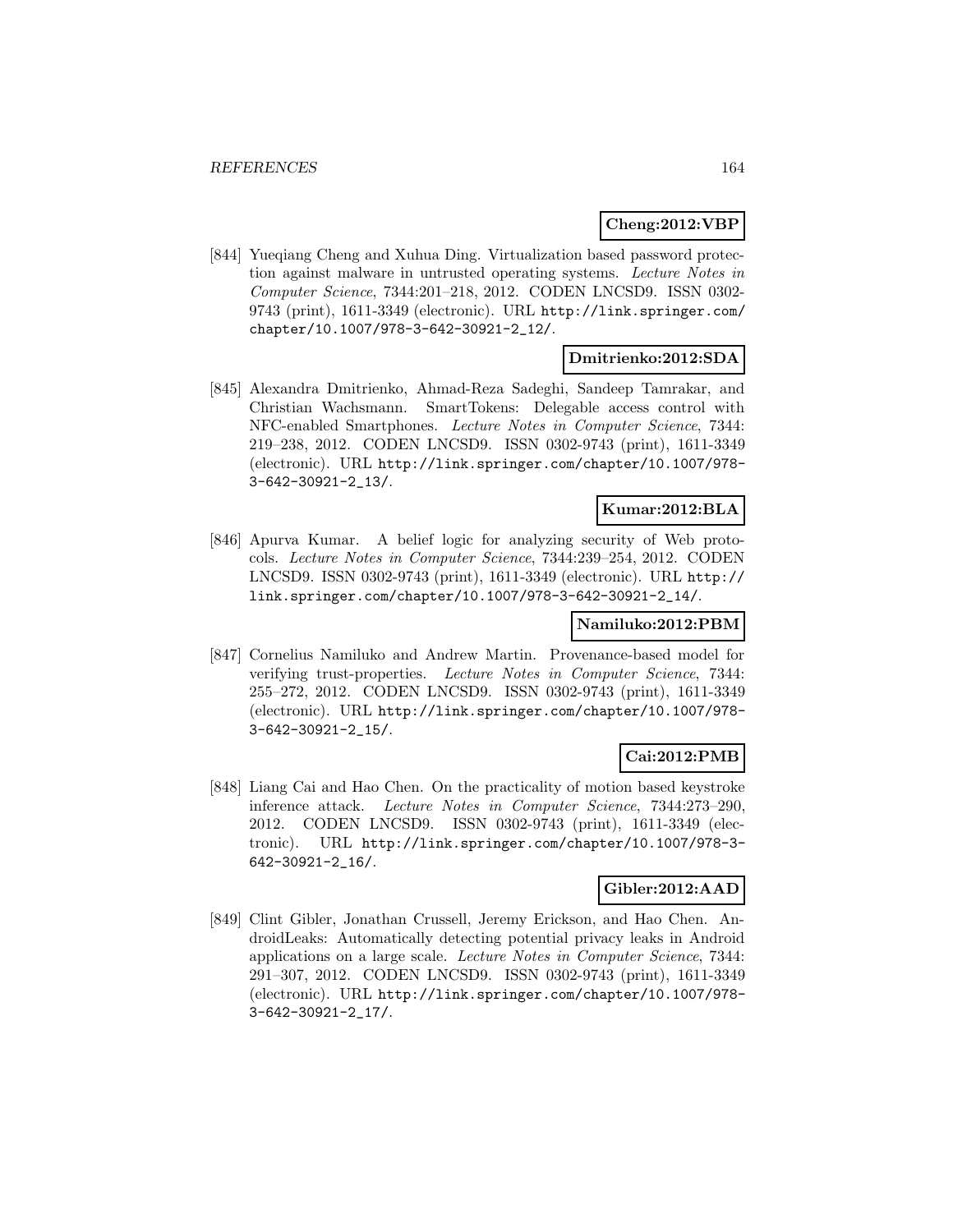**Cheng:2012:VBP**

[844] Yueqiang Cheng and Xuhua Ding. Virtualization based password protection against malware in untrusted operating systems. *Lecture Notes in Computer Science*, 7344:201–218, 2012. CODEN LNCSD9. ISSN 0302-9743 (print), 1611-3349 (electronic). URL http://link.springer.com/chapter/10.1007/978-3-642-30921-2_12/.

**Dmitrienko:2012:SDA**

[845] Alexandra Dmitrienko, Ahmad-Reza Sadeghi, Sandeep Tamrakar, and Christian Wachsmann. SmartTokens: Delegable access control with NFC-enabled Smartphones. *Lecture Notes in Computer Science*, 7344: 219–238, 2012. CODEN LNCSD9. ISSN 0302-9743 (print), 1611-3349 (electronic). URL http://link.springer.com/chapter/10.1007/978-3-642-30921-2_13/.

**Kumar:2012:BLA**

[846] Apurva Kumar. A belief logic for analyzing security of Web protocols. *Lecture Notes in Computer Science*, 7344:239–254, 2012. CODEN LNCSD9. ISSN 0302-9743 (print), 1611-3349 (electronic). URL http://link.springer.com/chapter/10.1007/978-3-642-30921-2_14/.

**Namiluko:2012:PBM**

[847] Cornelius Namiluko and Andrew Martin. Provenance-based model for verifying trust-properties. *Lecture Notes in Computer Science*, 7344: 255–272, 2012. CODEN LNCSD9. ISSN 0302-9743 (print), 1611-3349 (electronic). URL http://link.springer.com/chapter/10.1007/978-3-642-30921-2_15/.

**Cai:2012:PMB**

[848] Liang Cai and Hao Chen. On the practicality of motion based keystroke inference attack. *Lecture Notes in Computer Science*, 7344:273–290, 2012. CODEN LNCSD9. ISSN 0302-9743 (print), 1611-3349 (electronic). URL http://link.springer.com/chapter/10.1007/978-3-642-30921-2_16/.

**Gibler:2012:AAD**

[849] Clint Gibler, Jonathan Crussell, Jeremy Erickson, and Hao Chen. AndroidLeaks: Automatically detecting potential privacy leaks in Android applications on a large scale. *Lecture Notes in Computer Science*, 7344: 291–307, 2012. CODEN LNCSD9. ISSN 0302-9743 (print), 1611-3349 (electronic). URL http://link.springer.com/chapter/10.1007/978-3-642-30921-2_17/.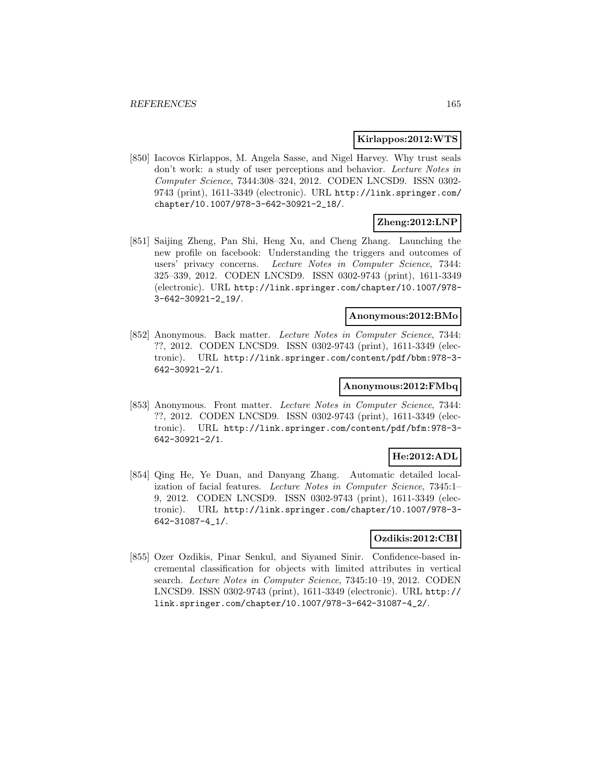**Kirlappos:2012:WTS**

[850] Iacovos Kirlappos, M. Angela Sasse, and Nigel Harvey. Why trust seals don't work: a study of user perceptions and behavior. *Lecture Notes in Computer Science*, 7344:308–324, 2012. CODEN LNCSD9. ISSN 0302-9743 (print), 1611-3349 (electronic). URL http://link.springer.com/chapter/10.1007/978-3-642-30921-2_18/.

**Zheng:2012:LNP**

[851] Saijing Zheng, Pan Shi, Heng Xu, and Cheng Zhang. Launching the new profile on facebook: Understanding the triggers and outcomes of users' privacy concerns. *Lecture Notes in Computer Science*, 7344: 325–339, 2012. CODEN LNCSD9. ISSN 0302-9743 (print), 1611-3349 (electronic). URL http://link.springer.com/chapter/10.1007/978-3-642-30921-2_19/.

**Anonymous:2012:BMo**

[852] Anonymous. Back matter. *Lecture Notes in Computer Science*, 7344: ??, 2012. CODEN LNCSD9. ISSN 0302-9743 (print), 1611-3349 (electronic). URL http://link.springer.com/content/pdf/bbm:978-3-642-30921-2/1.

**Anonymous:2012:FMbq**

[853] Anonymous. Front matter. *Lecture Notes in Computer Science*, 7344: ??, 2012. CODEN LNCSD9. ISSN 0302-9743 (print), 1611-3349 (electronic). URL http://link.springer.com/content/pdf/bfm:978-3-642-30921-2/1.

**He:2012:ADL**

[854] Qing He, Ye Duan, and Danyang Zhang. Automatic detailed localization of facial features. *Lecture Notes in Computer Science*, 7345:1–9, 2012. CODEN LNCSD9. ISSN 0302-9743 (print), 1611-3349 (electronic). URL http://link.springer.com/chapter/10.1007/978-3-642-31087-4_1/.

**Ozdikis:2012:CBI**

[855] Ozer Ozdikis, Pinar Senkul, and Siyamed Sinir. Confidence-based incremental classification for objects with limited attributes in vertical search. *Lecture Notes in Computer Science*, 7345:10–19, 2012. CODEN LNCSD9. ISSN 0302-9743 (print), 1611-3349 (electronic). URL http://link.springer.com/chapter/10.1007/978-3-642-31087-4_2/.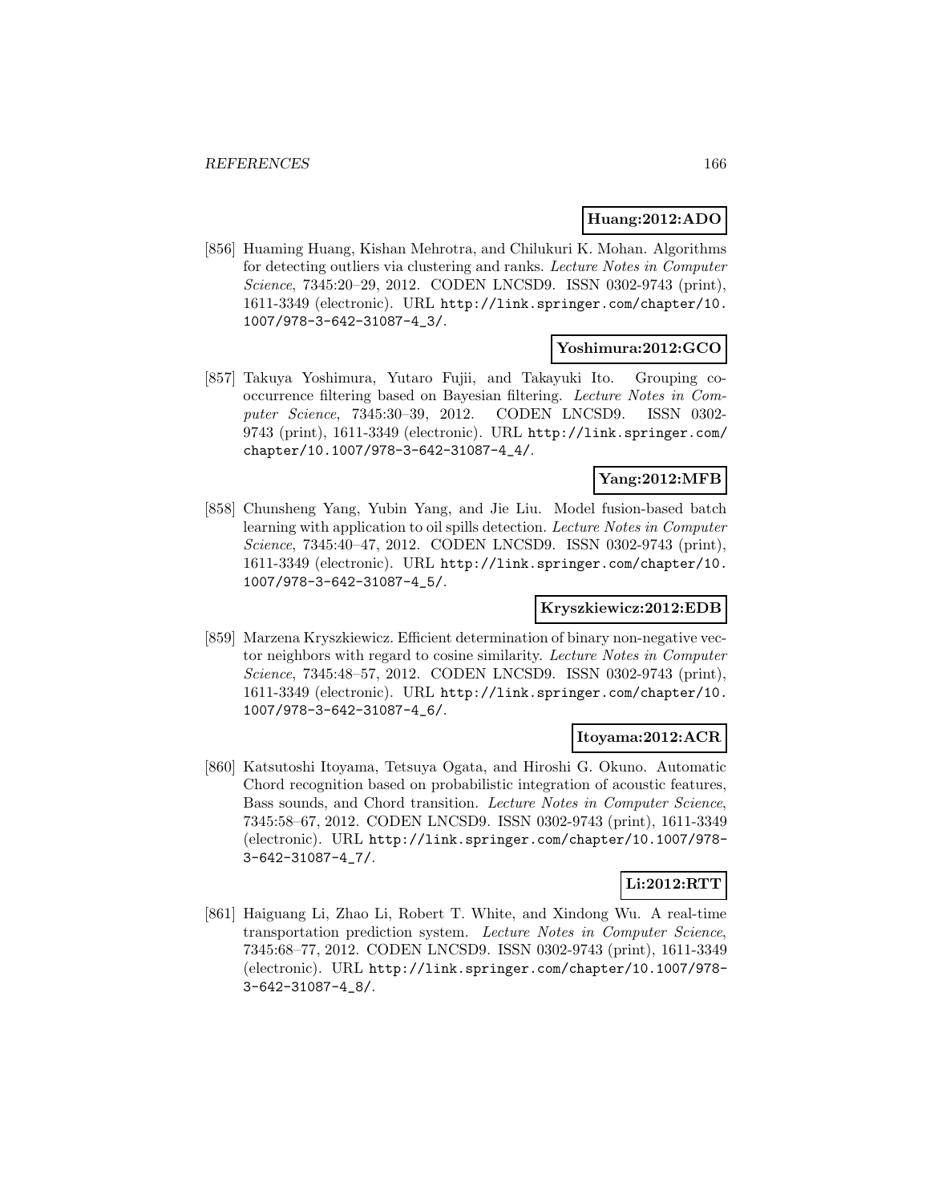**Huang:2012:ADO**

[856] Huaming Huang, Kishan Mehrotra, and Chilukuri K. Mohan. Algorithms for detecting outliers via clustering and ranks. *Lecture Notes in Computer Science*, 7345:20–29, 2012. CODEN LNCSD9. ISSN 0302-9743 (print), 1611-3349 (electronic). URL http://link.springer.com/chapter/10.1007/978-3-642-31087-4_3/.

**Yoshimura:2012:GCO**

[857] Takuya Yoshimura, Yutaro Fujii, and Takayuki Ito. Grouping co-occurrence filtering based on Bayesian filtering. *Lecture Notes in Computer Science*, 7345:30–39, 2012. CODEN LNCSD9. ISSN 0302-9743 (print), 1611-3349 (electronic). URL http://link.springer.com/chapter/10.1007/978-3-642-31087-4_4/.

**Yang:2012:MFB**

[858] Chunsheng Yang, Yubin Yang, and Jie Liu. Model fusion-based batch learning with application to oil spills detection. *Lecture Notes in Computer Science*, 7345:40–47, 2012. CODEN LNCSD9. ISSN 0302-9743 (print), 1611-3349 (electronic). URL http://link.springer.com/chapter/10.1007/978-3-642-31087-4_5/.

**Kryszkiewicz:2012:EDB**

[859] Marzena Kryszkiewicz. Efficient determination of binary non-negative vector neighbors with regard to cosine similarity. *Lecture Notes in Computer Science*, 7345:48–57, 2012. CODEN LNCSD9. ISSN 0302-9743 (print), 1611-3349 (electronic). URL http://link.springer.com/chapter/10.1007/978-3-642-31087-4_6/.

**Itoyama:2012:ACR**

[860] Katsutoshi Itoyama, Tetsuya Ogata, and Hiroshi G. Okuno. Automatic Chord recognition based on probabilistic integration of acoustic features, Bass sounds, and Chord transition. *Lecture Notes in Computer Science*, 7345:58–67, 2012. CODEN LNCSD9. ISSN 0302-9743 (print), 1611-3349 (electronic). URL http://link.springer.com/chapter/10.1007/978-3-642-31087-4_7/.

**Li:2012:RTT**

[861] Haiguang Li, Zhao Li, Robert T. White, and Xindong Wu. A real-time transportation prediction system. *Lecture Notes in Computer Science*, 7345:68–77, 2012. CODEN LNCSD9. ISSN 0302-9743 (print), 1611-3349 (electronic). URL http://link.springer.com/chapter/10.1007/978-3-642-31087-4_8/.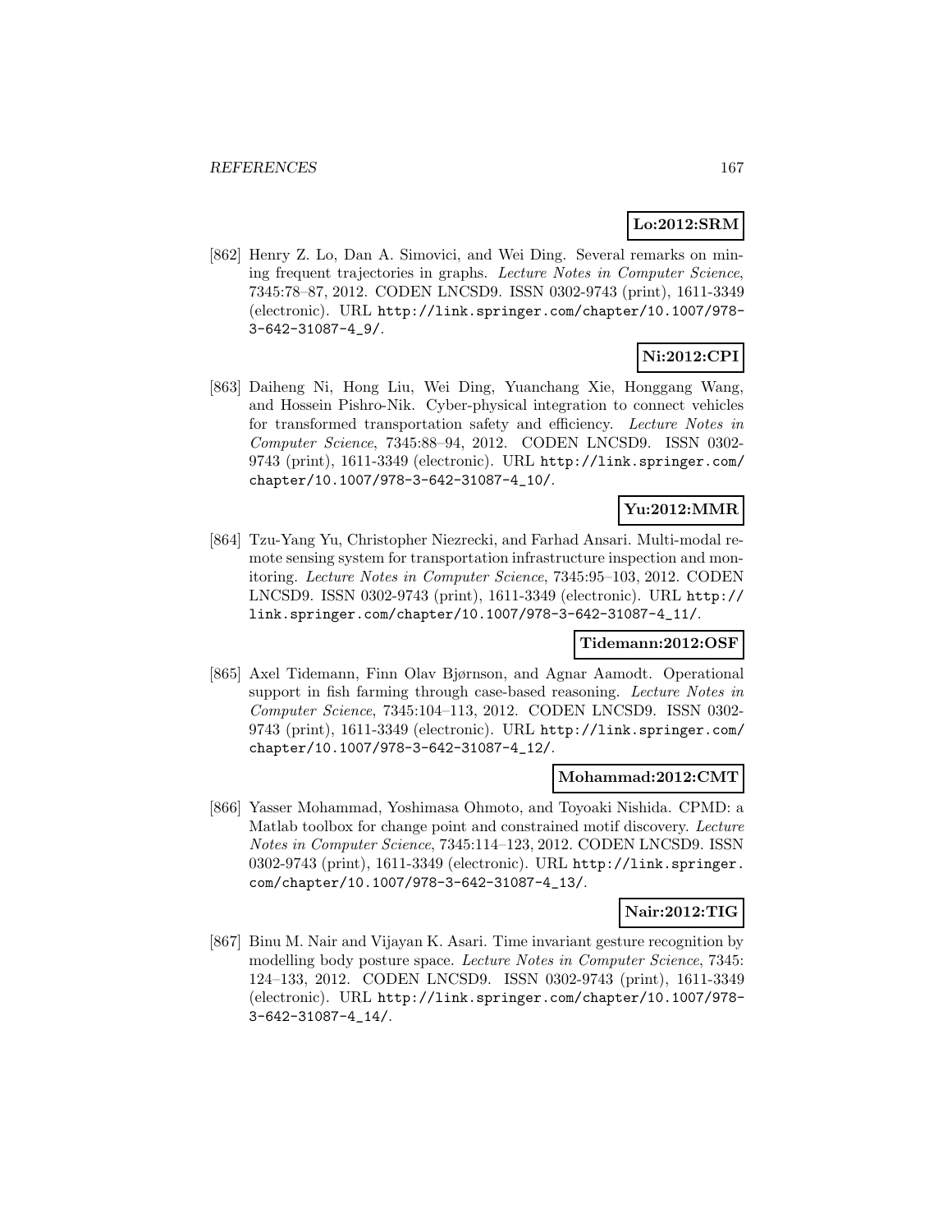**Lo:2012:SRM**

[862] Henry Z. Lo, Dan A. Simovici, and Wei Ding. Several remarks on mining frequent trajectories in graphs. *Lecture Notes in Computer Science*, 7345:78–87, 2012. CODEN LNCSD9. ISSN 0302-9743 (print), 1611-3349 (electronic). URL http://link.springer.com/chapter/10.1007/978-3-642-31087-4_9/.

**Ni:2012:CPI**

[863] Daiheng Ni, Hong Liu, Wei Ding, Yuanchang Xie, Honggang Wang, and Hossein Pishro-Nik. Cyber-physical integration to connect vehicles for transformed transportation safety and efficiency. *Lecture Notes in Computer Science*, 7345:88–94, 2012. CODEN LNCSD9. ISSN 0302-9743 (print), 1611-3349 (electronic). URL http://link.springer.com/chapter/10.1007/978-3-642-31087-4_10/.

**Yu:2012:MMR**

[864] Tzu-Yang Yu, Christopher Niezrecki, and Farhad Ansari. Multi-modal remote sensing system for transportation infrastructure inspection and monitoring. *Lecture Notes in Computer Science*, 7345:95–103, 2012. CODEN LNCSD9. ISSN 0302-9743 (print), 1611-3349 (electronic). URL http://link.springer.com/chapter/10.1007/978-3-642-31087-4_11/.

**Tidemann:2012:OSF**

[865] Axel Tidemann, Finn Olav Bjørnson, and Agnar Aamodt. Operational support in fish farming through case-based reasoning. *Lecture Notes in Computer Science*, 7345:104–113, 2012. CODEN LNCSD9. ISSN 0302-9743 (print), 1611-3349 (electronic). URL http://link.springer.com/chapter/10.1007/978-3-642-31087-4_12/.

**Mohammad:2012:CMT**

[866] Yasser Mohammad, Yoshimasa Ohmoto, and Toyoaki Nishida. CPMD: a Matlab toolbox for change point and constrained motif discovery. *Lecture Notes in Computer Science*, 7345:114–123, 2012. CODEN LNCSD9. ISSN 0302-9743 (print), 1611-3349 (electronic). URL http://link.springer.com/chapter/10.1007/978-3-642-31087-4_13/.

**Nair:2012:TIG**

[867] Binu M. Nair and Vijayan K. Asari. Time invariant gesture recognition by modelling body posture space. *Lecture Notes in Computer Science*, 7345:124–133, 2012. CODEN LNCSD9. ISSN 0302-9743 (print), 1611-3349 (electronic). URL http://link.springer.com/chapter/10.1007/978-3-642-31087-4_14/.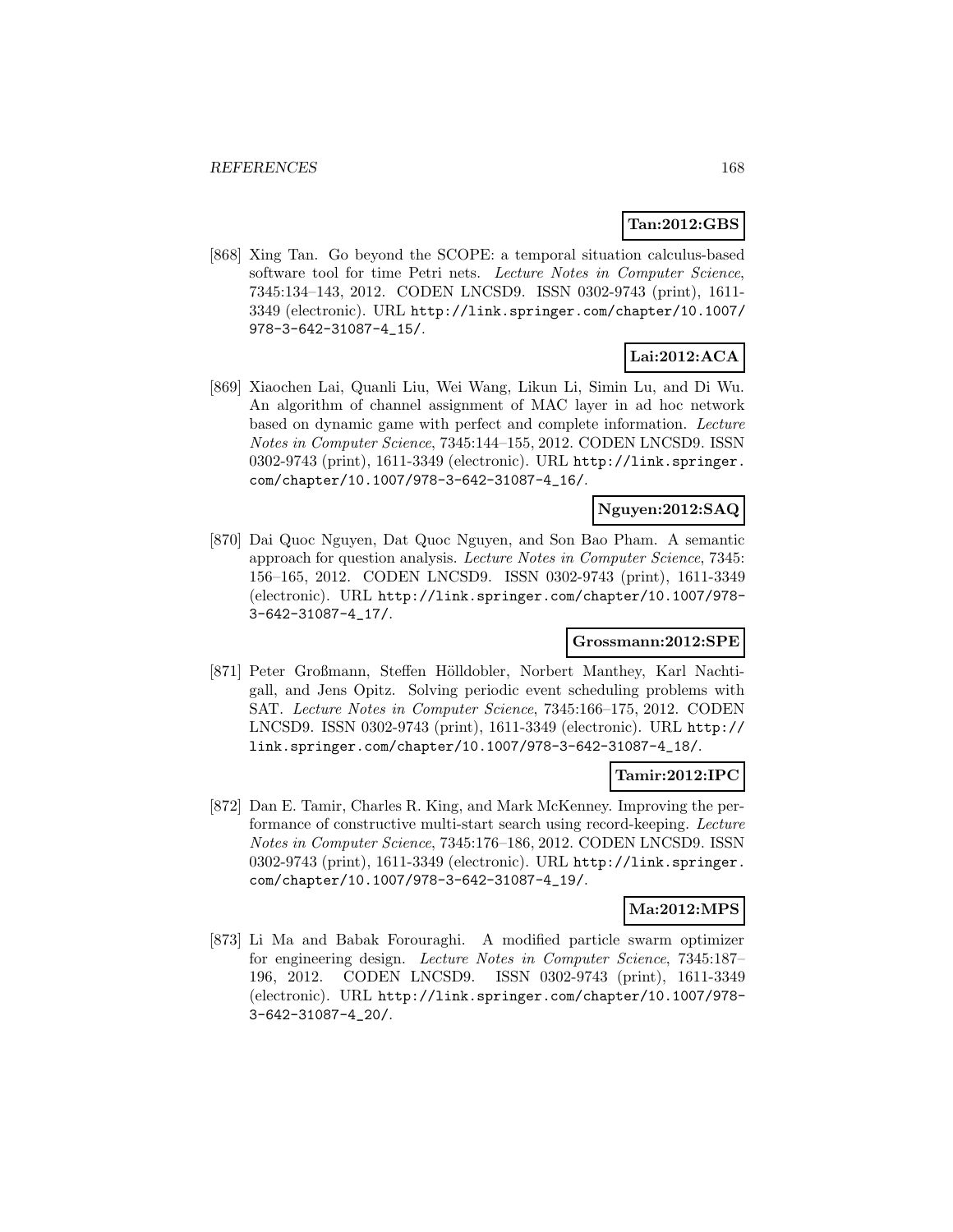**Tan:2012:GBS**

[868] Xing Tan. Go beyond the SCOPE: a temporal situation calculus-based software tool for time Petri nets. *Lecture Notes in Computer Science*, 7345:134–143, 2012. CODEN LNCSD9. ISSN 0302-9743 (print), 1611-3349 (electronic). URL http://link.springer.com/chapter/10.1007/978-3-642-31087-4_15/.

**Lai:2012:ACA**

[869] Xiaochen Lai, Quanli Liu, Wei Wang, Likun Li, Simin Lu, and Di Wu. An algorithm of channel assignment of MAC layer in ad hoc network based on dynamic game with perfect and complete information. *Lecture Notes in Computer Science*, 7345:144–155, 2012. CODEN LNCSD9. ISSN 0302-9743 (print), 1611-3349 (electronic). URL http://link.springer.com/chapter/10.1007/978-3-642-31087-4_16/.

**Nguyen:2012:SAQ**

[870] Dai Quoc Nguyen, Dat Quoc Nguyen, and Son Bao Pham. A semantic approach for question analysis. *Lecture Notes in Computer Science*, 7345:156–165, 2012. CODEN LNCSD9. ISSN 0302-9743 (print), 1611-3349 (electronic). URL http://link.springer.com/chapter/10.1007/978-3-642-31087-4_17/.

**Grossmann:2012:SPE**

[871] Peter Großmann, Steffen Hölldobler, Norbert Manthey, Karl Nachtigall, and Jens Opitz. Solving periodic event scheduling problems with SAT. *Lecture Notes in Computer Science*, 7345:166–175, 2012. CODEN LNCSD9. ISSN 0302-9743 (print), 1611-3349 (electronic). URL http://link.springer.com/chapter/10.1007/978-3-642-31087-4_18/.

**Tamir:2012:IPC**

[872] Dan E. Tamir, Charles R. King, and Mark McKenney. Improving the performance of constructive multi-start search using record-keeping. *Lecture Notes in Computer Science*, 7345:176–186, 2012. CODEN LNCSD9. ISSN 0302-9743 (print), 1611-3349 (electronic). URL http://link.springer.com/chapter/10.1007/978-3-642-31087-4_19/.

**Ma:2012:MPS**

[873] Li Ma and Babak Forouraghi. A modified particle swarm optimizer for engineering design. *Lecture Notes in Computer Science*, 7345:187–196, 2012. CODEN LNCSD9. ISSN 0302-9743 (print), 1611-3349 (electronic). URL http://link.springer.com/chapter/10.1007/978-3-642-31087-4_20/.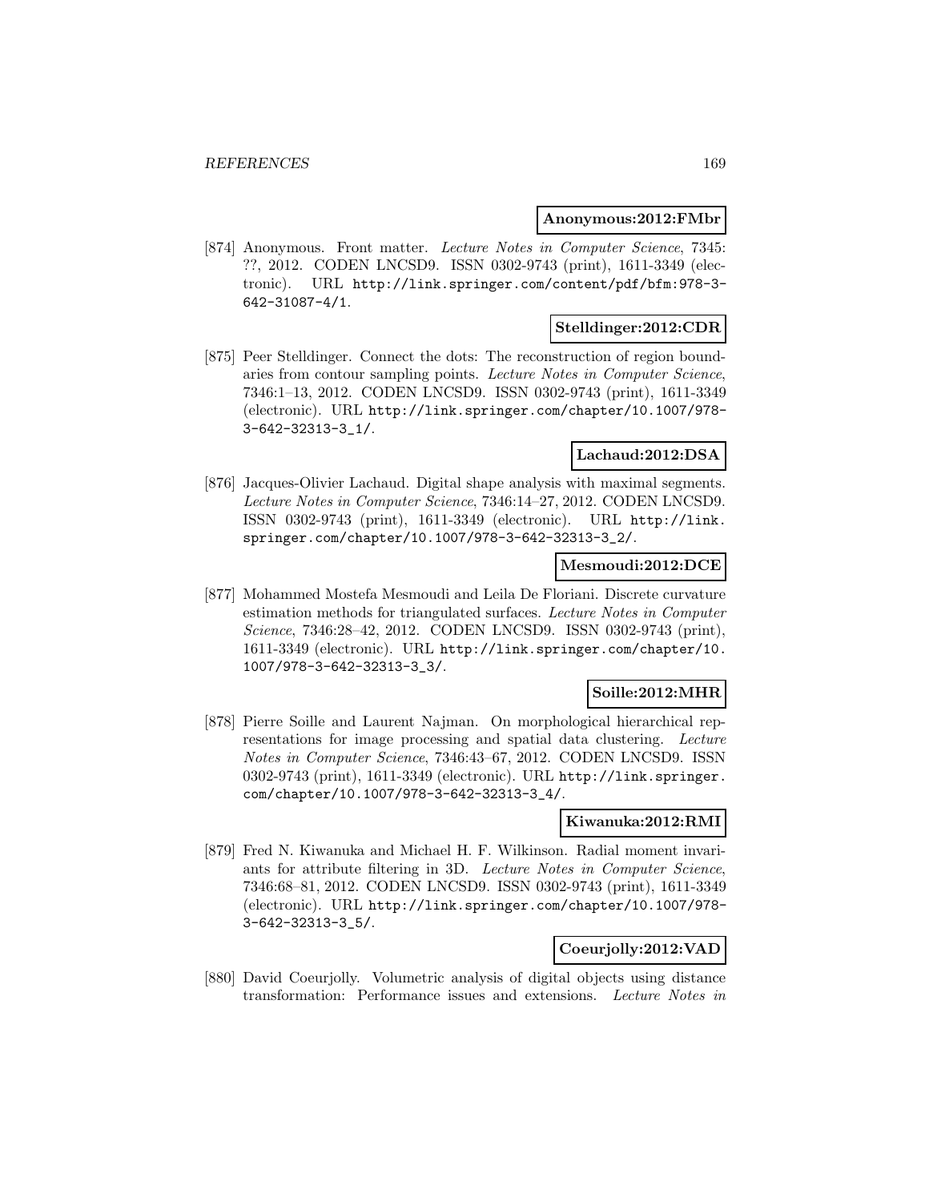**Anonymous:2012:FMbr**

[874] Anonymous. Front matter. *Lecture Notes in Computer Science*, 7345: ??, 2012. CODEN LNCSD9. ISSN 0302-9743 (print), 1611-3349 (electronic). URL http://link.springer.com/content/pdf/bfm:978-3-642-31087-4/1.

**Stelldinger:2012:CDR**

[875] Peer Stelldinger. Connect the dots: The reconstruction of region boundaries from contour sampling points. *Lecture Notes in Computer Science*, 7346:1–13, 2012. CODEN LNCSD9. ISSN 0302-9743 (print), 1611-3349 (electronic). URL http://link.springer.com/chapter/10.1007/978-3-642-32313-3_1/.

**Lachaud:2012:DSA**

[876] Jacques-Olivier Lachaud. Digital shape analysis with maximal segments. *Lecture Notes in Computer Science*, 7346:14–27, 2012. CODEN LNCSD9. ISSN 0302-9743 (print), 1611-3349 (electronic). URL http://link.springer.com/chapter/10.1007/978-3-642-32313-3_2/.

**Mesmoudi:2012:DCE**

[877] Mohammed Mostefa Mesmoudi and Leila De Floriani. Discrete curvature estimation methods for triangulated surfaces. *Lecture Notes in Computer Science*, 7346:28–42, 2012. CODEN LNCSD9. ISSN 0302-9743 (print), 1611-3349 (electronic). URL http://link.springer.com/chapter/10.1007/978-3-642-32313-3_3/.

**Soille:2012:MHR**

[878] Pierre Soille and Laurent Najman. On morphological hierarchical representations for image processing and spatial data clustering. *Lecture Notes in Computer Science*, 7346:43–67, 2012. CODEN LNCSD9. ISSN 0302-9743 (print), 1611-3349 (electronic). URL http://link.springer.com/chapter/10.1007/978-3-642-32313-3_4/.

**Kiwanuka:2012:RMI**

[879] Fred N. Kiwanuka and Michael H. F. Wilkinson. Radial moment invariants for attribute filtering in 3D. *Lecture Notes in Computer Science*, 7346:68–81, 2012. CODEN LNCSD9. ISSN 0302-9743 (print), 1611-3349 (electronic). URL http://link.springer.com/chapter/10.1007/978-3-642-32313-3_5/.

**Coeurjolly:2012:VAD**

[880] David Coeurjolly. Volumetric analysis of digital objects using distance transformation: Performance issues and extensions. *Lecture Notes in*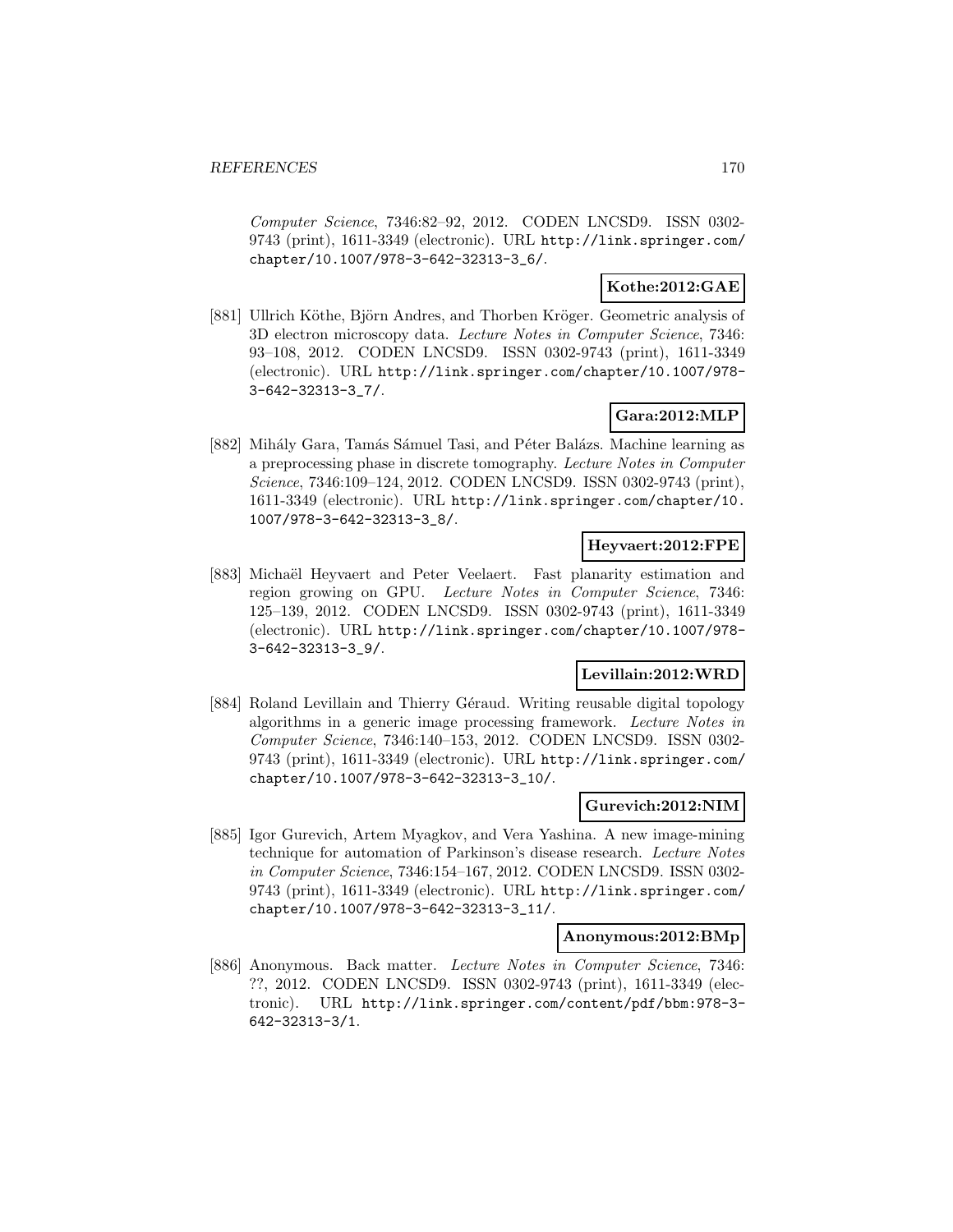*Computer Science*, 7346:82–92, 2012. CODEN LNCSD9. ISSN 0302-9743 (print), 1611-3349 (electronic). URL http://link.springer.com/chapter/10.1007/978-3-642-32313-3_6/.

**Kothe:2012:GAE**

[881] Ullrich Köthe, Björn Andres, and Thorben Kröger. Geometric analysis of 3D electron microscopy data. *Lecture Notes in Computer Science*, 7346: 93–108, 2012. CODEN LNCSD9. ISSN 0302-9743 (print), 1611-3349 (electronic). URL http://link.springer.com/chapter/10.1007/978-3-642-32313-3_7/.

**Gara:2012:MLP**

[882] Mihály Gara, Tamás Sámuel Tasi, and Péter Balázs. Machine learning as a preprocessing phase in discrete tomography. *Lecture Notes in Computer Science*, 7346:109–124, 2012. CODEN LNCSD9. ISSN 0302-9743 (print), 1611-3349 (electronic). URL http://link.springer.com/chapter/10.1007/978-3-642-32313-3_8/.

**Heyvaert:2012:FPE**

[883] Michaël Heyvaert and Peter Veelaert. Fast planarity estimation and region growing on GPU. *Lecture Notes in Computer Science*, 7346: 125–139, 2012. CODEN LNCSD9. ISSN 0302-9743 (print), 1611-3349 (electronic). URL http://link.springer.com/chapter/10.1007/978-3-642-32313-3_9/.

**Levillain:2012:WRD**

[884] Roland Levillain and Thierry Géraud. Writing reusable digital topology algorithms in a generic image processing framework. *Lecture Notes in Computer Science*, 7346:140–153, 2012. CODEN LNCSD9. ISSN 0302-9743 (print), 1611-3349 (electronic). URL http://link.springer.com/chapter/10.1007/978-3-642-32313-3_10/.

**Gurevich:2012:NIM**

[885] Igor Gurevich, Artem Myagkov, and Vera Yashina. A new image-mining technique for automation of Parkinson's disease research. *Lecture Notes in Computer Science*, 7346:154–167, 2012. CODEN LNCSD9. ISSN 0302-9743 (print), 1611-3349 (electronic). URL http://link.springer.com/chapter/10.1007/978-3-642-32313-3_11/.

**Anonymous:2012:BMp**

[886] Anonymous. Back matter. *Lecture Notes in Computer Science*, 7346: ??, 2012. CODEN LNCSD9. ISSN 0302-9743 (print), 1611-3349 (electronic). URL http://link.springer.com/content/pdf/bbm:978-3-642-32313-3/1.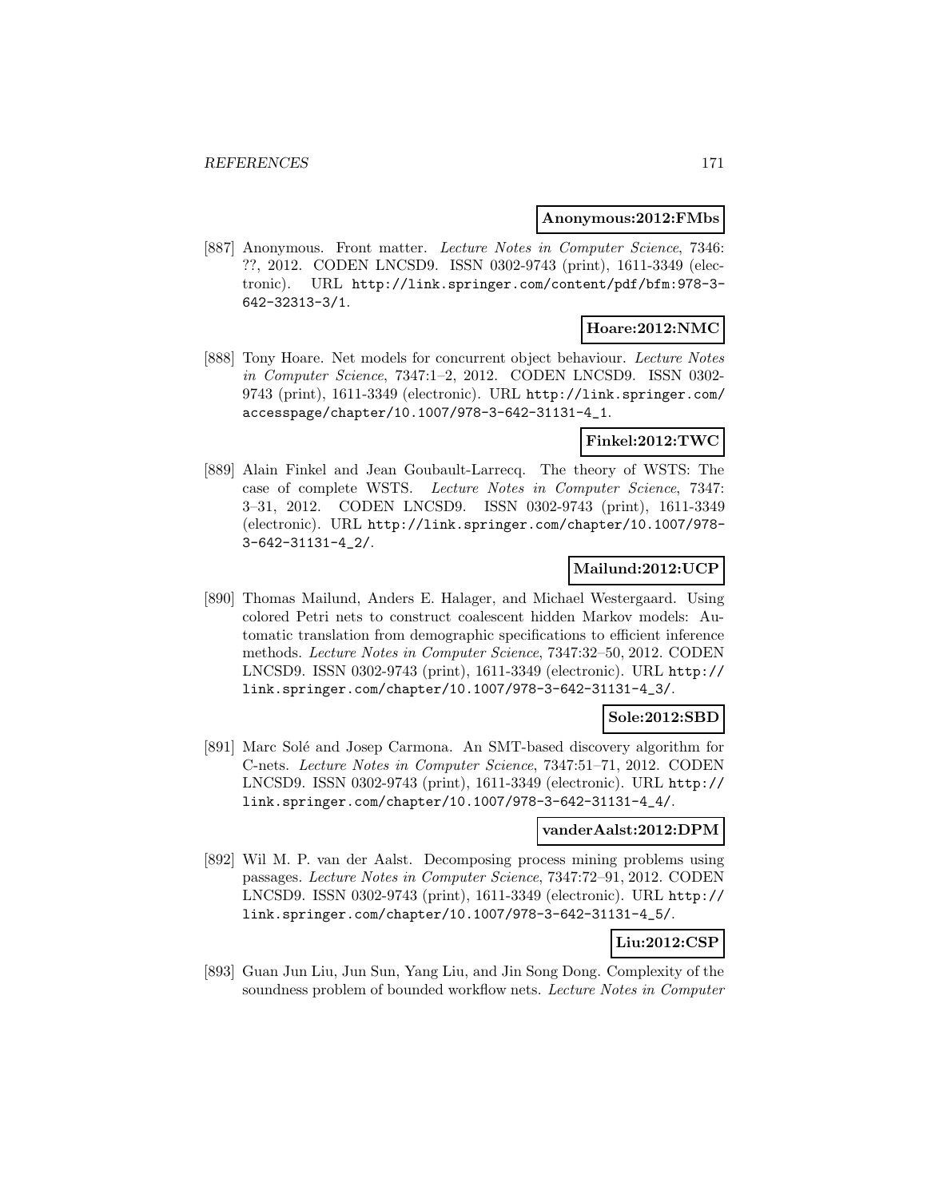**Anonymous:2012:FMbs**

[887] Anonymous. Front matter. *Lecture Notes in Computer Science*, 7346: ??, 2012. CODEN LNCSD9. ISSN 0302-9743 (print), 1611-3349 (electronic). URL http://link.springer.com/content/pdf/bfm:978-3-642-32313-3/1.

**Hoare:2012:NMC**

[888] Tony Hoare. Net models for concurrent object behaviour. *Lecture Notes in Computer Science*, 7347:1–2, 2012. CODEN LNCSD9. ISSN 0302-9743 (print), 1611-3349 (electronic). URL http://link.springer.com/accesspage/chapter/10.1007/978-3-642-31131-4_1.

**Finkel:2012:TWC**

[889] Alain Finkel and Jean Goubault-Larrecq. The theory of WSTS: The case of complete WSTS. *Lecture Notes in Computer Science*, 7347: 3–31, 2012. CODEN LNCSD9. ISSN 0302-9743 (print), 1611-3349 (electronic). URL http://link.springer.com/chapter/10.1007/978-3-642-31131-4_2/.

**Mailund:2012:UCP**

[890] Thomas Mailund, Anders E. Halager, and Michael Westergaard. Using colored Petri nets to construct coalescent hidden Markov models: Automatic translation from demographic specifications to efficient inference methods. *Lecture Notes in Computer Science*, 7347:32–50, 2012. CODEN LNCSD9. ISSN 0302-9743 (print), 1611-3349 (electronic). URL http://link.springer.com/chapter/10.1007/978-3-642-31131-4_3/.

**Sole:2012:SBD**

[891] Marc Solé and Josep Carmona. An SMT-based discovery algorithm for C-nets. *Lecture Notes in Computer Science*, 7347:51–71, 2012. CODEN LNCSD9. ISSN 0302-9743 (print), 1611-3349 (electronic). URL http://link.springer.com/chapter/10.1007/978-3-642-31131-4_4/.

**vanderAalst:2012:DPM**

[892] Wil M. P. van der Aalst. Decomposing process mining problems using passages. *Lecture Notes in Computer Science*, 7347:72–91, 2012. CODEN LNCSD9. ISSN 0302-9743 (print), 1611-3349 (electronic). URL http://link.springer.com/chapter/10.1007/978-3-642-31131-4_5/.

**Liu:2012:CSP**

[893] Guan Jun Liu, Jun Sun, Yang Liu, and Jin Song Dong. Complexity of the soundness problem of bounded workflow nets. *Lecture Notes in Computer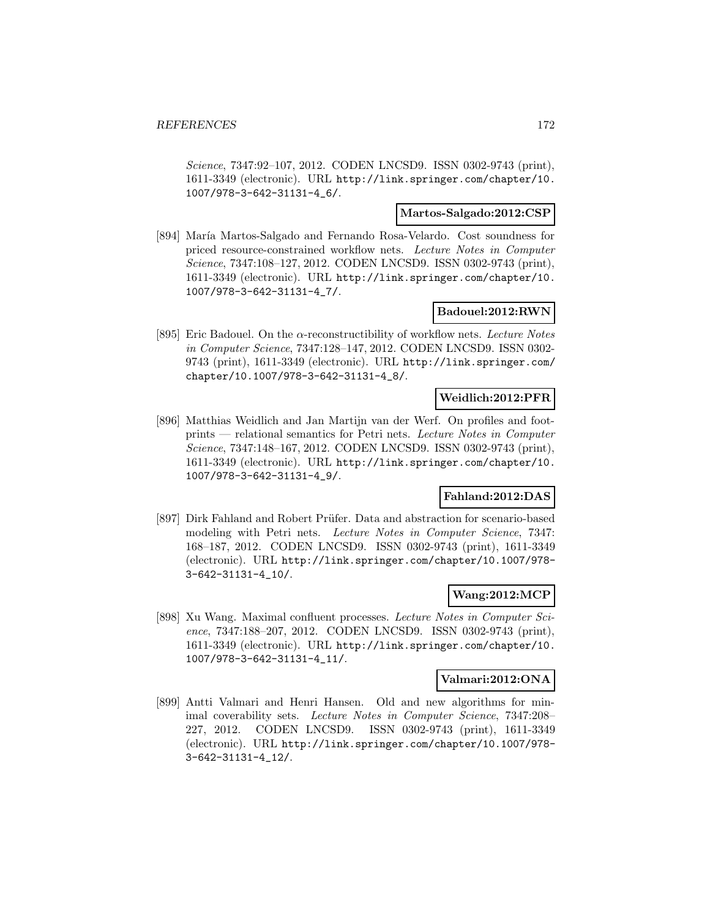*Science*, 7347:92–107, 2012. CODEN LNCSD9. ISSN 0302-9743 (print), 1611-3349 (electronic). URL http://link.springer.com/chapter/10.1007/978-3-642-31131-4_6/.

**Martos-Salgado:2012:CSP**

[894] María Martos-Salgado and Fernando Rosa-Velardo. Cost soundness for priced resource-constrained workflow nets. *Lecture Notes in Computer Science*, 7347:108–127, 2012. CODEN LNCSD9. ISSN 0302-9743 (print), 1611-3349 (electronic). URL http://link.springer.com/chapter/10.1007/978-3-642-31131-4_7/.

**Badouel:2012:RWN**

[895] Eric Badouel. On the $\alpha$-reconstructibility of workflow nets. *Lecture Notes in Computer Science*, 7347:128–147, 2012. CODEN LNCSD9. ISSN 0302-9743 (print), 1611-3349 (electronic). URL http://link.springer.com/chapter/10.1007/978-3-642-31131-4_8/.

**Weidlich:2012:PFR**

[896] Matthias Weidlich and Jan Martijn van der Werf. On profiles and footprints — relational semantics for Petri nets. *Lecture Notes in Computer Science*, 7347:148–167, 2012. CODEN LNCSD9. ISSN 0302-9743 (print), 1611-3349 (electronic). URL http://link.springer.com/chapter/10.1007/978-3-642-31131-4_9/.

**Fahland:2012:DAS**

[897] Dirk Fahland and Robert Prüfer. Data and abstraction for scenario-based modeling with Petri nets. *Lecture Notes in Computer Science*, 7347: 168–187, 2012. CODEN LNCSD9. ISSN 0302-9743 (print), 1611-3349 (electronic). URL http://link.springer.com/chapter/10.1007/978-3-642-31131-4_10/.

**Wang:2012:MCP**

[898] Xu Wang. Maximal confluent processes. *Lecture Notes in Computer Science*, 7347:188–207, 2012. CODEN LNCSD9. ISSN 0302-9743 (print), 1611-3349 (electronic). URL http://link.springer.com/chapter/10.1007/978-3-642-31131-4_11/.

**Valmari:2012:ONA**

[899] Antti Valmari and Henri Hansen. Old and new algorithms for minimal coverability sets. *Lecture Notes in Computer Science*, 7347:208–227, 2012. CODEN LNCSD9. ISSN 0302-9743 (print), 1611-3349 (electronic). URL http://link.springer.com/chapter/10.1007/978-3-642-31131-4_12/.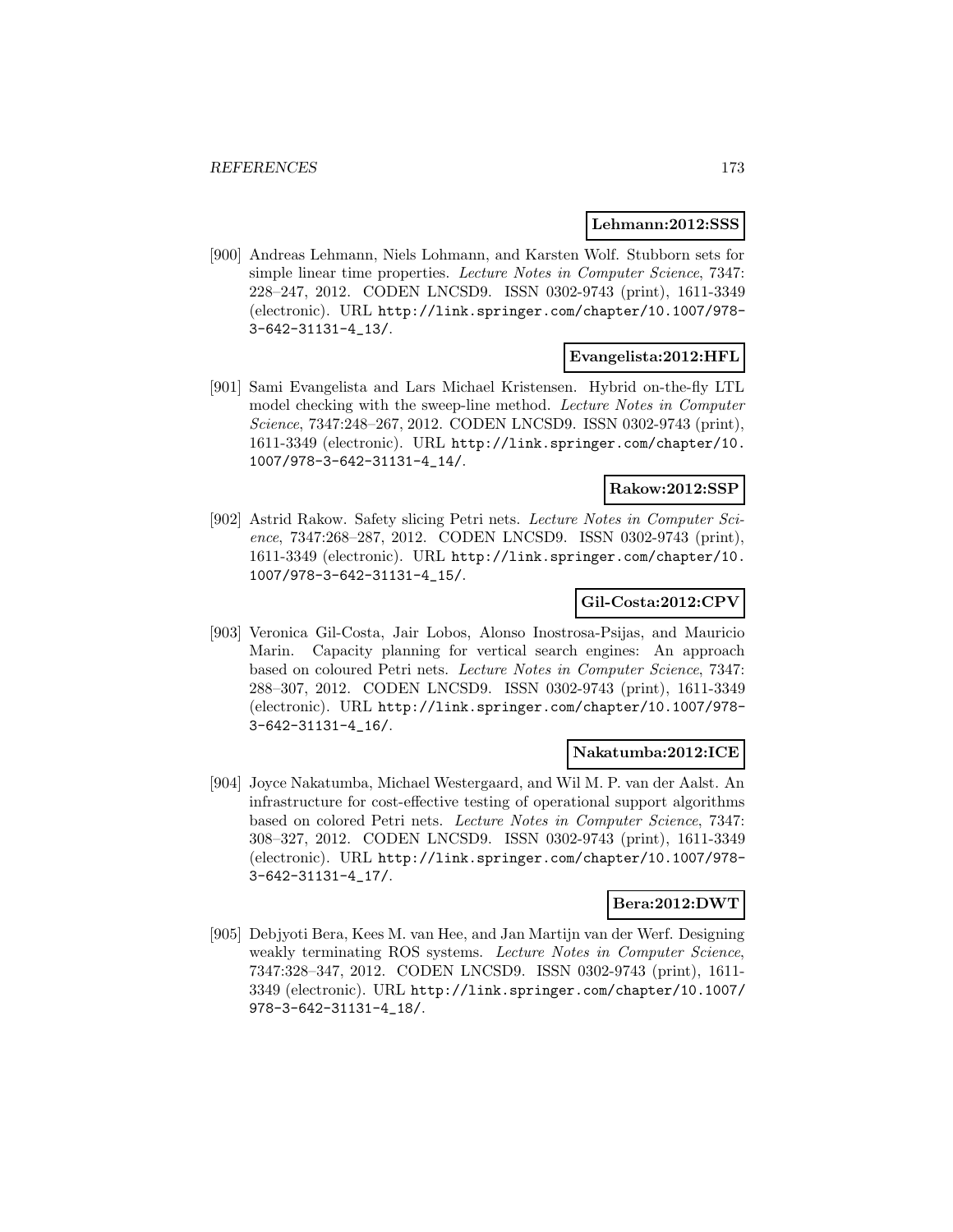**Lehmann:2012:SSS**

[900] Andreas Lehmann, Niels Lohmann, and Karsten Wolf. Stubborn sets for simple linear time properties. *Lecture Notes in Computer Science*, 7347: 228–247, 2012. CODEN LNCSD9. ISSN 0302-9743 (print), 1611-3349 (electronic). URL http://link.springer.com/chapter/10.1007/978-3-642-31131-4_13/.

**Evangelista:2012:HFL**

[901] Sami Evangelista and Lars Michael Kristensen. Hybrid on-the-fly LTL model checking with the sweep-line method. *Lecture Notes in Computer Science*, 7347:248–267, 2012. CODEN LNCSD9. ISSN 0302-9743 (print), 1611-3349 (electronic). URL http://link.springer.com/chapter/10.1007/978-3-642-31131-4_14/.

**Rakow:2012:SSP**

[902] Astrid Rakow. Safety slicing Petri nets. *Lecture Notes in Computer Science*, 7347:268–287, 2012. CODEN LNCSD9. ISSN 0302-9743 (print), 1611-3349 (electronic). URL http://link.springer.com/chapter/10.1007/978-3-642-31131-4_15/.

**Gil-Costa:2012:CPV**

[903] Veronica Gil-Costa, Jair Lobos, Alonso Inostrosa-Psijas, and Mauricio Marin. Capacity planning for vertical search engines: An approach based on coloured Petri nets. *Lecture Notes in Computer Science*, 7347: 288–307, 2012. CODEN LNCSD9. ISSN 0302-9743 (print), 1611-3349 (electronic). URL http://link.springer.com/chapter/10.1007/978-3-642-31131-4_16/.

**Nakatumba:2012:ICE**

[904] Joyce Nakatumba, Michael Westergaard, and Wil M. P. van der Aalst. An infrastructure for cost-effective testing of operational support algorithms based on colored Petri nets. *Lecture Notes in Computer Science*, 7347: 308–327, 2012. CODEN LNCSD9. ISSN 0302-9743 (print), 1611-3349 (electronic). URL http://link.springer.com/chapter/10.1007/978-3-642-31131-4_17/.

**Bera:2012:DWT**

[905] Debjyoti Bera, Kees M. van Hee, and Jan Martijn van der Werf. Designing weakly terminating ROS systems. *Lecture Notes in Computer Science*, 7347:328–347, 2012. CODEN LNCSD9. ISSN 0302-9743 (print), 1611-3349 (electronic). URL http://link.springer.com/chapter/10.1007/978-3-642-31131-4_18/.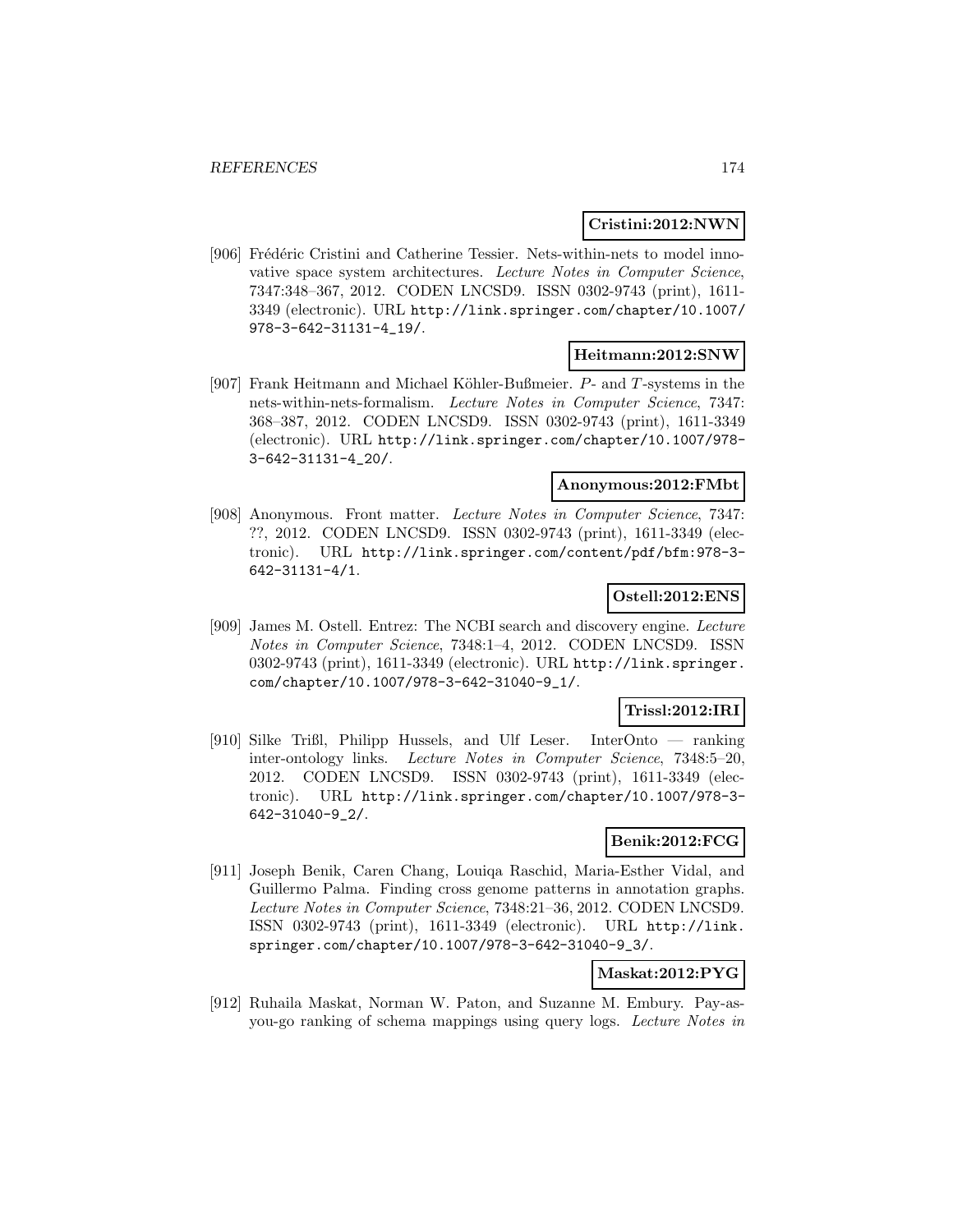**Cristini:2012:NWN**

[906] Frédéric Cristini and Catherine Tessier. Nets-within-nets to model innovative space system architectures. *Lecture Notes in Computer Science*, 7347:348–367, 2012. CODEN LNCSD9. ISSN 0302-9743 (print), 1611-3349 (electronic). URL http://link.springer.com/chapter/10.1007/978-3-642-31131-4_19/.

**Heitmann:2012:SNW**

[907] Frank Heitmann and Michael Köhler-Bußmeier. $P$- and $T$-systems in the nets-within-nets-formalism. *Lecture Notes in Computer Science*, 7347: 368–387, 2012. CODEN LNCSD9. ISSN 0302-9743 (print), 1611-3349 (electronic). URL http://link.springer.com/chapter/10.1007/978-3-642-31131-4_20/.

**Anonymous:2012:FMbt**

[908] Anonymous. Front matter. *Lecture Notes in Computer Science*, 7347: ??, 2012. CODEN LNCSD9. ISSN 0302-9743 (print), 1611-3349 (electronic). URL http://link.springer.com/content/pdf/bfm:978-3-642-31131-4/1.

**Ostell:2012:ENS**

[909] James M. Ostell. Entrez: The NCBI search and discovery engine. *Lecture Notes in Computer Science*, 7348:1–4, 2012. CODEN LNCSD9. ISSN 0302-9743 (print), 1611-3349 (electronic). URL http://link.springer.com/chapter/10.1007/978-3-642-31040-9_1/.

**Trissl:2012:IRI**

[910] Silke Trißl, Philipp Hussels, and Ulf Leser. InterOnto — ranking inter-ontology links. *Lecture Notes in Computer Science*, 7348:5–20, 2012. CODEN LNCSD9. ISSN 0302-9743 (print), 1611-3349 (electronic). URL http://link.springer.com/chapter/10.1007/978-3-642-31040-9_2/.

**Benik:2012:FCG**

[911] Joseph Benik, Caren Chang, Louiqa Raschid, Maria-Esther Vidal, and Guillermo Palma. Finding cross genome patterns in annotation graphs. *Lecture Notes in Computer Science*, 7348:21–36, 2012. CODEN LNCSD9. ISSN 0302-9743 (print), 1611-3349 (electronic). URL http://link.springer.com/chapter/10.1007/978-3-642-31040-9_3/.

**Maskat:2012:PYG**

[912] Ruhaila Maskat, Norman W. Paton, and Suzanne M. Embury. Pay-as-you-go ranking of schema mappings using query logs. *Lecture Notes in*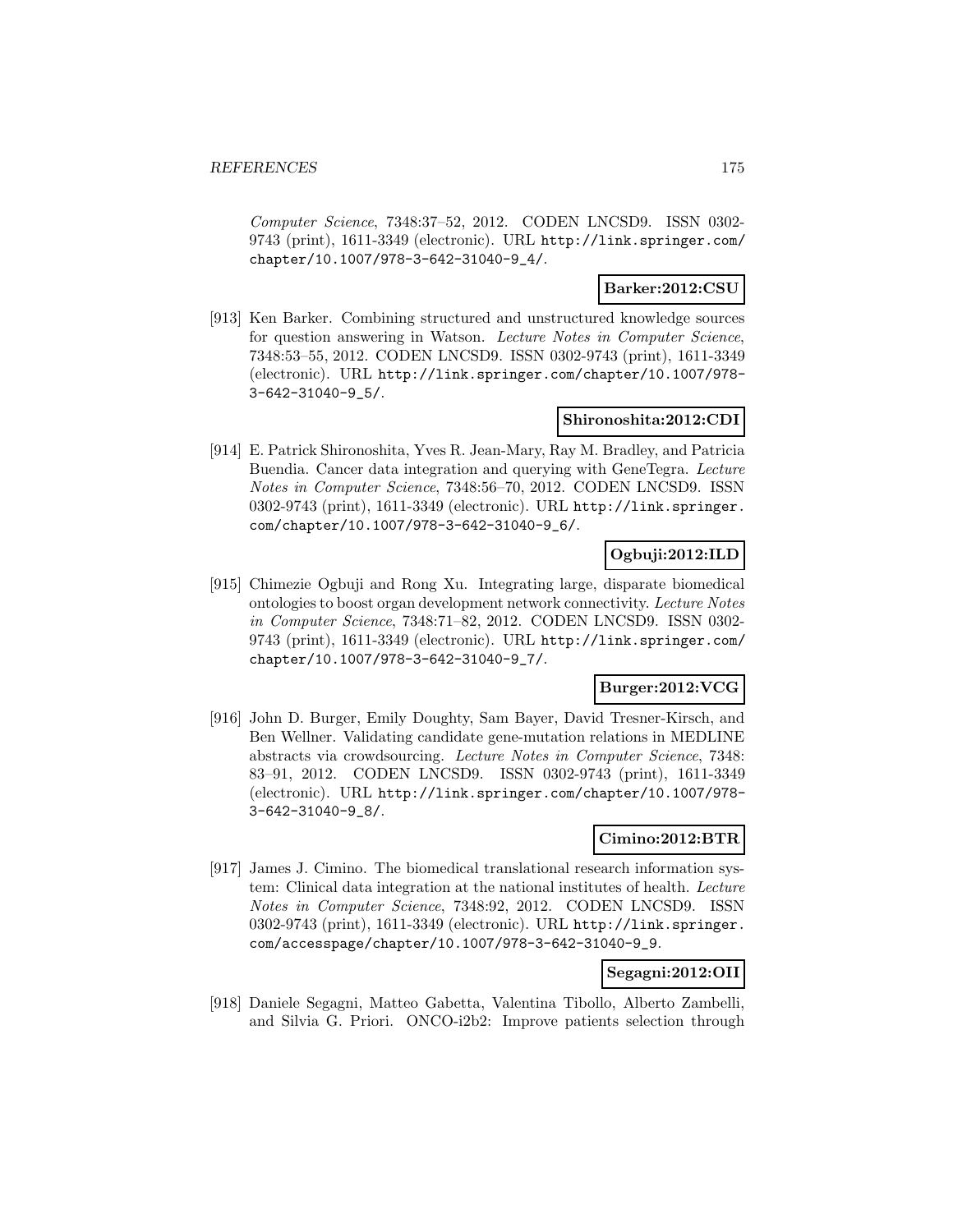*Computer Science*, 7348:37–52, 2012. CODEN LNCSD9. ISSN 0302-9743 (print), 1611-3349 (electronic). URL http://link.springer.com/chapter/10.1007/978-3-642-31040-9_4/.

**Barker:2012:CSU**

[913] Ken Barker. Combining structured and unstructured knowledge sources for question answering in Watson. *Lecture Notes in Computer Science*, 7348:53–55, 2012. CODEN LNCSD9. ISSN 0302-9743 (print), 1611-3349 (electronic). URL http://link.springer.com/chapter/10.1007/978-3-642-31040-9_5/.

**Shironoshita:2012:CDI**

[914] E. Patrick Shironoshita, Yves R. Jean-Mary, Ray M. Bradley, and Patricia Buendia. Cancer data integration and querying with GeneTegra. *Lecture Notes in Computer Science*, 7348:56–70, 2012. CODEN LNCSD9. ISSN 0302-9743 (print), 1611-3349 (electronic). URL http://link.springer.com/chapter/10.1007/978-3-642-31040-9_6/.

**Ogbuji:2012:ILD**

[915] Chimezie Ogbuji and Rong Xu. Integrating large, disparate biomedical ontologies to boost organ development network connectivity. *Lecture Notes in Computer Science*, 7348:71–82, 2012. CODEN LNCSD9. ISSN 0302-9743 (print), 1611-3349 (electronic). URL http://link.springer.com/chapter/10.1007/978-3-642-31040-9_7/.

**Burger:2012:VCG**

[916] John D. Burger, Emily Doughty, Sam Bayer, David Tresner-Kirsch, and Ben Wellner. Validating candidate gene-mutation relations in MEDLINE abstracts via crowdsourcing. *Lecture Notes in Computer Science*, 7348: 83–91, 2012. CODEN LNCSD9. ISSN 0302-9743 (print), 1611-3349 (electronic). URL http://link.springer.com/chapter/10.1007/978-3-642-31040-9_8/.

**Cimino:2012:BTR**

[917] James J. Cimino. The biomedical translational research information system: Clinical data integration at the national institutes of health. *Lecture Notes in Computer Science*, 7348:92, 2012. CODEN LNCSD9. ISSN 0302-9743 (print), 1611-3349 (electronic). URL http://link.springer.com/accesspage/chapter/10.1007/978-3-642-31040-9_9.

**Segagni:2012:OII**

[918] Daniele Segagni, Matteo Gabetta, Valentina Tibollo, Alberto Zambelli, and Silvia G. Priori. ONCO-i2b2: Improve patients selection through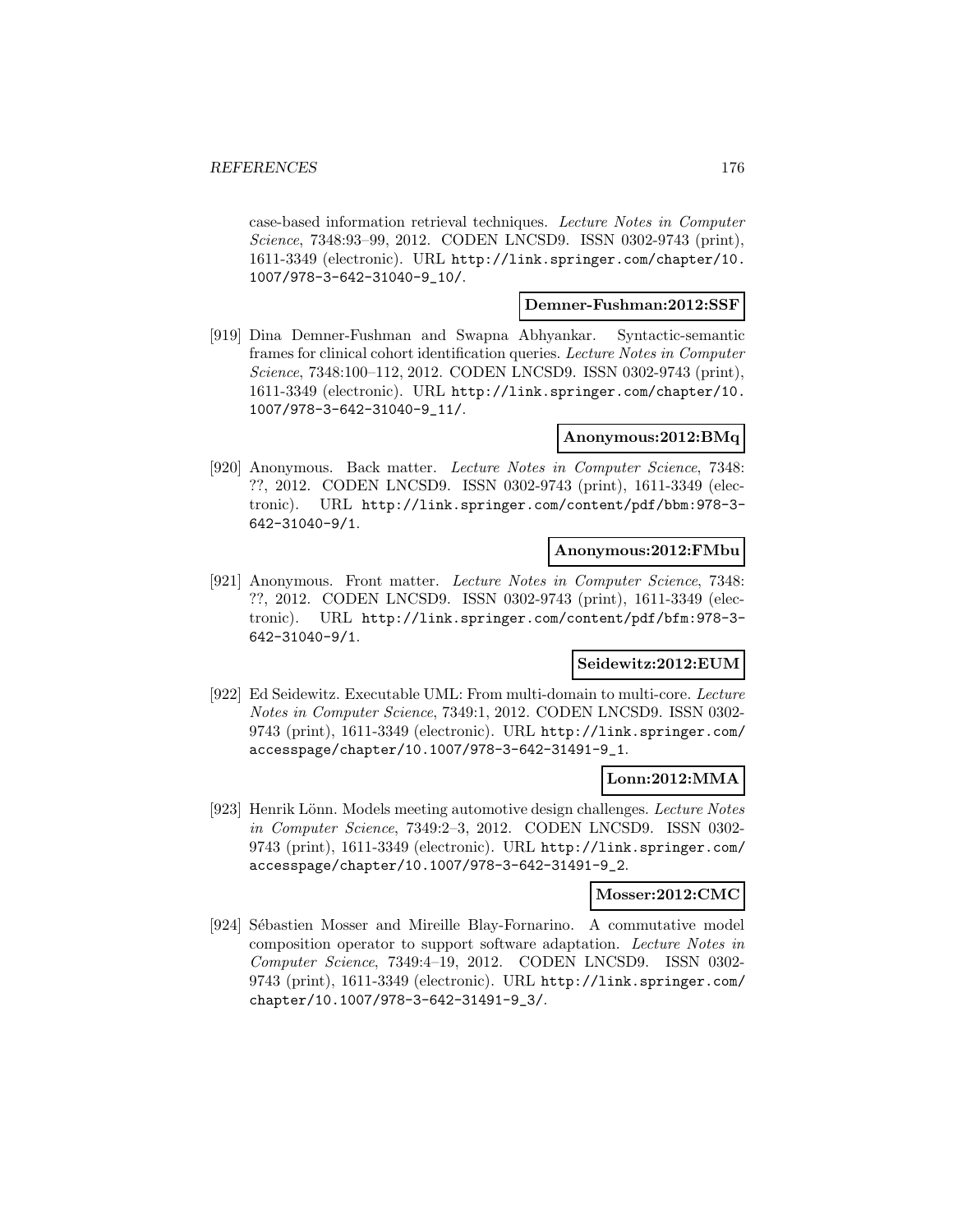case-based information retrieval techniques. *Lecture Notes in Computer Science*, 7348:93–99, 2012. CODEN LNCSD9. ISSN 0302-9743 (print), 1611-3349 (electronic). URL http://link.springer.com/chapter/10.1007/978-3-642-31040-9_10/.

**Demner-Fushman:2012:SSF**

[919] Dina Demner-Fushman and Swapna Abhyankar. Syntactic-semantic frames for clinical cohort identification queries. *Lecture Notes in Computer Science*, 7348:100–112, 2012. CODEN LNCSD9. ISSN 0302-9743 (print), 1611-3349 (electronic). URL http://link.springer.com/chapter/10.1007/978-3-642-31040-9_11/.

**Anonymous:2012:BMq**

[920] Anonymous. Back matter. *Lecture Notes in Computer Science*, 7348: ??, 2012. CODEN LNCSD9. ISSN 0302-9743 (print), 1611-3349 (electronic). URL http://link.springer.com/content/pdf/bbm:978-3-642-31040-9/1.

**Anonymous:2012:FMbu**

[921] Anonymous. Front matter. *Lecture Notes in Computer Science*, 7348: ??, 2012. CODEN LNCSD9. ISSN 0302-9743 (print), 1611-3349 (electronic). URL http://link.springer.com/content/pdf/bfm:978-3-642-31040-9/1.

**Seidewitz:2012:EUM**

[922] Ed Seidewitz. Executable UML: From multi-domain to multi-core. *Lecture Notes in Computer Science*, 7349:1, 2012. CODEN LNCSD9. ISSN 0302-9743 (print), 1611-3349 (electronic). URL http://link.springer.com/accesspage/chapter/10.1007/978-3-642-31491-9_1.

**Lonn:2012:MMA**

[923] Henrik Lönn. Models meeting automotive design challenges. *Lecture Notes in Computer Science*, 7349:2–3, 2012. CODEN LNCSD9. ISSN 0302-9743 (print), 1611-3349 (electronic). URL http://link.springer.com/accesspage/chapter/10.1007/978-3-642-31491-9_2.

**Mosser:2012:CMC**

[924] Sébastien Mosser and Mireille Blay-Fornarino. A commutative model composition operator to support software adaptation. *Lecture Notes in Computer Science*, 7349:4–19, 2012. CODEN LNCSD9. ISSN 0302-9743 (print), 1611-3349 (electronic). URL http://link.springer.com/chapter/10.1007/978-3-642-31491-9_3/.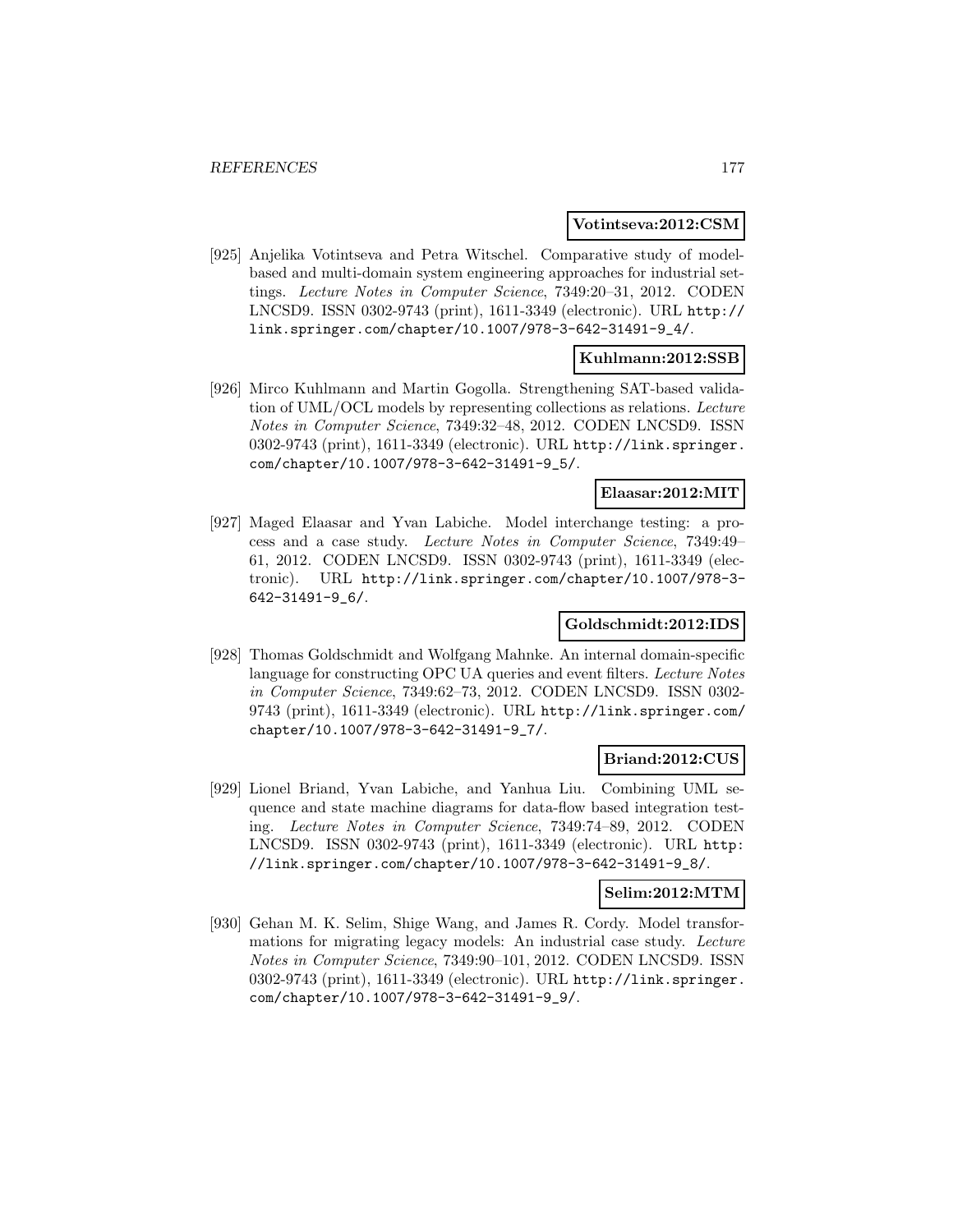**Votintseva:2012:CSM**

[925] Anjelika Votintseva and Petra Witschel. Comparative study of model-based and multi-domain system engineering approaches for industrial settings. *Lecture Notes in Computer Science*, 7349:20–31, 2012. CODEN LNCSD9. ISSN 0302-9743 (print), 1611-3349 (electronic). URL http://link.springer.com/chapter/10.1007/978-3-642-31491-9_4/.

**Kuhlmann:2012:SSB**

[926] Mirco Kuhlmann and Martin Gogolla. Strengthening SAT-based validation of UML/OCL models by representing collections as relations. *Lecture Notes in Computer Science*, 7349:32–48, 2012. CODEN LNCSD9. ISSN 0302-9743 (print), 1611-3349 (electronic). URL http://link.springer.com/chapter/10.1007/978-3-642-31491-9_5/.

**Elaasar:2012:MIT**

[927] Maged Elaasar and Yvan Labiche. Model interchange testing: a process and a case study. *Lecture Notes in Computer Science*, 7349:49–61, 2012. CODEN LNCSD9. ISSN 0302-9743 (print), 1611-3349 (electronic). URL http://link.springer.com/chapter/10.1007/978-3-642-31491-9_6/.

**Goldschmidt:2012:IDS**

[928] Thomas Goldschmidt and Wolfgang Mahnke. An internal domain-specific language for constructing OPC UA queries and event filters. *Lecture Notes in Computer Science*, 7349:62–73, 2012. CODEN LNCSD9. ISSN 0302-9743 (print), 1611-3349 (electronic). URL http://link.springer.com/chapter/10.1007/978-3-642-31491-9_7/.

**Briand:2012:CUS**

[929] Lionel Briand, Yvan Labiche, and Yanhua Liu. Combining UML sequence and state machine diagrams for data-flow based integration testing. *Lecture Notes in Computer Science*, 7349:74–89, 2012. CODEN LNCSD9. ISSN 0302-9743 (print), 1611-3349 (electronic). URL http://link.springer.com/chapter/10.1007/978-3-642-31491-9_8/.

**Selim:2012:MTM**

[930] Gehan M. K. Selim, Shige Wang, and James R. Cordy. Model transformations for migrating legacy models: An industrial case study. *Lecture Notes in Computer Science*, 7349:90–101, 2012. CODEN LNCSD9. ISSN 0302-9743 (print), 1611-3349 (electronic). URL http://link.springer.com/chapter/10.1007/978-3-642-31491-9_9/.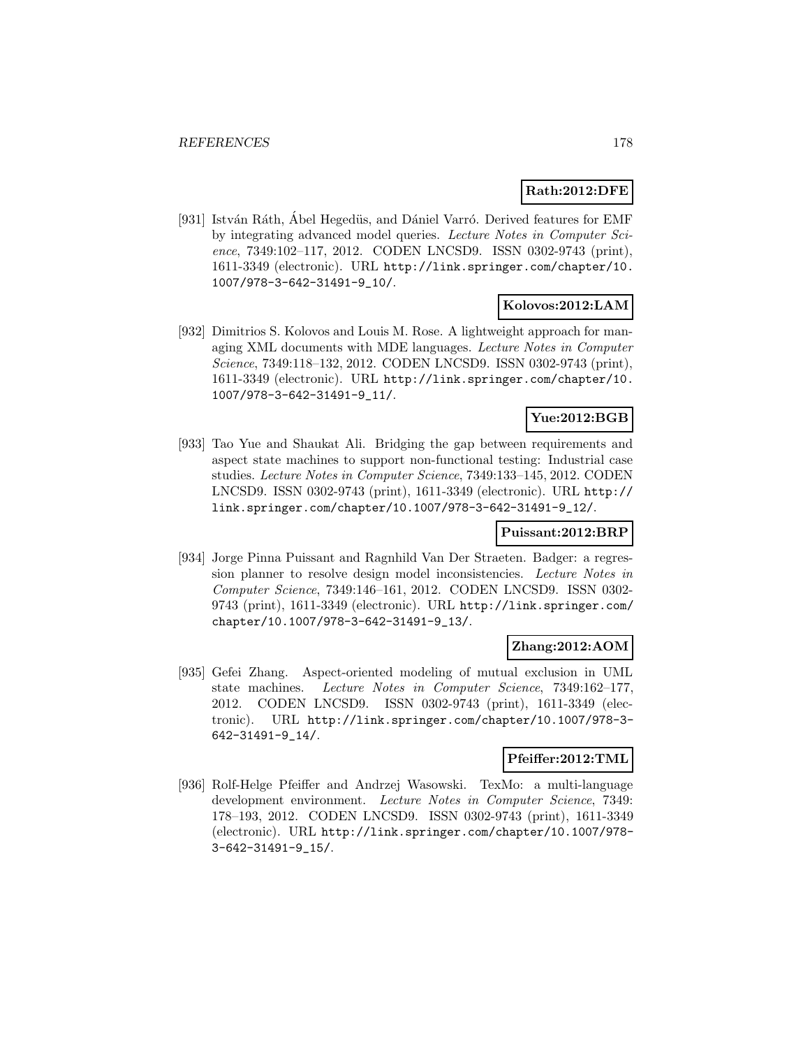**Rath:2012:DFE**

[931] István Ráth, Ábel Hegedüs, and Dániel Varró. Derived features for EMF by integrating advanced model queries. *Lecture Notes in Computer Science*, 7349:102–117, 2012. CODEN LNCSD9. ISSN 0302-9743 (print), 1611-3349 (electronic). URL http://link.springer.com/chapter/10.1007/978-3-642-31491-9_10/.

**Kolovos:2012:LAM**

[932] Dimitrios S. Kolovos and Louis M. Rose. A lightweight approach for managing XML documents with MDE languages. *Lecture Notes in Computer Science*, 7349:118–132, 2012. CODEN LNCSD9. ISSN 0302-9743 (print), 1611-3349 (electronic). URL http://link.springer.com/chapter/10.1007/978-3-642-31491-9_11/.

**Yue:2012:BGB**

[933] Tao Yue and Shaukat Ali. Bridging the gap between requirements and aspect state machines to support non-functional testing: Industrial case studies. *Lecture Notes in Computer Science*, 7349:133–145, 2012. CODEN LNCSD9. ISSN 0302-9743 (print), 1611-3349 (electronic). URL http://link.springer.com/chapter/10.1007/978-3-642-31491-9_12/.

**Puissant:2012:BRP**

[934] Jorge Pinna Puissant and Ragnhild Van Der Straeten. Badger: a regression planner to resolve design model inconsistencies. *Lecture Notes in Computer Science*, 7349:146–161, 2012. CODEN LNCSD9. ISSN 0302-9743 (print), 1611-3349 (electronic). URL http://link.springer.com/chapter/10.1007/978-3-642-31491-9_13/.

**Zhang:2012:AOM**

[935] Gefei Zhang. Aspect-oriented modeling of mutual exclusion in UML state machines. *Lecture Notes in Computer Science*, 7349:162–177, 2012. CODEN LNCSD9. ISSN 0302-9743 (print), 1611-3349 (electronic). URL http://link.springer.com/chapter/10.1007/978-3-642-31491-9_14/.

**Pfeiffer:2012:TML**

[936] Rolf-Helge Pfeiffer and Andrzej Wasowski. TexMo: a multi-language development environment. *Lecture Notes in Computer Science*, 7349:178–193, 2012. CODEN LNCSD9. ISSN 0302-9743 (print), 1611-3349 (electronic). URL http://link.springer.com/chapter/10.1007/978-3-642-31491-9_15/.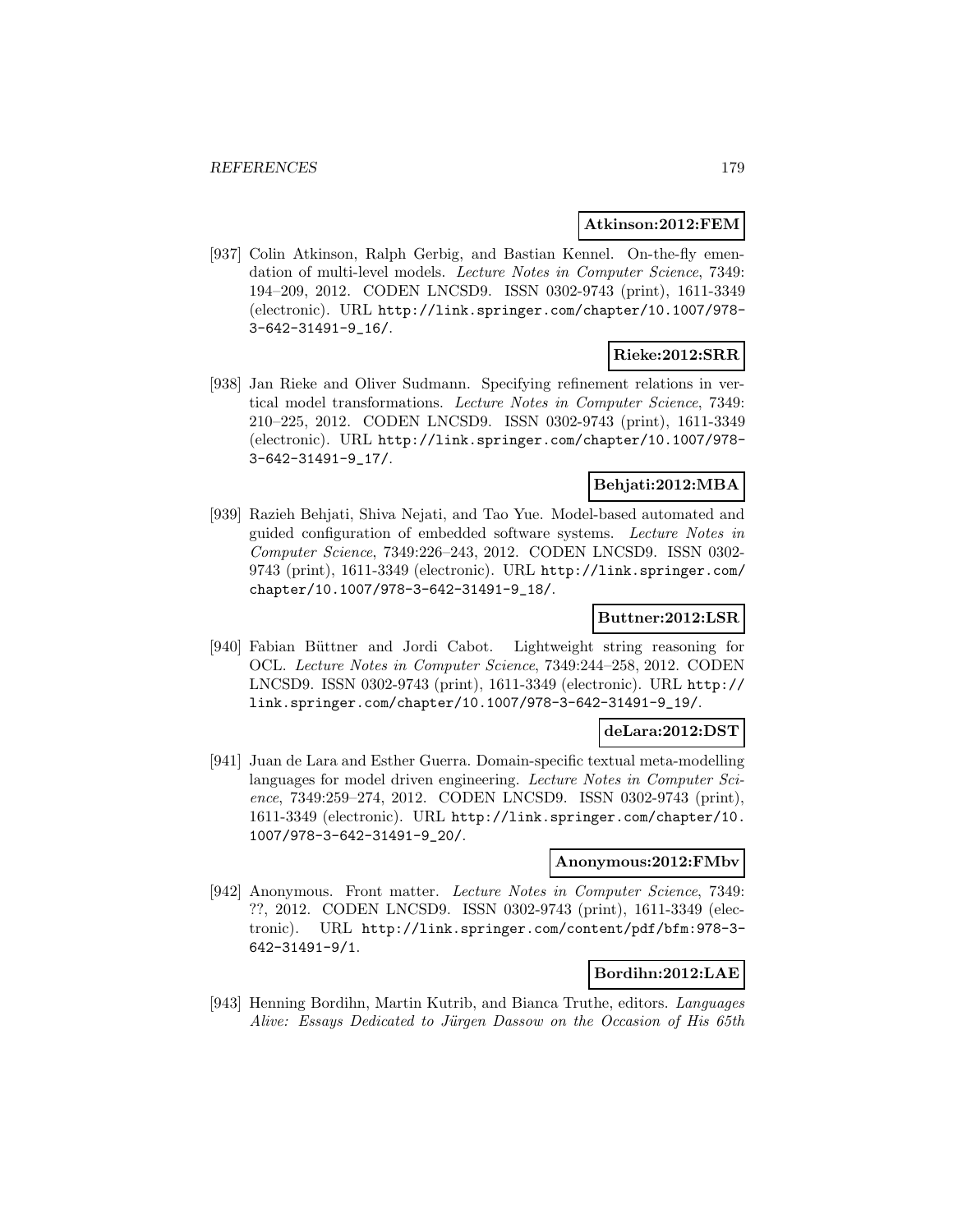**Atkinson:2012:FEM**

[937] Colin Atkinson, Ralph Gerbig, and Bastian Kennel. On-the-fly emendation of multi-level models. *Lecture Notes in Computer Science*, 7349: 194–209, 2012. CODEN LNCSD9. ISSN 0302-9743 (print), 1611-3349 (electronic). URL http://link.springer.com/chapter/10.1007/978-3-642-31491-9_16/.

**Rieke:2012:SRR**

[938] Jan Rieke and Oliver Sudmann. Specifying refinement relations in vertical model transformations. *Lecture Notes in Computer Science*, 7349: 210–225, 2012. CODEN LNCSD9. ISSN 0302-9743 (print), 1611-3349 (electronic). URL http://link.springer.com/chapter/10.1007/978-3-642-31491-9_17/.

**Behjati:2012:MBA**

[939] Razieh Behjati, Shiva Nejati, and Tao Yue. Model-based automated and guided configuration of embedded software systems. *Lecture Notes in Computer Science*, 7349:226–243, 2012. CODEN LNCSD9. ISSN 0302-9743 (print), 1611-3349 (electronic). URL http://link.springer.com/chapter/10.1007/978-3-642-31491-9_18/.

**Buttner:2012:LSR**

[940] Fabian Büttner and Jordi Cabot. Lightweight string reasoning for OCL. *Lecture Notes in Computer Science*, 7349:244–258, 2012. CODEN LNCSD9. ISSN 0302-9743 (print), 1611-3349 (electronic). URL http://link.springer.com/chapter/10.1007/978-3-642-31491-9_19/.

**deLara:2012:DST**

[941] Juan de Lara and Esther Guerra. Domain-specific textual meta-modelling languages for model driven engineering. *Lecture Notes in Computer Science*, 7349:259–274, 2012. CODEN LNCSD9. ISSN 0302-9743 (print), 1611-3349 (electronic). URL http://link.springer.com/chapter/10.1007/978-3-642-31491-9_20/.

**Anonymous:2012:FMbv**

[942] Anonymous. Front matter. *Lecture Notes in Computer Science*, 7349: ??, 2012. CODEN LNCSD9. ISSN 0302-9743 (print), 1611-3349 (electronic). URL http://link.springer.com/content/pdf/bfm:978-3-642-31491-9/1.

**Bordihn:2012:LAE**

[943] Henning Bordihn, Martin Kutrib, and Bianca Truthe, editors. *Languages Alive: Essays Dedicated to Jürgen Dassow on the Occasion of His 65th*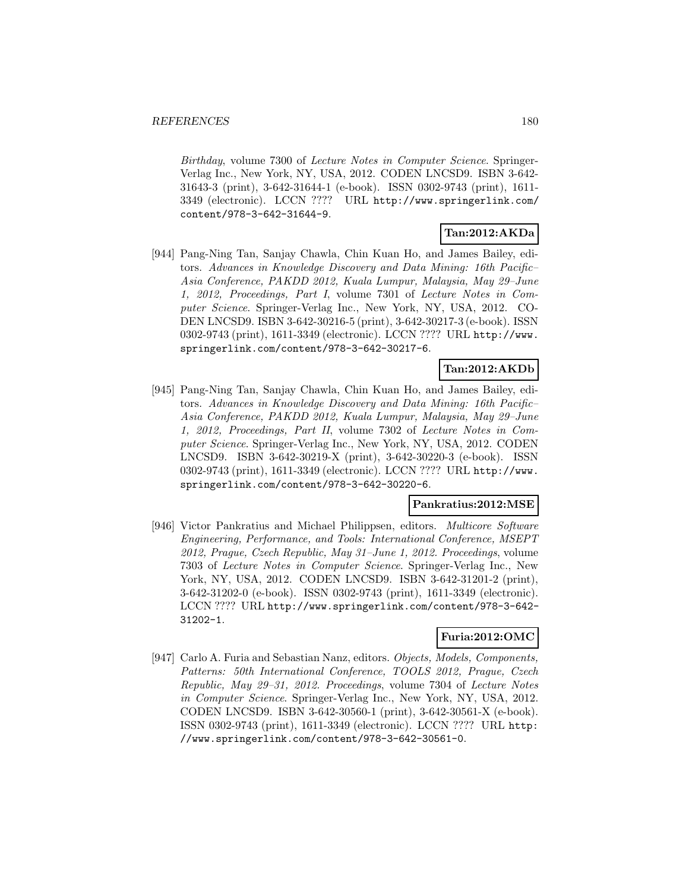*Birthday*, volume 7300 of *Lecture Notes in Computer Science*. Springer-Verlag Inc., New York, NY, USA, 2012. CODEN LNCSD9. ISBN 3-642-31643-3 (print), 3-642-31644-1 (e-book). ISSN 0302-9743 (print), 1611-3349 (electronic). LCCN ???? URL http://www.springerlink.com/content/978-3-642-31644-9.

**Tan:2012:AKDa**

[944] Pang-Ning Tan, Sanjay Chawla, Chin Kuan Ho, and James Bailey, editors. *Advances in Knowledge Discovery and Data Mining: 16th Pacific–Asia Conference, PAKDD 2012, Kuala Lumpur, Malaysia, May 29–June 1, 2012, Proceedings, Part I*, volume 7301 of *Lecture Notes in Computer Science*. Springer-Verlag Inc., New York, NY, USA, 2012. CODEN LNCSD9. ISBN 3-642-30216-5 (print), 3-642-30217-3 (e-book). ISSN 0302-9743 (print), 1611-3349 (electronic). LCCN ???? URL http://www.springerlink.com/content/978-3-642-30217-6.

**Tan:2012:AKDb**

[945] Pang-Ning Tan, Sanjay Chawla, Chin Kuan Ho, and James Bailey, editors. *Advances in Knowledge Discovery and Data Mining: 16th Pacific–Asia Conference, PAKDD 2012, Kuala Lumpur, Malaysia, May 29–June 1, 2012, Proceedings, Part II*, volume 7302 of *Lecture Notes in Computer Science*. Springer-Verlag Inc., New York, NY, USA, 2012. CODEN LNCSD9. ISBN 3-642-30219-X (print), 3-642-30220-3 (e-book). ISSN 0302-9743 (print), 1611-3349 (electronic). LCCN ???? URL http://www.springerlink.com/content/978-3-642-30220-6.

**Pankratius:2012:MSE**

[946] Victor Pankratius and Michael Philippsen, editors. *Multicore Software Engineering, Performance, and Tools: International Conference, MSEPT 2012, Prague, Czech Republic, May 31–June 1, 2012. Proceedings*, volume 7303 of *Lecture Notes in Computer Science*. Springer-Verlag Inc., New York, NY, USA, 2012. CODEN LNCSD9. ISBN 3-642-31201-2 (print), 3-642-31202-0 (e-book). ISSN 0302-9743 (print), 1611-3349 (electronic). LCCN ???? URL http://www.springerlink.com/content/978-3-642-31202-1.

**Furia:2012:OMC**

[947] Carlo A. Furia and Sebastian Nanz, editors. *Objects, Models, Components, Patterns: 50th International Conference, TOOLS 2012, Prague, Czech Republic, May 29–31, 2012. Proceedings*, volume 7304 of *Lecture Notes in Computer Science*. Springer-Verlag Inc., New York, NY, USA, 2012. CODEN LNCSD9. ISBN 3-642-30560-1 (print), 3-642-30561-X (e-book). ISSN 0302-9743 (print), 1611-3349 (electronic). LCCN ???? URL http://www.springerlink.com/content/978-3-642-30561-0.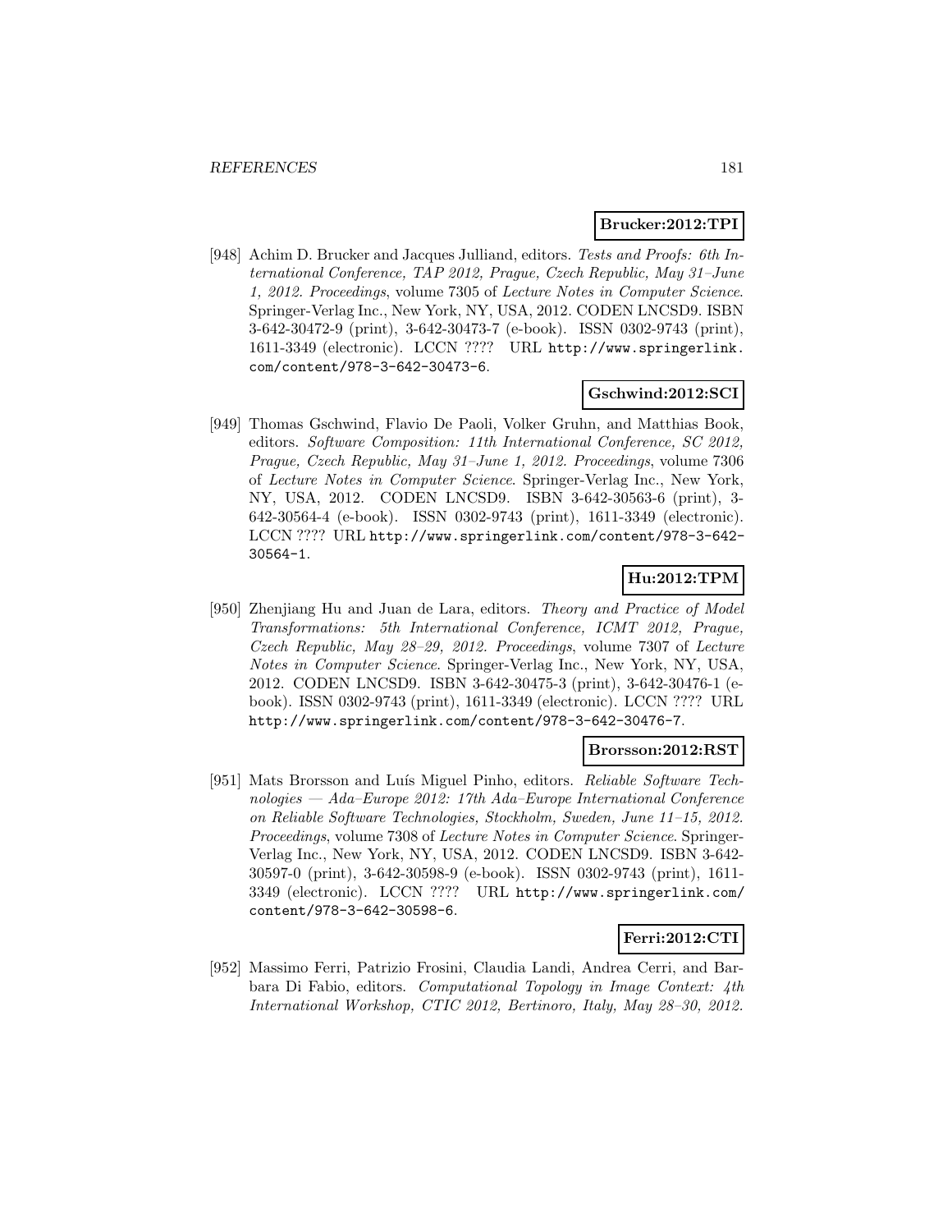**Brucker:2012:TPI**

[948] Achim D. Brucker and Jacques Julliand, editors. *Tests and Proofs: 6th International Conference, TAP 2012, Prague, Czech Republic, May 31–June 1, 2012. Proceedings*, volume 7305 of *Lecture Notes in Computer Science*. Springer-Verlag Inc., New York, NY, USA, 2012. CODEN LNCSD9. ISBN 3-642-30472-9 (print), 3-642-30473-7 (e-book). ISSN 0302-9743 (print), 1611-3349 (electronic). LCCN ???? URL `http://www.springerlink.com/content/978-3-642-30473-6`.

**Gschwind:2012:SCI**

[949] Thomas Gschwind, Flavio De Paoli, Volker Gruhn, and Matthias Book, editors. *Software Composition: 11th International Conference, SC 2012, Prague, Czech Republic, May 31–June 1, 2012. Proceedings*, volume 7306 of *Lecture Notes in Computer Science*. Springer-Verlag Inc., New York, NY, USA, 2012. CODEN LNCSD9. ISBN 3-642-30563-6 (print), 3-642-30564-4 (e-book). ISSN 0302-9743 (print), 1611-3349 (electronic). LCCN ???? URL `http://www.springerlink.com/content/978-3-642-30564-1`.

**Hu:2012:TPM**

[950] Zhenjiang Hu and Juan de Lara, editors. *Theory and Practice of Model Transformations: 5th International Conference, ICMT 2012, Prague, Czech Republic, May 28–29, 2012. Proceedings*, volume 7307 of *Lecture Notes in Computer Science*. Springer-Verlag Inc., New York, NY, USA, 2012. CODEN LNCSD9. ISBN 3-642-30475-3 (print), 3-642-30476-1 (e-book). ISSN 0302-9743 (print), 1611-3349 (electronic). LCCN ???? URL `http://www.springerlink.com/content/978-3-642-30476-7`.

**Brorsson:2012:RST**

[951] Mats Brorsson and Luís Miguel Pinho, editors. *Reliable Software Technologies — Ada–Europe 2012: 17th Ada–Europe International Conference on Reliable Software Technologies, Stockholm, Sweden, June 11–15, 2012. Proceedings*, volume 7308 of *Lecture Notes in Computer Science*. Springer-Verlag Inc., New York, NY, USA, 2012. CODEN LNCSD9. ISBN 3-642-30597-0 (print), 3-642-30598-9 (e-book). ISSN 0302-9743 (print), 1611-3349 (electronic). LCCN ???? URL `http://www.springerlink.com/content/978-3-642-30598-6`.

**Ferri:2012:CTI**

[952] Massimo Ferri, Patrizio Frosini, Claudia Landi, Andrea Cerri, and Barbara Di Fabio, editors. *Computational Topology in Image Context: 4th International Workshop, CTIC 2012, Bertinoro, Italy, May 28–30, 2012.*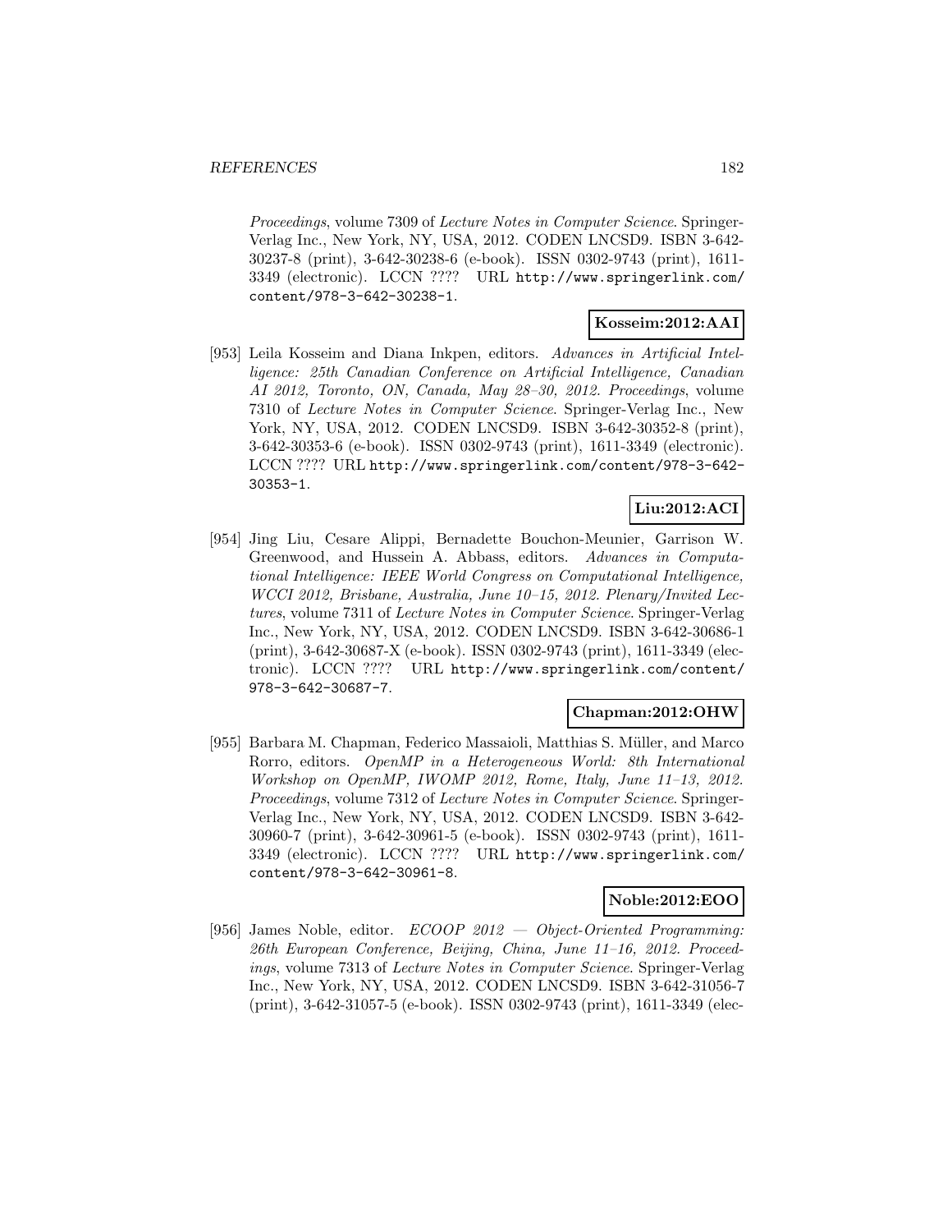*Proceedings*, volume 7309 of *Lecture Notes in Computer Science*. Springer-Verlag Inc., New York, NY, USA, 2012. CODEN LNCSD9. ISBN 3-642-30237-8 (print), 3-642-30238-6 (e-book). ISSN 0302-9743 (print), 1611-3349 (electronic). LCCN ???? URL `http://www.springerlink.com/content/978-3-642-30238-1`.

**Kosseim:2012:AAI**

[953] Leila Kosseim and Diana Inkpen, editors. *Advances in Artificial Intelligence: 25th Canadian Conference on Artificial Intelligence, Canadian AI 2012, Toronto, ON, Canada, May 28–30, 2012. Proceedings*, volume 7310 of *Lecture Notes in Computer Science*. Springer-Verlag Inc., New York, NY, USA, 2012. CODEN LNCSD9. ISBN 3-642-30352-8 (print), 3-642-30353-6 (e-book). ISSN 0302-9743 (print), 1611-3349 (electronic). LCCN ???? URL `http://www.springerlink.com/content/978-3-642-30353-1`.

**Liu:2012:ACI**

[954] Jing Liu, Cesare Alippi, Bernadette Bouchon-Meunier, Garrison W. Greenwood, and Hussein A. Abbass, editors. *Advances in Computational Intelligence: IEEE World Congress on Computational Intelligence, WCCI 2012, Brisbane, Australia, June 10–15, 2012. Plenary/Invited Lectures*, volume 7311 of *Lecture Notes in Computer Science*. Springer-Verlag Inc., New York, NY, USA, 2012. CODEN LNCSD9. ISBN 3-642-30686-1 (print), 3-642-30687-X (e-book). ISSN 0302-9743 (print), 1611-3349 (electronic). LCCN ???? URL `http://www.springerlink.com/content/978-3-642-30687-7`.

**Chapman:2012:OHW**

[955] Barbara M. Chapman, Federico Massaioli, Matthias S. Müller, and Marco Rorro, editors. *OpenMP in a Heterogeneous World: 8th International Workshop on OpenMP, IWOMP 2012, Rome, Italy, June 11–13, 2012. Proceedings*, volume 7312 of *Lecture Notes in Computer Science*. Springer-Verlag Inc., New York, NY, USA, 2012. CODEN LNCSD9. ISBN 3-642-30960-7 (print), 3-642-30961-5 (e-book). ISSN 0302-9743 (print), 1611-3349 (electronic). LCCN ???? URL `http://www.springerlink.com/content/978-3-642-30961-8`.

**Noble:2012:EOO**

[956] James Noble, editor. *ECOOP 2012 — Object-Oriented Programming: 26th European Conference, Beijing, China, June 11–16, 2012. Proceedings*, volume 7313 of *Lecture Notes in Computer Science*. Springer-Verlag Inc., New York, NY, USA, 2012. CODEN LNCSD9. ISBN 3-642-31056-7 (print), 3-642-31057-5 (e-book). ISSN 0302-9743 (print), 1611-3349 (elec-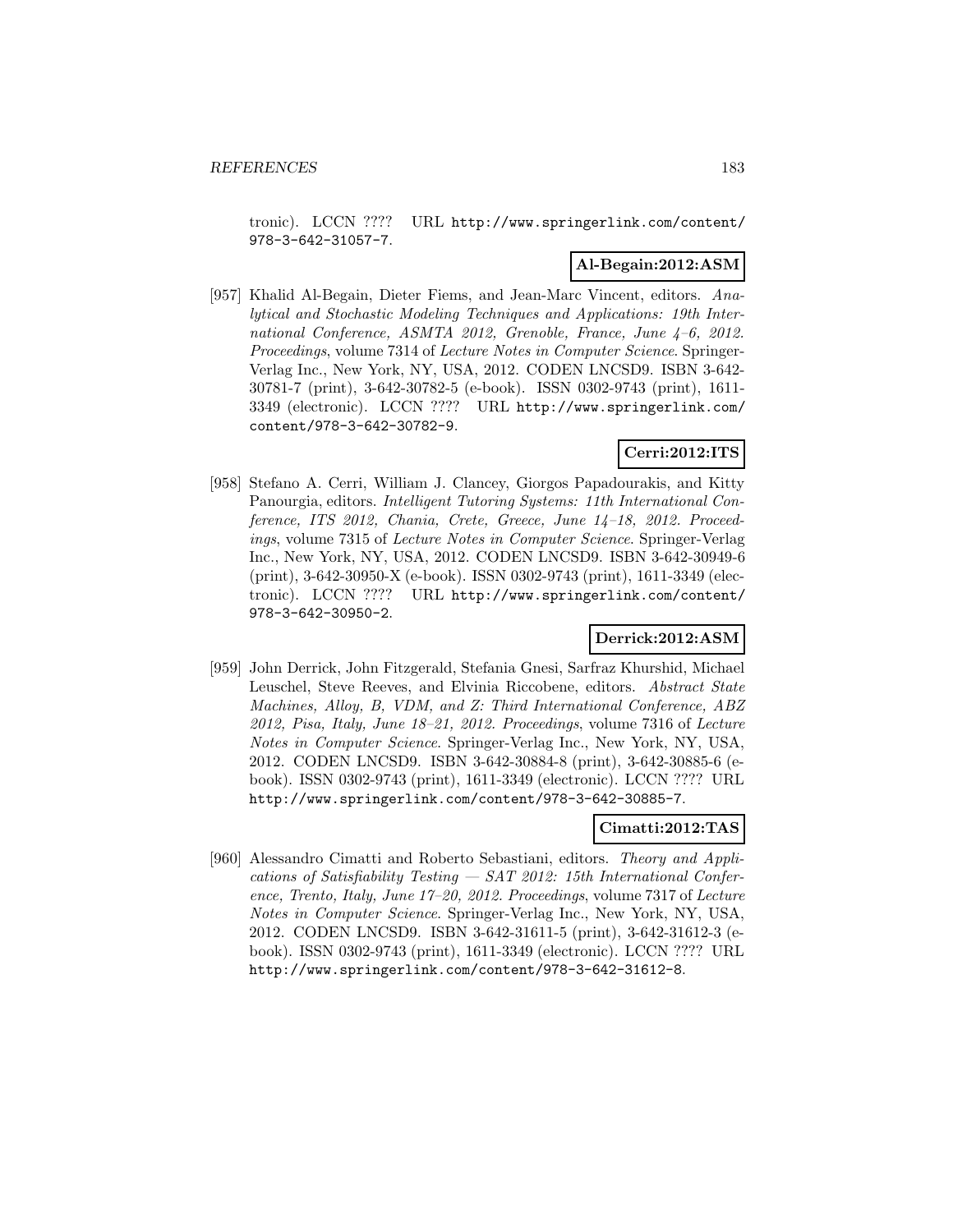tronic). LCCN ???? URL http://www.springerlink.com/content/978-3-642-31057-7.

**Al-Begain:2012:ASM**

[957] Khalid Al-Begain, Dieter Fiems, and Jean-Marc Vincent, editors. *Analytical and Stochastic Modeling Techniques and Applications: 19th International Conference, ASMTA 2012, Grenoble, France, June 4–6, 2012. Proceedings*, volume 7314 of *Lecture Notes in Computer Science*. Springer-Verlag Inc., New York, NY, USA, 2012. CODEN LNCSD9. ISBN 3-642-30781-7 (print), 3-642-30782-5 (e-book). ISSN 0302-9743 (print), 1611-3349 (electronic). LCCN ???? URL http://www.springerlink.com/content/978-3-642-30782-9.

**Cerri:2012:ITS**

[958] Stefano A. Cerri, William J. Clancey, Giorgos Papadourakis, and Kitty Panourgia, editors. *Intelligent Tutoring Systems: 11th International Conference, ITS 2012, Chania, Crete, Greece, June 14–18, 2012. Proceedings*, volume 7315 of *Lecture Notes in Computer Science*. Springer-Verlag Inc., New York, NY, USA, 2012. CODEN LNCSD9. ISBN 3-642-30949-6 (print), 3-642-30950-X (e-book). ISSN 0302-9743 (print), 1611-3349 (electronic). LCCN ???? URL http://www.springerlink.com/content/978-3-642-30950-2.

**Derrick:2012:ASM**

[959] John Derrick, John Fitzgerald, Stefania Gnesi, Sarfraz Khurshid, Michael Leuschel, Steve Reeves, and Elvinia Riccobene, editors. *Abstract State Machines, Alloy, B, VDM, and Z: Third International Conference, ABZ 2012, Pisa, Italy, June 18–21, 2012. Proceedings*, volume 7316 of *Lecture Notes in Computer Science*. Springer-Verlag Inc., New York, NY, USA, 2012. CODEN LNCSD9. ISBN 3-642-30884-8 (print), 3-642-30885-6 (e-book). ISSN 0302-9743 (print), 1611-3349 (electronic). LCCN ???? URL http://www.springerlink.com/content/978-3-642-30885-7.

**Cimatti:2012:TAS**

[960] Alessandro Cimatti and Roberto Sebastiani, editors. *Theory and Applications of Satisfiability Testing — SAT 2012: 15th International Conference, Trento, Italy, June 17–20, 2012. Proceedings*, volume 7317 of *Lecture Notes in Computer Science*. Springer-Verlag Inc., New York, NY, USA, 2012. CODEN LNCSD9. ISBN 3-642-31611-5 (print), 3-642-31612-3 (e-book). ISSN 0302-9743 (print), 1611-3349 (electronic). LCCN ???? URL http://www.springerlink.com/content/978-3-642-31612-8.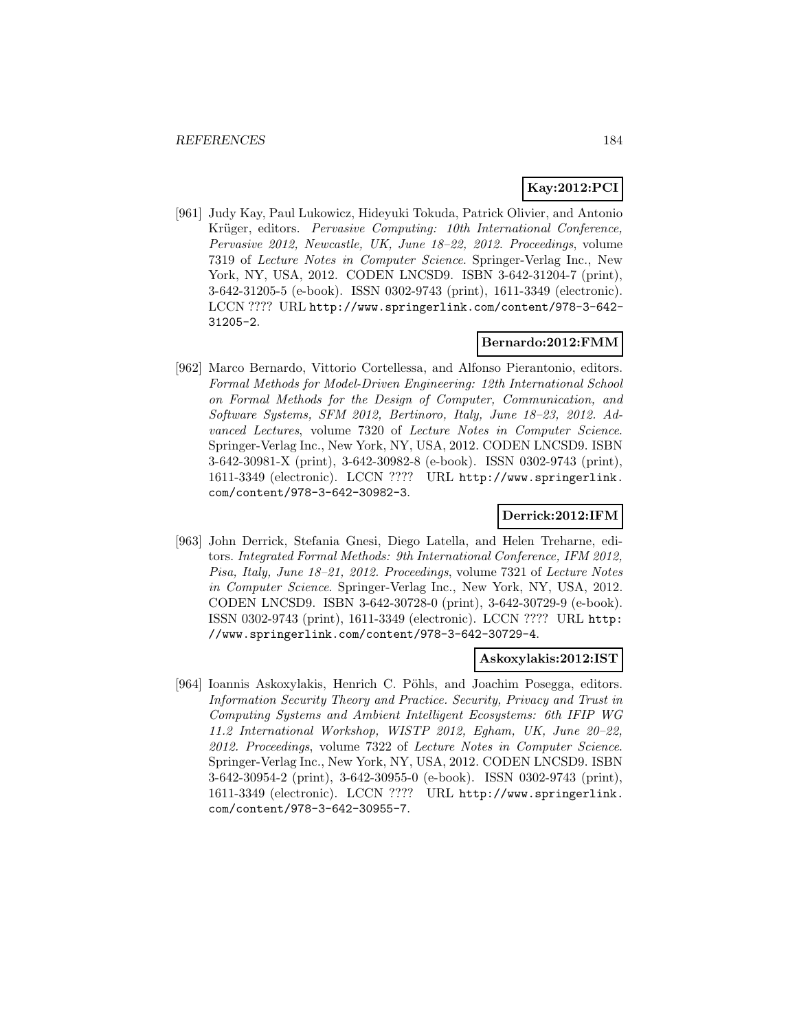**Kay:2012:PCI**

[961] Judy Kay, Paul Lukowicz, Hideyuki Tokuda, Patrick Olivier, and Antonio Krüger, editors. *Pervasive Computing: 10th International Conference, Pervasive 2012, Newcastle, UK, June 18–22, 2012. Proceedings*, volume 7319 of *Lecture Notes in Computer Science*. Springer-Verlag Inc., New York, NY, USA, 2012. CODEN LNCSD9. ISBN 3-642-31204-7 (print), 3-642-31205-5 (e-book). ISSN 0302-9743 (print), 1611-3349 (electronic). LCCN ???? URL http://www.springerlink.com/content/978-3-642-31205-2.

**Bernardo:2012:FMM**

[962] Marco Bernardo, Vittorio Cortellessa, and Alfonso Pierantonio, editors. *Formal Methods for Model-Driven Engineering: 12th International School on Formal Methods for the Design of Computer, Communication, and Software Systems, SFM 2012, Bertinoro, Italy, June 18–23, 2012. Advanced Lectures*, volume 7320 of *Lecture Notes in Computer Science*. Springer-Verlag Inc., New York, NY, USA, 2012. CODEN LNCSD9. ISBN 3-642-30981-X (print), 3-642-30982-8 (e-book). ISSN 0302-9743 (print), 1611-3349 (electronic). LCCN ???? URL http://www.springerlink.com/content/978-3-642-30982-3.

**Derrick:2012:IFM**

[963] John Derrick, Stefania Gnesi, Diego Latella, and Helen Treharne, editors. *Integrated Formal Methods: 9th International Conference, IFM 2012, Pisa, Italy, June 18–21, 2012. Proceedings*, volume 7321 of *Lecture Notes in Computer Science*. Springer-Verlag Inc., New York, NY, USA, 2012. CODEN LNCSD9. ISBN 3-642-30728-0 (print), 3-642-30729-9 (e-book). ISSN 0302-9743 (print), 1611-3349 (electronic). LCCN ???? URL http://www.springerlink.com/content/978-3-642-30729-4.

**Askoxylakis:2012:IST**

[964] Ioannis Askoxylakis, Henrich C. Pöhls, and Joachim Posegga, editors. *Information Security Theory and Practice. Security, Privacy and Trust in Computing Systems and Ambient Intelligent Ecosystems: 6th IFIP WG 11.2 International Workshop, WISTP 2012, Egham, UK, June 20–22, 2012. Proceedings*, volume 7322 of *Lecture Notes in Computer Science*. Springer-Verlag Inc., New York, NY, USA, 2012. CODEN LNCSD9. ISBN 3-642-30954-2 (print), 3-642-30955-0 (e-book). ISSN 0302-9743 (print), 1611-3349 (electronic). LCCN ???? URL http://www.springerlink.com/content/978-3-642-30955-7.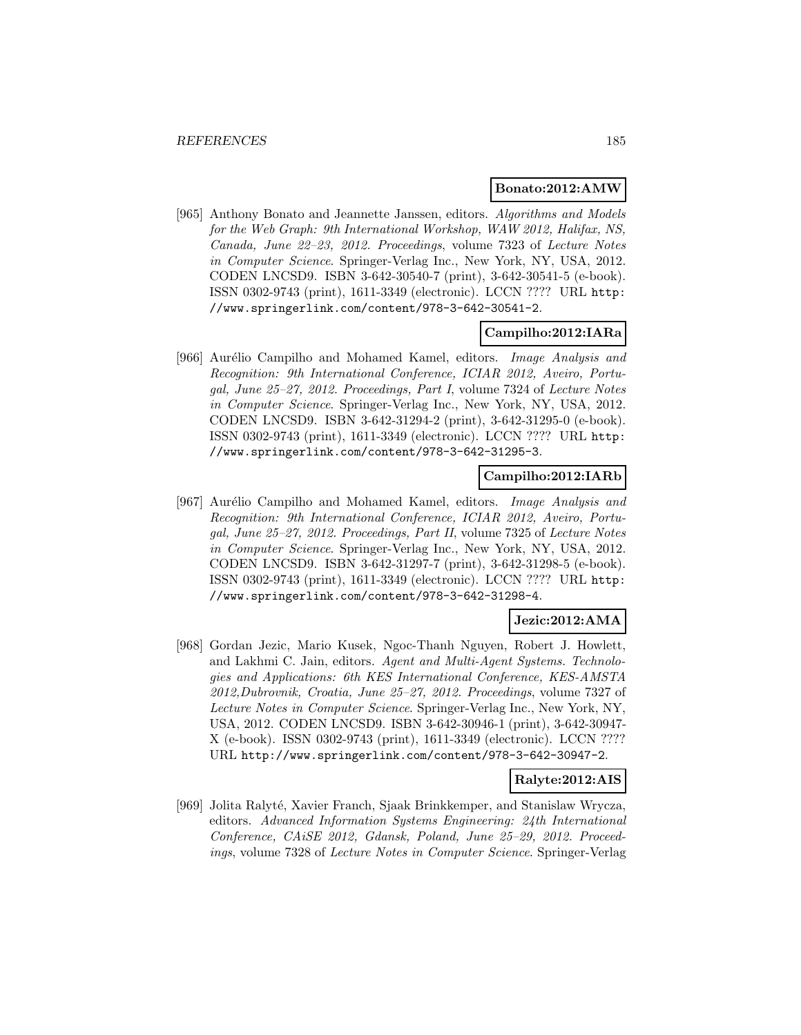**Bonato:2012:AMW**

[965] Anthony Bonato and Jeannette Janssen, editors. *Algorithms and Models for the Web Graph: 9th International Workshop, WAW 2012, Halifax, NS, Canada, June 22–23, 2012. Proceedings*, volume 7323 of *Lecture Notes in Computer Science*. Springer-Verlag Inc., New York, NY, USA, 2012. CODEN LNCSD9. ISBN 3-642-30540-7 (print), 3-642-30541-5 (e-book). ISSN 0302-9743 (print), 1611-3349 (electronic). LCCN ???? URL http://www.springerlink.com/content/978-3-642-30541-2.

**Campilho:2012:IARa**

[966] Aurélio Campilho and Mohamed Kamel, editors. *Image Analysis and Recognition: 9th International Conference, ICIAR 2012, Aveiro, Portugal, June 25–27, 2012. Proceedings, Part I*, volume 7324 of *Lecture Notes in Computer Science*. Springer-Verlag Inc., New York, NY, USA, 2012. CODEN LNCSD9. ISBN 3-642-31294-2 (print), 3-642-31295-0 (e-book). ISSN 0302-9743 (print), 1611-3349 (electronic). LCCN ???? URL http://www.springerlink.com/content/978-3-642-31295-3.

**Campilho:2012:IARb**

[967] Aurélio Campilho and Mohamed Kamel, editors. *Image Analysis and Recognition: 9th International Conference, ICIAR 2012, Aveiro, Portugal, June 25–27, 2012. Proceedings, Part II*, volume 7325 of *Lecture Notes in Computer Science*. Springer-Verlag Inc., New York, NY, USA, 2012. CODEN LNCSD9. ISBN 3-642-31297-7 (print), 3-642-31298-5 (e-book). ISSN 0302-9743 (print), 1611-3349 (electronic). LCCN ???? URL http://www.springerlink.com/content/978-3-642-31298-4.

**Jezic:2012:AMA**

[968] Gordan Jezic, Mario Kusek, Ngoc-Thanh Nguyen, Robert J. Howlett, and Lakhmi C. Jain, editors. *Agent and Multi-Agent Systems. Technologies and Applications: 6th KES International Conference, KES-AMSTA 2012,Dubrovnik, Croatia, June 25–27, 2012. Proceedings*, volume 7327 of *Lecture Notes in Computer Science*. Springer-Verlag Inc., New York, NY, USA, 2012. CODEN LNCSD9. ISBN 3-642-30946-1 (print), 3-642-30947-X (e-book). ISSN 0302-9743 (print), 1611-3349 (electronic). LCCN ???? URL http://www.springerlink.com/content/978-3-642-30947-2.

**Ralyte:2012:AIS**

[969] Jolita Ralyté, Xavier Franch, Sjaak Brinkkemper, and Stanislaw Wrycza, editors. *Advanced Information Systems Engineering: 24th International Conference, CAiSE 2012, Gdansk, Poland, June 25–29, 2012. Proceedings*, volume 7328 of *Lecture Notes in Computer Science*. Springer-Verlag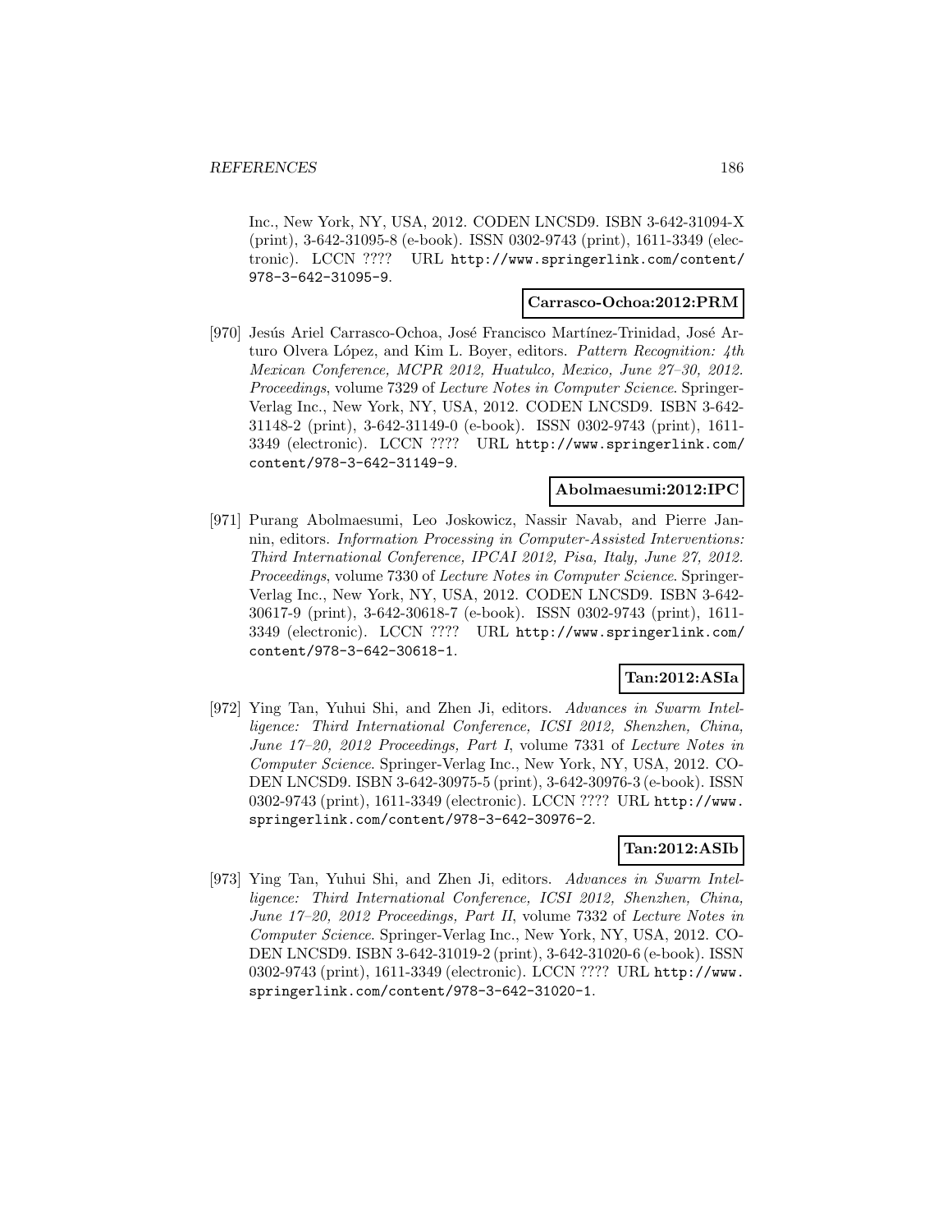Inc., New York, NY, USA, 2012. CODEN LNCSD9. ISBN 3-642-31094-X (print), 3-642-31095-8 (e-book). ISSN 0302-9743 (print), 1611-3349 (electronic). LCCN ???? URL http://www.springerlink.com/content/978-3-642-31095-9.

**Carrasco-Ochoa:2012:PRM**

[970] Jesús Ariel Carrasco-Ochoa, José Francisco Martínez-Trinidad, José Arturo Olvera López, and Kim L. Boyer, editors. *Pattern Recognition: 4th Mexican Conference, MCPR 2012, Huatulco, Mexico, June 27–30, 2012. Proceedings*, volume 7329 of *Lecture Notes in Computer Science*. Springer-Verlag Inc., New York, NY, USA, 2012. CODEN LNCSD9. ISBN 3-642-31148-2 (print), 3-642-31149-0 (e-book). ISSN 0302-9743 (print), 1611-3349 (electronic). LCCN ???? URL http://www.springerlink.com/content/978-3-642-31149-9.

**Abolmaesumi:2012:IPC**

[971] Purang Abolmaesumi, Leo Joskowicz, Nassir Navab, and Pierre Jannin, editors. *Information Processing in Computer-Assisted Interventions: Third International Conference, IPCAI 2012, Pisa, Italy, June 27, 2012. Proceedings*, volume 7330 of *Lecture Notes in Computer Science*. Springer-Verlag Inc., New York, NY, USA, 2012. CODEN LNCSD9. ISBN 3-642-30617-9 (print), 3-642-30618-7 (e-book). ISSN 0302-9743 (print), 1611-3349 (electronic). LCCN ???? URL http://www.springerlink.com/content/978-3-642-30618-1.

**Tan:2012:ASIa**

[972] Ying Tan, Yuhui Shi, and Zhen Ji, editors. *Advances in Swarm Intelligence: Third International Conference, ICSI 2012, Shenzhen, China, June 17–20, 2012 Proceedings, Part I*, volume 7331 of *Lecture Notes in Computer Science*. Springer-Verlag Inc., New York, NY, USA, 2012. CODEN LNCSD9. ISBN 3-642-30975-5 (print), 3-642-30976-3 (e-book). ISSN 0302-9743 (print), 1611-3349 (electronic). LCCN ???? URL http://www.springerlink.com/content/978-3-642-30976-2.

**Tan:2012:ASIb**

[973] Ying Tan, Yuhui Shi, and Zhen Ji, editors. *Advances in Swarm Intelligence: Third International Conference, ICSI 2012, Shenzhen, China, June 17–20, 2012 Proceedings, Part II*, volume 7332 of *Lecture Notes in Computer Science*. Springer-Verlag Inc., New York, NY, USA, 2012. CODEN LNCSD9. ISBN 3-642-31019-2 (print), 3-642-31020-6 (e-book). ISSN 0302-9743 (print), 1611-3349 (electronic). LCCN ???? URL http://www.springerlink.com/content/978-3-642-31020-1.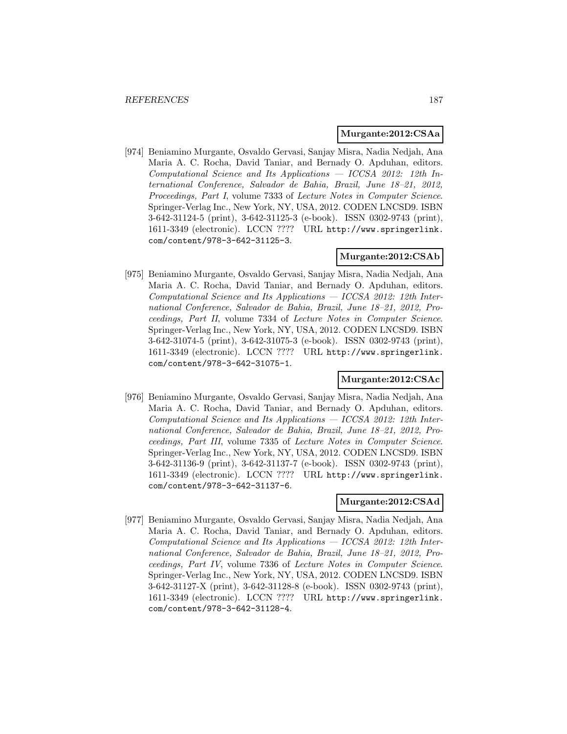**Murgante:2012:CSAa**

[974] Beniamino Murgante, Osvaldo Gervasi, Sanjay Misra, Nadia Nedjah, Ana Maria A. C. Rocha, David Taniar, and Bernady O. Apduhan, editors. *Computational Science and Its Applications — ICCSA 2012: 12th International Conference, Salvador de Bahia, Brazil, June 18–21, 2012, Proceedings, Part I*, volume 7333 of *Lecture Notes in Computer Science*. Springer-Verlag Inc., New York, NY, USA, 2012. CODEN LNCSD9. ISBN 3-642-31124-5 (print), 3-642-31125-3 (e-book). ISSN 0302-9743 (print), 1611-3349 (electronic). LCCN ???? URL `http://www.springerlink.com/content/978-3-642-31125-3`.

**Murgante:2012:CSAb**

[975] Beniamino Murgante, Osvaldo Gervasi, Sanjay Misra, Nadia Nedjah, Ana Maria A. C. Rocha, David Taniar, and Bernady O. Apduhan, editors. *Computational Science and Its Applications — ICCSA 2012: 12th International Conference, Salvador de Bahia, Brazil, June 18–21, 2012, Proceedings, Part II*, volume 7334 of *Lecture Notes in Computer Science*. Springer-Verlag Inc., New York, NY, USA, 2012. CODEN LNCSD9. ISBN 3-642-31074-5 (print), 3-642-31075-3 (e-book). ISSN 0302-9743 (print), 1611-3349 (electronic). LCCN ???? URL `http://www.springerlink.com/content/978-3-642-31075-1`.

**Murgante:2012:CSAc**

[976] Beniamino Murgante, Osvaldo Gervasi, Sanjay Misra, Nadia Nedjah, Ana Maria A. C. Rocha, David Taniar, and Bernady O. Apduhan, editors. *Computational Science and Its Applications — ICCSA 2012: 12th International Conference, Salvador de Bahia, Brazil, June 18–21, 2012, Proceedings, Part III*, volume 7335 of *Lecture Notes in Computer Science*. Springer-Verlag Inc., New York, NY, USA, 2012. CODEN LNCSD9. ISBN 3-642-31136-9 (print), 3-642-31137-7 (e-book). ISSN 0302-9743 (print), 1611-3349 (electronic). LCCN ???? URL `http://www.springerlink.com/content/978-3-642-31137-6`.

**Murgante:2012:CSAd**

[977] Beniamino Murgante, Osvaldo Gervasi, Sanjay Misra, Nadia Nedjah, Ana Maria A. C. Rocha, David Taniar, and Bernady O. Apduhan, editors. *Computational Science and Its Applications — ICCSA 2012: 12th International Conference, Salvador de Bahia, Brazil, June 18–21, 2012, Proceedings, Part IV*, volume 7336 of *Lecture Notes in Computer Science*. Springer-Verlag Inc., New York, NY, USA, 2012. CODEN LNCSD9. ISBN 3-642-31127-X (print), 3-642-31128-8 (e-book). ISSN 0302-9743 (print), 1611-3349 (electronic). LCCN ???? URL `http://www.springerlink.com/content/978-3-642-31128-4`.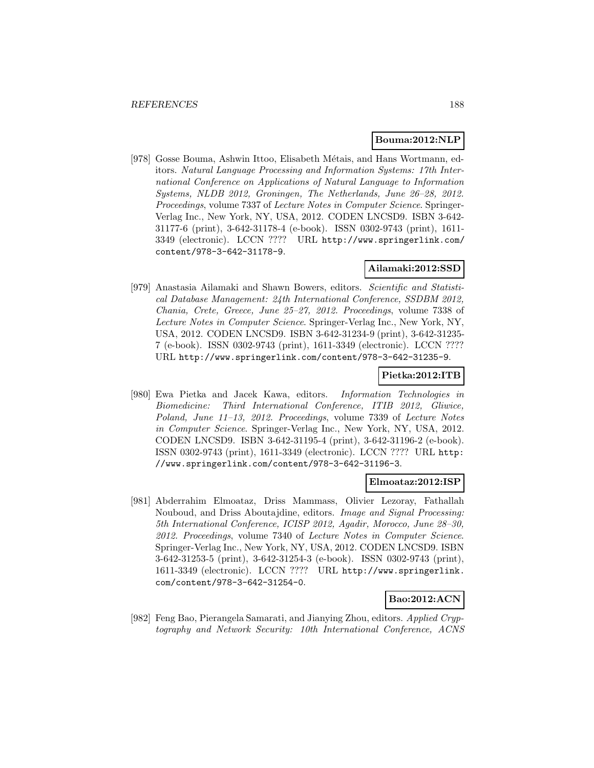**Bouma:2012:NLP**

[978] Gosse Bouma, Ashwin Ittoo, Elisabeth Métais, and Hans Wortmann, editors. *Natural Language Processing and Information Systems: 17th International Conference on Applications of Natural Language to Information Systems, NLDB 2012, Groningen, The Netherlands, June 26–28, 2012. Proceedings*, volume 7337 of *Lecture Notes in Computer Science*. Springer-Verlag Inc., New York, NY, USA, 2012. CODEN LNCSD9. ISBN 3-642-31177-6 (print), 3-642-31178-4 (e-book). ISSN 0302-9743 (print), 1611-3349 (electronic). LCCN ???? URL http://www.springerlink.com/content/978-3-642-31178-9.

**Ailamaki:2012:SSD**

[979] Anastasia Ailamaki and Shawn Bowers, editors. *Scientific and Statistical Database Management: 24th International Conference, SSDBM 2012, Chania, Crete, Greece, June 25–27, 2012. Proceedings*, volume 7338 of *Lecture Notes in Computer Science*. Springer-Verlag Inc., New York, NY, USA, 2012. CODEN LNCSD9. ISBN 3-642-31234-9 (print), 3-642-31235-7 (e-book). ISSN 0302-9743 (print), 1611-3349 (electronic). LCCN ???? URL http://www.springerlink.com/content/978-3-642-31235-9.

**Pietka:2012:ITB**

[980] Ewa Pietka and Jacek Kawa, editors. *Information Technologies in Biomedicine: Third International Conference, ITIB 2012, Gliwice, Poland, June 11–13, 2012. Proceedings*, volume 7339 of *Lecture Notes in Computer Science*. Springer-Verlag Inc., New York, NY, USA, 2012. CODEN LNCSD9. ISBN 3-642-31195-4 (print), 3-642-31196-2 (e-book). ISSN 0302-9743 (print), 1611-3349 (electronic). LCCN ???? URL http://www.springerlink.com/content/978-3-642-31196-3.

**Elmoataz:2012:ISP**

[981] Abderrahim Elmoataz, Driss Mammass, Olivier Lezoray, Fathallah Nouboud, and Driss Aboutajdine, editors. *Image and Signal Processing: 5th International Conference, ICISP 2012, Agadir, Morocco, June 28–30, 2012. Proceedings*, volume 7340 of *Lecture Notes in Computer Science*. Springer-Verlag Inc., New York, NY, USA, 2012. CODEN LNCSD9. ISBN 3-642-31253-5 (print), 3-642-31254-3 (e-book). ISSN 0302-9743 (print), 1611-3349 (electronic). LCCN ???? URL http://www.springerlink.com/content/978-3-642-31254-0.

**Bao:2012:ACN**

[982] Feng Bao, Pierangela Samarati, and Jianying Zhou, editors. *Applied Cryptography and Network Security: 10th International Conference, ACNS*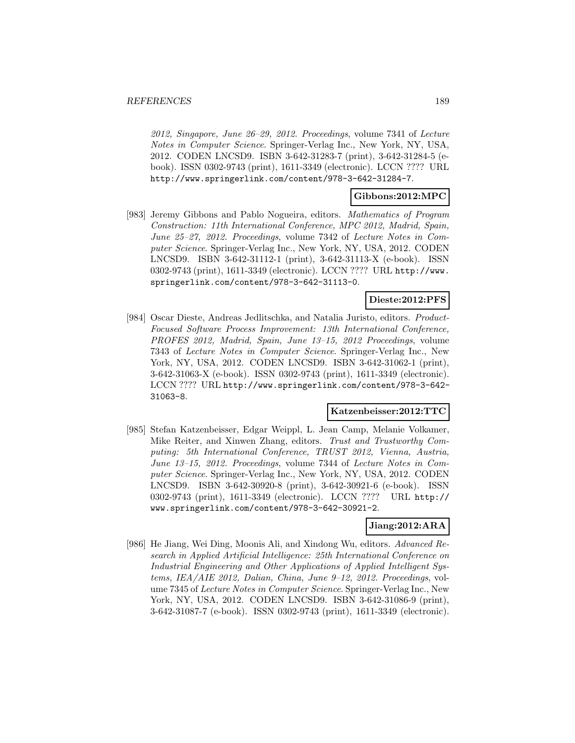2012, Singapore, June 26–29, 2012. Proceedings*, volume 7341 of *Lecture Notes in Computer Science*. Springer-Verlag Inc., New York, NY, USA, 2012. CODEN LNCSD9. ISBN 3-642-31283-7 (print), 3-642-31284-5 (e-book). ISSN 0302-9743 (print), 1611-3349 (electronic). LCCN ???? URL http://www.springerlink.com/content/978-3-642-31284-7.

**Gibbons:2012:MPC**

[983] Jeremy Gibbons and Pablo Nogueira, editors. *Mathematics of Program Construction: 11th International Conference, MPC 2012, Madrid, Spain, June 25–27, 2012. Proceedings*, volume 7342 of *Lecture Notes in Computer Science*. Springer-Verlag Inc., New York, NY, USA, 2012. CODEN LNCSD9. ISBN 3-642-31112-1 (print), 3-642-31113-X (e-book). ISSN 0302-9743 (print), 1611-3349 (electronic). LCCN ???? URL http://www.springerlink.com/content/978-3-642-31113-0.

**Dieste:2012:PFS**

[984] Oscar Dieste, Andreas Jedlitschka, and Natalia Juristo, editors. *Product-Focused Software Process Improvement: 13th International Conference, PROFES 2012, Madrid, Spain, June 13–15, 2012 Proceedings*, volume 7343 of *Lecture Notes in Computer Science*. Springer-Verlag Inc., New York, NY, USA, 2012. CODEN LNCSD9. ISBN 3-642-31062-1 (print), 3-642-31063-X (e-book). ISSN 0302-9743 (print), 1611-3349 (electronic). LCCN ???? URL http://www.springerlink.com/content/978-3-642-31063-8.

**Katzenbeisser:2012:TTC**

[985] Stefan Katzenbeisser, Edgar Weippl, L. Jean Camp, Melanie Volkamer, Mike Reiter, and Xinwen Zhang, editors. *Trust and Trustworthy Computing: 5th International Conference, TRUST 2012, Vienna, Austria, June 13–15, 2012. Proceedings*, volume 7344 of *Lecture Notes in Computer Science*. Springer-Verlag Inc., New York, NY, USA, 2012. CODEN LNCSD9. ISBN 3-642-30920-8 (print), 3-642-30921-6 (e-book). ISSN 0302-9743 (print), 1611-3349 (electronic). LCCN ???? URL http://www.springerlink.com/content/978-3-642-30921-2.

**Jiang:2012:ARA**

[986] He Jiang, Wei Ding, Moonis Ali, and Xindong Wu, editors. *Advanced Research in Applied Artificial Intelligence: 25th International Conference on Industrial Engineering and Other Applications of Applied Intelligent Systems, IEA/AIE 2012, Dalian, China, June 9–12, 2012. Proceedings*, volume 7345 of *Lecture Notes in Computer Science*. Springer-Verlag Inc., New York, NY, USA, 2012. CODEN LNCSD9. ISBN 3-642-31086-9 (print), 3-642-31087-7 (e-book). ISSN 0302-9743 (print), 1611-3349 (electronic).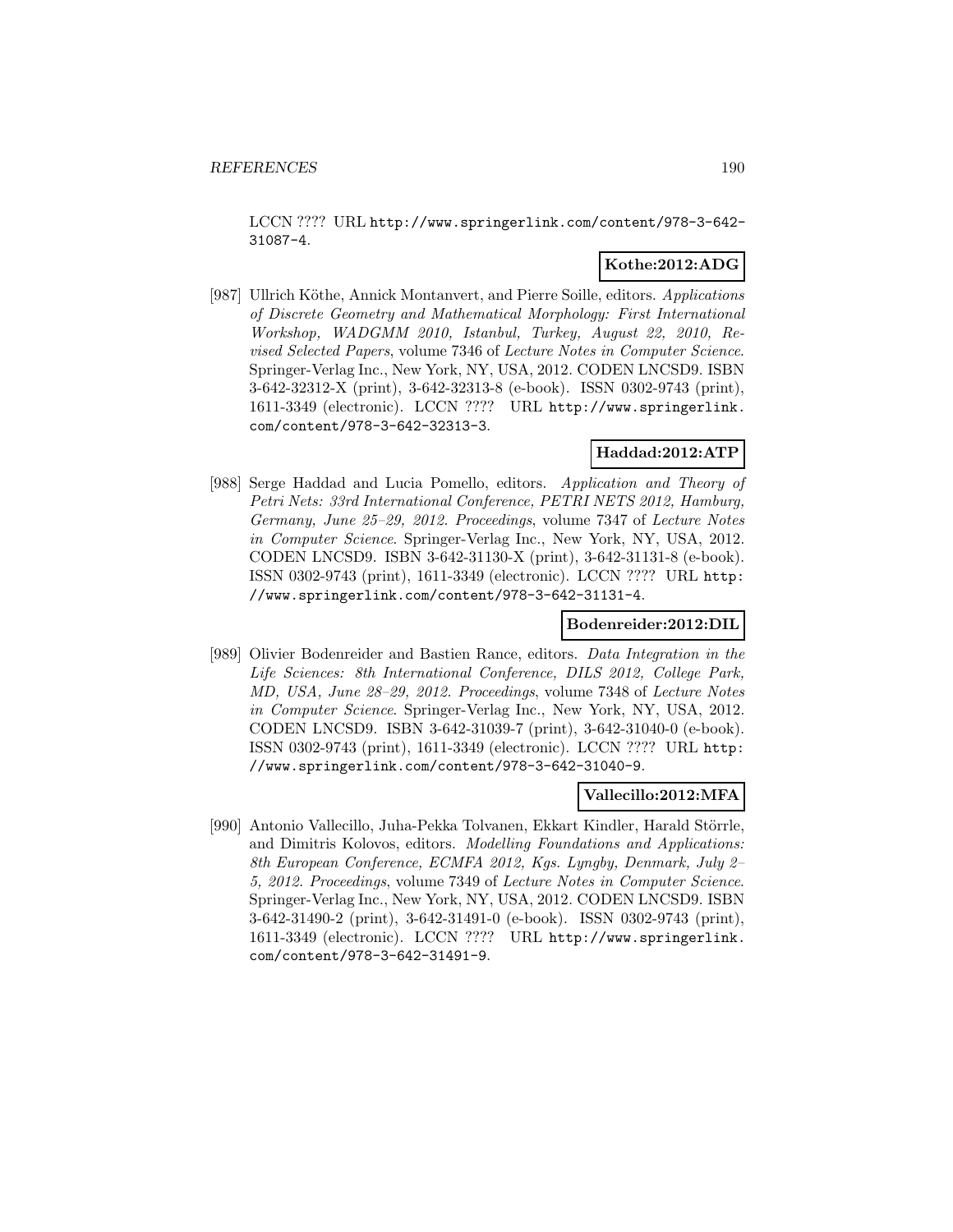LCCN ???? URL http://www.springerlink.com/content/978-3-642-31087-4.

**Kothe:2012:ADG**

[987] Ullrich Köthe, Annick Montanvert, and Pierre Soille, editors. *Applications of Discrete Geometry and Mathematical Morphology: First International Workshop, WADGMM 2010, Istanbul, Turkey, August 22, 2010, Revised Selected Papers*, volume 7346 of *Lecture Notes in Computer Science*. Springer-Verlag Inc., New York, NY, USA, 2012. CODEN LNCSD9. ISBN 3-642-32312-X (print), 3-642-32313-8 (e-book). ISSN 0302-9743 (print), 1611-3349 (electronic). LCCN ???? URL http://www.springerlink.com/content/978-3-642-32313-3.

**Haddad:2012:ATP**

[988] Serge Haddad and Lucia Pomello, editors. *Application and Theory of Petri Nets: 33rd International Conference, PETRI NETS 2012, Hamburg, Germany, June 25–29, 2012. Proceedings*, volume 7347 of *Lecture Notes in Computer Science*. Springer-Verlag Inc., New York, NY, USA, 2012. CODEN LNCSD9. ISBN 3-642-31130-X (print), 3-642-31131-8 (e-book). ISSN 0302-9743 (print), 1611-3349 (electronic). LCCN ???? URL http://www.springerlink.com/content/978-3-642-31131-4.

**Bodenreider:2012:DIL**

[989] Olivier Bodenreider and Bastien Rance, editors. *Data Integration in the Life Sciences: 8th International Conference, DILS 2012, College Park, MD, USA, June 28–29, 2012. Proceedings*, volume 7348 of *Lecture Notes in Computer Science*. Springer-Verlag Inc., New York, NY, USA, 2012. CODEN LNCSD9. ISBN 3-642-31039-7 (print), 3-642-31040-0 (e-book). ISSN 0302-9743 (print), 1611-3349 (electronic). LCCN ???? URL http://www.springerlink.com/content/978-3-642-31040-9.

**Vallecillo:2012:MFA**

[990] Antonio Vallecillo, Juha-Pekka Tolvanen, Ekkart Kindler, Harald Störrle, and Dimitris Kolovos, editors. *Modelling Foundations and Applications: 8th European Conference, ECMFA 2012, Kgs. Lyngby, Denmark, July 2–5, 2012. Proceedings*, volume 7349 of *Lecture Notes in Computer Science*. Springer-Verlag Inc., New York, NY, USA, 2012. CODEN LNCSD9. ISBN 3-642-31490-2 (print), 3-642-31491-0 (e-book). ISSN 0302-9743 (print), 1611-3349 (electronic). LCCN ???? URL http://www.springerlink.com/content/978-3-642-31491-9.